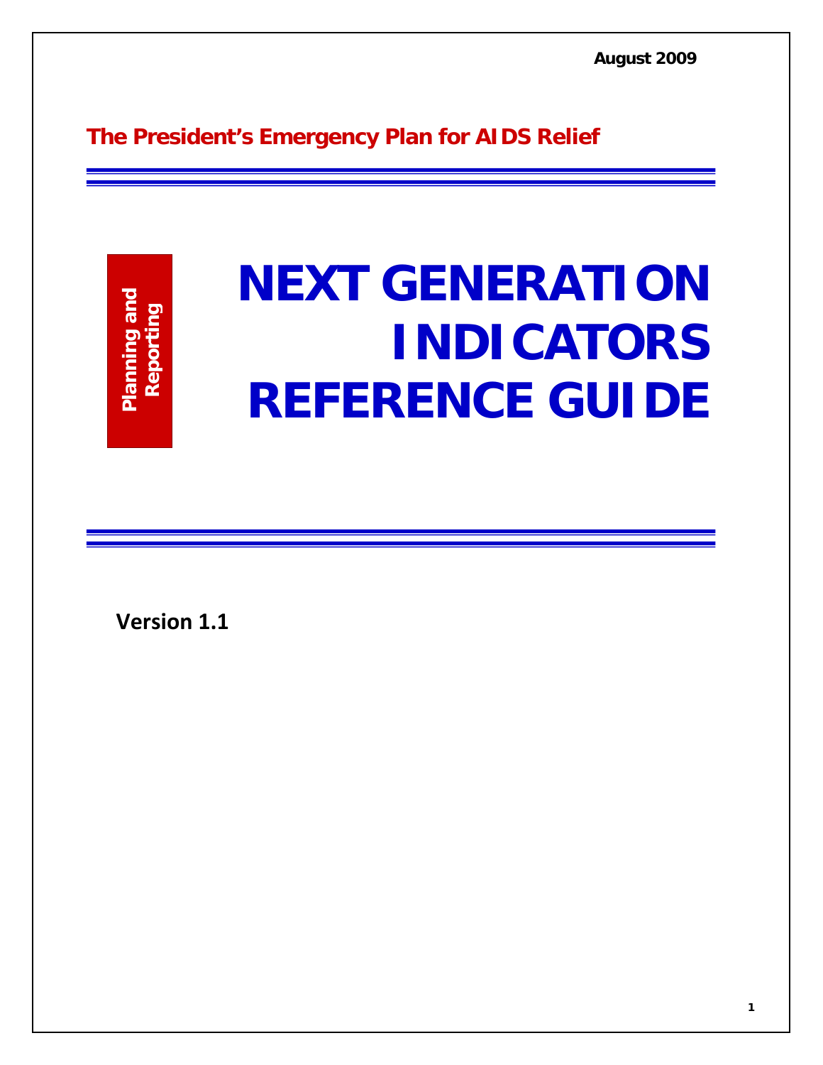August 2009

**The President's Emergency Plan for AIDS Relief**

**Planning and Reporting**

# NEXT GENERATION INDICATORS REFERENCE GUIDE

**Version 1.1**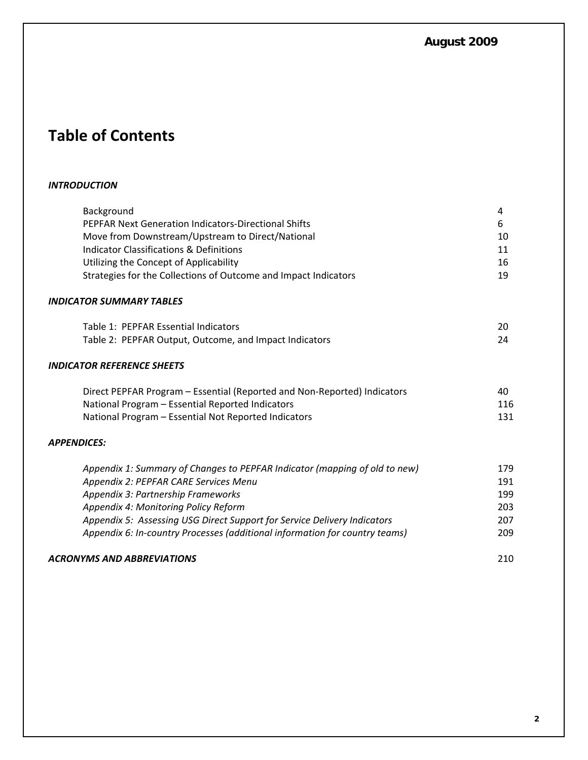August 2009

# Table of Contents

***INTRODUCTION***

| | |
|---|---|
| Background | 4 |
| PEPFAR Next Generation Indicators-Directional Shifts | 6 |
| Move from Downstream/Upstream to Direct/National | 10 |
| Indicator Classifications & Definitions | 11 |
| Utilizing the Concept of Applicability | 16 |
| Strategies for the Collections of Outcome and Impact Indicators | 19 |

***INDICATOR SUMMARY TABLES***

| | |
|---|---|
| Table 1: PEPFAR Essential Indicators | 20 |
| Table 2: PEPFAR Output, Outcome, and Impact Indicators | 24 |

***INDICATOR REFERENCE SHEETS***

| | |
|---|---|
| Direct PEPFAR Program – Essential (Reported and Non-Reported) Indicators | 40 |
| National Program – Essential Reported Indicators | 116 |
| National Program – Essential Not Reported Indicators | 131 |

***APPENDICES:***

| | |
|---|---|
| *Appendix 1: Summary of Changes to PEPFAR Indicator (mapping of old to new)* | 179 |
| *Appendix 2: PEPFAR CARE Services Menu* | 191 |
| *Appendix 3: Partnership Frameworks* | 199 |
| *Appendix 4: Monitoring Policy Reform* | 203 |
| *Appendix 5: Assessing USG Direct Support for Service Delivery Indicators* | 207 |
| *Appendix 6: In-country Processes (additional information for country teams)* | 209 |

***ACRONYMS AND ABBREVIATIONS*** 210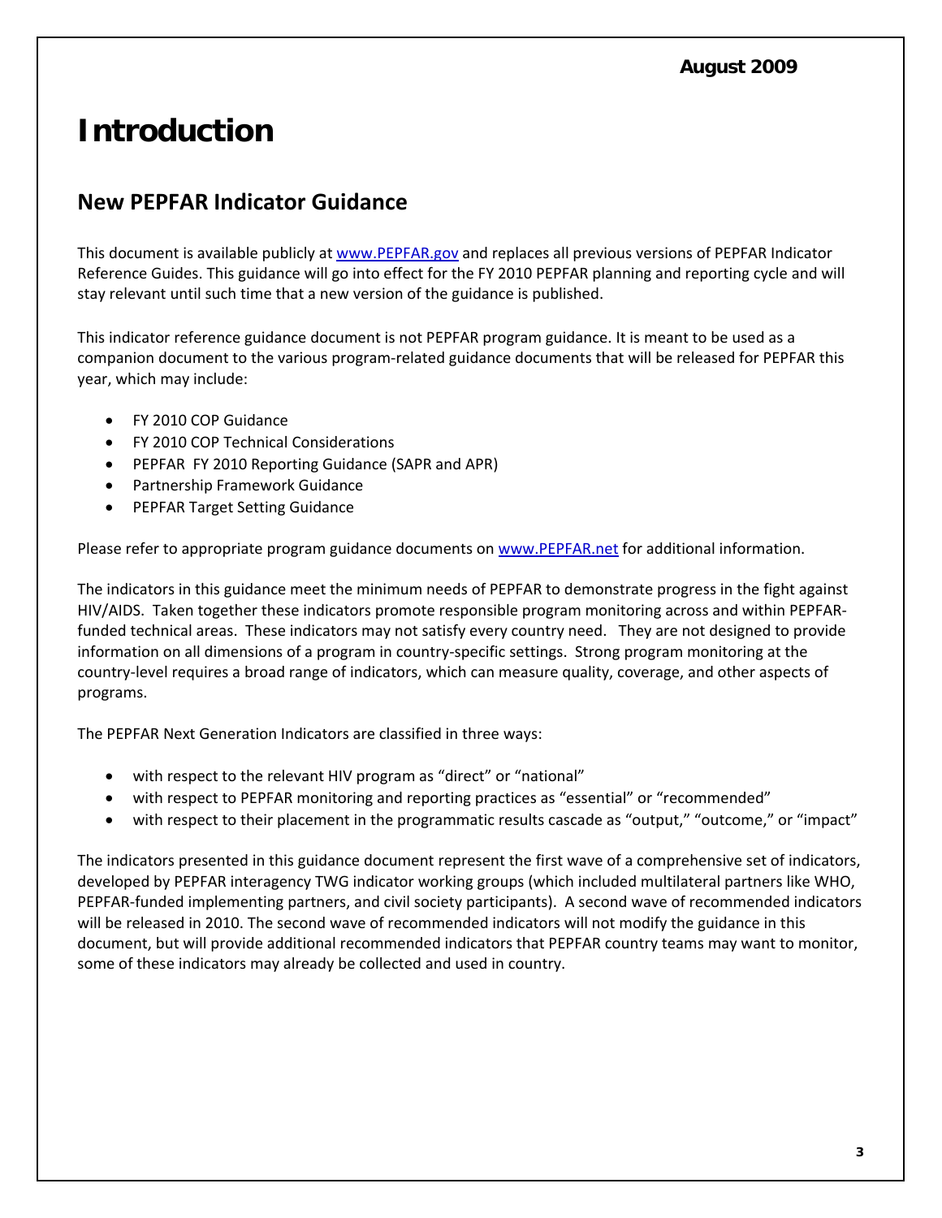August 2009

# Introduction

## New PEPFAR Indicator Guidance

This document is available publicly at www.PEPFAR.gov and replaces all previous versions of PEPFAR Indicator Reference Guides. This guidance will go into effect for the FY 2010 PEPFAR planning and reporting cycle and will stay relevant until such time that a new version of the guidance is published.

This indicator reference guidance document is not PEPFAR program guidance. It is meant to be used as a companion document to the various program-related guidance documents that will be released for PEPFAR this year, which may include:

- FY 2010 COP Guidance
- FY 2010 COP Technical Considerations
- PEPFAR FY 2010 Reporting Guidance (SAPR and APR)
- Partnership Framework Guidance
- PEPFAR Target Setting Guidance

Please refer to appropriate program guidance documents on www.PEPFAR.net for additional information.

The indicators in this guidance meet the minimum needs of PEPFAR to demonstrate progress in the fight against HIV/AIDS. Taken together these indicators promote responsible program monitoring across and within PEPFAR-funded technical areas. These indicators may not satisfy every country need. They are not designed to provide information on all dimensions of a program in country-specific settings. Strong program monitoring at the country-level requires a broad range of indicators, which can measure quality, coverage, and other aspects of programs.

The PEPFAR Next Generation Indicators are classified in three ways:

- with respect to the relevant HIV program as "direct" or "national"
- with respect to PEPFAR monitoring and reporting practices as "essential" or "recommended"
- with respect to their placement in the programmatic results cascade as "output," "outcome," or "impact"

The indicators presented in this guidance document represent the first wave of a comprehensive set of indicators, developed by PEPFAR interagency TWG indicator working groups (which included multilateral partners like WHO, PEPFAR-funded implementing partners, and civil society participants). A second wave of recommended indicators will be released in 2010. The second wave of recommended indicators will not modify the guidance in this document, but will provide additional recommended indicators that PEPFAR country teams may want to monitor, some of these indicators may already be collected and used in country.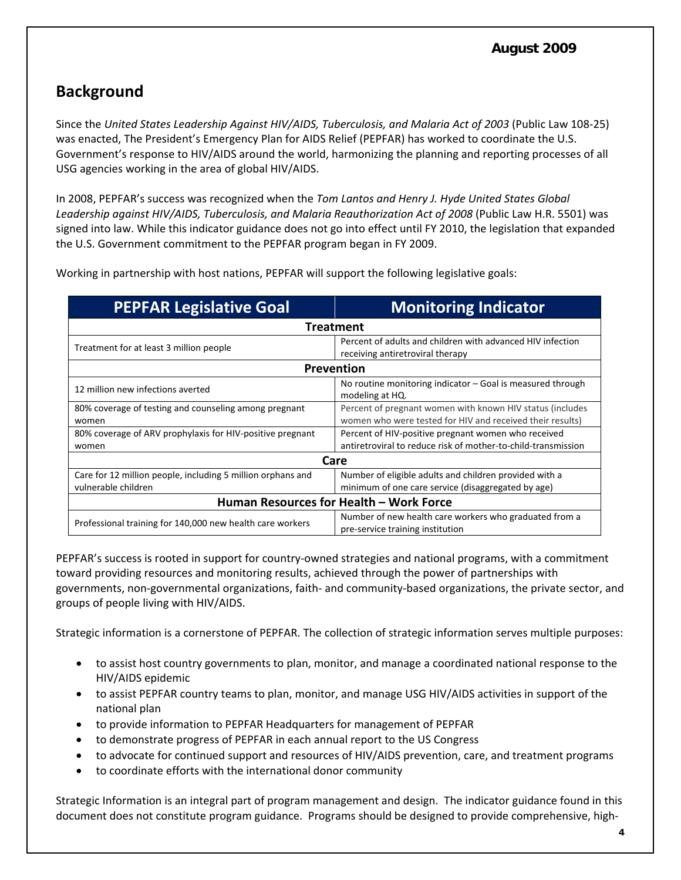## Background

Since the *United States Leadership Against HIV/AIDS, Tuberculosis, and Malaria Act of 2003* (Public Law 108-25) was enacted, The President's Emergency Plan for AIDS Relief (PEPFAR) has worked to coordinate the U.S. Government's response to HIV/AIDS around the world, harmonizing the planning and reporting processes of all USG agencies working in the area of global HIV/AIDS.

In 2008, PEPFAR's success was recognized when the *Tom Lantos and Henry J. Hyde United States Global Leadership against HIV/AIDS, Tuberculosis, and Malaria Reauthorization Act of 2008* (Public Law H.R. 5501) was signed into law. While this indicator guidance does not go into effect until FY 2010, the legislation that expanded the U.S. Government commitment to the PEPFAR program began in FY 2009.

Working in partnership with host nations, PEPFAR will support the following legislative goals:

| PEPFAR Legislative Goal | Monitoring Indicator |
|---|---|
| **Treatment** | |
| Treatment for at least 3 million people | Percent of adults and children with advanced HIV infection receiving antiretroviral therapy |
| **Prevention** | |
| 12 million new infections averted | No routine monitoring indicator – Goal is measured through modeling at HQ. |
| 80% coverage of testing and counseling among pregnant women | Percent of pregnant women with known HIV status (includes women who were tested for HIV and received their results) |
| 80% coverage of ARV prophylaxis for HIV-positive pregnant women | Percent of HIV-positive pregnant women who received antiretroviral to reduce risk of mother-to-child-transmission |
| **Care** | |
| Care for 12 million people, including 5 million orphans and vulnerable children | Number of eligible adults and children provided with a minimum of one care service (disaggregated by age) |
| **Human Resources for Health – Work Force** | |
| Professional training for 140,000 new health care workers | Number of new health care workers who graduated from a pre-service training institution |

PEPFAR's success is rooted in support for country-owned strategies and national programs, with a commitment toward providing resources and monitoring results, achieved through the power of partnerships with governments, non-governmental organizations, faith- and community-based organizations, the private sector, and groups of people living with HIV/AIDS.

Strategic information is a cornerstone of PEPFAR. The collection of strategic information serves multiple purposes:

- to assist host country governments to plan, monitor, and manage a coordinated national response to the HIV/AIDS epidemic
- to assist PEPFAR country teams to plan, monitor, and manage USG HIV/AIDS activities in support of the national plan
- to provide information to PEPFAR Headquarters for management of PEPFAR
- to demonstrate progress of PEPFAR in each annual report to the US Congress
- to advocate for continued support and resources of HIV/AIDS prevention, care, and treatment programs
- to coordinate efforts with the international donor community

Strategic Information is an integral part of program management and design. The indicator guidance found in this document does not constitute program guidance. Programs should be designed to provide comprehensive, high-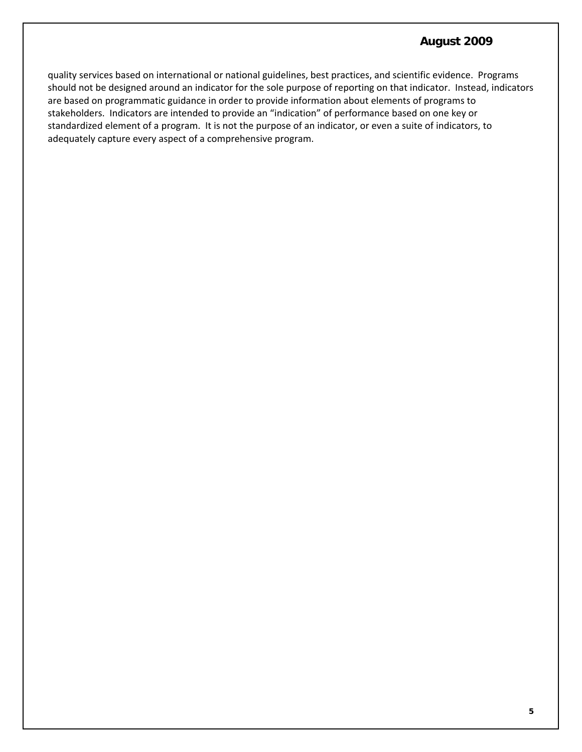quality services based on international or national guidelines, best practices, and scientific evidence. Programs should not be designed around an indicator for the sole purpose of reporting on that indicator. Instead, indicators are based on programmatic guidance in order to provide information about elements of programs to stakeholders. Indicators are intended to provide an "indication" of performance based on one key or standardized element of a program. It is not the purpose of an indicator, or even a suite of indicators, to adequately capture every aspect of a comprehensive program.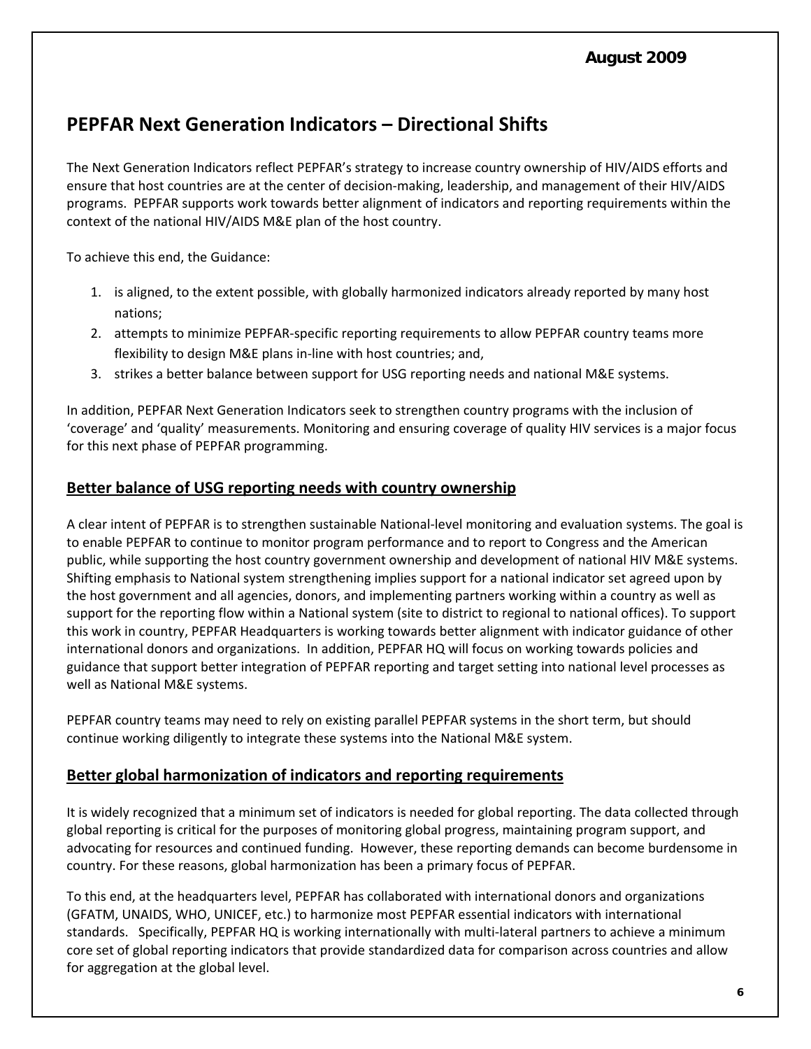# PEPFAR Next Generation Indicators – Directional Shifts

The Next Generation Indicators reflect PEPFAR's strategy to increase country ownership of HIV/AIDS efforts and ensure that host countries are at the center of decision-making, leadership, and management of their HIV/AIDS programs. PEPFAR supports work towards better alignment of indicators and reporting requirements within the context of the national HIV/AIDS M&E plan of the host country.

To achieve this end, the Guidance:

1. is aligned, to the extent possible, with globally harmonized indicators already reported by many host nations;
2. attempts to minimize PEPFAR-specific reporting requirements to allow PEPFAR country teams more flexibility to design M&E plans in-line with host countries; and,
3. strikes a better balance between support for USG reporting needs and national M&E systems.

In addition, PEPFAR Next Generation Indicators seek to strengthen country programs with the inclusion of 'coverage' and 'quality' measurements. Monitoring and ensuring coverage of quality HIV services is a major focus for this next phase of PEPFAR programming.

## Better balance of USG reporting needs with country ownership

A clear intent of PEPFAR is to strengthen sustainable National-level monitoring and evaluation systems. The goal is to enable PEPFAR to continue to monitor program performance and to report to Congress and the American public, while supporting the host country government ownership and development of national HIV M&E systems. Shifting emphasis to National system strengthening implies support for a national indicator set agreed upon by the host government and all agencies, donors, and implementing partners working within a country as well as support for the reporting flow within a National system (site to district to regional to national offices). To support this work in country, PEPFAR Headquarters is working towards better alignment with indicator guidance of other international donors and organizations. In addition, PEPFAR HQ will focus on working towards policies and guidance that support better integration of PEPFAR reporting and target setting into national level processes as well as National M&E systems.

PEPFAR country teams may need to rely on existing parallel PEPFAR systems in the short term, but should continue working diligently to integrate these systems into the National M&E system.

## Better global harmonization of indicators and reporting requirements

It is widely recognized that a minimum set of indicators is needed for global reporting. The data collected through global reporting is critical for the purposes of monitoring global progress, maintaining program support, and advocating for resources and continued funding. However, these reporting demands can become burdensome in country. For these reasons, global harmonization has been a primary focus of PEPFAR.

To this end, at the headquarters level, PEPFAR has collaborated with international donors and organizations (GFATM, UNAIDS, WHO, UNICEF, etc.) to harmonize most PEPFAR essential indicators with international standards. Specifically, PEPFAR HQ is working internationally with multi-lateral partners to achieve a minimum core set of global reporting indicators that provide standardized data for comparison across countries and allow for aggregation at the global level.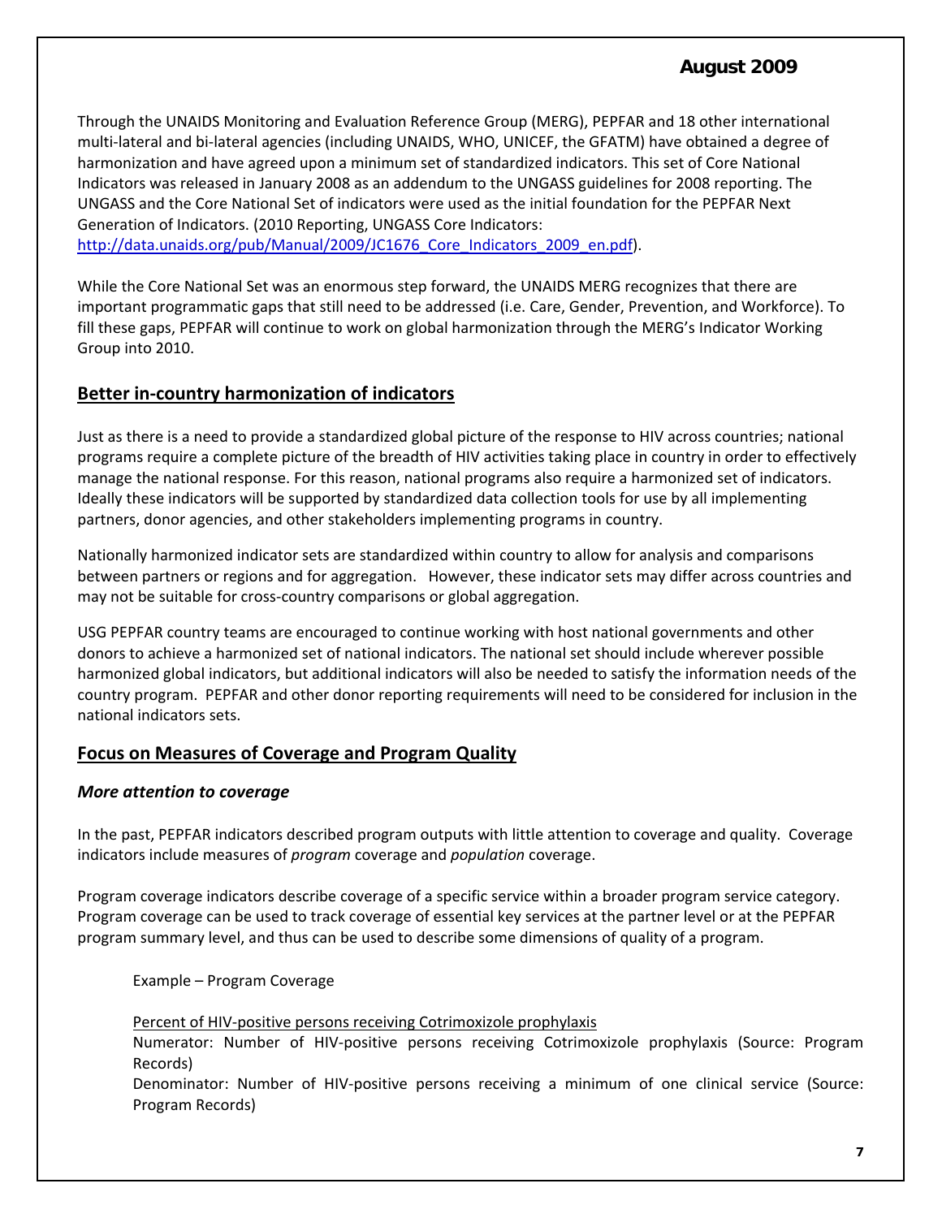Through the UNAIDS Monitoring and Evaluation Reference Group (MERG), PEPFAR and 18 other international multi-lateral and bi-lateral agencies (including UNAIDS, WHO, UNICEF, the GFATM) have obtained a degree of harmonization and have agreed upon a minimum set of standardized indicators. This set of Core National Indicators was released in January 2008 as an addendum to the UNGASS guidelines for 2008 reporting. The UNGASS and the Core National Set of indicators were used as the initial foundation for the PEPFAR Next Generation of Indicators. (2010 Reporting, UNGASS Core Indicators: [http://data.unaids.org/pub/Manual/2009/JC1676_Core_Indicators_2009_en.pdf](http://data.unaids.org/pub/Manual/2009/JC1676_Core_Indicators_2009_en.pdf)).

While the Core National Set was an enormous step forward, the UNAIDS MERG recognizes that there are important programmatic gaps that still need to be addressed (i.e. Care, Gender, Prevention, and Workforce). To fill these gaps, PEPFAR will continue to work on global harmonization through the MERG's Indicator Working Group into 2010.

## Better in-country harmonization of indicators

Just as there is a need to provide a standardized global picture of the response to HIV across countries; national programs require a complete picture of the breadth of HIV activities taking place in country in order to effectively manage the national response. For this reason, national programs also require a harmonized set of indicators. Ideally these indicators will be supported by standardized data collection tools for use by all implementing partners, donor agencies, and other stakeholders implementing programs in country.

Nationally harmonized indicator sets are standardized within country to allow for analysis and comparisons between partners or regions and for aggregation. However, these indicator sets may differ across countries and may not be suitable for cross-country comparisons or global aggregation.

USG PEPFAR country teams are encouraged to continue working with host national governments and other donors to achieve a harmonized set of national indicators. The national set should include wherever possible harmonized global indicators, but additional indicators will also be needed to satisfy the information needs of the country program. PEPFAR and other donor reporting requirements will need to be considered for inclusion in the national indicators sets.

## Focus on Measures of Coverage and Program Quality

### *More attention to coverage*

In the past, PEPFAR indicators described program outputs with little attention to coverage and quality. Coverage indicators include measures of *program* coverage and *population* coverage.

Program coverage indicators describe coverage of a specific service within a broader program service category. Program coverage can be used to track coverage of essential key services at the partner level or at the PEPFAR program summary level, and thus can be used to describe some dimensions of quality of a program.

Example – Program Coverage

Percent of HIV-positive persons receiving Cotrimoxizole prophylaxis

Numerator: Number of HIV-positive persons receiving Cotrimoxizole prophylaxis (Source: Program Records)

Denominator: Number of HIV-positive persons receiving a minimum of one clinical service (Source: Program Records)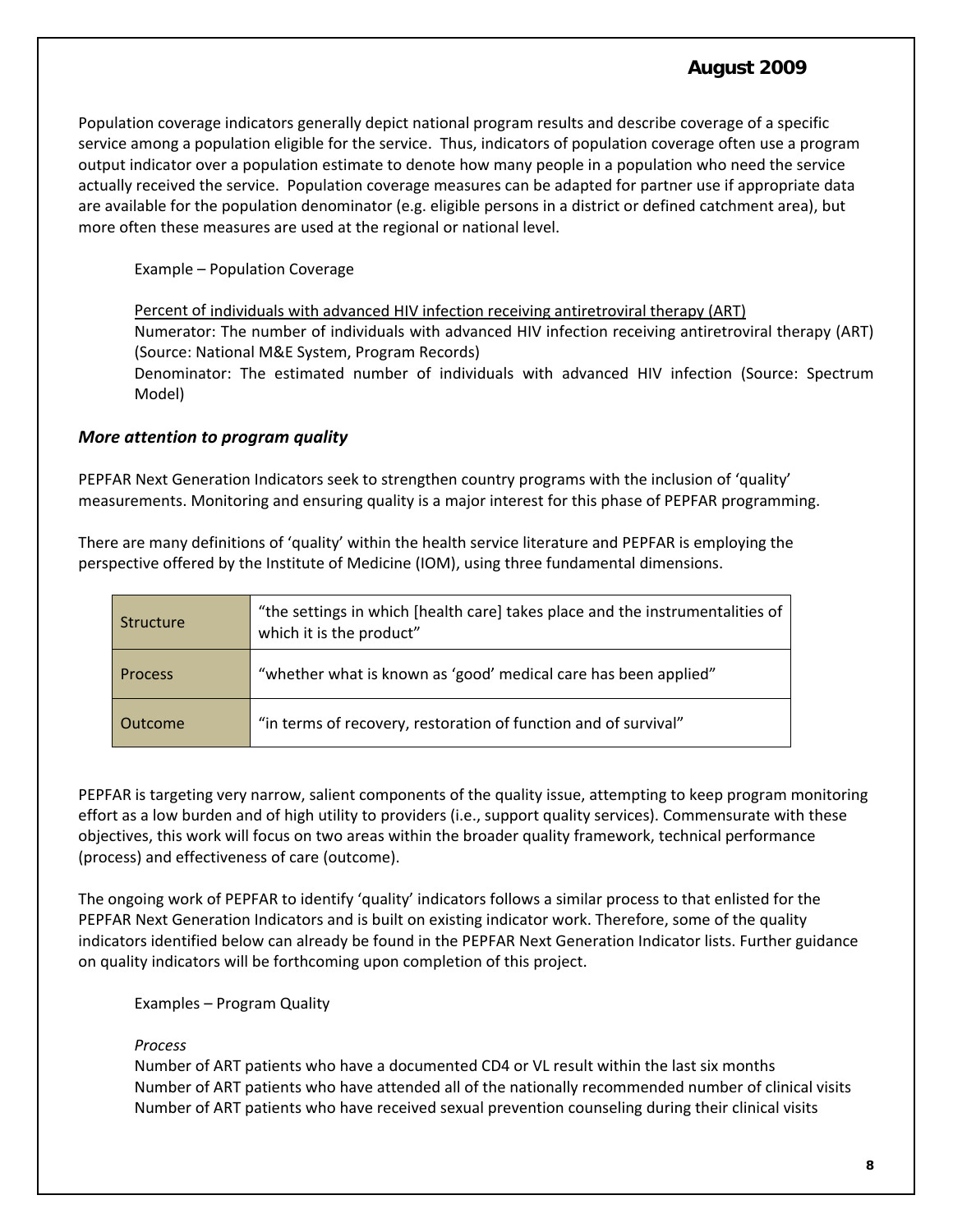Population coverage indicators generally depict national program results and describe coverage of a specific service among a population eligible for the service. Thus, indicators of population coverage often use a program output indicator over a population estimate to denote how many people in a population who need the service actually received the service. Population coverage measures can be adapted for partner use if appropriate data are available for the population denominator (e.g. eligible persons in a district or defined catchment area), but more often these measures are used at the regional or national level.

Example – Population Coverage

Percent of individuals with advanced HIV infection receiving antiretroviral therapy (ART)
Numerator: The number of individuals with advanced HIV infection receiving antiretroviral therapy (ART) (Source: National M&E System, Program Records)
Denominator: The estimated number of individuals with advanced HIV infection (Source: Spectrum Model)

### *More attention to program quality*

PEPFAR Next Generation Indicators seek to strengthen country programs with the inclusion of 'quality' measurements. Monitoring and ensuring quality is a major interest for this phase of PEPFAR programming.

There are many definitions of 'quality' within the health service literature and PEPFAR is employing the perspective offered by the Institute of Medicine (IOM), using three fundamental dimensions.

| | |
|---|---|
| Structure | "the settings in which [health care] takes place and the instrumentalities of which it is the product" |
| Process | "whether what is known as 'good' medical care has been applied" |
| Outcome | "in terms of recovery, restoration of function and of survival" |

PEPFAR is targeting very narrow, salient components of the quality issue, attempting to keep program monitoring effort as a low burden and of high utility to providers (i.e., support quality services). Commensurate with these objectives, this work will focus on two areas within the broader quality framework, technical performance (process) and effectiveness of care (outcome).

The ongoing work of PEPFAR to identify 'quality' indicators follows a similar process to that enlisted for the PEPFAR Next Generation Indicators and is built on existing indicator work. Therefore, some of the quality indicators identified below can already be found in the PEPFAR Next Generation Indicator lists. Further guidance on quality indicators will be forthcoming upon completion of this project.

Examples – Program Quality

*Process*
Number of ART patients who have a documented CD4 or VL result within the last six months
Number of ART patients who have attended all of the nationally recommended number of clinical visits
Number of ART patients who have received sexual prevention counseling during their clinical visits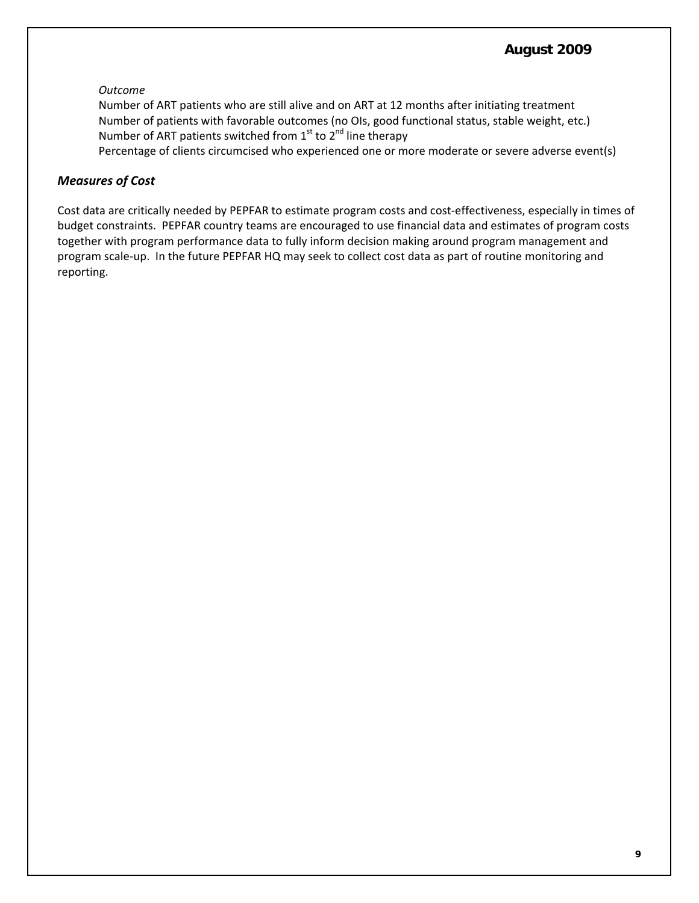*Outcome*

Number of ART patients who are still alive and on ART at 12 months after initiating treatment
Number of patients with favorable outcomes (no OIs, good functional status, stable weight, etc.)
Number of ART patients switched from 1st to 2nd line therapy
Percentage of clients circumcised who experienced one or more moderate or severe adverse event(s)

### *Measures of Cost*

Cost data are critically needed by PEPFAR to estimate program costs and cost-effectiveness, especially in times of budget constraints. PEPFAR country teams are encouraged to use financial data and estimates of program costs together with program performance data to fully inform decision making around program management and program scale-up. In the future PEPFAR HQ may seek to collect cost data as part of routine monitoring and reporting.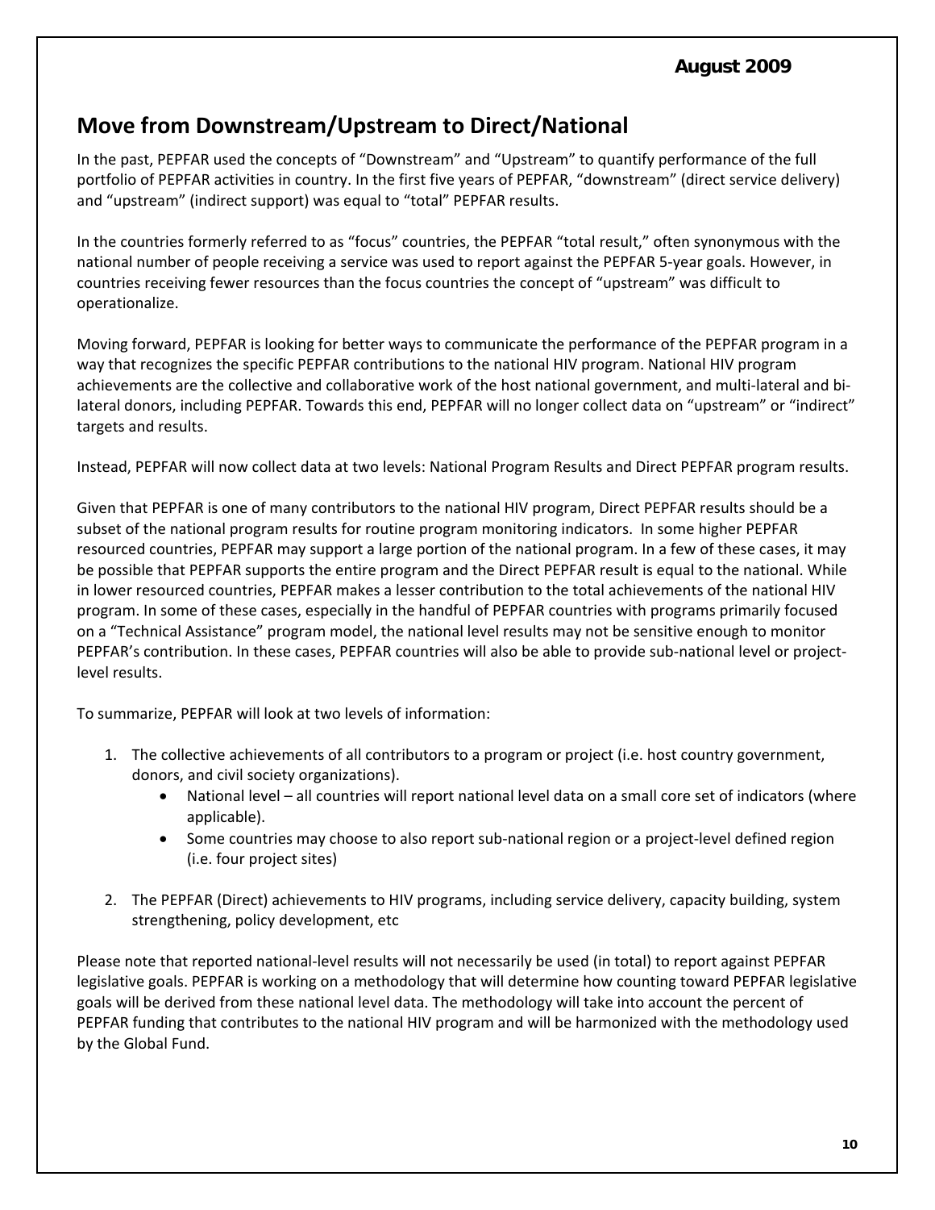## Move from Downstream/Upstream to Direct/National

In the past, PEPFAR used the concepts of "Downstream" and "Upstream" to quantify performance of the full portfolio of PEPFAR activities in country. In the first five years of PEPFAR, "downstream" (direct service delivery) and "upstream" (indirect support) was equal to "total" PEPFAR results.

In the countries formerly referred to as "focus" countries, the PEPFAR "total result," often synonymous with the national number of people receiving a service was used to report against the PEPFAR 5-year goals. However, in countries receiving fewer resources than the focus countries the concept of "upstream" was difficult to operationalize.

Moving forward, PEPFAR is looking for better ways to communicate the performance of the PEPFAR program in a way that recognizes the specific PEPFAR contributions to the national HIV program. National HIV program achievements are the collective and collaborative work of the host national government, and multi-lateral and bi-lateral donors, including PEPFAR. Towards this end, PEPFAR will no longer collect data on "upstream" or "indirect" targets and results.

Instead, PEPFAR will now collect data at two levels: National Program Results and Direct PEPFAR program results.

Given that PEPFAR is one of many contributors to the national HIV program, Direct PEPFAR results should be a subset of the national program results for routine program monitoring indicators. In some higher PEPFAR resourced countries, PEPFAR may support a large portion of the national program. In a few of these cases, it may be possible that PEPFAR supports the entire program and the Direct PEPFAR result is equal to the national. While in lower resourced countries, PEPFAR makes a lesser contribution to the total achievements of the national HIV program. In some of these cases, especially in the handful of PEPFAR countries with programs primarily focused on a "Technical Assistance" program model, the national level results may not be sensitive enough to monitor PEPFAR's contribution. In these cases, PEPFAR countries will also be able to provide sub-national level or project-level results.

To summarize, PEPFAR will look at two levels of information:

1. The collective achievements of all contributors to a program or project (i.e. host country government, donors, and civil society organizations).
   - National level – all countries will report national level data on a small core set of indicators (where applicable).
   - Some countries may choose to also report sub-national region or a project-level defined region (i.e. four project sites)
2. The PEPFAR (Direct) achievements to HIV programs, including service delivery, capacity building, system strengthening, policy development, etc

Please note that reported national-level results will not necessarily be used (in total) to report against PEPFAR legislative goals. PEPFAR is working on a methodology that will determine how counting toward PEPFAR legislative goals will be derived from these national level data. The methodology will take into account the percent of PEPFAR funding that contributes to the national HIV program and will be harmonized with the methodology used by the Global Fund.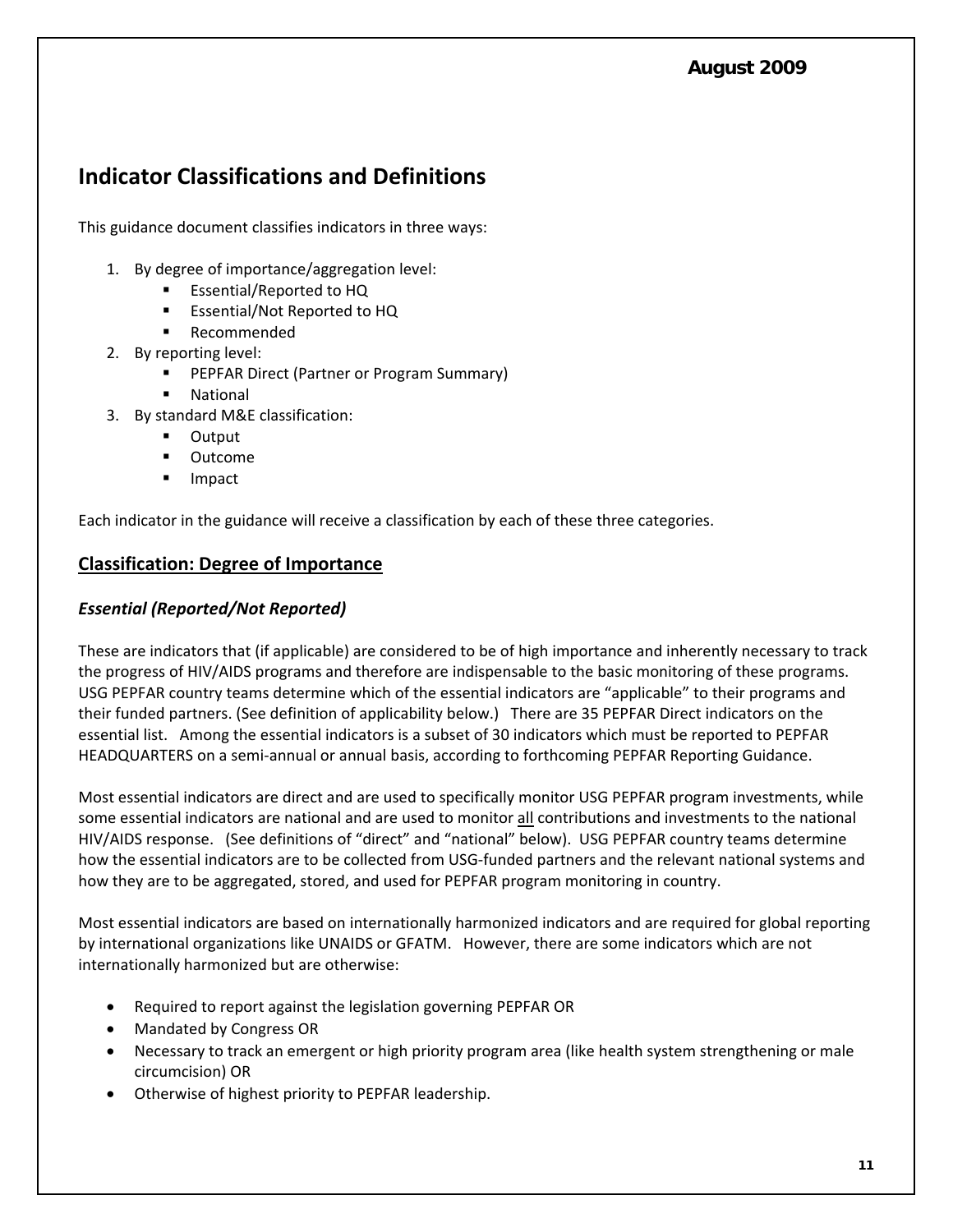## Indicator Classifications and Definitions

This guidance document classifies indicators in three ways:

1. By degree of importance/aggregation level:
   - Essential/Reported to HQ
   - Essential/Not Reported to HQ
   - Recommended
2. By reporting level:
   - PEPFAR Direct (Partner or Program Summary)
   - National
3. By standard M&E classification:
   - Output
   - Outcome
   - Impact

Each indicator in the guidance will receive a classification by each of these three categories.

### Classification: Degree of Importance

#### *Essential (Reported/Not Reported)*

These are indicators that (if applicable) are considered to be of high importance and inherently necessary to track the progress of HIV/AIDS programs and therefore are indispensable to the basic monitoring of these programs. USG PEPFAR country teams determine which of the essential indicators are "applicable" to their programs and their funded partners. (See definition of applicability below.) There are 35 PEPFAR Direct indicators on the essential list. Among the essential indicators is a subset of 30 indicators which must be reported to PEPFAR HEADQUARTERS on a semi-annual or annual basis, according to forthcoming PEPFAR Reporting Guidance.

Most essential indicators are direct and are used to specifically monitor USG PEPFAR program investments, while some essential indicators are national and are used to monitor all contributions and investments to the national HIV/AIDS response. (See definitions of "direct" and "national" below). USG PEPFAR country teams determine how the essential indicators are to be collected from USG-funded partners and the relevant national systems and how they are to be aggregated, stored, and used for PEPFAR program monitoring in country.

Most essential indicators are based on internationally harmonized indicators and are required for global reporting by international organizations like UNAIDS or GFATM. However, there are some indicators which are not internationally harmonized but are otherwise:

- Required to report against the legislation governing PEPFAR OR
- Mandated by Congress OR
- Necessary to track an emergent or high priority program area (like health system strengthening or male circumcision) OR
- Otherwise of highest priority to PEPFAR leadership.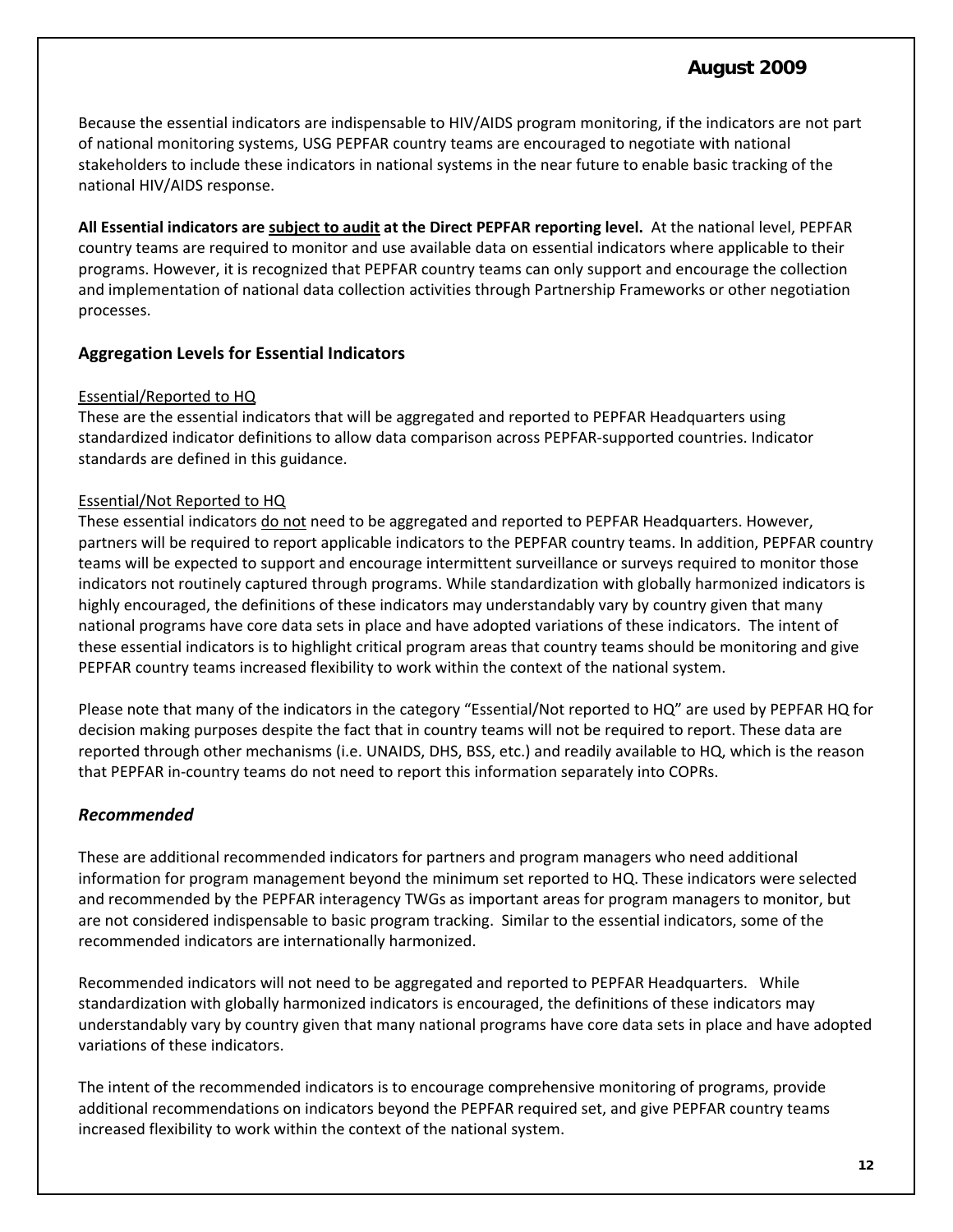Because the essential indicators are indispensable to HIV/AIDS program monitoring, if the indicators are not part of national monitoring systems, USG PEPFAR country teams are encouraged to negotiate with national stakeholders to include these indicators in national systems in the near future to enable basic tracking of the national HIV/AIDS response.

**All Essential indicators are <u>subject to audit</u> at the Direct PEPFAR reporting level.** At the national level, PEPFAR country teams are required to monitor and use available data on essential indicators where applicable to their programs. However, it is recognized that PEPFAR country teams can only support and encourage the collection and implementation of national data collection activities through Partnership Frameworks or other negotiation processes.

### Aggregation Levels for Essential Indicators

<u>Essential/Reported to HQ</u>

These are the essential indicators that will be aggregated and reported to PEPFAR Headquarters using standardized indicator definitions to allow data comparison across PEPFAR-supported countries. Indicator standards are defined in this guidance.

<u>Essential/Not Reported to HQ</u>

These essential indicators <u>do not</u> need to be aggregated and reported to PEPFAR Headquarters. However, partners will be required to report applicable indicators to the PEPFAR country teams. In addition, PEPFAR country teams will be expected to support and encourage intermittent surveillance or surveys required to monitor those indicators not routinely captured through programs. While standardization with globally harmonized indicators is highly encouraged, the definitions of these indicators may understandably vary by country given that many national programs have core data sets in place and have adopted variations of these indicators. The intent of these essential indicators is to highlight critical program areas that country teams should be monitoring and give PEPFAR country teams increased flexibility to work within the context of the national system.

Please note that many of the indicators in the category "Essential/Not reported to HQ" are used by PEPFAR HQ for decision making purposes despite the fact that in country teams will not be required to report. These data are reported through other mechanisms (i.e. UNAIDS, DHS, BSS, etc.) and readily available to HQ, which is the reason that PEPFAR in-country teams do not need to report this information separately into COPRs.

### *Recommended*

These are additional recommended indicators for partners and program managers who need additional information for program management beyond the minimum set reported to HQ. These indicators were selected and recommended by the PEPFAR interagency TWGs as important areas for program managers to monitor, but are not considered indispensable to basic program tracking. Similar to the essential indicators, some of the recommended indicators are internationally harmonized.

Recommended indicators will not need to be aggregated and reported to PEPFAR Headquarters. While standardization with globally harmonized indicators is encouraged, the definitions of these indicators may understandably vary by country given that many national programs have core data sets in place and have adopted variations of these indicators.

The intent of the recommended indicators is to encourage comprehensive monitoring of programs, provide additional recommendations on indicators beyond the PEPFAR required set, and give PEPFAR country teams increased flexibility to work within the context of the national system.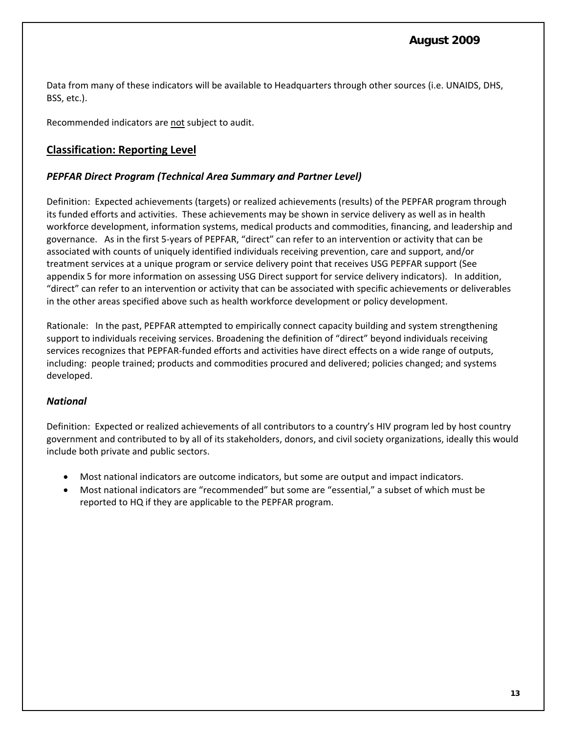Data from many of these indicators will be available to Headquarters through other sources (i.e. UNAIDS, DHS, BSS, etc.).

Recommended indicators are <u>not</u> subject to audit.

## Classification: Reporting Level

### *PEPFAR Direct Program (Technical Area Summary and Partner Level)*

Definition: Expected achievements (targets) or realized achievements (results) of the PEPFAR program through its funded efforts and activities. These achievements may be shown in service delivery as well as in health workforce development, information systems, medical products and commodities, financing, and leadership and governance. As in the first 5-years of PEPFAR, "direct" can refer to an intervention or activity that can be associated with counts of uniquely identified individuals receiving prevention, care and support, and/or treatment services at a unique program or service delivery point that receives USG PEPFAR support (See appendix 5 for more information on assessing USG Direct support for service delivery indicators). In addition, "direct" can refer to an intervention or activity that can be associated with specific achievements or deliverables in the other areas specified above such as health workforce development or policy development.

Rationale: In the past, PEPFAR attempted to empirically connect capacity building and system strengthening support to individuals receiving services. Broadening the definition of "direct" beyond individuals receiving services recognizes that PEPFAR-funded efforts and activities have direct effects on a wide range of outputs, including: people trained; products and commodities procured and delivered; policies changed; and systems developed.

### *National*

Definition: Expected or realized achievements of all contributors to a country's HIV program led by host country government and contributed to by all of its stakeholders, donors, and civil society organizations, ideally this would include both private and public sectors.

- Most national indicators are outcome indicators, but some are output and impact indicators.
- Most national indicators are "recommended" but some are "essential," a subset of which must be reported to HQ if they are applicable to the PEPFAR program.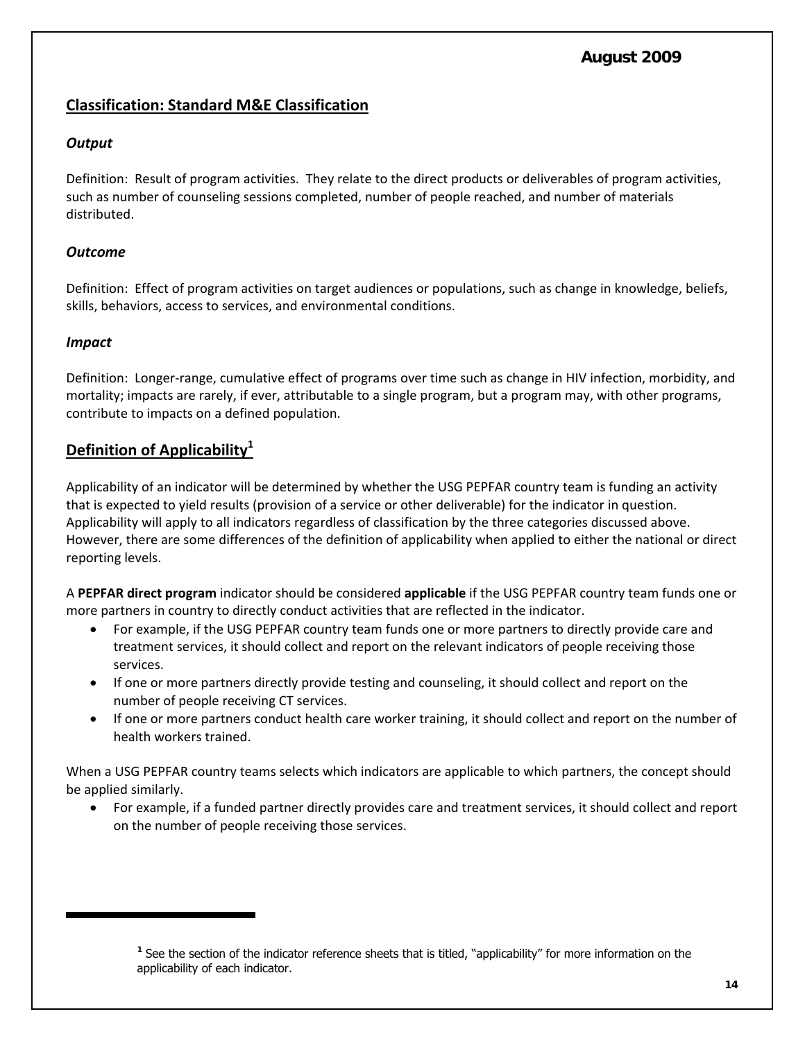## Classification: Standard M&E Classification

### *Output*

Definition: Result of program activities. They relate to the direct products or deliverables of program activities, such as number of counseling sessions completed, number of people reached, and number of materials distributed.

### *Outcome*

Definition: Effect of program activities on target audiences or populations, such as change in knowledge, beliefs, skills, behaviors, access to services, and environmental conditions.

### *Impact*

Definition: Longer-range, cumulative effect of programs over time such as change in HIV infection, morbidity, and mortality; impacts are rarely, if ever, attributable to a single program, but a program may, with other programs, contribute to impacts on a defined population.

## Definition of Applicability[1]

Applicability of an indicator will be determined by whether the USG PEPFAR country team is funding an activity that is expected to yield results (provision of a service or other deliverable) for the indicator in question. Applicability will apply to all indicators regardless of classification by the three categories discussed above. However, there are some differences of the definition of applicability when applied to either the national or direct reporting levels.

A **PEPFAR direct program** indicator should be considered **applicable** if the USG PEPFAR country team funds one or more partners in country to directly conduct activities that are reflected in the indicator.

- For example, if the USG PEPFAR country team funds one or more partners to directly provide care and treatment services, it should collect and report on the relevant indicators of people receiving those services.
- If one or more partners directly provide testing and counseling, it should collect and report on the number of people receiving CT services.
- If one or more partners conduct health care worker training, it should collect and report on the number of health workers trained.

When a USG PEPFAR country teams selects which indicators are applicable to which partners, the concept should be applied similarly.

- For example, if a funded partner directly provides care and treatment services, it should collect and report on the number of people receiving those services.

---

[1] See the section of the indicator reference sheets that is titled, "applicability" for more information on the applicability of each indicator.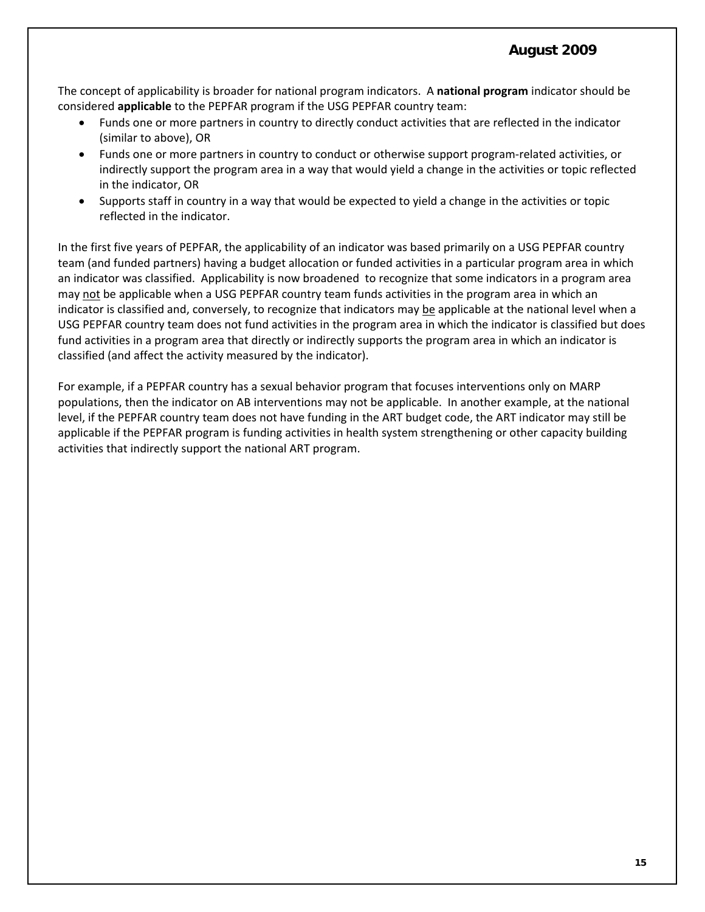The concept of applicability is broader for national program indicators. A **national program** indicator should be considered **applicable** to the PEPFAR program if the USG PEPFAR country team:

- Funds one or more partners in country to directly conduct activities that are reflected in the indicator (similar to above), OR
- Funds one or more partners in country to conduct or otherwise support program-related activities, or indirectly support the program area in a way that would yield a change in the activities or topic reflected in the indicator, OR
- Supports staff in country in a way that would be expected to yield a change in the activities or topic reflected in the indicator.

In the first five years of PEPFAR, the applicability of an indicator was based primarily on a USG PEPFAR country team (and funded partners) having a budget allocation or funded activities in a particular program area in which an indicator was classified. Applicability is now broadened to recognize that some indicators in a program area may <u>not</u> be applicable when a USG PEPFAR country team funds activities in the program area in which an indicator is classified and, conversely, to recognize that indicators may <u>be</u> applicable at the national level when a USG PEPFAR country team does not fund activities in the program area in which the indicator is classified but does fund activities in a program area that directly or indirectly supports the program area in which an indicator is classified (and affect the activity measured by the indicator).

For example, if a PEPFAR country has a sexual behavior program that focuses interventions only on MARP populations, then the indicator on AB interventions may not be applicable. In another example, at the national level, if the PEPFAR country team does not have funding in the ART budget code, the ART indicator may still be applicable if the PEPFAR program is funding activities in health system strengthening or other capacity building activities that indirectly support the national ART program.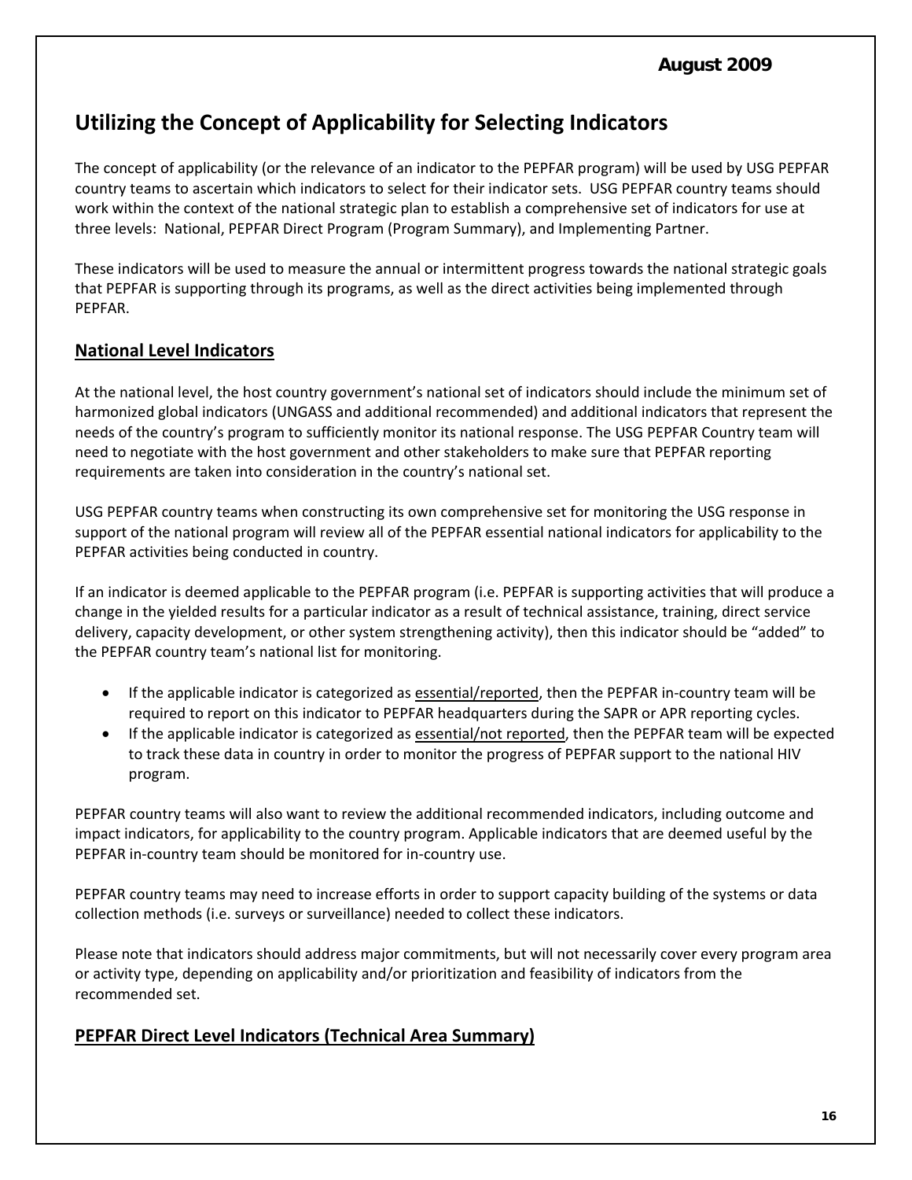## Utilizing the Concept of Applicability for Selecting Indicators

The concept of applicability (or the relevance of an indicator to the PEPFAR program) will be used by USG PEPFAR country teams to ascertain which indicators to select for their indicator sets. USG PEPFAR country teams should work within the context of the national strategic plan to establish a comprehensive set of indicators for use at three levels: National, PEPFAR Direct Program (Program Summary), and Implementing Partner.

These indicators will be used to measure the annual or intermittent progress towards the national strategic goals that PEPFAR is supporting through its programs, as well as the direct activities being implemented through PEPFAR.

### National Level Indicators

At the national level, the host country government's national set of indicators should include the minimum set of harmonized global indicators (UNGASS and additional recommended) and additional indicators that represent the needs of the country's program to sufficiently monitor its national response. The USG PEPFAR Country team will need to negotiate with the host government and other stakeholders to make sure that PEPFAR reporting requirements are taken into consideration in the country's national set.

USG PEPFAR country teams when constructing its own comprehensive set for monitoring the USG response in support of the national program will review all of the PEPFAR essential national indicators for applicability to the PEPFAR activities being conducted in country.

If an indicator is deemed applicable to the PEPFAR program (i.e. PEPFAR is supporting activities that will produce a change in the yielded results for a particular indicator as a result of technical assistance, training, direct service delivery, capacity development, or other system strengthening activity), then this indicator should be "added" to the PEPFAR country team's national list for monitoring.

- If the applicable indicator is categorized as essential/reported, then the PEPFAR in-country team will be required to report on this indicator to PEPFAR headquarters during the SAPR or APR reporting cycles.
- If the applicable indicator is categorized as essential/not reported, then the PEPFAR team will be expected to track these data in country in order to monitor the progress of PEPFAR support to the national HIV program.

PEPFAR country teams will also want to review the additional recommended indicators, including outcome and impact indicators, for applicability to the country program. Applicable indicators that are deemed useful by the PEPFAR in-country team should be monitored for in-country use.

PEPFAR country teams may need to increase efforts in order to support capacity building of the systems or data collection methods (i.e. surveys or surveillance) needed to collect these indicators.

Please note that indicators should address major commitments, but will not necessarily cover every program area or activity type, depending on applicability and/or prioritization and feasibility of indicators from the recommended set.

### PEPFAR Direct Level Indicators (Technical Area Summary)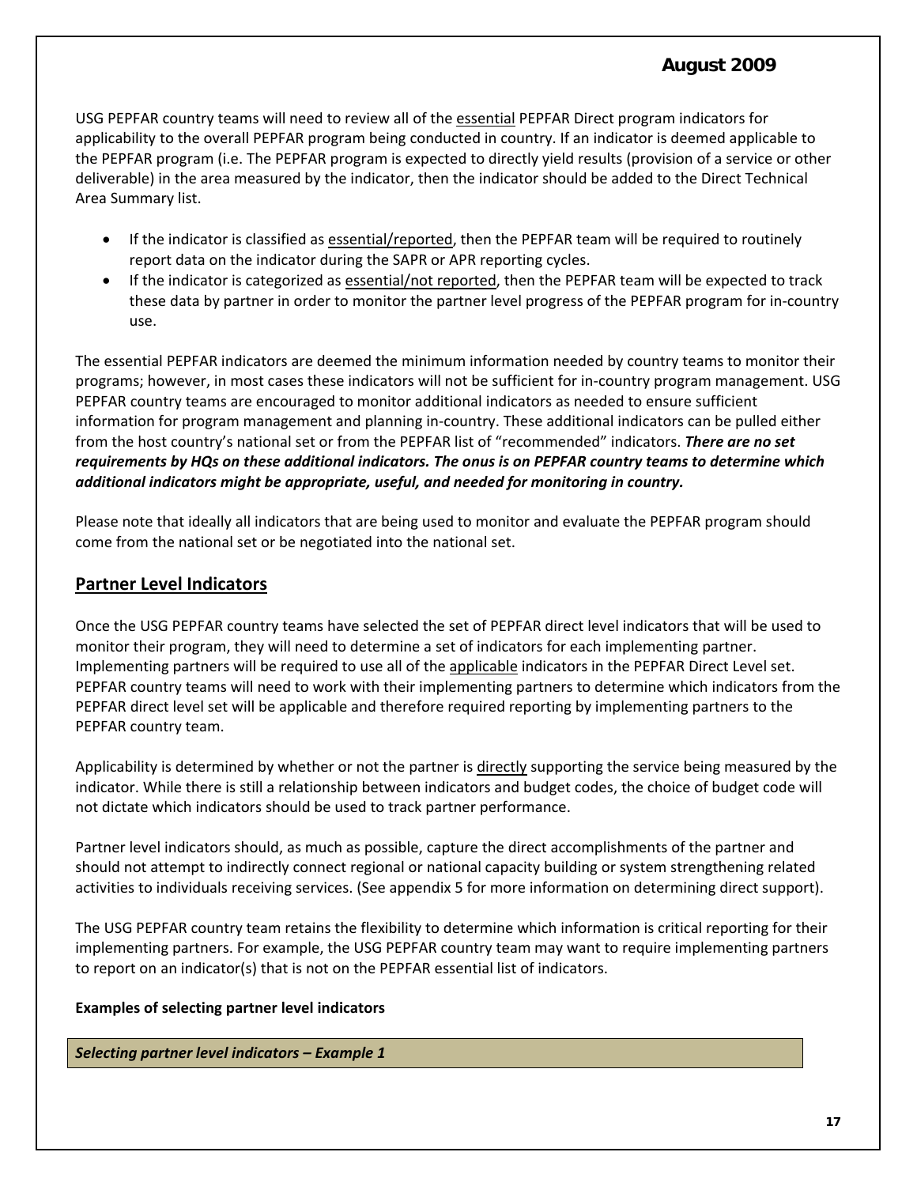USG PEPFAR country teams will need to review all of the essential PEPFAR Direct program indicators for applicability to the overall PEPFAR program being conducted in country. If an indicator is deemed applicable to the PEPFAR program (i.e. The PEPFAR program is expected to directly yield results (provision of a service or other deliverable) in the area measured by the indicator, then the indicator should be added to the Direct Technical Area Summary list.

- If the indicator is classified as essential/reported, then the PEPFAR team will be required to routinely report data on the indicator during the SAPR or APR reporting cycles.
- If the indicator is categorized as essential/not reported, then the PEPFAR team will be expected to track these data by partner in order to monitor the partner level progress of the PEPFAR program for in-country use.

The essential PEPFAR indicators are deemed the minimum information needed by country teams to monitor their programs; however, in most cases these indicators will not be sufficient for in-country program management. USG PEPFAR country teams are encouraged to monitor additional indicators as needed to ensure sufficient information for program management and planning in-country. These additional indicators can be pulled either from the host country's national set or from the PEPFAR list of "recommended" indicators. ***There are no set requirements by HQs on these additional indicators. The onus is on PEPFAR country teams to determine which additional indicators might be appropriate, useful, and needed for monitoring in country.***

Please note that ideally all indicators that are being used to monitor and evaluate the PEPFAR program should come from the national set or be negotiated into the national set.

## Partner Level Indicators

Once the USG PEPFAR country teams have selected the set of PEPFAR direct level indicators that will be used to monitor their program, they will need to determine a set of indicators for each implementing partner. Implementing partners will be required to use all of the applicable indicators in the PEPFAR Direct Level set. PEPFAR country teams will need to work with their implementing partners to determine which indicators from the PEPFAR direct level set will be applicable and therefore required reporting by implementing partners to the PEPFAR country team.

Applicability is determined by whether or not the partner is directly supporting the service being measured by the indicator. While there is still a relationship between indicators and budget codes, the choice of budget code will not dictate which indicators should be used to track partner performance.

Partner level indicators should, as much as possible, capture the direct accomplishments of the partner and should not attempt to indirectly connect regional or national capacity building or system strengthening related activities to individuals receiving services. (See appendix 5 for more information on determining direct support).

The USG PEPFAR country team retains the flexibility to determine which information is critical reporting for their implementing partners. For example, the USG PEPFAR country team may want to require implementing partners to report on an indicator(s) that is not on the PEPFAR essential list of indicators.

**Examples of selecting partner level indicators**

***Selecting partner level indicators – Example 1***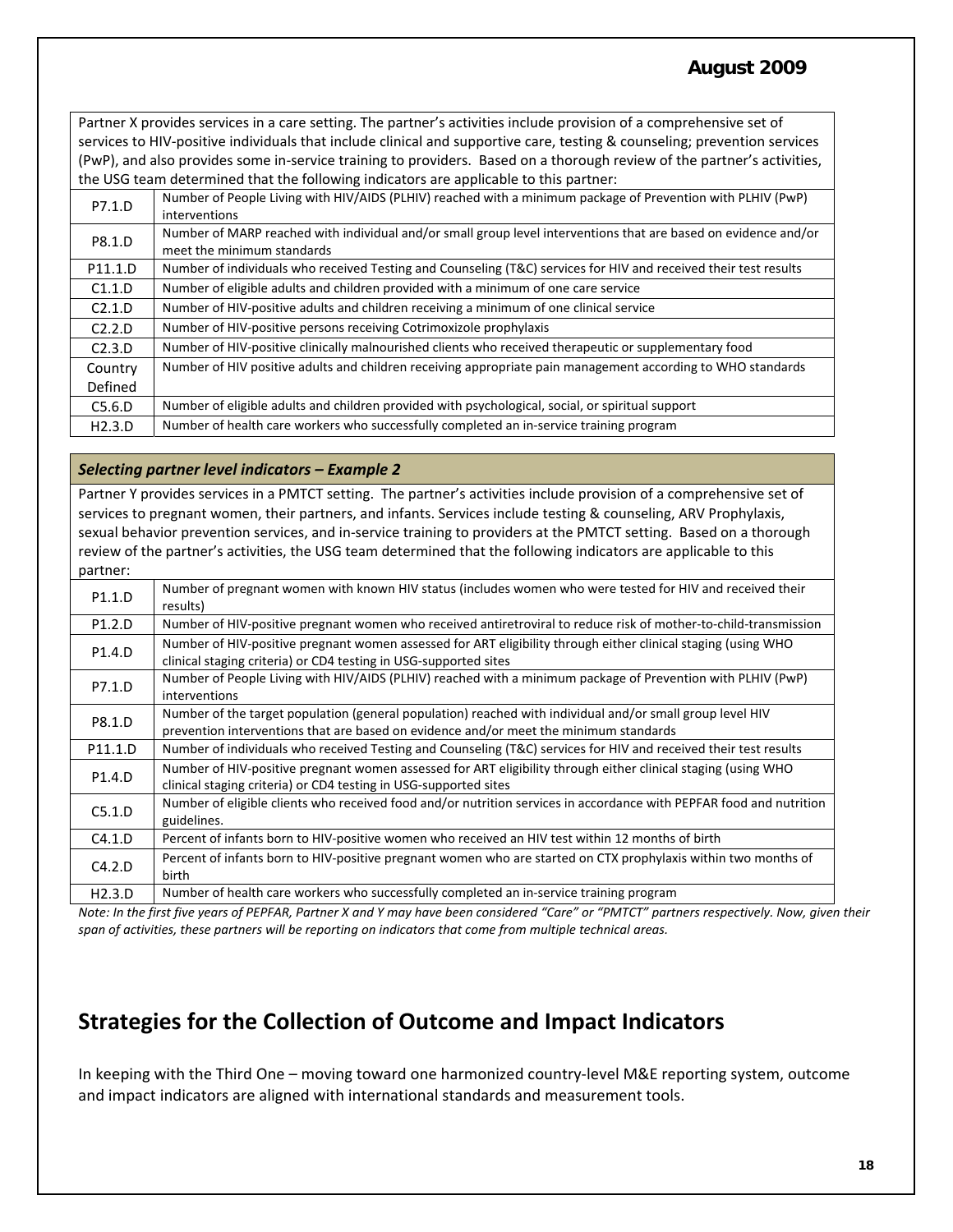Partner X provides services in a care setting. The partner's activities include provision of a comprehensive set of services to HIV-positive individuals that include clinical and supportive care, testing & counseling; prevention services (PwP), and also provides some in-service training to providers. Based on a thorough review of the partner's activities, the USG team determined that the following indicators are applicable to this partner:

| | |
|---|---|
| P7.1.D | Number of People Living with HIV/AIDS (PLHIV) reached with a minimum package of Prevention with PLHIV (PwP) interventions |
| P8.1.D | Number of MARP reached with individual and/or small group level interventions that are based on evidence and/or meet the minimum standards |
| P11.1.D | Number of individuals who received Testing and Counseling (T&C) services for HIV and received their test results |
| C1.1.D | Number of eligible adults and children provided with a minimum of one care service |
| C2.1.D | Number of HIV-positive adults and children receiving a minimum of one clinical service |
| C2.2.D | Number of HIV-positive persons receiving Cotrimoxizole prophylaxis |
| C2.3.D | Number of HIV-positive clinically malnourished clients who received therapeutic or supplementary food |
| Country Defined | Number of HIV positive adults and children receiving appropriate pain management according to WHO standards |
| C5.6.D | Number of eligible adults and children provided with psychological, social, or spiritual support |
| H2.3.D | Number of health care workers who successfully completed an in-service training program |

***Selecting partner level indicators – Example 2***

Partner Y provides services in a PMTCT setting. The partner's activities include provision of a comprehensive set of services to pregnant women, their partners, and infants. Services include testing & counseling, ARV Prophylaxis, sexual behavior prevention services, and in-service training to providers at the PMTCT setting. Based on a thorough review of the partner's activities, the USG team determined that the following indicators are applicable to this partner:

| | |
|---|---|
| P1.1.D | Number of pregnant women with known HIV status (includes women who were tested for HIV and received their results) |
| P1.2.D | Number of HIV-positive pregnant women who received antiretroviral to reduce risk of mother-to-child-transmission |
| P1.4.D | Number of HIV-positive pregnant women assessed for ART eligibility through either clinical staging (using WHO clinical staging criteria) or CD4 testing in USG-supported sites |
| P7.1.D | Number of People Living with HIV/AIDS (PLHIV) reached with a minimum package of Prevention with PLHIV (PwP) interventions |
| P8.1.D | Number of the target population (general population) reached with individual and/or small group level HIV prevention interventions that are based on evidence and/or meet the minimum standards |
| P11.1.D | Number of individuals who received Testing and Counseling (T&C) services for HIV and received their test results |
| P1.4.D | Number of HIV-positive pregnant women assessed for ART eligibility through either clinical staging (using WHO clinical staging criteria) or CD4 testing in USG-supported sites |
| C5.1.D | Number of eligible clients who received food and/or nutrition services in accordance with PEPFAR food and nutrition guidelines. |
| C4.1.D | Percent of infants born to HIV-positive women who received an HIV test within 12 months of birth |
| C4.2.D | Percent of infants born to HIV-positive pregnant women who are started on CTX prophylaxis within two months of birth |
| H2.3.D | Number of health care workers who successfully completed an in-service training program |

*Note: In the first five years of PEPFAR, Partner X and Y may have been considered "Care" or "PMTCT" partners respectively. Now, given their span of activities, these partners will be reporting on indicators that come from multiple technical areas.*

## Strategies for the Collection of Outcome and Impact Indicators

In keeping with the Third One – moving toward one harmonized country-level M&E reporting system, outcome and impact indicators are aligned with international standards and measurement tools.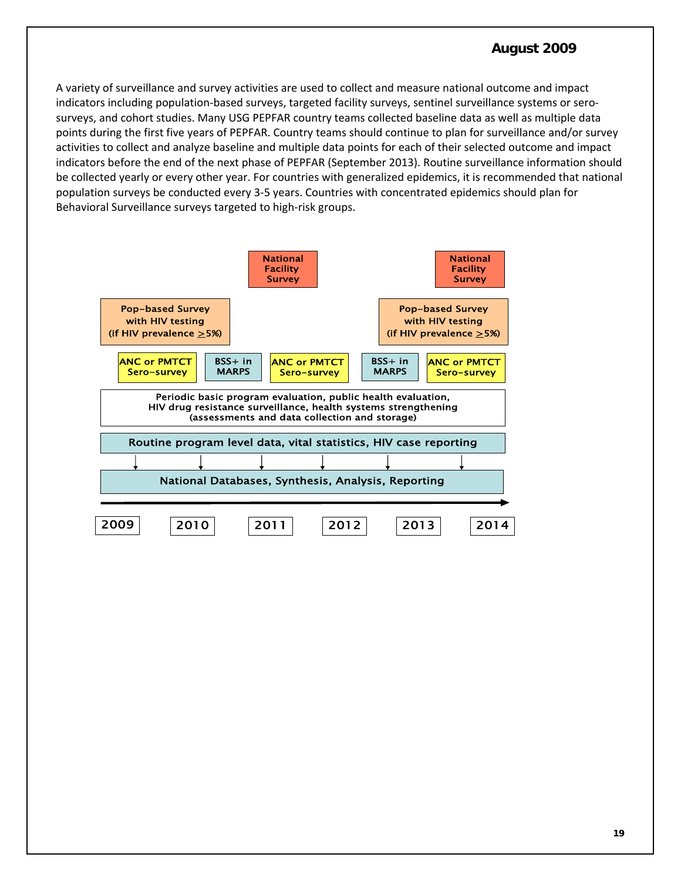A variety of surveillance and survey activities are used to collect and measure national outcome and impact indicators including population-based surveys, targeted facility surveys, sentinel surveillance systems or sero-surveys, and cohort studies. Many USG PEPFAR country teams collected baseline data as well as multiple data points during the first five years of PEPFAR. Country teams should continue to plan for surveillance and/or survey activities to collect and analyze baseline and multiple data points for each of their selected outcome and impact indicators before the end of the next phase of PEPFAR (September 2013). Routine surveillance information should be collected yearly or every other year. For countries with generalized epidemics, it is recommended that national population surveys be conducted every 3-5 years. Countries with concentrated epidemics should plan for Behavioral Surveillance surveys targeted to high-risk groups.

National Facility Survey

National Facility Survey

Pop-based Survey with HIV testing (if HIV prevalence ≥5%)

Pop-based Survey with HIV testing (if HIV prevalence ≥5%)

ANC or PMTCT Sero-survey

BSS+ in MARPS

ANC or PMTCT Sero-survey

BSS+ in MARPS

ANC or PMTCT Sero-survey

Periodic basic program evaluation, public health evaluation, HIV drug resistance surveillance, health systems strengthening (assessments and data collection and storage)

Routine program level data, vital statistics, HIV case reporting

National Databases, Synthesis, Analysis, Reporting

2009 | 2010 | 2011 | 2012 | 2013 | 2014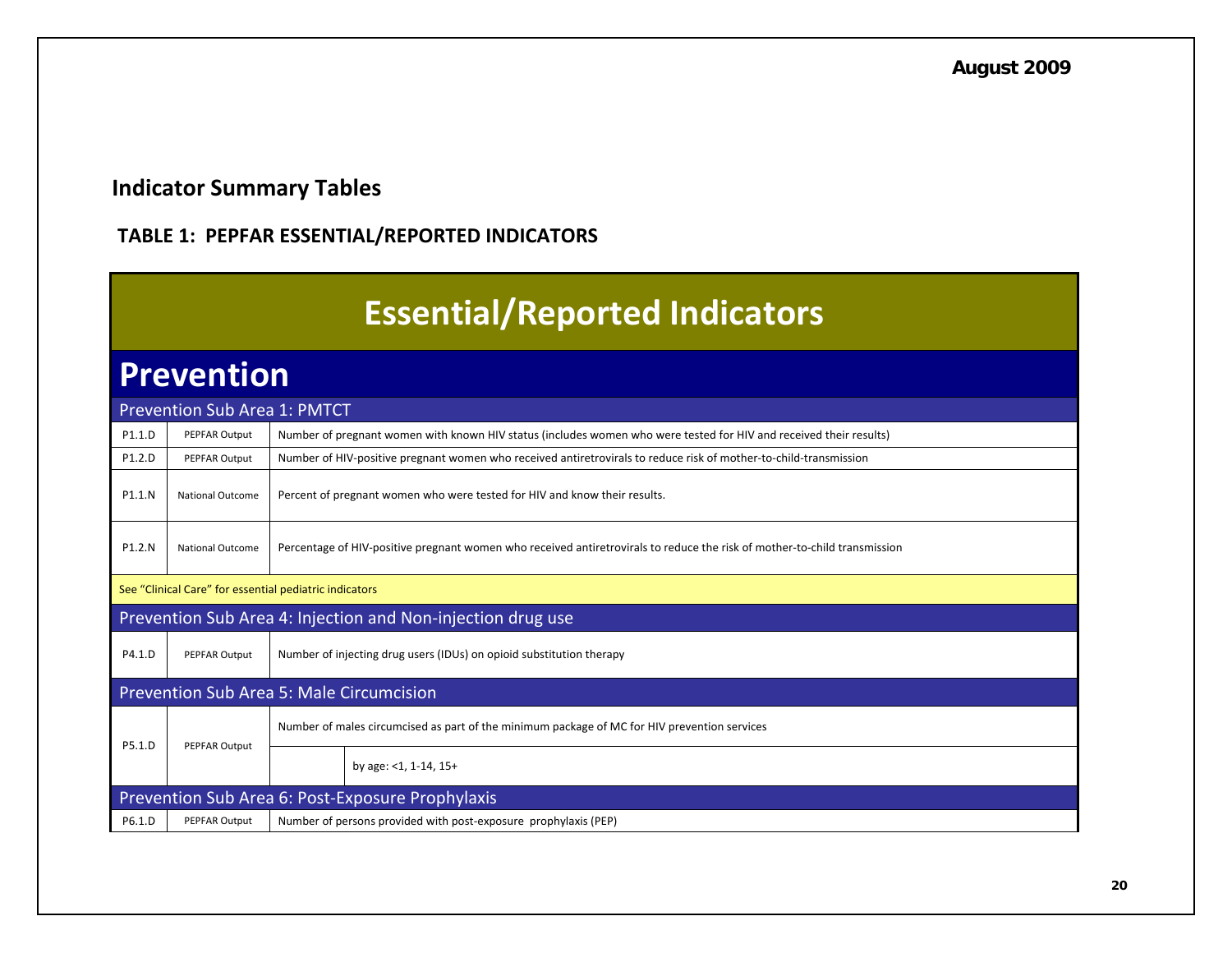## Indicator Summary Tables

### TABLE 1: PEPFAR ESSENTIAL/REPORTED INDICATORS

| Essential/Reported Indicators | | |
|---|---|---|
| **Prevention** | | |
| **Prevention Sub Area 1: PMTCT** | | |
| P1.1.D | PEPFAR Output | Number of pregnant women with known HIV status (includes women who were tested for HIV and received their results) |
| P1.2.D | PEPFAR Output | Number of HIV-positive pregnant women who received antiretrovirals to reduce risk of mother-to-child-transmission |
| P1.1.N | National Outcome | Percent of pregnant women who were tested for HIV and know their results. |
| P1.2.N | National Outcome | Percentage of HIV-positive pregnant women who received antiretrovirals to reduce the risk of mother-to-child transmission |
| See "Clinical Care" for essential pediatric indicators | | |
| **Prevention Sub Area 4: Injection and Non-injection drug use** | | |
| P4.1.D | PEPFAR Output | Number of injecting drug users (IDUs) on opioid substitution therapy |
| **Prevention Sub Area 5: Male Circumcision** | | |
| P5.1.D | PEPFAR Output | Number of males circumcised as part of the minimum package of MC for HIV prevention services |
| | | by age: <1, 1-14, 15+ |
| **Prevention Sub Area 6: Post-Exposure Prophylaxis** | | |
| P6.1.D | PEPFAR Output | Number of persons provided with post-exposure prophylaxis (PEP) |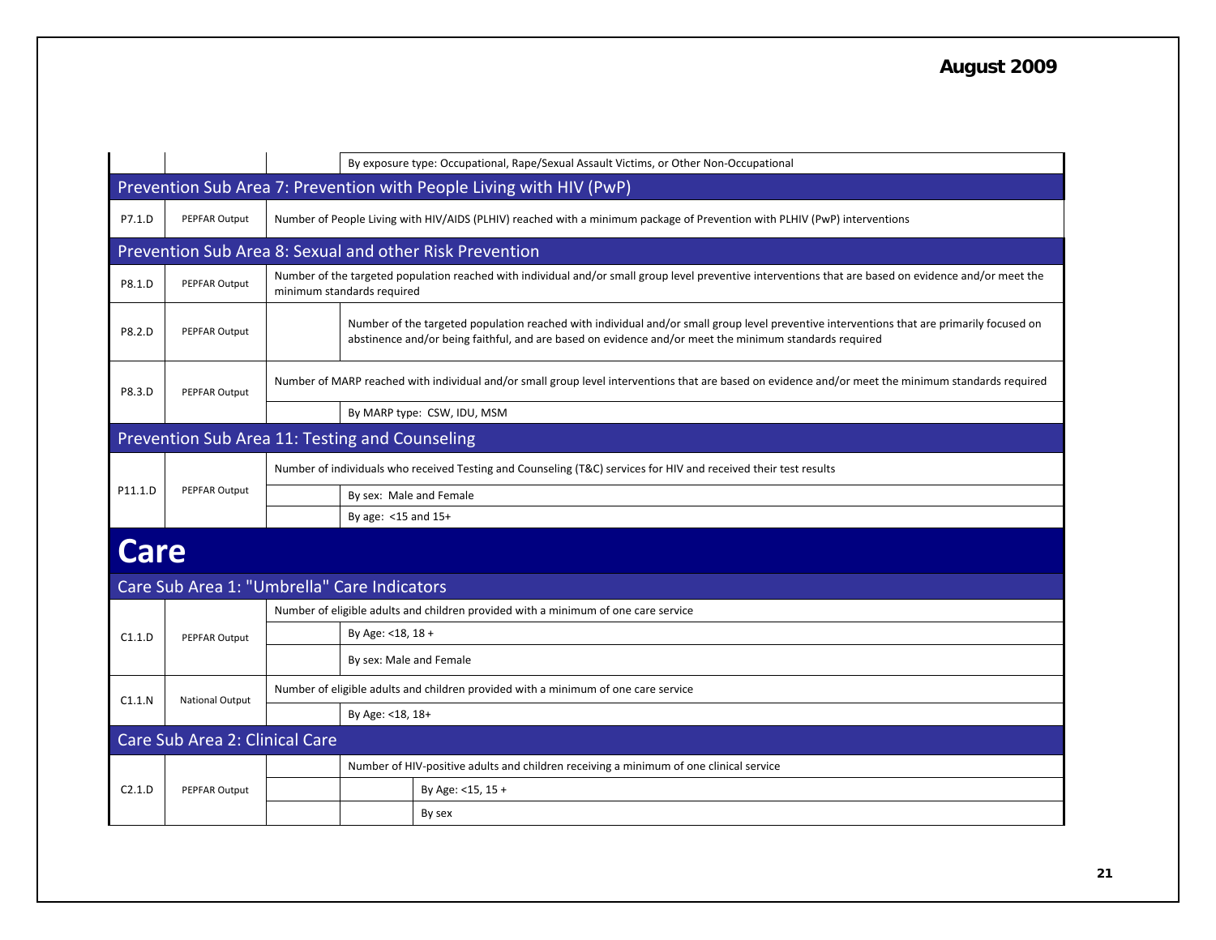| | | | |
|---|---|---|---|
| | | | By exposure type: Occupational, Rape/Sexual Assault Victims, or Other Non-Occupational |

## Prevention Sub Area 7: Prevention with People Living with HIV (PwP)

| | | | |
|---|---|---|---|
| P7.1.D | PEPFAR Output | Number of People Living with HIV/AIDS (PLHIV) reached with a minimum package of Prevention with PLHIV (PwP) interventions | |

## Prevention Sub Area 8: Sexual and other Risk Prevention

| | | | |
|---|---|---|---|
| P8.1.D | PEPFAR Output | Number of the targeted population reached with individual and/or small group level preventive interventions that are based on evidence and/or meet the minimum standards required | |
| P8.2.D | PEPFAR Output | | Number of the targeted population reached with individual and/or small group level preventive interventions that are primarily focused on abstinence and/or being faithful, and are based on evidence and/or meet the minimum standards required |
| P8.3.D | PEPFAR Output | Number of MARP reached with individual and/or small group level interventions that are based on evidence and/or meet the minimum standards required | |
| | | | By MARP type: CSW, IDU, MSM |

## Prevention Sub Area 11: Testing and Counseling

| | | | |
|---|---|---|---|
| P11.1.D | PEPFAR Output | Number of individuals who received Testing and Counseling (T&C) services for HIV and received their test results | |
| | | | By sex: Male and Female |
| | | | By age: <15 and 15+ |

# Care

## Care Sub Area 1: "Umbrella" Care Indicators

| | | | |
|---|---|---|---|
| C1.1.D | PEPFAR Output | Number of eligible adults and children provided with a minimum of one care service | |
| | | | By Age: <18, 18 + |
| | | | By sex: Male and Female |
| C1.1.N | National Output | Number of eligible adults and children provided with a minimum of one care service | |
| | | | By Age: <18, 18+ |

## Care Sub Area 2: Clinical Care

| | | | | |
|---|---|---|---|---|
| C2.1.D | PEPFAR Output | | Number of HIV-positive adults and children receiving a minimum of one clinical service | |
| | | | | By Age: <15, 15 + |
| | | | | By sex |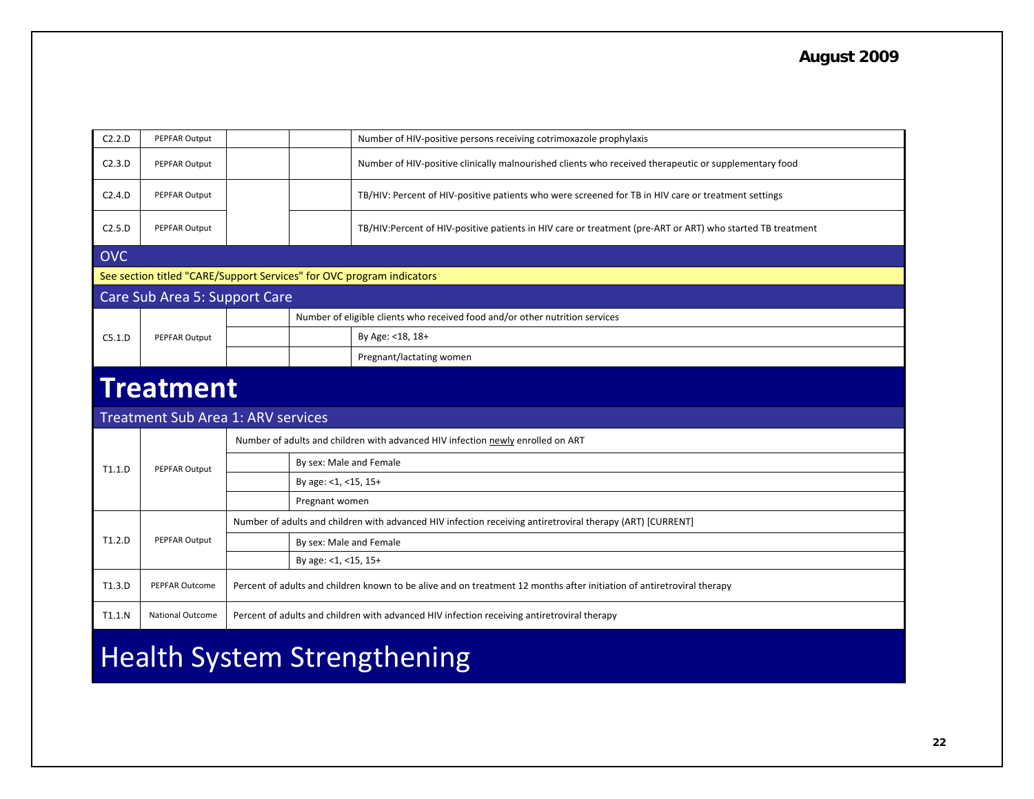**August 2009**

| | | | | |
|---|---|---|---|---|
| C2.2.D | PEPFAR Output | | | Number of HIV-positive persons receiving cotrimoxazole prophylaxis |
| C2.3.D | PEPFAR Output | | | Number of HIV-positive clinically malnourished clients who received therapeutic or supplementary food |
| C2.4.D | PEPFAR Output | | | TB/HIV: Percent of HIV-positive patients who were screened for TB in HIV care or treatment settings |
| C2.5.D | PEPFAR Output | | | TB/HIV:Percent of HIV-positive patients in HIV care or treatment (pre-ART or ART) who started TB treatment |

## OVC

See section titled "CARE/Support Services" for OVC program indicators

### Care Sub Area 5: Support Care

| | | | | |
|---|---|---|---|---|
| C5.1.D | PEPFAR Output | | Number of eligible clients who received food and/or other nutrition services | |
| | | | | By Age: <18, 18+ |
| | | | | Pregnant/lactating women |

# Treatment

### Treatment Sub Area 1: ARV services

| | | | |
|---|---|---|---|
| T1.1.D | PEPFAR Output | Number of adults and children with advanced HIV infection newly enrolled on ART | |
| | | | By sex: Male and Female |
| | | | By age: <1, <15, 15+ |
| | | | Pregnant women |
| T1.2.D | PEPFAR Output | Number of adults and children with advanced HIV infection receiving antiretroviral therapy (ART) [CURRENT] | |
| | | | By sex: Male and Female |
| | | | By age: <1, <15, 15+ |
| T1.3.D | PEPFAR Outcome | Percent of adults and children known to be alive and on treatment 12 months after initiation of antiretroviral therapy | |
| T1.1.N | National Outcome | Percent of adults and children with advanced HIV infection receiving antiretroviral therapy | |

# Health System Strengthening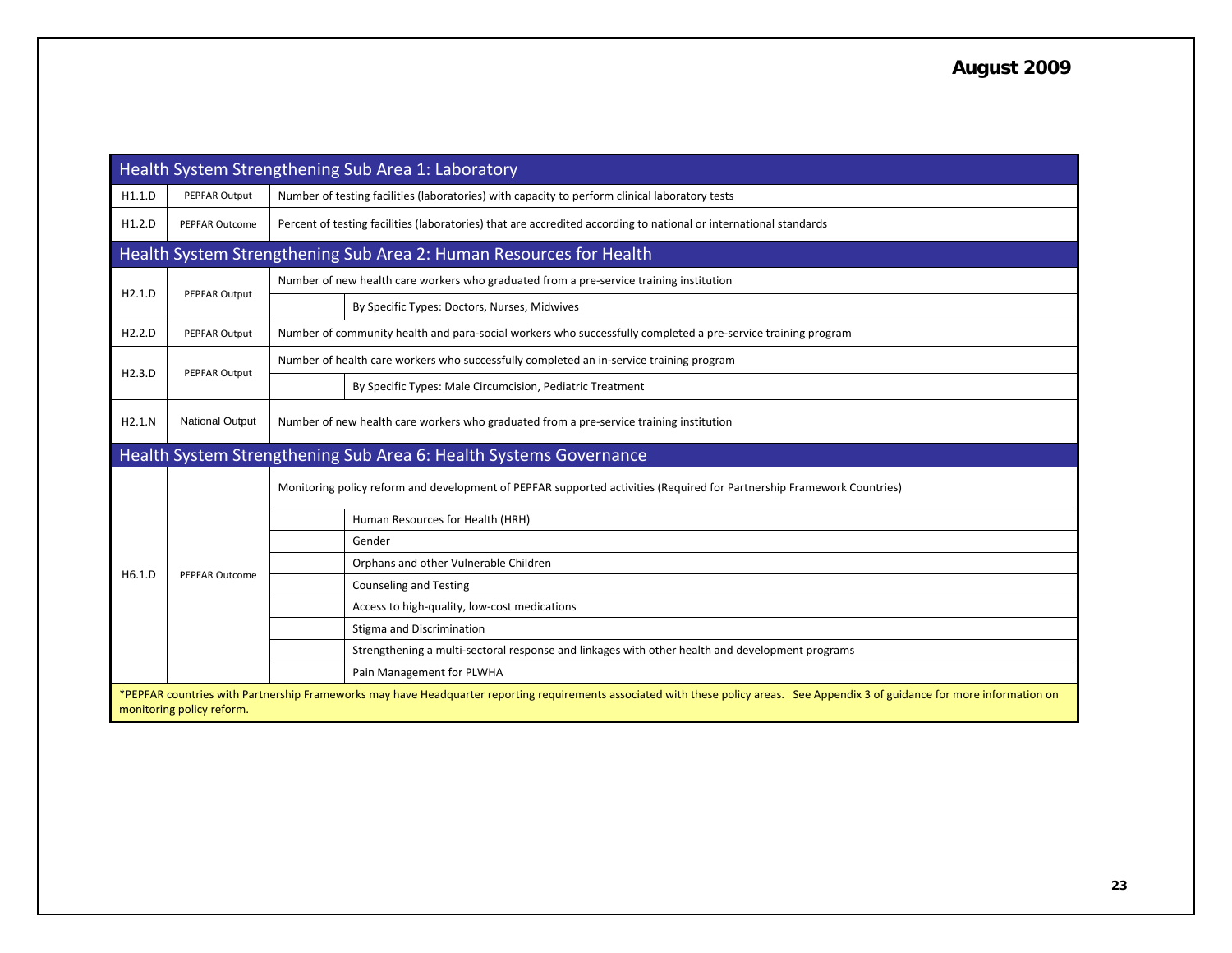| Health System Strengthening Sub Area 1: Laboratory | | | |
|---|---|---|---|
| H1.1.D | PEPFAR Output | Number of testing facilities (laboratories) with capacity to perform clinical laboratory tests | |
| H1.2.D | PEPFAR Outcome | Percent of testing facilities (laboratories) that are accredited according to national or international standards | |
| **Health System Strengthening Sub Area 2: Human Resources for Health** | | | |
| H2.1.D | PEPFAR Output | Number of new health care workers who graduated from a pre-service training institution | |
| | | | By Specific Types: Doctors, Nurses, Midwives |
| H2.2.D | PEPFAR Output | Number of community health and para-social workers who successfully completed a pre-service training program | |
| H2.3.D | PEPFAR Output | Number of health care workers who successfully completed an in-service training program | |
| | | | By Specific Types: Male Circumcision, Pediatric Treatment |
| H2.1.N | National Output | Number of new health care workers who graduated from a pre-service training institution | |
| **Health System Strengthening Sub Area 6: Health Systems Governance** | | | |
| H6.1.D | PEPFAR Outcome | Monitoring policy reform and development of PEPFAR supported activities (Required for Partnership Framework Countries) | |
| | | | Human Resources for Health (HRH) |
| | | | Gender |
| | | | Orphans and other Vulnerable Children |
| | | | Counseling and Testing |
| | | | Access to high-quality, low-cost medications |
| | | | Stigma and Discrimination |
| | | | Strengthening a multi-sectoral response and linkages with other health and development programs |
| | | | Pain Management for PLWHA |

*PEPFAR countries with Partnership Frameworks may have Headquarter reporting requirements associated with these policy areas. See Appendix 3 of guidance for more information on monitoring policy reform.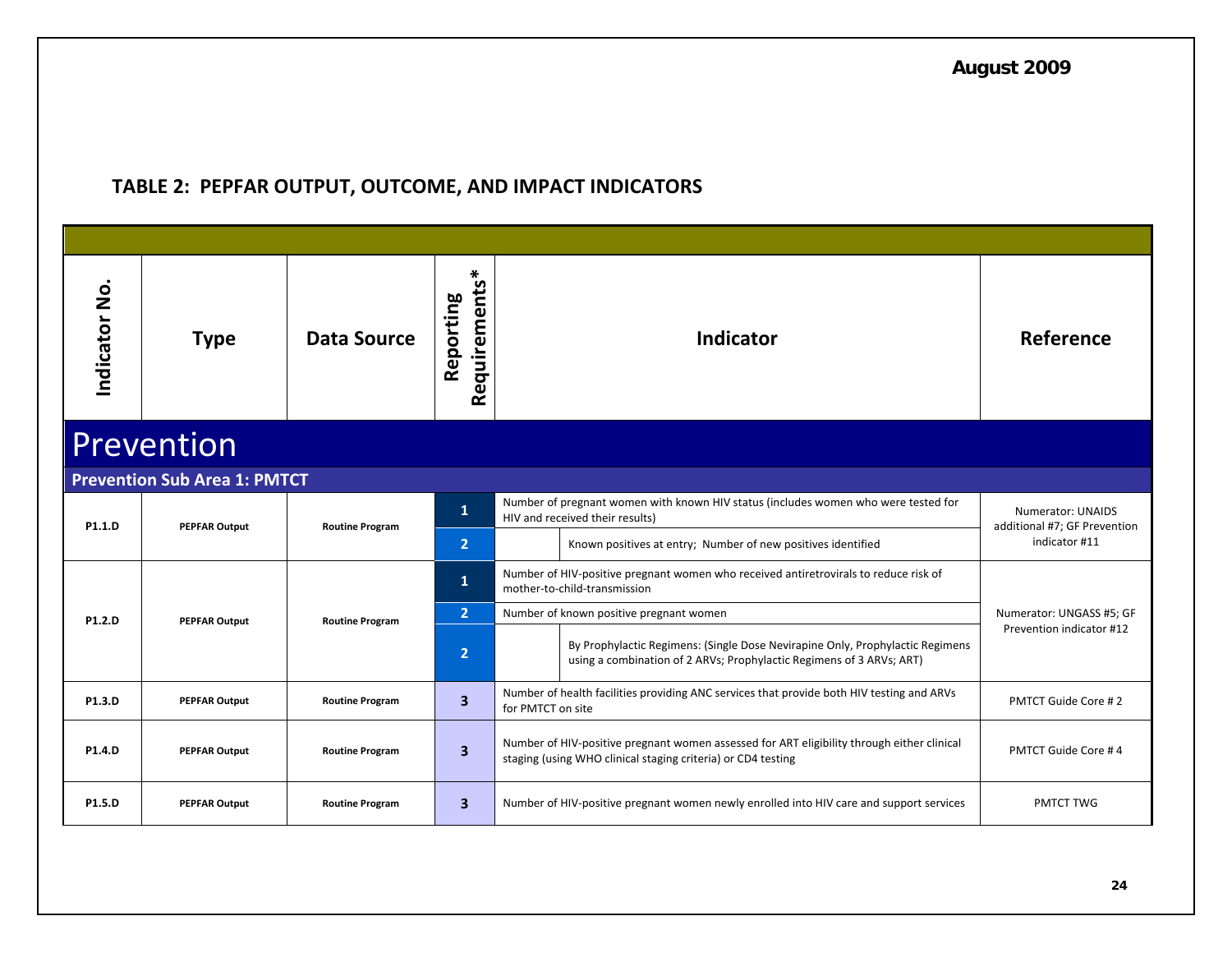August 2009

## TABLE 2: PEPFAR OUTPUT, OUTCOME, AND IMPACT INDICATORS

| Indicator No. | Type | Data Source | Reporting Requirements* | Indicator | | Reference |
|---|---|---|---|---|---|---|
| **Prevention** | | | | | | |
| **Prevention Sub Area 1: PMTCT** | | | | | | |
| P1.1.D | PEPFAR Output | Routine Program | 1 | Number of pregnant women with known HIV status (includes women who were tested for HIV and received their results) | | Numerator: UNAIDS additional #7; GF Prevention indicator #11 |
| | | | 2 | | Known positives at entry; Number of new positives identified | |
| P1.2.D | PEPFAR Output | Routine Program | 1 | Number of HIV-positive pregnant women who received antiretrovirals to reduce risk of mother-to-child-transmission | | Numerator: UNGASS #5; GF Prevention indicator #12 |
| | | | 2 | Number of known positive pregnant women | | |
| | | | 2 | | By Prophylactic Regimens: (Single Dose Nevirapine Only, Prophylactic Regimens using a combination of 2 ARVs; Prophylactic Regimens of 3 ARVs; ART) | |
| P1.3.D | PEPFAR Output | Routine Program | 3 | Number of health facilities providing ANC services that provide both HIV testing and ARVs for PMTCT on site | | PMTCT Guide Core # 2 |
| P1.4.D | PEPFAR Output | Routine Program | 3 | Number of HIV-positive pregnant women assessed for ART eligibility through either clinical staging (using WHO clinical staging criteria) or CD4 testing | | PMTCT Guide Core # 4 |
| P1.5.D | PEPFAR Output | Routine Program | 3 | Number of HIV-positive pregnant women newly enrolled into HIV care and support services | | PMTCT TWG |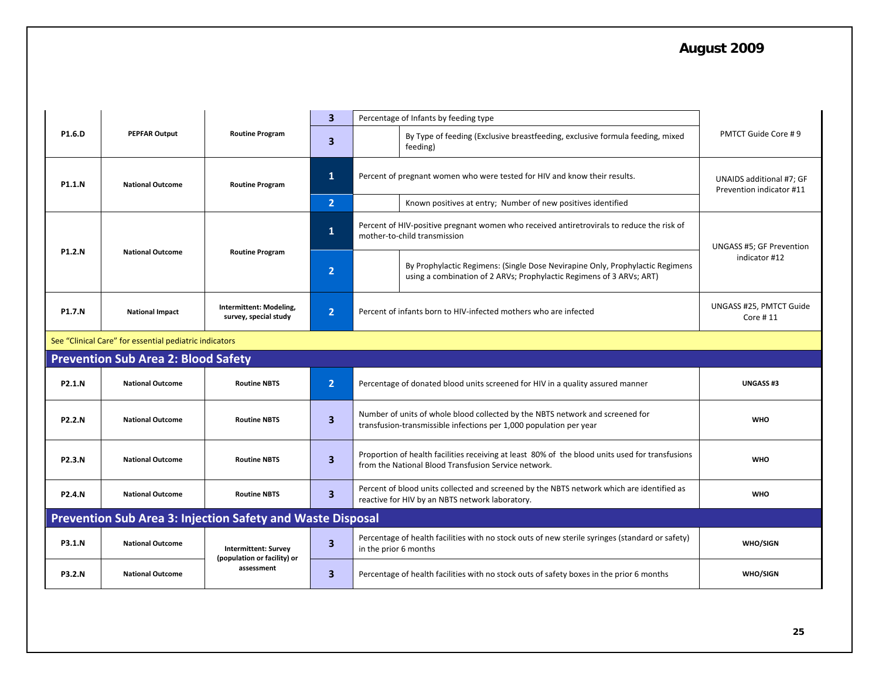| | | | | | | |
|---|---|---|---|---|---|---|
| P1.6.D | PEPFAR Output | Routine Program | 3 | Percentage of Infants by feeding type | | PMTCT Guide Core # 9 |
| | | | 3 | | By Type of feeding (Exclusive breastfeeding, exclusive formula feeding, mixed feeding) | |
| P1.1.N | National Outcome | Routine Program | 1 | Percent of pregnant women who were tested for HIV and know their results. | | UNAIDS additional #7; GF Prevention indicator #11 |
| | | | 2 | | Known positives at entry; Number of new positives identified | |
| P1.2.N | National Outcome | Routine Program | 1 | Percent of HIV-positive pregnant women who received antiretrovirals to reduce the risk of mother-to-child transmission | | UNGASS #5; GF Prevention indicator #12 |
| | | | 2 | | By Prophylactic Regimens: (Single Dose Nevirapine Only, Prophylactic Regimens using a combination of 2 ARVs; Prophylactic Regimens of 3 ARVs; ART) | |
| P1.7.N | National Impact | Intermittent: Modeling, survey, special study | 2 | Percent of infants born to HIV-infected mothers who are infected | | UNGASS #25, PMTCT Guide Core # 11 |

See "Clinical Care" for essential pediatric indicators

## Prevention Sub Area 2: Blood Safety

| | | | | | |
|---|---|---|---|---|---|
| P2.1.N | National Outcome | Routine NBTS | 2 | Percentage of donated blood units screened for HIV in a quality assured manner | **UNGASS #3** |
| P2.2.N | National Outcome | Routine NBTS | 3 | Number of units of whole blood collected by the NBTS network and screened for transfusion-transmissible infections per 1,000 population per year | **WHO** |
| P2.3.N | National Outcome | Routine NBTS | 3 | Proportion of health facilities receiving at least 80% of the blood units used for transfusions from the National Blood Transfusion Service network. | **WHO** |
| P2.4.N | National Outcome | Routine NBTS | 3 | Percent of blood units collected and screened by the NBTS network which are identified as reactive for HIV by an NBTS network laboratory. | **WHO** |

## Prevention Sub Area 3: Injection Safety and Waste Disposal

| | | | | | |
|---|---|---|---|---|---|
| P3.1.N | National Outcome | Intermittent: Survey (population or facility) or assessment | 3 | Percentage of health facilities with no stock outs of new sterile syringes (standard or safety) in the prior 6 months | **WHO/SIGN** |
| P3.2.N | National Outcome | | 3 | Percentage of health facilities with no stock outs of safety boxes in the prior 6 months | **WHO/SIGN** |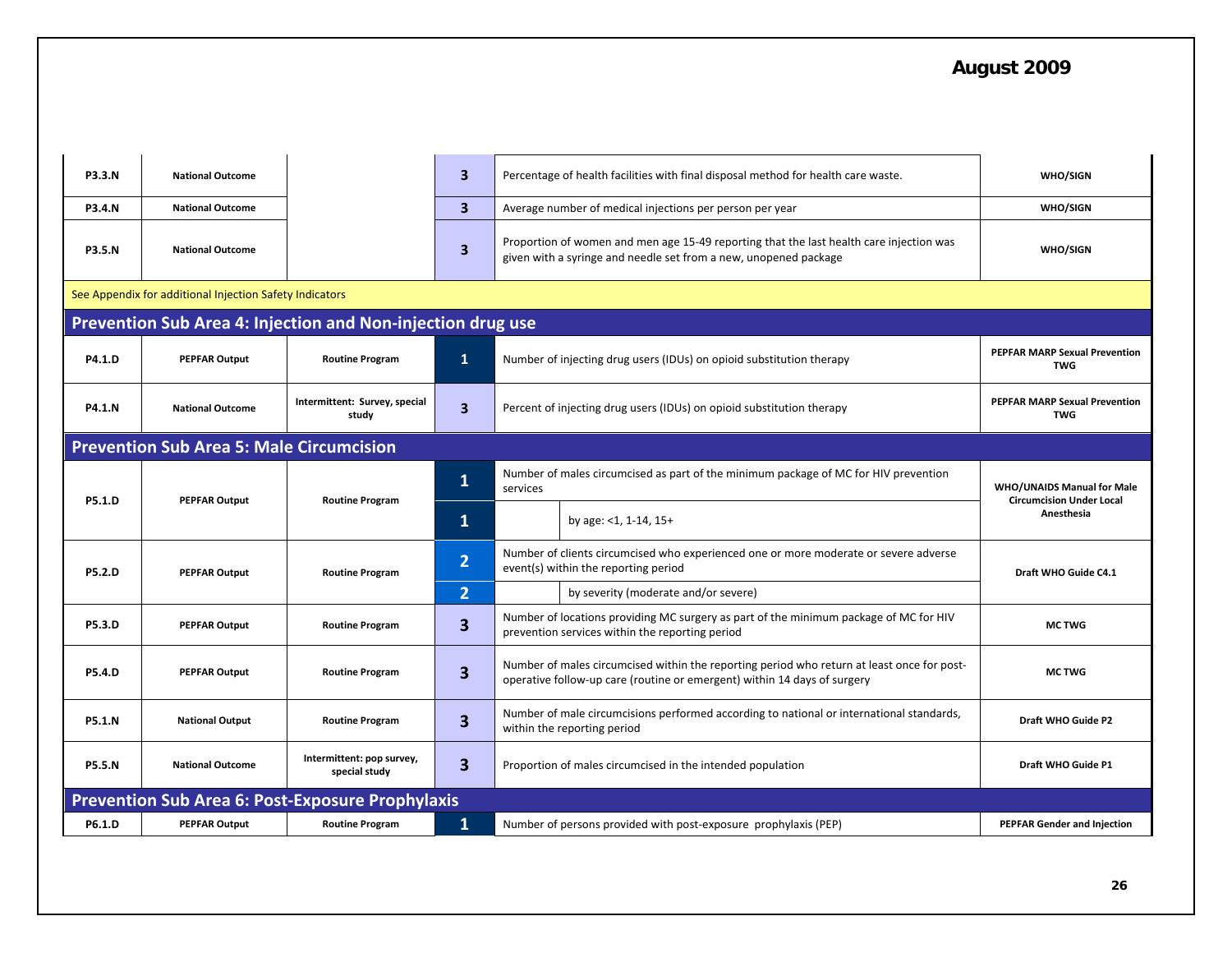| | | | | | | |
|---|---|---|---|---|---|---|
| **P3.3.N** | **National Outcome** | | **3** | Percentage of health facilities with final disposal method for health care waste. | | **WHO/SIGN** |
| **P3.4.N** | **National Outcome** | | **3** | Average number of medical injections per person per year | | **WHO/SIGN** |
| **P3.5.N** | **National Outcome** | | **3** | Proportion of women and men age 15-49 reporting that the last health care injection was given with a syringe and needle set from a new, unopened package | | **WHO/SIGN** |
| See Appendix for additional Injection Safety Indicators | | | | | | |
| **Prevention Sub Area 4: Injection and Non-injection drug use** | | | | | | |
| **P4.1.D** | **PEPFAR Output** | **Routine Program** | **1** | Number of injecting drug users (IDUs) on opioid substitution therapy | | **PEPFAR MARP Sexual Prevention TWG** |
| **P4.1.N** | **National Outcome** | **Intermittent: Survey, special study** | **3** | Percent of injecting drug users (IDUs) on opioid substitution therapy | | **PEPFAR MARP Sexual Prevention TWG** |
| **Prevention Sub Area 5: Male Circumcision** | | | | | | |
| **P5.1.D** | **PEPFAR Output** | **Routine Program** | **1** | Number of males circumcised as part of the minimum package of MC for HIV prevention services | | **WHO/UNAIDS Manual for Male Circumcision Under Local Anesthesia** |
| | | | **1** | | by age: <1, 1-14, 15+ | |
| **P5.2.D** | **PEPFAR Output** | **Routine Program** | **2** | Number of clients circumcised who experienced one or more moderate or severe adverse event(s) within the reporting period | | **Draft WHO Guide C4.1** |
| | | | **2** | | by severity (moderate and/or severe) | |
| **P5.3.D** | **PEPFAR Output** | **Routine Program** | **3** | Number of locations providing MC surgery as part of the minimum package of MC for HIV prevention services within the reporting period | | **MC TWG** |
| **P5.4.D** | **PEPFAR Output** | **Routine Program** | **3** | Number of males circumcised within the reporting period who return at least once for post-operative follow-up care (routine or emergent) within 14 days of surgery | | **MC TWG** |
| **P5.1.N** | **National Output** | **Routine Program** | **3** | Number of male circumcisions performed according to national or international standards, within the reporting period | | **Draft WHO Guide P2** |
| **P5.5.N** | **National Outcome** | **Intermittent: pop survey, special study** | **3** | Proportion of males circumcised in the intended population | | **Draft WHO Guide P1** |
| **Prevention Sub Area 6: Post-Exposure Prophylaxis** | | | | | | |
| **P6.1.D** | **PEPFAR Output** | **Routine Program** | **1** | Number of persons provided with post-exposure prophylaxis (PEP) | | **PEPFAR Gender and Injection** |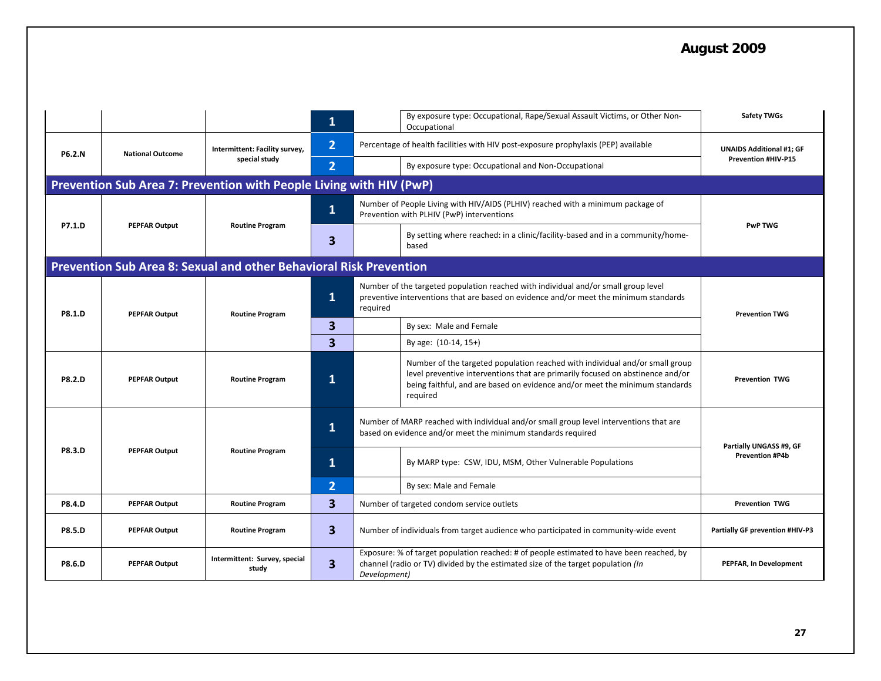| | | | | | | |
|---|---|---|---|---|---|---|
| | | | 1 | | By exposure type: Occupational, Rape/Sexual Assault Victims, or Other Non-Occupational | Safety TWGs |
| P6.2.N | National Outcome | Intermittent: Facility survey, special study | 2 | Percentage of health facilities with HIV post-exposure prophylaxis (PEP) available | | UNAIDS Additional #1; GF Prevention #HIV-P15 |
| | | | 2 | | By exposure type: Occupational and Non-Occupational | |
| **Prevention Sub Area 7: Prevention with People Living with HIV (PwP)** | | | | | | |
| P7.1.D | PEPFAR Output | Routine Program | 1 | Number of People Living with HIV/AIDS (PLHIV) reached with a minimum package of Prevention with PLHIV (PwP) interventions | | PwP TWG |
| | | | 3 | | By setting where reached: in a clinic/facility-based and in a community/home-based | |
| **Prevention Sub Area 8: Sexual and other Behavioral Risk Prevention** | | | | | | |
| P8.1.D | PEPFAR Output | Routine Program | 1 | Number of the targeted population reached with individual and/or small group level preventive interventions that are based on evidence and/or meet the minimum standards required | | Prevention TWG |
| | | | 3 | | By sex: Male and Female | |
| | | | 3 | | By age: (10-14, 15+) | |
| P8.2.D | PEPFAR Output | Routine Program | 1 | | Number of the targeted population reached with individual and/or small group level preventive interventions that are primarily focused on abstinence and/or being faithful, and are based on evidence and/or meet the minimum standards required | Prevention TWG |
| P8.3.D | PEPFAR Output | Routine Program | 1 | Number of MARP reached with individual and/or small group level interventions that are based on evidence and/or meet the minimum standards required | | Partially UNGASS #9, GF Prevention #P4b |
| | | | 1 | | By MARP type: CSW, IDU, MSM, Other Vulnerable Populations | |
| | | | 2 | | By sex: Male and Female | |
| P8.4.D | PEPFAR Output | Routine Program | 3 | Number of targeted condom service outlets | | Prevention TWG |
| P8.5.D | PEPFAR Output | Routine Program | 3 | Number of individuals from target audience who participated in community-wide event | | Partially GF prevention #HIV-P3 |
| P8.6.D | PEPFAR Output | Intermittent: Survey, special study | 3 | Exposure: % of target population reached: # of people estimated to have been reached, by channel (radio or TV) divided by the estimated size of the target population *(In Development)* | | PEPFAR, In Development |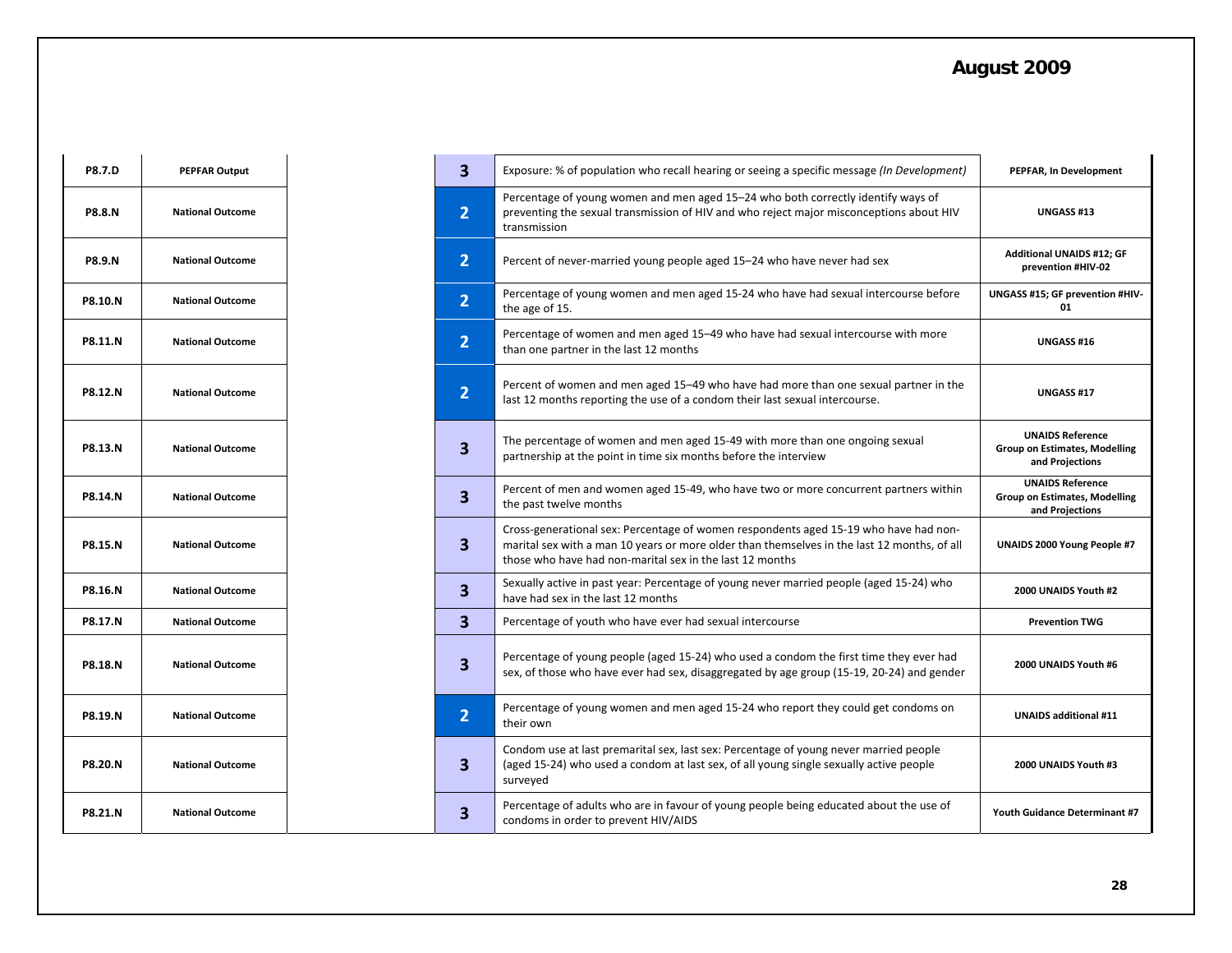| | | | | | |
|---|---|---|---|---|---|
| **P8.7.D** | **PEPFAR Output** | | **3** | Exposure: % of population who recall hearing or seeing a specific message *(In Development)* | **PEPFAR, In Development** |
| **P8.8.N** | **National Outcome** | | **2** | Percentage of young women and men aged 15–24 who both correctly identify ways of preventing the sexual transmission of HIV and who reject major misconceptions about HIV transmission | **UNGASS #13** |
| **P8.9.N** | **National Outcome** | | **2** | Percent of never-married young people aged 15–24 who have never had sex | **Additional UNAIDS #12; GF prevention #HIV-02** |
| **P8.10.N** | **National Outcome** | | **2** | Percentage of young women and men aged 15-24 who have had sexual intercourse before the age of 15. | **UNGASS #15; GF prevention #HIV-01** |
| **P8.11.N** | **National Outcome** | | **2** | Percentage of women and men aged 15–49 who have had sexual intercourse with more than one partner in the last 12 months | **UNGASS #16** |
| **P8.12.N** | **National Outcome** | | **2** | Percent of women and men aged 15–49 who have had more than one sexual partner in the last 12 months reporting the use of a condom their last sexual intercourse. | **UNGASS #17** |
| **P8.13.N** | **National Outcome** | | **3** | The percentage of women and men aged 15-49 with more than one ongoing sexual partnership at the point in time six months before the interview | **UNAIDS Reference Group on Estimates, Modelling and Projections** |
| **P8.14.N** | **National Outcome** | | **3** | Percent of men and women aged 15-49, who have two or more concurrent partners within the past twelve months | **UNAIDS Reference Group on Estimates, Modelling and Projections** |
| **P8.15.N** | **National Outcome** | | **3** | Cross-generational sex: Percentage of women respondents aged 15-19 who have had non-marital sex with a man 10 years or more older than themselves in the last 12 months, of all those who have had non-marital sex in the last 12 months | **UNAIDS 2000 Young People #7** |
| **P8.16.N** | **National Outcome** | | **3** | Sexually active in past year: Percentage of young never married people (aged 15-24) who have had sex in the last 12 months | **2000 UNAIDS Youth #2** |
| **P8.17.N** | **National Outcome** | | **3** | Percentage of youth who have ever had sexual intercourse | **Prevention TWG** |
| **P8.18.N** | **National Outcome** | | **3** | Percentage of young people (aged 15-24) who used a condom the first time they ever had sex, of those who have ever had sex, disaggregated by age group (15-19, 20-24) and gender | **2000 UNAIDS Youth #6** |
| **P8.19.N** | **National Outcome** | | **2** | Percentage of young women and men aged 15-24 who report they could get condoms on their own | **UNAIDS additional #11** |
| **P8.20.N** | **National Outcome** | | **3** | Condom use at last premarital sex, last sex: Percentage of young never married people (aged 15-24) who used a condom at last sex, of all young single sexually active people surveyed | **2000 UNAIDS Youth #3** |
| **P8.21.N** | **National Outcome** | | **3** | Percentage of adults who are in favour of young people being educated about the use of condoms in order to prevent HIV/AIDS | **Youth Guidance Determinant #7** |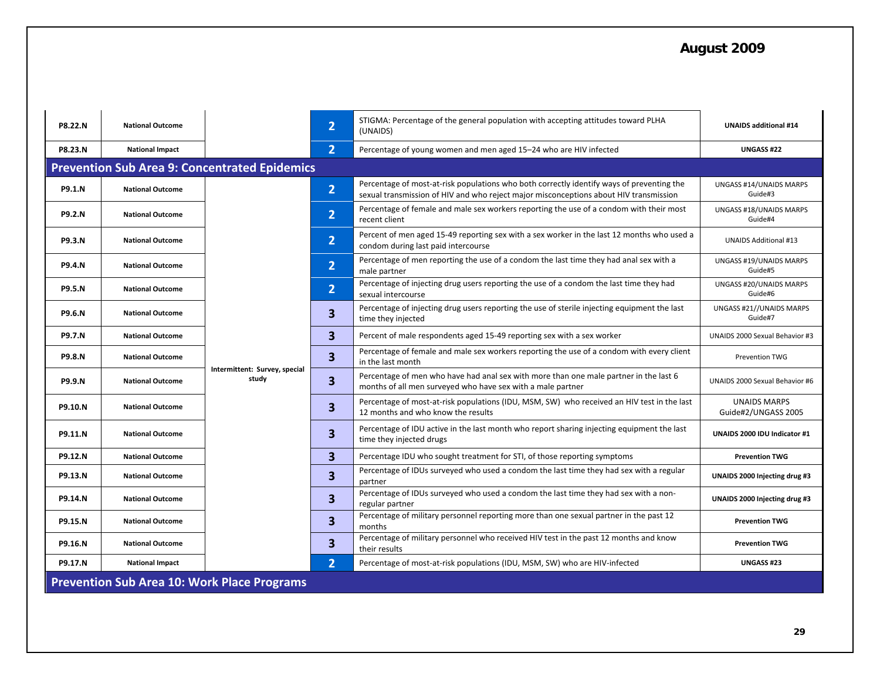August 2009

| | | | | | |
|---|---|---|---|---|---|
| P8.22.N | National Outcome | | 2 | STIGMA: Percentage of the general population with accepting attitudes toward PLHA (UNAIDS) | **UNAIDS additional #14** |
| P8.23.N | National Impact | | 2 | Percentage of young women and men aged 15–24 who are HIV infected | **UNGASS #22** |
| **Prevention Sub Area 9: Concentrated Epidemics** | | | | | |
| P9.1.N | National Outcome | Intermittent: Survey, special study | 2 | Percentage of most-at-risk populations who both correctly identify ways of preventing the sexual transmission of HIV and who reject major misconceptions about HIV transmission | UNGASS #14/UNAIDS MARPS Guide#3 |
| P9.2.N | National Outcome | | 2 | Percentage of female and male sex workers reporting the use of a condom with their most recent client | UNGASS #18/UNAIDS MARPS Guide#4 |
| P9.3.N | National Outcome | | 2 | Percent of men aged 15-49 reporting sex with a sex worker in the last 12 months who used a condom during last paid intercourse | UNAIDS Additional #13 |
| P9.4.N | National Outcome | | 2 | Percentage of men reporting the use of a condom the last time they had anal sex with a male partner | UNGASS #19/UNAIDS MARPS Guide#5 |
| P9.5.N | National Outcome | | 2 | Percentage of injecting drug users reporting the use of a condom the last time they had sexual intercourse | UNGASS #20/UNAIDS MARPS Guide#6 |
| P9.6.N | National Outcome | | 3 | Percentage of injecting drug users reporting the use of sterile injecting equipment the last time they injected | UNGASS #21//UNAIDS MARPS Guide#7 |
| P9.7.N | National Outcome | | 3 | Percent of male respondents aged 15-49 reporting sex with a sex worker | UNAIDS 2000 Sexual Behavior #3 |
| P9.8.N | National Outcome | | 3 | Percentage of female and male sex workers reporting the use of a condom with every client in the last month | Prevention TWG |
| P9.9.N | National Outcome | | 3 | Percentage of men who have had anal sex with more than one male partner in the last 6 months of all men surveyed who have sex with a male partner | UNAIDS 2000 Sexual Behavior #6 |
| P9.10.N | National Outcome | | 3 | Percentage of most-at-risk populations (IDU, MSM, SW) who received an HIV test in the last 12 months and who know the results | UNAIDS MARPS Guide#2/UNGASS 2005 |
| P9.11.N | National Outcome | | 3 | Percentage of IDU active in the last month who report sharing injecting equipment the last time they injected drugs | **UNAIDS 2000 IDU Indicator #1** |
| P9.12.N | National Outcome | | 3 | Percentage IDU who sought treatment for STI, of those reporting symptoms | **Prevention TWG** |
| P9.13.N | National Outcome | | 3 | Percentage of IDUs surveyed who used a condom the last time they had sex with a regular partner | **UNAIDS 2000 Injecting drug #3** |
| P9.14.N | National Outcome | | 3 | Percentage of IDUs surveyed who used a condom the last time they had sex with a non-regular partner | **UNAIDS 2000 Injecting drug #3** |
| P9.15.N | National Outcome | | 3 | Percentage of military personnel reporting more than one sexual partner in the past 12 months | **Prevention TWG** |
| P9.16.N | National Outcome | | 3 | Percentage of military personnel who received HIV test in the past 12 months and know their results | **Prevention TWG** |
| P9.17.N | National Impact | | 2 | Percentage of most-at-risk populations (IDU, MSM, SW) who are HIV-infected | **UNGASS #23** |
| **Prevention Sub Area 10: Work Place Programs** | | | | | |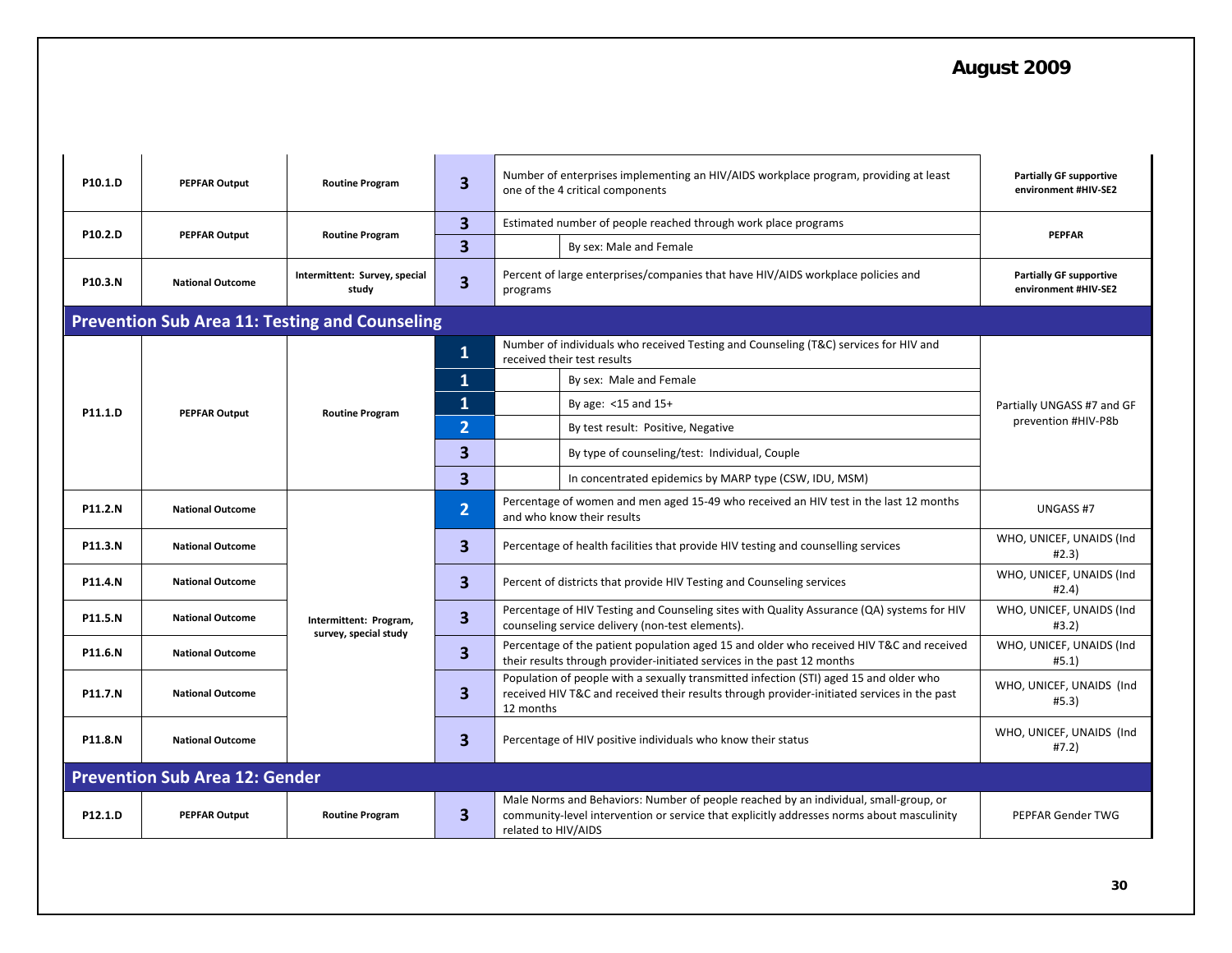| | | | | | | |
|---|---|---|---|---|---|---|
| P10.1.D | PEPFAR Output | Routine Program | 3 | Number of enterprises implementing an HIV/AIDS workplace program, providing at least one of the 4 critical components | | Partially GF supportive environment #HIV-SE2 |
| P10.2.D | PEPFAR Output | Routine Program | 3 | Estimated number of people reached through work place programs | | PEPFAR |
| | | | 3 | | By sex: Male and Female | |
| P10.3.N | National Outcome | Intermittent: Survey, special study | 3 | Percent of large enterprises/companies that have HIV/AIDS workplace policies and programs | | Partially GF supportive environment #HIV-SE2 |
| **Prevention Sub Area 11: Testing and Counseling** | | | | | | |
| P11.1.D | PEPFAR Output | Routine Program | 1 | Number of individuals who received Testing and Counseling (T&C) services for HIV and received their test results | | Partially UNGASS #7 and GF prevention #HIV-P8b |
| | | | 1 | | By sex: Male and Female | |
| | | | 1 | | By age: <15 and 15+ | |
| | | | 2 | | By test result: Positive, Negative | |
| | | | 3 | | By type of counseling/test: Individual, Couple | |
| | | | 3 | | In concentrated epidemics by MARP type (CSW, IDU, MSM) | |
| P11.2.N | National Outcome | Intermittent: Program, survey, special study | 2 | Percentage of women and men aged 15-49 who received an HIV test in the last 12 months and who know their results | | UNGASS #7 |
| P11.3.N | National Outcome | | 3 | Percentage of health facilities that provide HIV testing and counselling services | | WHO, UNICEF, UNAIDS (Ind #2.3) |
| P11.4.N | National Outcome | | 3 | Percent of districts that provide HIV Testing and Counseling services | | WHO, UNICEF, UNAIDS (Ind #2.4) |
| P11.5.N | National Outcome | | 3 | Percentage of HIV Testing and Counseling sites with Quality Assurance (QA) systems for HIV counseling service delivery (non-test elements). | | WHO, UNICEF, UNAIDS (Ind #3.2) |
| P11.6.N | National Outcome | | 3 | Percentage of the patient population aged 15 and older who received HIV T&C and received their results through provider-initiated services in the past 12 months | | WHO, UNICEF, UNAIDS (Ind #5.1) |
| P11.7.N | National Outcome | | 3 | Population of people with a sexually transmitted infection (STI) aged 15 and older who received HIV T&C and received their results through provider-initiated services in the past 12 months | | WHO, UNICEF, UNAIDS (Ind #5.3) |
| P11.8.N | National Outcome | | 3 | Percentage of HIV positive individuals who know their status | | WHO, UNICEF, UNAIDS (Ind #7.2) |
| **Prevention Sub Area 12: Gender** | | | | | | |
| P12.1.D | PEPFAR Output | Routine Program | 3 | Male Norms and Behaviors: Number of people reached by an individual, small-group, or community-level intervention or service that explicitly addresses norms about masculinity related to HIV/AIDS | | PEPFAR Gender TWG |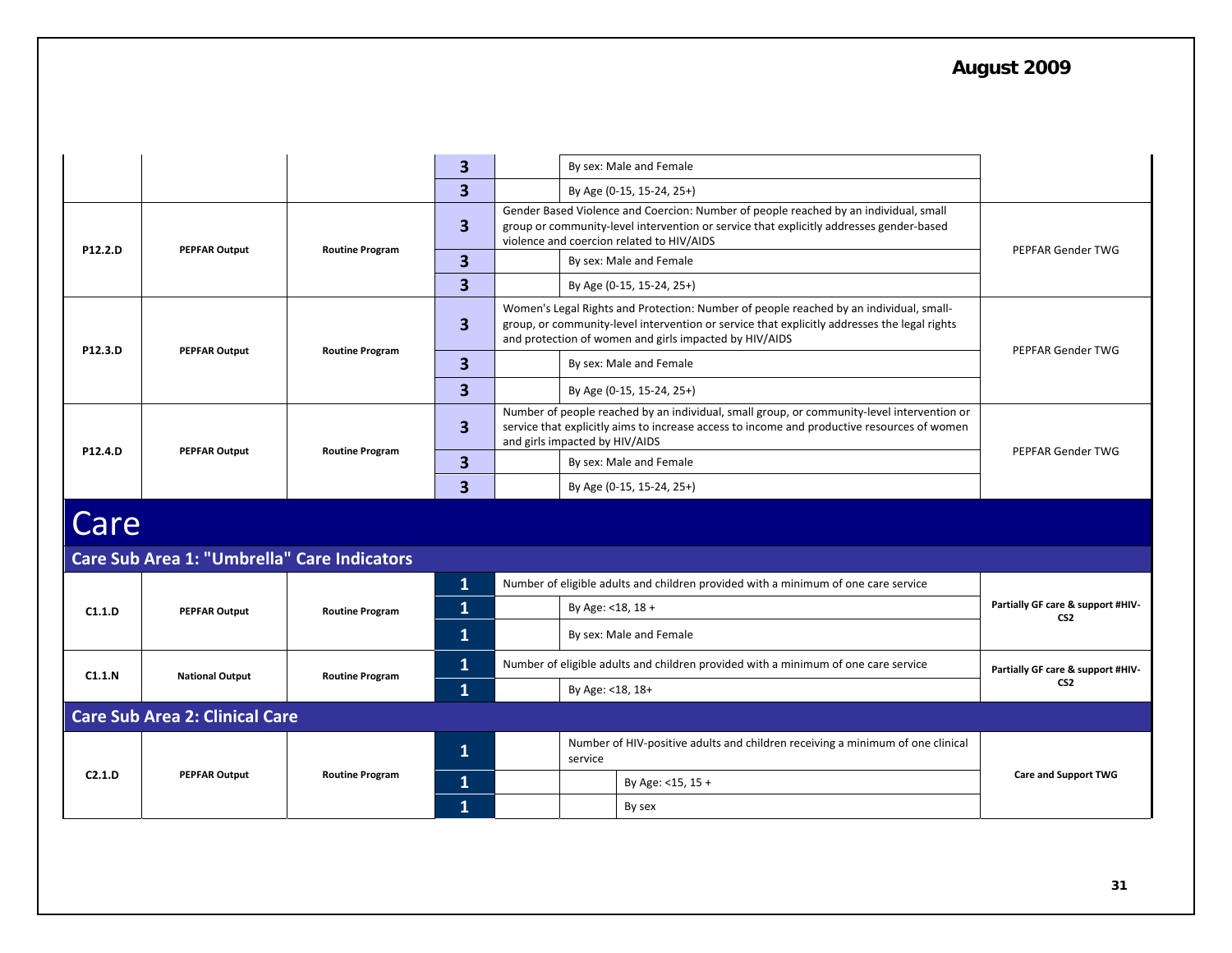| | | | | | | | |
|---|---|---|---|---|---|---|---|
| | | | 3 | | By sex: Male and Female | | |
| | | | 3 | | By Age (0-15, 15-24, 25+) | | |
| P12.2.D | PEPFAR Output | Routine Program | 3 | Gender Based Violence and Coercion: Number of people reached by an individual, small group or community-level intervention or service that explicitly addresses gender-based violence and coercion related to HIV/AIDS | | | PEPFAR Gender TWG |
| | | | 3 | | By sex: Male and Female | | |
| | | | 3 | | By Age (0-15, 15-24, 25+) | | |
| P12.3.D | PEPFAR Output | Routine Program | 3 | Women's Legal Rights and Protection: Number of people reached by an individual, small-group, or community-level intervention or service that explicitly addresses the legal rights and protection of women and girls impacted by HIV/AIDS | | | PEPFAR Gender TWG |
| | | | 3 | | By sex: Male and Female | | |
| | | | 3 | | By Age (0-15, 15-24, 25+) | | |
| P12.4.D | PEPFAR Output | Routine Program | 3 | Number of people reached by an individual, small group, or community-level intervention or service that explicitly aims to increase access to income and productive resources of women and girls impacted by HIV/AIDS | | | PEPFAR Gender TWG |
| | | | 3 | | By sex: Male and Female | | |
| | | | 3 | | By Age (0-15, 15-24, 25+) | | |

# Care

## Care Sub Area 1: "Umbrella" Care Indicators

| | | | | | | | |
|---|---|---|---|---|---|---|---|
| C1.1.D | PEPFAR Output | Routine Program | 1 | Number of eligible adults and children provided with a minimum of one care service | | | Partially GF care & support #HIV-CS2 |
| | | | 1 | | By Age: <18, 18 + | | |
| | | | 1 | | By sex: Male and Female | | |
| C1.1.N | National Output | Routine Program | 1 | Number of eligible adults and children provided with a minimum of one care service | | | Partially GF care & support #HIV-CS2 |
| | | | 1 | | By Age: <18, 18+ | | |

## Care Sub Area 2: Clinical Care

| | | | | | | | |
|---|---|---|---|---|---|---|---|
| C2.1.D | PEPFAR Output | Routine Program | 1 | | Number of HIV-positive adults and children receiving a minimum of one clinical service | | Care and Support TWG |
| | | | 1 | | | By Age: <15, 15 + | |
| | | | 1 | | | By sex | |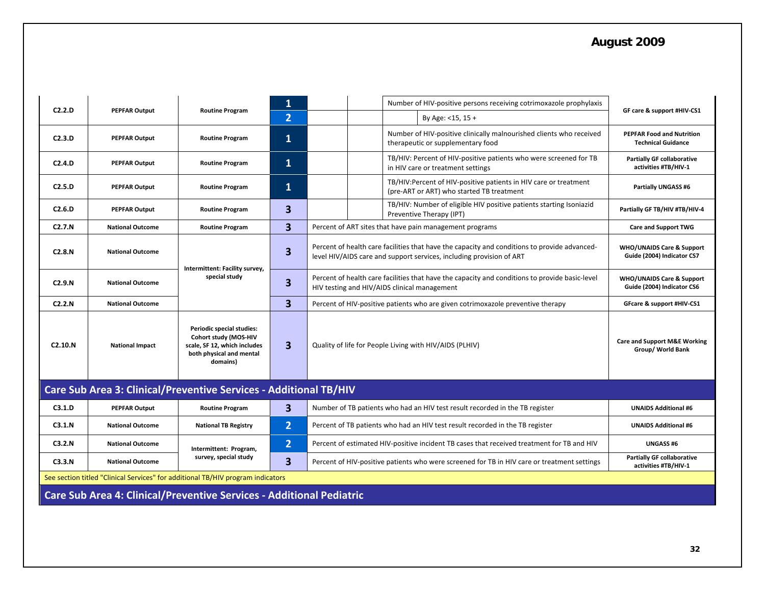| | | | | | | | |
|---|---|---|---|---|---|---|---|
| C2.2.D | PEPFAR Output | Routine Program | 1 | | | Number of HIV-positive persons receiving cotrimoxazole prophylaxis | GF care & support #HIV-CS1 |
| | | | 2 | | | By Age: <15, 15 + | |
| C2.3.D | PEPFAR Output | Routine Program | 1 | | | Number of HIV-positive clinically malnourished clients who received therapeutic or supplementary food | PEPFAR Food and Nutrition Technical Guidance |
| C2.4.D | PEPFAR Output | Routine Program | 1 | | | TB/HIV: Percent of HIV-positive patients who were screened for TB in HIV care or treatment settings | Partially GF collaborative activities #TB/HIV-1 |
| C2.5.D | PEPFAR Output | Routine Program | 1 | | | TB/HIV:Percent of HIV-positive patients in HIV care or treatment (pre-ART or ART) who started TB treatment | Partially UNGASS #6 |
| C2.6.D | PEPFAR Output | Routine Program | 3 | | | TB/HIV: Number of eligible HIV positive patients starting Isoniazid Preventive Therapy (IPT) | Partially GF TB/HIV #TB/HIV-4 |
| C2.7.N | National Outcome | Routine Program | 3 | Percent of ART sites that have pain management programs | | | Care and Support TWG |
| C2.8.N | National Outcome | Intermittent: Facility survey, special study | 3 | Percent of health care facilities that have the capacity and conditions to provide advanced-level HIV/AIDS care and support services, including provision of ART | | | WHO/UNAIDS Care & Support Guide (2004) Indicator CS7 |
| C2.9.N | National Outcome | | 3 | Percent of health care facilities that have the capacity and conditions to provide basic-level HIV testing and HIV/AIDS clinical management | | | WHO/UNAIDS Care & Support Guide (2004) Indicator CS6 |
| C2.2.N | National Outcome | | 3 | Percent of HIV-positive patients who are given cotrimoxazole preventive therapy | | | GFcare & support #HIV-CS1 |
| C2.10.N | National Impact | Periodic special studies: Cohort study (MOS-HIV scale, SF 12, which includes both physical and mental domains) | 3 | Quality of life for People Living with HIV/AIDS (PLHIV) | | | Care and Support M&E Working Group/ World Bank |
| **Care Sub Area 3: Clinical/Preventive Services - Additional TB/HIV** | | | | | | | |
| C3.1.D | PEPFAR Output | Routine Program | 3 | Number of TB patients who had an HIV test result recorded in the TB register | | | UNAIDS Additional #6 |
| C3.1.N | National Outcome | National TB Registry | 2 | Percent of TB patients who had an HIV test result recorded in the TB register | | | UNAIDS Additional #6 |
| C3.2.N | National Outcome | Intermittent: Program, survey, special study | 2 | Percent of estimated HIV-positive incident TB cases that received treatment for TB and HIV | | | UNGASS #6 |
| C3.3.N | National Outcome | | 3 | Percent of HIV-positive patients who were screened for TB in HIV care or treatment settings | | | Partially GF collaborative activities #TB/HIV-1 |
| See section titled "Clinical Services" for additional TB/HIV program indicators | | | | | | | |
| **Care Sub Area 4: Clinical/Preventive Services - Additional Pediatric** | | | | | | | |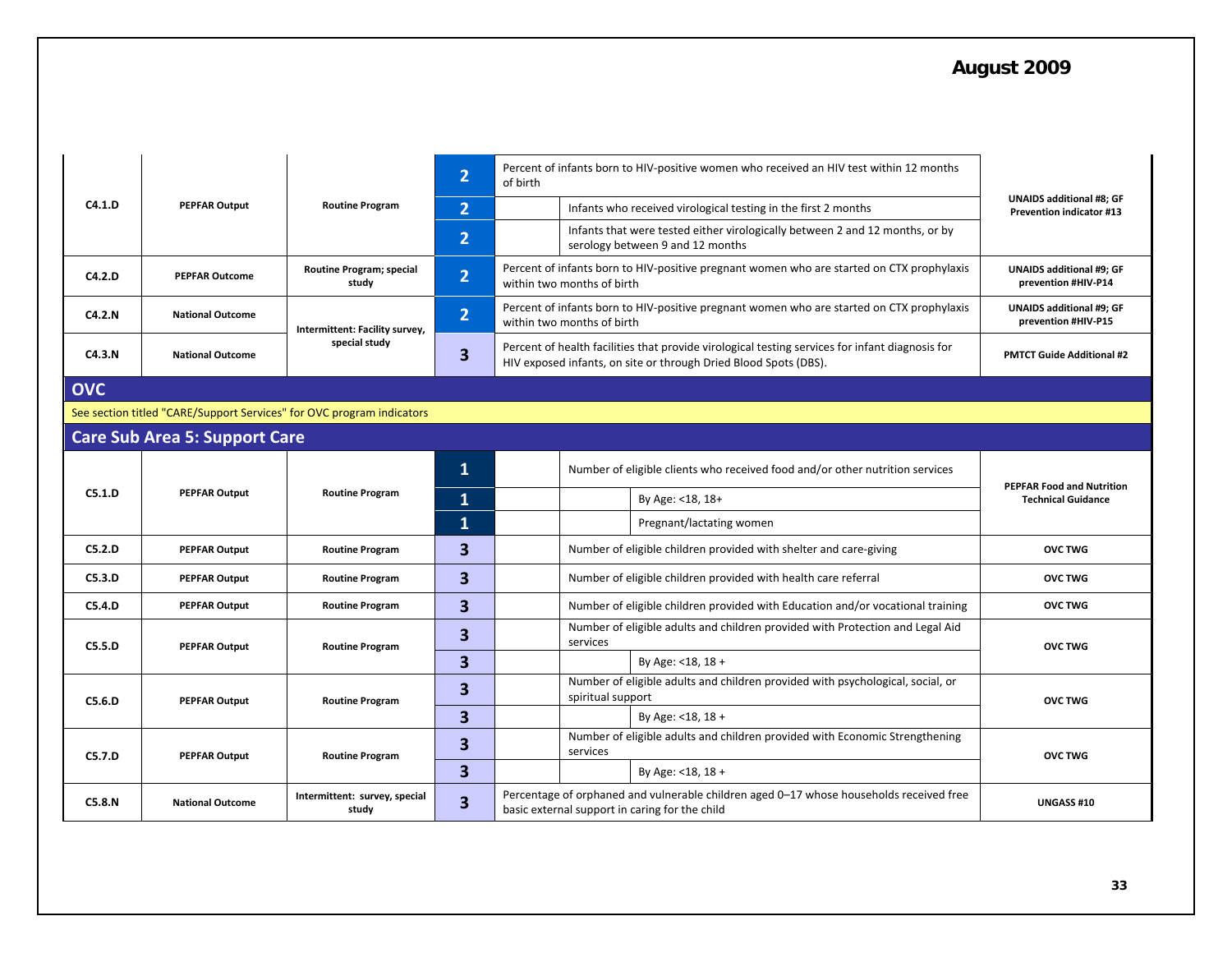| | | | | | | | |
|---|---|---|---|---|---|---|---|
| C4.1.D | PEPFAR Output | Routine Program | 2 | Percent of infants born to HIV-positive women who received an HIV test within 12 months of birth | | | UNAIDS additional #8; GF Prevention indicator #13 |
| | | | 2 | | Infants who received virological testing in the first 2 months | | |
| | | | 2 | | Infants that were tested either virologically between 2 and 12 months, or by serology between 9 and 12 months | | |
| C4.2.D | PEPFAR Outcome | Routine Program; special study | 2 | Percent of infants born to HIV-positive pregnant women who are started on CTX prophylaxis within two months of birth | | | UNAIDS additional #9; GF prevention #HIV-P14 |
| C4.2.N | National Outcome | Intermittent: Facility survey, special study | 2 | Percent of infants born to HIV-positive pregnant women who are started on CTX prophylaxis within two months of birth | | | UNAIDS additional #9; GF prevention #HIV-P15 |
| C4.3.N | National Outcome | | 3 | Percent of health facilities that provide virological testing services for infant diagnosis for HIV exposed infants, on site or through Dried Blood Spots (DBS). | | | PMTCT Guide Additional #2 |
| **OVC** | | | | | | | |
| See section titled "CARE/Support Services" for OVC program indicators | | | | | | | |
| **Care Sub Area 5: Support Care** | | | | | | | |
| C5.1.D | PEPFAR Output | Routine Program | 1 | | Number of eligible clients who received food and/or other nutrition services | | PEPFAR Food and Nutrition Technical Guidance |
| | | | 1 | | | By Age: <18, 18+ | |
| | | | 1 | | | Pregnant/lactating women | |
| C5.2.D | PEPFAR Output | Routine Program | 3 | | Number of eligible children provided with shelter and care-giving | | OVC TWG |
| C5.3.D | PEPFAR Output | Routine Program | 3 | | Number of eligible children provided with health care referral | | OVC TWG |
| C5.4.D | PEPFAR Output | Routine Program | 3 | | Number of eligible children provided with Education and/or vocational training | | OVC TWG |
| C5.5.D | PEPFAR Output | Routine Program | 3 | | Number of eligible adults and children provided with Protection and Legal Aid services | | OVC TWG |
| | | | 3 | | | By Age: <18, 18 + | |
| C5.6.D | PEPFAR Output | Routine Program | 3 | | Number of eligible adults and children provided with psychological, social, or spiritual support | | OVC TWG |
| | | | 3 | | | By Age: <18, 18 + | |
| C5.7.D | PEPFAR Output | Routine Program | 3 | | Number of eligible adults and children provided with Economic Strengthening services | | OVC TWG |
| | | | 3 | | | By Age: <18, 18 + | |
| C5.8.N | National Outcome | Intermittent: survey, special study | 3 | Percentage of orphaned and vulnerable children aged 0–17 whose households received free basic external support in caring for the child | | | UNGASS #10 |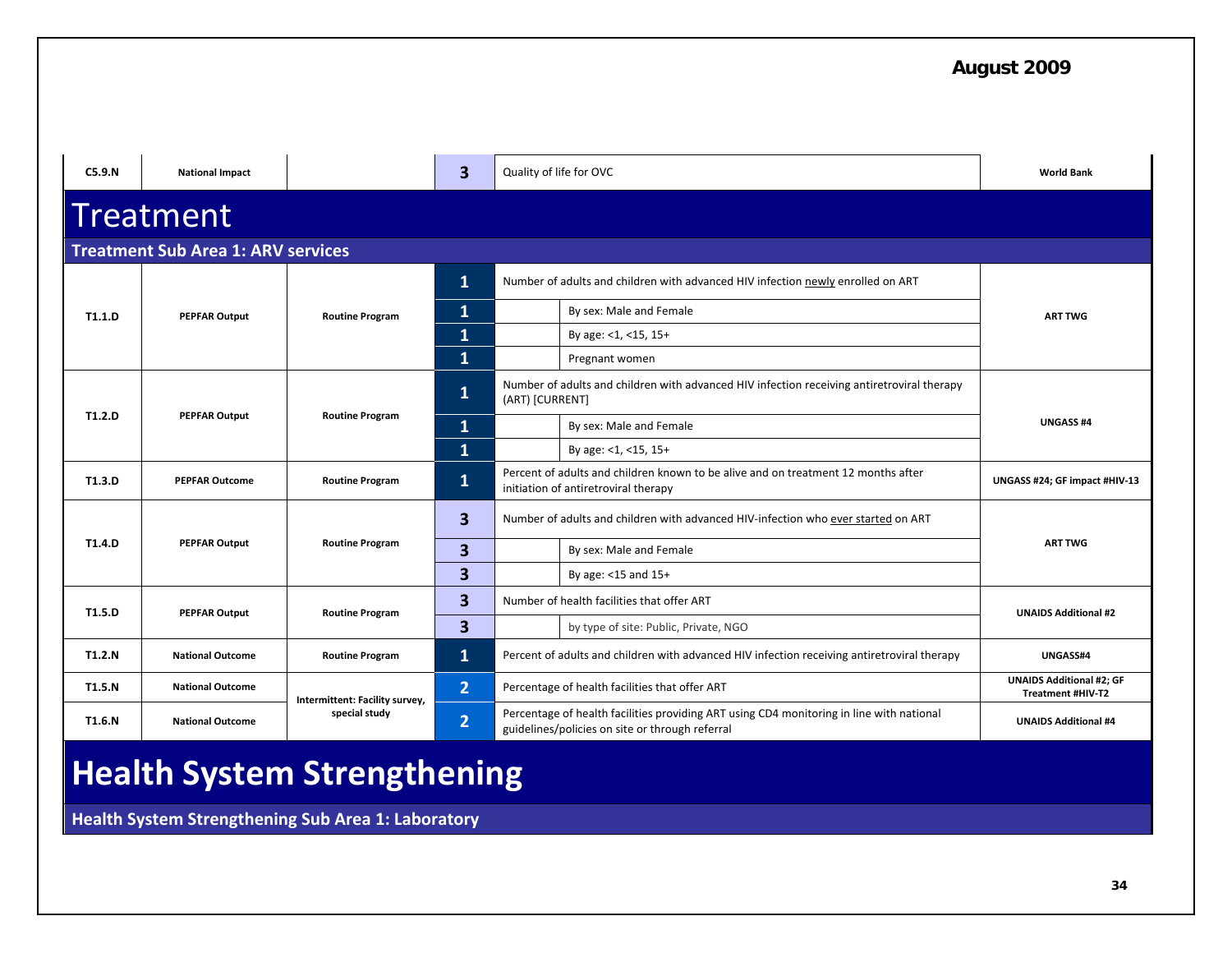| | | | | | | |
|---|---|---|---|---|---|---|
| C5.9.N | National Impact | | 3 | Quality of life for OVC | | World Bank |

# Treatment

## Treatment Sub Area 1: ARV services

| | | | | | | |
|---|---|---|---|---|---|---|
| T1.1.D | PEPFAR Output | Routine Program | 1 | Number of adults and children with advanced HIV infection newly enrolled on ART | | ART TWG |
| | | | 1 | | By sex: Male and Female | |
| | | | 1 | | By age: <1, <15, 15+ | |
| | | | 1 | | Pregnant women | |
| T1.2.D | PEPFAR Output | Routine Program | 1 | Number of adults and children with advanced HIV infection receiving antiretroviral therapy (ART) [CURRENT] | | UNGASS #4 |
| | | | 1 | | By sex: Male and Female | |
| | | | 1 | | By age: <1, <15, 15+ | |
| T1.3.D | PEPFAR Outcome | Routine Program | 1 | Percent of adults and children known to be alive and on treatment 12 months after initiation of antiretroviral therapy | | UNGASS #24; GF impact #HIV-13 |
| T1.4.D | PEPFAR Output | Routine Program | 3 | Number of adults and children with advanced HIV-infection who ever started on ART | | ART TWG |
| | | | 3 | | By sex: Male and Female | |
| | | | 3 | | By age: <15 and 15+ | |
| T1.5.D | PEPFAR Output | Routine Program | 3 | Number of health facilities that offer ART | | UNAIDS Additional #2 |
| | | | 3 | | by type of site: Public, Private, NGO | |
| T1.2.N | National Outcome | Routine Program | 1 | Percent of adults and children with advanced HIV infection receiving antiretroviral therapy | | UNGASS#4 |
| T1.5.N | National Outcome | Intermittent: Facility survey, special study | 2 | Percentage of health facilities that offer ART | | UNAIDS Additional #2; GF Treatment #HIV-T2 |
| T1.6.N | National Outcome | | 2 | Percentage of health facilities providing ART using CD4 monitoring in line with national guidelines/policies on site or through referral | | UNAIDS Additional #4 |

# Health System Strengthening

## Health System Strengthening Sub Area 1: Laboratory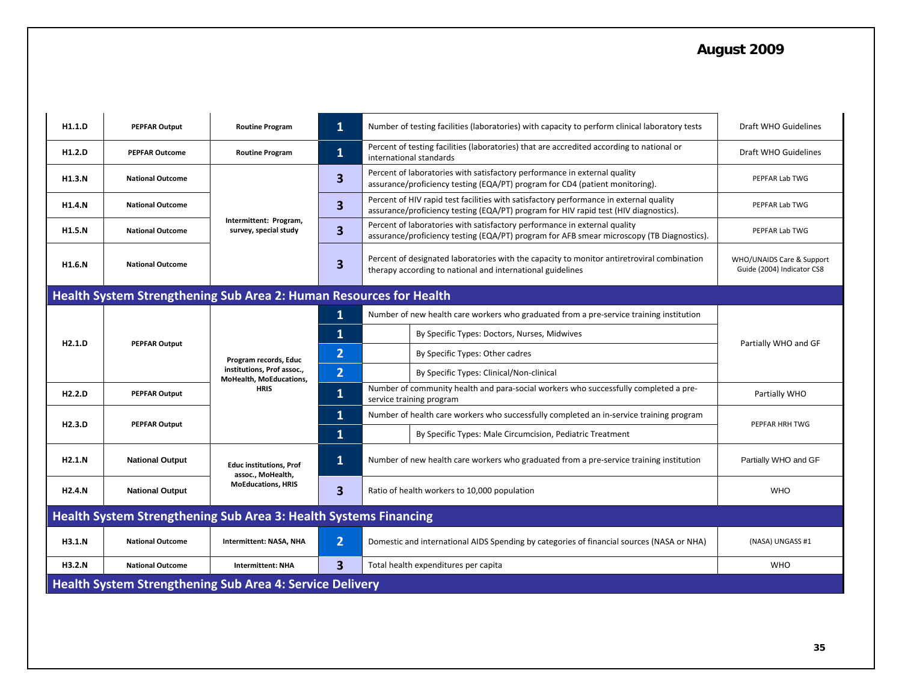| | | | | | | |
|---|---|---|---|---|---|---|
| H1.1.D | PEPFAR Output | Routine Program | 1 | Number of testing facilities (laboratories) with capacity to perform clinical laboratory tests | | Draft WHO Guidelines |
| H1.2.D | PEPFAR Outcome | Routine Program | 1 | Percent of testing facilities (laboratories) that are accredited according to national or international standards | | Draft WHO Guidelines |
| H1.3.N | National Outcome | Intermittent: Program, survey, special study | 3 | Percent of laboratories with satisfactory performance in external quality assurance/proficiency testing (EQA/PT) program for CD4 (patient monitoring). | | PEPFAR Lab TWG |
| H1.4.N | National Outcome | | 3 | Percent of HIV rapid test facilities with satisfactory performance in external quality assurance/proficiency testing (EQA/PT) program for HIV rapid test (HIV diagnostics). | | PEPFAR Lab TWG |
| H1.5.N | National Outcome | | 3 | Percent of laboratories with satisfactory performance in external quality assurance/proficiency testing (EQA/PT) program for AFB smear microscopy (TB Diagnostics). | | PEPFAR Lab TWG |
| H1.6.N | National Outcome | | 3 | Percent of designated laboratories with the capacity to monitor antiretroviral combination therapy according to national and international guidelines | | WHO/UNAIDS Care & Support Guide (2004) Indicator CS8 |
| **Health System Strengthening Sub Area 2: Human Resources for Health** | | | | | | |
| H2.1.D | PEPFAR Output | Program records, Educ institutions, Prof assoc., MoHealth, MoEducations, HRIS | 1 | Number of new health care workers who graduated from a pre-service training institution | | Partially WHO and GF |
| | | | 1 | | By Specific Types: Doctors, Nurses, Midwives | |
| | | | 2 | | By Specific Types: Other cadres | |
| | | | 2 | | By Specific Types: Clinical/Non-clinical | |
| H2.2.D | PEPFAR Output | | 1 | Number of community health and para-social workers who successfully completed a pre-service training program | | Partially WHO |
| H2.3.D | PEPFAR Output | | 1 | Number of health care workers who successfully completed an in-service training program | | PEPFAR HRH TWG |
| | | | 1 | | By Specific Types: Male Circumcision, Pediatric Treatment | |
| H2.1.N | National Output | Educ institutions, Prof assoc., MoHealth, MoEducations, HRIS | 1 | Number of new health care workers who graduated from a pre-service training institution | | Partially WHO and GF |
| H2.4.N | National Output | | 3 | Ratio of health workers to 10,000 population | | WHO |
| **Health System Strengthening Sub Area 3: Health Systems Financing** | | | | | | |
| H3.1.N | National Outcome | Intermittent: NASA, NHA | 2 | Domestic and international AIDS Spending by categories of financial sources (NASA or NHA) | | (NASA) UNGASS #1 |
| H3.2.N | National Outcome | Intermittent: NHA | 3 | Total health expenditures per capita | | WHO |
| **Health System Strengthening Sub Area 4: Service Delivery** | | | | | | |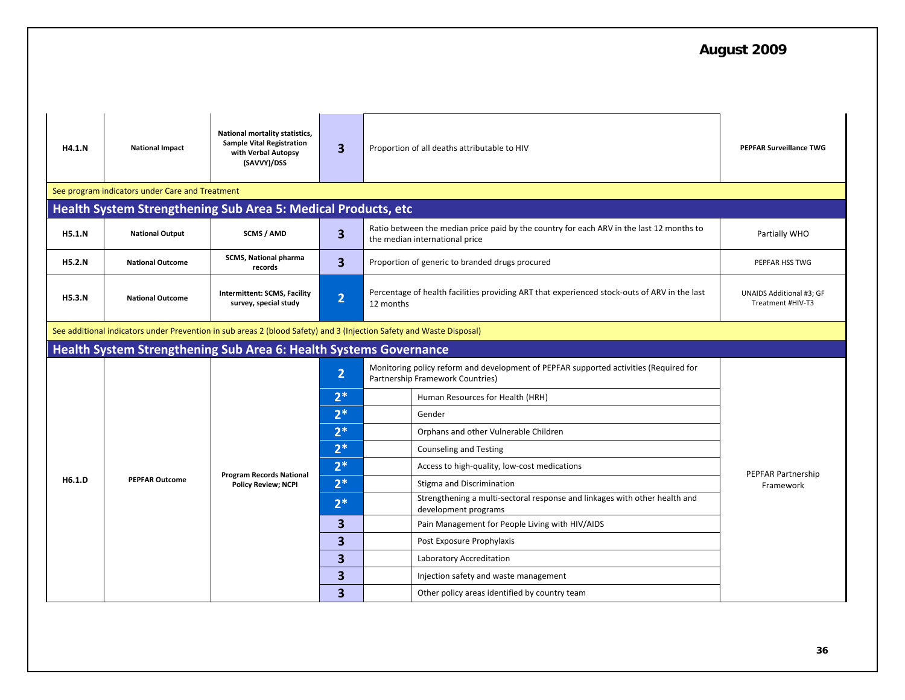| | | | | | | |
|---|---|---|---|---|---|---|
| **H4.1.N** | **National Impact** | **National mortality statistics, Sample Vital Registration with Verbal Autopsy (SAVVY)/DSS** | **3** | Proportion of all deaths attributable to HIV | | **PEPFAR Surveillance TWG** |
| See program indicators under Care and Treatment | | | | | | |
| **Health System Strengthening Sub Area 5: Medical Products, etc** | | | | | | |
| **H5.1.N** | **National Output** | **SCMS / AMD** | **3** | Ratio between the median price paid by the country for each ARV in the last 12 months to the median international price | | Partially WHO |
| **H5.2.N** | **National Outcome** | **SCMS, National pharma records** | **3** | Proportion of generic to branded drugs procured | | PEPFAR HSS TWG |
| **H5.3.N** | **National Outcome** | **Intermittent: SCMS, Facility survey, special study** | **2** | Percentage of health facilities providing ART that experienced stock-outs of ARV in the last 12 months | | UNAIDS Additional #3; GF Treatment #HIV-T3 |
| See additional indicators under Prevention in sub areas 2 (blood Safety) and 3 (Injection Safety and Waste Disposal) | | | | | | |
| **Health System Strengthening Sub Area 6: Health Systems Governance** | | | | | | |
| **H6.1.D** | **PEPFAR Outcome** | **Program Records National Policy Review; NCPI** | **2** | Monitoring policy reform and development of PEPFAR supported activities (Required for Partnership Framework Countries) | | PEPFAR Partnership Framework |
| | | | **2*** | | Human Resources for Health (HRH) | |
| | | | **2*** | | Gender | |
| | | | **2*** | | Orphans and other Vulnerable Children | |
| | | | **2*** | | Counseling and Testing | |
| | | | **2*** | | Access to high-quality, low-cost medications | |
| | | | **2*** | | Stigma and Discrimination | |
| | | | **2*** | | Strengthening a multi-sectoral response and linkages with other health and development programs | |
| | | | **3** | | Pain Management for People Living with HIV/AIDS | |
| | | | **3** | | Post Exposure Prophylaxis | |
| | | | **3** | | Laboratory Accreditation | |
| | | | **3** | | Injection safety and waste management | |
| | | | **3** | | Other policy areas identified by country team | |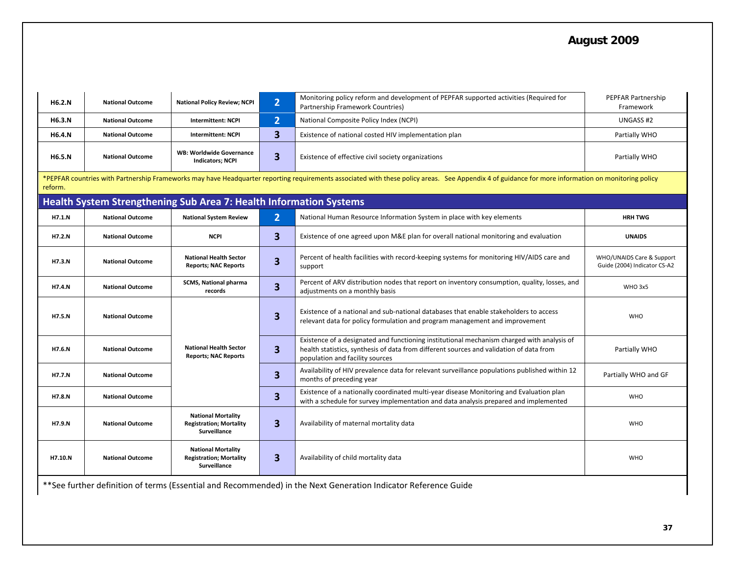| | | | | | |
|---|---|---|---|---|---|
| **H6.2.N** | **National Outcome** | **National Policy Review; NCPI** | **2** | Monitoring policy reform and development of PEPFAR supported activities (Required for Partnership Framework Countries) | PEPFAR Partnership Framework |
| **H6.3.N** | **National Outcome** | **Intermittent: NCPI** | **2** | National Composite Policy Index (NCPI) | UNGASS #2 |
| **H6.4.N** | **National Outcome** | **Intermittent: NCPI** | **3** | Existence of national costed HIV implementation plan | Partially WHO |
| **H6.5.N** | **National Outcome** | **WB: Worldwide Governance Indicators; NCPI** | **3** | Existence of effective civil society organizations | Partially WHO |

*PEPFAR countries with Partnership Frameworks may have Headquarter reporting requirements associated with these policy areas. See Appendix 4 of guidance for more information on monitoring policy reform.

## Health System Strengthening Sub Area 7: Health Information Systems

| | | | | | |
|---|---|---|---|---|---|
| **H7.1.N** | **National Outcome** | **National System Review** | **2** | National Human Resource Information System in place with key elements | **HRH TWG** |
| **H7.2.N** | **National Outcome** | **NCPI** | **3** | Existence of one agreed upon M&E plan for overall national monitoring and evaluation | **UNAIDS** |
| **H7.3.N** | **National Outcome** | **National Health Sector Reports; NAC Reports** | **3** | Percent of health facilities with record-keeping systems for monitoring HIV/AIDS care and support | WHO/UNAIDS Care & Support Guide (2004) Indicator CS-A2 |
| **H7.4.N** | **National Outcome** | **SCMS, National pharma records** | **3** | Percent of ARV distribution nodes that report on inventory consumption, quality, losses, and adjustments on a monthly basis | WHO 3x5 |
| **H7.5.N** | **National Outcome** | **National Health Sector Reports; NAC Reports** | **3** | Existence of a national and sub-national databases that enable stakeholders to access relevant data for policy formulation and program management and improvement | WHO |
| **H7.6.N** | **National Outcome** | | **3** | Existence of a designated and functioning institutional mechanism charged with analysis of health statistics, synthesis of data from different sources and validation of data from population and facility sources | Partially WHO |
| **H7.7.N** | **National Outcome** | | **3** | Availability of HIV prevalence data for relevant surveillance populations published within 12 months of preceding year | Partially WHO and GF |
| **H7.8.N** | **National Outcome** | | **3** | Existence of a nationally coordinated multi-year disease Monitoring and Evaluation plan with a schedule for survey implementation and data analysis prepared and implemented | WHO |
| **H7.9.N** | **National Outcome** | **National Mortality Registration; Mortality Surveillance** | **3** | Availability of maternal mortality data | WHO |
| **H7.10.N** | **National Outcome** | **National Mortality Registration; Mortality Surveillance** | **3** | Availability of child mortality data | WHO |

**See further definition of terms (Essential and Recommended) in the Next Generation Indicator Reference Guide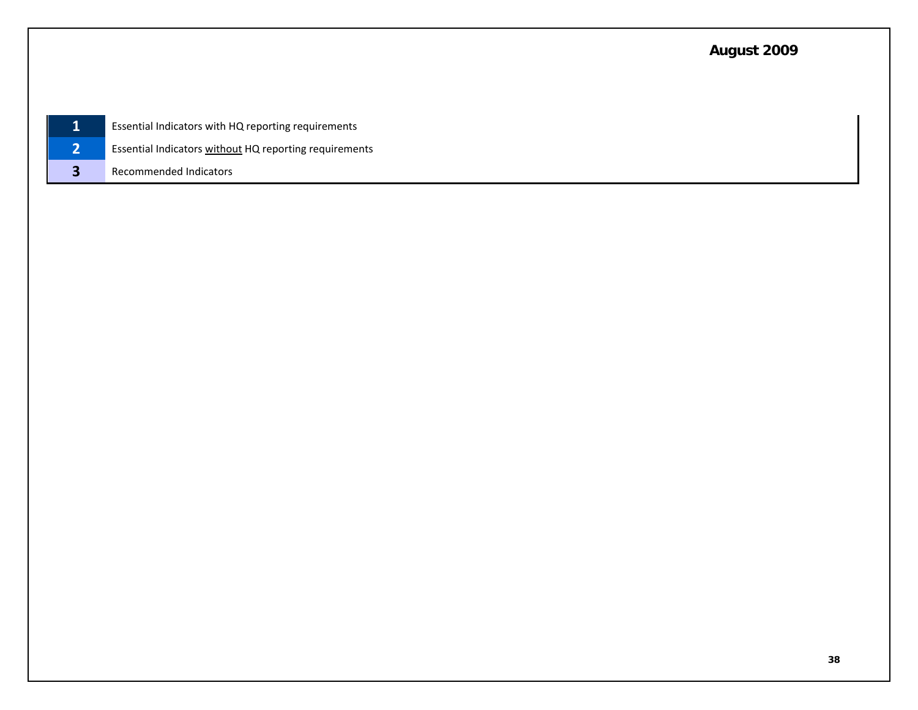| | |
|---|---|
| 1 | Essential Indicators with HQ reporting requirements |
| 2 | Essential Indicators without HQ reporting requirements |
| 3 | Recommended Indicators |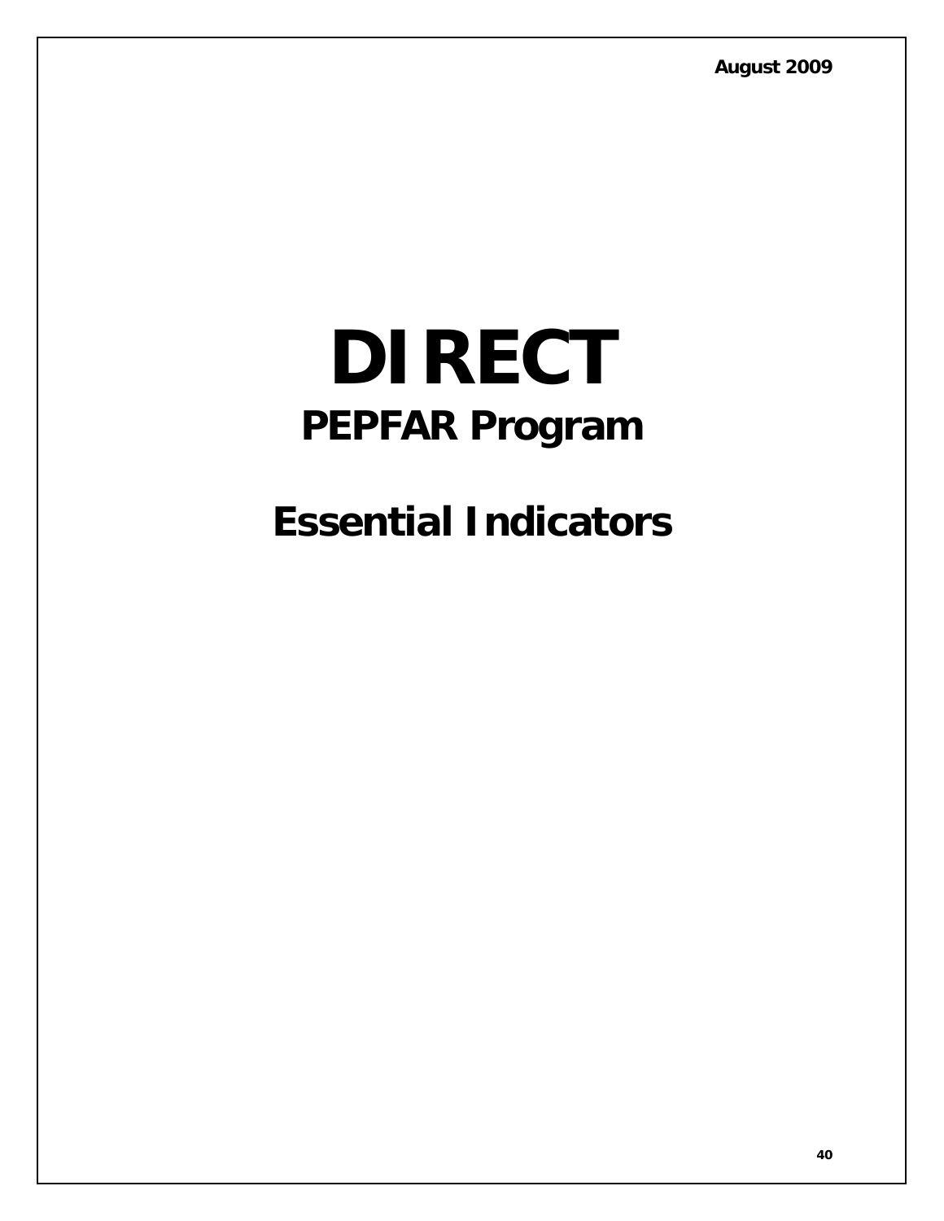August 2009

# DIRECT

## PEPFAR Program

## Essential Indicators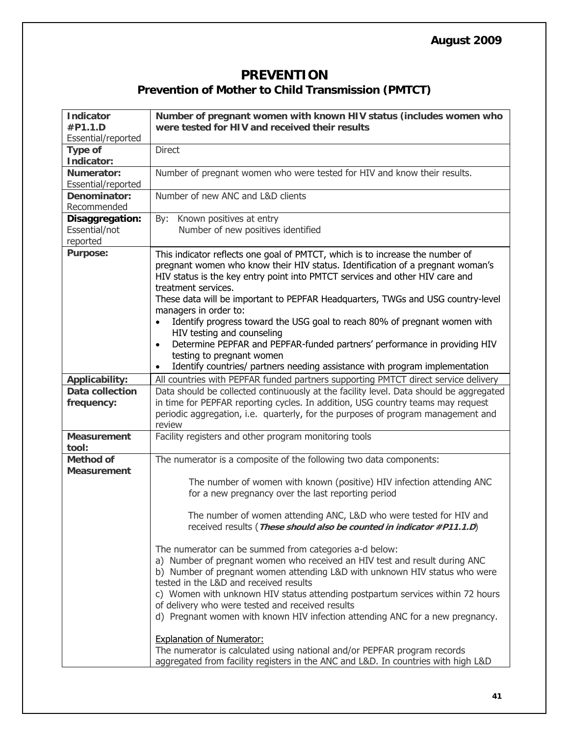# PREVENTION

## Prevention of Mother to Child Transmission (PMTCT)

| | |
|---|---|
| **Indicator #P1.1.D** Essential/reported | **Number of pregnant women with known HIV status (includes women who were tested for HIV and received their results** |
| **Type of Indicator:** | Direct |
| **Numerator:** Essential/reported | Number of pregnant women who were tested for HIV and know their results. |
| **Denominator:** Recommended | Number of new ANC and L&D clients |
| **Disaggregation:** Essential/not reported | By: Known positives at entry<br>Number of new positives identified |
| **Purpose:** | This indicator reflects one goal of PMTCT, which is to increase the number of pregnant women who know their HIV status. Identification of a pregnant woman's HIV status is the key entry point into PMTCT services and other HIV care and treatment services.<br>These data will be important to PEPFAR Headquarters, TWGs and USG country-level managers in order to:<br>• Identify progress toward the USG goal to reach 80% of pregnant women with HIV testing and counseling<br>• Determine PEPFAR and PEPFAR-funded partners' performance in providing HIV testing to pregnant women<br>• Identify countries/ partners needing assistance with program implementation |
| **Applicability:** | All countries with PEPFAR funded partners supporting PMTCT direct service delivery |
| **Data collection frequency:** | Data should be collected continuously at the facility level. Data should be aggregated in time for PEPFAR reporting cycles. In addition, USG country teams may request periodic aggregation, i.e. quarterly, for the purposes of program management and review |
| **Measurement tool:** | Facility registers and other program monitoring tools |
| **Method of Measurement** | The numerator is a composite of the following two data components:<br><br>The number of women with known (positive) HIV infection attending ANC for a new pregnancy over the last reporting period<br><br>The number of women attending ANC, L&D who were tested for HIV and received results (***These should also be counted in indicator #P11.1.D***)<br><br>The numerator can be summed from categories a-d below:<br>a) Number of pregnant women who received an HIV test and result during ANC<br>b) Number of pregnant women attending L&D with unknown HIV status who were tested in the L&D and received results<br>c) Women with unknown HIV status attending postpartum services within 72 hours of delivery who were tested and received results<br>d) Pregnant women with known HIV infection attending ANC for a new pregnancy.<br><br><u>Explanation of Numerator:</u><br>The numerator is calculated using national and/or PEPFAR program records aggregated from facility registers in the ANC and L&D. In countries with high L&D |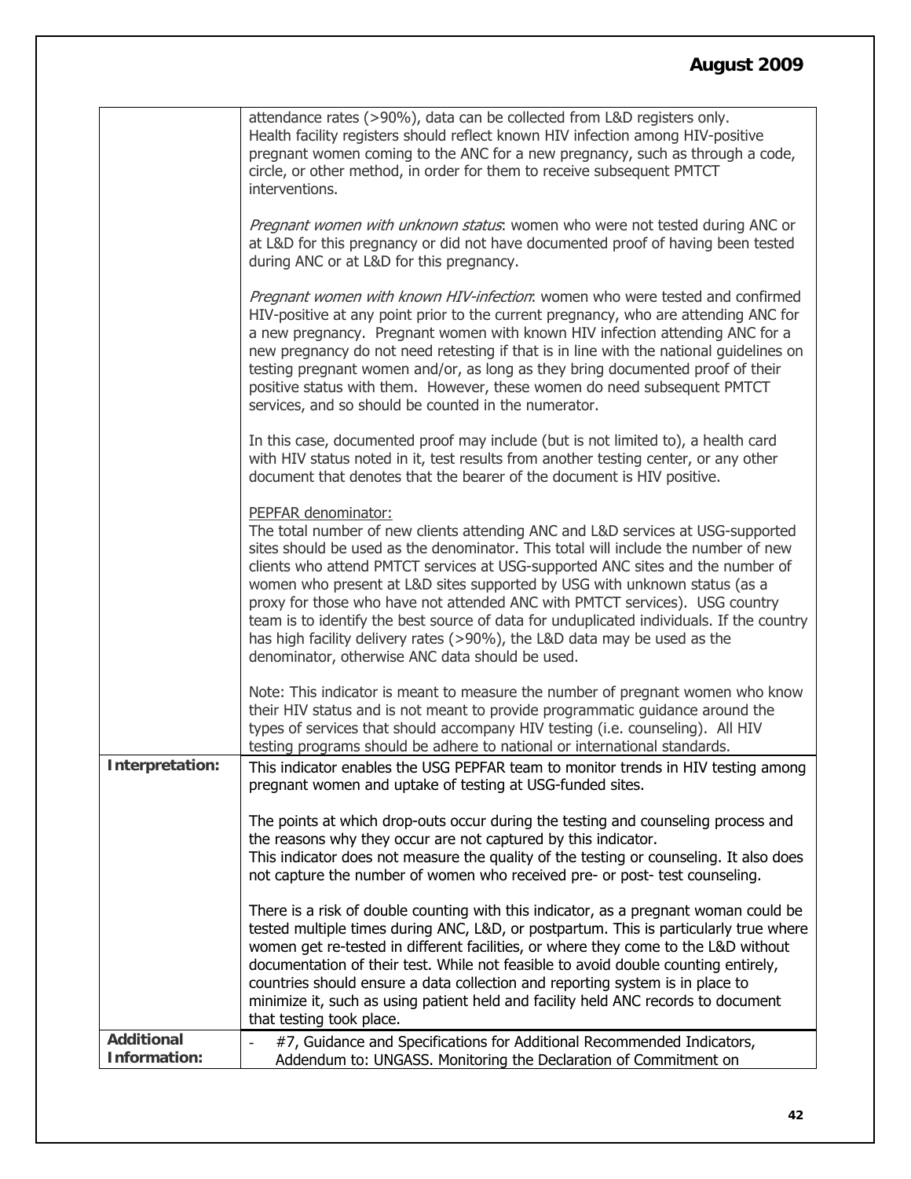| | |
|---|---|
| | attendance rates (>90%), data can be collected from L&D registers only. Health facility registers should reflect known HIV infection among HIV-positive pregnant women coming to the ANC for a new pregnancy, such as through a code, circle, or other method, in order for them to receive subsequent PMTCT interventions.<br><br>*Pregnant women with unknown status*: women who were not tested during ANC or at L&D for this pregnancy or did not have documented proof of having been tested during ANC or at L&D for this pregnancy.<br><br>*Pregnant women with known HIV-infection*: women who were tested and confirmed HIV-positive at any point prior to the current pregnancy, who are attending ANC for a new pregnancy. Pregnant women with known HIV infection attending ANC for a new pregnancy do not need retesting if that is in line with the national guidelines on testing pregnant women and/or, as long as they bring documented proof of their positive status with them. However, these women do need subsequent PMTCT services, and so should be counted in the numerator.<br><br>In this case, documented proof may include (but is not limited to), a health card with HIV status noted in it, test results from another testing center, or any other document that denotes that the bearer of the document is HIV positive.<br><br><u>PEPFAR denominator:</u><br>The total number of new clients attending ANC and L&D services at USG-supported sites should be used as the denominator. This total will include the number of new clients who attend PMTCT services at USG-supported ANC sites and the number of women who present at L&D sites supported by USG with unknown status (as a proxy for those who have not attended ANC with PMTCT services). USG country team is to identify the best source of data for unduplicated individuals. If the country has high facility delivery rates (>90%), the L&D data may be used as the denominator, otherwise ANC data should be used.<br><br>Note: This indicator is meant to measure the number of pregnant women who know their HIV status and is not meant to provide programmatic guidance around the types of services that should accompany HIV testing (i.e. counseling). All HIV testing programs should be adhere to national or international standards. |
| **Interpretation:** | This indicator enables the USG PEPFAR team to monitor trends in HIV testing among pregnant women and uptake of testing at USG-funded sites.<br><br>The points at which drop-outs occur during the testing and counseling process and the reasons why they occur are not captured by this indicator.<br>This indicator does not measure the quality of the testing or counseling. It also does not capture the number of women who received pre- or post- test counseling.<br><br>There is a risk of double counting with this indicator, as a pregnant woman could be tested multiple times during ANC, L&D, or postpartum. This is particularly true where women get re-tested in different facilities, or where they come to the L&D without documentation of their test. While not feasible to avoid double counting entirely, countries should ensure a data collection and reporting system is in place to minimize it, such as using patient held and facility held ANC records to document that testing took place. |
| **Additional Information:** | - #7, Guidance and Specifications for Additional Recommended Indicators, Addendum to: UNGASS. Monitoring the Declaration of Commitment on |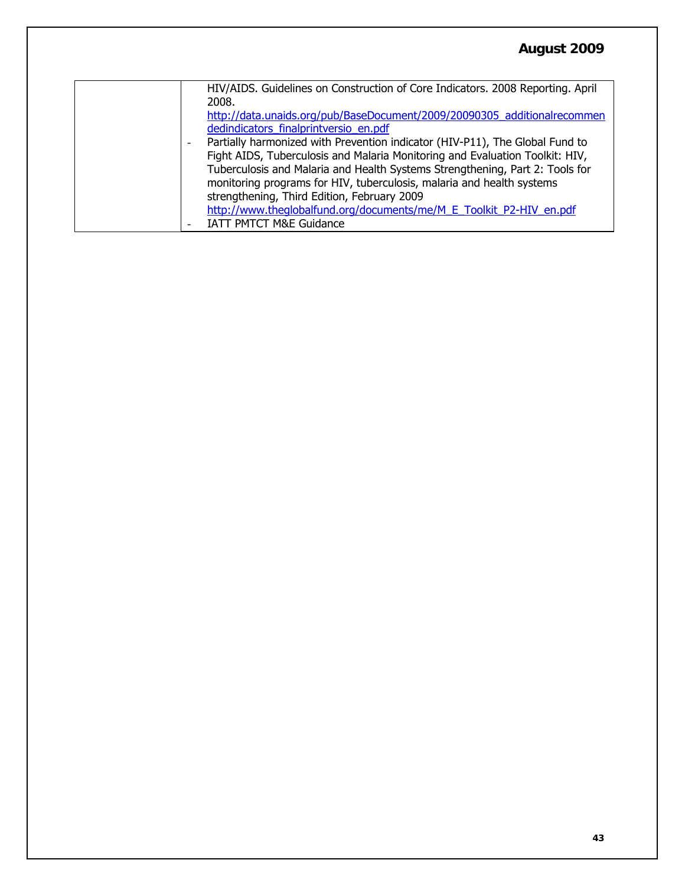| | |
|---|---|
| | HIV/AIDS. Guidelines on Construction of Core Indicators. 2008 Reporting. April 2008. http://data.unaids.org/pub/BaseDocument/2009/20090305_additionalrecommendedindicators_finalprintversio_en.pdf<br>- Partially harmonized with Prevention indicator (HIV-P11), The Global Fund to Fight AIDS, Tuberculosis and Malaria Monitoring and Evaluation Toolkit: HIV, Tuberculosis and Malaria and Health Systems Strengthening, Part 2: Tools for monitoring programs for HIV, tuberculosis, malaria and health systems strengthening, Third Edition, February 2009 http://www.theglobalfund.org/documents/me/M_E_Toolkit_P2-HIV_en.pdf<br>- IATT PMTCT M&E Guidance |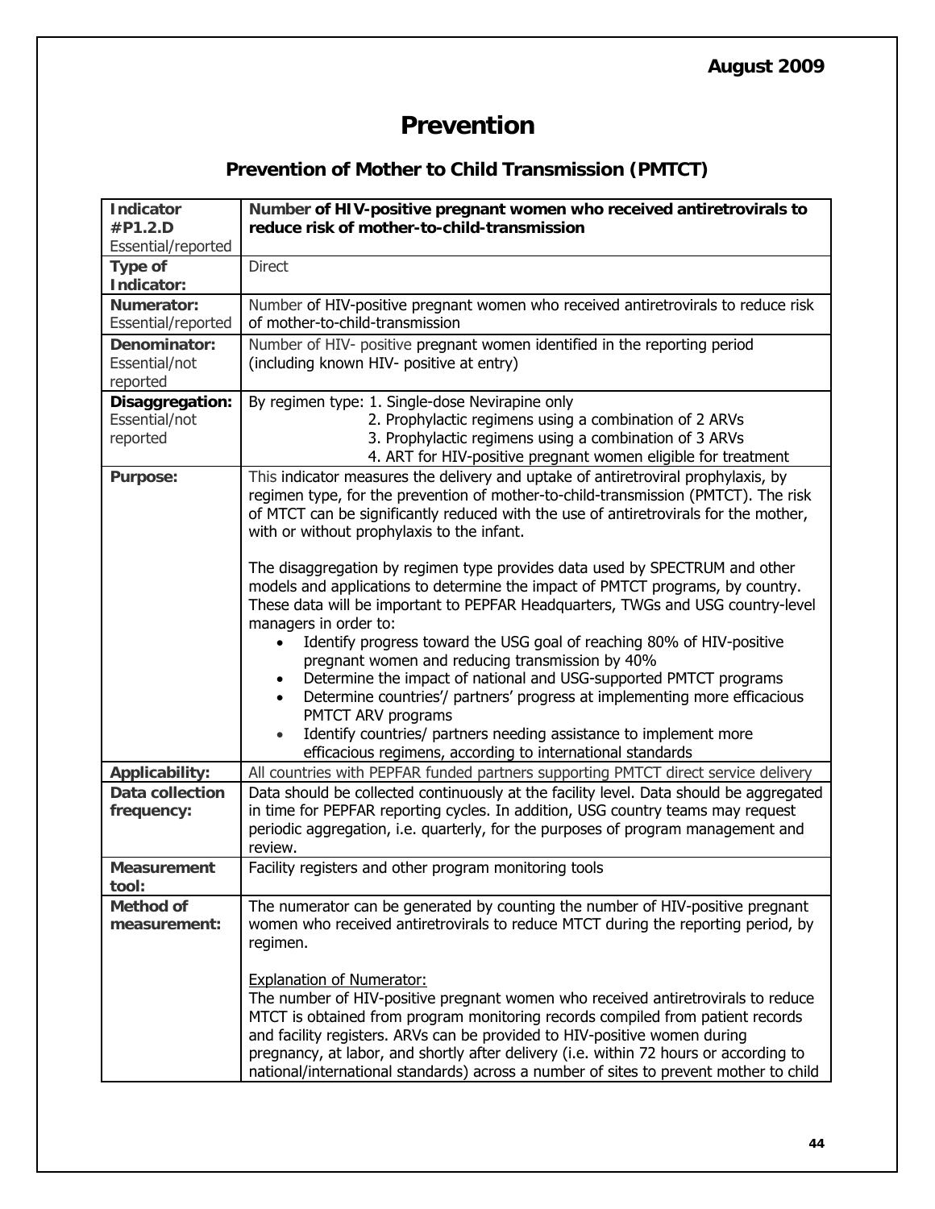# Prevention

## Prevention of Mother to Child Transmission (PMTCT)

| **Indicator #P1.2.D** Essential/reported | **Number of HIV-positive pregnant women who received antiretrovirals to reduce risk of mother-to-child-transmission** |
|---|---|
| **Type of Indicator:** | Direct |
| **Numerator:** Essential/reported | Number of HIV-positive pregnant women who received antiretrovirals to reduce risk of mother-to-child-transmission |
| **Denominator:** Essential/not reported | Number of HIV- positive pregnant women identified in the reporting period (including known HIV- positive at entry) |
| **Disaggregation:** Essential/not reported | By regimen type: 1. Single-dose Nevirapine only<br>2. Prophylactic regimens using a combination of 2 ARVs<br>3. Prophylactic regimens using a combination of 3 ARVs<br>4. ART for HIV-positive pregnant women eligible for treatment |
| **Purpose:** | This indicator measures the delivery and uptake of antiretroviral prophylaxis, by regimen type, for the prevention of mother-to-child-transmission (PMTCT). The risk of MTCT can be significantly reduced with the use of antiretrovirals for the mother, with or without prophylaxis to the infant.<br><br>The disaggregation by regimen type provides data used by SPECTRUM and other models and applications to determine the impact of PMTCT programs, by country. These data will be important to PEPFAR Headquarters, TWGs and USG country-level managers in order to:<br>• Identify progress toward the USG goal of reaching 80% of HIV-positive pregnant women and reducing transmission by 40%<br>• Determine the impact of national and USG-supported PMTCT programs<br>• Determine countries'/ partners' progress at implementing more efficacious PMTCT ARV programs<br>• Identify countries/ partners needing assistance to implement more efficacious regimens, according to international standards |
| **Applicability:** | All countries with PEPFAR funded partners supporting PMTCT direct service delivery |
| **Data collection frequency:** | Data should be collected continuously at the facility level. Data should be aggregated in time for PEPFAR reporting cycles. In addition, USG country teams may request periodic aggregation, i.e. quarterly, for the purposes of program management and review. |
| **Measurement tool:** | Facility registers and other program monitoring tools |
| **Method of measurement:** | The numerator can be generated by counting the number of HIV-positive pregnant women who received antiretrovirals to reduce MTCT during the reporting period, by regimen.<br><br><u>Explanation of Numerator:</u><br>The number of HIV-positive pregnant women who received antiretrovirals to reduce MTCT is obtained from program monitoring records compiled from patient records and facility registers. ARVs can be provided to HIV-positive women during pregnancy, at labor, and shortly after delivery (i.e. within 72 hours or according to national/international standards) across a number of sites to prevent mother to child |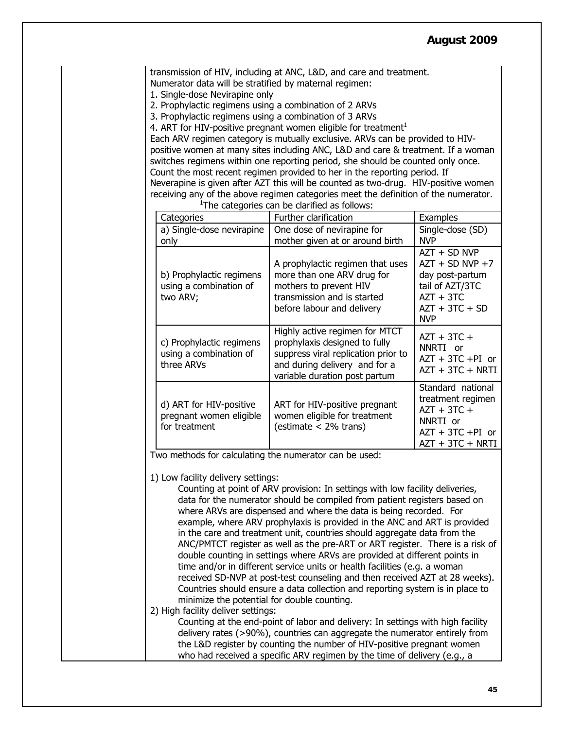transmission of HIV, including at ANC, L&D, and care and treatment.
Numerator data will be stratified by maternal regimen:

1. Single-dose Nevirapine only
2. Prophylactic regimens using a combination of 2 ARVs
3. Prophylactic regimens using a combination of 3 ARVs
4. ART for HIV-positive pregnant women eligible for treatment[1]

Each ARV regimen category is mutually exclusive. ARVs can be provided to HIV-positive women at many sites including ANC, L&D and care & treatment. If a woman switches regimens within one reporting period, she should be counted only once. Count the most recent regimen provided to her in the reporting period. If Neverapine is given after AZT this will be counted as two-drug. HIV-positive women receiving any of the above regimen categories meet the definition of the numerator.

[1]The categories can be clarified as follows:

| Categories | Further clarification | Examples |
|---|---|---|
| a) Single-dose nevirapine only | One dose of nevirapine for mother given at or around birth | Single-dose (SD) NVP |
| b) Prophylactic regimens using a combination of two ARV; | A prophylactic regimen that uses more than one ARV drug for mothers to prevent HIV transmission and is started before labour and delivery | AZT + SD NVP<br>AZT + SD NVP +7 day post-partum tail of AZT/3TC<br>AZT + 3TC<br>AZT + 3TC + SD NVP |
| c) Prophylactic regimens using a combination of three ARVs | Highly active regimen for MTCT prophylaxis designed to fully suppress viral replication prior to and during delivery and for a variable duration post partum | AZT + 3TC + NNRTI or<br>AZT + 3TC +PI or<br>AZT + 3TC + NRTI |
| d) ART for HIV-positive pregnant women eligible for treatment | ART for HIV-positive pregnant women eligible for treatment (estimate < 2% trans) | Standard national treatment regimen<br>AZT + 3TC + NNRTI or<br>AZT + 3TC +PI or<br>AZT + 3TC + NRTI |

Two methods for calculating the numerator can be used:

1) Low facility delivery settings:
Counting at point of ARV provision: In settings with low facility deliveries, data for the numerator should be compiled from patient registers based on where ARVs are dispensed and where the data is being recorded. For example, where ARV prophylaxis is provided in the ANC and ART is provided in the care and treatment unit, countries should aggregate data from the ANC/PMTCT register as well as the pre-ART or ART register. There is a risk of double counting in settings where ARVs are provided at different points in time and/or in different service units or health facilities (e.g. a woman received SD-NVP at post-test counseling and then received AZT at 28 weeks). Countries should ensure a data collection and reporting system is in place to minimize the potential for double counting.

2) High facility deliver settings:
Counting at the end-point of labor and delivery: In settings with high facility delivery rates (>90%), countries can aggregate the numerator entirely from the L&D register by counting the number of HIV-positive pregnant women who had received a specific ARV regimen by the time of delivery (e.g., a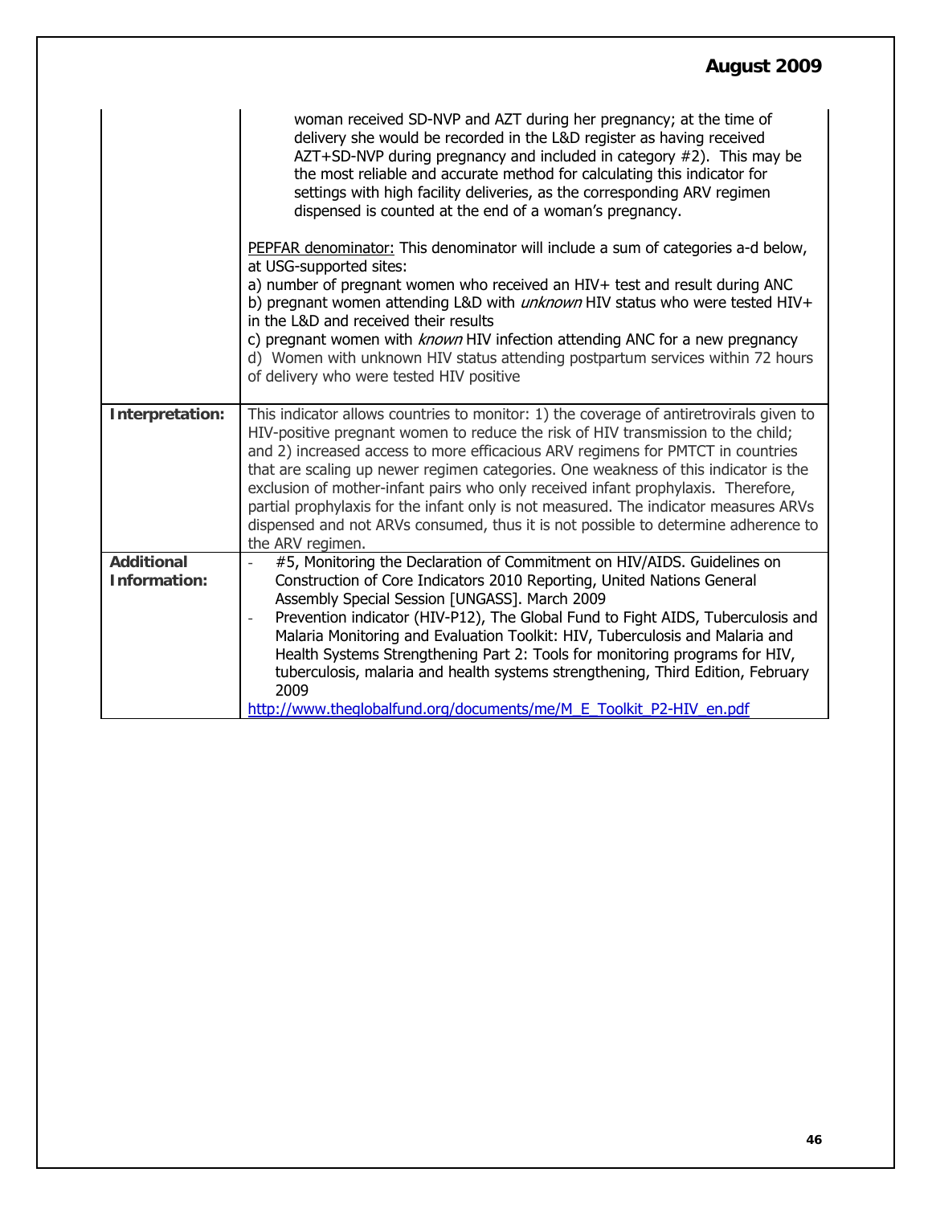| | |
|---|---|
| | woman received SD-NVP and AZT during her pregnancy; at the time of delivery she would be recorded in the L&D register as having received AZT+SD-NVP during pregnancy and included in category #2). This may be the most reliable and accurate method for calculating this indicator for settings with high facility deliveries, as the corresponding ARV regimen dispensed is counted at the end of a woman's pregnancy.<br><br><u>PEPFAR denominator:</u> This denominator will include a sum of categories a-d below, at USG-supported sites:<br>a) number of pregnant women who received an HIV+ test and result during ANC<br>b) pregnant women attending L&D with *unknown* HIV status who were tested HIV+ in the L&D and received their results<br>c) pregnant women with *known* HIV infection attending ANC for a new pregnancy<br>d) Women with unknown HIV status attending postpartum services within 72 hours of delivery who were tested HIV positive |
| **Interpretation:** | This indicator allows countries to monitor: 1) the coverage of antiretrovirals given to HIV-positive pregnant women to reduce the risk of HIV transmission to the child; and 2) increased access to more efficacious ARV regimens for PMTCT in countries that are scaling up newer regimen categories. One weakness of this indicator is the exclusion of mother-infant pairs who only received infant prophylaxis. Therefore, partial prophylaxis for the infant only is not measured. The indicator measures ARVs dispensed and not ARVs consumed, thus it is not possible to determine adherence to the ARV regimen. |
| **Additional Information:** | - #5, Monitoring the Declaration of Commitment on HIV/AIDS. Guidelines on Construction of Core Indicators 2010 Reporting, United Nations General Assembly Special Session [UNGASS]. March 2009<br>- Prevention indicator (HIV-P12), The Global Fund to Fight AIDS, Tuberculosis and Malaria Monitoring and Evaluation Toolkit: HIV, Tuberculosis and Malaria and Health Systems Strengthening Part 2: Tools for monitoring programs for HIV, tuberculosis, malaria and health systems strengthening, Third Edition, February 2009<br>http://www.theglobalfund.org/documents/me/M_E_Toolkit_P2-HIV_en.pdf |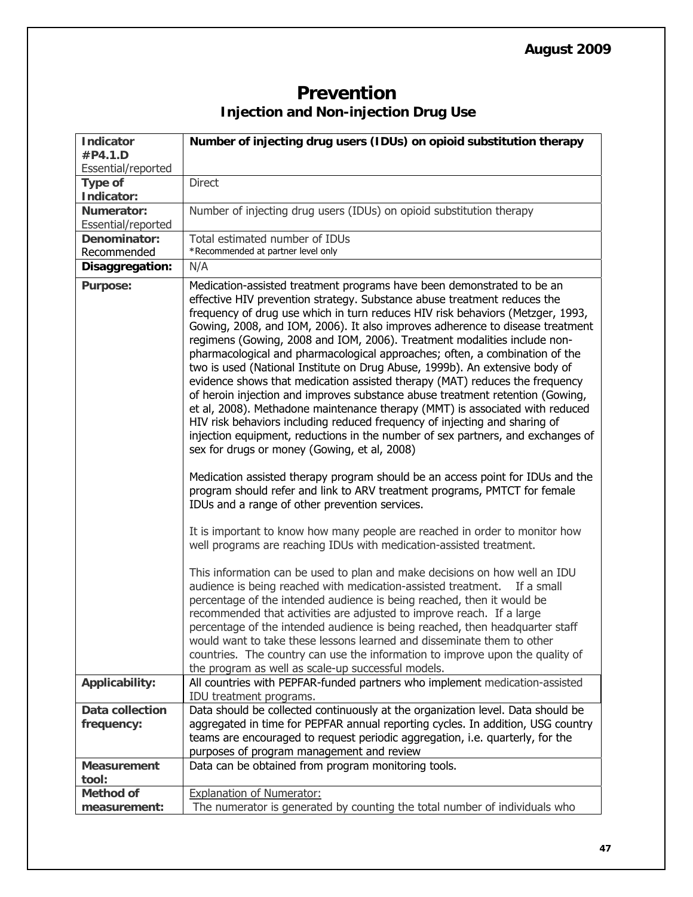# Prevention

## Injection and Non-injection Drug Use

| **Indicator #P4.1.D** Essential/reported | **Number of injecting drug users (IDUs) on opioid substitution therapy** |
|---|---|
| **Type of Indicator:** | Direct |
| **Numerator:** Essential/reported | Number of injecting drug users (IDUs) on opioid substitution therapy |
| **Denominator:** Recommended | Total estimated number of IDUs<br>*Recommended at partner level only |
| **Disaggregation:** | N/A |
| **Purpose:** | Medication-assisted treatment programs have been demonstrated to be an effective HIV prevention strategy. Substance abuse treatment reduces the frequency of drug use which in turn reduces HIV risk behaviors (Metzger, 1993, Gowing, 2008, and IOM, 2006). It also improves adherence to disease treatment regimens (Gowing, 2008 and IOM, 2006). Treatment modalities include non-pharmacological and pharmacological approaches; often, a combination of the two is used (National Institute on Drug Abuse, 1999b). An extensive body of evidence shows that medication assisted therapy (MAT) reduces the frequency of heroin injection and improves substance abuse treatment retention (Gowing, et al, 2008). Methadone maintenance therapy (MMT) is associated with reduced HIV risk behaviors including reduced frequency of injecting and sharing of injection equipment, reductions in the number of sex partners, and exchanges of sex for drugs or money (Gowing, et al, 2008)<br><br>Medication assisted therapy program should be an access point for IDUs and the program should refer and link to ARV treatment programs, PMTCT for female IDUs and a range of other prevention services.<br><br>It is important to know how many people are reached in order to monitor how well programs are reaching IDUs with medication-assisted treatment.<br><br>This information can be used to plan and make decisions on how well an IDU audience is being reached with medication-assisted treatment. If a small percentage of the intended audience is being reached, then it would be recommended that activities are adjusted to improve reach. If a large percentage of the intended audience is being reached, then headquarter staff would want to take these lessons learned and disseminate them to other countries. The country can use the information to improve upon the quality of the program as well as scale-up successful models. |
| **Applicability:** | All countries with PEPFAR-funded partners who implement medication-assisted IDU treatment programs. |
| **Data collection frequency:** | Data should be collected continuously at the organization level. Data should be aggregated in time for PEPFAR annual reporting cycles. In addition, USG country teams are encouraged to request periodic aggregation, i.e. quarterly, for the purposes of program management and review |
| **Measurement tool:** | Data can be obtained from program monitoring tools. |
| **Method of measurement:** | Explanation of Numerator:<br>The numerator is generated by counting the total number of individuals who |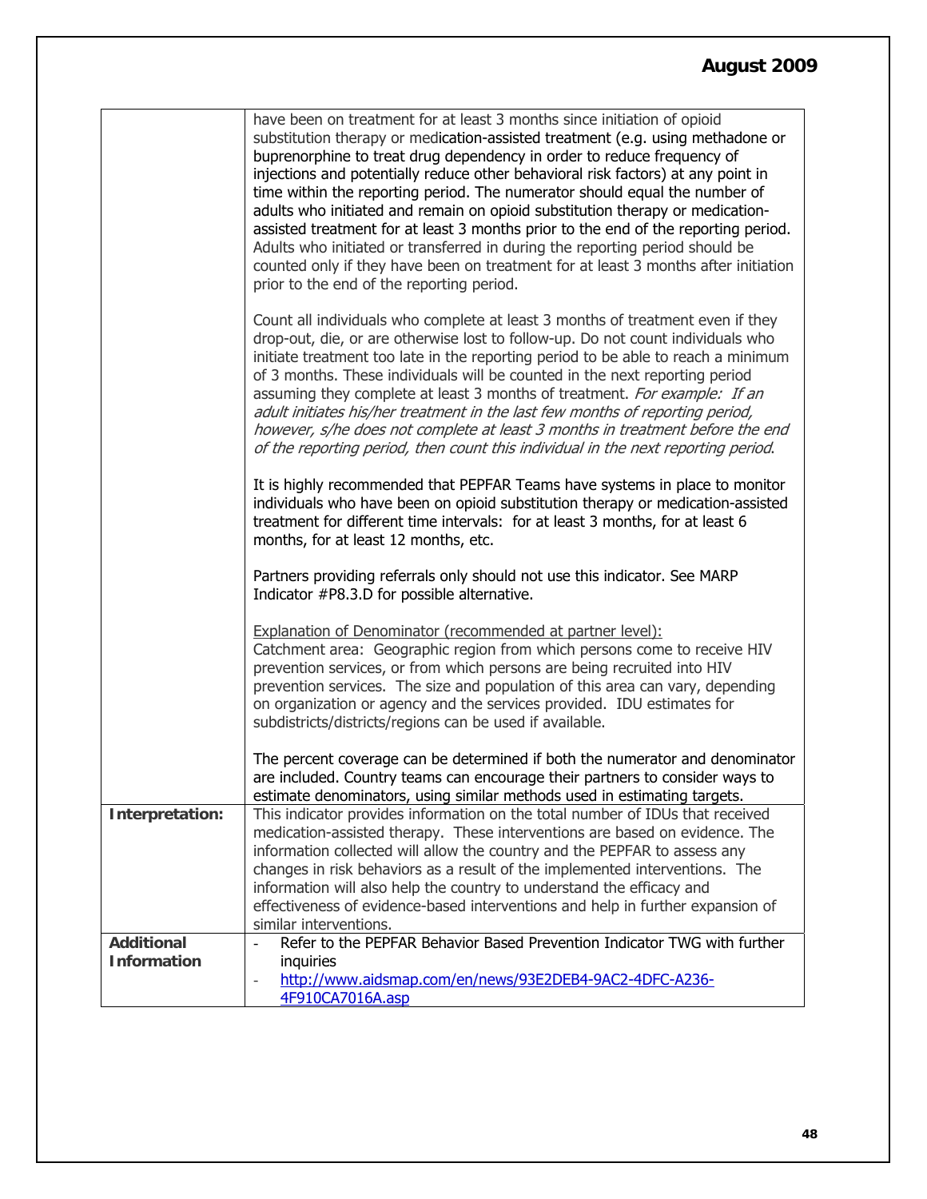| | |
|---|---|
| | have been on treatment for at least 3 months since initiation of opioid substitution therapy or medication-assisted treatment (e.g. using methadone or buprenorphine to treat drug dependency in order to reduce frequency of injections and potentially reduce other behavioral risk factors) at any point in time within the reporting period. The numerator should equal the number of adults who initiated and remain on opioid substitution therapy or medication-assisted treatment for at least 3 months prior to the end of the reporting period. Adults who initiated or transferred in during the reporting period should be counted only if they have been on treatment for at least 3 months after initiation prior to the end of the reporting period.<br><br>Count all individuals who complete at least 3 months of treatment even if they drop-out, die, or are otherwise lost to follow-up. Do not count individuals who initiate treatment too late in the reporting period to be able to reach a minimum of 3 months. These individuals will be counted in the next reporting period assuming they complete at least 3 months of treatment. *For example: If an adult initiates his/her treatment in the last few months of reporting period, however, s/he does not complete at least 3 months in treatment before the end of the reporting period, then count this individual in the next reporting period*.<br><br>It is highly recommended that PEPFAR Teams have systems in place to monitor individuals who have been on opioid substitution therapy or medication-assisted treatment for different time intervals: for at least 3 months, for at least 6 months, for at least 12 months, etc.<br><br>Partners providing referrals only should not use this indicator. See MARP Indicator #P8.3.D for possible alternative.<br><br><u>Explanation of Denominator (recommended at partner level):</u><br>Catchment area: Geographic region from which persons come to receive HIV prevention services, or from which persons are being recruited into HIV prevention services. The size and population of this area can vary, depending on organization or agency and the services provided. IDU estimates for subdistricts/districts/regions can be used if available.<br><br>The percent coverage can be determined if both the numerator and denominator are included. Country teams can encourage their partners to consider ways to estimate denominators, using similar methods used in estimating targets. |
| **Interpretation:** | This indicator provides information on the total number of IDUs that received medication-assisted therapy. These interventions are based on evidence. The information collected will allow the country and the PEPFAR to assess any changes in risk behaviors as a result of the implemented interventions. The information will also help the country to understand the efficacy and effectiveness of evidence-based interventions and help in further expansion of similar interventions. |
| **Additional Information** | - Refer to the PEPFAR Behavior Based Prevention Indicator TWG with further inquiries<br>- http://www.aidsmap.com/en/news/93E2DEB4-9AC2-4DFC-A236-4F910CA7016A.asp |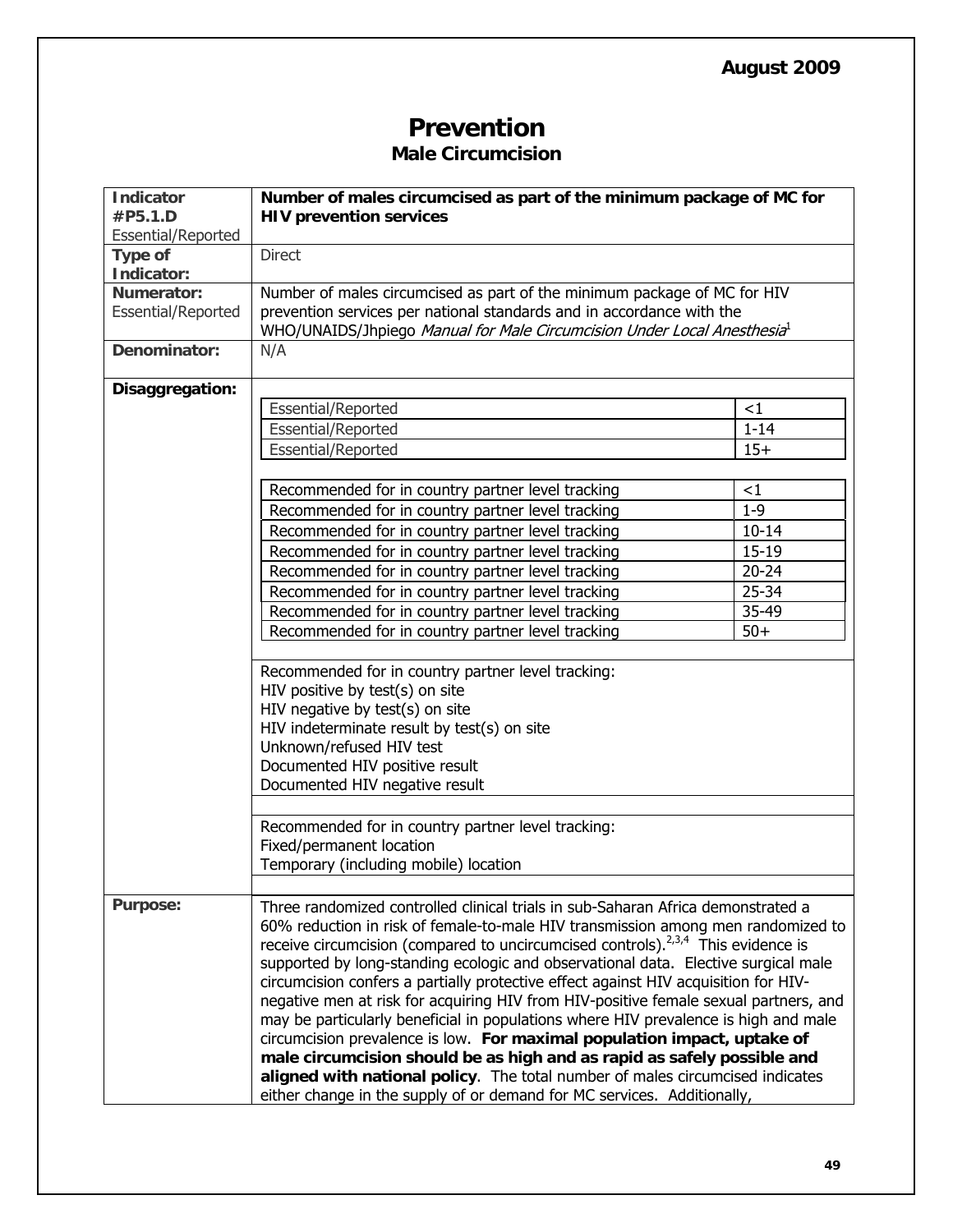August 2009

# Prevention

## Male Circumcision

| | |
|---|---|
| **Indicator #P5.1.D** Essential/Reported | **Number of males circumcised as part of the minimum package of MC for HIV prevention services** |
| **Type of Indicator:** | Direct |
| **Numerator:** Essential/Reported | Number of males circumcised as part of the minimum package of MC for HIV prevention services per national standards and in accordance with the WHO/UNAIDS/Jhpiego *Manual for Male Circumcision Under Local Anesthesia*[1] |
| **Denominator:** | N/A |
| **Disaggregation:** | Essential/Reported: <1; Essential/Reported: 1-14; Essential/Reported: 15+ <br><br> Recommended for in country partner level tracking: <1; Recommended for in country partner level tracking: 1-9; Recommended for in country partner level tracking: 10-14; Recommended for in country partner level tracking: 15-19; Recommended for in country partner level tracking: 20-24; Recommended for in country partner level tracking: 25-34; Recommended for in country partner level tracking: 35-49; Recommended for in country partner level tracking: 50+ <br><br> Recommended for in country partner level tracking: HIV positive by test(s) on site; HIV negative by test(s) on site; HIV indeterminate result by test(s) on site; Unknown/refused HIV test; Documented HIV positive result; Documented HIV negative result <br><br> Recommended for in country partner level tracking: Fixed/permanent location; Temporary (including mobile) location |
| **Purpose:** | Three randomized controlled clinical trials in sub-Saharan Africa demonstrated a 60% reduction in risk of female-to-male HIV transmission among men randomized to receive circumcision (compared to uncircumcised controls).[2,3,4] This evidence is supported by long-standing ecologic and observational data. Elective surgical male circumcision confers a partially protective effect against HIV acquisition for HIV-negative men at risk for acquiring HIV from HIV-positive female sexual partners, and may be particularly beneficial in populations where HIV prevalence is high and male circumcision prevalence is low. **For maximal population impact, uptake of male circumcision should be as high and as rapid as safely possible and aligned with national policy**. The total number of males circumcised indicates either change in the supply of or demand for MC services. Additionally, |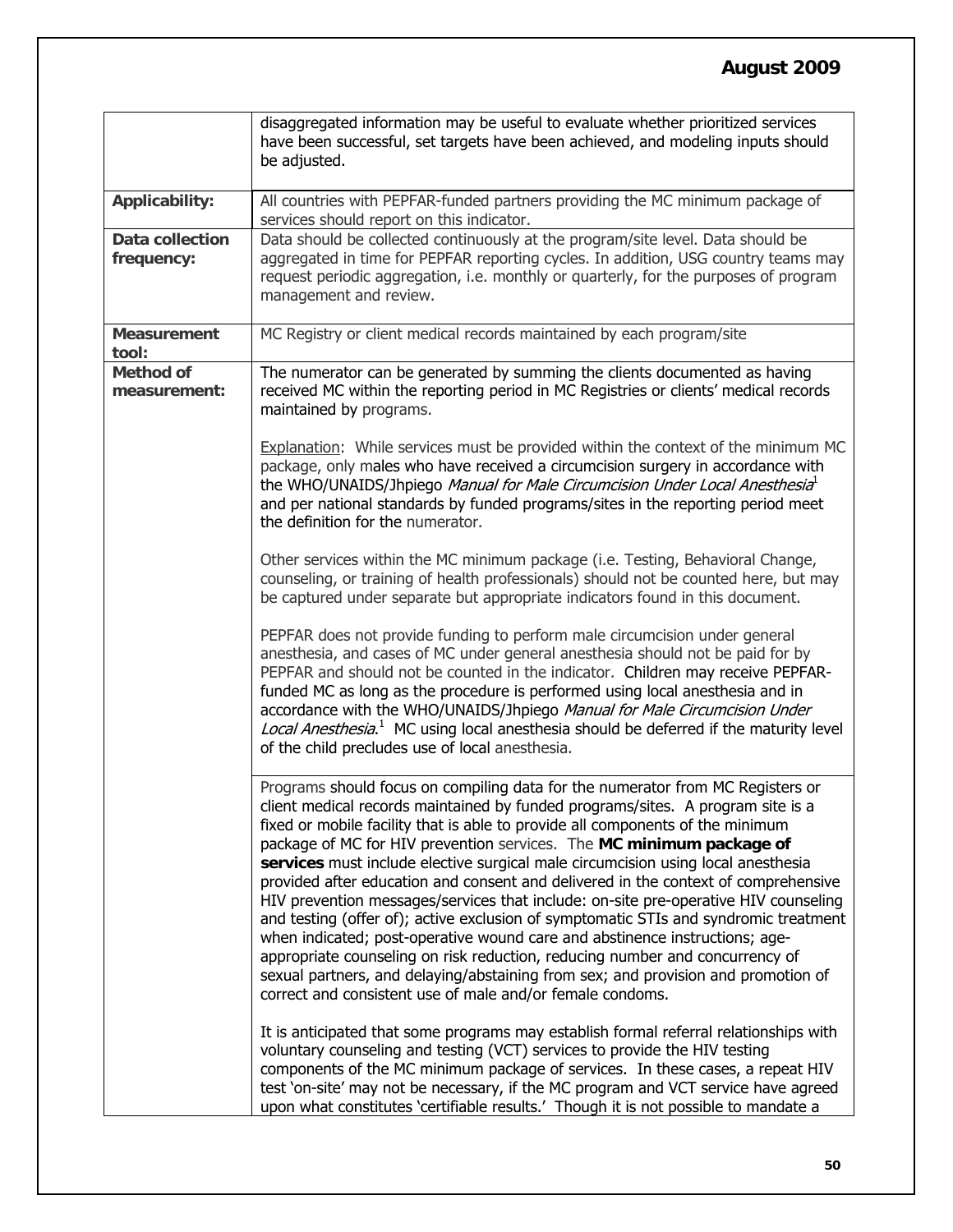| | |
|---|---|
| | disaggregated information may be useful to evaluate whether prioritized services have been successful, set targets have been achieved, and modeling inputs should be adjusted. |
| **Applicability:** | All countries with PEPFAR-funded partners providing the MC minimum package of services should report on this indicator. |
| **Data collection frequency:** | Data should be collected continuously at the program/site level. Data should be aggregated in time for PEPFAR reporting cycles. In addition, USG country teams may request periodic aggregation, i.e. monthly or quarterly, for the purposes of program management and review. |
| **Measurement tool:** | MC Registry or client medical records maintained by each program/site |
| **Method of measurement:** | The numerator can be generated by summing the clients documented as having received MC within the reporting period in MC Registries or clients' medical records maintained by programs.<br><br>Explanation: While services must be provided within the context of the minimum MC package, only males who have received a circumcision surgery in accordance with the WHO/UNAIDS/Jhpiego *Manual for Male Circumcision Under Local Anesthesia*[1] and per national standards by funded programs/sites in the reporting period meet the definition for the numerator.<br><br>Other services within the MC minimum package (i.e. Testing, Behavioral Change, counseling, or training of health professionals) should not be counted here, but may be captured under separate but appropriate indicators found in this document.<br><br>PEPFAR does not provide funding to perform male circumcision under general anesthesia, and cases of MC under general anesthesia should not be paid for by PEPFAR and should not be counted in the indicator. Children may receive PEPFAR-funded MC as long as the procedure is performed using local anesthesia and in accordance with the WHO/UNAIDS/Jhpiego *Manual for Male Circumcision Under Local Anesthesia*.[1] MC using local anesthesia should be deferred if the maturity level of the child precludes use of local anesthesia. |
| | Programs should focus on compiling data for the numerator from MC Registers or client medical records maintained by funded programs/sites. A program site is a fixed or mobile facility that is able to provide all components of the minimum package of MC for HIV prevention services. The **MC minimum package of services** must include elective surgical male circumcision using local anesthesia provided after education and consent and delivered in the context of comprehensive HIV prevention messages/services that include: on-site pre-operative HIV counseling and testing (offer of); active exclusion of symptomatic STIs and syndromic treatment when indicated; post-operative wound care and abstinence instructions; age-appropriate counseling on risk reduction, reducing number and concurrency of sexual partners, and delaying/abstaining from sex; and provision and promotion of correct and consistent use of male and/or female condoms.<br><br>It is anticipated that some programs may establish formal referral relationships with voluntary counseling and testing (VCT) services to provide the HIV testing components of the MC minimum package of services. In these cases, a repeat HIV test 'on-site' may not be necessary, if the MC program and VCT service have agreed upon what constitutes 'certifiable results.' Though it is not possible to mandate a |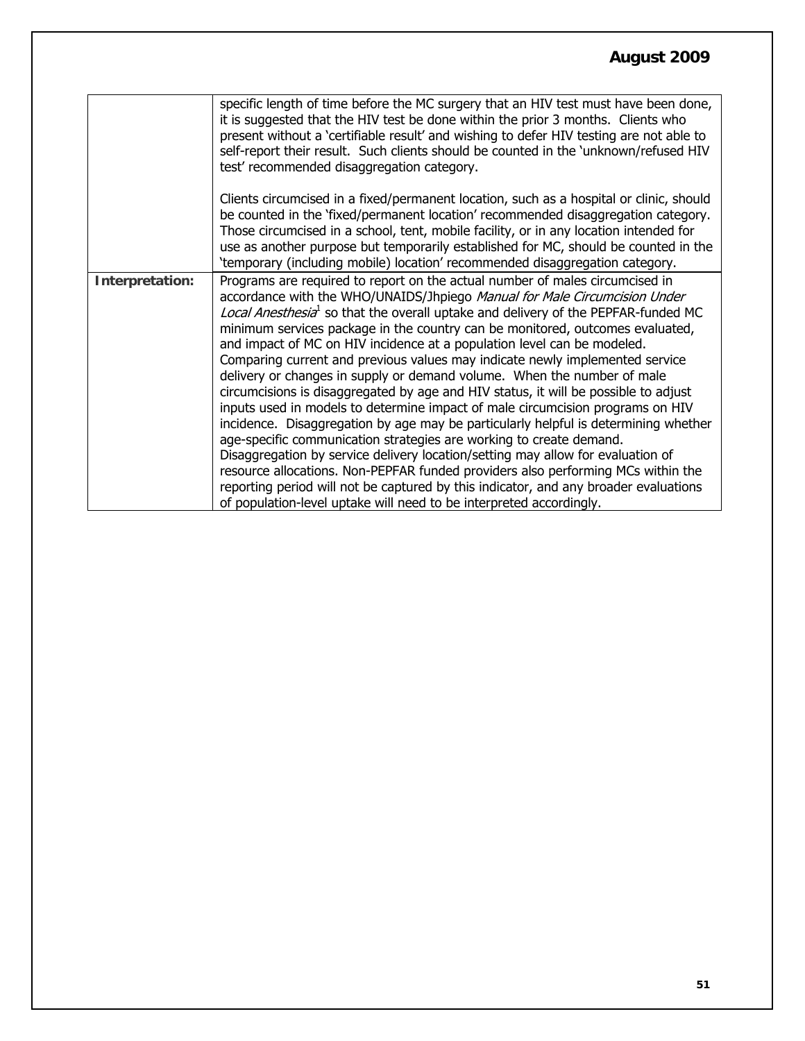| | |
|---|---|
| | specific length of time before the MC surgery that an HIV test must have been done, it is suggested that the HIV test be done within the prior 3 months. Clients who present without a 'certifiable result' and wishing to defer HIV testing are not able to self-report their result. Such clients should be counted in the 'unknown/refused HIV test' recommended disaggregation category.<br><br>Clients circumcised in a fixed/permanent location, such as a hospital or clinic, should be counted in the 'fixed/permanent location' recommended disaggregation category. Those circumcised in a school, tent, mobile facility, or in any location intended for use as another purpose but temporarily established for MC, should be counted in the 'temporary (including mobile) location' recommended disaggregation category. |
| **Interpretation:** | Programs are required to report on the actual number of males circumcised in accordance with the WHO/UNAIDS/Jhpiego *Manual for Male Circumcision Under Local Anesthesia*[1] so that the overall uptake and delivery of the PEPFAR-funded MC minimum services package in the country can be monitored, outcomes evaluated, and impact of MC on HIV incidence at a population level can be modeled. Comparing current and previous values may indicate newly implemented service delivery or changes in supply or demand volume. When the number of male circumcisions is disaggregated by age and HIV status, it will be possible to adjust inputs used in models to determine impact of male circumcision programs on HIV incidence. Disaggregation by age may be particularly helpful is determining whether age-specific communication strategies are working to create demand. Disaggregation by service delivery location/setting may allow for evaluation of resource allocations. Non-PEPFAR funded providers also performing MCs within the reporting period will not be captured by this indicator, and any broader evaluations of population-level uptake will need to be interpreted accordingly. |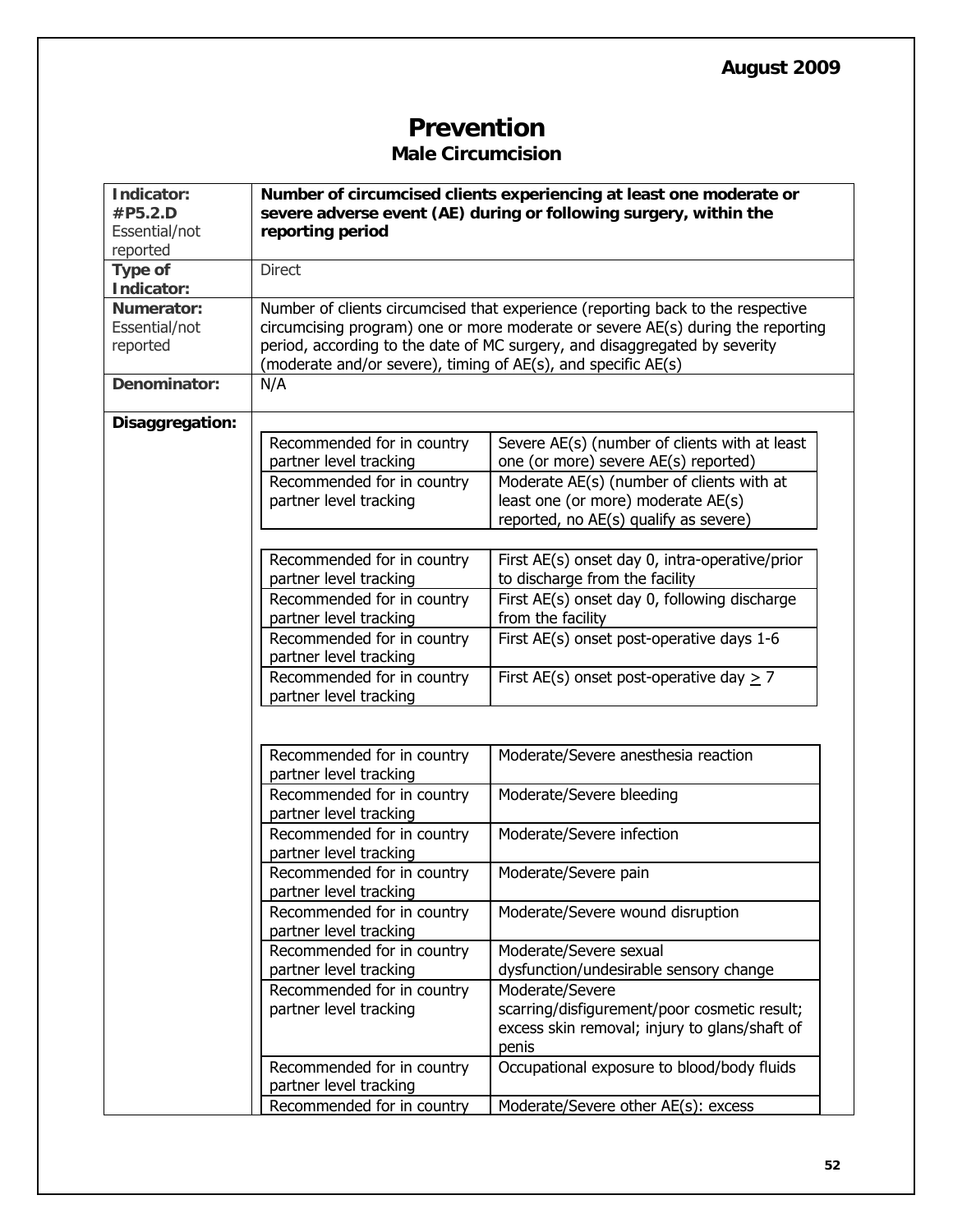# Prevention

## Male Circumcision

| | |
|---|---|
| **Indicator: #P5.2.D** Essential/not reported | **Number of circumcised clients experiencing at least one moderate or severe adverse event (AE) during or following surgery, within the reporting period** |
| **Type of Indicator:** | Direct |
| **Numerator:** Essential/not reported | Number of clients circumcised that experience (reporting back to the respective circumcising program) one or more moderate or severe AE(s) during the reporting period, according to the date of MC surgery, and disaggregated by severity (moderate and/or severe), timing of AE(s), and specific AE(s) |
| **Denominator:** | N/A |
| **Disaggregation:** | |

| | |
|---|---|
| Recommended for in country partner level tracking | Severe AE(s) (number of clients with at least one (or more) severe AE(s) reported) |
| Recommended for in country partner level tracking | Moderate AE(s) (number of clients with at least one (or more) moderate AE(s) reported, no AE(s) qualify as severe) |

| | |
|---|---|
| Recommended for in country partner level tracking | First AE(s) onset day 0, intra-operative/prior to discharge from the facility |
| Recommended for in country partner level tracking | First AE(s) onset day 0, following discharge from the facility |
| Recommended for in country partner level tracking | First AE(s) onset post-operative days 1-6 |
| Recommended for in country partner level tracking | First AE(s) onset post-operative day $\geq 7$ |

| | |
|---|---|
| Recommended for in country partner level tracking | Moderate/Severe anesthesia reaction |
| Recommended for in country partner level tracking | Moderate/Severe bleeding |
| Recommended for in country partner level tracking | Moderate/Severe infection |
| Recommended for in country partner level tracking | Moderate/Severe pain |
| Recommended for in country partner level tracking | Moderate/Severe wound disruption |
| Recommended for in country partner level tracking | Moderate/Severe sexual dysfunction/undesirable sensory change |
| Recommended for in country partner level tracking | Moderate/Severe scarring/disfigurement/poor cosmetic result; excess skin removal; injury to glans/shaft of penis |
| Recommended for in country partner level tracking | Occupational exposure to blood/body fluids |
| Recommended for in country | Moderate/Severe other AE(s): excess |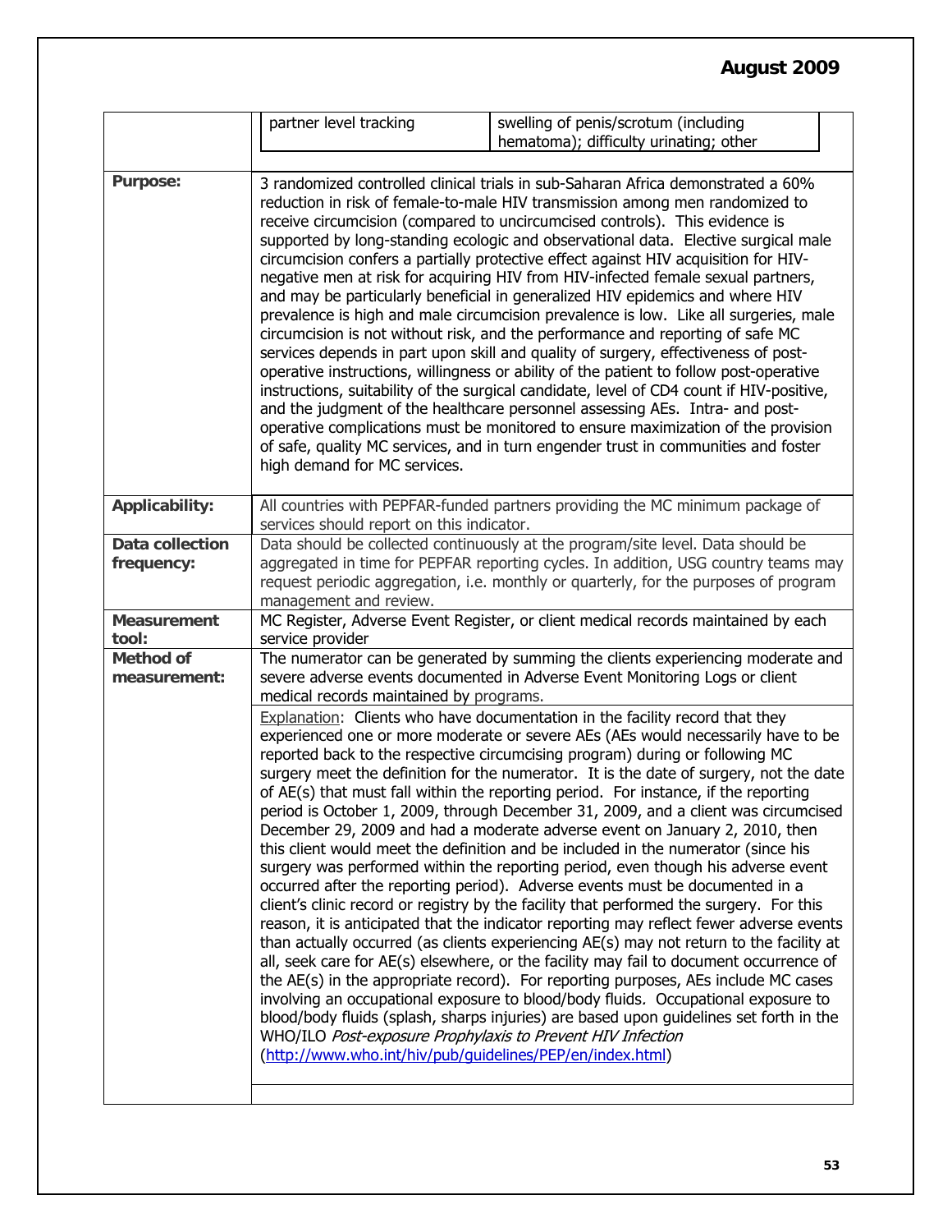|  |  |  |
|---|---|---|
|  | partner level tracking | swelling of penis/scrotum (including hematoma); difficulty urinating; other |

| | |
|---|---|
| **Purpose:** | 3 randomized controlled clinical trials in sub-Saharan Africa demonstrated a 60% reduction in risk of female-to-male HIV transmission among men randomized to receive circumcision (compared to uncircumcised controls). This evidence is supported by long-standing ecologic and observational data. Elective surgical male circumcision confers a partially protective effect against HIV acquisition for HIV-negative men at risk for acquiring HIV from HIV-infected female sexual partners, and may be particularly beneficial in generalized HIV epidemics and where HIV prevalence is high and male circumcision prevalence is low. Like all surgeries, male circumcision is not without risk, and the performance and reporting of safe MC services depends in part upon skill and quality of surgery, effectiveness of post-operative instructions, willingness or ability of the patient to follow post-operative instructions, suitability of the surgical candidate, level of CD4 count if HIV-positive, and the judgment of the healthcare personnel assessing AEs. Intra- and post-operative complications must be monitored to ensure maximization of the provision of safe, quality MC services, and in turn engender trust in communities and foster high demand for MC services. |
| **Applicability:** | All countries with PEPFAR-funded partners providing the MC minimum package of services should report on this indicator. |
| **Data collection frequency:** | Data should be collected continuously at the program/site level. Data should be aggregated in time for PEPFAR reporting cycles. In addition, USG country teams may request periodic aggregation, i.e. monthly or quarterly, for the purposes of program management and review. |
| **Measurement tool:** | MC Register, Adverse Event Register, or client medical records maintained by each service provider |
| **Method of measurement:** | The numerator can be generated by summing the clients experiencing moderate and severe adverse events documented in Adverse Event Monitoring Logs or client medical records maintained by programs. |
|  | Explanation: Clients who have documentation in the facility record that they experienced one or more moderate or severe AEs (AEs would necessarily have to be reported back to the respective circumcising program) during or following MC surgery meet the definition for the numerator. It is the date of surgery, not the date of AE(s) that must fall within the reporting period. For instance, if the reporting period is October 1, 2009, through December 31, 2009, and a client was circumcised December 29, 2009 and had a moderate adverse event on January 2, 2010, then this client would meet the definition and be included in the numerator (since his surgery was performed within the reporting period, even though his adverse event occurred after the reporting period). Adverse events must be documented in a client's clinic record or registry by the facility that performed the surgery. For this reason, it is anticipated that the indicator reporting may reflect fewer adverse events than actually occurred (as clients experiencing AE(s) may not return to the facility at all, seek care for AE(s) elsewhere, or the facility may fail to document occurrence of the AE(s) in the appropriate record). For reporting purposes, AEs include MC cases involving an occupational exposure to blood/body fluids. Occupational exposure to blood/body fluids (splash, sharps injuries) are based upon guidelines set forth in the WHO/ILO *Post-exposure Prophylaxis to Prevent HIV Infection* (http://www.who.int/hiv/pub/guidelines/PEP/en/index.html) |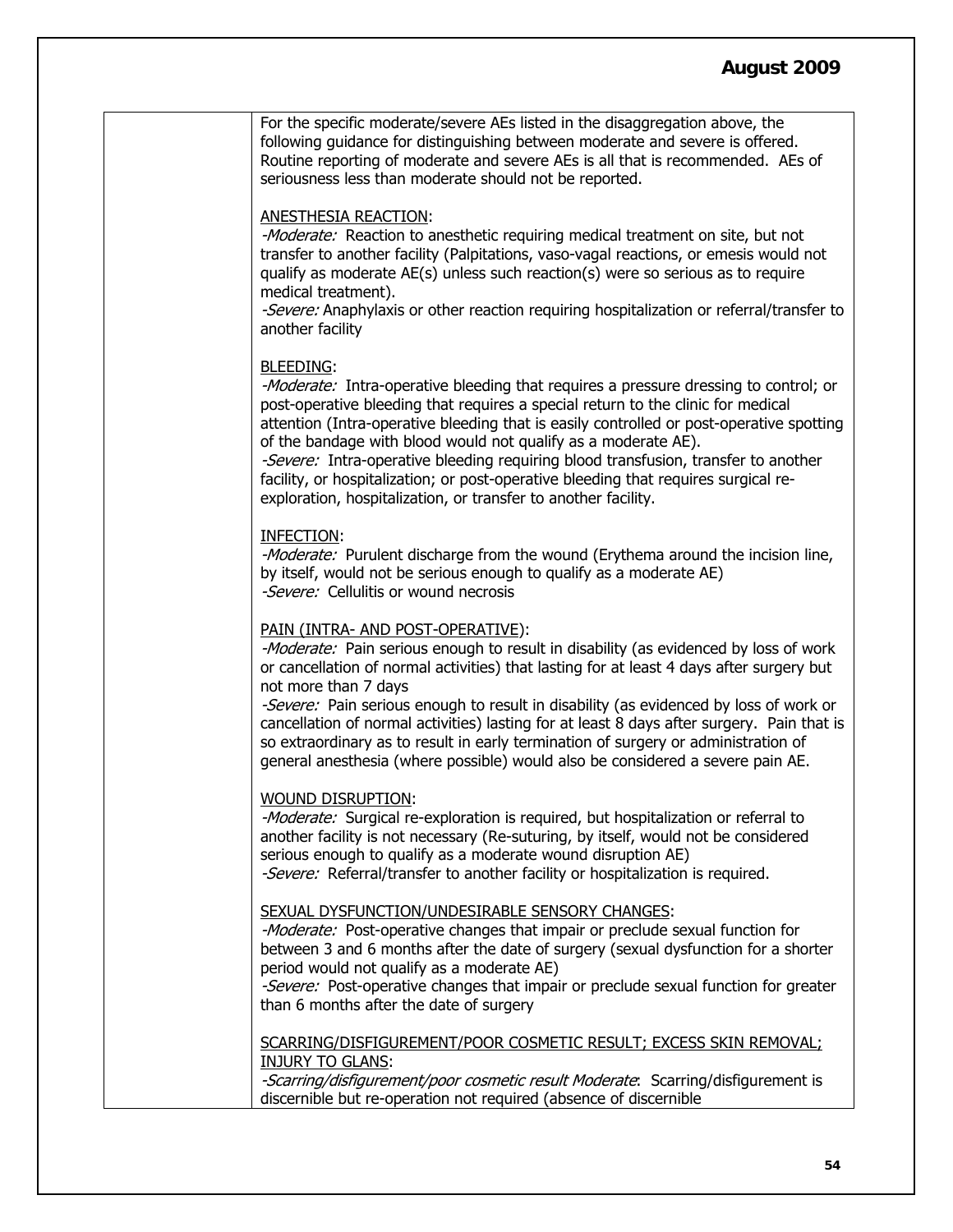For the specific moderate/severe AEs listed in the disaggregation above, the following guidance for distinguishing between moderate and severe is offered. Routine reporting of moderate and severe AEs is all that is recommended. AEs of seriousness less than moderate should not be reported.

ANESTHESIA REACTION:
*-Moderate:* Reaction to anesthetic requiring medical treatment on site, but not transfer to another facility (Palpitations, vaso-vagal reactions, or emesis would not qualify as moderate AE(s) unless such reaction(s) were so serious as to require medical treatment).
*-Severe:* Anaphylaxis or other reaction requiring hospitalization or referral/transfer to another facility

BLEEDING:
*-Moderate:* Intra-operative bleeding that requires a pressure dressing to control; or post-operative bleeding that requires a special return to the clinic for medical attention (Intra-operative bleeding that is easily controlled or post-operative spotting of the bandage with blood would not qualify as a moderate AE).
*-Severe:* Intra-operative bleeding requiring blood transfusion, transfer to another facility, or hospitalization; or post-operative bleeding that requires surgical re-exploration, hospitalization, or transfer to another facility.

INFECTION:
*-Moderate:* Purulent discharge from the wound (Erythema around the incision line, by itself, would not be serious enough to qualify as a moderate AE)
*-Severe:* Cellulitis or wound necrosis

PAIN (INTRA- AND POST-OPERATIVE):
*-Moderate:* Pain serious enough to result in disability (as evidenced by loss of work or cancellation of normal activities) that lasting for at least 4 days after surgery but not more than 7 days
*-Severe:* Pain serious enough to result in disability (as evidenced by loss of work or cancellation of normal activities) lasting for at least 8 days after surgery. Pain that is so extraordinary as to result in early termination of surgery or administration of general anesthesia (where possible) would also be considered a severe pain AE.

WOUND DISRUPTION:
*-Moderate:* Surgical re-exploration is required, but hospitalization or referral to another facility is not necessary (Re-suturing, by itself, would not be considered serious enough to qualify as a moderate wound disruption AE)
*-Severe:* Referral/transfer to another facility or hospitalization is required.

SEXUAL DYSFUNCTION/UNDESIRABLE SENSORY CHANGES:
*-Moderate:* Post-operative changes that impair or preclude sexual function for between 3 and 6 months after the date of surgery (sexual dysfunction for a shorter period would not qualify as a moderate AE)
*-Severe:* Post-operative changes that impair or preclude sexual function for greater than 6 months after the date of surgery

SCARRING/DISFIGUREMENT/POOR COSMETIC RESULT; EXCESS SKIN REMOVAL; INJURY TO GLANS:
*-Scarring/disfigurement/poor cosmetic result Moderate*: Scarring/disfigurement is discernible but re-operation not required (absence of discernible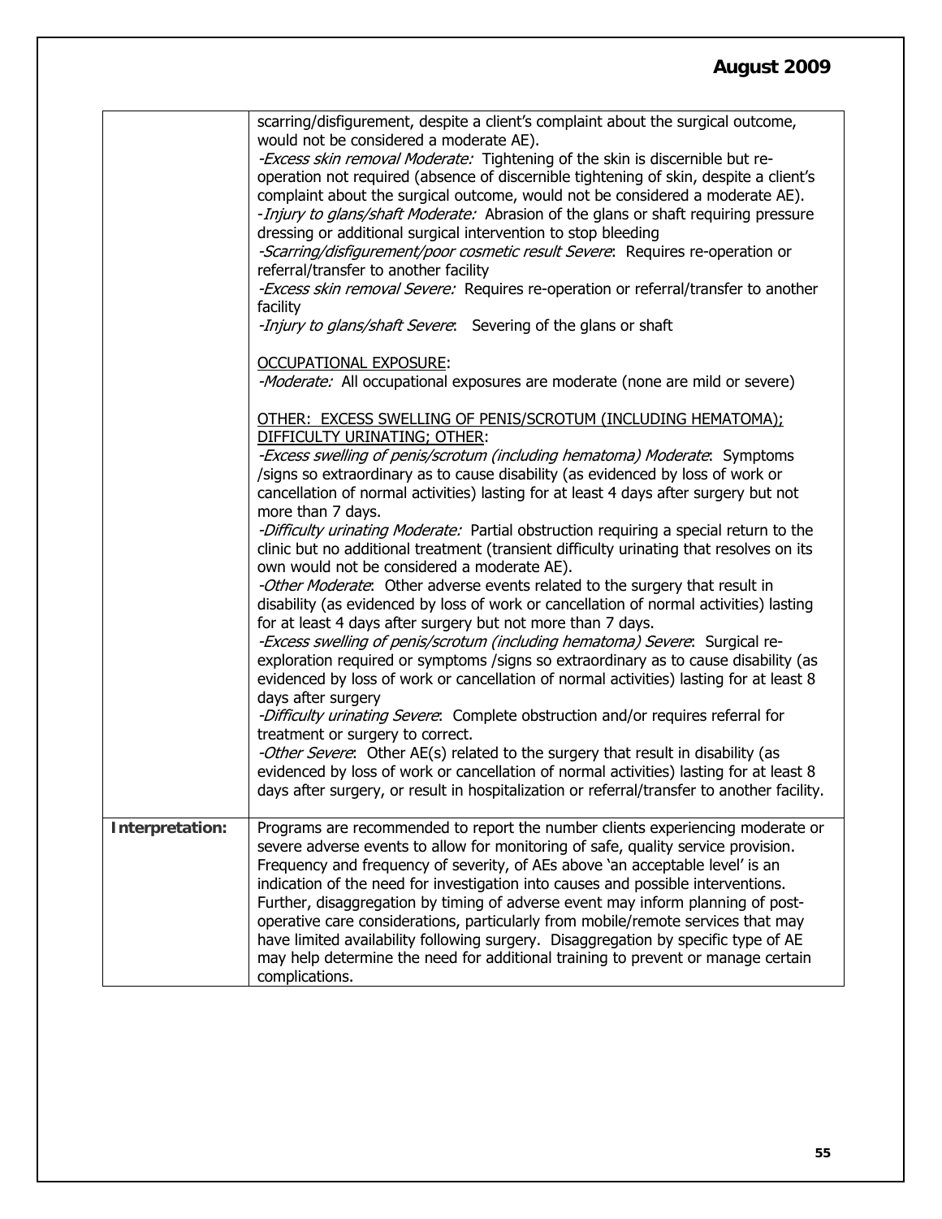| | |
|---|---|
| | scarring/disfigurement, despite a client's complaint about the surgical outcome, would not be considered a moderate AE).<br>-*Excess skin removal Moderate:* Tightening of the skin is discernible but re-operation not required (absence of discernible tightening of skin, despite a client's complaint about the surgical outcome, would not be considered a moderate AE).<br>-*Injury to glans/shaft Moderate:* Abrasion of the glans or shaft requiring pressure dressing or additional surgical intervention to stop bleeding<br>-*Scarring/disfigurement/poor cosmetic result Severe*: Requires re-operation or referral/transfer to another facility<br>-*Excess skin removal Severe:* Requires re-operation or referral/transfer to another facility<br>-*Injury to glans/shaft Severe*: Severing of the glans or shaft<br><br><u>OCCUPATIONAL EXPOSURE</u>:<br>-*Moderate:* All occupational exposures are moderate (none are mild or severe)<br><br><u>OTHER: EXCESS SWELLING OF PENIS/SCROTUM (INCLUDING HEMATOMA); DIFFICULTY URINATING; OTHER</u>:<br>-*Excess swelling of penis/scrotum (including hematoma) Moderate*: Symptoms /signs so extraordinary as to cause disability (as evidenced by loss of work or cancellation of normal activities) lasting for at least 4 days after surgery but not more than 7 days.<br>-*Difficulty urinating Moderate:* Partial obstruction requiring a special return to the clinic but no additional treatment (transient difficulty urinating that resolves on its own would not be considered a moderate AE).<br>-*Other Moderate*: Other adverse events related to the surgery that result in disability (as evidenced by loss of work or cancellation of normal activities) lasting for at least 4 days after surgery but not more than 7 days.<br>-*Excess swelling of penis/scrotum (including hematoma) Severe*: Surgical re-exploration required or symptoms /signs so extraordinary as to cause disability (as evidenced by loss of work or cancellation of normal activities) lasting for at least 8 days after surgery<br>-*Difficulty urinating Severe*: Complete obstruction and/or requires referral for treatment or surgery to correct.<br>-*Other Severe*: Other AE(s) related to the surgery that result in disability (as evidenced by loss of work or cancellation of normal activities) lasting for at least 8 days after surgery, or result in hospitalization or referral/transfer to another facility. |
| **Interpretation:** | Programs are recommended to report the number clients experiencing moderate or severe adverse events to allow for monitoring of safe, quality service provision. Frequency and frequency of severity, of AEs above 'an acceptable level' is an indication of the need for investigation into causes and possible interventions. Further, disaggregation by timing of adverse event may inform planning of post-operative care considerations, particularly from mobile/remote services that may have limited availability following surgery. Disaggregation by specific type of AE may help determine the need for additional training to prevent or manage certain complications. |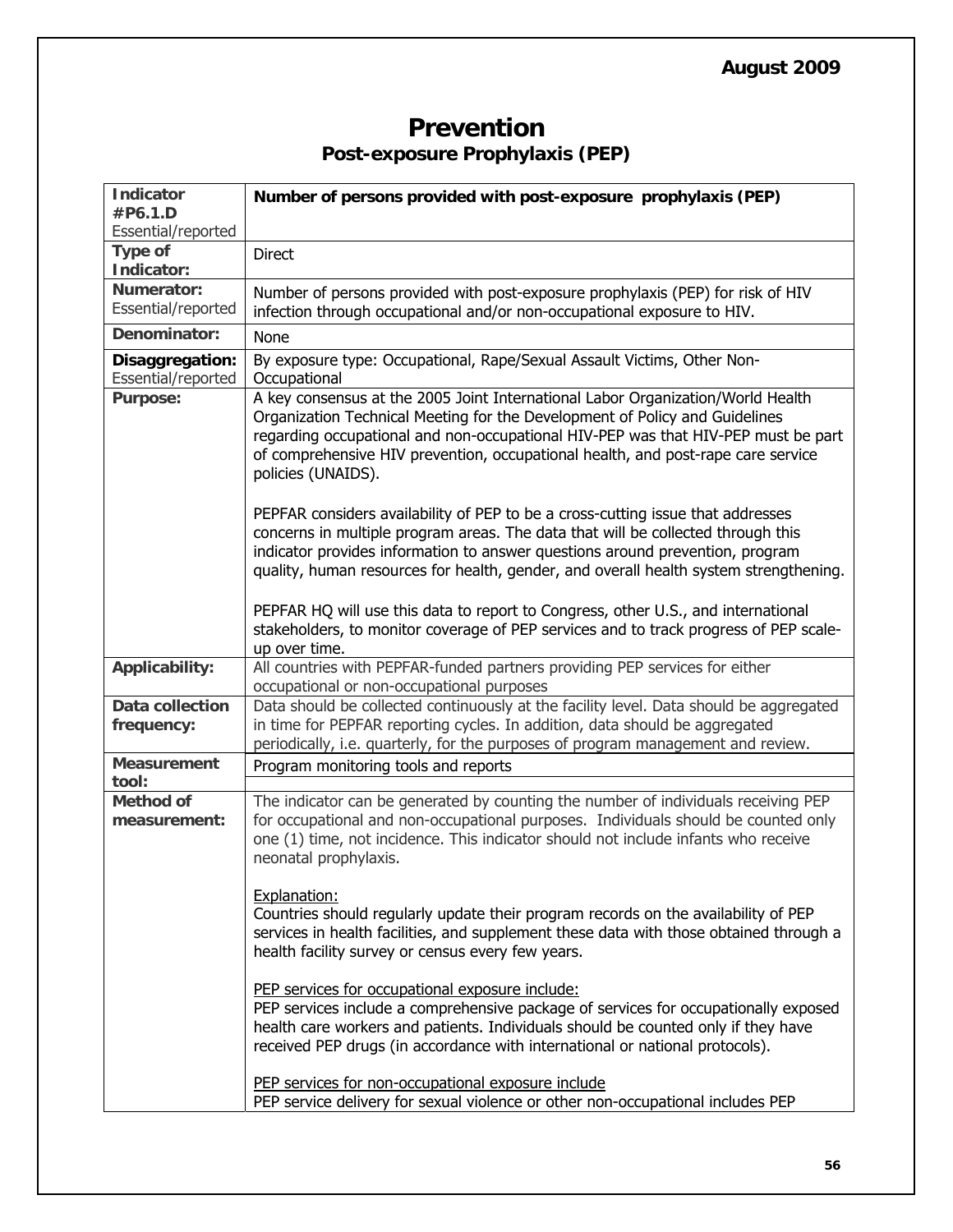# Prevention

## Post-exposure Prophylaxis (PEP)

| **Indicator #P6.1.D** Essential/reported | **Number of persons provided with post-exposure prophylaxis (PEP)** |
|---|---|
| **Type of Indicator:** | Direct |
| **Numerator:** Essential/reported | Number of persons provided with post-exposure prophylaxis (PEP) for risk of HIV infection through occupational and/or non-occupational exposure to HIV. |
| **Denominator:** | None |
| **Disaggregation:** Essential/reported | By exposure type: Occupational, Rape/Sexual Assault Victims, Other Non-Occupational |
| **Purpose:** | A key consensus at the 2005 Joint International Labor Organization/World Health Organization Technical Meeting for the Development of Policy and Guidelines regarding occupational and non-occupational HIV-PEP was that HIV-PEP must be part of comprehensive HIV prevention, occupational health, and post-rape care service policies (UNAIDS).<br><br>PEPFAR considers availability of PEP to be a cross-cutting issue that addresses concerns in multiple program areas. The data that will be collected through this indicator provides information to answer questions around prevention, program quality, human resources for health, gender, and overall health system strengthening.<br><br>PEPFAR HQ will use this data to report to Congress, other U.S., and international stakeholders, to monitor coverage of PEP services and to track progress of PEP scale-up over time. |
| **Applicability:** | All countries with PEPFAR-funded partners providing PEP services for either occupational or non-occupational purposes |
| **Data collection frequency:** | Data should be collected continuously at the facility level. Data should be aggregated in time for PEPFAR reporting cycles. In addition, data should be aggregated periodically, i.e. quarterly, for the purposes of program management and review. |
| **Measurement tool:** | Program monitoring tools and reports |
| **Method of measurement:** | The indicator can be generated by counting the number of individuals receiving PEP for occupational and non-occupational purposes. Individuals should be counted only one (1) time, not incidence. This indicator should not include infants who receive neonatal prophylaxis.<br><br>Explanation:<br>Countries should regularly update their program records on the availability of PEP services in health facilities, and supplement these data with those obtained through a health facility survey or census every few years.<br><br>PEP services for occupational exposure include:<br>PEP services include a comprehensive package of services for occupationally exposed health care workers and patients. Individuals should be counted only if they have received PEP drugs (in accordance with international or national protocols).<br><br>PEP services for non-occupational exposure include<br>PEP service delivery for sexual violence or other non-occupational includes PEP |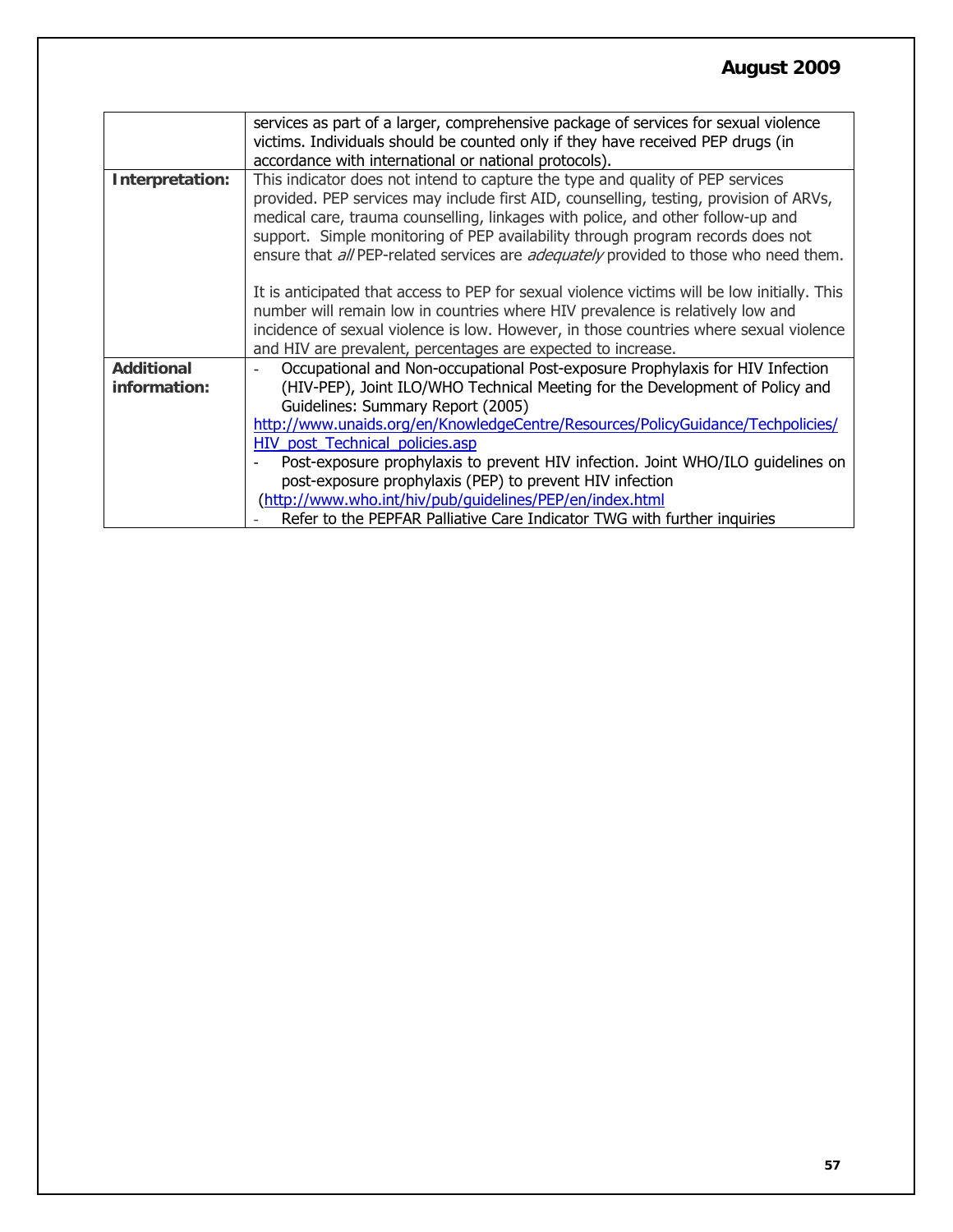| | |
|---|---|
| | services as part of a larger, comprehensive package of services for sexual violence victims. Individuals should be counted only if they have received PEP drugs (in accordance with international or national protocols). |
| **Interpretation:** | This indicator does not intend to capture the type and quality of PEP services provided. PEP services may include first AID, counselling, testing, provision of ARVs, medical care, trauma counselling, linkages with police, and other follow-up and support. Simple monitoring of PEP availability through program records does not ensure that *all* PEP-related services are *adequately* provided to those who need them.<br><br>It is anticipated that access to PEP for sexual violence victims will be low initially. This number will remain low in countries where HIV prevalence is relatively low and incidence of sexual violence is low. However, in those countries where sexual violence and HIV are prevalent, percentages are expected to increase. |
| **Additional information:** | - Occupational and Non-occupational Post-exposure Prophylaxis for HIV Infection (HIV-PEP), Joint ILO/WHO Technical Meeting for the Development of Policy and Guidelines: Summary Report (2005) http://www.unaids.org/en/KnowledgeCentre/Resources/PolicyGuidance/Techpolicies/HIV_post_Technical_policies.asp<br>- Post-exposure prophylaxis to prevent HIV infection. Joint WHO/ILO guidelines on post-exposure prophylaxis (PEP) to prevent HIV infection (http://www.who.int/hiv/pub/guidelines/PEP/en/index.html<br>- Refer to the PEPFAR Palliative Care Indicator TWG with further inquiries |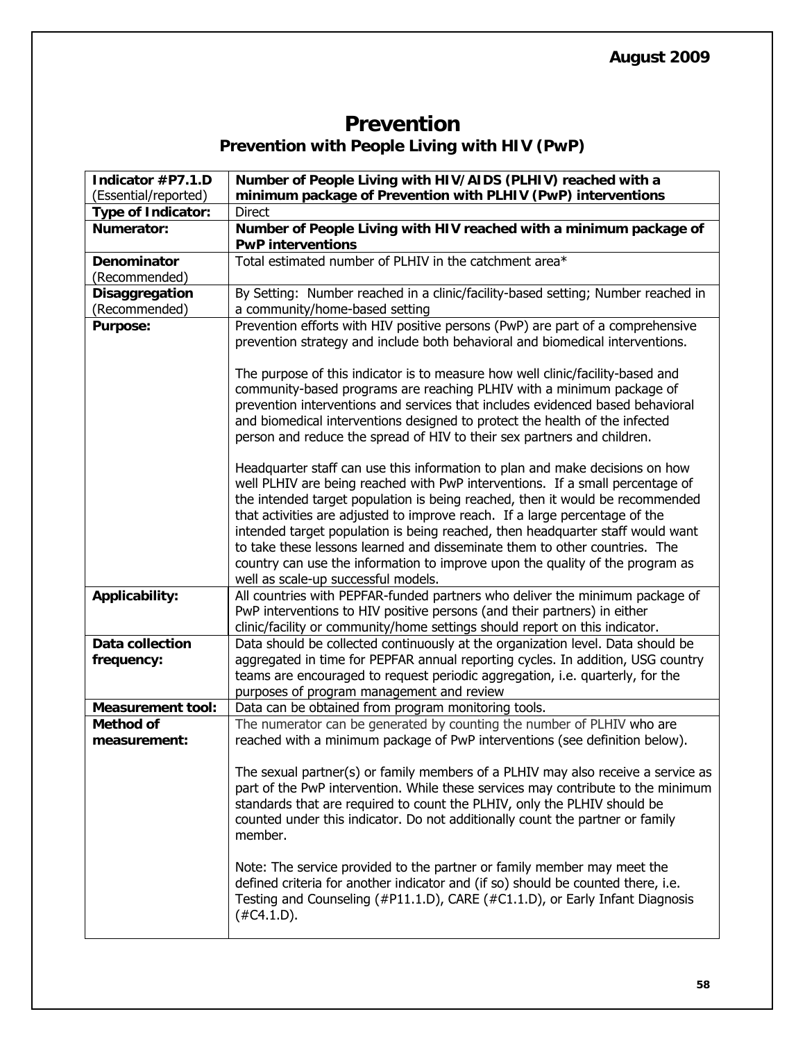# Prevention

## Prevention with People Living with HIV (PwP)

| Indicator #P7.1.D (Essential/reported) | **Number of People Living with HIV/AIDS (PLHIV) reached with a minimum package of Prevention with PLHIV (PwP) interventions** |
|---|---|
| **Type of Indicator:** | Direct |
| **Numerator:** | **Number of People Living with HIV reached with a minimum package of PwP interventions** |
| **Denominator** (Recommended) | Total estimated number of PLHIV in the catchment area* |
| **Disaggregation** (Recommended) | By Setting: Number reached in a clinic/facility-based setting; Number reached in a community/home-based setting |
| **Purpose:** | Prevention efforts with HIV positive persons (PwP) are part of a comprehensive prevention strategy and include both behavioral and biomedical interventions.<br><br>The purpose of this indicator is to measure how well clinic/facility-based and community-based programs are reaching PLHIV with a minimum package of prevention interventions and services that includes evidenced based behavioral and biomedical interventions designed to protect the health of the infected person and reduce the spread of HIV to their sex partners and children.<br><br>Headquarter staff can use this information to plan and make decisions on how well PLHIV are being reached with PwP interventions. If a small percentage of the intended target population is being reached, then it would be recommended that activities are adjusted to improve reach. If a large percentage of the intended target population is being reached, then headquarter staff would want to take these lessons learned and disseminate them to other countries. The country can use the information to improve upon the quality of the program as well as scale-up successful models. |
| **Applicability:** | All countries with PEPFAR-funded partners who deliver the minimum package of PwP interventions to HIV positive persons (and their partners) in either clinic/facility or community/home settings should report on this indicator. |
| **Data collection frequency:** | Data should be collected continuously at the organization level. Data should be aggregated in time for PEPFAR annual reporting cycles. In addition, USG country teams are encouraged to request periodic aggregation, i.e. quarterly, for the purposes of program management and review |
| **Measurement tool:** | Data can be obtained from program monitoring tools. |
| **Method of measurement:** | The numerator can be generated by counting the number of PLHIV who are reached with a minimum package of PwP interventions (see definition below).<br><br>The sexual partner(s) or family members of a PLHIV may also receive a service as part of the PwP intervention. While these services may contribute to the minimum standards that are required to count the PLHIV, only the PLHIV should be counted under this indicator. Do not additionally count the partner or family member.<br><br>Note: The service provided to the partner or family member may meet the defined criteria for another indicator and (if so) should be counted there, i.e. Testing and Counseling (#P11.1.D), CARE (#C1.1.D), or Early Infant Diagnosis (#C4.1.D). |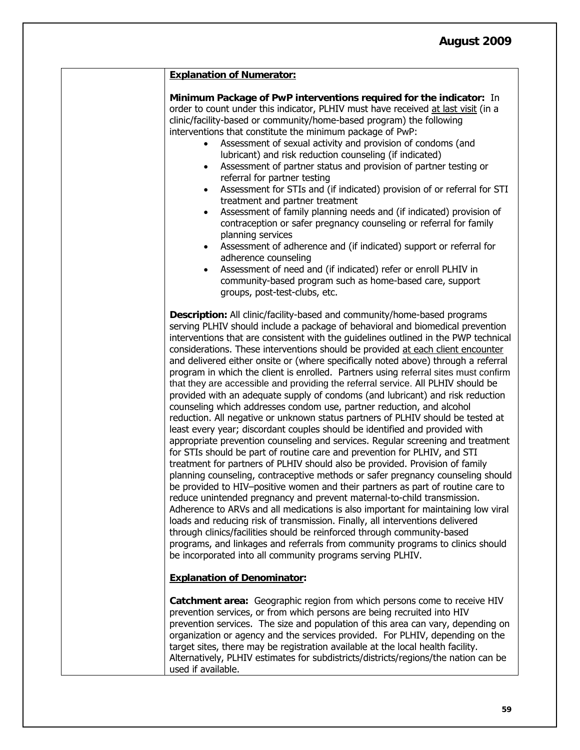**Explanation of Numerator:**

**Minimum Package of PwP interventions required for the indicator:** In order to count under this indicator, PLHIV must have received at last visit (in a clinic/facility-based or community/home-based program) the following interventions that constitute the minimum package of PwP:

- Assessment of sexual activity and provision of condoms (and lubricant) and risk reduction counseling (if indicated)
- Assessment of partner status and provision of partner testing or referral for partner testing
- Assessment for STIs and (if indicated) provision of or referral for STI treatment and partner treatment
- Assessment of family planning needs and (if indicated) provision of contraception or safer pregnancy counseling or referral for family planning services
- Assessment of adherence and (if indicated) support or referral for adherence counseling
- Assessment of need and (if indicated) refer or enroll PLHIV in community-based program such as home-based care, support groups, post-test-clubs, etc.

**Description:** All clinic/facility-based and community/home-based programs serving PLHIV should include a package of behavioral and biomedical prevention interventions that are consistent with the guidelines outlined in the PWP technical considerations. These interventions should be provided at each client encounter and delivered either onsite or (where specifically noted above) through a referral program in which the client is enrolled. Partners using referral sites must confirm that they are accessible and providing the referral service. All PLHIV should be provided with an adequate supply of condoms (and lubricant) and risk reduction counseling which addresses condom use, partner reduction, and alcohol reduction. All negative or unknown status partners of PLHIV should be tested at least every year; discordant couples should be identified and provided with appropriate prevention counseling and services. Regular screening and treatment for STIs should be part of routine care and prevention for PLHIV, and STI treatment for partners of PLHIV should also be provided. Provision of family planning counseling, contraceptive methods or safer pregnancy counseling should be provided to HIV–positive women and their partners as part of routine care to reduce unintended pregnancy and prevent maternal-to-child transmission. Adherence to ARVs and all medications is also important for maintaining low viral loads and reducing risk of transmission. Finally, all interventions delivered through clinics/facilities should be reinforced through community-based programs, and linkages and referrals from community programs to clinics should be incorporated into all community programs serving PLHIV.

**Explanation of Denominator:**

**Catchment area:** Geographic region from which persons come to receive HIV prevention services, or from which persons are being recruited into HIV prevention services. The size and population of this area can vary, depending on organization or agency and the services provided. For PLHIV, depending on the target sites, there may be registration available at the local health facility. Alternatively, PLHIV estimates for subdistricts/districts/regions/the nation can be used if available.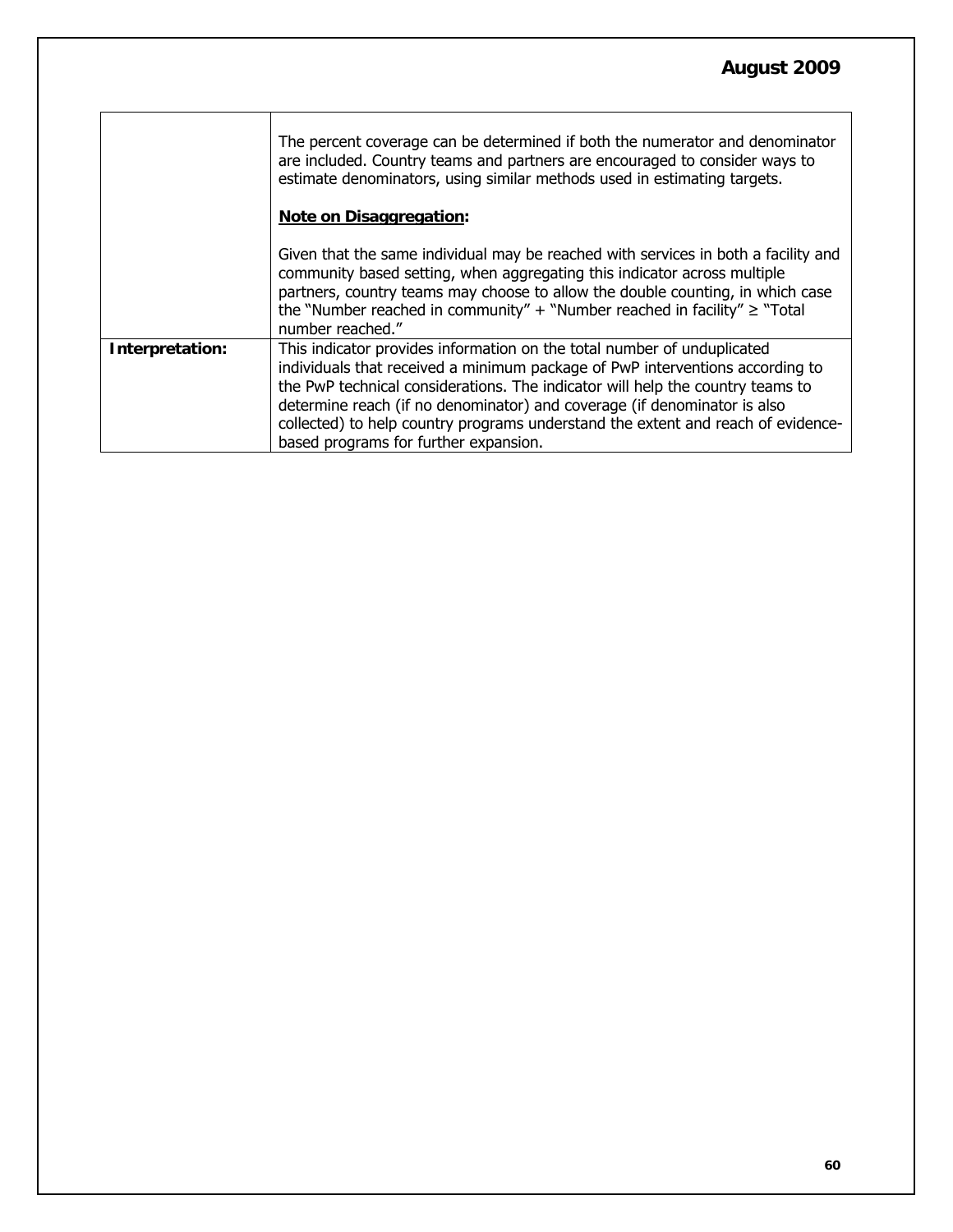|  |  |
|---|---|
|  | The percent coverage can be determined if both the numerator and denominator are included. Country teams and partners are encouraged to consider ways to estimate denominators, using similar methods used in estimating targets.<br><br>**Note on Disaggregation:**<br><br>Given that the same individual may be reached with services in both a facility and community based setting, when aggregating this indicator across multiple partners, country teams may choose to allow the double counting, in which case the "Number reached in community" + "Number reached in facility" ≥ "Total number reached." |
| **Interpretation:** | This indicator provides information on the total number of unduplicated individuals that received a minimum package of PwP interventions according to the PwP technical considerations. The indicator will help the country teams to determine reach (if no denominator) and coverage (if denominator is also collected) to help country programs understand the extent and reach of evidence-based programs for further expansion. |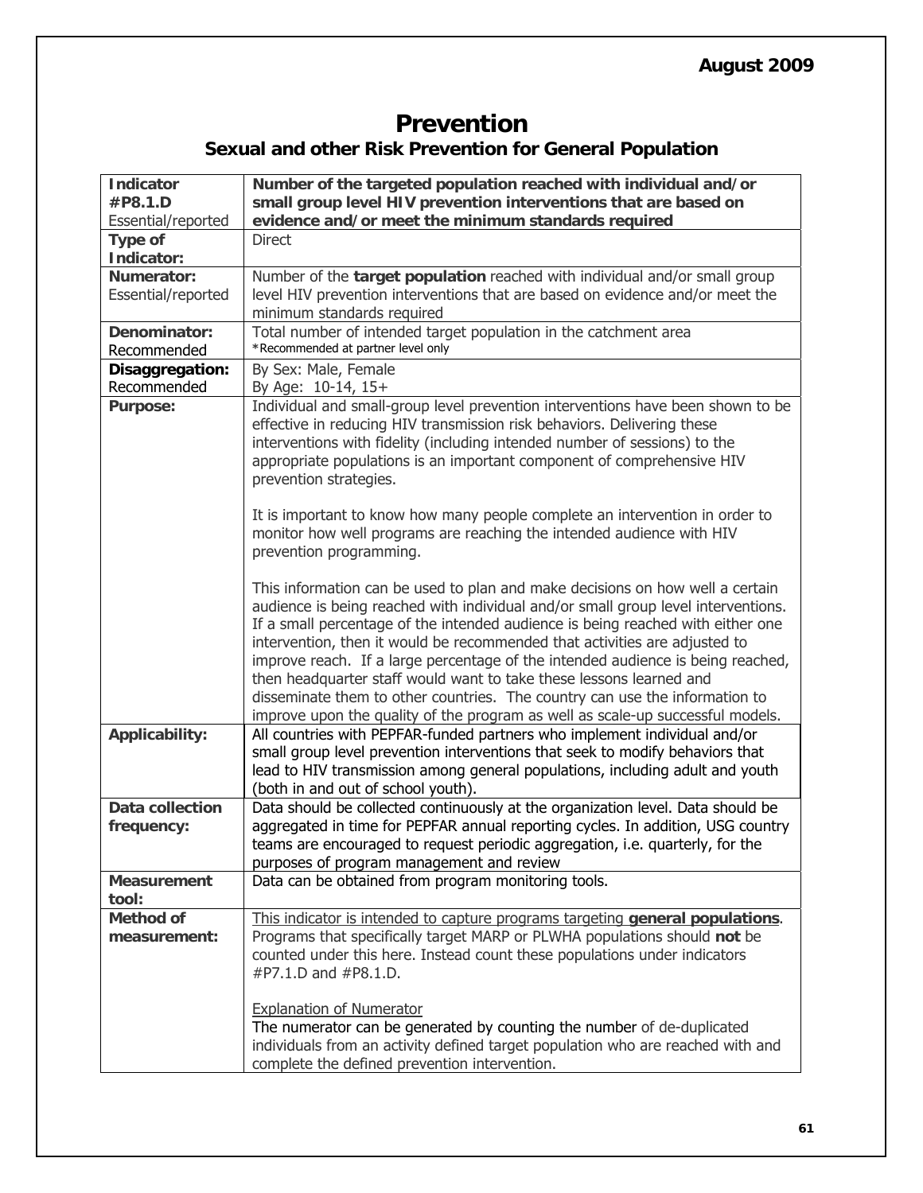August 2009

# Prevention

## Sexual and other Risk Prevention for General Population

| **Indicator #P8.1.D** Essential/reported | **Number of the targeted population reached with individual and/or small group level HIV prevention interventions that are based on evidence and/or meet the minimum standards required** |
|---|---|
| **Type of Indicator:** | Direct |
| **Numerator:** Essential/reported | Number of the **target population** reached with individual and/or small group level HIV prevention interventions that are based on evidence and/or meet the minimum standards required |
| **Denominator:** Recommended | Total number of intended target population in the catchment area<br>*Recommended at partner level only |
| **Disaggregation:** Recommended | By Sex: Male, Female<br>By Age: 10-14, 15+ |
| **Purpose:** | Individual and small-group level prevention interventions have been shown to be effective in reducing HIV transmission risk behaviors. Delivering these interventions with fidelity (including intended number of sessions) to the appropriate populations is an important component of comprehensive HIV prevention strategies.<br><br>It is important to know how many people complete an intervention in order to monitor how well programs are reaching the intended audience with HIV prevention programming.<br><br>This information can be used to plan and make decisions on how well a certain audience is being reached with individual and/or small group level interventions. If a small percentage of the intended audience is being reached with either one intervention, then it would be recommended that activities are adjusted to improve reach. If a large percentage of the intended audience is being reached, then headquarter staff would want to take these lessons learned and disseminate them to other countries. The country can use the information to improve upon the quality of the program as well as scale-up successful models. |
| **Applicability:** | All countries with PEPFAR-funded partners who implement individual and/or small group level prevention interventions that seek to modify behaviors that lead to HIV transmission among general populations, including adult and youth (both in and out of school youth). |
| **Data collection frequency:** | Data should be collected continuously at the organization level. Data should be aggregated in time for PEPFAR annual reporting cycles. In addition, USG country teams are encouraged to request periodic aggregation, i.e. quarterly, for the purposes of program management and review |
| **Measurement tool:** | Data can be obtained from program monitoring tools. |
| **Method of measurement:** | This indicator is intended to capture programs targeting **general populations**. Programs that specifically target MARP or PLWHA populations should **not** be counted under this here. Instead count these populations under indicators #P7.1.D and #P8.1.D.<br><br>Explanation of Numerator<br>The numerator can be generated by counting the number of de-duplicated individuals from an activity defined target population who are reached with and complete the defined prevention intervention. |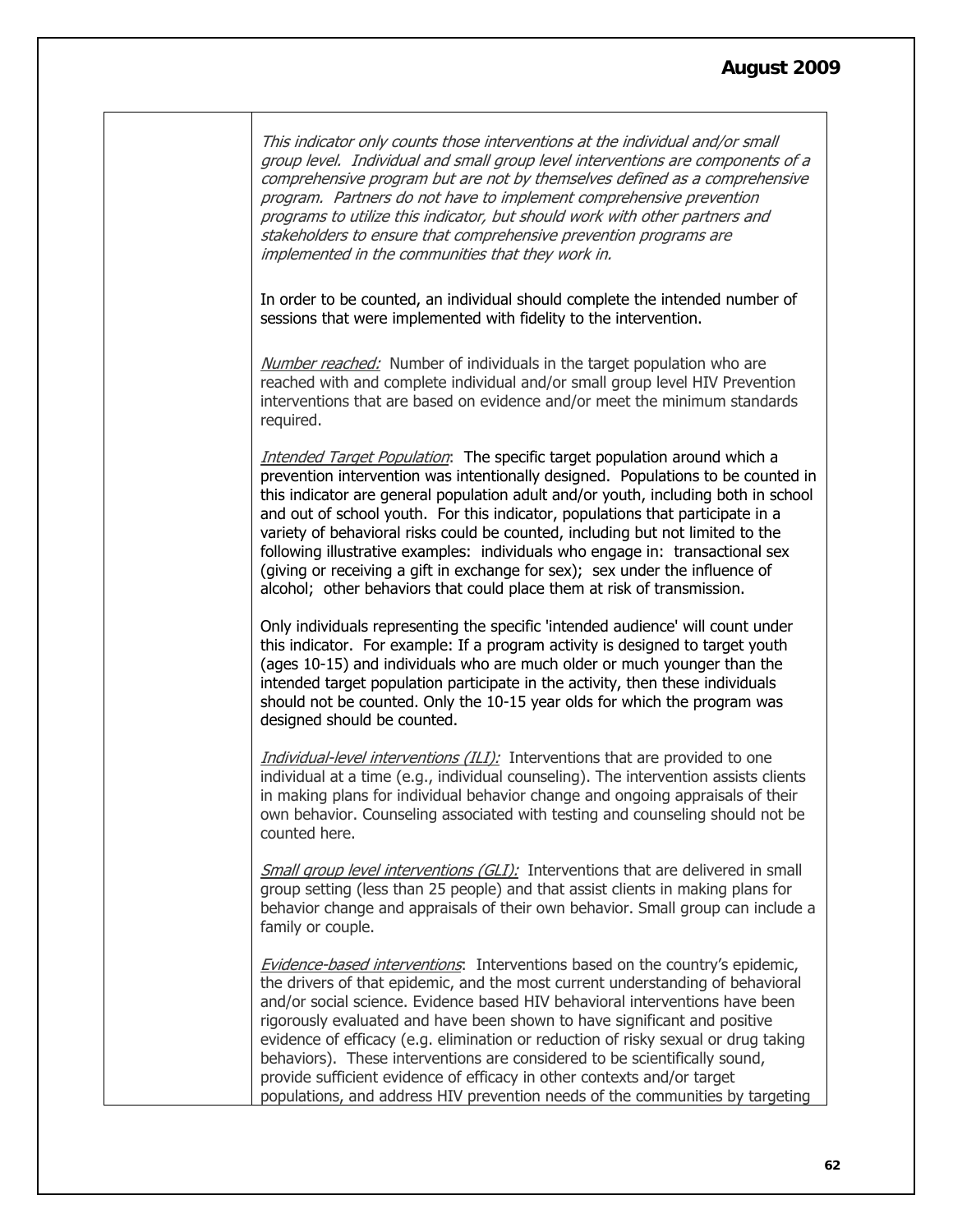*This indicator only counts those interventions at the individual and/or small group level. Individual and small group level interventions are components of a comprehensive program but are not by themselves defined as a comprehensive program. Partners do not have to implement comprehensive prevention programs to utilize this indicator, but should work with other partners and stakeholders to ensure that comprehensive prevention programs are implemented in the communities that they work in.*

In order to be counted, an individual should complete the intended number of sessions that were implemented with fidelity to the intervention.

*Number reached:* Number of individuals in the target population who are reached with and complete individual and/or small group level HIV Prevention interventions that are based on evidence and/or meet the minimum standards required.

*Intended Target Population*: The specific target population around which a prevention intervention was intentionally designed. Populations to be counted in this indicator are general population adult and/or youth, including both in school and out of school youth. For this indicator, populations that participate in a variety of behavioral risks could be counted, including but not limited to the following illustrative examples: individuals who engage in: transactional sex (giving or receiving a gift in exchange for sex); sex under the influence of alcohol; other behaviors that could place them at risk of transmission.

Only individuals representing the specific 'intended audience' will count under this indicator. For example: If a program activity is designed to target youth (ages 10-15) and individuals who are much older or much younger than the intended target population participate in the activity, then these individuals should not be counted. Only the 10-15 year olds for which the program was designed should be counted.

*Individual-level interventions (ILI):* Interventions that are provided to one individual at a time (e.g., individual counseling). The intervention assists clients in making plans for individual behavior change and ongoing appraisals of their own behavior. Counseling associated with testing and counseling should not be counted here.

*Small group level interventions (GLI):* Interventions that are delivered in small group setting (less than 25 people) and that assist clients in making plans for behavior change and appraisals of their own behavior. Small group can include a family or couple.

*Evidence-based interventions*: Interventions based on the country's epidemic, the drivers of that epidemic, and the most current understanding of behavioral and/or social science. Evidence based HIV behavioral interventions have been rigorously evaluated and have been shown to have significant and positive evidence of efficacy (e.g. elimination or reduction of risky sexual or drug taking behaviors). These interventions are considered to be scientifically sound, provide sufficient evidence of efficacy in other contexts and/or target populations, and address HIV prevention needs of the communities by targeting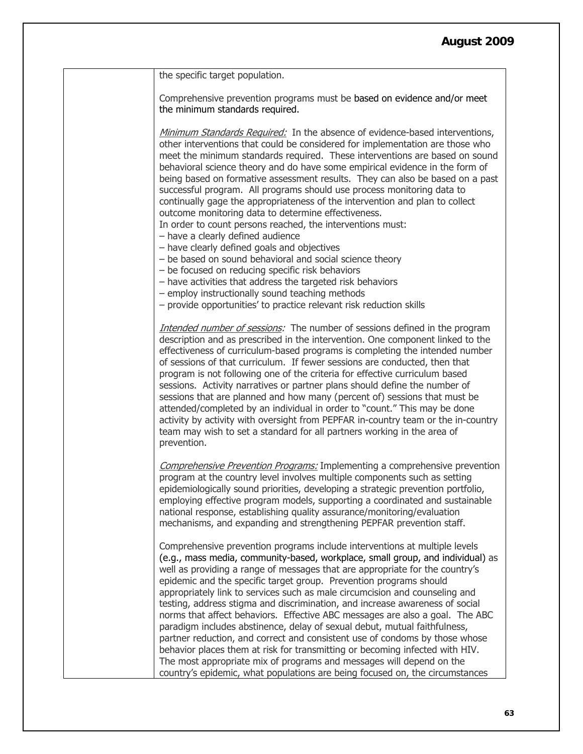| | the specific target population.<br><br>Comprehensive prevention programs must be based on evidence and/or meet the minimum standards required.<br><br>*Minimum Standards Required:* In the absence of evidence-based interventions, other interventions that could be considered for implementation are those who meet the minimum standards required. These interventions are based on sound behavioral science theory and do have some empirical evidence in the form of being based on formative assessment results. They can also be based on a past successful program. All programs should use process monitoring data to continually gage the appropriateness of the intervention and plan to collect outcome monitoring data to determine effectiveness.<br>In order to count persons reached, the interventions must:<br>– have a clearly defined audience<br>– have clearly defined goals and objectives<br>– be based on sound behavioral and social science theory<br>– be focused on reducing specific risk behaviors<br>– have activities that address the targeted risk behaviors<br>– employ instructionally sound teaching methods<br>– provide opportunities' to practice relevant risk reduction skills<br><br>*Intended number of sessions:* The number of sessions defined in the program description and as prescribed in the intervention. One component linked to the effectiveness of curriculum-based programs is completing the intended number of sessions of that curriculum. If fewer sessions are conducted, then that program is not following one of the criteria for effective curriculum based sessions. Activity narratives or partner plans should define the number of sessions that are planned and how many (percent of) sessions that must be attended/completed by an individual in order to "count." This may be done activity by activity with oversight from PEPFAR in-country team or the in-country team may wish to set a standard for all partners working in the area of prevention.<br><br>*Comprehensive Prevention Programs:* Implementing a comprehensive prevention program at the country level involves multiple components such as setting epidemiologically sound priorities, developing a strategic prevention portfolio, employing effective program models, supporting a coordinated and sustainable national response, establishing quality assurance/monitoring/evaluation mechanisms, and expanding and strengthening PEPFAR prevention staff.<br><br>Comprehensive prevention programs include interventions at multiple levels (e.g., mass media, community-based, workplace, small group, and individual) as well as providing a range of messages that are appropriate for the country's epidemic and the specific target group. Prevention programs should appropriately link to services such as male circumcision and counseling and testing, address stigma and discrimination, and increase awareness of social norms that affect behaviors. Effective ABC messages are also a goal. The ABC paradigm includes abstinence, delay of sexual debut, mutual faithfulness, partner reduction, and correct and consistent use of condoms by those whose behavior places them at risk for transmitting or becoming infected with HIV. The most appropriate mix of programs and messages will depend on the country's epidemic, what populations are being focused on, the circumstances |
|---|---|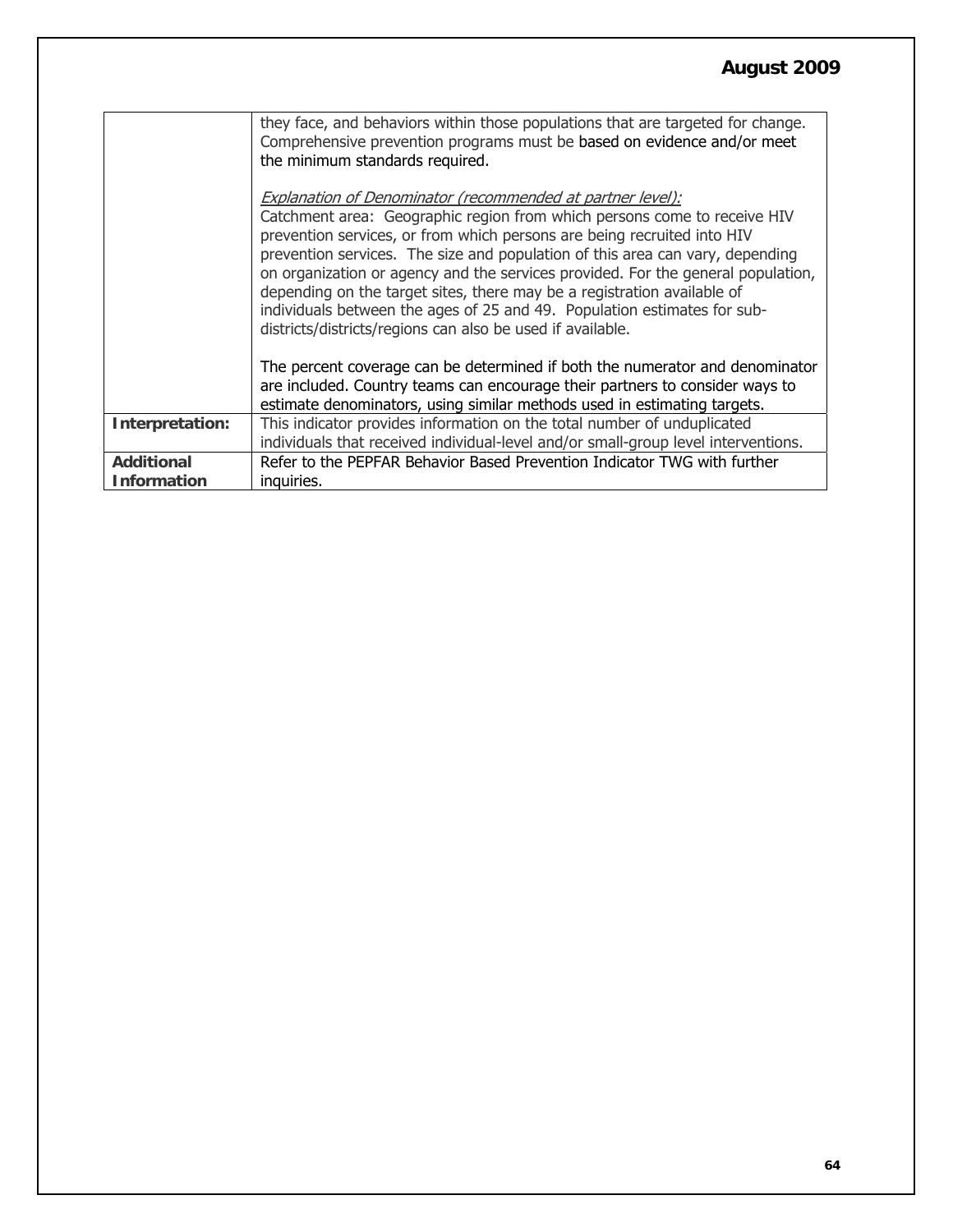| | |
|---|---|
| | they face, and behaviors within those populations that are targeted for change. Comprehensive prevention programs must be based on evidence and/or meet the minimum standards required.<br><br>*Explanation of Denominator (recommended at partner level):*<br>Catchment area: Geographic region from which persons come to receive HIV prevention services, or from which persons are being recruited into HIV prevention services. The size and population of this area can vary, depending on organization or agency and the services provided. For the general population, depending on the target sites, there may be a registration available of individuals between the ages of 25 and 49. Population estimates for sub-districts/districts/regions can also be used if available.<br><br>The percent coverage can be determined if both the numerator and denominator are included. Country teams can encourage their partners to consider ways to estimate denominators, using similar methods used in estimating targets. |
| **Interpretation:** | This indicator provides information on the total number of unduplicated individuals that received individual-level and/or small-group level interventions. |
| **Additional Information** | Refer to the PEPFAR Behavior Based Prevention Indicator TWG with further inquiries. |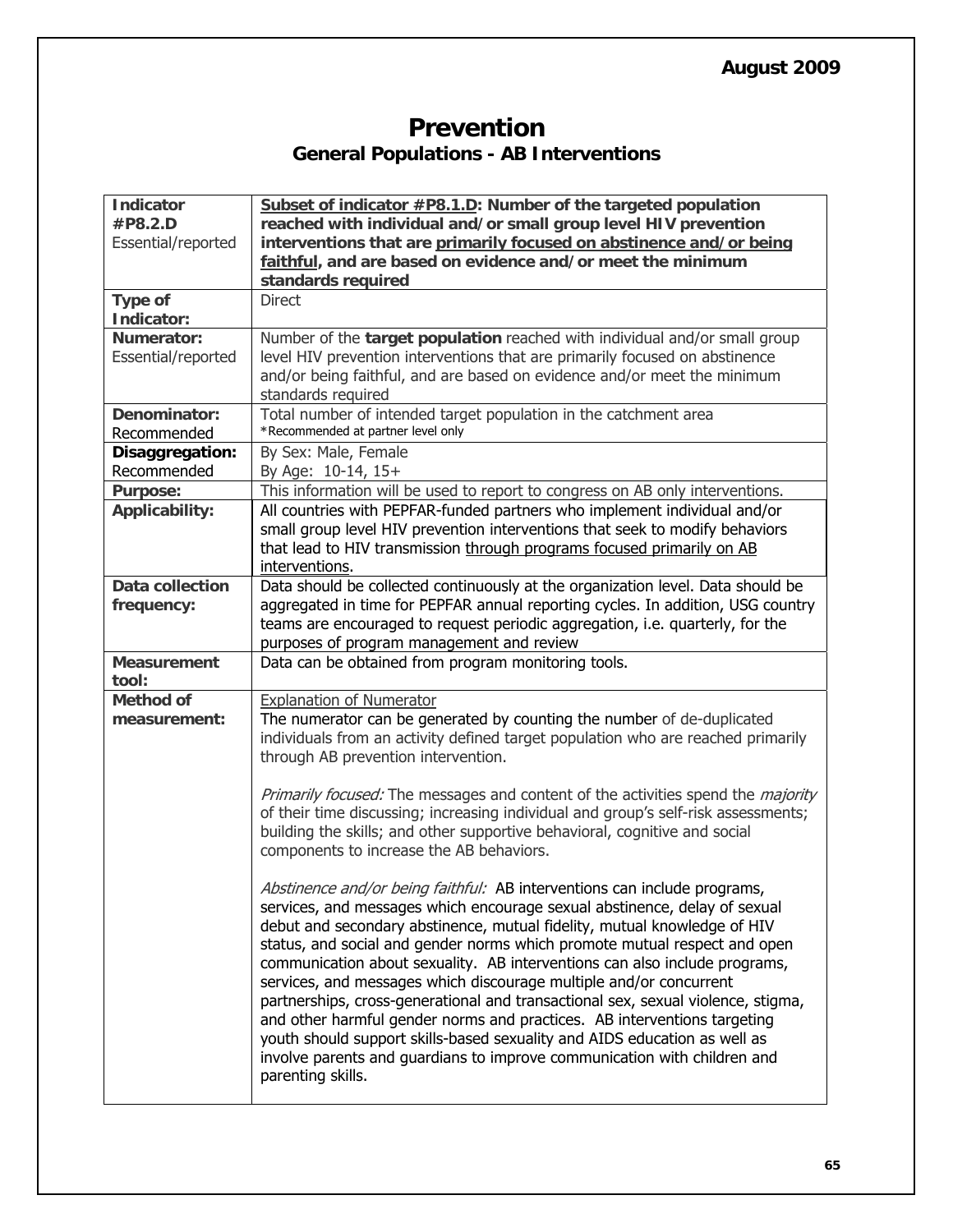# Prevention

## General Populations - AB Interventions

| | |
|---|---|
| **Indicator #P8.2.D** Essential/reported | **Subset of indicator #P8.1.D: Number of the targeted population reached with individual and/or small group level HIV prevention interventions that are primarily focused on abstinence and/or being faithful, and are based on evidence and/or meet the minimum standards required** |
| **Type of Indicator:** | Direct |
| **Numerator:** Essential/reported | Number of the **target population** reached with individual and/or small group level HIV prevention interventions that are primarily focused on abstinence and/or being faithful, and are based on evidence and/or meet the minimum standards required |
| **Denominator:** Recommended | Total number of intended target population in the catchment area *Recommended at partner level only |
| **Disaggregation:** Recommended | By Sex: Male, Female<br>By Age: 10-14, 15+ |
| **Purpose:** | This information will be used to report to congress on AB only interventions. |
| **Applicability:** | All countries with PEPFAR-funded partners who implement individual and/or small group level HIV prevention interventions that seek to modify behaviors that lead to HIV transmission through programs focused primarily on AB interventions. |
| **Data collection frequency:** | Data should be collected continuously at the organization level. Data should be aggregated in time for PEPFAR annual reporting cycles. In addition, USG country teams are encouraged to request periodic aggregation, i.e. quarterly, for the purposes of program management and review |
| **Measurement tool:** | Data can be obtained from program monitoring tools. |
| **Method of measurement:** | Explanation of Numerator<br>The numerator can be generated by counting the number of de-duplicated individuals from an activity defined target population who are reached primarily through AB prevention intervention.<br><br>*Primarily focused:* The messages and content of the activities spend the *majority* of their time discussing; increasing individual and group's self-risk assessments; building the skills; and other supportive behavioral, cognitive and social components to increase the AB behaviors.<br><br>*Abstinence and/or being faithful:* AB interventions can include programs, services, and messages which encourage sexual abstinence, delay of sexual debut and secondary abstinence, mutual fidelity, mutual knowledge of HIV status, and social and gender norms which promote mutual respect and open communication about sexuality. AB interventions can also include programs, services, and messages which discourage multiple and/or concurrent partnerships, cross-generational and transactional sex, sexual violence, stigma, and other harmful gender norms and practices. AB interventions targeting youth should support skills-based sexuality and AIDS education as well as involve parents and guardians to improve communication with children and parenting skills. |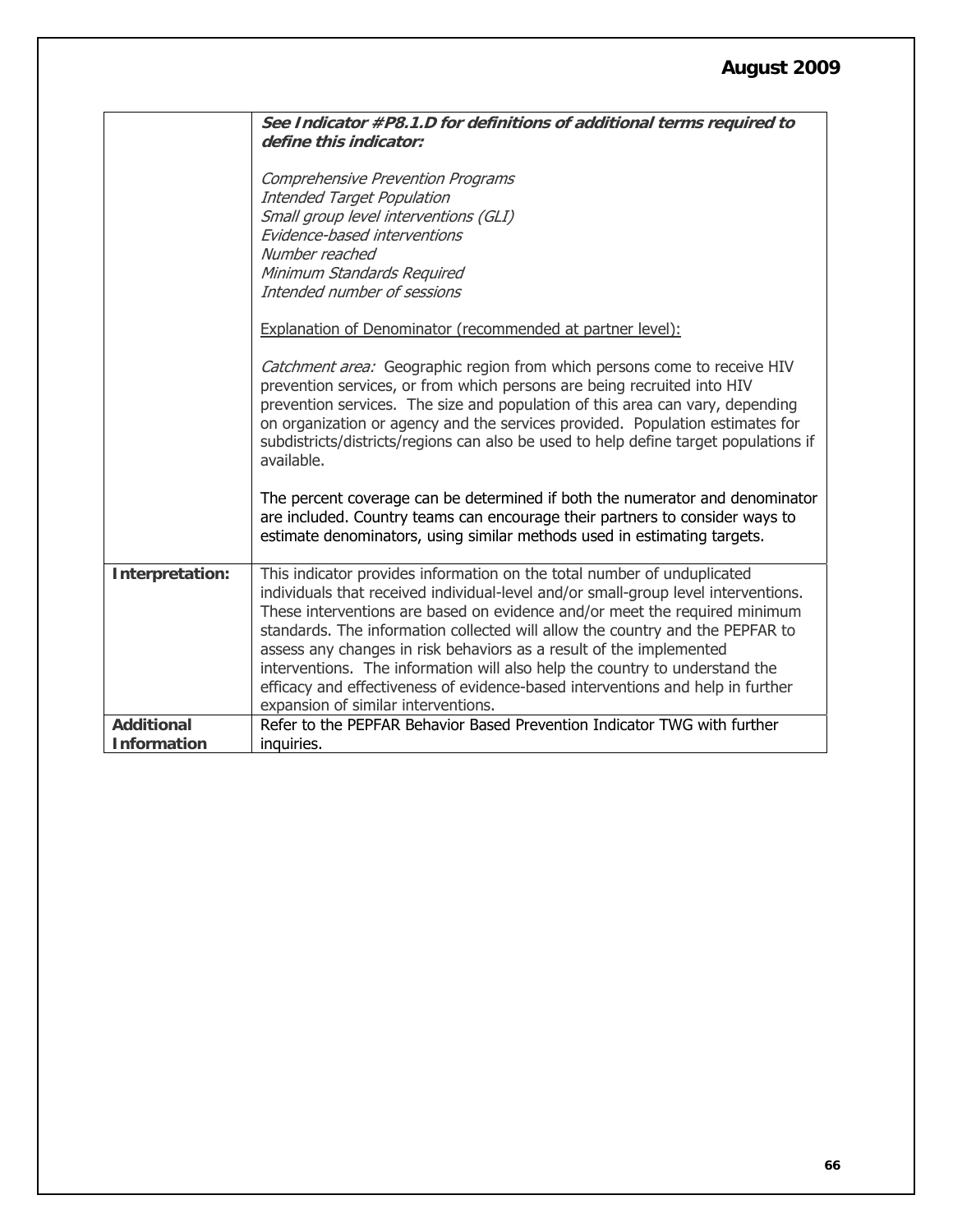| | |
|---|---|
| | ***See Indicator #P8.1.D for definitions of additional terms required to define this indicator:***<br><br>*Comprehensive Prevention Programs*<br>*Intended Target Population*<br>*Small group level interventions (GLI)*<br>*Evidence-based interventions*<br>*Number reached*<br>*Minimum Standards Required*<br>*Intended number of sessions*<br><br><u>Explanation of Denominator (recommended at partner level):</u><br><br>*Catchment area:* Geographic region from which persons come to receive HIV prevention services, or from which persons are being recruited into HIV prevention services. The size and population of this area can vary, depending on organization or agency and the services provided. Population estimates for subdistricts/districts/regions can also be used to help define target populations if available.<br><br>The percent coverage can be determined if both the numerator and denominator are included. Country teams can encourage their partners to consider ways to estimate denominators, using similar methods used in estimating targets. |
| **Interpretation:** | This indicator provides information on the total number of unduplicated individuals that received individual-level and/or small-group level interventions. These interventions are based on evidence and/or meet the required minimum standards. The information collected will allow the country and the PEPFAR to assess any changes in risk behaviors as a result of the implemented interventions. The information will also help the country to understand the efficacy and effectiveness of evidence-based interventions and help in further expansion of similar interventions. |
| **Additional Information** | Refer to the PEPFAR Behavior Based Prevention Indicator TWG with further inquiries. |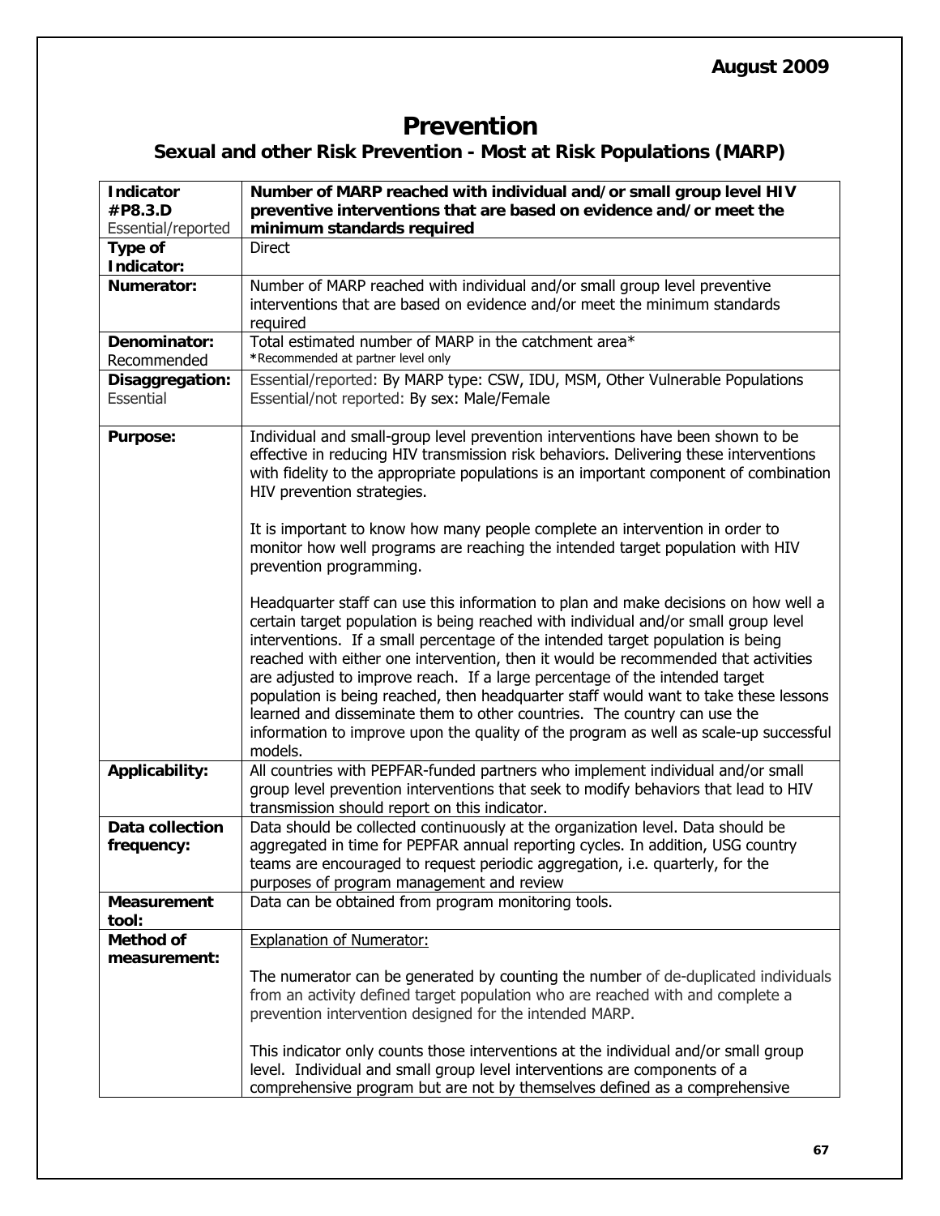# Prevention

## Sexual and other Risk Prevention - Most at Risk Populations (MARP)

| **Indicator #P8.3.D** Essential/reported | **Number of MARP reached with individual and/or small group level HIV preventive interventions that are based on evidence and/or meet the minimum standards required** |
|---|---|
| **Type of Indicator:** | Direct |
| **Numerator:** | Number of MARP reached with individual and/or small group level preventive interventions that are based on evidence and/or meet the minimum standards required |
| **Denominator:** Recommended | Total estimated number of MARP in the catchment area* <br> *Recommended at partner level only |
| **Disaggregation:** Essential | Essential/reported: By MARP type: CSW, IDU, MSM, Other Vulnerable Populations <br> Essential/not reported: By sex: Male/Female |
| **Purpose:** | Individual and small-group level prevention interventions have been shown to be effective in reducing HIV transmission risk behaviors. Delivering these interventions with fidelity to the appropriate populations is an important component of combination HIV prevention strategies. <br><br> It is important to know how many people complete an intervention in order to monitor how well programs are reaching the intended target population with HIV prevention programming. <br><br> Headquarter staff can use this information to plan and make decisions on how well a certain target population is being reached with individual and/or small group level interventions. If a small percentage of the intended target population is being reached with either one intervention, then it would be recommended that activities are adjusted to improve reach. If a large percentage of the intended target population is being reached, then headquarter staff would want to take these lessons learned and disseminate them to other countries. The country can use the information to improve upon the quality of the program as well as scale-up successful models. |
| **Applicability:** | All countries with PEPFAR-funded partners who implement individual and/or small group level prevention interventions that seek to modify behaviors that lead to HIV transmission should report on this indicator. |
| **Data collection frequency:** | Data should be collected continuously at the organization level. Data should be aggregated in time for PEPFAR annual reporting cycles. In addition, USG country teams are encouraged to request periodic aggregation, i.e. quarterly, for the purposes of program management and review |
| **Measurement tool:** | Data can be obtained from program monitoring tools. |
| **Method of measurement:** | Explanation of Numerator: <br><br> The numerator can be generated by counting the number of de-duplicated individuals from an activity defined target population who are reached with and complete a prevention intervention designed for the intended MARP. <br><br> This indicator only counts those interventions at the individual and/or small group level. Individual and small group level interventions are components of a comprehensive program but are not by themselves defined as a comprehensive |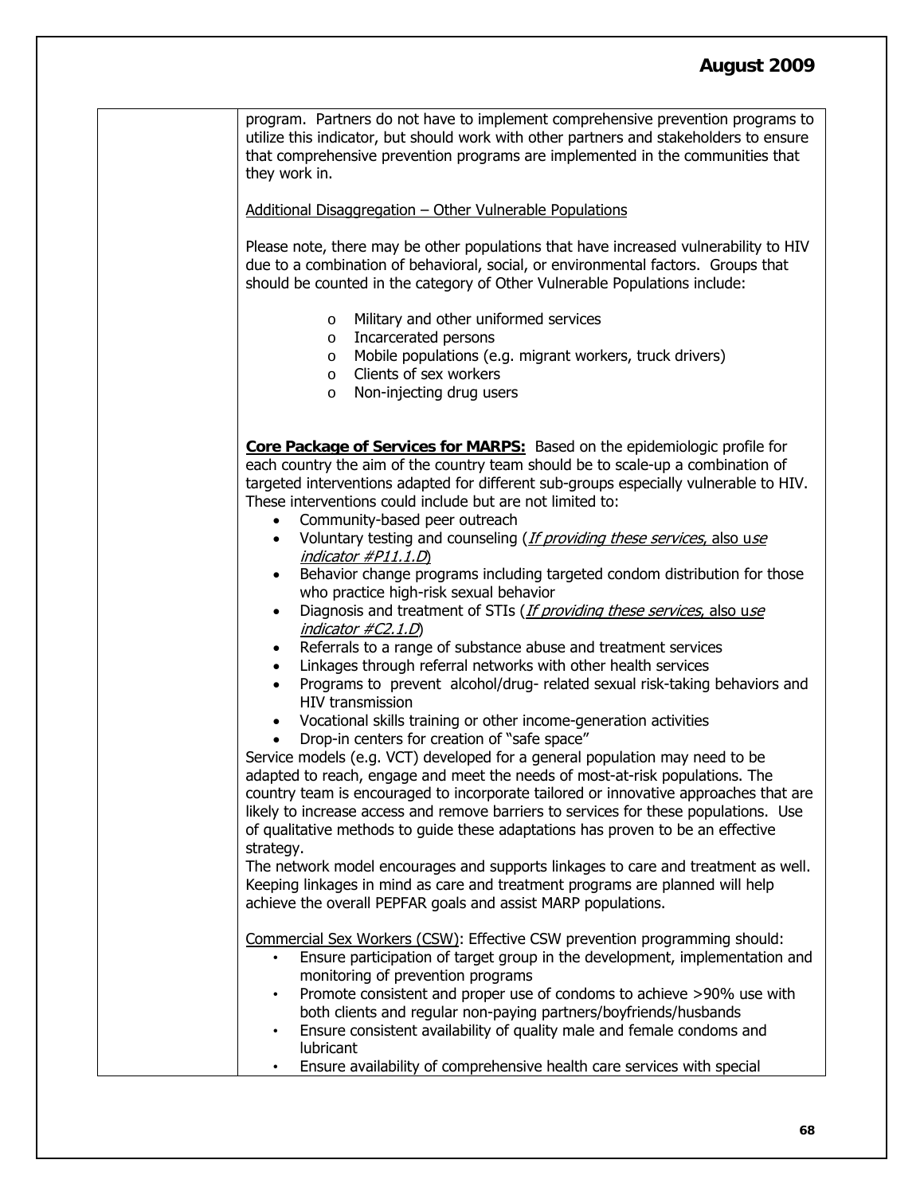program. Partners do not have to implement comprehensive prevention programs to utilize this indicator, but should work with other partners and stakeholders to ensure that comprehensive prevention programs are implemented in the communities that they work in.

Additional Disaggregation – Other Vulnerable Populations

Please note, there may be other populations that have increased vulnerability to HIV due to a combination of behavioral, social, or environmental factors. Groups that should be counted in the category of Other Vulnerable Populations include:

- Military and other uniformed services
- Incarcerated persons
- Mobile populations (e.g. migrant workers, truck drivers)
- Clients of sex workers
- Non-injecting drug users

**Core Package of Services for MARPS:** Based on the epidemiologic profile for each country the aim of the country team should be to scale-up a combination of targeted interventions adapted for different sub-groups especially vulnerable to HIV. These interventions could include but are not limited to:

- Community-based peer outreach
- Voluntary testing and counseling (*If providing these services, also use indicator #P11.1.D*)
- Behavior change programs including targeted condom distribution for those who practice high-risk sexual behavior
- Diagnosis and treatment of STIs (*If providing these services, also use indicator #C2.1.D*)
- Referrals to a range of substance abuse and treatment services
- Linkages through referral networks with other health services
- Programs to prevent alcohol/drug- related sexual risk-taking behaviors and HIV transmission
- Vocational skills training or other income-generation activities
- Drop-in centers for creation of "safe space"

Service models (e.g. VCT) developed for a general population may need to be adapted to reach, engage and meet the needs of most-at-risk populations. The country team is encouraged to incorporate tailored or innovative approaches that are likely to increase access and remove barriers to services for these populations. Use of qualitative methods to guide these adaptations has proven to be an effective strategy.

The network model encourages and supports linkages to care and treatment as well. Keeping linkages in mind as care and treatment programs are planned will help achieve the overall PEPFAR goals and assist MARP populations.

Commercial Sex Workers (CSW): Effective CSW prevention programming should:

- Ensure participation of target group in the development, implementation and monitoring of prevention programs
- Promote consistent and proper use of condoms to achieve >90% use with both clients and regular non-paying partners/boyfriends/husbands
- Ensure consistent availability of quality male and female condoms and lubricant
- Ensure availability of comprehensive health care services with special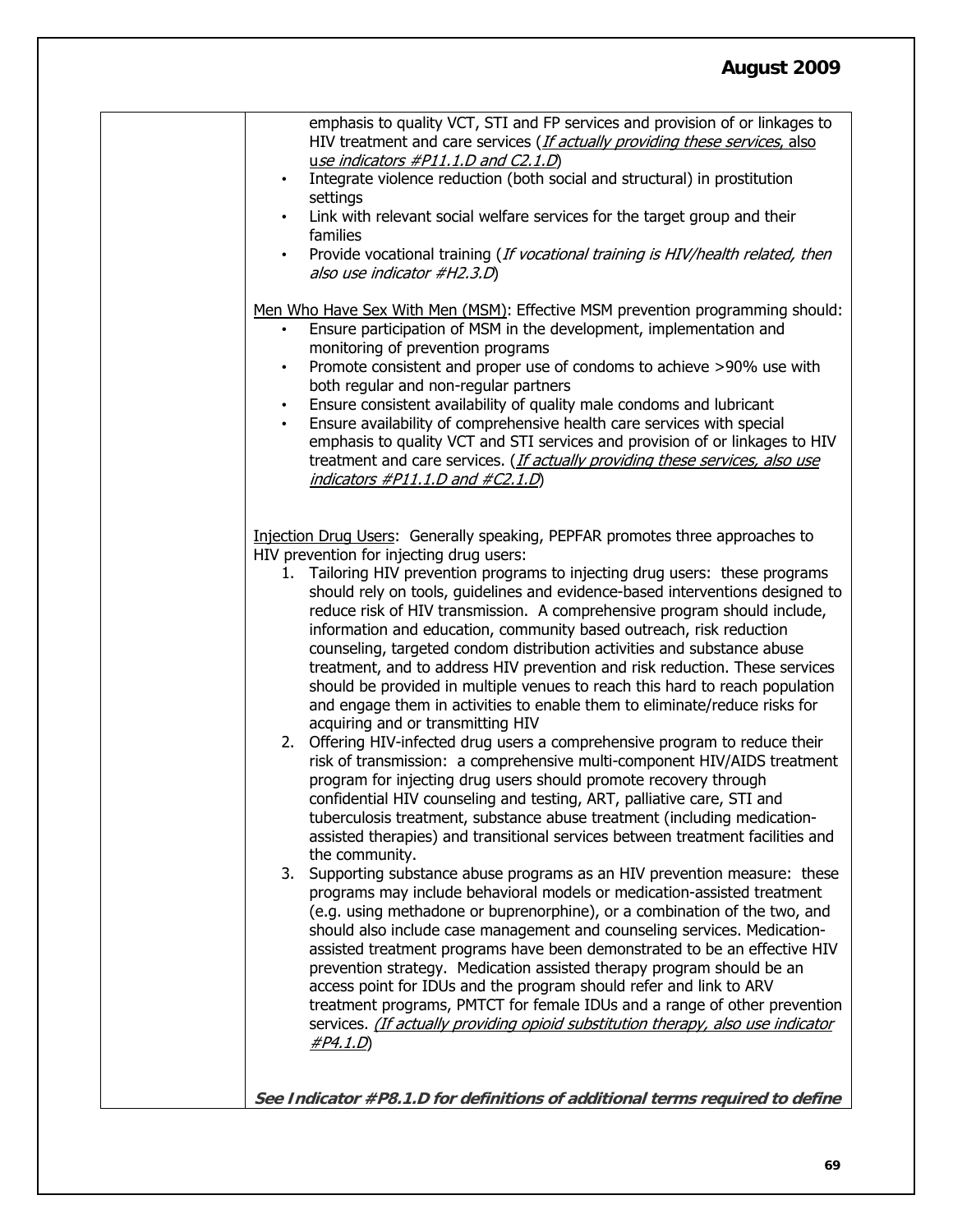| | emphasis to quality VCT, STI and FP services and provision of or linkages to HIV treatment and care services (*If actually providing these services*, also *use indicators #P11.1.D and C2.1.D*)<br>• Integrate violence reduction (both social and structural) in prostitution settings<br>• Link with relevant social welfare services for the target group and their families<br>• Provide vocational training (*If vocational training is HIV/health related, then also use indicator #H2.3.D*)<br><br>Men Who Have Sex With Men (MSM): Effective MSM prevention programming should:<br>• Ensure participation of MSM in the development, implementation and monitoring of prevention programs<br>• Promote consistent and proper use of condoms to achieve >90% use with both regular and non-regular partners<br>• Ensure consistent availability of quality male condoms and lubricant<br>• Ensure availability of comprehensive health care services with special emphasis to quality VCT and STI services and provision of or linkages to HIV treatment and care services. (*If actually providing these services, also use indicators #P11.1.D and #C2.1.D*)<br><br>Injection Drug Users: Generally speaking, PEPFAR promotes three approaches to HIV prevention for injecting drug users:<br>1. Tailoring HIV prevention programs to injecting drug users: these programs should rely on tools, guidelines and evidence-based interventions designed to reduce risk of HIV transmission. A comprehensive program should include, information and education, community based outreach, risk reduction counseling, targeted condom distribution activities and substance abuse treatment, and to address HIV prevention and risk reduction. These services should be provided in multiple venues to reach this hard to reach population and engage them in activities to enable them to eliminate/reduce risks for acquiring and or transmitting HIV<br>2. Offering HIV-infected drug users a comprehensive program to reduce their risk of transmission: a comprehensive multi-component HIV/AIDS treatment program for injecting drug users should promote recovery through confidential HIV counseling and testing, ART, palliative care, STI and tuberculosis treatment, substance abuse treatment (including medication-assisted therapies) and transitional services between treatment facilities and the community.<br>3. Supporting substance abuse programs as an HIV prevention measure: these programs may include behavioral models or medication-assisted treatment (e.g. using methadone or buprenorphine), or a combination of the two, and should also include case management and counseling services. Medication-assisted treatment programs have been demonstrated to be an effective HIV prevention strategy. Medication assisted therapy program should be an access point for IDUs and the program should refer and link to ARV treatment programs, PMTCT for female IDUs and a range of other prevention services. *(If actually providing opioid substitution therapy, also use indicator #P4.1.D)*<br><br>***See Indicator #P8.1.D for definitions of additional terms required to define*** |
|---|---|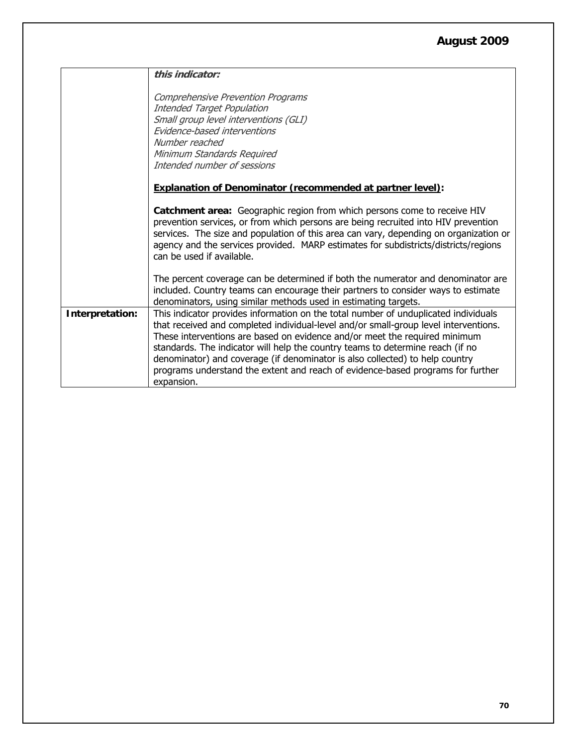| | |
|---|---|
| | ***this indicator:***<br><br>*Comprehensive Prevention Programs*<br>*Intended Target Population*<br>*Small group level interventions (GLI)*<br>*Evidence-based interventions*<br>*Number reached*<br>*Minimum Standards Required*<br>*Intended number of sessions*<br><br>**Explanation of Denominator (recommended at partner level):**<br><br>**Catchment area:** Geographic region from which persons come to receive HIV prevention services, or from which persons are being recruited into HIV prevention services. The size and population of this area can vary, depending on organization or agency and the services provided. MARP estimates for subdistricts/districts/regions can be used if available.<br><br>The percent coverage can be determined if both the numerator and denominator are included. Country teams can encourage their partners to consider ways to estimate denominators, using similar methods used in estimating targets. |
| **Interpretation:** | This indicator provides information on the total number of unduplicated individuals that received and completed individual-level and/or small-group level interventions. These interventions are based on evidence and/or meet the required minimum standards. The indicator will help the country teams to determine reach (if no denominator) and coverage (if denominator is also collected) to help country programs understand the extent and reach of evidence-based programs for further expansion. |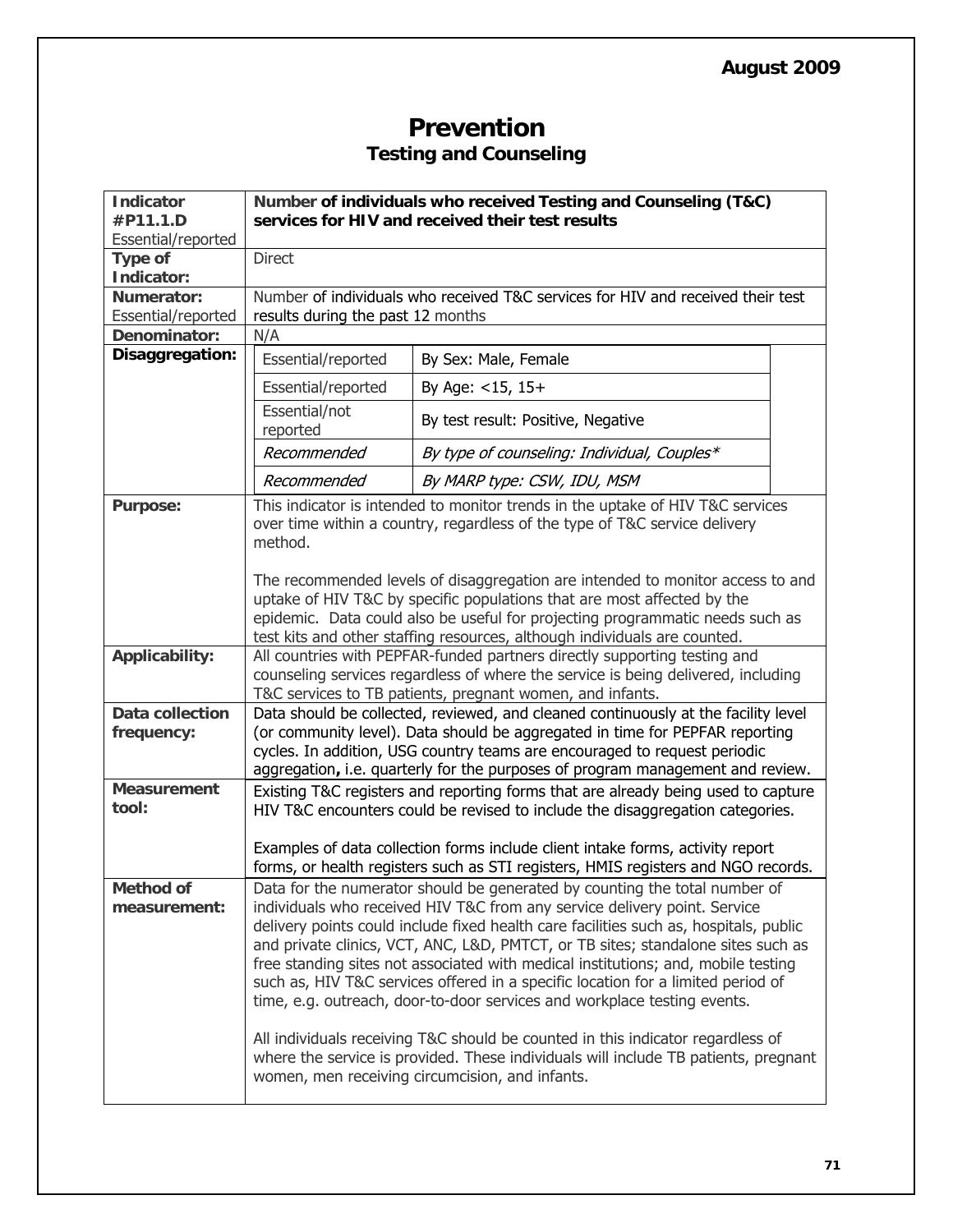# Prevention

## Testing and Counseling

| **Indicator #P11.1.D** Essential/reported | **Number of individuals who received Testing and Counseling (T&C) services for HIV and received their test results** |
|---|---|
| **Type of Indicator:** | Direct |
| **Numerator:** Essential/reported | Number of individuals who received T&C services for HIV and received their test results during the past 12 months |
| **Denominator:** | N/A |
| **Disaggregation:** | Essential/reported — By Sex: Male, Female<br>Essential/reported — By Age: <15, 15+<br>Essential/not reported — By test result: Positive, Negative<br>*Recommended* — *By type of counseling: Individual, Couples**<br>*Recommended* — *By MARP type: CSW, IDU, MSM* |
| **Purpose:** | This indicator is intended to monitor trends in the uptake of HIV T&C services over time within a country, regardless of the type of T&C service delivery method.<br><br>The recommended levels of disaggregation are intended to monitor access to and uptake of HIV T&C by specific populations that are most affected by the epidemic. Data could also be useful for projecting programmatic needs such as test kits and other staffing resources, although individuals are counted. |
| **Applicability:** | All countries with PEPFAR-funded partners directly supporting testing and counseling services regardless of where the service is being delivered, including T&C services to TB patients, pregnant women, and infants. |
| **Data collection frequency:** | Data should be collected, reviewed, and cleaned continuously at the facility level (or community level). Data should be aggregated in time for PEPFAR reporting cycles. In addition, USG country teams are encouraged to request periodic aggregation**,** i.e. quarterly for the purposes of program management and review. |
| **Measurement tool:** | Existing T&C registers and reporting forms that are already being used to capture HIV T&C encounters could be revised to include the disaggregation categories.<br><br>Examples of data collection forms include client intake forms, activity report forms, or health registers such as STI registers, HMIS registers and NGO records. |
| **Method of measurement:** | Data for the numerator should be generated by counting the total number of individuals who received HIV T&C from any service delivery point. Service delivery points could include fixed health care facilities such as, hospitals, public and private clinics, VCT, ANC, L&D, PMTCT, or TB sites; standalone sites such as free standing sites not associated with medical institutions; and, mobile testing such as, HIV T&C services offered in a specific location for a limited period of time, e.g. outreach, door-to-door services and workplace testing events.<br><br>All individuals receiving T&C should be counted in this indicator regardless of where the service is provided. These individuals will include TB patients, pregnant women, men receiving circumcision, and infants. |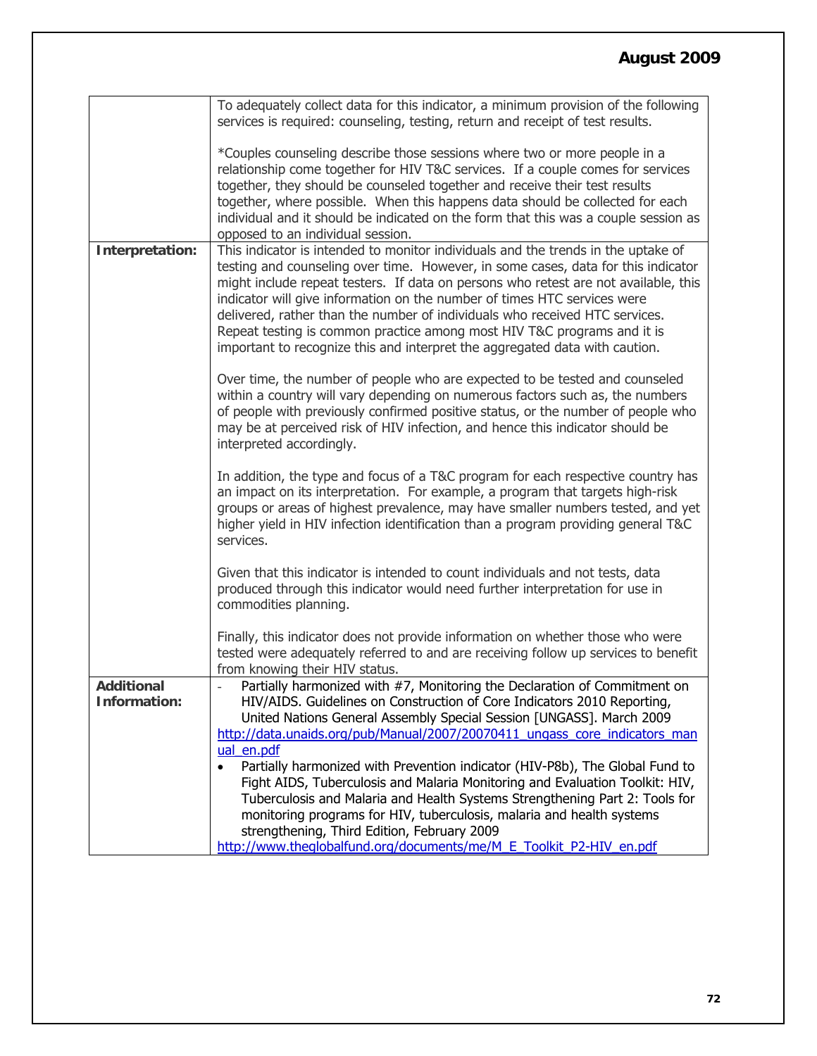| | |
|---|---|
| | To adequately collect data for this indicator, a minimum provision of the following services is required: counseling, testing, return and receipt of test results.<br><br>*Couples counseling describe those sessions where two or more people in a relationship come together for HIV T&C services. If a couple comes for services together, they should be counseled together and receive their test results together, where possible. When this happens data should be collected for each individual and it should be indicated on the form that this was a couple session as opposed to an individual session. |
| **Interpretation:** | This indicator is intended to monitor individuals and the trends in the uptake of testing and counseling over time. However, in some cases, data for this indicator might include repeat testers. If data on persons who retest are not available, this indicator will give information on the number of times HTC services were delivered, rather than the number of individuals who received HTC services. Repeat testing is common practice among most HIV T&C programs and it is important to recognize this and interpret the aggregated data with caution.<br><br>Over time, the number of people who are expected to be tested and counseled within a country will vary depending on numerous factors such as, the numbers of people with previously confirmed positive status, or the number of people who may be at perceived risk of HIV infection, and hence this indicator should be interpreted accordingly.<br><br>In addition, the type and focus of a T&C program for each respective country has an impact on its interpretation. For example, a program that targets high-risk groups or areas of highest prevalence, may have smaller numbers tested, and yet higher yield in HIV infection identification than a program providing general T&C services.<br><br>Given that this indicator is intended to count individuals and not tests, data produced through this indicator would need further interpretation for use in commodities planning.<br><br>Finally, this indicator does not provide information on whether those who were tested were adequately referred to and are receiving follow up services to benefit from knowing their HIV status. |
| **Additional Information:** | - Partially harmonized with #7, Monitoring the Declaration of Commitment on HIV/AIDS. Guidelines on Construction of Core Indicators 2010 Reporting, United Nations General Assembly Special Session [UNGASS]. March 2009 http://data.unaids.org/pub/Manual/2007/20070411_ungass_core_indicators_manual_en.pdf<br>• Partially harmonized with Prevention indicator (HIV-P8b), The Global Fund to Fight AIDS, Tuberculosis and Malaria Monitoring and Evaluation Toolkit: HIV, Tuberculosis and Malaria and Health Systems Strengthening Part 2: Tools for monitoring programs for HIV, tuberculosis, malaria and health systems strengthening, Third Edition, February 2009 http://www.theglobalfund.org/documents/me/M_E_Toolkit_P2-HIV_en.pdf |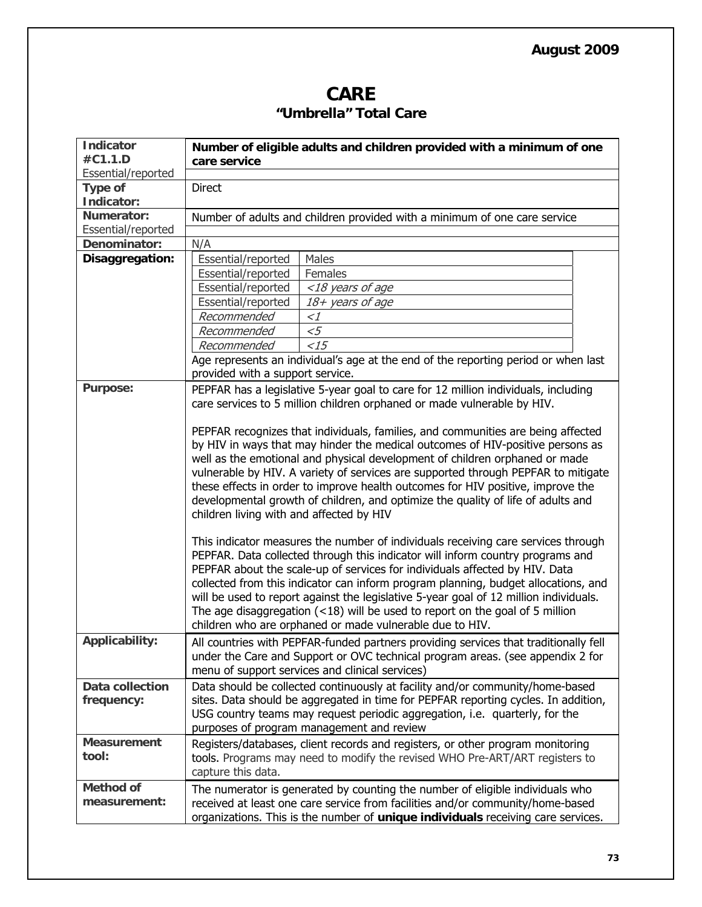August 2009

# CARE

## "Umbrella" Total Care

| | |
|---|---|
| **Indicator #C1.1.D** Essential/reported | **Number of eligible adults and children provided with a minimum of one care service** |
| **Type of Indicator:** | Direct |
| **Numerator:** Essential/reported | Number of adults and children provided with a minimum of one care service |
| **Denominator:** | N/A |
| **Disaggregation:** | Essential/reported — Males<br>Essential/reported — Females<br>Essential/reported — *<18 years of age*<br>Essential/reported — *18+ years of age*<br>*Recommended* — *<1*<br>*Recommended* — *<5*<br>*Recommended* — *<15*<br>Age represents an individual's age at the end of the reporting period or when last provided with a support service. |
| **Purpose:** | PEPFAR has a legislative 5-year goal to care for 12 million individuals, including care services to 5 million children orphaned or made vulnerable by HIV.<br><br>PEPFAR recognizes that individuals, families, and communities are being affected by HIV in ways that may hinder the medical outcomes of HIV-positive persons as well as the emotional and physical development of children orphaned or made vulnerable by HIV. A variety of services are supported through PEPFAR to mitigate these effects in order to improve health outcomes for HIV positive, improve the developmental growth of children, and optimize the quality of life of adults and children living with and affected by HIV<br><br>This indicator measures the number of individuals receiving care services through PEPFAR. Data collected through this indicator will inform country programs and PEPFAR about the scale-up of services for individuals affected by HIV. Data collected from this indicator can inform program planning, budget allocations, and will be used to report against the legislative 5-year goal of 12 million individuals. The age disaggregation (<18) will be used to report on the goal of 5 million children who are orphaned or made vulnerable due to HIV. |
| **Applicability:** | All countries with PEPFAR-funded partners providing services that traditionally fell under the Care and Support or OVC technical program areas. (see appendix 2 for menu of support services and clinical services) |
| **Data collection frequency:** | Data should be collected continuously at facility and/or community/home-based sites. Data should be aggregated in time for PEPFAR reporting cycles. In addition, USG country teams may request periodic aggregation, i.e. quarterly, for the purposes of program management and review |
| **Measurement tool:** | Registers/databases, client records and registers, or other program monitoring tools. Programs may need to modify the revised WHO Pre-ART/ART registers to capture this data. |
| **Method of measurement:** | The numerator is generated by counting the number of eligible individuals who received at least one care service from facilities and/or community/home-based organizations. This is the number of **unique individuals** receiving care services. |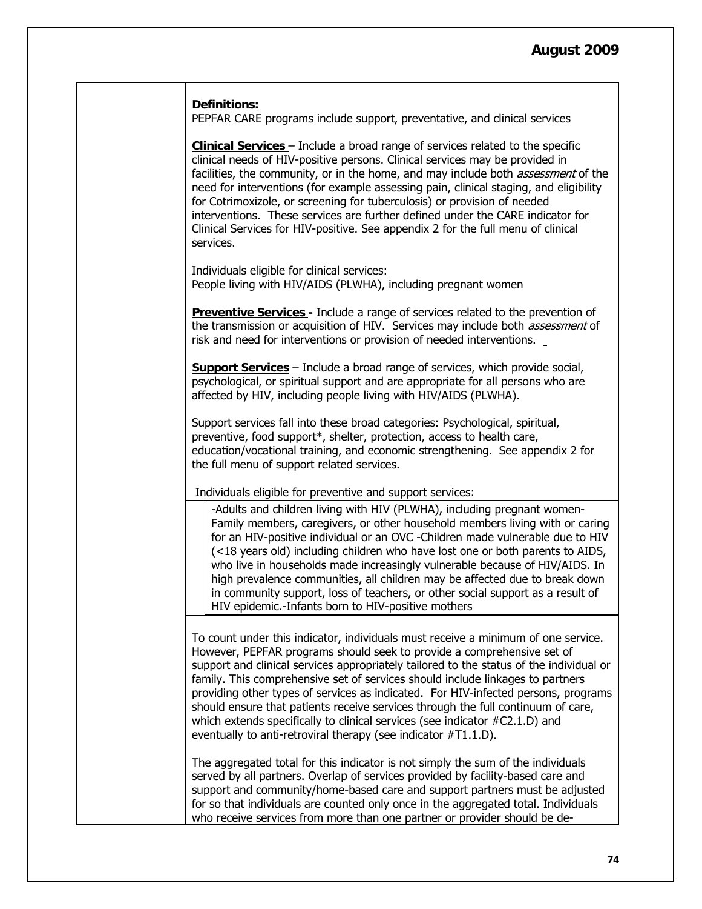**Definitions:**
PEPFAR CARE programs include <u>support</u>, <u>preventative</u>, and <u>clinical</u> services

**<u>Clinical Services</u>** – Include a broad range of services related to the specific clinical needs of HIV-positive persons. Clinical services may be provided in facilities, the community, or in the home, and may include both *assessment* of the need for interventions (for example assessing pain, clinical staging, and eligibility for Cotrimoxizole, or screening for tuberculosis) or provision of needed interventions. These services are further defined under the CARE indicator for Clinical Services for HIV-positive. See appendix 2 for the full menu of clinical services.

<u>Individuals eligible for clinical services:</u>
People living with HIV/AIDS (PLWHA), including pregnant women

**<u>Preventive Services</u> -** Include a range of services related to the prevention of the transmission or acquisition of HIV. Services may include both *assessment* of risk and need for interventions or provision of needed interventions.

**<u>Support Services</u>** – Include a broad range of services, which provide social, psychological, or spiritual support and are appropriate for all persons who are affected by HIV, including people living with HIV/AIDS (PLWHA).

Support services fall into these broad categories: Psychological, spiritual, preventive, food support*, shelter, protection, access to health care, education/vocational training, and economic strengthening. See appendix 2 for the full menu of support related services.

<u>Individuals eligible for preventive and support services:</u>

-Adults and children living with HIV (PLWHA), including pregnant women-Family members, caregivers, or other household members living with or caring for an HIV-positive individual or an OVC -Children made vulnerable due to HIV (<18 years old) including children who have lost one or both parents to AIDS, who live in households made increasingly vulnerable because of HIV/AIDS. In high prevalence communities, all children may be affected due to break down in community support, loss of teachers, or other social support as a result of HIV epidemic.-Infants born to HIV-positive mothers

To count under this indicator, individuals must receive a minimum of one service. However, PEPFAR programs should seek to provide a comprehensive set of support and clinical services appropriately tailored to the status of the individual or family. This comprehensive set of services should include linkages to partners providing other types of services as indicated. For HIV-infected persons, programs should ensure that patients receive services through the full continuum of care, which extends specifically to clinical services (see indicator #C2.1.D) and eventually to anti-retroviral therapy (see indicator #T1.1.D).

The aggregated total for this indicator is not simply the sum of the individuals served by all partners. Overlap of services provided by facility-based care and support and community/home-based care and support partners must be adjusted for so that individuals are counted only once in the aggregated total. Individuals who receive services from more than one partner or provider should be de-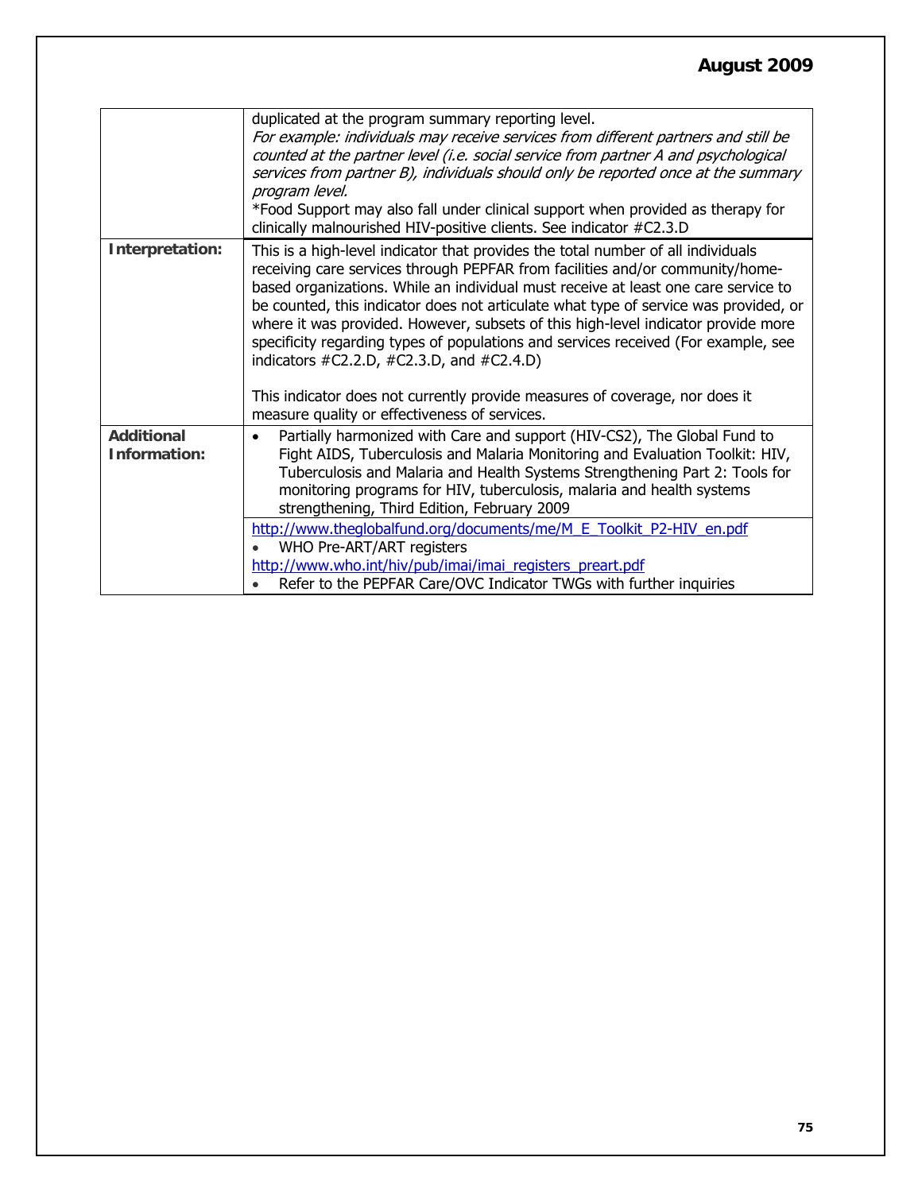| | |
|---|---|
| | duplicated at the program summary reporting level.<br>*For example: individuals may receive services from different partners and still be counted at the partner level (i.e. social service from partner A and psychological services from partner B), individuals should only be reported once at the summary program level.*<br>*Food Support may also fall under clinical support when provided as therapy for clinically malnourished HIV-positive clients. See indicator #C2.3.D |
| **Interpretation:** | This is a high-level indicator that provides the total number of all individuals receiving care services through PEPFAR from facilities and/or community/home-based organizations. While an individual must receive at least one care service to be counted, this indicator does not articulate what type of service was provided, or where it was provided. However, subsets of this high-level indicator provide more specificity regarding types of populations and services received (For example, see indicators #C2.2.D, #C2.3.D, and #C2.4.D)<br><br>This indicator does not currently provide measures of coverage, nor does it measure quality or effectiveness of services. |
| **Additional Information:** | • Partially harmonized with Care and support (HIV-CS2), The Global Fund to Fight AIDS, Tuberculosis and Malaria Monitoring and Evaluation Toolkit: HIV, Tuberculosis and Malaria and Health Systems Strengthening Part 2: Tools for monitoring programs for HIV, tuberculosis, malaria and health systems strengthening, Third Edition, February 2009<br>http://www.theglobalfund.org/documents/me/M_E_Toolkit_P2-HIV_en.pdf<br>• WHO Pre-ART/ART registers<br>http://www.who.int/hiv/pub/imai/imai_registers_preart.pdf<br>• Refer to the PEPFAR Care/OVC Indicator TWGs with further inquiries |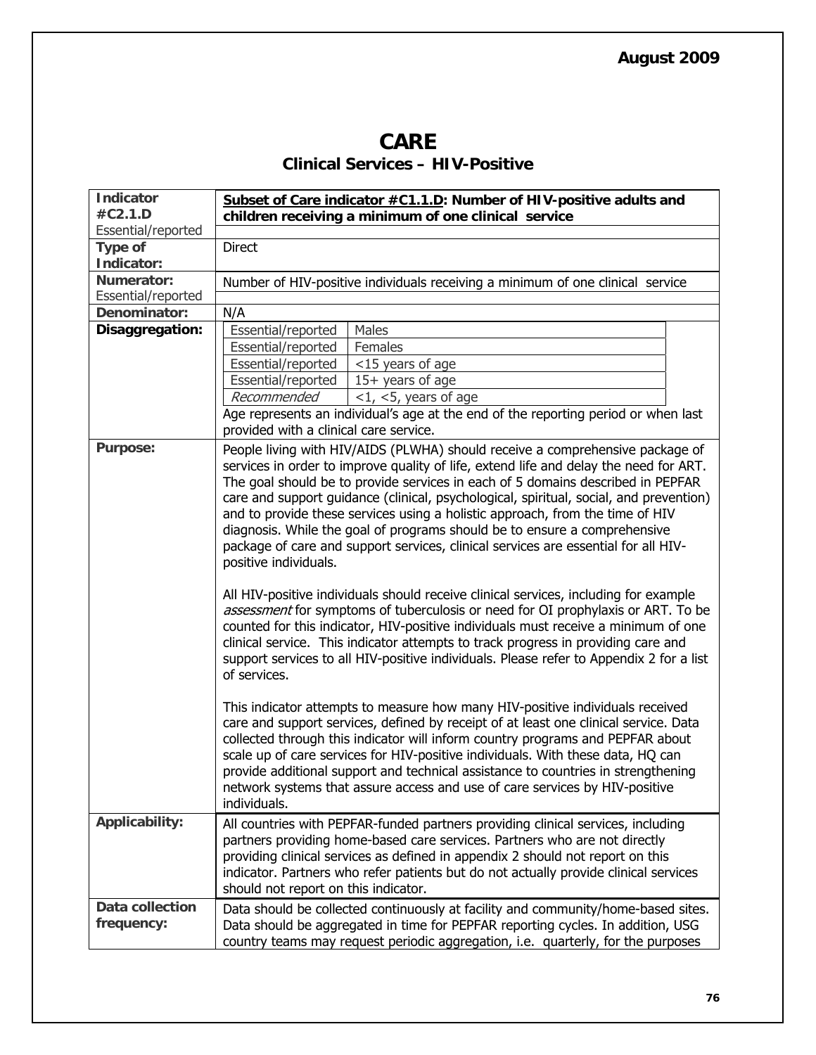# CARE

## Clinical Services – HIV-Positive

| Indicator #C2.1.D<br>Essential/reported | **<u>Subset of Care indicator #C1.1.D</u>: Number of HIV-positive adults and children receiving a minimum of one clinical service** |
|---|---|
| **Type of Indicator:** | Direct |
| **Numerator:**<br>Essential/reported | Number of HIV-positive individuals receiving a minimum of one clinical service |
| **Denominator:** | N/A |
| **Disaggregation:** | Essential/reported — Males<br>Essential/reported — Females<br>Essential/reported — <15 years of age<br>Essential/reported — 15+ years of age<br>*Recommended* — <1, <5, years of age<br>Age represents an individual's age at the end of the reporting period or when last provided with a clinical care service. |
| **Purpose:** | People living with HIV/AIDS (PLWHA) should receive a comprehensive package of services in order to improve quality of life, extend life and delay the need for ART. The goal should be to provide services in each of 5 domains described in PEPFAR care and support guidance (clinical, psychological, spiritual, social, and prevention) and to provide these services using a holistic approach, from the time of HIV diagnosis. While the goal of programs should be to ensure a comprehensive package of care and support services, clinical services are essential for all HIV-positive individuals.<br><br>All HIV-positive individuals should receive clinical services, including for example *assessment* for symptoms of tuberculosis or need for OI prophylaxis or ART. To be counted for this indicator, HIV-positive individuals must receive a minimum of one clinical service. This indicator attempts to track progress in providing care and support services to all HIV-positive individuals. Please refer to Appendix 2 for a list of services.<br><br>This indicator attempts to measure how many HIV-positive individuals received care and support services, defined by receipt of at least one clinical service. Data collected through this indicator will inform country programs and PEPFAR about scale up of care services for HIV-positive individuals. With these data, HQ can provide additional support and technical assistance to countries in strengthening network systems that assure access and use of care services by HIV-positive individuals. |
| **Applicability:** | All countries with PEPFAR-funded partners providing clinical services, including partners providing home-based care services. Partners who are not directly providing clinical services as defined in appendix 2 should not report on this indicator. Partners who refer patients but do not actually provide clinical services should not report on this indicator. |
| **Data collection frequency:** | Data should be collected continuously at facility and community/home-based sites. Data should be aggregated in time for PEPFAR reporting cycles. In addition, USG country teams may request periodic aggregation, i.e. quarterly, for the purposes |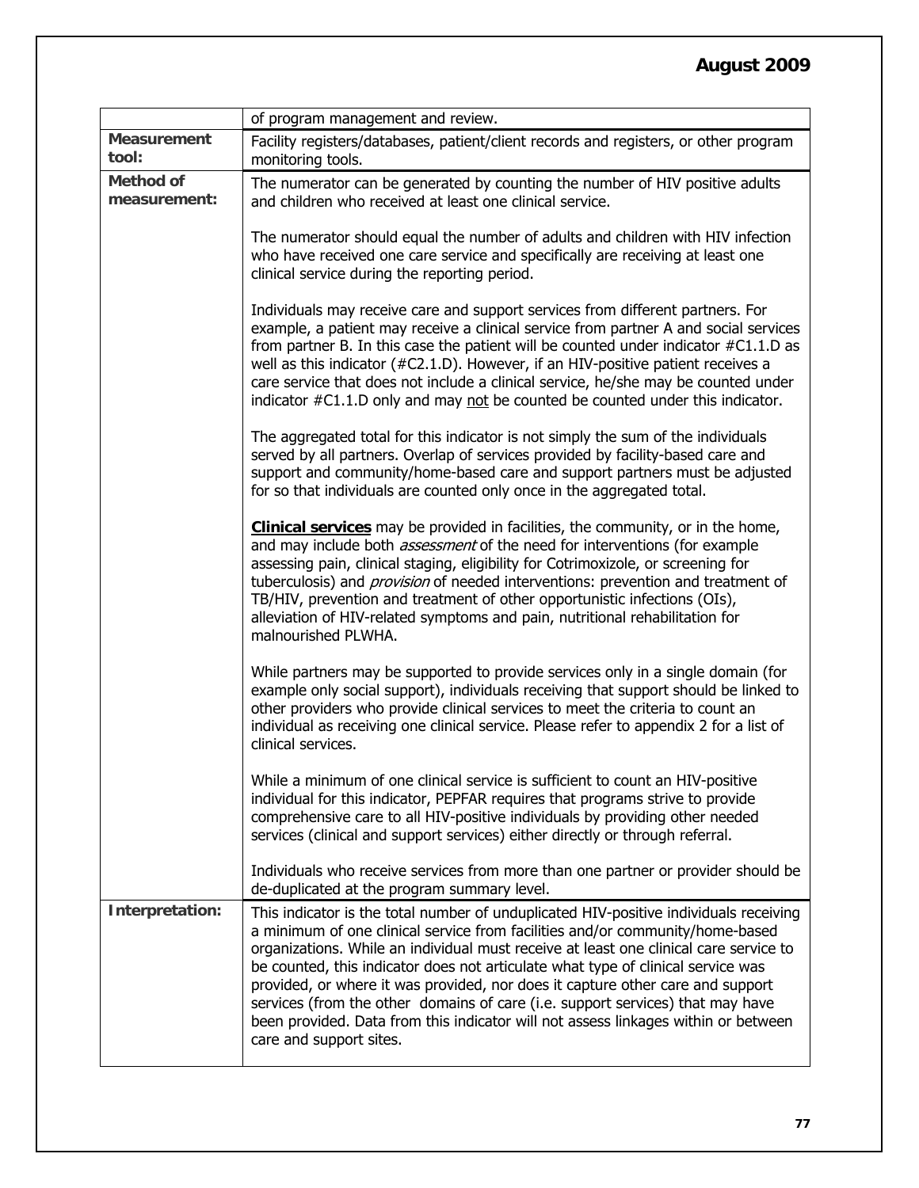| | |
|---|---|
| | of program management and review. |
| **Measurement tool:** | Facility registers/databases, patient/client records and registers, or other program monitoring tools. |
| **Method of measurement:** | The numerator can be generated by counting the number of HIV positive adults and children who received at least one clinical service.<br><br>The numerator should equal the number of adults and children with HIV infection who have received one care service and specifically are receiving at least one clinical service during the reporting period.<br><br>Individuals may receive care and support services from different partners. For example, a patient may receive a clinical service from partner A and social services from partner B. In this case the patient will be counted under indicator #C1.1.D as well as this indicator (#C2.1.D). However, if an HIV-positive patient receives a care service that does not include a clinical service, he/she may be counted under indicator #C1.1.D only and may <u>not</u> be counted be counted under this indicator.<br><br>The aggregated total for this indicator is not simply the sum of the individuals served by all partners. Overlap of services provided by facility-based care and support and community/home-based care and support partners must be adjusted for so that individuals are counted only once in the aggregated total.<br><br>**<u>Clinical services</u>** may be provided in facilities, the community, or in the home, and may include both *assessment* of the need for interventions (for example assessing pain, clinical staging, eligibility for Cotrimoxizole, or screening for tuberculosis) and *provision* of needed interventions: prevention and treatment of TB/HIV, prevention and treatment of other opportunistic infections (OIs), alleviation of HIV-related symptoms and pain, nutritional rehabilitation for malnourished PLWHA.<br><br>While partners may be supported to provide services only in a single domain (for example only social support), individuals receiving that support should be linked to other providers who provide clinical services to meet the criteria to count an individual as receiving one clinical service. Please refer to appendix 2 for a list of clinical services.<br><br>While a minimum of one clinical service is sufficient to count an HIV-positive individual for this indicator, PEPFAR requires that programs strive to provide comprehensive care to all HIV-positive individuals by providing other needed services (clinical and support services) either directly or through referral.<br><br>Individuals who receive services from more than one partner or provider should be de-duplicated at the program summary level. |
| **Interpretation:** | This indicator is the total number of unduplicated HIV-positive individuals receiving a minimum of one clinical service from facilities and/or community/home-based organizations. While an individual must receive at least one clinical care service to be counted, this indicator does not articulate what type of clinical service was provided, or where it was provided, nor does it capture other care and support services (from the other domains of care (i.e. support services) that may have been provided. Data from this indicator will not assess linkages within or between care and support sites. |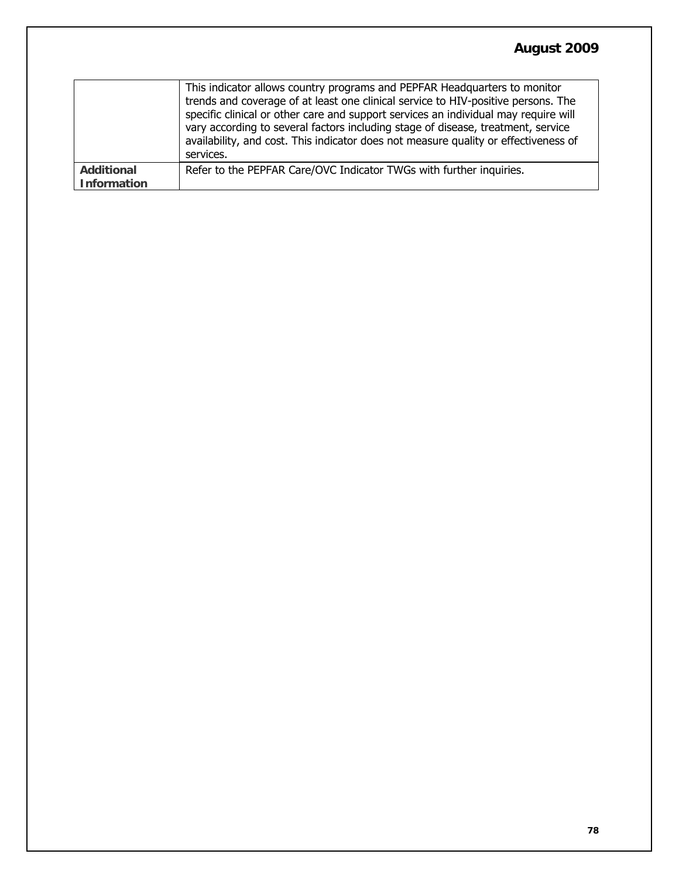| | |
|---|---|
| | This indicator allows country programs and PEPFAR Headquarters to monitor trends and coverage of at least one clinical service to HIV-positive persons. The specific clinical or other care and support services an individual may require will vary according to several factors including stage of disease, treatment, service availability, and cost. This indicator does not measure quality or effectiveness of services. |
| **Additional Information** | Refer to the PEPFAR Care/OVC Indicator TWGs with further inquiries. |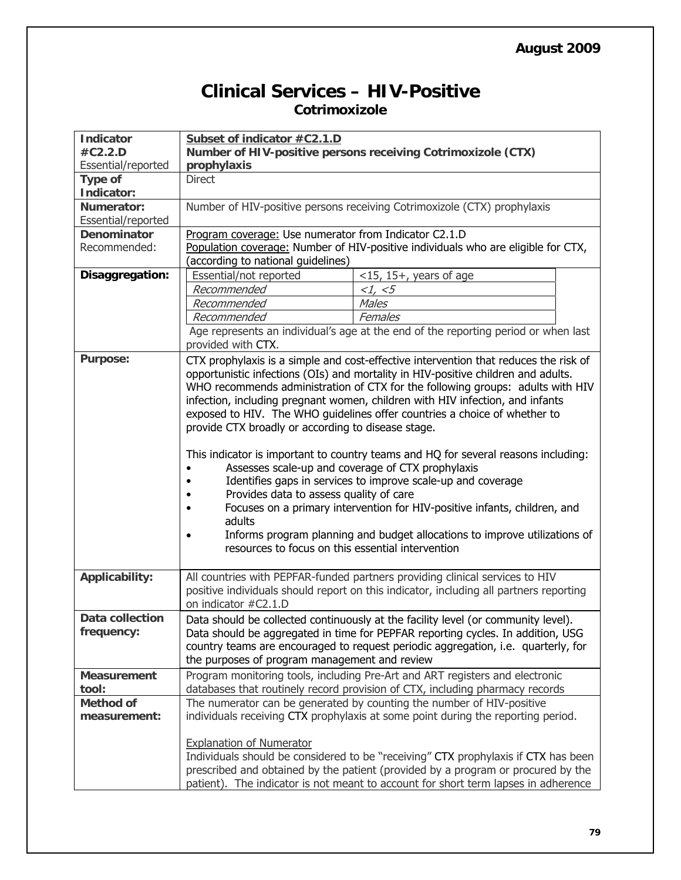# Clinical Services – HIV-Positive

## Cotrimoxizole

| | |
|---|---|
| **Indicator #C2.2.D** Essential/reported | **Subset of indicator #C2.1.D** **Number of HIV-positive persons receiving Cotrimoxizole (CTX) prophylaxis** |
| **Type of Indicator:** | Direct |
| **Numerator:** Essential/reported | Number of HIV-positive persons receiving Cotrimoxizole (CTX) prophylaxis |
| **Denominator** Recommended: | Program coverage: Use numerator from Indicator C2.1.D<br>Population coverage: Number of HIV-positive individuals who are eligible for CTX, (according to national guidelines) |
| **Disaggregation:** | Essential/not reported — <15, 15+, years of age<br>*Recommended* — *<1, <5*<br>*Recommended* — *Males*<br>*Recommended* — *Females*<br>Age represents an individual's age at the end of the reporting period or when last provided with CTX. |
| **Purpose:** | CTX prophylaxis is a simple and cost-effective intervention that reduces the risk of opportunistic infections (OIs) and mortality in HIV-positive children and adults. WHO recommends administration of CTX for the following groups: adults with HIV infection, including pregnant women, children with HIV infection, and infants exposed to HIV. The WHO guidelines offer countries a choice of whether to provide CTX broadly or according to disease stage.<br><br>This indicator is important to country teams and HQ for several reasons including:<br>• Assesses scale-up and coverage of CTX prophylaxis<br>• Identifies gaps in services to improve scale-up and coverage<br>• Provides data to assess quality of care<br>• Focuses on a primary intervention for HIV-positive infants, children, and adults<br>• Informs program planning and budget allocations to improve utilizations of resources to focus on this essential intervention |
| **Applicability:** | All countries with PEPFAR-funded partners providing clinical services to HIV positive individuals should report on this indicator, including all partners reporting on indicator #C2.1.D |
| **Data collection frequency:** | Data should be collected continuously at the facility level (or community level). Data should be aggregated in time for PEPFAR reporting cycles. In addition, USG country teams are encouraged to request periodic aggregation, i.e. quarterly, for the purposes of program management and review |
| **Measurement tool:** | Program monitoring tools, including Pre-Art and ART registers and electronic databases that routinely record provision of CTX, including pharmacy records |
| **Method of measurement:** | The numerator can be generated by counting the number of HIV-positive individuals receiving CTX prophylaxis at some point during the reporting period.<br><br>Explanation of Numerator<br>Individuals should be considered to be "receiving" CTX prophylaxis if CTX has been prescribed and obtained by the patient (provided by a program or procured by the patient). The indicator is not meant to account for short term lapses in adherence |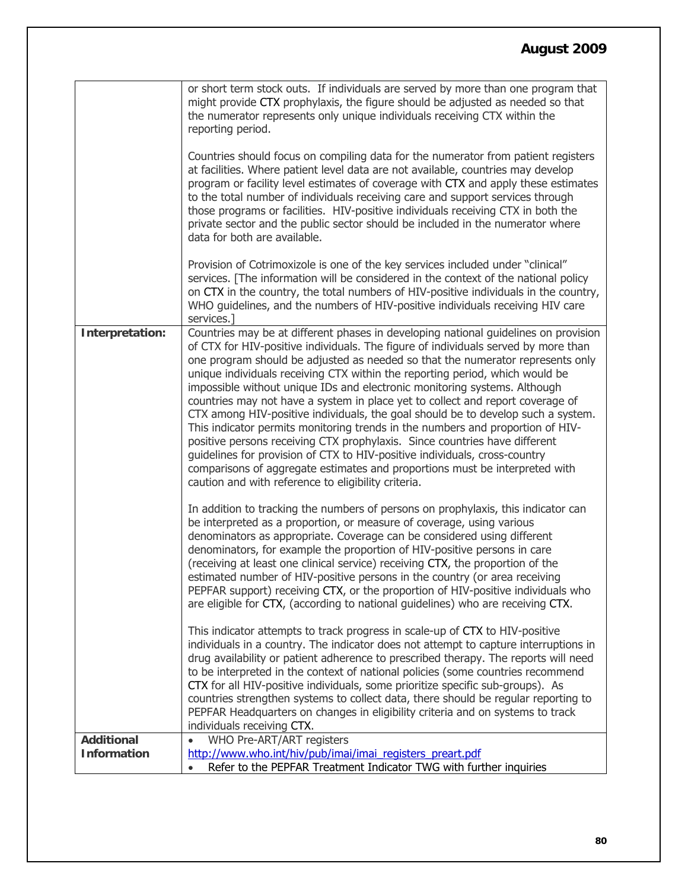| | |
|---|---|
| | or short term stock outs. If individuals are served by more than one program that might provide CTX prophylaxis, the figure should be adjusted as needed so that the numerator represents only unique individuals receiving CTX within the reporting period.<br><br>Countries should focus on compiling data for the numerator from patient registers at facilities. Where patient level data are not available, countries may develop program or facility level estimates of coverage with CTX and apply these estimates to the total number of individuals receiving care and support services through those programs or facilities. HIV-positive individuals receiving CTX in both the private sector and the public sector should be included in the numerator where data for both are available.<br><br>Provision of Cotrimoxizole is one of the key services included under "clinical" services. [The information will be considered in the context of the national policy on CTX in the country, the total numbers of HIV-positive individuals in the country, WHO guidelines, and the numbers of HIV-positive individuals receiving HIV care services.] |
| **Interpretation:** | Countries may be at different phases in developing national guidelines on provision of CTX for HIV-positive individuals. The figure of individuals served by more than one program should be adjusted as needed so that the numerator represents only unique individuals receiving CTX within the reporting period, which would be impossible without unique IDs and electronic monitoring systems. Although countries may not have a system in place yet to collect and report coverage of CTX among HIV-positive individuals, the goal should be to develop such a system. This indicator permits monitoring trends in the numbers and proportion of HIV-positive persons receiving CTX prophylaxis. Since countries have different guidelines for provision of CTX to HIV-positive individuals, cross-country comparisons of aggregate estimates and proportions must be interpreted with caution and with reference to eligibility criteria.<br><br>In addition to tracking the numbers of persons on prophylaxis, this indicator can be interpreted as a proportion, or measure of coverage, using various denominators as appropriate. Coverage can be considered using different denominators, for example the proportion of HIV-positive persons in care (receiving at least one clinical service) receiving CTX, the proportion of the estimated number of HIV-positive persons in the country (or area receiving PEPFAR support) receiving CTX, or the proportion of HIV-positive individuals who are eligible for CTX, (according to national guidelines) who are receiving CTX.<br><br>This indicator attempts to track progress in scale-up of CTX to HIV-positive individuals in a country. The indicator does not attempt to capture interruptions in drug availability or patient adherence to prescribed therapy. The reports will need to be interpreted in the context of national policies (some countries recommend CTX for all HIV-positive individuals, some prioritize specific sub-groups). As countries strengthen systems to collect data, there should be regular reporting to PEPFAR Headquarters on changes in eligibility criteria and on systems to track individuals receiving CTX. |
| **Additional Information** | • WHO Pre-ART/ART registers http://www.who.int/hiv/pub/imai/imai_registers_preart.pdf<br>• Refer to the PEPFAR Treatment Indicator TWG with further inquiries |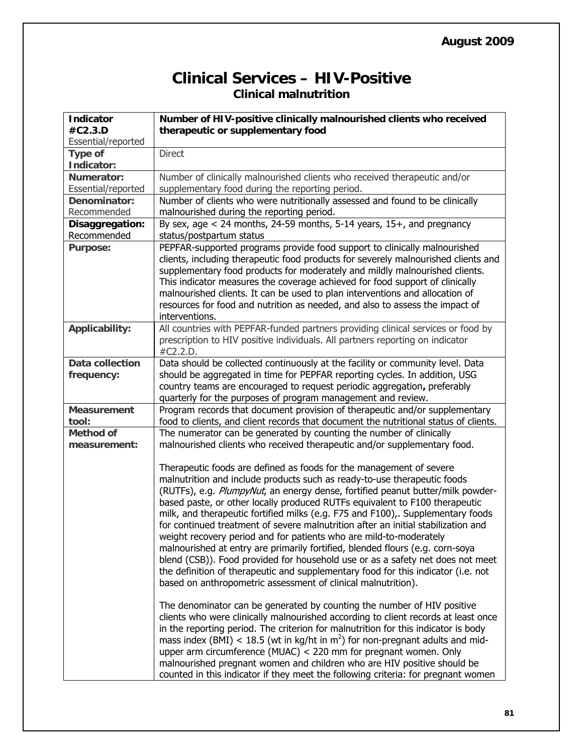August 2009

# Clinical Services – HIV-Positive

## Clinical malnutrition

| **Indicator #C2.3.D** Essential/reported | **Number of HIV-positive clinically malnourished clients who received therapeutic or supplementary food** |
|---|---|
| **Type of Indicator:** | Direct |
| **Numerator:** Essential/reported | Number of clinically malnourished clients who received therapeutic and/or supplementary food during the reporting period. |
| **Denominator:** Recommended | Number of clients who were nutritionally assessed and found to be clinically malnourished during the reporting period. |
| **Disaggregation:** Recommended | By sex, age < 24 months, 24-59 months, 5-14 years, 15+, and pregnancy status/postpartum status |
| **Purpose:** | PEPFAR-supported programs provide food support to clinically malnourished clients, including therapeutic food products for severely malnourished clients and supplementary food products for moderately and mildly malnourished clients. This indicator measures the coverage achieved for food support of clinically malnourished clients. It can be used to plan interventions and allocation of resources for food and nutrition as needed, and also to assess the impact of interventions. |
| **Applicability:** | All countries with PEPFAR-funded partners providing clinical services or food by prescription to HIV positive individuals. All partners reporting on indicator #C2.2.D. |
| **Data collection frequency:** | Data should be collected continuously at the facility or community level. Data should be aggregated in time for PEPFAR reporting cycles. In addition, USG country teams are encouraged to request periodic aggregation**,** preferably quarterly for the purposes of program management and review. |
| **Measurement tool:** | Program records that document provision of therapeutic and/or supplementary food to clients, and client records that document the nutritional status of clients. |
| **Method of measurement:** | The numerator can be generated by counting the number of clinically malnourished clients who received therapeutic and/or supplementary food.<br><br>Therapeutic foods are defined as foods for the management of severe malnutrition and include products such as ready-to-use therapeutic foods (RUTFs), e.g. *PlumpyNut*, an energy dense, fortified peanut butter/milk powder-based paste, or other locally produced RUTFs equivalent to F100 therapeutic milk, and therapeutic fortified milks (e.g. F75 and F100),. Supplementary foods for continued treatment of severe malnutrition after an initial stabilization and weight recovery period and for patients who are mild-to-moderately malnourished at entry are primarily fortified, blended flours (e.g. corn-soya blend (CSB)). Food provided for household use or as a safety net does not meet the definition of therapeutic and supplementary food for this indicator (i.e. not based on anthropometric assessment of clinical malnutrition).<br><br>The denominator can be generated by counting the number of HIV positive clients who were clinically malnourished according to client records at least once in the reporting period. The criterion for malnutrition for this indicator is body mass index (BMI) < 18.5 (wt in kg/ht in $m^2$) for non-pregnant adults and mid-upper arm circumference (MUAC) < 220 mm for pregnant women. Only malnourished pregnant women and children who are HIV positive should be counted in this indicator if they meet the following criteria: for pregnant women |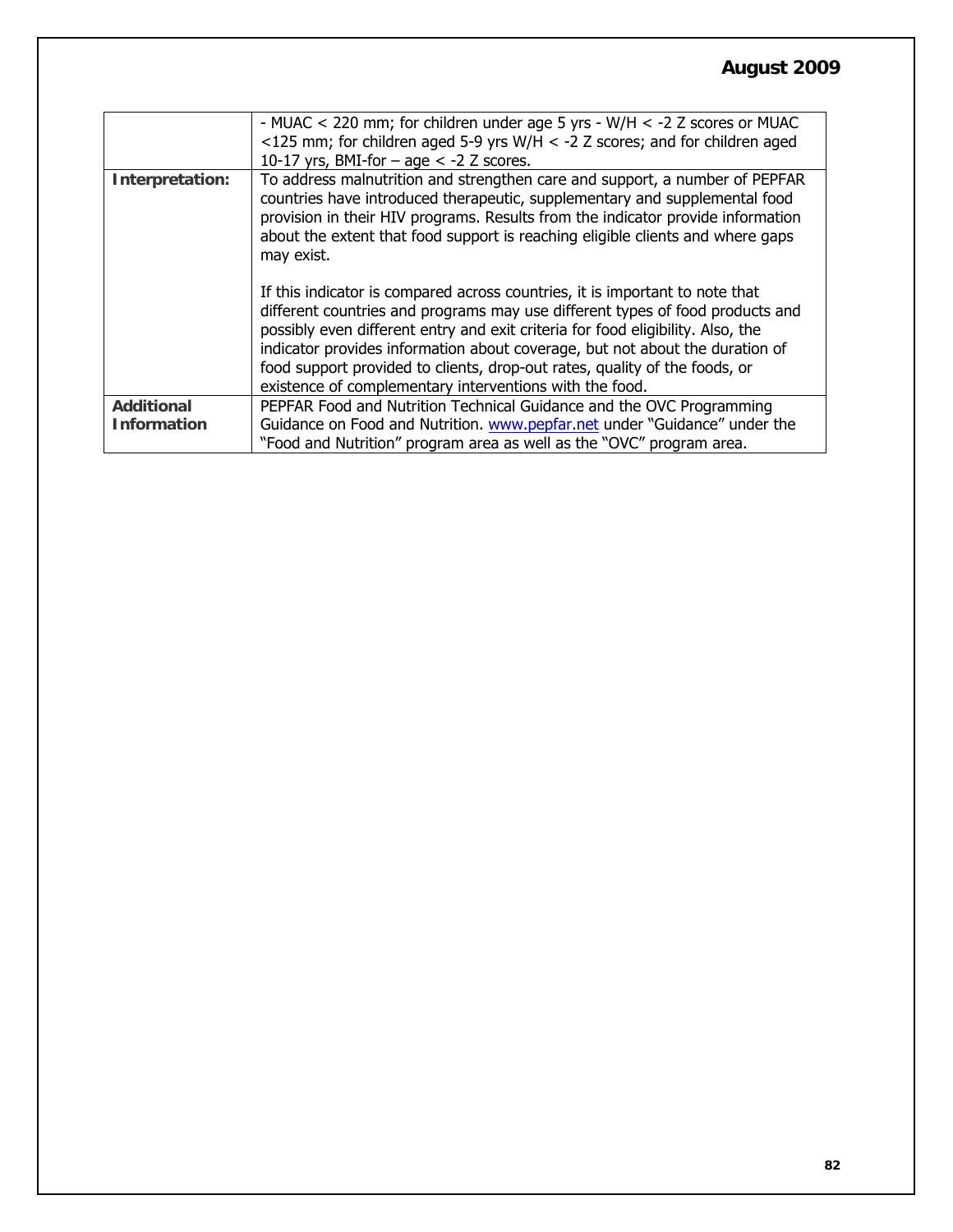| | |
|---|---|
| | - MUAC < 220 mm; for children under age 5 yrs - W/H < -2 Z scores or MUAC <125 mm; for children aged 5-9 yrs W/H < -2 Z scores; and for children aged 10-17 yrs, BMI-for – age < -2 Z scores. |
| **Interpretation:** | To address malnutrition and strengthen care and support, a number of PEPFAR countries have introduced therapeutic, supplementary and supplemental food provision in their HIV programs. Results from the indicator provide information about the extent that food support is reaching eligible clients and where gaps may exist.<br><br>If this indicator is compared across countries, it is important to note that different countries and programs may use different types of food products and possibly even different entry and exit criteria for food eligibility. Also, the indicator provides information about coverage, but not about the duration of food support provided to clients, drop-out rates, quality of the foods, or existence of complementary interventions with the food. |
| **Additional Information** | PEPFAR Food and Nutrition Technical Guidance and the OVC Programming Guidance on Food and Nutrition. www.pepfar.net under "Guidance" under the "Food and Nutrition" program area as well as the "OVC" program area. |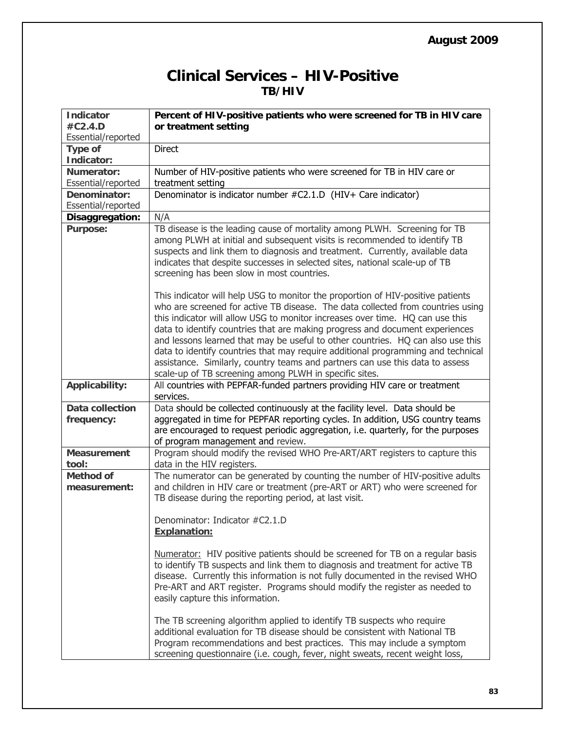August 2009

# Clinical Services – HIV-Positive

## TB/HIV

| **Indicator #C2.4.D** Essential/reported | **Percent of HIV-positive patients who were screened for TB in HIV care or treatment setting** |
|---|---|
| **Type of Indicator:** | Direct |
| **Numerator:** Essential/reported | Number of HIV-positive patients who were screened for TB in HIV care or treatment setting |
| **Denominator:** Essential/reported | Denominator is indicator number #C2.1.D (HIV+ Care indicator) |
| **Disaggregation:** | N/A |
| **Purpose:** | TB disease is the leading cause of mortality among PLWH. Screening for TB among PLWH at initial and subsequent visits is recommended to identify TB suspects and link them to diagnosis and treatment. Currently, available data indicates that despite successes in selected sites, national scale-up of TB screening has been slow in most countries.<br><br>This indicator will help USG to monitor the proportion of HIV-positive patients who are screened for active TB disease. The data collected from countries using this indicator will allow USG to monitor increases over time. HQ can use this data to identify countries that are making progress and document experiences and lessons learned that may be useful to other countries. HQ can also use this data to identify countries that may require additional programming and technical assistance. Similarly, country teams and partners can use this data to assess scale-up of TB screening among PLWH in specific sites. |
| **Applicability:** | All countries with PEPFAR-funded partners providing HIV care or treatment services. |
| **Data collection frequency:** | Data should be collected continuously at the facility level. Data should be aggregated in time for PEPFAR reporting cycles. In addition, USG country teams are encouraged to request periodic aggregation, i.e. quarterly, for the purposes of program management and review. |
| **Measurement tool:** | Program should modify the revised WHO Pre-ART/ART registers to capture this data in the HIV registers. |
| **Method of measurement:** | The numerator can be generated by counting the number of HIV-positive adults and children in HIV care or treatment (pre-ART or ART) who were screened for TB disease during the reporting period, at last visit.<br><br>Denominator: Indicator #C2.1.D<br>**<u>Explanation:</u>**<br><br><u>Numerator:</u> HIV positive patients should be screened for TB on a regular basis to identify TB suspects and link them to diagnosis and treatment for active TB disease. Currently this information is not fully documented in the revised WHO Pre-ART and ART register. Programs should modify the register as needed to easily capture this information.<br><br>The TB screening algorithm applied to identify TB suspects who require additional evaluation for TB disease should be consistent with National TB Program recommendations and best practices. This may include a symptom screening questionnaire (i.e. cough, fever, night sweats, recent weight loss, |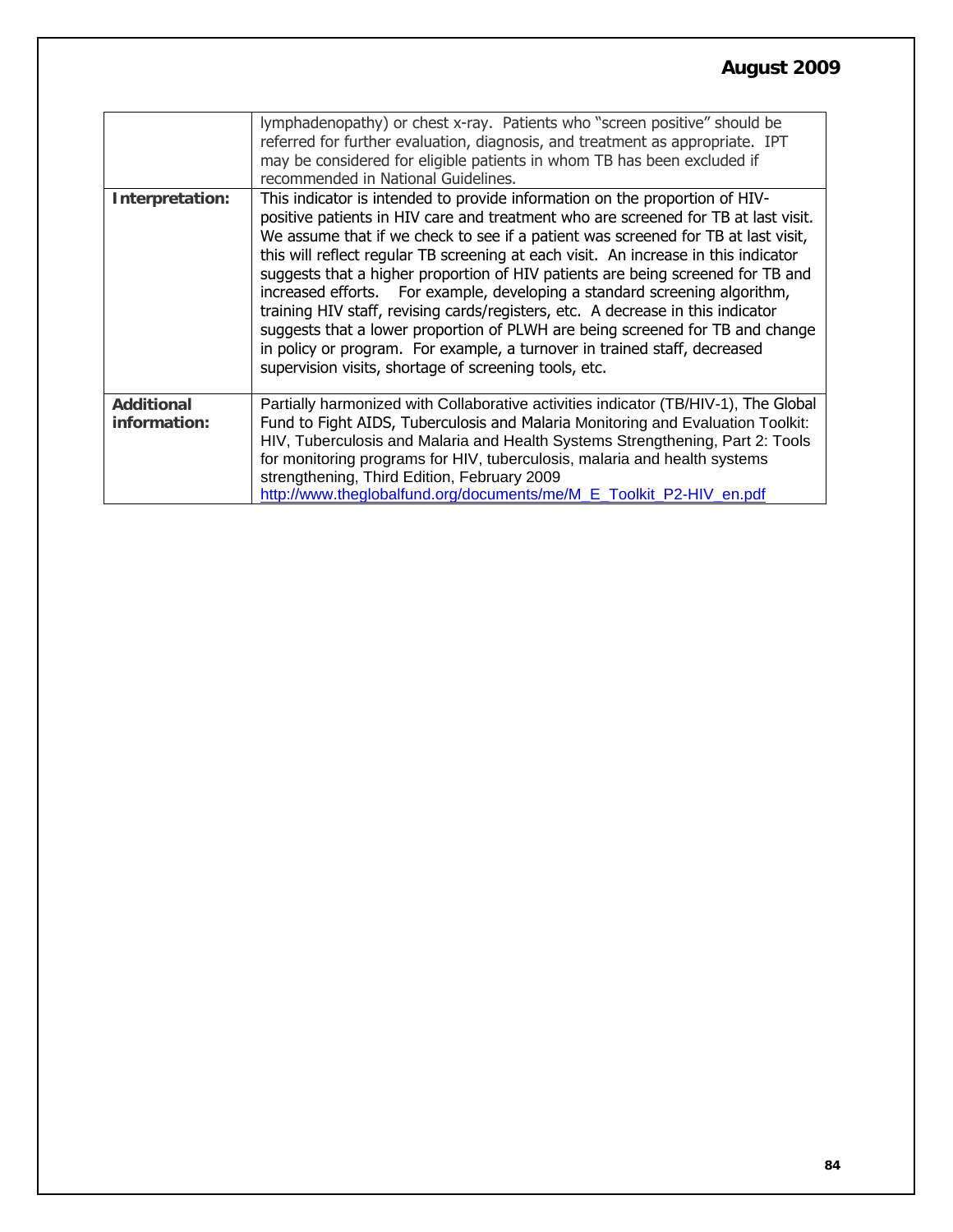| | |
|---|---|
| | lymphadenopathy) or chest x-ray. Patients who "screen positive" should be referred for further evaluation, diagnosis, and treatment as appropriate. IPT may be considered for eligible patients in whom TB has been excluded if recommended in National Guidelines. |
| **Interpretation:** | This indicator is intended to provide information on the proportion of HIV-positive patients in HIV care and treatment who are screened for TB at last visit. We assume that if we check to see if a patient was screened for TB at last visit, this will reflect regular TB screening at each visit. An increase in this indicator suggests that a higher proportion of HIV patients are being screened for TB and increased efforts. For example, developing a standard screening algorithm, training HIV staff, revising cards/registers, etc. A decrease in this indicator suggests that a lower proportion of PLWH are being screened for TB and change in policy or program. For example, a turnover in trained staff, decreased supervision visits, shortage of screening tools, etc. |
| **Additional information:** | Partially harmonized with Collaborative activities indicator (TB/HIV-1), The Global Fund to Fight AIDS, Tuberculosis and Malaria Monitoring and Evaluation Toolkit: HIV, Tuberculosis and Malaria and Health Systems Strengthening, Part 2: Tools for monitoring programs for HIV, tuberculosis, malaria and health systems strengthening, Third Edition, February 2009 http://www.theglobalfund.org/documents/me/M_E_Toolkit_P2-HIV_en.pdf |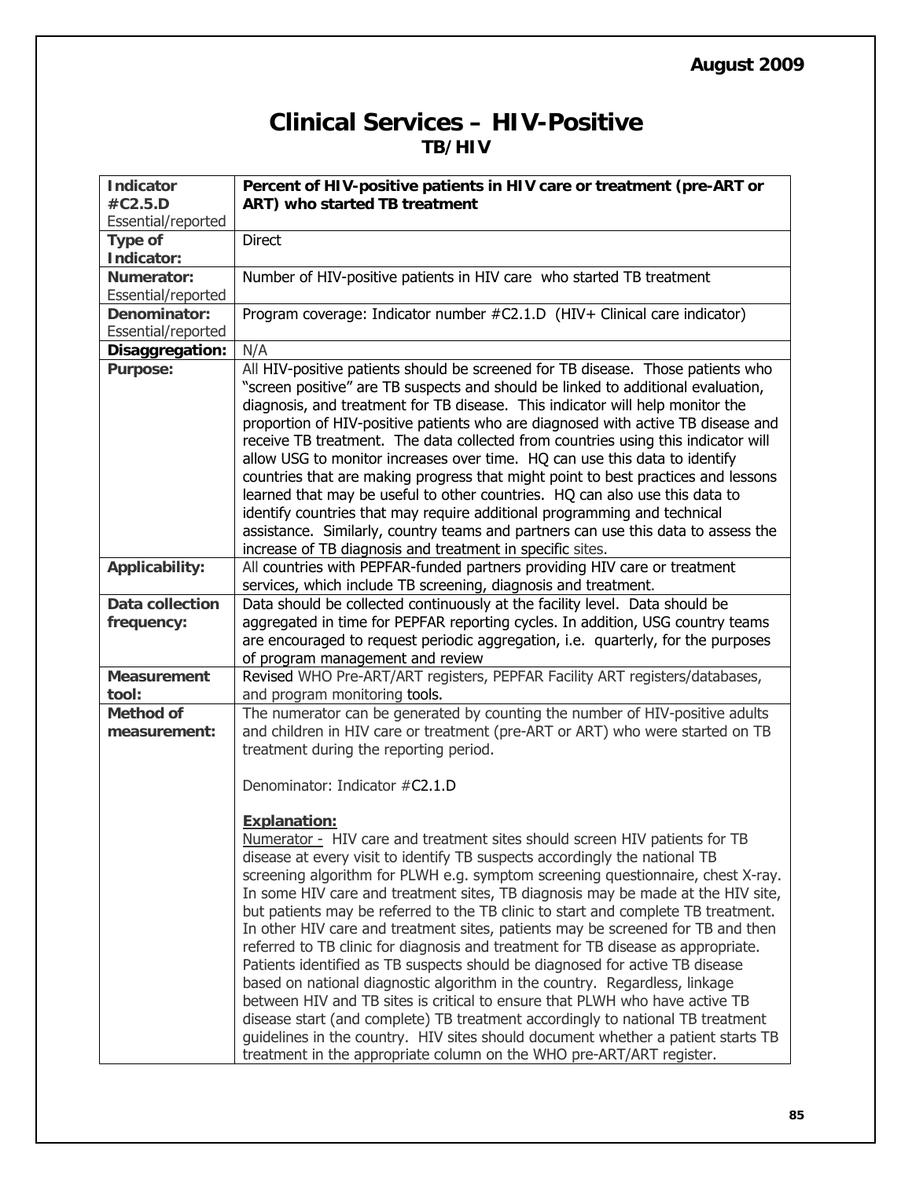August 2009

# Clinical Services – HIV-Positive

## TB/HIV

| Indicator #C2.5.D Essential/reported | **Percent of HIV-positive patients in HIV care or treatment (pre-ART or ART) who started TB treatment** |
|---|---|
| **Type of Indicator:** | Direct |
| **Numerator:** Essential/reported | Number of HIV-positive patients in HIV care who started TB treatment |
| **Denominator:** Essential/reported | Program coverage: Indicator number #C2.1.D (HIV+ Clinical care indicator) |
| **Disaggregation:** | N/A |
| **Purpose:** | All HIV-positive patients should be screened for TB disease. Those patients who "screen positive" are TB suspects and should be linked to additional evaluation, diagnosis, and treatment for TB disease. This indicator will help monitor the proportion of HIV-positive patients who are diagnosed with active TB disease and receive TB treatment. The data collected from countries using this indicator will allow USG to monitor increases over time. HQ can use this data to identify countries that are making progress that might point to best practices and lessons learned that may be useful to other countries. HQ can also use this data to identify countries that may require additional programming and technical assistance. Similarly, country teams and partners can use this data to assess the increase of TB diagnosis and treatment in specific sites. |
| **Applicability:** | All countries with PEPFAR-funded partners providing HIV care or treatment services, which include TB screening, diagnosis and treatment. |
| **Data collection frequency:** | Data should be collected continuously at the facility level. Data should be aggregated in time for PEPFAR reporting cycles. In addition, USG country teams are encouraged to request periodic aggregation, i.e. quarterly, for the purposes of program management and review |
| **Measurement tool:** | Revised WHO Pre-ART/ART registers, PEPFAR Facility ART registers/databases, and program monitoring tools. |
| **Method of measurement:** | The numerator can be generated by counting the number of HIV-positive adults and children in HIV care or treatment (pre-ART or ART) who were started on TB treatment during the reporting period.<br><br>Denominator: Indicator #C2.1.D<br><br>**Explanation:**<br>Numerator - HIV care and treatment sites should screen HIV patients for TB disease at every visit to identify TB suspects accordingly the national TB screening algorithm for PLWH e.g. symptom screening questionnaire, chest X-ray. In some HIV care and treatment sites, TB diagnosis may be made at the HIV site, but patients may be referred to the TB clinic to start and complete TB treatment. In other HIV care and treatment sites, patients may be screened for TB and then referred to TB clinic for diagnosis and treatment for TB disease as appropriate. Patients identified as TB suspects should be diagnosed for active TB disease based on national diagnostic algorithm in the country. Regardless, linkage between HIV and TB sites is critical to ensure that PLWH who have active TB disease start (and complete) TB treatment accordingly to national TB treatment guidelines in the country. HIV sites should document whether a patient starts TB treatment in the appropriate column on the WHO pre-ART/ART register. |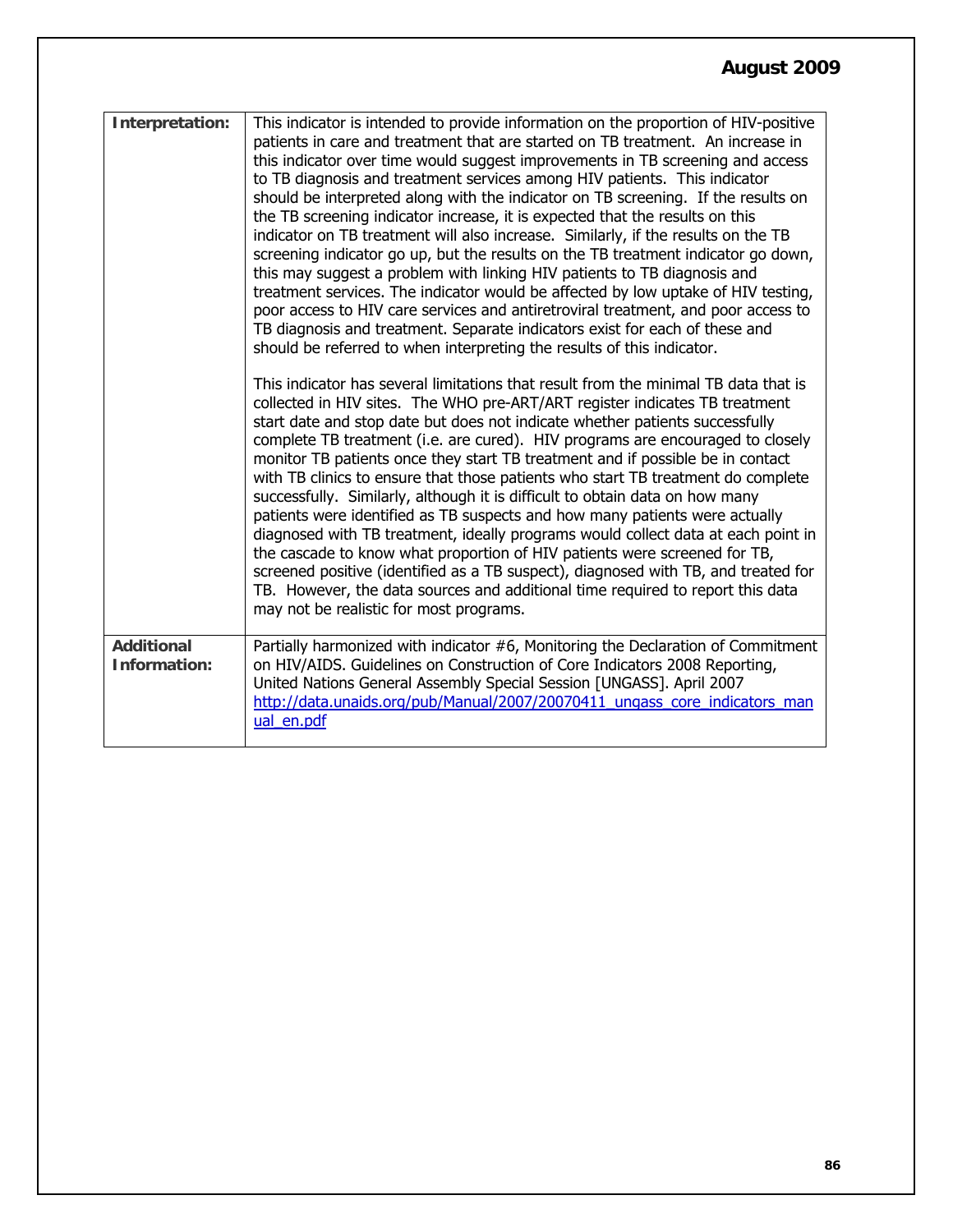| | |
|---|---|
| **Interpretation:** | This indicator is intended to provide information on the proportion of HIV-positive patients in care and treatment that are started on TB treatment. An increase in this indicator over time would suggest improvements in TB screening and access to TB diagnosis and treatment services among HIV patients. This indicator should be interpreted along with the indicator on TB screening. If the results on the TB screening indicator increase, it is expected that the results on this indicator on TB treatment will also increase. Similarly, if the results on the TB screening indicator go up, but the results on the TB treatment indicator go down, this may suggest a problem with linking HIV patients to TB diagnosis and treatment services. The indicator would be affected by low uptake of HIV testing, poor access to HIV care services and antiretroviral treatment, and poor access to TB diagnosis and treatment. Separate indicators exist for each of these and should be referred to when interpreting the results of this indicator.<br><br>This indicator has several limitations that result from the minimal TB data that is collected in HIV sites. The WHO pre-ART/ART register indicates TB treatment start date and stop date but does not indicate whether patients successfully complete TB treatment (i.e. are cured). HIV programs are encouraged to closely monitor TB patients once they start TB treatment and if possible be in contact with TB clinics to ensure that those patients who start TB treatment do complete successfully. Similarly, although it is difficult to obtain data on how many patients were identified as TB suspects and how many patients were actually diagnosed with TB treatment, ideally programs would collect data at each point in the cascade to know what proportion of HIV patients were screened for TB, screened positive (identified as a TB suspect), diagnosed with TB, and treated for TB. However, the data sources and additional time required to report this data may not be realistic for most programs. |
| **Additional Information:** | Partially harmonized with indicator #6, Monitoring the Declaration of Commitment on HIV/AIDS. Guidelines on Construction of Core Indicators 2008 Reporting, United Nations General Assembly Special Session [UNGASS]. April 2007 http://data.unaids.org/pub/Manual/2007/20070411_ungass_core_indicators_manual_en.pdf |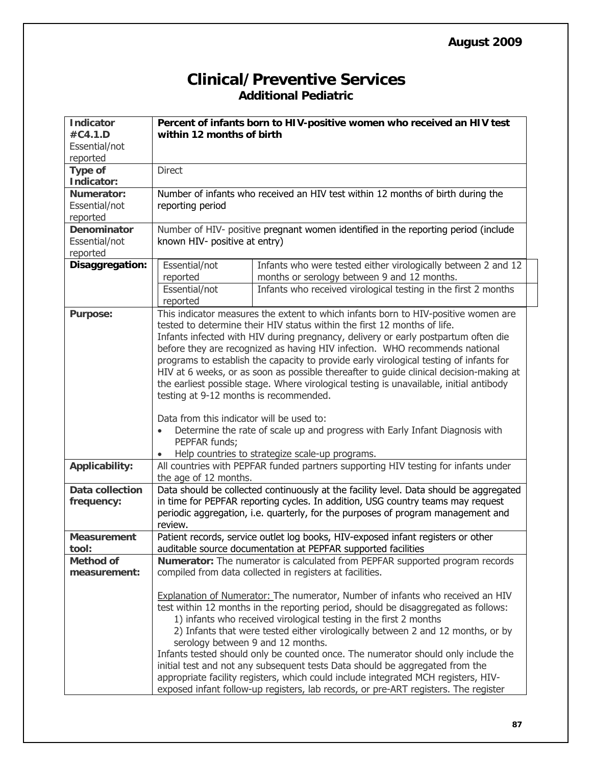# Clinical/Preventive Services

## Additional Pediatric

| | |
|---|---|
| **Indicator #C4.1.D** Essential/not reported | **Percent of infants born to HIV-positive women who received an HIV test within 12 months of birth** |
| **Type of Indicator:** | Direct |
| **Numerator:** Essential/not reported | Number of infants who received an HIV test within 12 months of birth during the reporting period |
| **Denominator** Essential/not reported | Number of HIV- positive pregnant women identified in the reporting period (include known HIV- positive at entry) |
| **Disaggregation:** | Essential/not reported — Infants who were tested either virologically between 2 and 12 months or serology between 9 and 12 months.<br>Essential/not reported — Infants who received virological testing in the first 2 months |
| **Purpose:** | This indicator measures the extent to which infants born to HIV-positive women are tested to determine their HIV status within the first 12 months of life.<br>Infants infected with HIV during pregnancy, delivery or early postpartum often die before they are recognized as having HIV infection. WHO recommends national programs to establish the capacity to provide early virological testing of infants for HIV at 6 weeks, or as soon as possible thereafter to guide clinical decision-making at the earliest possible stage. Where virological testing is unavailable, initial antibody testing at 9-12 months is recommended.<br><br>Data from this indicator will be used to:<br>• Determine the rate of scale up and progress with Early Infant Diagnosis with PEPFAR funds;<br>• Help countries to strategize scale-up programs. |
| **Applicability:** | All countries with PEPFAR funded partners supporting HIV testing for infants under the age of 12 months. |
| **Data collection frequency:** | Data should be collected continuously at the facility level. Data should be aggregated in time for PEPFAR reporting cycles. In addition, USG country teams may request periodic aggregation, i.e. quarterly, for the purposes of program management and review. |
| **Measurement tool:** | Patient records, service outlet log books, HIV-exposed infant registers or other auditable source documentation at PEPFAR supported facilities |
| **Method of measurement:** | **Numerator:** The numerator is calculated from PEPFAR supported program records compiled from data collected in registers at facilities.<br><br>Explanation of Numerator: The numerator, Number of infants who received an HIV test within 12 months in the reporting period, should be disaggregated as follows:<br>1) infants who received virological testing in the first 2 months<br>2) Infants that were tested either virologically between 2 and 12 months, or by serology between 9 and 12 months.<br>Infants tested should only be counted once. The numerator should only include the initial test and not any subsequent tests Data should be aggregated from the appropriate facility registers, which could include integrated MCH registers, HIV-exposed infant follow-up registers, lab records, or pre-ART registers. The register |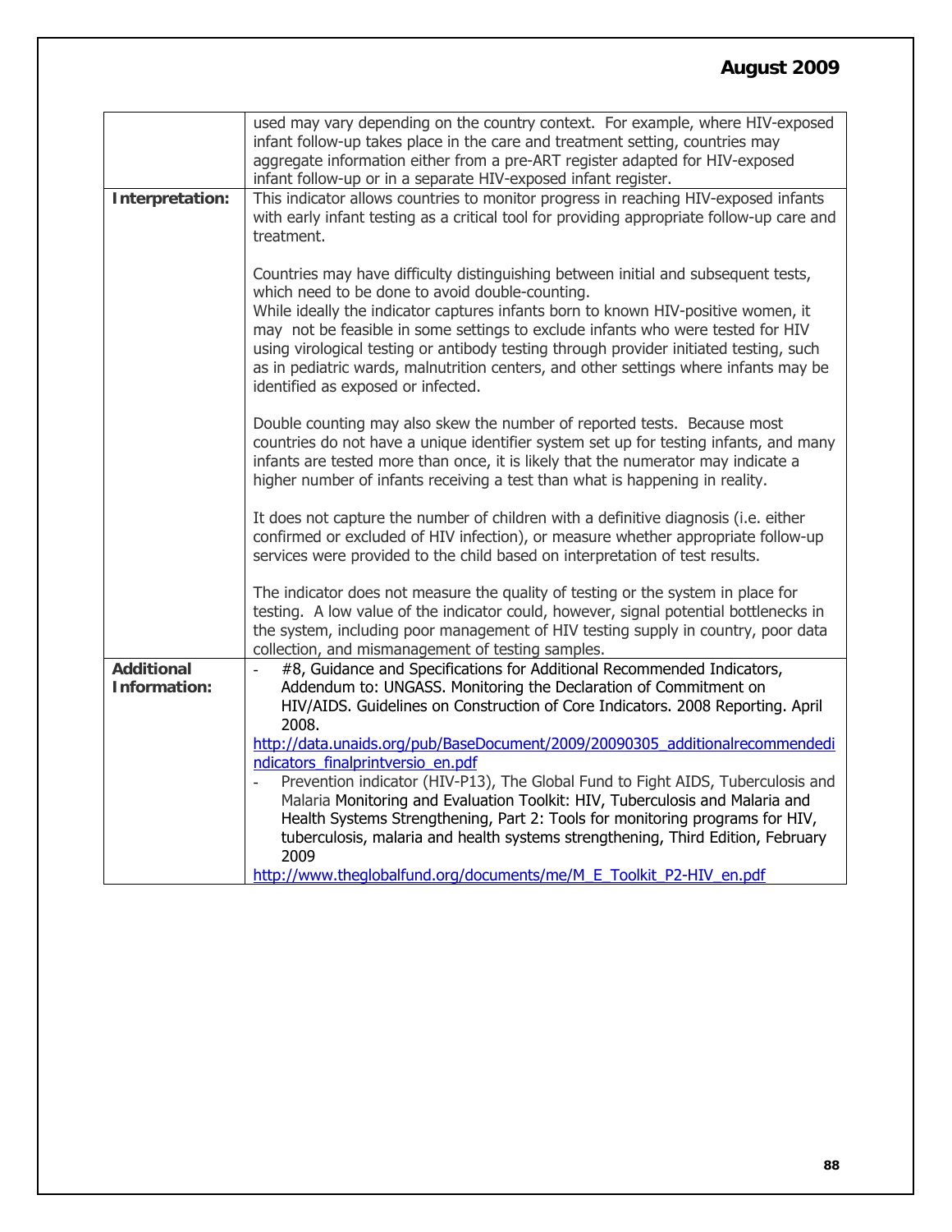| | |
|---|---|
| | used may vary depending on the country context. For example, where HIV-exposed infant follow-up takes place in the care and treatment setting, countries may aggregate information either from a pre-ART register adapted for HIV-exposed infant follow-up or in a separate HIV-exposed infant register. |
| **Interpretation:** | This indicator allows countries to monitor progress in reaching HIV-exposed infants with early infant testing as a critical tool for providing appropriate follow-up care and treatment.<br><br>Countries may have difficulty distinguishing between initial and subsequent tests, which need to be done to avoid double-counting.<br>While ideally the indicator captures infants born to known HIV-positive women, it may not be feasible in some settings to exclude infants who were tested for HIV using virological testing or antibody testing through provider initiated testing, such as in pediatric wards, malnutrition centers, and other settings where infants may be identified as exposed or infected.<br><br>Double counting may also skew the number of reported tests. Because most countries do not have a unique identifier system set up for testing infants, and many infants are tested more than once, it is likely that the numerator may indicate a higher number of infants receiving a test than what is happening in reality.<br><br>It does not capture the number of children with a definitive diagnosis (i.e. either confirmed or excluded of HIV infection), or measure whether appropriate follow-up services were provided to the child based on interpretation of test results.<br><br>The indicator does not measure the quality of testing or the system in place for testing. A low value of the indicator could, however, signal potential bottlenecks in the system, including poor management of HIV testing supply in country, poor data collection, and mismanagement of testing samples. |
| **Additional Information:** | - #8, Guidance and Specifications for Additional Recommended Indicators, Addendum to: UNGASS. Monitoring the Declaration of Commitment on HIV/AIDS. Guidelines on Construction of Core Indicators. 2008 Reporting. April 2008.<br>http://data.unaids.org/pub/BaseDocument/2009/20090305_additionalrecommendedindicators_finalprintversio_en.pdf<br>- Prevention indicator (HIV-P13), The Global Fund to Fight AIDS, Tuberculosis and Malaria Monitoring and Evaluation Toolkit: HIV, Tuberculosis and Malaria and Health Systems Strengthening, Part 2: Tools for monitoring programs for HIV, tuberculosis, malaria and health systems strengthening, Third Edition, February 2009<br>http://www.theglobalfund.org/documents/me/M_E_Toolkit_P2-HIV_en.pdf |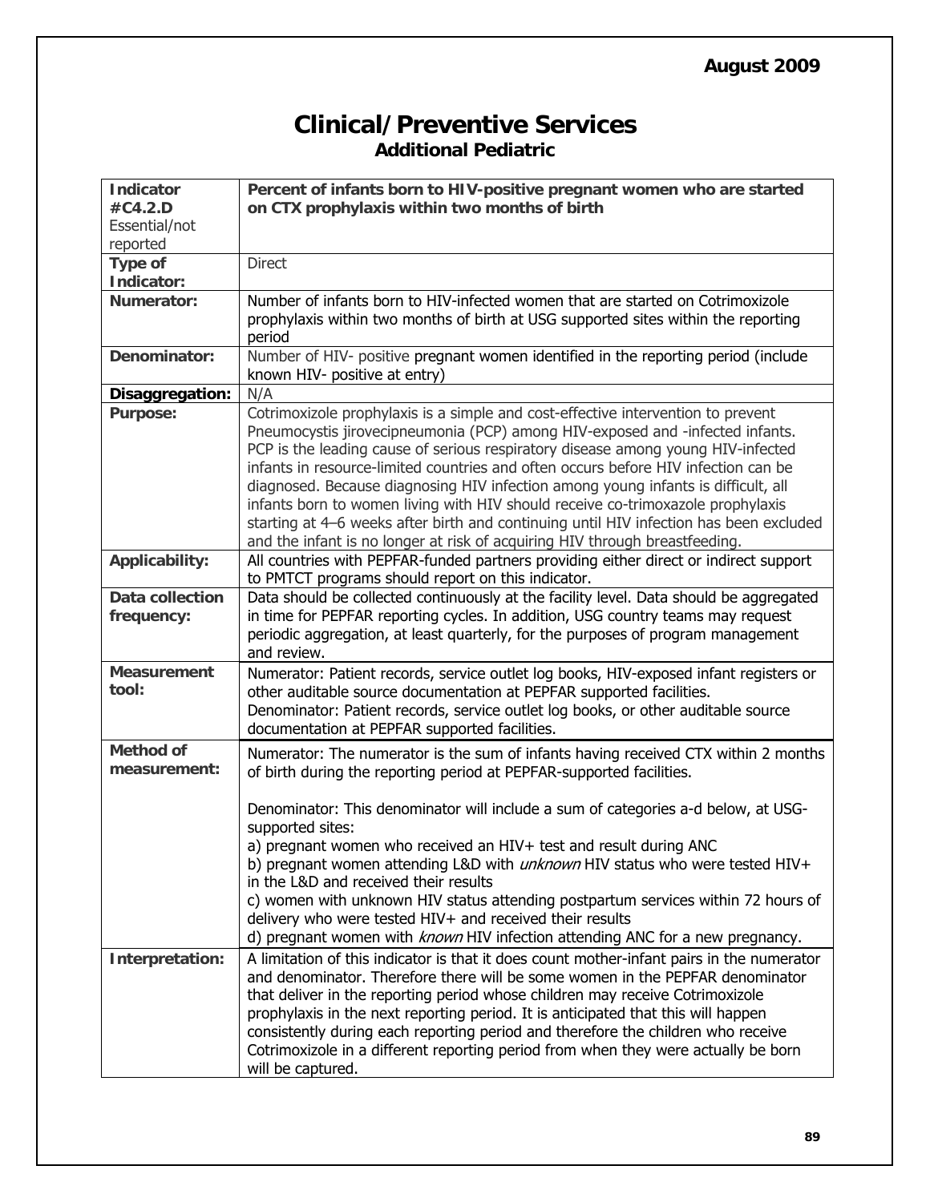# Clinical/Preventive Services

## Additional Pediatric

| **Indicator #C4.2.D** Essential/not reported | **Percent of infants born to HIV-positive pregnant women who are started on CTX prophylaxis within two months of birth** |
|---|---|
| **Type of Indicator:** | Direct |
| **Numerator:** | Number of infants born to HIV-infected women that are started on Cotrimoxizole prophylaxis within two months of birth at USG supported sites within the reporting period |
| **Denominator:** | Number of HIV- positive pregnant women identified in the reporting period (include known HIV- positive at entry) |
| **Disaggregation:** | N/A |
| **Purpose:** | Cotrimoxizole prophylaxis is a simple and cost-effective intervention to prevent Pneumocystis jirovecipneumonia (PCP) among HIV-exposed and -infected infants. PCP is the leading cause of serious respiratory disease among young HIV-infected infants in resource-limited countries and often occurs before HIV infection can be diagnosed. Because diagnosing HIV infection among young infants is difficult, all infants born to women living with HIV should receive co-trimoxazole prophylaxis starting at 4–6 weeks after birth and continuing until HIV infection has been excluded and the infant is no longer at risk of acquiring HIV through breastfeeding. |
| **Applicability:** | All countries with PEPFAR-funded partners providing either direct or indirect support to PMTCT programs should report on this indicator. |
| **Data collection frequency:** | Data should be collected continuously at the facility level. Data should be aggregated in time for PEPFAR reporting cycles. In addition, USG country teams may request periodic aggregation, at least quarterly, for the purposes of program management and review. |
| **Measurement tool:** | Numerator: Patient records, service outlet log books, HIV-exposed infant registers or other auditable source documentation at PEPFAR supported facilities.<br>Denominator: Patient records, service outlet log books, or other auditable source documentation at PEPFAR supported facilities. |
| **Method of measurement:** | Numerator: The numerator is the sum of infants having received CTX within 2 months of birth during the reporting period at PEPFAR-supported facilities.<br><br>Denominator: This denominator will include a sum of categories a-d below, at USG-supported sites:<br>a) pregnant women who received an HIV+ test and result during ANC<br>b) pregnant women attending L&D with *unknown* HIV status who were tested HIV+ in the L&D and received their results<br>c) women with unknown HIV status attending postpartum services within 72 hours of delivery who were tested HIV+ and received their results<br>d) pregnant women with *known* HIV infection attending ANC for a new pregnancy. |
| **Interpretation:** | A limitation of this indicator is that it does count mother-infant pairs in the numerator and denominator. Therefore there will be some women in the PEPFAR denominator that deliver in the reporting period whose children may receive Cotrimoxizole prophylaxis in the next reporting period. It is anticipated that this will happen consistently during each reporting period and therefore the children who receive Cotrimoxizole in a different reporting period from when they were actually be born will be captured. |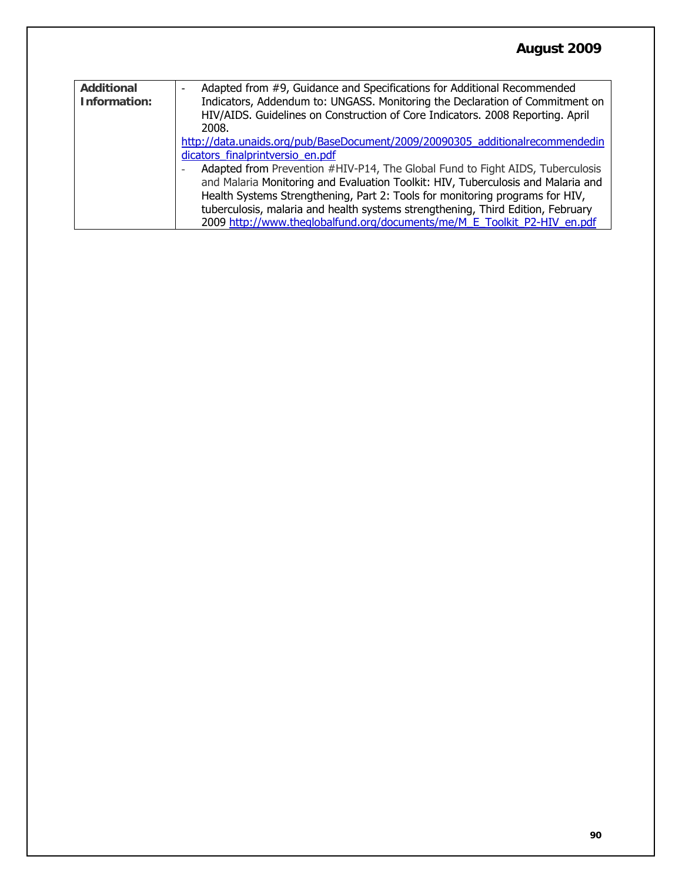| Additional Information: | - Adapted from #9, Guidance and Specifications for Additional Recommended Indicators, Addendum to: UNGASS. Monitoring the Declaration of Commitment on HIV/AIDS. Guidelines on Construction of Core Indicators. 2008 Reporting. April 2008. http://data.unaids.org/pub/BaseDocument/2009/20090305_additionalrecommendedindicators_finalprintversio_en.pdf<br>- Adapted from Prevention #HIV-P14, The Global Fund to Fight AIDS, Tuberculosis and Malaria Monitoring and Evaluation Toolkit: HIV, Tuberculosis and Malaria and Health Systems Strengthening, Part 2: Tools for monitoring programs for HIV, tuberculosis, malaria and health systems strengthening, Third Edition, February 2009 http://www.theglobalfund.org/documents/me/M_E_Toolkit_P2-HIV_en.pdf |
|---|---|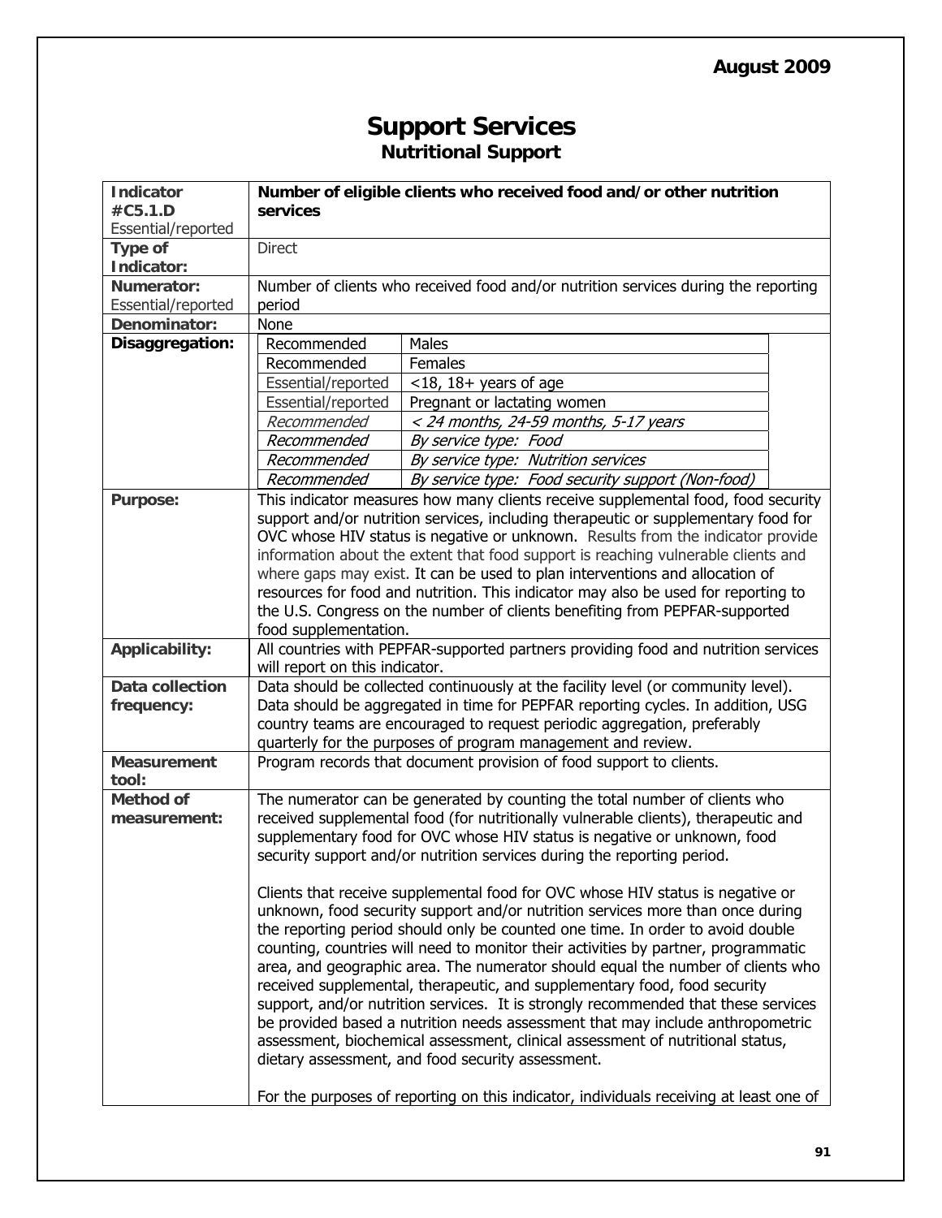# Support Services

## Nutritional Support

| **Indicator #C5.1.D** Essential/reported | **Number of eligible clients who received food and/or other nutrition services** |
|---|---|
| **Type of Indicator:** | Direct |
| **Numerator:** Essential/reported | Number of clients who received food and/or nutrition services during the reporting period |
| **Denominator:** | None |
| **Disaggregation:** | Recommended — Males<br>Recommended — Females<br>Essential/reported — <18, 18+ years of age<br>Essential/reported — Pregnant or lactating women<br>*Recommended — < 24 months, 24-59 months, 5-17 years*<br>*Recommended — By service type: Food*<br>*Recommended — By service type: Nutrition services*<br>*Recommended — By service type: Food security support (Non-food)* |
| **Purpose:** | This indicator measures how many clients receive supplemental food, food security support and/or nutrition services, including therapeutic or supplementary food for OVC whose HIV status is negative or unknown. Results from the indicator provide information about the extent that food support is reaching vulnerable clients and where gaps may exist. It can be used to plan interventions and allocation of resources for food and nutrition. This indicator may also be used for reporting to the U.S. Congress on the number of clients benefiting from PEPFAR-supported food supplementation. |
| **Applicability:** | All countries with PEPFAR-supported partners providing food and nutrition services will report on this indicator. |
| **Data collection frequency:** | Data should be collected continuously at the facility level (or community level). Data should be aggregated in time for PEPFAR reporting cycles. In addition, USG country teams are encouraged to request periodic aggregation, preferably quarterly for the purposes of program management and review. |
| **Measurement tool:** | Program records that document provision of food support to clients. |
| **Method of measurement:** | The numerator can be generated by counting the total number of clients who received supplemental food (for nutritionally vulnerable clients), therapeutic and supplementary food for OVC whose HIV status is negative or unknown, food security support and/or nutrition services during the reporting period.<br><br>Clients that receive supplemental food for OVC whose HIV status is negative or unknown, food security support and/or nutrition services more than once during the reporting period should only be counted one time. In order to avoid double counting, countries will need to monitor their activities by partner, programmatic area, and geographic area. The numerator should equal the number of clients who received supplemental, therapeutic, and supplementary food, food security support, and/or nutrition services. It is strongly recommended that these services be provided based a nutrition needs assessment that may include anthropometric assessment, biochemical assessment, clinical assessment of nutritional status, dietary assessment, and food security assessment.<br><br>For the purposes of reporting on this indicator, individuals receiving at least one of |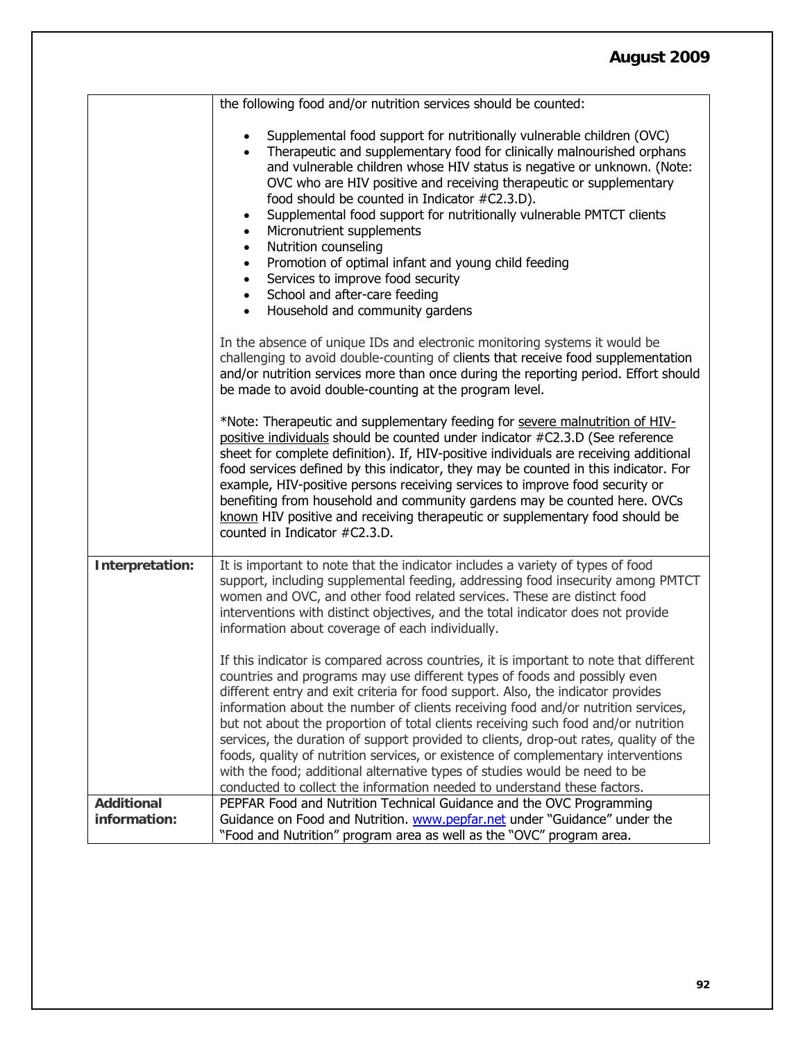| | |
|---|---|
| | the following food and/or nutrition services should be counted:<br><br>• Supplemental food support for nutritionally vulnerable children (OVC)<br>• Therapeutic and supplementary food for clinically malnourished orphans and vulnerable children whose HIV status is negative or unknown. (Note: OVC who are HIV positive and receiving therapeutic or supplementary food should be counted in Indicator #C2.3.D).<br>• Supplemental food support for nutritionally vulnerable PMTCT clients<br>• Micronutrient supplements<br>• Nutrition counseling<br>• Promotion of optimal infant and young child feeding<br>• Services to improve food security<br>• School and after-care feeding<br>• Household and community gardens<br><br>In the absence of unique IDs and electronic monitoring systems it would be challenging to avoid double-counting of clients that receive food supplementation and/or nutrition services more than once during the reporting period. Effort should be made to avoid double-counting at the program level.<br><br>*Note: Therapeutic and supplementary feeding for <u>severe malnutrition of HIV-positive individuals</u> should be counted under indicator #C2.3.D (See reference sheet for complete definition). If, HIV-positive individuals are receiving additional food services defined by this indicator, they may be counted in this indicator. For example, HIV-positive persons receiving services to improve food security or benefiting from household and community gardens may be counted here. OVCs <u>known</u> HIV positive and receiving therapeutic or supplementary food should be counted in Indicator #C2.3.D. |
| **Interpretation:** | It is important to note that the indicator includes a variety of types of food support, including supplemental feeding, addressing food insecurity among PMTCT women and OVC, and other food related services. These are distinct food interventions with distinct objectives, and the total indicator does not provide information about coverage of each individually.<br><br>If this indicator is compared across countries, it is important to note that different countries and programs may use different types of foods and possibly even different entry and exit criteria for food support. Also, the indicator provides information about the number of clients receiving food and/or nutrition services, but not about the proportion of total clients receiving such food and/or nutrition services, the duration of support provided to clients, drop-out rates, quality of the foods, quality of nutrition services, or existence of complementary interventions with the food; additional alternative types of studies would be need to be conducted to collect the information needed to understand these factors. |
| **Additional information:** | PEPFAR Food and Nutrition Technical Guidance and the OVC Programming Guidance on Food and Nutrition. www.pepfar.net under "Guidance" under the "Food and Nutrition" program area as well as the "OVC" program area. |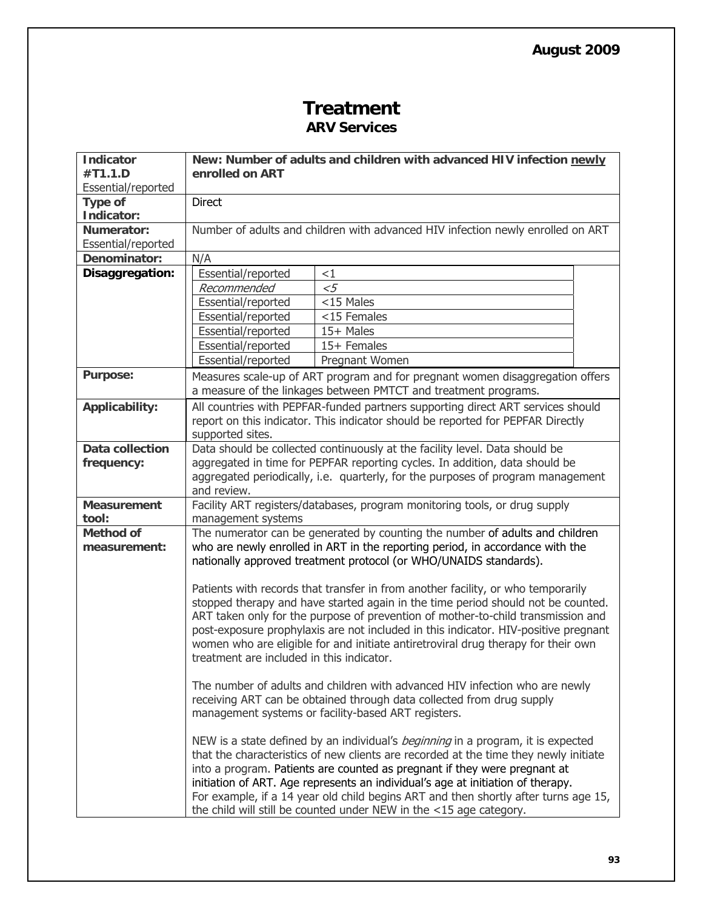# Treatment

## ARV Services

| **Indicator #T1.1.D** Essential/reported | **New: Number of adults and children with advanced HIV infection <u>newly</u> enrolled on ART** |
|---|---|
| **Type of Indicator:** | Direct |
| **Numerator:** Essential/reported | Number of adults and children with advanced HIV infection newly enrolled on ART |
| **Denominator:** | N/A |
| **Disaggregation:** | Essential/reported: <1<br>*Recommended*: *<5*<br>Essential/reported: <15 Males<br>Essential/reported: <15 Females<br>Essential/reported: 15+ Males<br>Essential/reported: 15+ Females<br>Essential/reported: Pregnant Women |
| **Purpose:** | Measures scale-up of ART program and for pregnant women disaggregation offers a measure of the linkages between PMTCT and treatment programs. |
| **Applicability:** | All countries with PEPFAR-funded partners supporting direct ART services should report on this indicator. This indicator should be reported for PEPFAR Directly supported sites. |
| **Data collection frequency:** | Data should be collected continuously at the facility level. Data should be aggregated in time for PEPFAR reporting cycles. In addition, data should be aggregated periodically, i.e. quarterly, for the purposes of program management and review. |
| **Measurement tool:** | Facility ART registers/databases, program monitoring tools, or drug supply management systems |
| **Method of measurement:** | The numerator can be generated by counting the number of adults and children who are newly enrolled in ART in the reporting period, in accordance with the nationally approved treatment protocol (or WHO/UNAIDS standards).<br><br>Patients with records that transfer in from another facility, or who temporarily stopped therapy and have started again in the time period should not be counted. ART taken only for the purpose of prevention of mother-to-child transmission and post-exposure prophylaxis are not included in this indicator. HIV-positive pregnant women who are eligible for and initiate antiretroviral drug therapy for their own treatment are included in this indicator.<br><br>The number of adults and children with advanced HIV infection who are newly receiving ART can be obtained through data collected from drug supply management systems or facility-based ART registers.<br><br>NEW is a state defined by an individual's *beginning* in a program, it is expected that the characteristics of new clients are recorded at the time they newly initiate into a program. Patients are counted as pregnant if they were pregnant at initiation of ART. Age represents an individual's age at initiation of therapy. For example, if a 14 year old child begins ART and then shortly after turns age 15, the child will still be counted under NEW in the <15 age category. |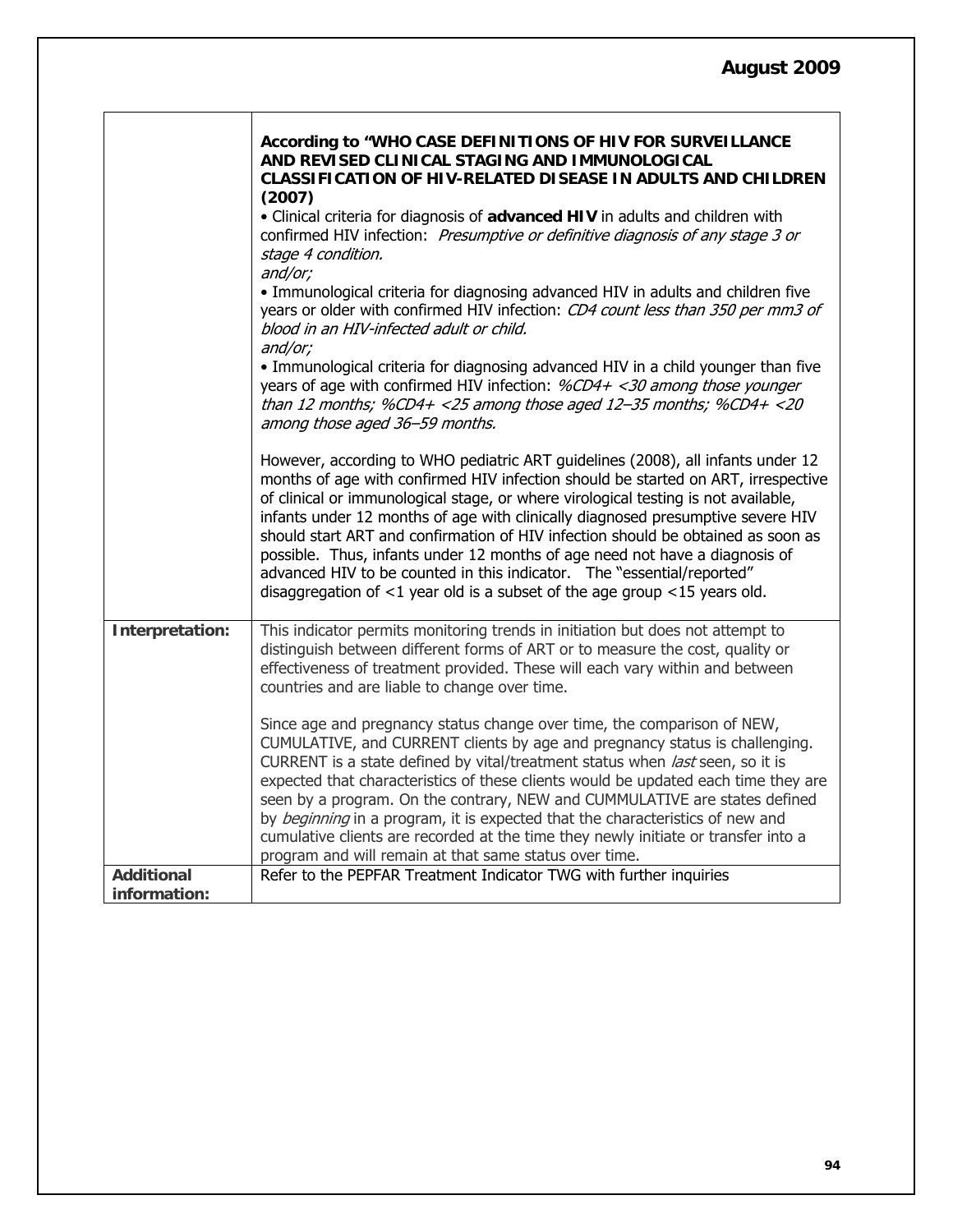| | |
|---|---|
| | **According to "WHO CASE DEFINITIONS OF HIV FOR SURVEILLANCE AND REVISED CLINICAL STAGING AND IMMUNOLOGICAL CLASSIFICATION OF HIV-RELATED DISEASE IN ADULTS AND CHILDREN (2007)**<br>• Clinical criteria for diagnosis of **advanced HIV** in adults and children with confirmed HIV infection: *Presumptive or definitive diagnosis of any stage 3 or stage 4 condition.*<br>*and/or;*<br>• Immunological criteria for diagnosing advanced HIV in adults and children five years or older with confirmed HIV infection: *CD4 count less than 350 per mm3 of blood in an HIV-infected adult or child.*<br>*and/or;*<br>• Immunological criteria for diagnosing advanced HIV in a child younger than five years of age with confirmed HIV infection: *%CD4+ <30 among those younger than 12 months; %CD4+ <25 among those aged 12–35 months; %CD4+ <20 among those aged 36–59 months.*<br><br>However, according to WHO pediatric ART guidelines (2008), all infants under 12 months of age with confirmed HIV infection should be started on ART, irrespective of clinical or immunological stage, or where virological testing is not available, infants under 12 months of age with clinically diagnosed presumptive severe HIV should start ART and confirmation of HIV infection should be obtained as soon as possible. Thus, infants under 12 months of age need not have a diagnosis of advanced HIV to be counted in this indicator. The "essential/reported" disaggregation of <1 year old is a subset of the age group <15 years old. |
| **Interpretation:** | This indicator permits monitoring trends in initiation but does not attempt to distinguish between different forms of ART or to measure the cost, quality or effectiveness of treatment provided. These will each vary within and between countries and are liable to change over time.<br><br>Since age and pregnancy status change over time, the comparison of NEW, CUMULATIVE, and CURRENT clients by age and pregnancy status is challenging. CURRENT is a state defined by vital/treatment status when *last* seen, so it is expected that characteristics of these clients would be updated each time they are seen by a program. On the contrary, NEW and CUMMULATIVE are states defined by *beginning* in a program, it is expected that the characteristics of new and cumulative clients are recorded at the time they newly initiate or transfer into a program and will remain at that same status over time. |
| **Additional information:** | Refer to the PEPFAR Treatment Indicator TWG with further inquiries |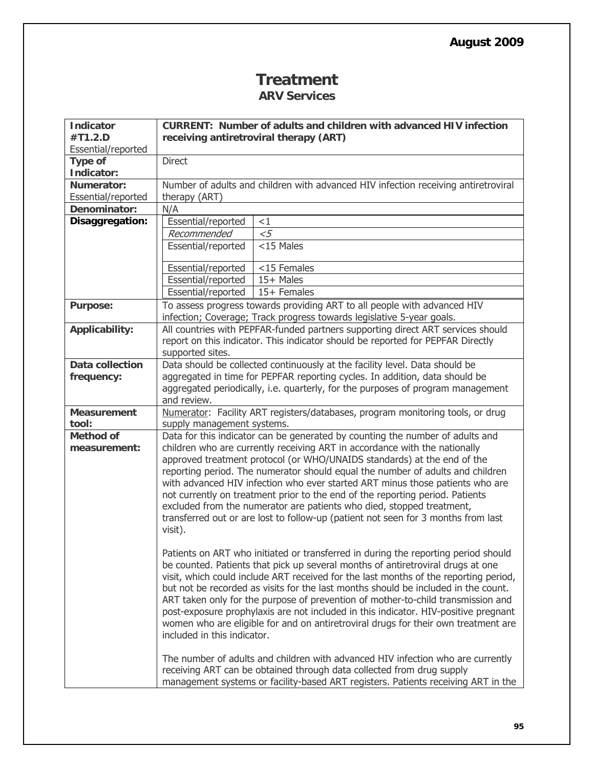# Treatment

## ARV Services

| | |
|---|---|
| **Indicator #T1.2.D** Essential/reported | **CURRENT: Number of adults and children with advanced HIV infection receiving antiretroviral therapy (ART)** |
| **Type of Indicator:** | Direct |
| **Numerator:** Essential/reported | Number of adults and children with advanced HIV infection receiving antiretroviral therapy (ART) |
| **Denominator:** | N/A |
| **Disaggregation:** | Essential/reported: <1<br>*Recommended*: *<5*<br>Essential/reported: <15 Males<br>Essential/reported: <15 Females<br>Essential/reported: 15+ Males<br>Essential/reported: 15+ Females |
| **Purpose:** | To assess progress towards providing ART to all people with advanced HIV infection; Coverage; Track progress towards legislative 5-year goals. |
| **Applicability:** | All countries with PEPFAR-funded partners supporting direct ART services should report on this indicator. This indicator should be reported for PEPFAR Directly supported sites. |
| **Data collection frequency:** | Data should be collected continuously at the facility level. Data should be aggregated in time for PEPFAR reporting cycles. In addition, data should be aggregated periodically, i.e. quarterly, for the purposes of program management and review. |
| **Measurement tool:** | Numerator: Facility ART registers/databases, program monitoring tools, or drug supply management systems. |
| **Method of measurement:** | Data for this indicator can be generated by counting the number of adults and children who are currently receiving ART in accordance with the nationally approved treatment protocol (or WHO/UNAIDS standards) at the end of the reporting period. The numerator should equal the number of adults and children with advanced HIV infection who ever started ART minus those patients who are not currently on treatment prior to the end of the reporting period. Patients excluded from the numerator are patients who died, stopped treatment, transferred out or are lost to follow-up (patient not seen for 3 months from last visit).<br><br>Patients on ART who initiated or transferred in during the reporting period should be counted. Patients that pick up several months of antiretroviral drugs at one visit, which could include ART received for the last months of the reporting period, but not be recorded as visits for the last months should be included in the count. ART taken only for the purpose of prevention of mother-to-child transmission and post-exposure prophylaxis are not included in this indicator. HIV-positive pregnant women who are eligible for and on antiretroviral drugs for their own treatment are included in this indicator.<br><br>The number of adults and children with advanced HIV infection who are currently receiving ART can be obtained through data collected from drug supply management systems or facility-based ART registers. Patients receiving ART in the |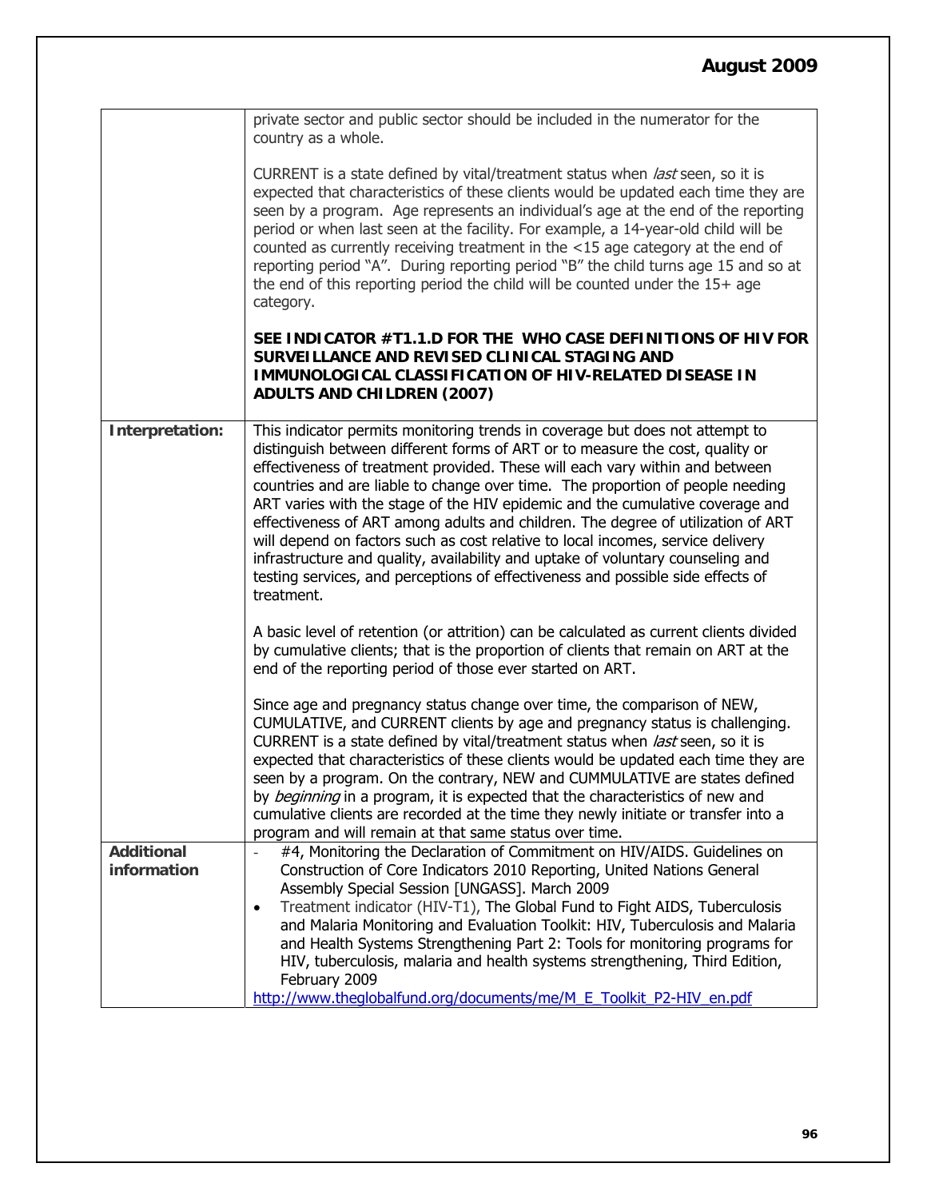|  |  |
| --- | --- |
|  | private sector and public sector should be included in the numerator for the country as a whole.<br><br>CURRENT is a state defined by vital/treatment status when *last* seen, so it is expected that characteristics of these clients would be updated each time they are seen by a program. Age represents an individual's age at the end of the reporting period or when last seen at the facility. For example, a 14-year-old child will be counted as currently receiving treatment in the <15 age category at the end of reporting period "A". During reporting period "B" the child turns age 15 and so at the end of this reporting period the child will be counted under the 15+ age category.<br><br>**SEE INDICATOR #T1.1.D FOR THE WHO CASE DEFINITIONS OF HIV FOR SURVEILLANCE AND REVISED CLINICAL STAGING AND IMMUNOLOGICAL CLASSIFICATION OF HIV-RELATED DISEASE IN ADULTS AND CHILDREN (2007)** |
| **Interpretation:** | This indicator permits monitoring trends in coverage but does not attempt to distinguish between different forms of ART or to measure the cost, quality or effectiveness of treatment provided. These will each vary within and between countries and are liable to change over time. The proportion of people needing ART varies with the stage of the HIV epidemic and the cumulative coverage and effectiveness of ART among adults and children. The degree of utilization of ART will depend on factors such as cost relative to local incomes, service delivery infrastructure and quality, availability and uptake of voluntary counseling and testing services, and perceptions of effectiveness and possible side effects of treatment.<br><br>A basic level of retention (or attrition) can be calculated as current clients divided by cumulative clients; that is the proportion of clients that remain on ART at the end of the reporting period of those ever started on ART.<br><br>Since age and pregnancy status change over time, the comparison of NEW, CUMULATIVE, and CURRENT clients by age and pregnancy status is challenging. CURRENT is a state defined by vital/treatment status when *last* seen, so it is expected that characteristics of these clients would be updated each time they are seen by a program. On the contrary, NEW and CUMMULATIVE are states defined by *beginning* in a program, it is expected that the characteristics of new and cumulative clients are recorded at the time they newly initiate or transfer into a program and will remain at that same status over time. |
| **Additional information** | - #4, Monitoring the Declaration of Commitment on HIV/AIDS. Guidelines on Construction of Core Indicators 2010 Reporting, United Nations General Assembly Special Session [UNGASS]. March 2009<br>• Treatment indicator (HIV-T1), The Global Fund to Fight AIDS, Tuberculosis and Malaria Monitoring and Evaluation Toolkit: HIV, Tuberculosis and Malaria and Health Systems Strengthening Part 2: Tools for monitoring programs for HIV, tuberculosis, malaria and health systems strengthening, Third Edition, February 2009<br>http://www.theglobalfund.org/documents/me/M_E_Toolkit_P2-HIV_en.pdf |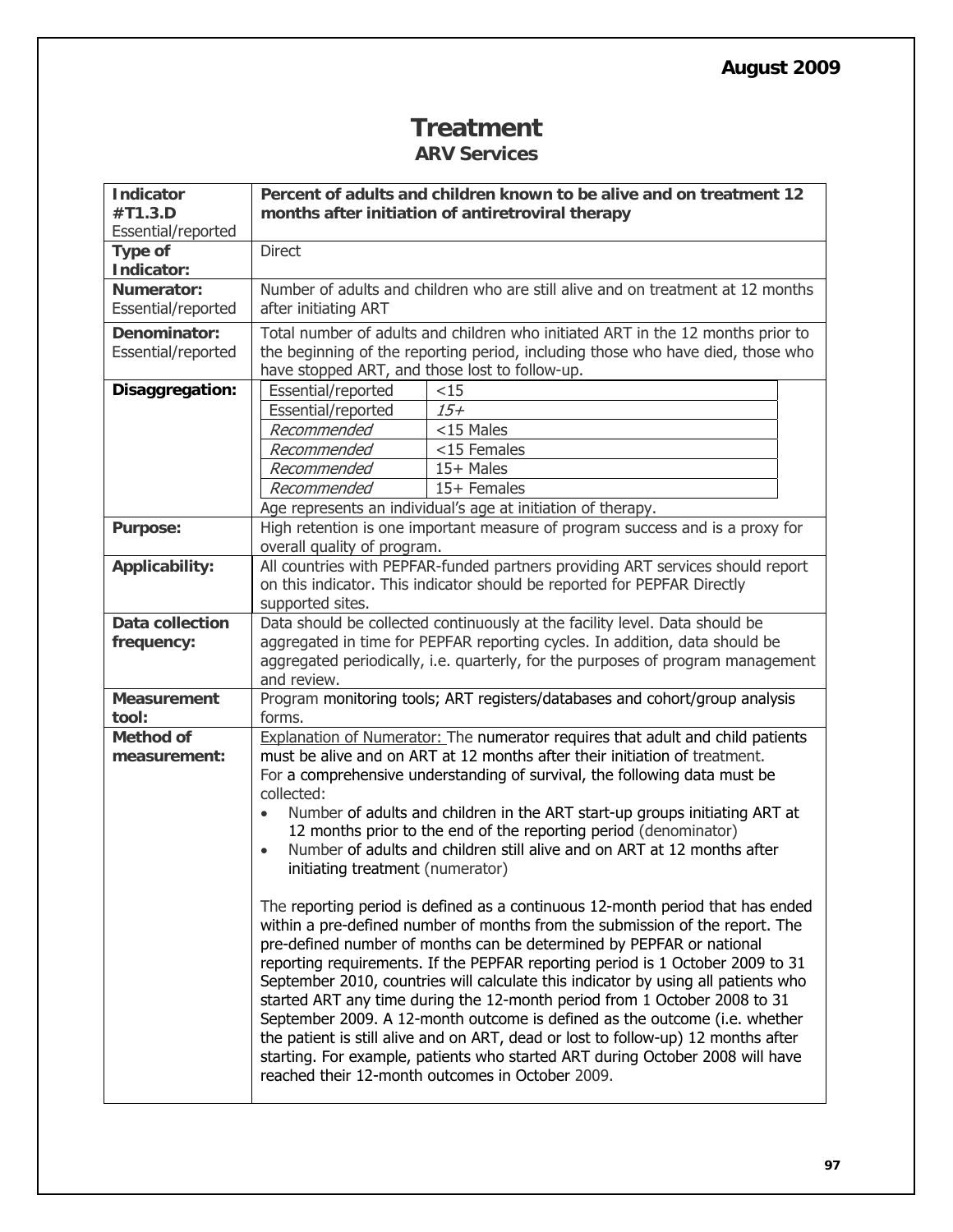# Treatment

## ARV Services

| **Indicator #T1.3.D** Essential/reported | **Percent of adults and children known to be alive and on treatment 12 months after initiation of antiretroviral therapy** |
|---|---|
| **Type of Indicator:** | Direct |
| **Numerator:** Essential/reported | Number of adults and children who are still alive and on treatment at 12 months after initiating ART |
| **Denominator:** Essential/reported | Total number of adults and children who initiated ART in the 12 months prior to the beginning of the reporting period, including those who have died, those who have stopped ART, and those lost to follow-up. |
| **Disaggregation:** | Essential/reported: <15<br>Essential/reported: *15+*<br>*Recommended*: <15 Males<br>*Recommended*: <15 Females<br>*Recommended*: 15+ Males<br>*Recommended*: 15+ Females<br>Age represents an individual's age at initiation of therapy. |
| **Purpose:** | High retention is one important measure of program success and is a proxy for overall quality of program. |
| **Applicability:** | All countries with PEPFAR-funded partners providing ART services should report on this indicator. This indicator should be reported for PEPFAR Directly supported sites. |
| **Data collection frequency:** | Data should be collected continuously at the facility level. Data should be aggregated in time for PEPFAR reporting cycles. In addition, data should be aggregated periodically, i.e. quarterly, for the purposes of program management and review. |
| **Measurement tool:** | Program monitoring tools; ART registers/databases and cohort/group analysis forms. |
| **Method of measurement:** | Explanation of Numerator: The numerator requires that adult and child patients must be alive and on ART at 12 months after their initiation of treatment. For a comprehensive understanding of survival, the following data must be collected:<br>• Number of adults and children in the ART start-up groups initiating ART at 12 months prior to the end of the reporting period (denominator)<br>• Number of adults and children still alive and on ART at 12 months after initiating treatment (numerator)<br><br>The reporting period is defined as a continuous 12-month period that has ended within a pre-defined number of months from the submission of the report. The pre-defined number of months can be determined by PEPFAR or national reporting requirements. If the PEPFAR reporting period is 1 October 2009 to 31 September 2010, countries will calculate this indicator by using all patients who started ART any time during the 12-month period from 1 October 2008 to 31 September 2009. A 12-month outcome is defined as the outcome (i.e. whether the patient is still alive and on ART, dead or lost to follow-up) 12 months after starting. For example, patients who started ART during October 2008 will have reached their 12-month outcomes in October 2009. |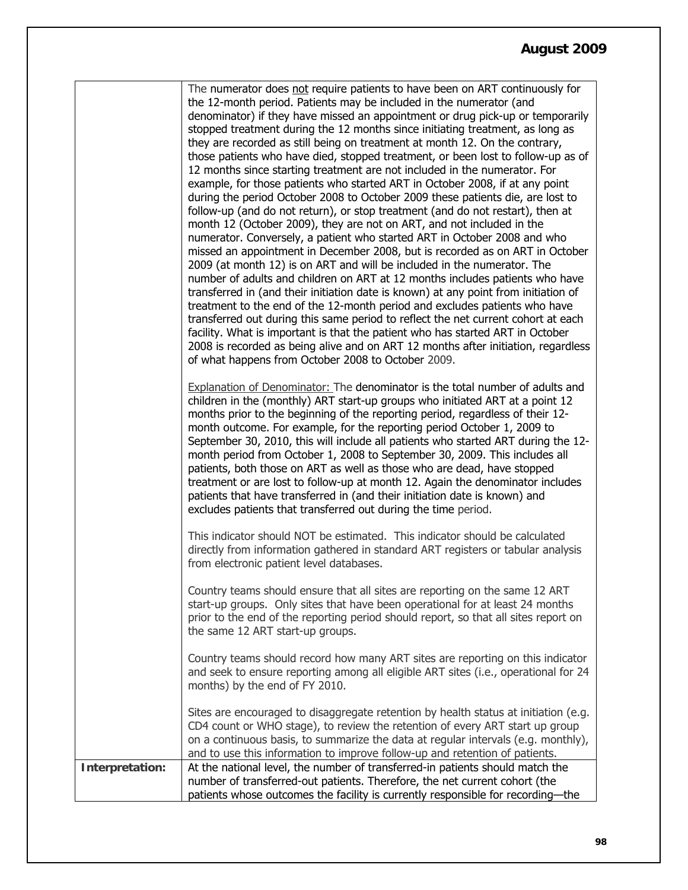| | |
|---|---|
| | The numerator does not require patients to have been on ART continuously for the 12-month period. Patients may be included in the numerator (and denominator) if they have missed an appointment or drug pick-up or temporarily stopped treatment during the 12 months since initiating treatment, as long as they are recorded as still being on treatment at month 12. On the contrary, those patients who have died, stopped treatment, or been lost to follow-up as of 12 months since starting treatment are not included in the numerator. For example, for those patients who started ART in October 2008, if at any point during the period October 2008 to October 2009 these patients die, are lost to follow-up (and do not return), or stop treatment (and do not restart), then at month 12 (October 2009), they are not on ART, and not included in the numerator. Conversely, a patient who started ART in October 2008 and who missed an appointment in December 2008, but is recorded as on ART in October 2009 (at month 12) is on ART and will be included in the numerator. The number of adults and children on ART at 12 months includes patients who have transferred in (and their initiation date is known) at any point from initiation of treatment to the end of the 12-month period and excludes patients who have transferred out during this same period to reflect the net current cohort at each facility. What is important is that the patient who has started ART in October 2008 is recorded as being alive and on ART 12 months after initiation, regardless of what happens from October 2008 to October 2009.<br><br>Explanation of Denominator: The denominator is the total number of adults and children in the (monthly) ART start-up groups who initiated ART at a point 12 months prior to the beginning of the reporting period, regardless of their 12-month outcome. For example, for the reporting period October 1, 2009 to September 30, 2010, this will include all patients who started ART during the 12-month period from October 1, 2008 to September 30, 2009. This includes all patients, both those on ART as well as those who are dead, have stopped treatment or are lost to follow-up at month 12. Again the denominator includes patients that have transferred in (and their initiation date is known) and excludes patients that transferred out during the time period.<br><br>This indicator should NOT be estimated. This indicator should be calculated directly from information gathered in standard ART registers or tabular analysis from electronic patient level databases.<br><br>Country teams should ensure that all sites are reporting on the same 12 ART start-up groups. Only sites that have been operational for at least 24 months prior to the end of the reporting period should report, so that all sites report on the same 12 ART start-up groups.<br><br>Country teams should record how many ART sites are reporting on this indicator and seek to ensure reporting among all eligible ART sites (i.e., operational for 24 months) by the end of FY 2010.<br><br>Sites are encouraged to disaggregate retention by health status at initiation (e.g. CD4 count or WHO stage), to review the retention of every ART start up group on a continuous basis, to summarize the data at regular intervals (e.g. monthly), and to use this information to improve follow-up and retention of patients. |
| **Interpretation:** | At the national level, the number of transferred-in patients should match the number of transferred-out patients. Therefore, the net current cohort (the patients whose outcomes the facility is currently responsible for recording—the |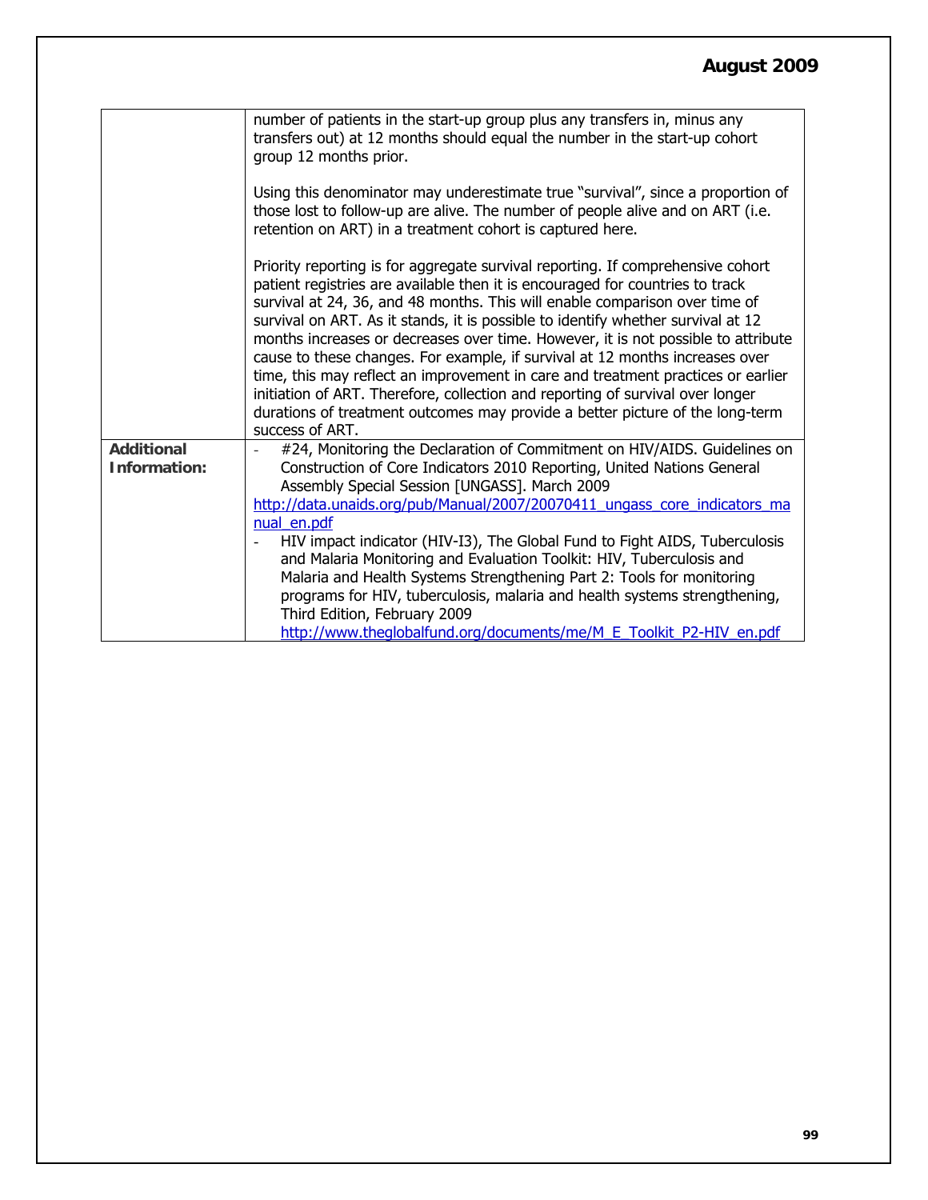| | |
|---|---|
| | number of patients in the start-up group plus any transfers in, minus any transfers out) at 12 months should equal the number in the start-up cohort group 12 months prior.<br><br>Using this denominator may underestimate true "survival", since a proportion of those lost to follow-up are alive. The number of people alive and on ART (i.e. retention on ART) in a treatment cohort is captured here.<br><br>Priority reporting is for aggregate survival reporting. If comprehensive cohort patient registries are available then it is encouraged for countries to track survival at 24, 36, and 48 months. This will enable comparison over time of survival on ART. As it stands, it is possible to identify whether survival at 12 months increases or decreases over time. However, it is not possible to attribute cause to these changes. For example, if survival at 12 months increases over time, this may reflect an improvement in care and treatment practices or earlier initiation of ART. Therefore, collection and reporting of survival over longer durations of treatment outcomes may provide a better picture of the long-term success of ART. |
| **Additional Information:** | - #24, Monitoring the Declaration of Commitment on HIV/AIDS. Guidelines on Construction of Core Indicators 2010 Reporting, United Nations General Assembly Special Session [UNGASS]. March 2009 http://data.unaids.org/pub/Manual/2007/20070411_ungass_core_indicators_manual_en.pdf<br>- HIV impact indicator (HIV-I3), The Global Fund to Fight AIDS, Tuberculosis and Malaria Monitoring and Evaluation Toolkit: HIV, Tuberculosis and Malaria and Health Systems Strengthening Part 2: Tools for monitoring programs for HIV, tuberculosis, malaria and health systems strengthening, Third Edition, February 2009 http://www.theglobalfund.org/documents/me/M_E_Toolkit_P2-HIV_en.pdf |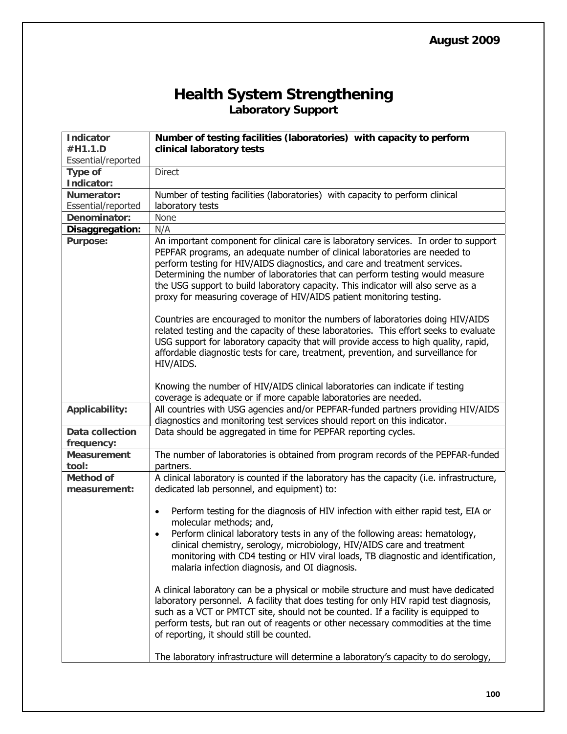August 2009

# Health System Strengthening
## Laboratory Support

| **Indicator #H1.1.D** Essential/reported | **Number of testing facilities (laboratories) with capacity to perform clinical laboratory tests** |
|---|---|
| **Type of Indicator:** | Direct |
| **Numerator:** Essential/reported | Number of testing facilities (laboratories) with capacity to perform clinical laboratory tests |
| **Denominator:** | None |
| **Disaggregation:** | N/A |
| **Purpose:** | An important component for clinical care is laboratory services. In order to support PEPFAR programs, an adequate number of clinical laboratories are needed to perform testing for HIV/AIDS diagnostics, and care and treatment services. Determining the number of laboratories that can perform testing would measure the USG support to build laboratory capacity. This indicator will also serve as a proxy for measuring coverage of HIV/AIDS patient monitoring testing.<br><br>Countries are encouraged to monitor the numbers of laboratories doing HIV/AIDS related testing and the capacity of these laboratories. This effort seeks to evaluate USG support for laboratory capacity that will provide access to high quality, rapid, affordable diagnostic tests for care, treatment, prevention, and surveillance for HIV/AIDS.<br><br>Knowing the number of HIV/AIDS clinical laboratories can indicate if testing coverage is adequate or if more capable laboratories are needed. |
| **Applicability:** | All countries with USG agencies and/or PEPFAR-funded partners providing HIV/AIDS diagnostics and monitoring test services should report on this indicator. |
| **Data collection frequency:** | Data should be aggregated in time for PEPFAR reporting cycles. |
| **Measurement tool:** | The number of laboratories is obtained from program records of the PEPFAR-funded partners. |
| **Method of measurement:** | A clinical laboratory is counted if the laboratory has the capacity (i.e. infrastructure, dedicated lab personnel, and equipment) to:<br><br>• Perform testing for the diagnosis of HIV infection with either rapid test, EIA or molecular methods; and,<br>• Perform clinical laboratory tests in any of the following areas: hematology, clinical chemistry, serology, microbiology, HIV/AIDS care and treatment monitoring with CD4 testing or HIV viral loads, TB diagnostic and identification, malaria infection diagnosis, and OI diagnosis.<br><br>A clinical laboratory can be a physical or mobile structure and must have dedicated laboratory personnel. A facility that does testing for only HIV rapid test diagnosis, such as a VCT or PMTCT site, should not be counted. If a facility is equipped to perform tests, but ran out of reagents or other necessary commodities at the time of reporting, it should still be counted.<br><br>The laboratory infrastructure will determine a laboratory's capacity to do serology, |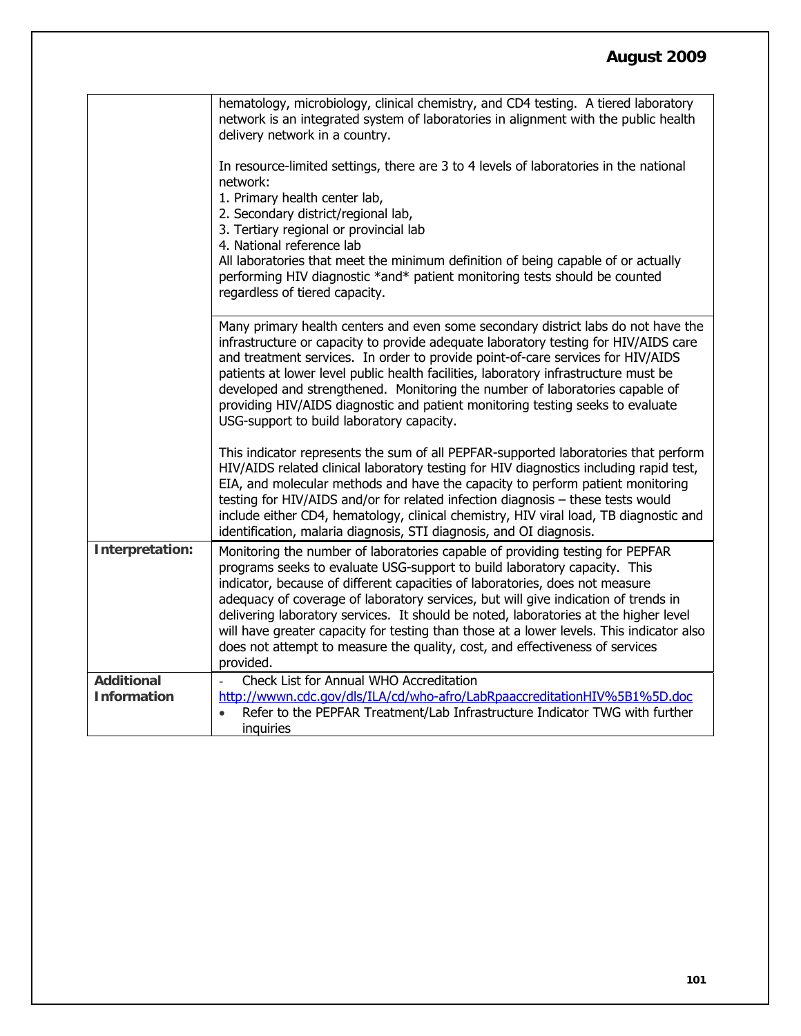| | |
|---|---|
| | hematology, microbiology, clinical chemistry, and CD4 testing. A tiered laboratory network is an integrated system of laboratories in alignment with the public health delivery network in a country.<br><br>In resource-limited settings, there are 3 to 4 levels of laboratories in the national network:<br>1. Primary health center lab,<br>2. Secondary district/regional lab,<br>3. Tertiary regional or provincial lab<br>4. National reference lab<br>All laboratories that meet the minimum definition of being capable of or actually performing HIV diagnostic *and* patient monitoring tests should be counted regardless of tiered capacity. |
| | Many primary health centers and even some secondary district labs do not have the infrastructure or capacity to provide adequate laboratory testing for HIV/AIDS care and treatment services. In order to provide point-of-care services for HIV/AIDS patients at lower level public health facilities, laboratory infrastructure must be developed and strengthened. Monitoring the number of laboratories capable of providing HIV/AIDS diagnostic and patient monitoring testing seeks to evaluate USG-support to build laboratory capacity.<br><br>This indicator represents the sum of all PEPFAR-supported laboratories that perform HIV/AIDS related clinical laboratory testing for HIV diagnostics including rapid test, EIA, and molecular methods and have the capacity to perform patient monitoring testing for HIV/AIDS and/or for related infection diagnosis – these tests would include either CD4, hematology, clinical chemistry, HIV viral load, TB diagnostic and identification, malaria diagnosis, STI diagnosis, and OI diagnosis. |
| **Interpretation:** | Monitoring the number of laboratories capable of providing testing for PEPFAR programs seeks to evaluate USG-support to build laboratory capacity. This indicator, because of different capacities of laboratories, does not measure adequacy of coverage of laboratory services, but will give indication of trends in delivering laboratory services. It should be noted, laboratories at the higher level will have greater capacity for testing than those at a lower levels. This indicator also does not attempt to measure the quality, cost, and effectiveness of services provided. |
| **Additional Information** | - Check List for Annual WHO Accreditation<br>http://wwwn.cdc.gov/dls/ILA/cd/who-afro/LabRpaaccreditationHIV%5B1%5D.doc<br>• Refer to the PEPFAR Treatment/Lab Infrastructure Indicator TWG with further inquiries |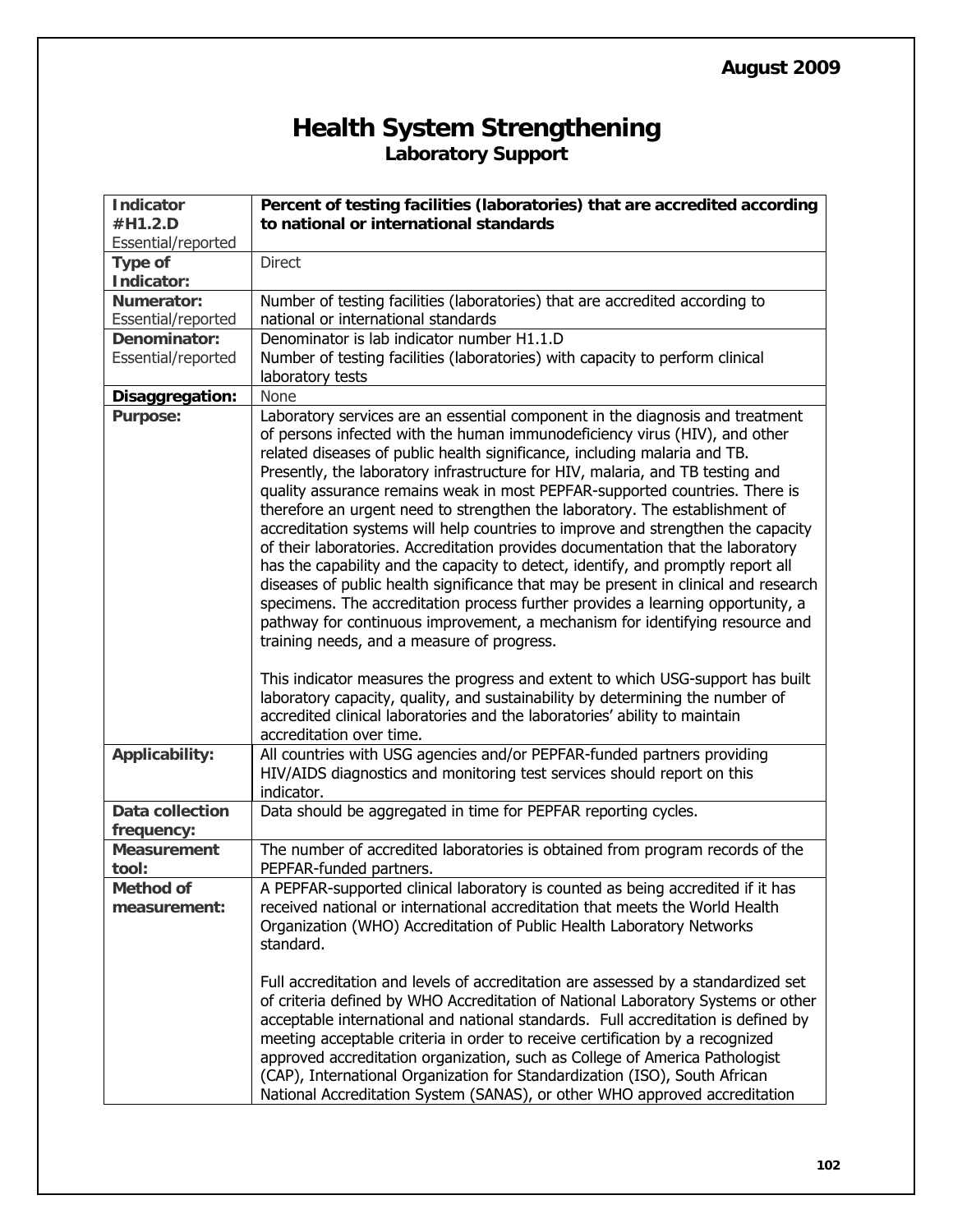August 2009

# Health System Strengthening

## Laboratory Support

| **Indicator #H1.2.D** Essential/reported | **Percent of testing facilities (laboratories) that are accredited according to national or international standards** |
|---|---|
| **Type of Indicator:** | Direct |
| **Numerator:** Essential/reported | Number of testing facilities (laboratories) that are accredited according to national or international standards |
| **Denominator:** Essential/reported | Denominator is lab indicator number H1.1.D<br>Number of testing facilities (laboratories) with capacity to perform clinical laboratory tests |
| **Disaggregation:** | None |
| **Purpose:** | Laboratory services are an essential component in the diagnosis and treatment of persons infected with the human immunodeficiency virus (HIV), and other related diseases of public health significance, including malaria and TB. Presently, the laboratory infrastructure for HIV, malaria, and TB testing and quality assurance remains weak in most PEPFAR-supported countries. There is therefore an urgent need to strengthen the laboratory. The establishment of accreditation systems will help countries to improve and strengthen the capacity of their laboratories. Accreditation provides documentation that the laboratory has the capability and the capacity to detect, identify, and promptly report all diseases of public health significance that may be present in clinical and research specimens. The accreditation process further provides a learning opportunity, a pathway for continuous improvement, a mechanism for identifying resource and training needs, and a measure of progress.<br><br>This indicator measures the progress and extent to which USG-support has built laboratory capacity, quality, and sustainability by determining the number of accredited clinical laboratories and the laboratories' ability to maintain accreditation over time. |
| **Applicability:** | All countries with USG agencies and/or PEPFAR-funded partners providing HIV/AIDS diagnostics and monitoring test services should report on this indicator. |
| **Data collection frequency:** | Data should be aggregated in time for PEPFAR reporting cycles. |
| **Measurement tool:** | The number of accredited laboratories is obtained from program records of the PEPFAR-funded partners. |
| **Method of measurement:** | A PEPFAR-supported clinical laboratory is counted as being accredited if it has received national or international accreditation that meets the World Health Organization (WHO) Accreditation of Public Health Laboratory Networks standard.<br><br>Full accreditation and levels of accreditation are assessed by a standardized set of criteria defined by WHO Accreditation of National Laboratory Systems or other acceptable international and national standards. Full accreditation is defined by meeting acceptable criteria in order to receive certification by a recognized approved accreditation organization, such as College of America Pathologist (CAP), International Organization for Standardization (ISO), South African National Accreditation System (SANAS), or other WHO approved accreditation |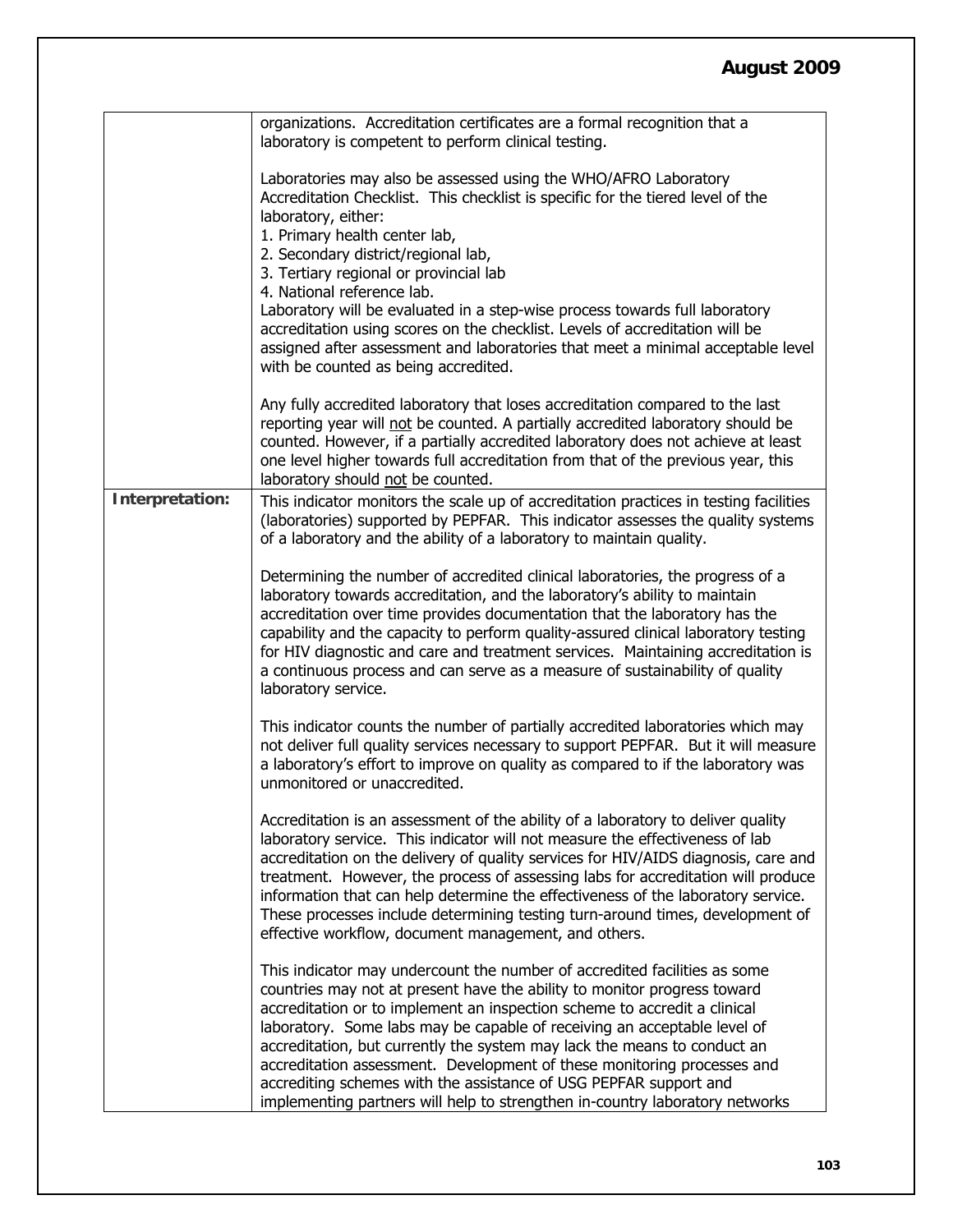| | |
|---|---|
| | organizations. Accreditation certificates are a formal recognition that a laboratory is competent to perform clinical testing.<br><br>Laboratories may also be assessed using the WHO/AFRO Laboratory Accreditation Checklist. This checklist is specific for the tiered level of the laboratory, either:<br>1. Primary health center lab,<br>2. Secondary district/regional lab,<br>3. Tertiary regional or provincial lab<br>4. National reference lab.<br>Laboratory will be evaluated in a step-wise process towards full laboratory accreditation using scores on the checklist. Levels of accreditation will be assigned after assessment and laboratories that meet a minimal acceptable level with be counted as being accredited.<br><br>Any fully accredited laboratory that loses accreditation compared to the last reporting year will not be counted. A partially accredited laboratory should be counted. However, if a partially accredited laboratory does not achieve at least one level higher towards full accreditation from that of the previous year, this laboratory should not be counted. |
| **Interpretation:** | This indicator monitors the scale up of accreditation practices in testing facilities (laboratories) supported by PEPFAR. This indicator assesses the quality systems of a laboratory and the ability of a laboratory to maintain quality.<br><br>Determining the number of accredited clinical laboratories, the progress of a laboratory towards accreditation, and the laboratory's ability to maintain accreditation over time provides documentation that the laboratory has the capability and the capacity to perform quality-assured clinical laboratory testing for HIV diagnostic and care and treatment services. Maintaining accreditation is a continuous process and can serve as a measure of sustainability of quality laboratory service.<br><br>This indicator counts the number of partially accredited laboratories which may not deliver full quality services necessary to support PEPFAR. But it will measure a laboratory's effort to improve on quality as compared to if the laboratory was unmonitored or unaccredited.<br><br>Accreditation is an assessment of the ability of a laboratory to deliver quality laboratory service. This indicator will not measure the effectiveness of lab accreditation on the delivery of quality services for HIV/AIDS diagnosis, care and treatment. However, the process of assessing labs for accreditation will produce information that can help determine the effectiveness of the laboratory service. These processes include determining testing turn-around times, development of effective workflow, document management, and others.<br><br>This indicator may undercount the number of accredited facilities as some countries may not at present have the ability to monitor progress toward accreditation or to implement an inspection scheme to accredit a clinical laboratory. Some labs may be capable of receiving an acceptable level of accreditation, but currently the system may lack the means to conduct an accreditation assessment. Development of these monitoring processes and accrediting schemes with the assistance of USG PEPFAR support and implementing partners will help to strengthen in-country laboratory networks |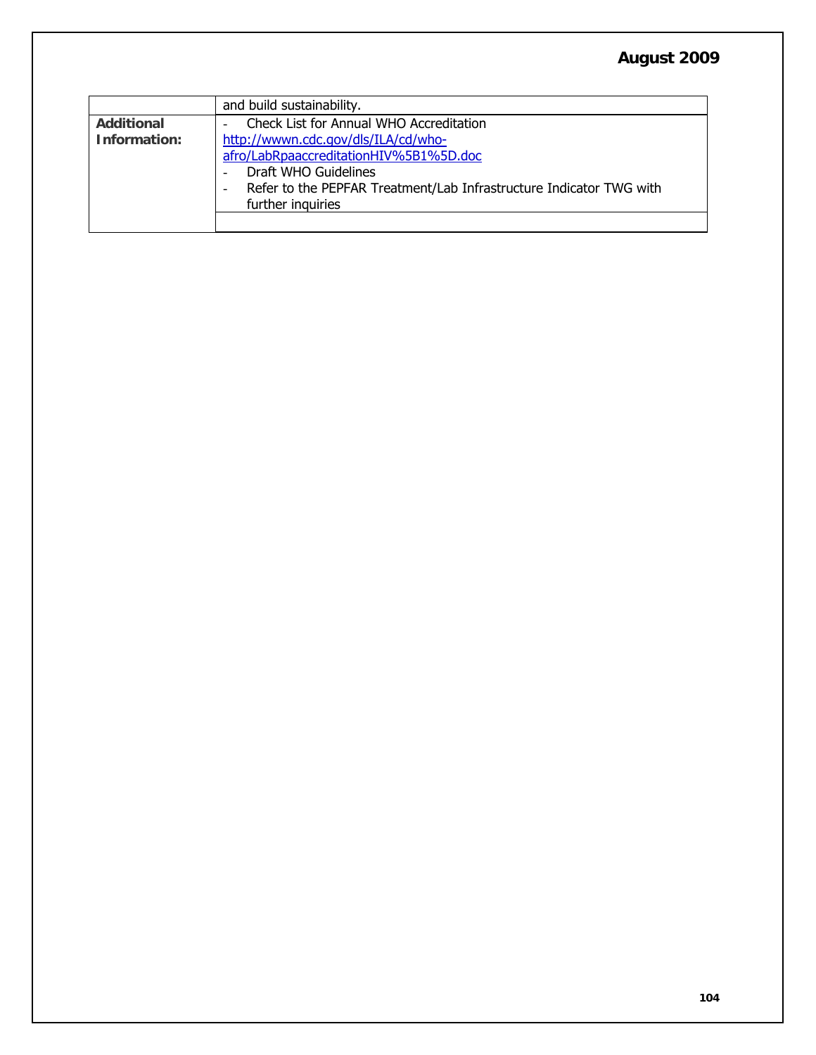|  |  |
|---|---|
|  | and build sustainability. |
| **Additional Information:** | - Check List for Annual WHO Accreditation http://wwwn.cdc.gov/dls/ILA/cd/who-afro/LabRpaaccreditationHIV%5B1%5D.doc<br>- Draft WHO Guidelines<br>- Refer to the PEPFAR Treatment/Lab Infrastructure Indicator TWG with further inquiries |
|  |  |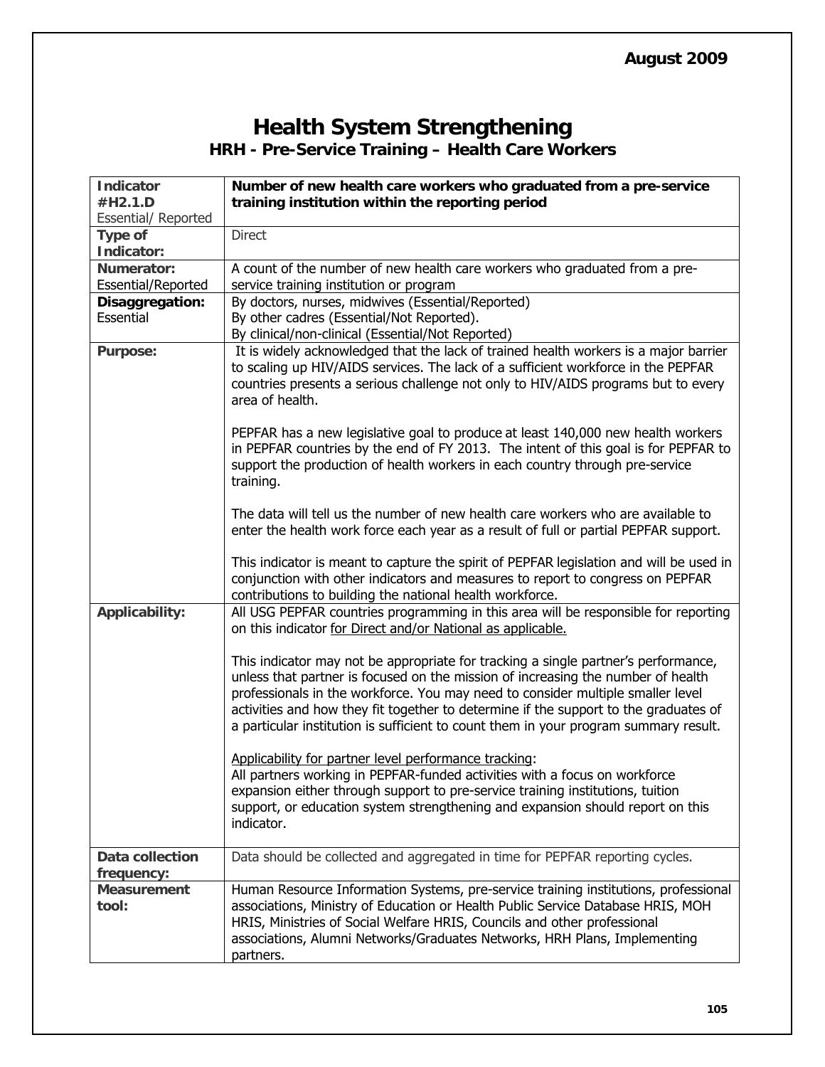# Health System Strengthening

## HRH - Pre-Service Training – Health Care Workers

| | |
|---|---|
| **Indicator #H2.1.D** Essential/ Reported | **Number of new health care workers who graduated from a pre-service training institution within the reporting period** |
| **Type of Indicator:** | Direct |
| **Numerator:** Essential/Reported | A count of the number of new health care workers who graduated from a pre-service training institution or program |
| **Disaggregation:** Essential | By doctors, nurses, midwives (Essential/Reported)<br>By other cadres (Essential/Not Reported).<br>By clinical/non-clinical (Essential/Not Reported) |
| **Purpose:** | It is widely acknowledged that the lack of trained health workers is a major barrier to scaling up HIV/AIDS services. The lack of a sufficient workforce in the PEPFAR countries presents a serious challenge not only to HIV/AIDS programs but to every area of health.<br><br>PEPFAR has a new legislative goal to produce at least 140,000 new health workers in PEPFAR countries by the end of FY 2013. The intent of this goal is for PEPFAR to support the production of health workers in each country through pre-service training.<br><br>The data will tell us the number of new health care workers who are available to enter the health work force each year as a result of full or partial PEPFAR support.<br><br>This indicator is meant to capture the spirit of PEPFAR legislation and will be used in conjunction with other indicators and measures to report to congress on PEPFAR contributions to building the national health workforce. |
| **Applicability:** | All USG PEPFAR countries programming in this area will be responsible for reporting on this indicator for Direct and/or National as applicable.<br><br>This indicator may not be appropriate for tracking a single partner's performance, unless that partner is focused on the mission of increasing the number of health professionals in the workforce. You may need to consider multiple smaller level activities and how they fit together to determine if the support to the graduates of a particular institution is sufficient to count them in your program summary result.<br><br>Applicability for partner level performance tracking:<br>All partners working in PEPFAR-funded activities with a focus on workforce expansion either through support to pre-service training institutions, tuition support, or education system strengthening and expansion should report on this indicator. |
| **Data collection frequency:** | Data should be collected and aggregated in time for PEPFAR reporting cycles. |
| **Measurement tool:** | Human Resource Information Systems, pre-service training institutions, professional associations, Ministry of Education or Health Public Service Database HRIS, MOH HRIS, Ministries of Social Welfare HRIS, Councils and other professional associations, Alumni Networks/Graduates Networks, HRH Plans, Implementing partners. |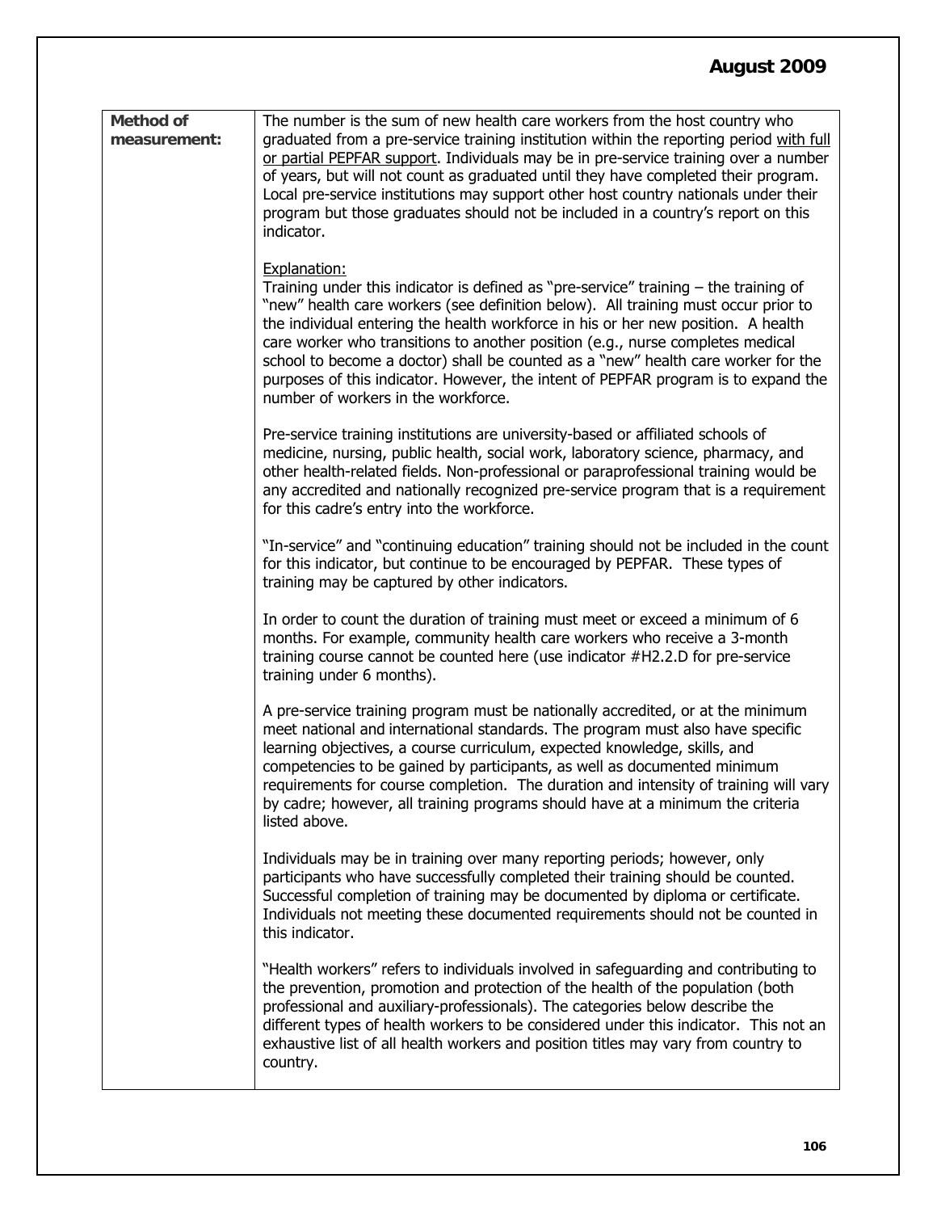| | |
|---|---|
| **Method of measurement:** | The number is the sum of new health care workers from the host country who graduated from a pre-service training institution within the reporting period with full or partial PEPFAR support. Individuals may be in pre-service training over a number of years, but will not count as graduated until they have completed their program. Local pre-service institutions may support other host country nationals under their program but those graduates should not be included in a country's report on this indicator.<br><br>Explanation:<br>Training under this indicator is defined as "pre-service" training – the training of "new" health care workers (see definition below). All training must occur prior to the individual entering the health workforce in his or her new position. A health care worker who transitions to another position (e.g., nurse completes medical school to become a doctor) shall be counted as a "new" health care worker for the purposes of this indicator. However, the intent of PEPFAR program is to expand the number of workers in the workforce.<br><br>Pre-service training institutions are university-based or affiliated schools of medicine, nursing, public health, social work, laboratory science, pharmacy, and other health-related fields. Non-professional or paraprofessional training would be any accredited and nationally recognized pre-service program that is a requirement for this cadre's entry into the workforce.<br><br>"In-service" and "continuing education" training should not be included in the count for this indicator, but continue to be encouraged by PEPFAR. These types of training may be captured by other indicators.<br><br>In order to count the duration of training must meet or exceed a minimum of 6 months. For example, community health care workers who receive a 3-month training course cannot be counted here (use indicator #H2.2.D for pre-service training under 6 months).<br><br>A pre-service training program must be nationally accredited, or at the minimum meet national and international standards. The program must also have specific learning objectives, a course curriculum, expected knowledge, skills, and competencies to be gained by participants, as well as documented minimum requirements for course completion. The duration and intensity of training will vary by cadre; however, all training programs should have at a minimum the criteria listed above.<br><br>Individuals may be in training over many reporting periods; however, only participants who have successfully completed their training should be counted. Successful completion of training may be documented by diploma or certificate. Individuals not meeting these documented requirements should not be counted in this indicator.<br><br>"Health workers" refers to individuals involved in safeguarding and contributing to the prevention, promotion and protection of the health of the population (both professional and auxiliary-professionals). The categories below describe the different types of health workers to be considered under this indicator. This not an exhaustive list of all health workers and position titles may vary from country to country. |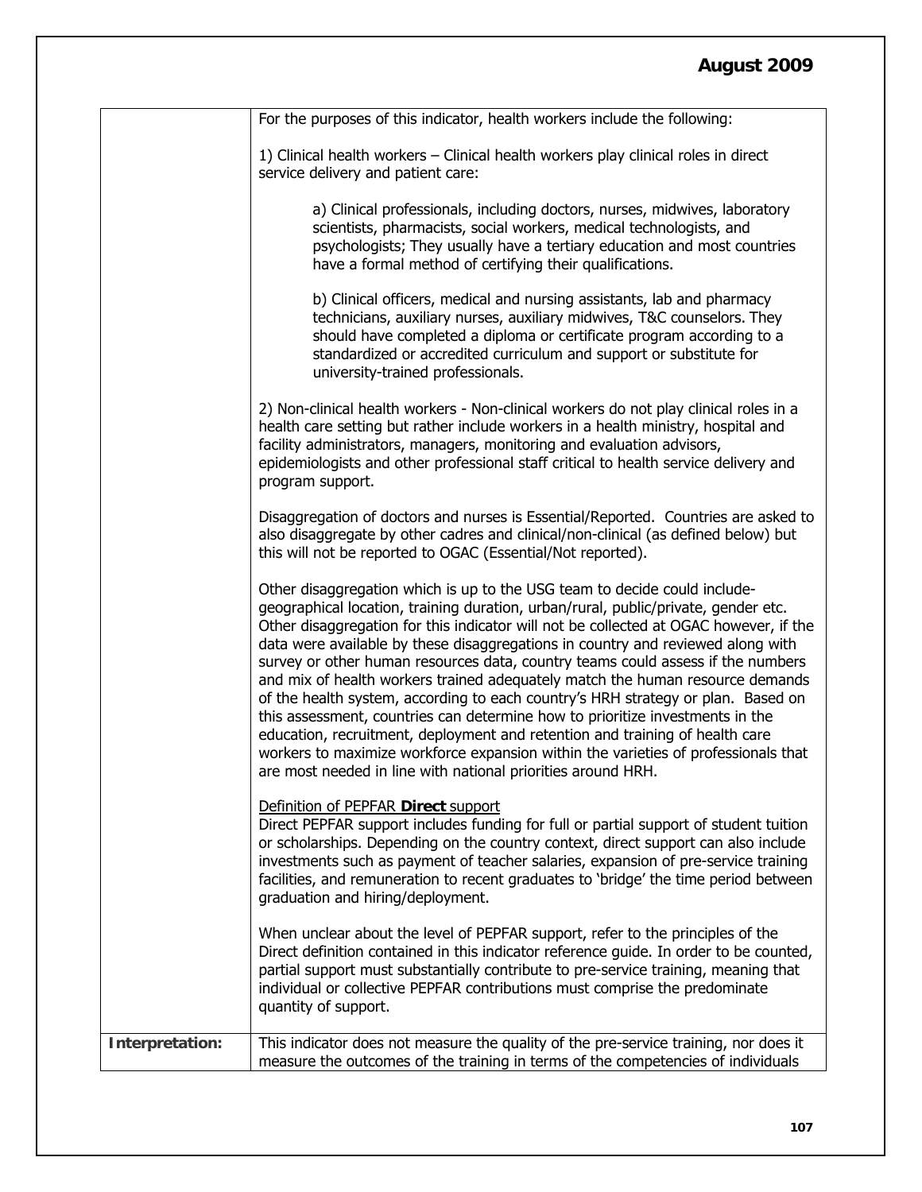| | |
|---|---|
| | For the purposes of this indicator, health workers include the following:<br><br>1) Clinical health workers – Clinical health workers play clinical roles in direct service delivery and patient care:<br><br>a) Clinical professionals, including doctors, nurses, midwives, laboratory scientists, pharmacists, social workers, medical technologists, and psychologists; They usually have a tertiary education and most countries have a formal method of certifying their qualifications.<br><br>b) Clinical officers, medical and nursing assistants, lab and pharmacy technicians, auxiliary nurses, auxiliary midwives, T&C counselors. They should have completed a diploma or certificate program according to a standardized or accredited curriculum and support or substitute for university-trained professionals.<br><br>2) Non-clinical health workers - Non-clinical workers do not play clinical roles in a health care setting but rather include workers in a health ministry, hospital and facility administrators, managers, monitoring and evaluation advisors, epidemiologists and other professional staff critical to health service delivery and program support.<br><br>Disaggregation of doctors and nurses is Essential/Reported. Countries are asked to also disaggregate by other cadres and clinical/non-clinical (as defined below) but this will not be reported to OGAC (Essential/Not reported).<br><br>Other disaggregation which is up to the USG team to decide could include- geographical location, training duration, urban/rural, public/private, gender etc. Other disaggregation for this indicator will not be collected at OGAC however, if the data were available by these disaggregations in country and reviewed along with survey or other human resources data, country teams could assess if the numbers and mix of health workers trained adequately match the human resource demands of the health system, according to each country's HRH strategy or plan. Based on this assessment, countries can determine how to prioritize investments in the education, recruitment, deployment and retention and training of health care workers to maximize workforce expansion within the varieties of professionals that are most needed in line with national priorities around HRH.<br><br>Definition of PEPFAR **Direct** support<br>Direct PEPFAR support includes funding for full or partial support of student tuition or scholarships. Depending on the country context, direct support can also include investments such as payment of teacher salaries, expansion of pre-service training facilities, and remuneration to recent graduates to 'bridge' the time period between graduation and hiring/deployment.<br><br>When unclear about the level of PEPFAR support, refer to the principles of the Direct definition contained in this indicator reference guide. In order to be counted, partial support must substantially contribute to pre-service training, meaning that individual or collective PEPFAR contributions must comprise the predominate quantity of support. |
| **Interpretation:** | This indicator does not measure the quality of the pre-service training, nor does it measure the outcomes of the training in terms of the competencies of individuals |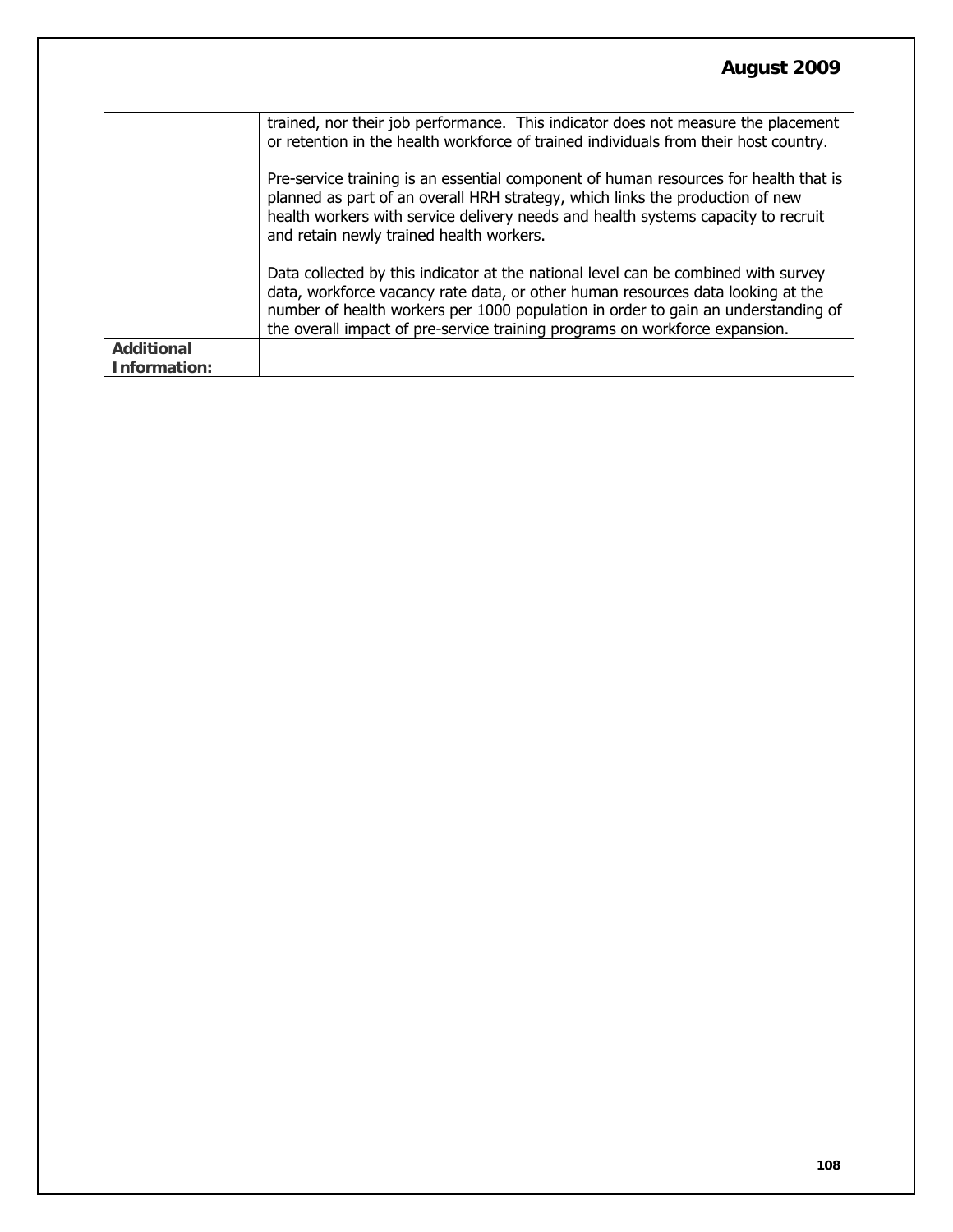| | |
|---|---|
| | trained, nor their job performance. This indicator does not measure the placement or retention in the health workforce of trained individuals from their host country.<br><br>Pre-service training is an essential component of human resources for health that is planned as part of an overall HRH strategy, which links the production of new health workers with service delivery needs and health systems capacity to recruit and retain newly trained health workers.<br><br>Data collected by this indicator at the national level can be combined with survey data, workforce vacancy rate data, or other human resources data looking at the number of health workers per 1000 population in order to gain an understanding of the overall impact of pre-service training programs on workforce expansion. |
| **Additional Information:** | |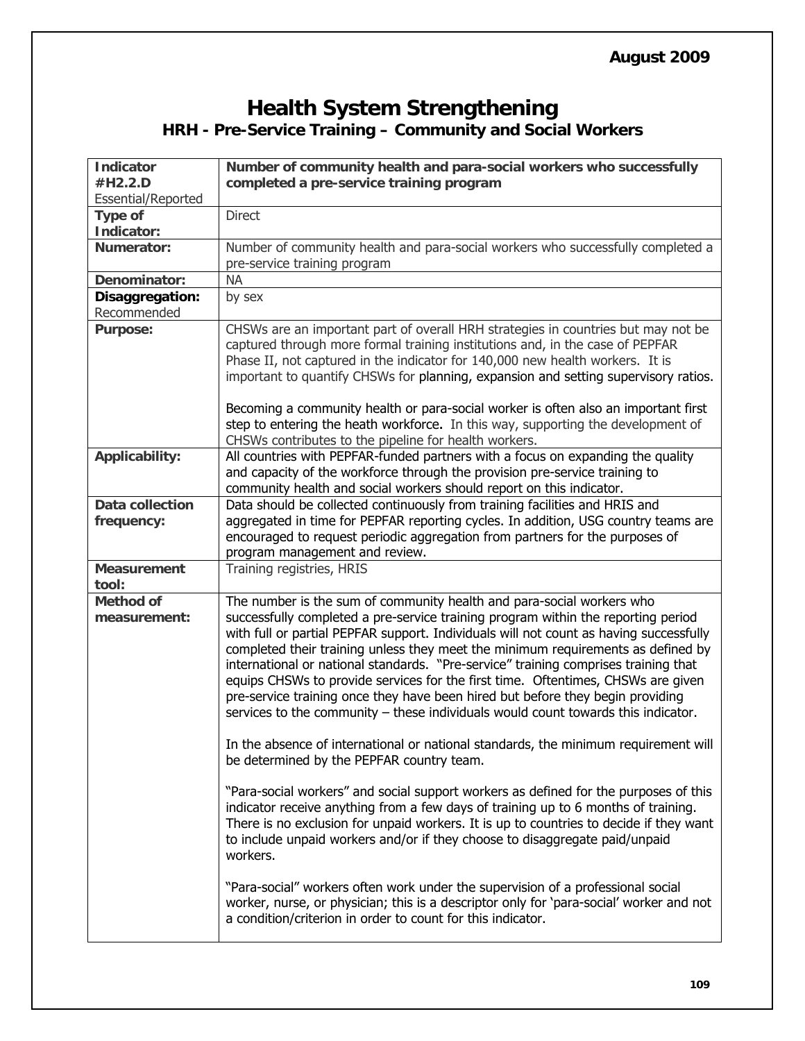# Health System Strengthening

## HRH - Pre-Service Training – Community and Social Workers

| **Indicator #H2.2.D** Essential/Reported | **Number of community health and para-social workers who successfully completed a pre-service training program** |
|---|---|
| **Type of Indicator:** | Direct |
| **Numerator:** | Number of community health and para-social workers who successfully completed a pre-service training program |
| **Denominator:** | NA |
| **Disaggregation:** Recommended | by sex |
| **Purpose:** | CHSWs are an important part of overall HRH strategies in countries but may not be captured through more formal training institutions and, in the case of PEPFAR Phase II, not captured in the indicator for 140,000 new health workers. It is important to quantify CHSWs for planning, expansion and setting supervisory ratios.<br><br>Becoming a community health or para-social worker is often also an important first step to entering the heath workforce. In this way, supporting the development of CHSWs contributes to the pipeline for health workers. |
| **Applicability:** | All countries with PEPFAR-funded partners with a focus on expanding the quality and capacity of the workforce through the provision pre-service training to community health and social workers should report on this indicator. |
| **Data collection frequency:** | Data should be collected continuously from training facilities and HRIS and aggregated in time for PEPFAR reporting cycles. In addition, USG country teams are encouraged to request periodic aggregation from partners for the purposes of program management and review. |
| **Measurement tool:** | Training registries, HRIS |
| **Method of measurement:** | The number is the sum of community health and para-social workers who successfully completed a pre-service training program within the reporting period with full or partial PEPFAR support. Individuals will not count as having successfully completed their training unless they meet the minimum requirements as defined by international or national standards. "Pre-service" training comprises training that equips CHSWs to provide services for the first time. Oftentimes, CHSWs are given pre-service training once they have been hired but before they begin providing services to the community – these individuals would count towards this indicator.<br><br>In the absence of international or national standards, the minimum requirement will be determined by the PEPFAR country team.<br><br>"Para-social workers" and social support workers as defined for the purposes of this indicator receive anything from a few days of training up to 6 months of training. There is no exclusion for unpaid workers. It is up to countries to decide if they want to include unpaid workers and/or if they choose to disaggregate paid/unpaid workers.<br><br>"Para-social" workers often work under the supervision of a professional social worker, nurse, or physician; this is a descriptor only for 'para-social' worker and not a condition/criterion in order to count for this indicator. |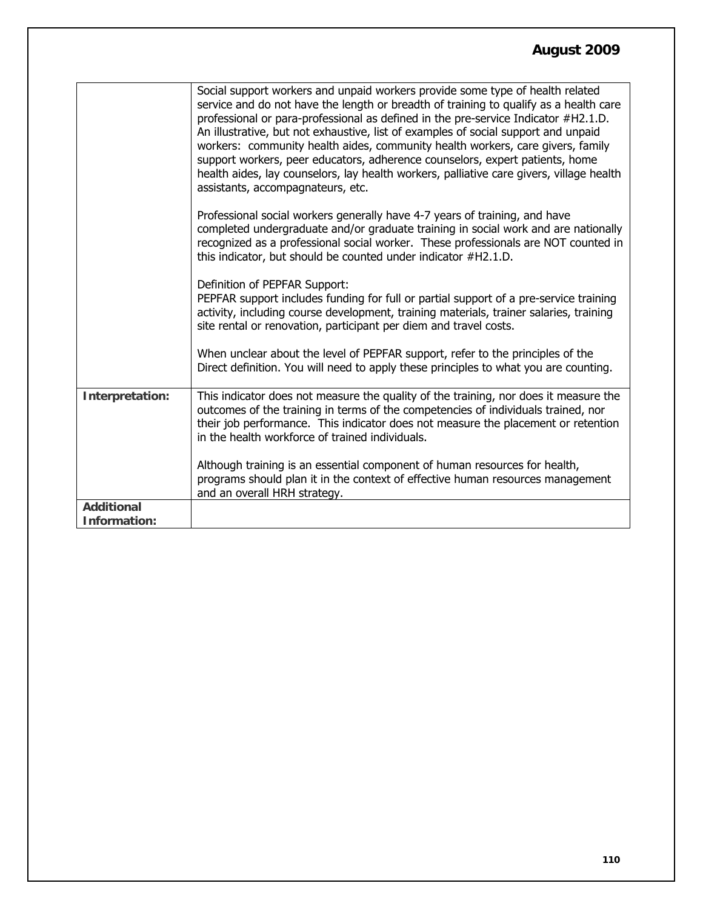| | |
|---|---|
| | Social support workers and unpaid workers provide some type of health related service and do not have the length or breadth of training to qualify as a health care professional or para-professional as defined in the pre-service Indicator #H2.1.D. An illustrative, but not exhaustive, list of examples of social support and unpaid workers: community health aides, community health workers, care givers, family support workers, peer educators, adherence counselors, expert patients, home health aides, lay counselors, lay health workers, palliative care givers, village health assistants, accompagnateurs, etc.<br><br>Professional social workers generally have 4-7 years of training, and have completed undergraduate and/or graduate training in social work and are nationally recognized as a professional social worker. These professionals are NOT counted in this indicator, but should be counted under indicator #H2.1.D.<br><br>Definition of PEPFAR Support:<br>PEPFAR support includes funding for full or partial support of a pre-service training activity, including course development, training materials, trainer salaries, training site rental or renovation, participant per diem and travel costs.<br><br>When unclear about the level of PEPFAR support, refer to the principles of the Direct definition. You will need to apply these principles to what you are counting. |
| **Interpretation:** | This indicator does not measure the quality of the training, nor does it measure the outcomes of the training in terms of the competencies of individuals trained, nor their job performance. This indicator does not measure the placement or retention in the health workforce of trained individuals.<br><br>Although training is an essential component of human resources for health, programs should plan it in the context of effective human resources management and an overall HRH strategy. |
| **Additional Information:** | |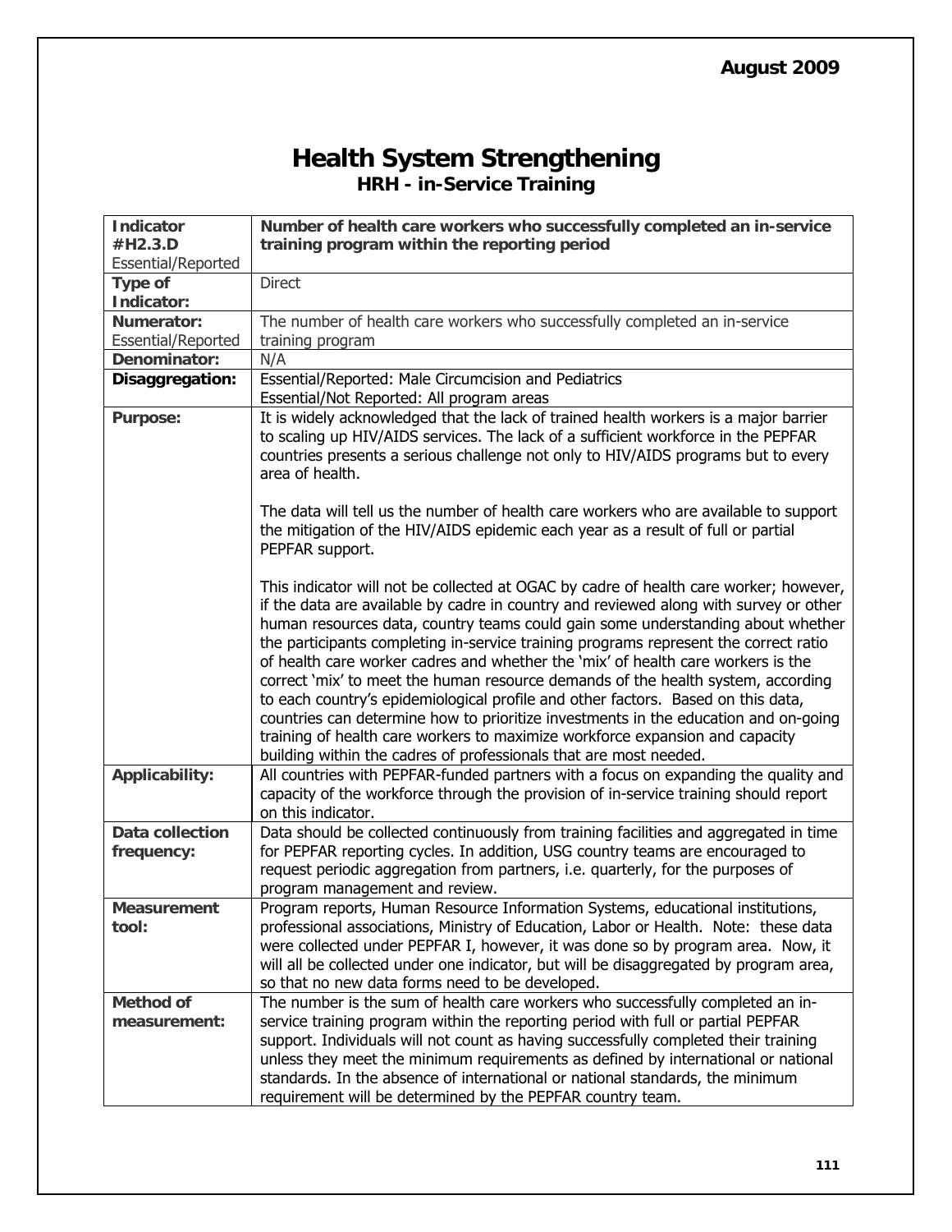August 2009

# Health System Strengthening

## HRH - in-Service Training

| **Indicator #H2.3.D** Essential/Reported | **Number of health care workers who successfully completed an in-service training program within the reporting period** |
|---|---|
| **Type of Indicator:** | Direct |
| **Numerator:** Essential/Reported | The number of health care workers who successfully completed an in-service training program |
| **Denominator:** | N/A |
| **Disaggregation:** | Essential/Reported: Male Circumcision and Pediatrics<br>Essential/Not Reported: All program areas |
| **Purpose:** | It is widely acknowledged that the lack of trained health workers is a major barrier to scaling up HIV/AIDS services. The lack of a sufficient workforce in the PEPFAR countries presents a serious challenge not only to HIV/AIDS programs but to every area of health.<br><br>The data will tell us the number of health care workers who are available to support the mitigation of the HIV/AIDS epidemic each year as a result of full or partial PEPFAR support.<br><br>This indicator will not be collected at OGAC by cadre of health care worker; however, if the data are available by cadre in country and reviewed along with survey or other human resources data, country teams could gain some understanding about whether the participants completing in-service training programs represent the correct ratio of health care worker cadres and whether the 'mix' of health care workers is the correct 'mix' to meet the human resource demands of the health system, according to each country's epidemiological profile and other factors. Based on this data, countries can determine how to prioritize investments in the education and on-going training of health care workers to maximize workforce expansion and capacity building within the cadres of professionals that are most needed. |
| **Applicability:** | All countries with PEPFAR-funded partners with a focus on expanding the quality and capacity of the workforce through the provision of in-service training should report on this indicator. |
| **Data collection frequency:** | Data should be collected continuously from training facilities and aggregated in time for PEPFAR reporting cycles. In addition, USG country teams are encouraged to request periodic aggregation from partners, i.e. quarterly, for the purposes of program management and review. |
| **Measurement tool:** | Program reports, Human Resource Information Systems, educational institutions, professional associations, Ministry of Education, Labor or Health. Note: these data were collected under PEPFAR I, however, it was done so by program area. Now, it will all be collected under one indicator, but will be disaggregated by program area, so that no new data forms need to be developed. |
| **Method of measurement:** | The number is the sum of health care workers who successfully completed an in-service training program within the reporting period with full or partial PEPFAR support. Individuals will not count as having successfully completed their training unless they meet the minimum requirements as defined by international or national standards. In the absence of international or national standards, the minimum requirement will be determined by the PEPFAR country team. |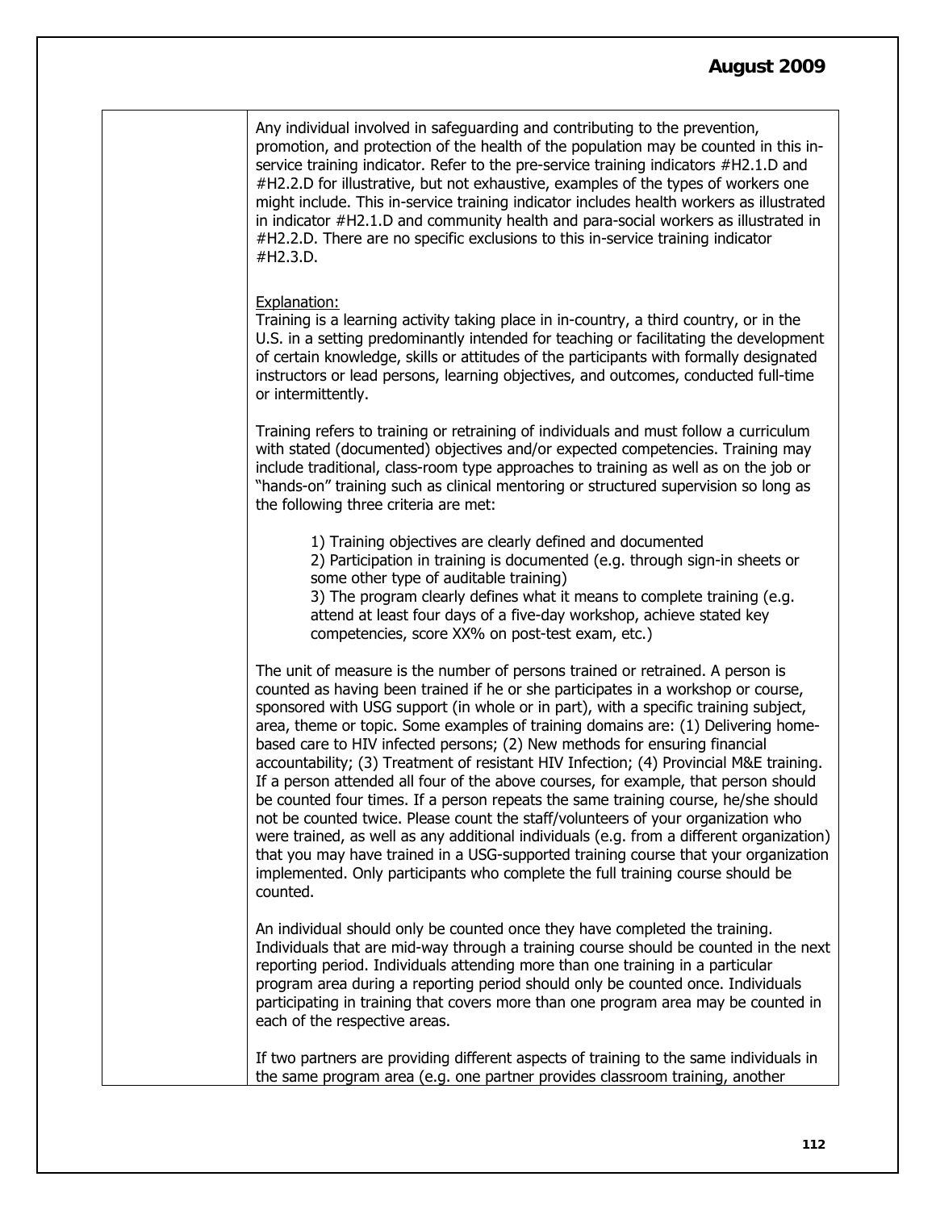Any individual involved in safeguarding and contributing to the prevention, promotion, and protection of the health of the population may be counted in this in-service training indicator. Refer to the pre-service training indicators #H2.1.D and #H2.2.D for illustrative, but not exhaustive, examples of the types of workers one might include. This in-service training indicator includes health workers as illustrated in indicator #H2.1.D and community health and para-social workers as illustrated in #H2.2.D. There are no specific exclusions to this in-service training indicator #H2.3.D.

Explanation:
Training is a learning activity taking place in in-country, a third country, or in the U.S. in a setting predominantly intended for teaching or facilitating the development of certain knowledge, skills or attitudes of the participants with formally designated instructors or lead persons, learning objectives, and outcomes, conducted full-time or intermittently.

Training refers to training or retraining of individuals and must follow a curriculum with stated (documented) objectives and/or expected competencies. Training may include traditional, class-room type approaches to training as well as on the job or "hands-on" training such as clinical mentoring or structured supervision so long as the following three criteria are met:

1) Training objectives are clearly defined and documented
2) Participation in training is documented (e.g. through sign-in sheets or some other type of auditable training)
3) The program clearly defines what it means to complete training (e.g. attend at least four days of a five-day workshop, achieve stated key competencies, score XX% on post-test exam, etc.)

The unit of measure is the number of persons trained or retrained. A person is counted as having been trained if he or she participates in a workshop or course, sponsored with USG support (in whole or in part), with a specific training subject, area, theme or topic. Some examples of training domains are: (1) Delivering home-based care to HIV infected persons; (2) New methods for ensuring financial accountability; (3) Treatment of resistant HIV Infection; (4) Provincial M&E training. If a person attended all four of the above courses, for example, that person should be counted four times. If a person repeats the same training course, he/she should not be counted twice. Please count the staff/volunteers of your organization who were trained, as well as any additional individuals (e.g. from a different organization) that you may have trained in a USG-supported training course that your organization implemented. Only participants who complete the full training course should be counted.

An individual should only be counted once they have completed the training. Individuals that are mid-way through a training course should be counted in the next reporting period. Individuals attending more than one training in a particular program area during a reporting period should only be counted once. Individuals participating in training that covers more than one program area may be counted in each of the respective areas.

If two partners are providing different aspects of training to the same individuals in the same program area (e.g. one partner provides classroom training, another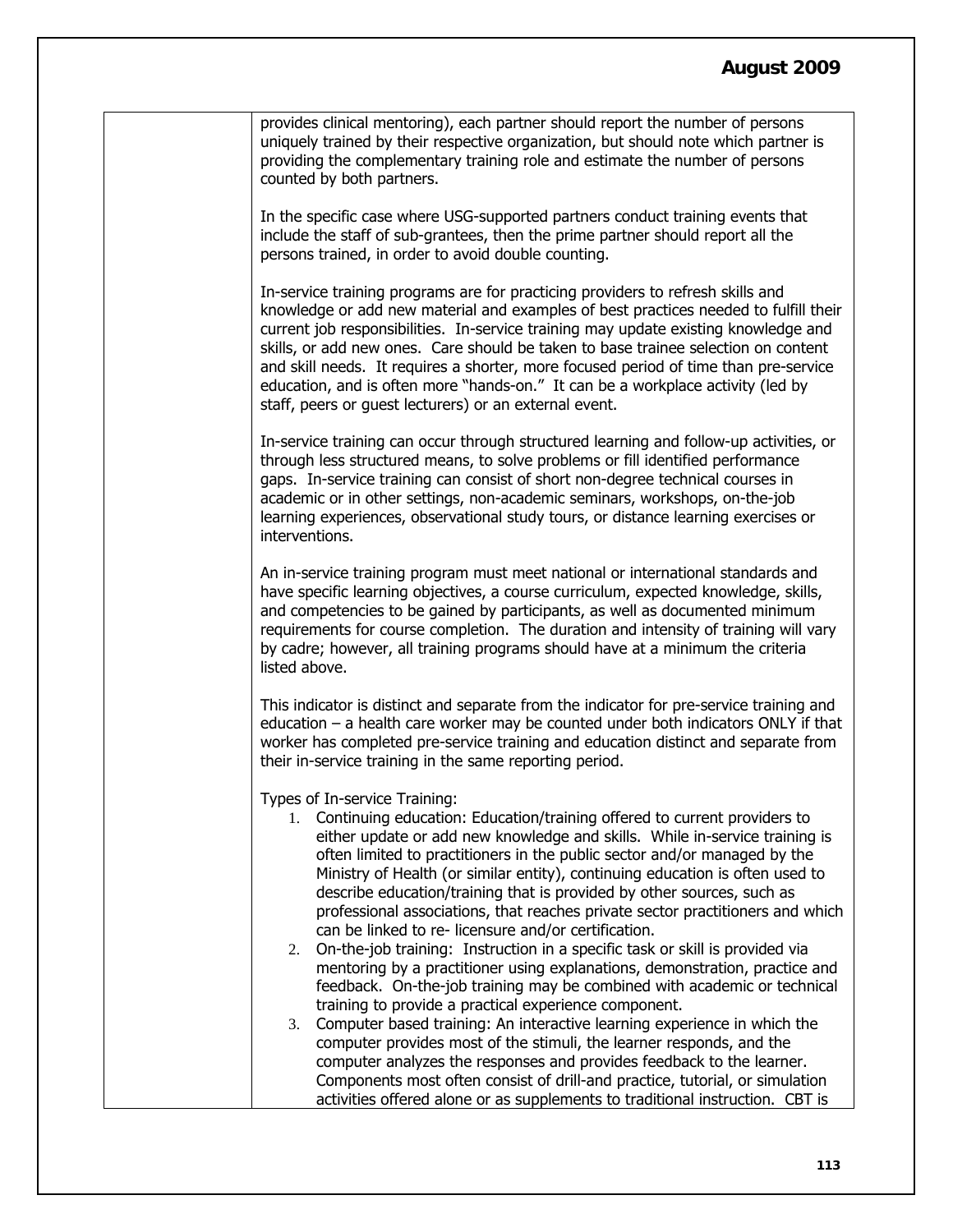provides clinical mentoring), each partner should report the number of persons uniquely trained by their respective organization, but should note which partner is providing the complementary training role and estimate the number of persons counted by both partners.

In the specific case where USG-supported partners conduct training events that include the staff of sub-grantees, then the prime partner should report all the persons trained, in order to avoid double counting.

In-service training programs are for practicing providers to refresh skills and knowledge or add new material and examples of best practices needed to fulfill their current job responsibilities. In-service training may update existing knowledge and skills, or add new ones. Care should be taken to base trainee selection on content and skill needs. It requires a shorter, more focused period of time than pre-service education, and is often more "hands-on." It can be a workplace activity (led by staff, peers or guest lecturers) or an external event.

In-service training can occur through structured learning and follow-up activities, or through less structured means, to solve problems or fill identified performance gaps. In-service training can consist of short non-degree technical courses in academic or in other settings, non-academic seminars, workshops, on-the-job learning experiences, observational study tours, or distance learning exercises or interventions.

An in-service training program must meet national or international standards and have specific learning objectives, a course curriculum, expected knowledge, skills, and competencies to be gained by participants, as well as documented minimum requirements for course completion. The duration and intensity of training will vary by cadre; however, all training programs should have at a minimum the criteria listed above.

This indicator is distinct and separate from the indicator for pre-service training and education – a health care worker may be counted under both indicators ONLY if that worker has completed pre-service training and education distinct and separate from their in-service training in the same reporting period.

Types of In-service Training:

1. Continuing education: Education/training offered to current providers to either update or add new knowledge and skills. While in-service training is often limited to practitioners in the public sector and/or managed by the Ministry of Health (or similar entity), continuing education is often used to describe education/training that is provided by other sources, such as professional associations, that reaches private sector practitioners and which can be linked to re- licensure and/or certification.
2. On-the-job training: Instruction in a specific task or skill is provided via mentoring by a practitioner using explanations, demonstration, practice and feedback. On-the-job training may be combined with academic or technical training to provide a practical experience component.
3. Computer based training: An interactive learning experience in which the computer provides most of the stimuli, the learner responds, and the computer analyzes the responses and provides feedback to the learner. Components most often consist of drill-and practice, tutorial, or simulation activities offered alone or as supplements to traditional instruction. CBT is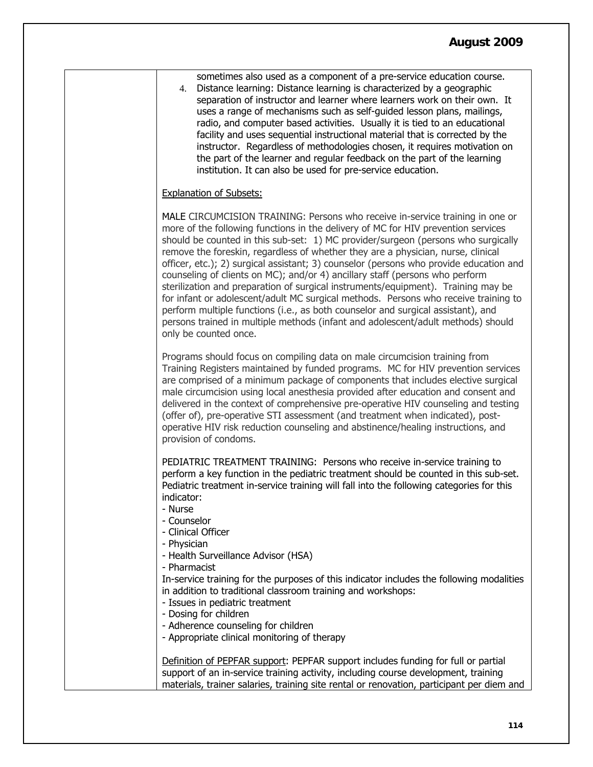sometimes also used as a component of a pre-service education course.

4. Distance learning: Distance learning is characterized by a geographic separation of instructor and learner where learners work on their own. It uses a range of mechanisms such as self-guided lesson plans, mailings, radio, and computer based activities. Usually it is tied to an educational facility and uses sequential instructional material that is corrected by the instructor. Regardless of methodologies chosen, it requires motivation on the part of the learner and regular feedback on the part of the learning institution. It can also be used for pre-service education.

Explanation of Subsets:

MALE CIRCUMCISION TRAINING: Persons who receive in-service training in one or more of the following functions in the delivery of MC for HIV prevention services should be counted in this sub-set: 1) MC provider/surgeon (persons who surgically remove the foreskin, regardless of whether they are a physician, nurse, clinical officer, etc.); 2) surgical assistant; 3) counselor (persons who provide education and counseling of clients on MC); and/or 4) ancillary staff (persons who perform sterilization and preparation of surgical instruments/equipment). Training may be for infant or adolescent/adult MC surgical methods. Persons who receive training to perform multiple functions (i.e., as both counselor and surgical assistant), and persons trained in multiple methods (infant and adolescent/adult methods) should only be counted once.

Programs should focus on compiling data on male circumcision training from Training Registers maintained by funded programs. MC for HIV prevention services are comprised of a minimum package of components that includes elective surgical male circumcision using local anesthesia provided after education and consent and delivered in the context of comprehensive pre-operative HIV counseling and testing (offer of), pre-operative STI assessment (and treatment when indicated), post-operative HIV risk reduction counseling and abstinence/healing instructions, and provision of condoms.

PEDIATRIC TREATMENT TRAINING: Persons who receive in-service training to perform a key function in the pediatric treatment should be counted in this sub-set. Pediatric treatment in-service training will fall into the following categories for this indicator:

- Nurse
- Counselor
- Clinical Officer
- Physician
- Health Surveillance Advisor (HSA)
- Pharmacist

In-service training for the purposes of this indicator includes the following modalities in addition to traditional classroom training and workshops:

- Issues in pediatric treatment
- Dosing for children
- Adherence counseling for children
- Appropriate clinical monitoring of therapy

Definition of PEPFAR support: PEPFAR support includes funding for full or partial support of an in-service training activity, including course development, training materials, trainer salaries, training site rental or renovation, participant per diem and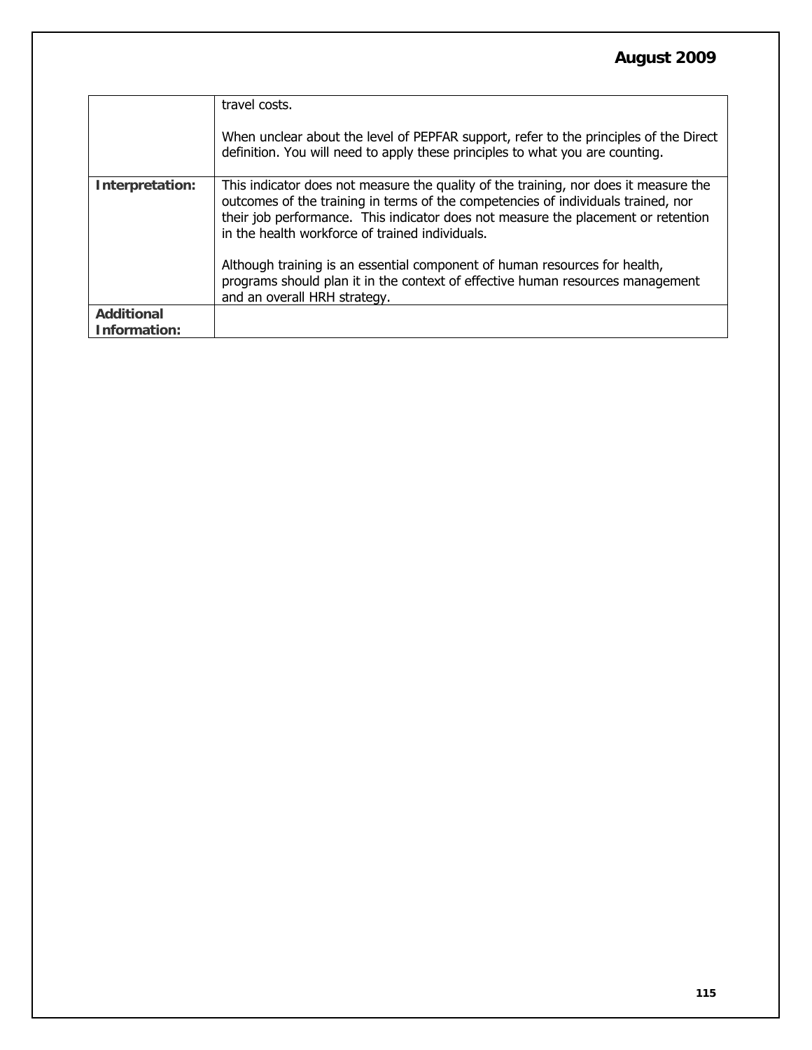| | |
|---|---|
| | travel costs.<br><br>When unclear about the level of PEPFAR support, refer to the principles of the Direct definition. You will need to apply these principles to what you are counting. |
| **Interpretation:** | This indicator does not measure the quality of the training, nor does it measure the outcomes of the training in terms of the competencies of individuals trained, nor their job performance. This indicator does not measure the placement or retention in the health workforce of trained individuals.<br><br>Although training is an essential component of human resources for health, programs should plan it in the context of effective human resources management and an overall HRH strategy. |
| **Additional Information:** | |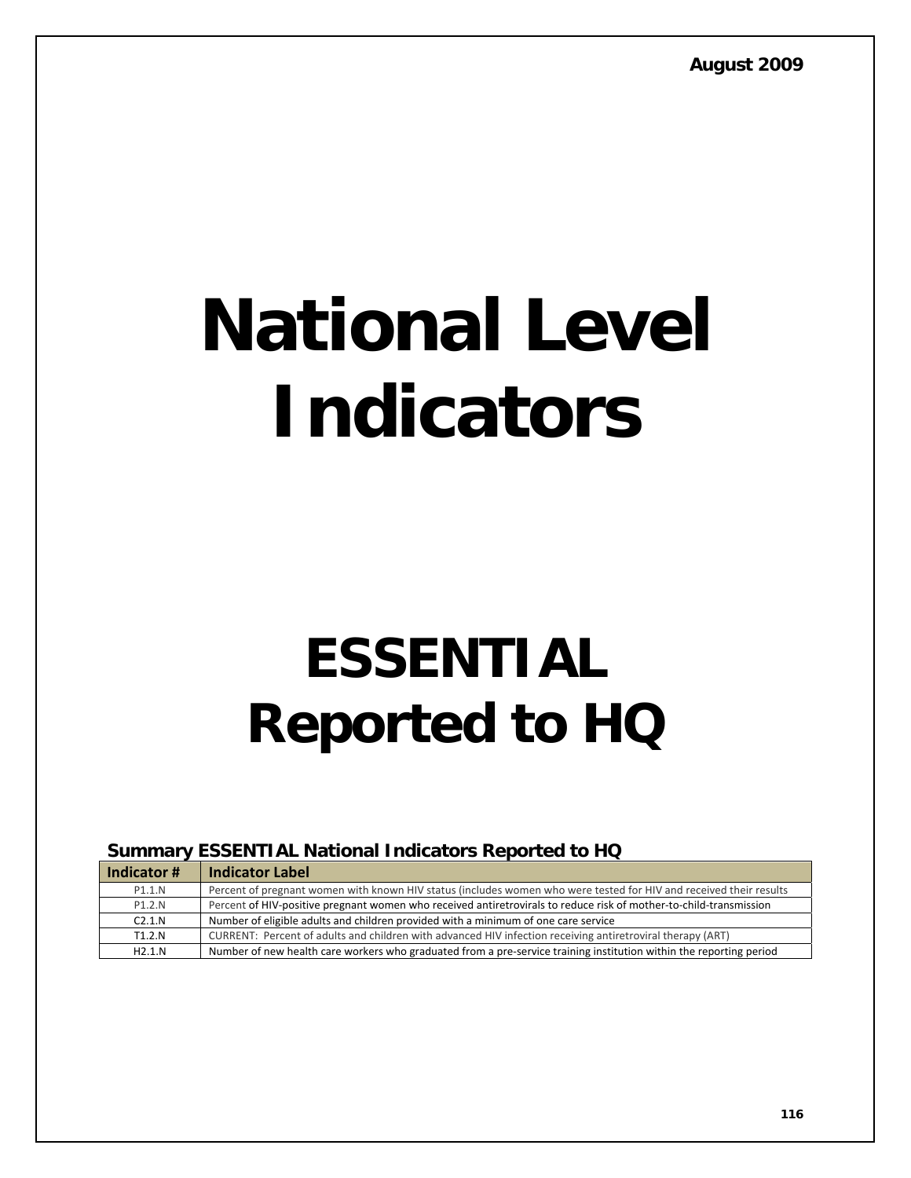August 2009

# National Level Indicators

# ESSENTIAL Reported to HQ

### Summary ESSENTIAL National Indicators Reported to HQ

| Indicator # | Indicator Label |
|---|---|
| P1.1.N | Percent of pregnant women with known HIV status (includes women who were tested for HIV and received their results |
| P1.2.N | Percent of HIV-positive pregnant women who received antiretrovirals to reduce risk of mother-to-child-transmission |
| C2.1.N | Number of eligible adults and children provided with a minimum of one care service |
| T1.2.N | CURRENT: Percent of adults and children with advanced HIV infection receiving antiretroviral therapy (ART) |
| H2.1.N | Number of new health care workers who graduated from a pre-service training institution within the reporting period |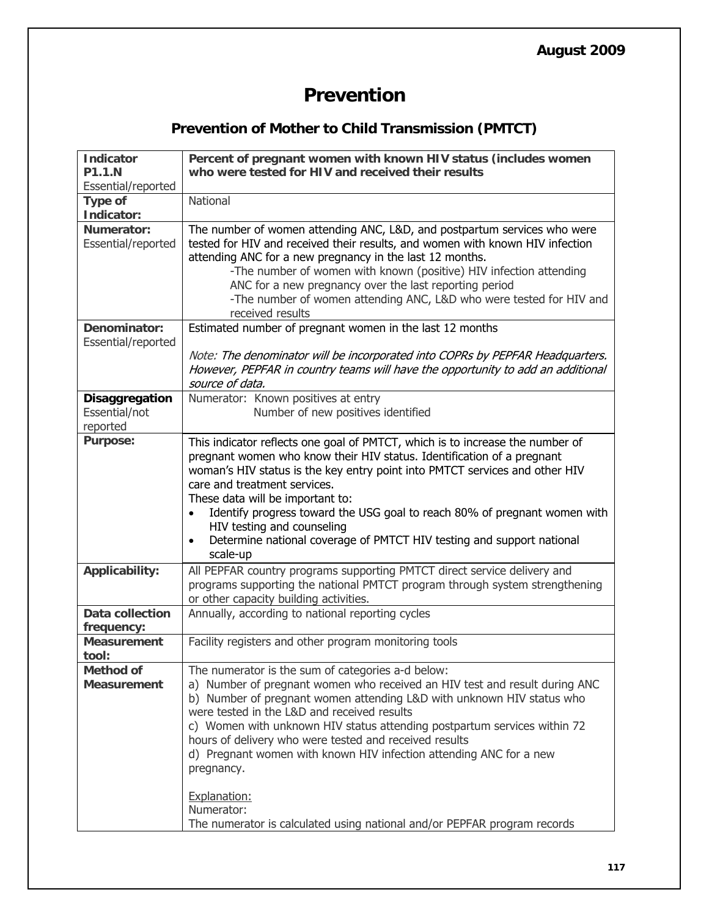# Prevention

## Prevention of Mother to Child Transmission (PMTCT)

| **Indicator P1.1.N** Essential/reported | **Percent of pregnant women with known HIV status (includes women who were tested for HIV and received their results** |
|---|---|
| **Type of Indicator:** | National |
| **Numerator:** Essential/reported | The number of women attending ANC, L&D, and postpartum services who were tested for HIV and received their results, and women with known HIV infection attending ANC for a new pregnancy in the last 12 months.<br>-The number of women with known (positive) HIV infection attending ANC for a new pregnancy over the last reporting period<br>-The number of women attending ANC, L&D who were tested for HIV and received results |
| **Denominator:** Essential/reported | Estimated number of pregnant women in the last 12 months<br><br>*Note: The denominator will be incorporated into COPRs by PEPFAR Headquarters. However, PEPFAR in country teams will have the opportunity to add an additional source of data.* |
| **Disaggregation** Essential/not reported | Numerator: Known positives at entry<br>Number of new positives identified |
| **Purpose:** | This indicator reflects one goal of PMTCT, which is to increase the number of pregnant women who know their HIV status. Identification of a pregnant woman's HIV status is the key entry point into PMTCT services and other HIV care and treatment services.<br>These data will be important to:<br>• Identify progress toward the USG goal to reach 80% of pregnant women with HIV testing and counseling<br>• Determine national coverage of PMTCT HIV testing and support national scale-up |
| **Applicability:** | All PEPFAR country programs supporting PMTCT direct service delivery and programs supporting the national PMTCT program through system strengthening or other capacity building activities. |
| **Data collection frequency:** | Annually, according to national reporting cycles |
| **Measurement tool:** | Facility registers and other program monitoring tools |
| **Method of Measurement** | The numerator is the sum of categories a-d below:<br>a) Number of pregnant women who received an HIV test and result during ANC<br>b) Number of pregnant women attending L&D with unknown HIV status who were tested in the L&D and received results<br>c) Women with unknown HIV status attending postpartum services within 72 hours of delivery who were tested and received results<br>d) Pregnant women with known HIV infection attending ANC for a new pregnancy.<br><br>Explanation:<br>Numerator:<br>The numerator is calculated using national and/or PEPFAR program records |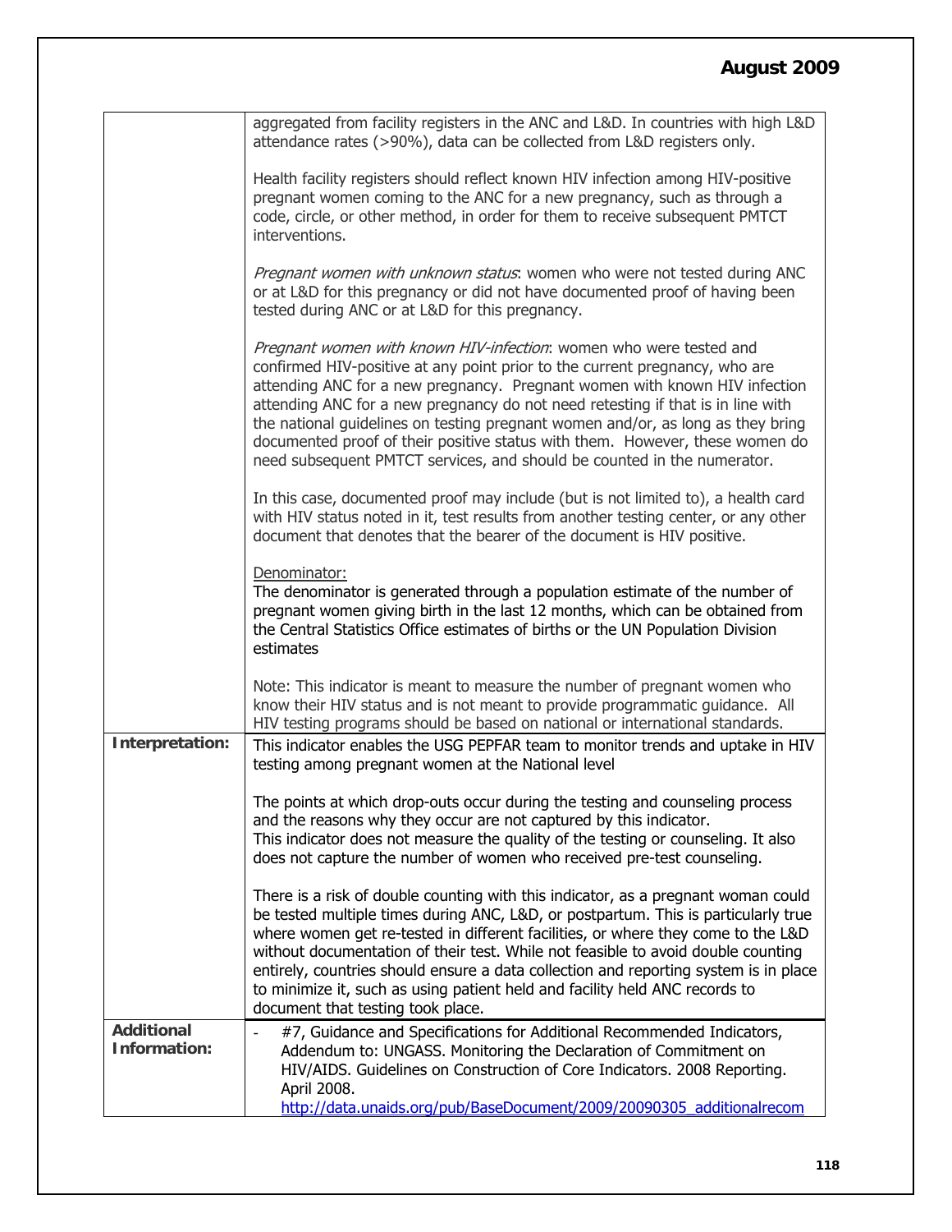| | |
|---|---|
| | aggregated from facility registers in the ANC and L&D. In countries with high L&D attendance rates (>90%), data can be collected from L&D registers only.<br><br>Health facility registers should reflect known HIV infection among HIV-positive pregnant women coming to the ANC for a new pregnancy, such as through a code, circle, or other method, in order for them to receive subsequent PMTCT interventions.<br><br>*Pregnant women with unknown status*: women who were not tested during ANC or at L&D for this pregnancy or did not have documented proof of having been tested during ANC or at L&D for this pregnancy.<br><br>*Pregnant women with known HIV-infection*: women who were tested and confirmed HIV-positive at any point prior to the current pregnancy, who are attending ANC for a new pregnancy. Pregnant women with known HIV infection attending ANC for a new pregnancy do not need retesting if that is in line with the national guidelines on testing pregnant women and/or, as long as they bring documented proof of their positive status with them. However, these women do need subsequent PMTCT services, and should be counted in the numerator.<br><br>In this case, documented proof may include (but is not limited to), a health card with HIV status noted in it, test results from another testing center, or any other document that denotes that the bearer of the document is HIV positive.<br><br>Denominator:<br>The denominator is generated through a population estimate of the number of pregnant women giving birth in the last 12 months, which can be obtained from the Central Statistics Office estimates of births or the UN Population Division estimates<br><br>Note: This indicator is meant to measure the number of pregnant women who know their HIV status and is not meant to provide programmatic guidance. All HIV testing programs should be based on national or international standards. |
| **Interpretation:** | This indicator enables the USG PEPFAR team to monitor trends and uptake in HIV testing among pregnant women at the National level<br><br>The points at which drop-outs occur during the testing and counseling process and the reasons why they occur are not captured by this indicator.<br>This indicator does not measure the quality of the testing or counseling. It also does not capture the number of women who received pre-test counseling.<br><br>There is a risk of double counting with this indicator, as a pregnant woman could be tested multiple times during ANC, L&D, or postpartum. This is particularly true where women get re-tested in different facilities, or where they come to the L&D without documentation of their test. While not feasible to avoid double counting entirely, countries should ensure a data collection and reporting system is in place to minimize it, such as using patient held and facility held ANC records to document that testing took place. |
| **Additional Information:** | - #7, Guidance and Specifications for Additional Recommended Indicators, Addendum to: UNGASS. Monitoring the Declaration of Commitment on HIV/AIDS. Guidelines on Construction of Core Indicators. 2008 Reporting. April 2008. http://data.unaids.org/pub/BaseDocument/2009/20090305_additionalrecom |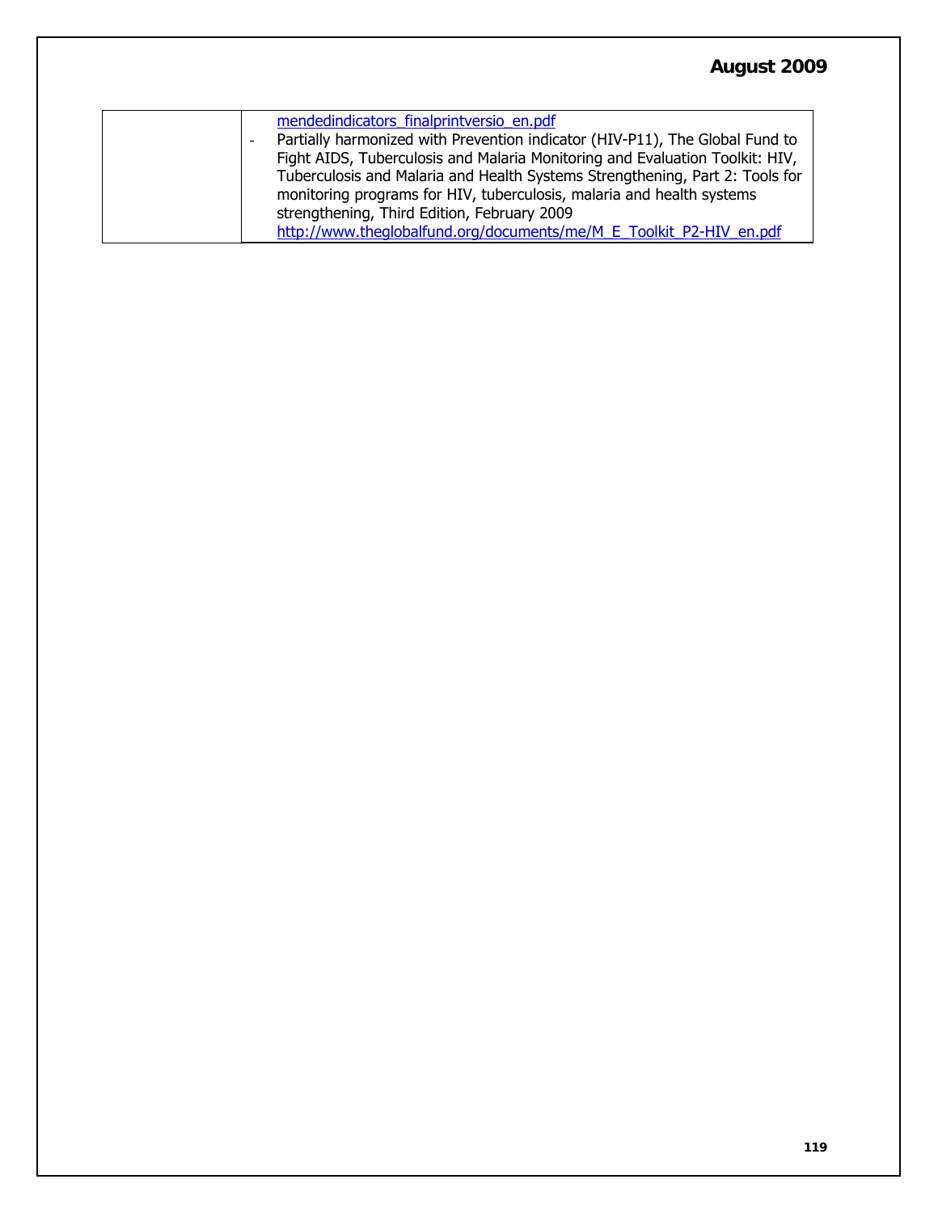|  |  |
|---|---|
|  | mendedindicators_finalprintversio_en.pdf<br>- Partially harmonized with Prevention indicator (HIV-P11), The Global Fund to Fight AIDS, Tuberculosis and Malaria Monitoring and Evaluation Toolkit: HIV, Tuberculosis and Malaria and Health Systems Strengthening, Part 2: Tools for monitoring programs for HIV, tuberculosis, malaria and health systems strengthening, Third Edition, February 2009 http://www.theglobalfund.org/documents/me/M_E_Toolkit_P2-HIV_en.pdf |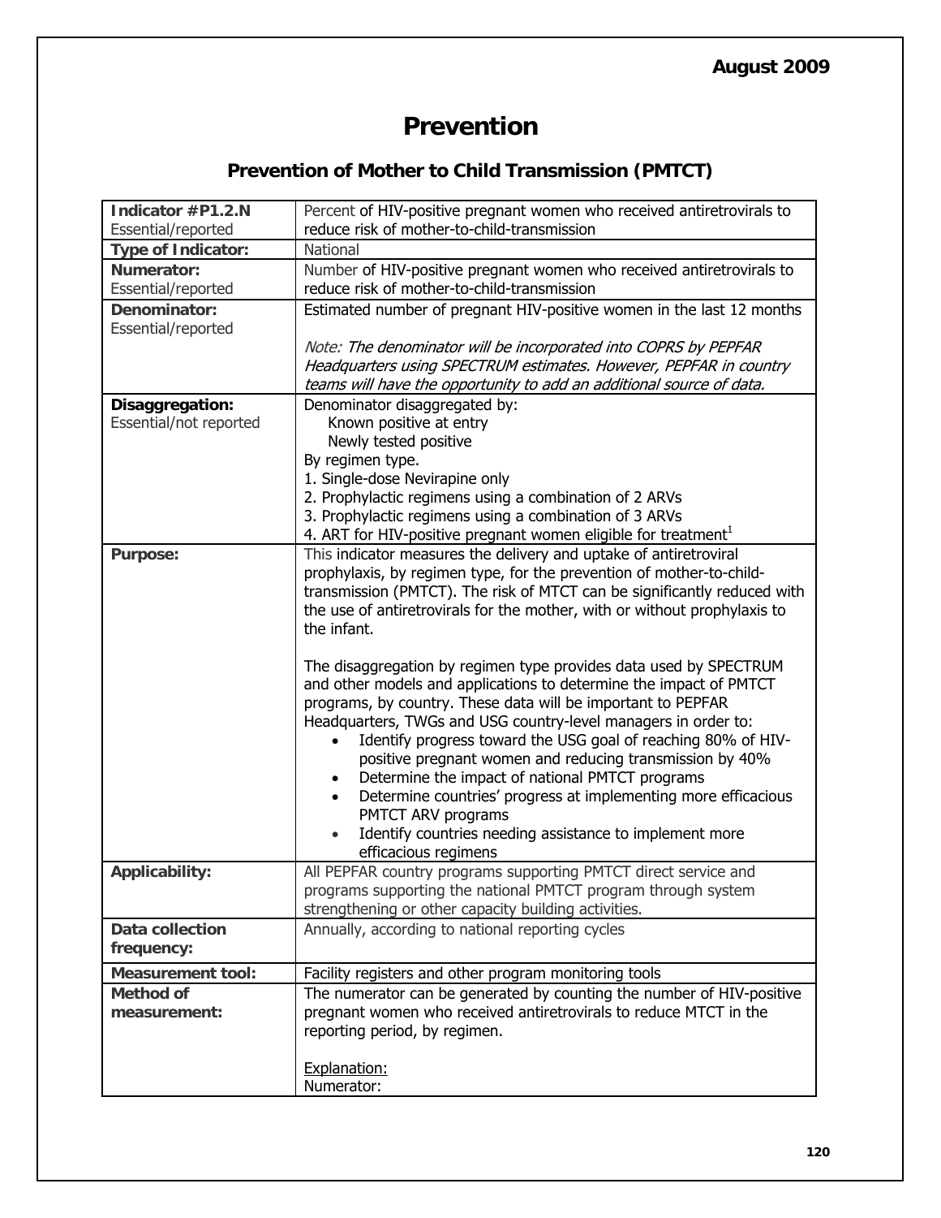**August 2009**

# Prevention

## Prevention of Mother to Child Transmission (PMTCT)

| **Indicator #P1.2.N** Essential/reported | Percent of HIV-positive pregnant women who received antiretrovirals to reduce risk of mother-to-child-transmission |
|---|---|
| **Type of Indicator:** | National |
| **Numerator:** Essential/reported | Number of HIV-positive pregnant women who received antiretrovirals to reduce risk of mother-to-child-transmission |
| **Denominator:** Essential/reported | Estimated number of pregnant HIV-positive women in the last 12 months<br><br>*Note: The denominator will be incorporated into COPRS by PEPFAR Headquarters using SPECTRUM estimates. However, PEPFAR in country teams will have the opportunity to add an additional source of data.* |
| **Disaggregation:** Essential/not reported | Denominator disaggregated by:<br>Known positive at entry<br>Newly tested positive<br>By regimen type.<br>1. Single-dose Nevirapine only<br>2. Prophylactic regimens using a combination of 2 ARVs<br>3. Prophylactic regimens using a combination of 3 ARVs<br>4. ART for HIV-positive pregnant women eligible for treatment[1] |
| **Purpose:** | This indicator measures the delivery and uptake of antiretroviral prophylaxis, by regimen type, for the prevention of mother-to-child-transmission (PMTCT). The risk of MTCT can be significantly reduced with the use of antiretrovirals for the mother, with or without prophylaxis to the infant.<br><br>The disaggregation by regimen type provides data used by SPECTRUM and other models and applications to determine the impact of PMTCT programs, by country. These data will be important to PEPFAR Headquarters, TWGs and USG country-level managers in order to:<br>• Identify progress toward the USG goal of reaching 80% of HIV-positive pregnant women and reducing transmission by 40%<br>• Determine the impact of national PMTCT programs<br>• Determine countries' progress at implementing more efficacious PMTCT ARV programs<br>• Identify countries needing assistance to implement more efficacious regimens |
| **Applicability:** | All PEPFAR country programs supporting PMTCT direct service and programs supporting the national PMTCT program through system strengthening or other capacity building activities. |
| **Data collection frequency:** | Annually, according to national reporting cycles |
| **Measurement tool:** | Facility registers and other program monitoring tools |
| **Method of measurement:** | The numerator can be generated by counting the number of HIV-positive pregnant women who received antiretrovirals to reduce MTCT in the reporting period, by regimen.<br><br><u>Explanation:</u><br>Numerator: |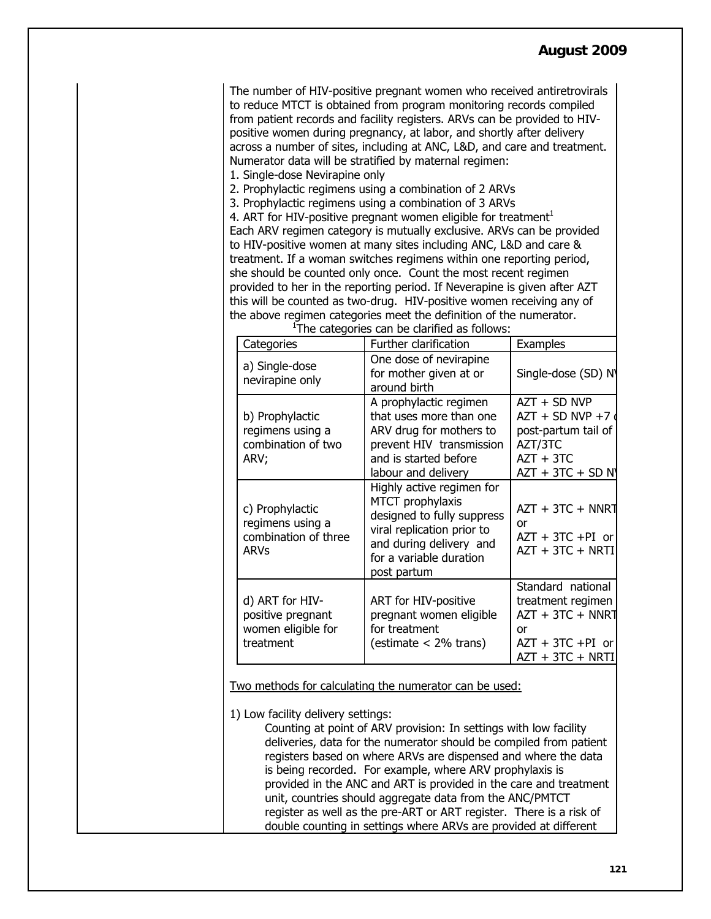The number of HIV-positive pregnant women who received antiretrovirals to reduce MTCT is obtained from program monitoring records compiled from patient records and facility registers. ARVs can be provided to HIV-positive women during pregnancy, at labor, and shortly after delivery across a number of sites, including at ANC, L&D, and care and treatment. Numerator data will be stratified by maternal regimen:

1. Single-dose Nevirapine only
2. Prophylactic regimens using a combination of 2 ARVs
3. Prophylactic regimens using a combination of 3 ARVs
4. ART for HIV-positive pregnant women eligible for treatment[1]

Each ARV regimen category is mutually exclusive. ARVs can be provided to HIV-positive women at many sites including ANC, L&D and care & treatment. If a woman switches regimens within one reporting period, she should be counted only once. Count the most recent regimen provided to her in the reporting period. If Neverapine is given after AZT this will be counted as two-drug. HIV-positive women receiving any of the above regimen categories meet the definition of the numerator.

[1]The categories can be clarified as follows:

| Categories | Further clarification | Examples |
|---|---|---|
| a) Single-dose nevirapine only | One dose of nevirapine for mother given at or around birth | Single-dose (SD) N |
| b) Prophylactic regimens using a combination of two ARV; | A prophylactic regimen that uses more than one ARV drug for mothers to prevent HIV transmission and is started before labour and delivery | AZT + SD NVP<br>AZT + SD NVP +7<br>post-partum tail of AZT/3TC<br>AZT + 3TC<br>AZT + 3TC + SD N |
| c) Prophylactic regimens using a combination of three ARVs | Highly active regimen for MTCT prophylaxis designed to fully suppress viral replication prior to and during delivery and for a variable duration post partum | AZT + 3TC + NNRT<br>or<br>AZT + 3TC +PI or<br>AZT + 3TC + NRTI |
| d) ART for HIV-positive pregnant women eligible for treatment | ART for HIV-positive pregnant women eligible for treatment (estimate < 2% trans) | Standard national treatment regimen<br>AZT + 3TC + NNRT<br>or<br>AZT + 3TC +PI or<br>AZT + 3TC + NRTI |

Two methods for calculating the numerator can be used:

1) Low facility delivery settings:

Counting at point of ARV provision: In settings with low facility deliveries, data for the numerator should be compiled from patient registers based on where ARVs are dispensed and where the data is being recorded. For example, where ARV prophylaxis is provided in the ANC and ART is provided in the care and treatment unit, countries should aggregate data from the ANC/PMTCT register as well as the pre-ART or ART register. There is a risk of double counting in settings where ARVs are provided at different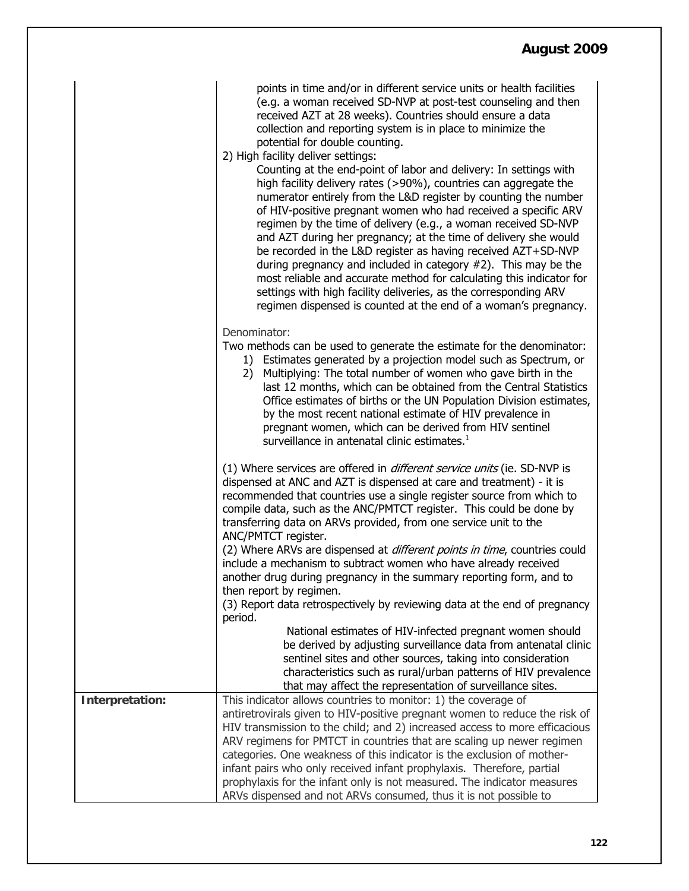| | |
|---|---|
| | points in time and/or in different service units or health facilities (e.g. a woman received SD-NVP at post-test counseling and then received AZT at 28 weeks). Countries should ensure a data collection and reporting system is in place to minimize the potential for double counting.<br>2) High facility deliver settings:<br>Counting at the end-point of labor and delivery: In settings with high facility delivery rates (>90%), countries can aggregate the numerator entirely from the L&D register by counting the number of HIV-positive pregnant women who had received a specific ARV regimen by the time of delivery (e.g., a woman received SD-NVP and AZT during her pregnancy; at the time of delivery she would be recorded in the L&D register as having received AZT+SD-NVP during pregnancy and included in category #2). This may be the most reliable and accurate method for calculating this indicator for settings with high facility deliveries, as the corresponding ARV regimen dispensed is counted at the end of a woman's pregnancy.<br><br>Denominator:<br>Two methods can be used to generate the estimate for the denominator:<br>1) Estimates generated by a projection model such as Spectrum, or<br>2) Multiplying: The total number of women who gave birth in the last 12 months, which can be obtained from the Central Statistics Office estimates of births or the UN Population Division estimates, by the most recent national estimate of HIV prevalence in pregnant women, which can be derived from HIV sentinel surveillance in antenatal clinic estimates.[1]<br><br>(1) Where services are offered in *different service units* (ie. SD-NVP is dispensed at ANC and AZT is dispensed at care and treatment) - it is recommended that countries use a single register source from which to compile data, such as the ANC/PMTCT register. This could be done by transferring data on ARVs provided, from one service unit to the ANC/PMTCT register.<br>(2) Where ARVs are dispensed at *different points in time*, countries could include a mechanism to subtract women who have already received another drug during pregnancy in the summary reporting form, and to then report by regimen.<br>(3) Report data retrospectively by reviewing data at the end of pregnancy period.<br>National estimates of HIV-infected pregnant women should be derived by adjusting surveillance data from antenatal clinic sentinel sites and other sources, taking into consideration characteristics such as rural/urban patterns of HIV prevalence that may affect the representation of surveillance sites. |
| **Interpretation:** | This indicator allows countries to monitor: 1) the coverage of antiretrovirals given to HIV-positive pregnant women to reduce the risk of HIV transmission to the child; and 2) increased access to more efficacious ARV regimens for PMTCT in countries that are scaling up newer regimen categories. One weakness of this indicator is the exclusion of mother-infant pairs who only received infant prophylaxis. Therefore, partial prophylaxis for the infant only is not measured. The indicator measures ARVs dispensed and not ARVs consumed, thus it is not possible to |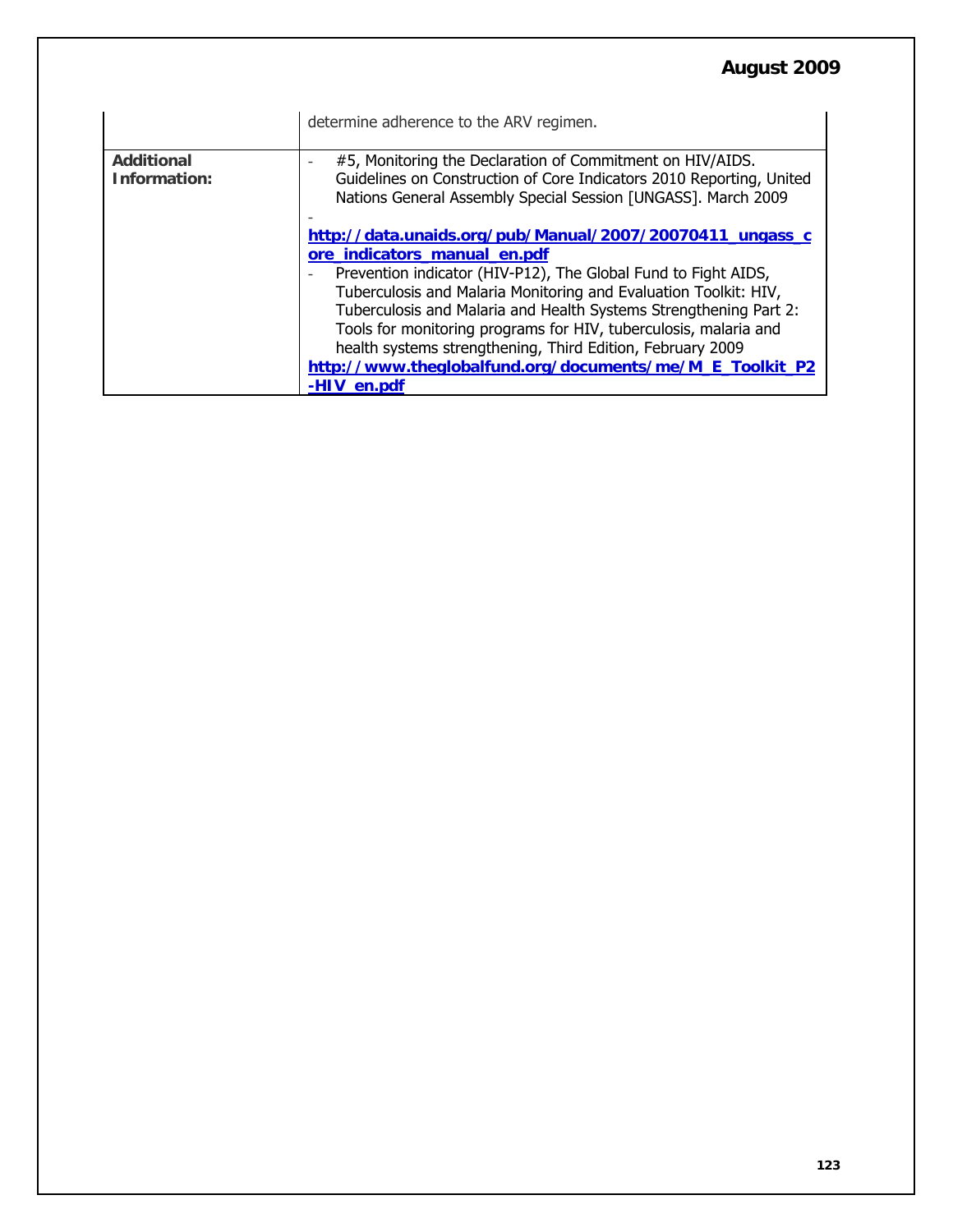|  |  |
|---|---|
|  | determine adherence to the ARV regimen. |
| **Additional Information:** | - #5, Monitoring the Declaration of Commitment on HIV/AIDS. Guidelines on Construction of Core Indicators 2010 Reporting, United Nations General Assembly Special Session [UNGASS]. March 2009 <br> - **http://data.unaids.org/pub/Manual/2007/20070411_ungass_core_indicators_manual_en.pdf** <br> - Prevention indicator (HIV-P12), The Global Fund to Fight AIDS, Tuberculosis and Malaria Monitoring and Evaluation Toolkit: HIV, Tuberculosis and Malaria and Health Systems Strengthening Part 2: Tools for monitoring programs for HIV, tuberculosis, malaria and health systems strengthening, Third Edition, February 2009 **http://www.theglobalfund.org/documents/me/M_E_Toolkit_P2-HIV_en.pdf** |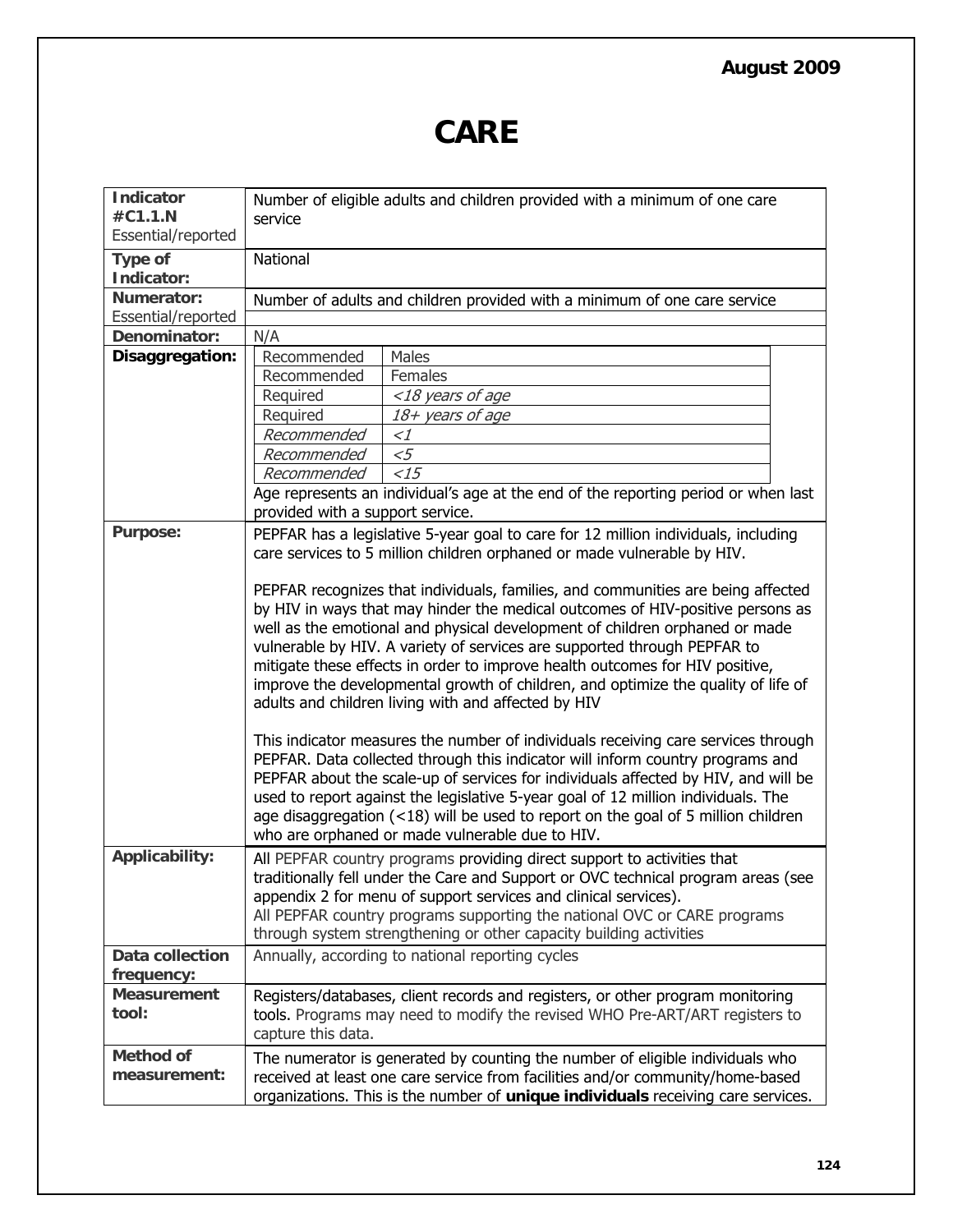# CARE

| | |
|---|---|
| **Indicator #C1.1.N** Essential/reported | Number of eligible adults and children provided with a minimum of one care service |
| **Type of Indicator:** | National |
| **Numerator:** Essential/reported | Number of adults and children provided with a minimum of one care service |
| **Denominator:** | N/A |
| **Disaggregation:** | Recommended: Males<br>Recommended: Females<br>Required: *<18 years of age*<br>Required: *18+ years of age*<br>*Recommended*: *<1*<br>*Recommended*: *<5*<br>*Recommended*: *<15*<br>Age represents an individual's age at the end of the reporting period or when last provided with a support service. |
| **Purpose:** | PEPFAR has a legislative 5-year goal to care for 12 million individuals, including care services to 5 million children orphaned or made vulnerable by HIV.<br><br>PEPFAR recognizes that individuals, families, and communities are being affected by HIV in ways that may hinder the medical outcomes of HIV-positive persons as well as the emotional and physical development of children orphaned or made vulnerable by HIV. A variety of services are supported through PEPFAR to mitigate these effects in order to improve health outcomes for HIV positive, improve the developmental growth of children, and optimize the quality of life of adults and children living with and affected by HIV<br><br>This indicator measures the number of individuals receiving care services through PEPFAR. Data collected through this indicator will inform country programs and PEPFAR about the scale-up of services for individuals affected by HIV, and will be used to report against the legislative 5-year goal of 12 million individuals. The age disaggregation (<18) will be used to report on the goal of 5 million children who are orphaned or made vulnerable due to HIV. |
| **Applicability:** | All PEPFAR country programs providing direct support to activities that traditionally fell under the Care and Support or OVC technical program areas (see appendix 2 for menu of support services and clinical services).<br>All PEPFAR country programs supporting the national OVC or CARE programs through system strengthening or other capacity building activities |
| **Data collection frequency:** | Annually, according to national reporting cycles |
| **Measurement tool:** | Registers/databases, client records and registers, or other program monitoring tools. Programs may need to modify the revised WHO Pre-ART/ART registers to capture this data. |
| **Method of measurement:** | The numerator is generated by counting the number of eligible individuals who received at least one care service from facilities and/or community/home-based organizations. This is the number of **unique individuals** receiving care services. |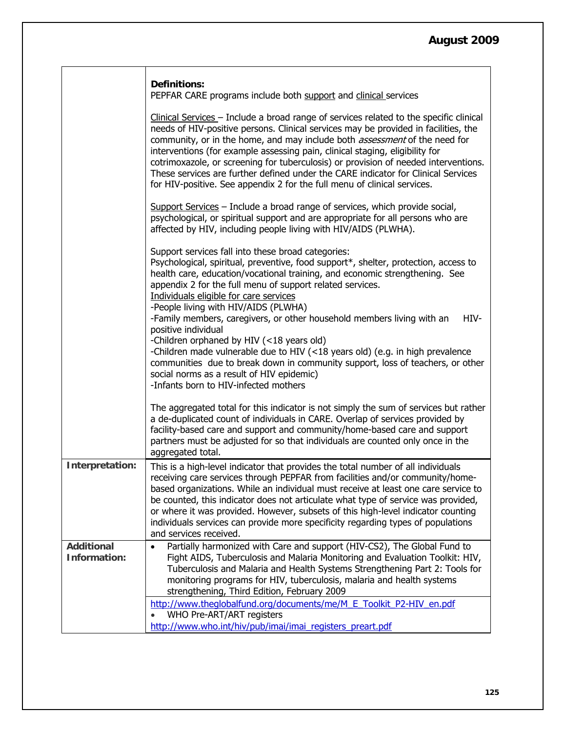| | |
|---|---|
| | **Definitions:**<br>PEPFAR CARE programs include both support and clinical services<br><br>Clinical Services – Include a broad range of services related to the specific clinical needs of HIV-positive persons. Clinical services may be provided in facilities, the community, or in the home, and may include both *assessment* of the need for interventions (for example assessing pain, clinical staging, eligibility for cotrimoxazole, or screening for tuberculosis) or provision of needed interventions. These services are further defined under the CARE indicator for Clinical Services for HIV-positive. See appendix 2 for the full menu of clinical services.<br><br>Support Services – Include a broad range of services, which provide social, psychological, or spiritual support and are appropriate for all persons who are affected by HIV, including people living with HIV/AIDS (PLWHA).<br><br>Support services fall into these broad categories:<br>Psychological, spiritual, preventive, food support*, shelter, protection, access to health care, education/vocational training, and economic strengthening. See appendix 2 for the full menu of support related services.<br>Individuals eligible for care services<br>-People living with HIV/AIDS (PLWHA)<br>-Family members, caregivers, or other household members living with an HIV-positive individual<br>-Children orphaned by HIV (<18 years old)<br>-Children made vulnerable due to HIV (<18 years old) (e.g. in high prevalence communities due to break down in community support, loss of teachers, or other social norms as a result of HIV epidemic)<br>-Infants born to HIV-infected mothers<br><br>The aggregated total for this indicator is not simply the sum of services but rather a de-duplicated count of individuals in CARE. Overlap of services provided by facility-based care and support and community/home-based care and support partners must be adjusted for so that individuals are counted only once in the aggregated total. |
| **Interpretation:** | This is a high-level indicator that provides the total number of all individuals receiving care services through PEPFAR from facilities and/or community/home-based organizations. While an individual must receive at least one care service to be counted, this indicator does not articulate what type of service was provided, or where it was provided. However, subsets of this high-level indicator counting individuals services can provide more specificity regarding types of populations and services received. |
| **Additional Information:** | • Partially harmonized with Care and support (HIV-CS2), The Global Fund to Fight AIDS, Tuberculosis and Malaria Monitoring and Evaluation Toolkit: HIV, Tuberculosis and Malaria and Health Systems Strengthening Part 2: Tools for monitoring programs for HIV, tuberculosis, malaria and health systems strengthening, Third Edition, February 2009<br>http://www.theglobalfund.org/documents/me/M_E_Toolkit_P2-HIV_en.pdf<br>• WHO Pre-ART/ART registers<br>http://www.who.int/hiv/pub/imai/imai_registers_preart.pdf |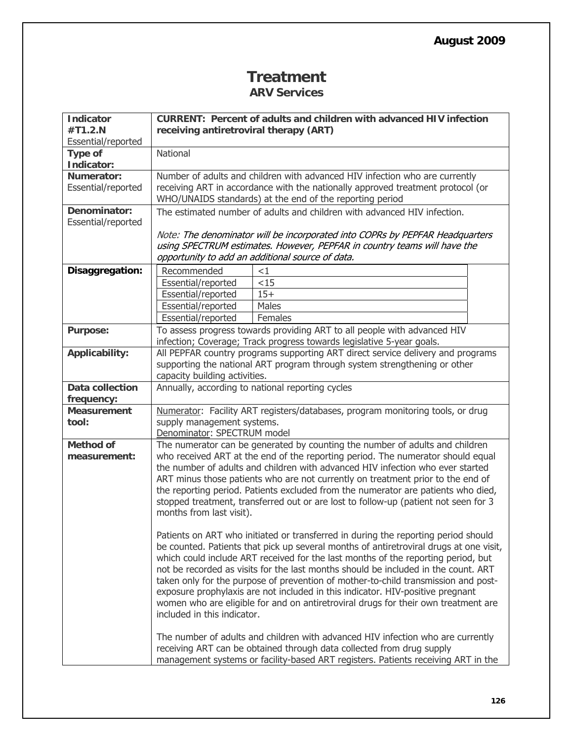# Treatment

## ARV Services

| Indicator #T1.2.N Essential/reported | **CURRENT: Percent of adults and children with advanced HIV infection receiving antiretroviral therapy (ART)** |
|---|---|
| **Type of Indicator:** | National |
| **Numerator:** Essential/reported | Number of adults and children with advanced HIV infection who are currently receiving ART in accordance with the nationally approved treatment protocol (or WHO/UNAIDS standards) at the end of the reporting period |
| **Denominator:** Essential/reported | The estimated number of adults and children with advanced HIV infection.<br><br>*Note: The denominator will be incorporated into COPRs by PEPFAR Headquarters using SPECTRUM estimates. However, PEPFAR in country teams will have the opportunity to add an additional source of data.* |
| **Disaggregation:** | Recommended: <1<br>Essential/reported: <15<br>Essential/reported: 15+<br>Essential/reported: Males<br>Essential/reported: Females |
| **Purpose:** | To assess progress towards providing ART to all people with advanced HIV infection; Coverage; Track progress towards legislative 5-year goals. |
| **Applicability:** | All PEPFAR country programs supporting ART direct service delivery and programs supporting the national ART program through system strengthening or other capacity building activities. |
| **Data collection frequency:** | Annually, according to national reporting cycles |
| **Measurement tool:** | <u>Numerator</u>: Facility ART registers/databases, program monitoring tools, or drug supply management systems.<br><u>Denominator</u>: SPECTRUM model |
| **Method of measurement:** | The numerator can be generated by counting the number of adults and children who received ART at the end of the reporting period. The numerator should equal the number of adults and children with advanced HIV infection who ever started ART minus those patients who are not currently on treatment prior to the end of the reporting period. Patients excluded from the numerator are patients who died, stopped treatment, transferred out or are lost to follow-up (patient not seen for 3 months from last visit).<br><br>Patients on ART who initiated or transferred in during the reporting period should be counted. Patients that pick up several months of antiretroviral drugs at one visit, which could include ART received for the last months of the reporting period, but not be recorded as visits for the last months should be included in the count. ART taken only for the purpose of prevention of mother-to-child transmission and post-exposure prophylaxis are not included in this indicator. HIV-positive pregnant women who are eligible for and on antiretroviral drugs for their own treatment are included in this indicator.<br><br>The number of adults and children with advanced HIV infection who are currently receiving ART can be obtained through data collected from drug supply management systems or facility-based ART registers. Patients receiving ART in the |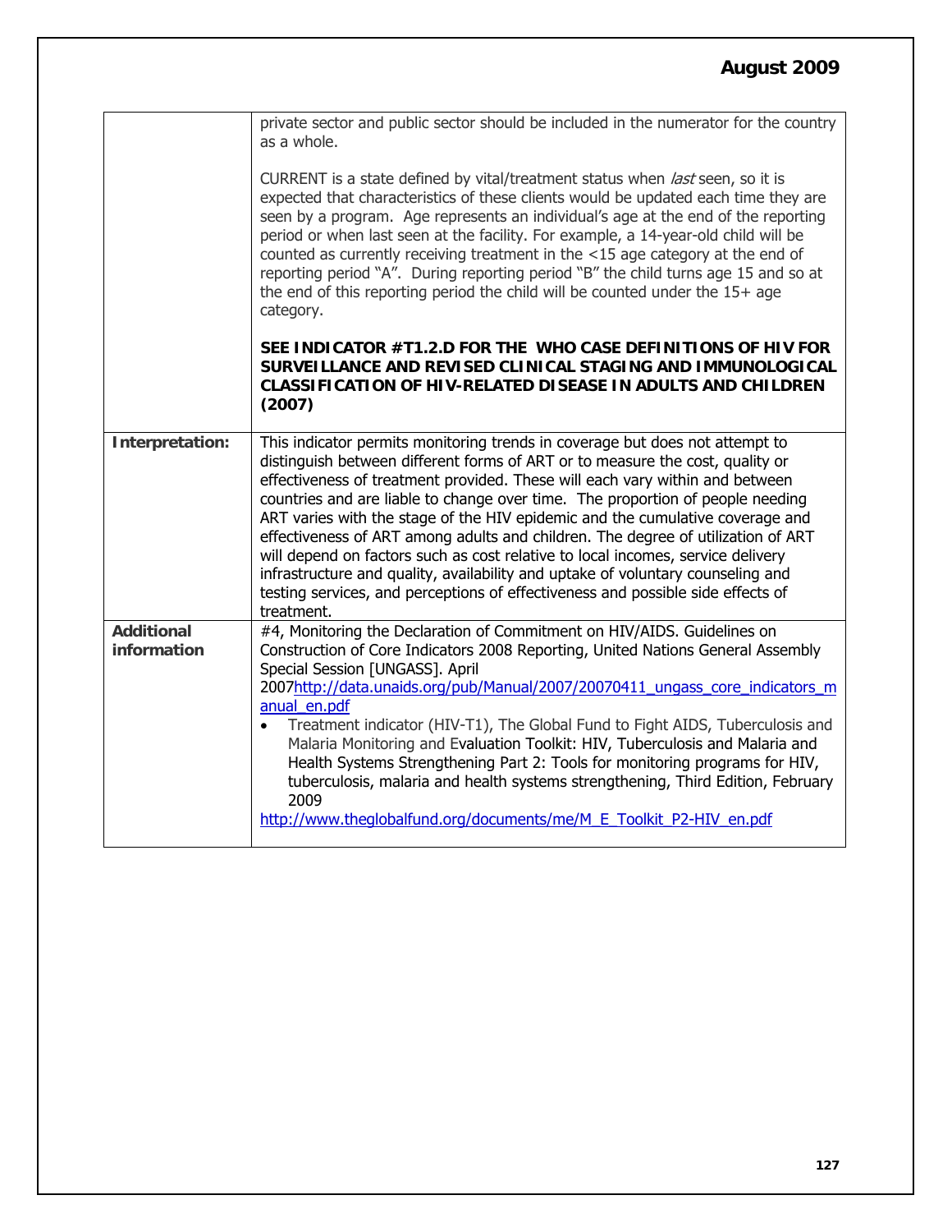| | |
|---|---|
| | private sector and public sector should be included in the numerator for the country as a whole.<br><br>CURRENT is a state defined by vital/treatment status when *last* seen, so it is expected that characteristics of these clients would be updated each time they are seen by a program. Age represents an individual's age at the end of the reporting period or when last seen at the facility. For example, a 14-year-old child will be counted as currently receiving treatment in the <15 age category at the end of reporting period "A". During reporting period "B" the child turns age 15 and so at the end of this reporting period the child will be counted under the 15+ age category.<br><br>**SEE INDICATOR #T1.2.D FOR THE WHO CASE DEFINITIONS OF HIV FOR SURVEILLANCE AND REVISED CLINICAL STAGING AND IMMUNOLOGICAL CLASSIFICATION OF HIV-RELATED DISEASE IN ADULTS AND CHILDREN (2007)** |
| **Interpretation:** | This indicator permits monitoring trends in coverage but does not attempt to distinguish between different forms of ART or to measure the cost, quality or effectiveness of treatment provided. These will each vary within and between countries and are liable to change over time. The proportion of people needing ART varies with the stage of the HIV epidemic and the cumulative coverage and effectiveness of ART among adults and children. The degree of utilization of ART will depend on factors such as cost relative to local incomes, service delivery infrastructure and quality, availability and uptake of voluntary counseling and testing services, and perceptions of effectiveness and possible side effects of treatment. |
| **Additional information** | #4, Monitoring the Declaration of Commitment on HIV/AIDS. Guidelines on Construction of Core Indicators 2008 Reporting, United Nations General Assembly Special Session [UNGASS]. April 2007http://data.unaids.org/pub/Manual/2007/20070411_ungass_core_indicators_manual_en.pdf<br>• Treatment indicator (HIV-T1), The Global Fund to Fight AIDS, Tuberculosis and Malaria Monitoring and Evaluation Toolkit: HIV, Tuberculosis and Malaria and Health Systems Strengthening Part 2: Tools for monitoring programs for HIV, tuberculosis, malaria and health systems strengthening, Third Edition, February 2009<br>http://www.theglobalfund.org/documents/me/M_E_Toolkit_P2-HIV_en.pdf |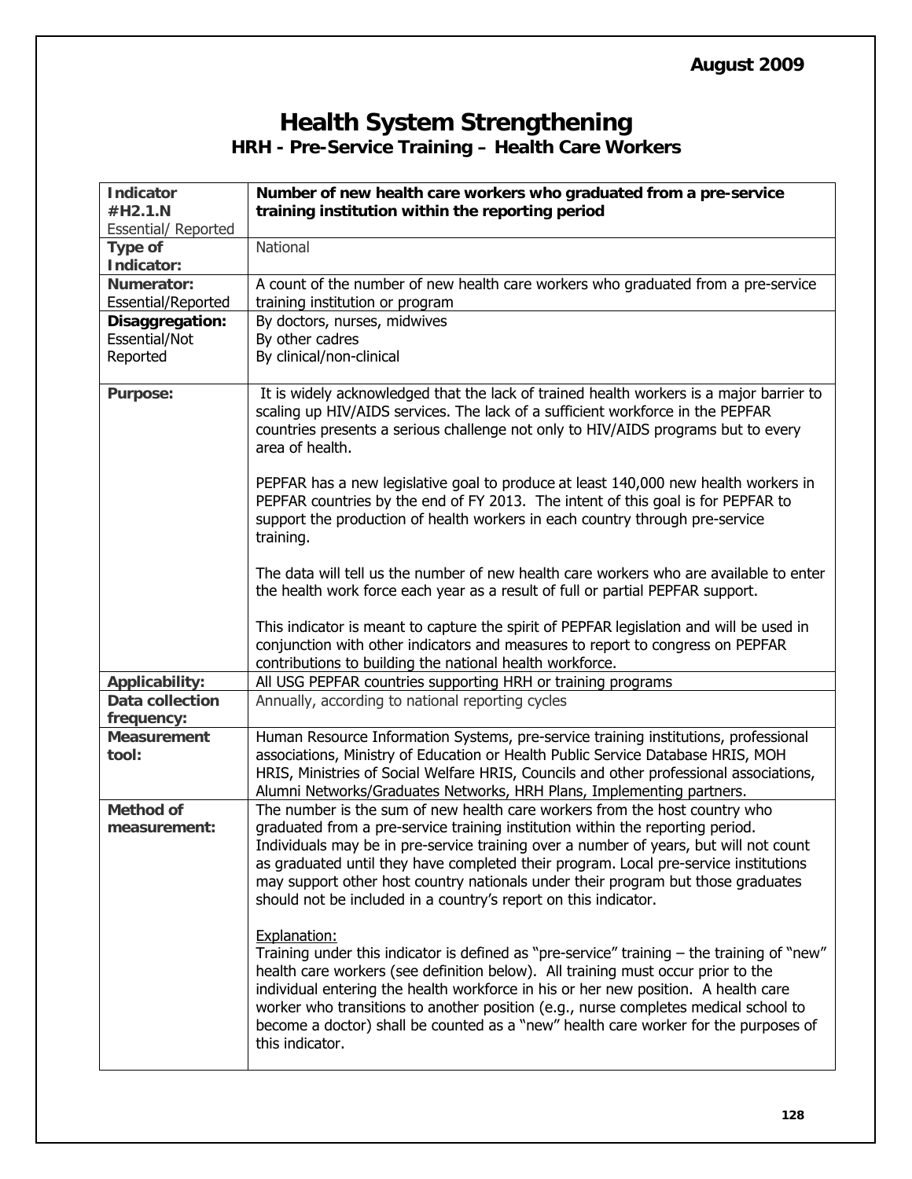August 2009

# Health System Strengthening

## HRH - Pre-Service Training – Health Care Workers

| **Indicator #H2.1.N** Essential/ Reported | **Number of new health care workers who graduated from a pre-service training institution within the reporting period** |
|---|---|
| **Type of Indicator:** | National |
| **Numerator:** Essential/Reported | A count of the number of new health care workers who graduated from a pre-service training institution or program |
| **Disaggregation:** Essential/Not Reported | By doctors, nurses, midwives<br>By other cadres<br>By clinical/non-clinical |
| **Purpose:** | It is widely acknowledged that the lack of trained health workers is a major barrier to scaling up HIV/AIDS services. The lack of a sufficient workforce in the PEPFAR countries presents a serious challenge not only to HIV/AIDS programs but to every area of health.<br><br>PEPFAR has a new legislative goal to produce at least 140,000 new health workers in PEPFAR countries by the end of FY 2013. The intent of this goal is for PEPFAR to support the production of health workers in each country through pre-service training.<br><br>The data will tell us the number of new health care workers who are available to enter the health work force each year as a result of full or partial PEPFAR support.<br><br>This indicator is meant to capture the spirit of PEPFAR legislation and will be used in conjunction with other indicators and measures to report to congress on PEPFAR contributions to building the national health workforce. |
| **Applicability:** | All USG PEPFAR countries supporting HRH or training programs |
| **Data collection frequency:** | Annually, according to national reporting cycles |
| **Measurement tool:** | Human Resource Information Systems, pre-service training institutions, professional associations, Ministry of Education or Health Public Service Database HRIS, MOH HRIS, Ministries of Social Welfare HRIS, Councils and other professional associations, Alumni Networks/Graduates Networks, HRH Plans, Implementing partners. |
| **Method of measurement:** | The number is the sum of new health care workers from the host country who graduated from a pre-service training institution within the reporting period. Individuals may be in pre-service training over a number of years, but will not count as graduated until they have completed their program. Local pre-service institutions may support other host country nationals under their program but those graduates should not be included in a country's report on this indicator.<br><br><u>Explanation:</u><br>Training under this indicator is defined as "pre-service" training – the training of "new" health care workers (see definition below). All training must occur prior to the individual entering the health workforce in his or her new position. A health care worker who transitions to another position (e.g., nurse completes medical school to become a doctor) shall be counted as a "new" health care worker for the purposes of this indicator. |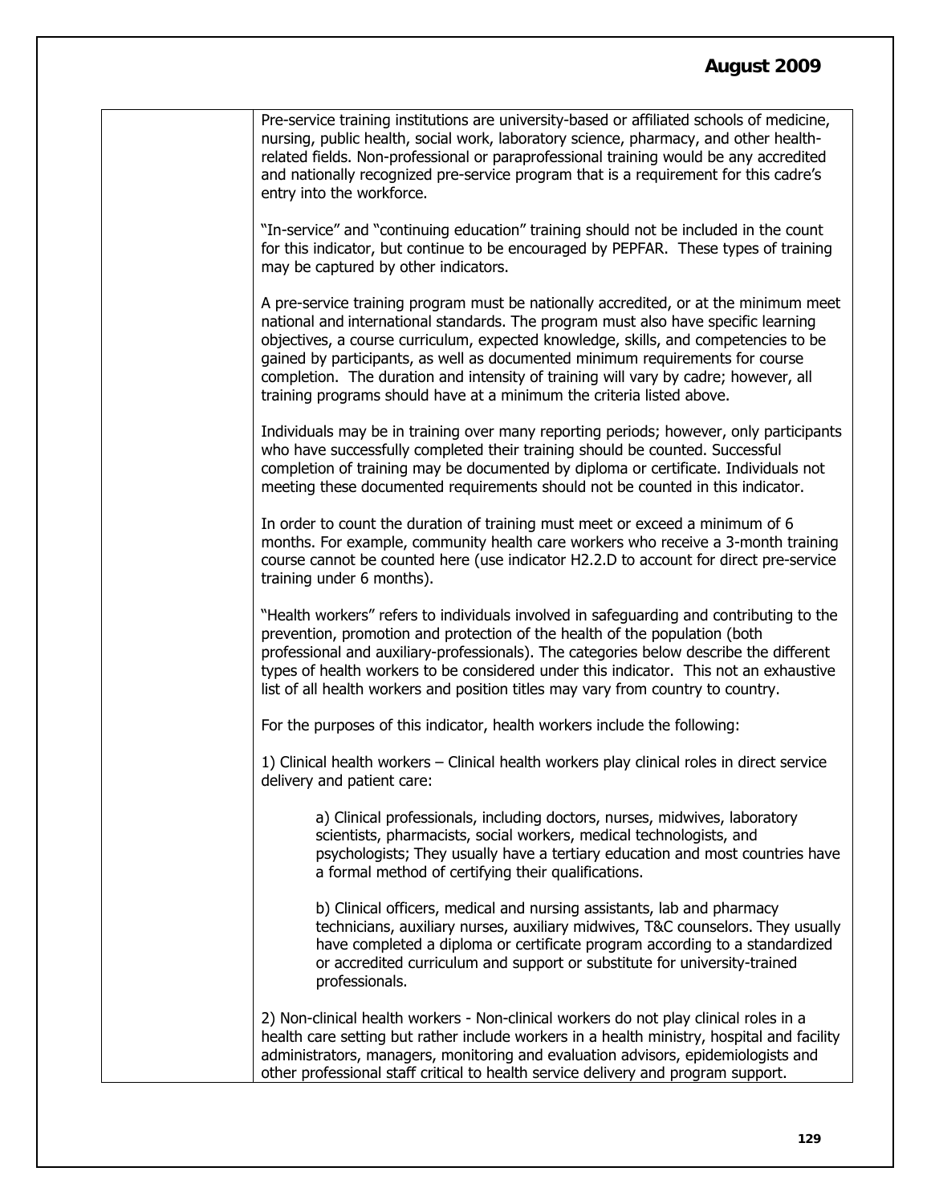Pre-service training institutions are university-based or affiliated schools of medicine, nursing, public health, social work, laboratory science, pharmacy, and other health-related fields. Non-professional or paraprofessional training would be any accredited and nationally recognized pre-service program that is a requirement for this cadre's entry into the workforce.

"In-service" and "continuing education" training should not be included in the count for this indicator, but continue to be encouraged by PEPFAR. These types of training may be captured by other indicators.

A pre-service training program must be nationally accredited, or at the minimum meet national and international standards. The program must also have specific learning objectives, a course curriculum, expected knowledge, skills, and competencies to be gained by participants, as well as documented minimum requirements for course completion. The duration and intensity of training will vary by cadre; however, all training programs should have at a minimum the criteria listed above.

Individuals may be in training over many reporting periods; however, only participants who have successfully completed their training should be counted. Successful completion of training may be documented by diploma or certificate. Individuals not meeting these documented requirements should not be counted in this indicator.

In order to count the duration of training must meet or exceed a minimum of 6 months. For example, community health care workers who receive a 3-month training course cannot be counted here (use indicator H2.2.D to account for direct pre-service training under 6 months).

"Health workers" refers to individuals involved in safeguarding and contributing to the prevention, promotion and protection of the health of the population (both professional and auxiliary-professionals). The categories below describe the different types of health workers to be considered under this indicator. This not an exhaustive list of all health workers and position titles may vary from country to country.

For the purposes of this indicator, health workers include the following:

1) Clinical health workers – Clinical health workers play clinical roles in direct service delivery and patient care:

> a) Clinical professionals, including doctors, nurses, midwives, laboratory scientists, pharmacists, social workers, medical technologists, and psychologists; They usually have a tertiary education and most countries have a formal method of certifying their qualifications.
>
> b) Clinical officers, medical and nursing assistants, lab and pharmacy technicians, auxiliary nurses, auxiliary midwives, T&C counselors. They usually have completed a diploma or certificate program according to a standardized or accredited curriculum and support or substitute for university-trained professionals.

2) Non-clinical health workers - Non-clinical workers do not play clinical roles in a health care setting but rather include workers in a health ministry, hospital and facility administrators, managers, monitoring and evaluation advisors, epidemiologists and other professional staff critical to health service delivery and program support.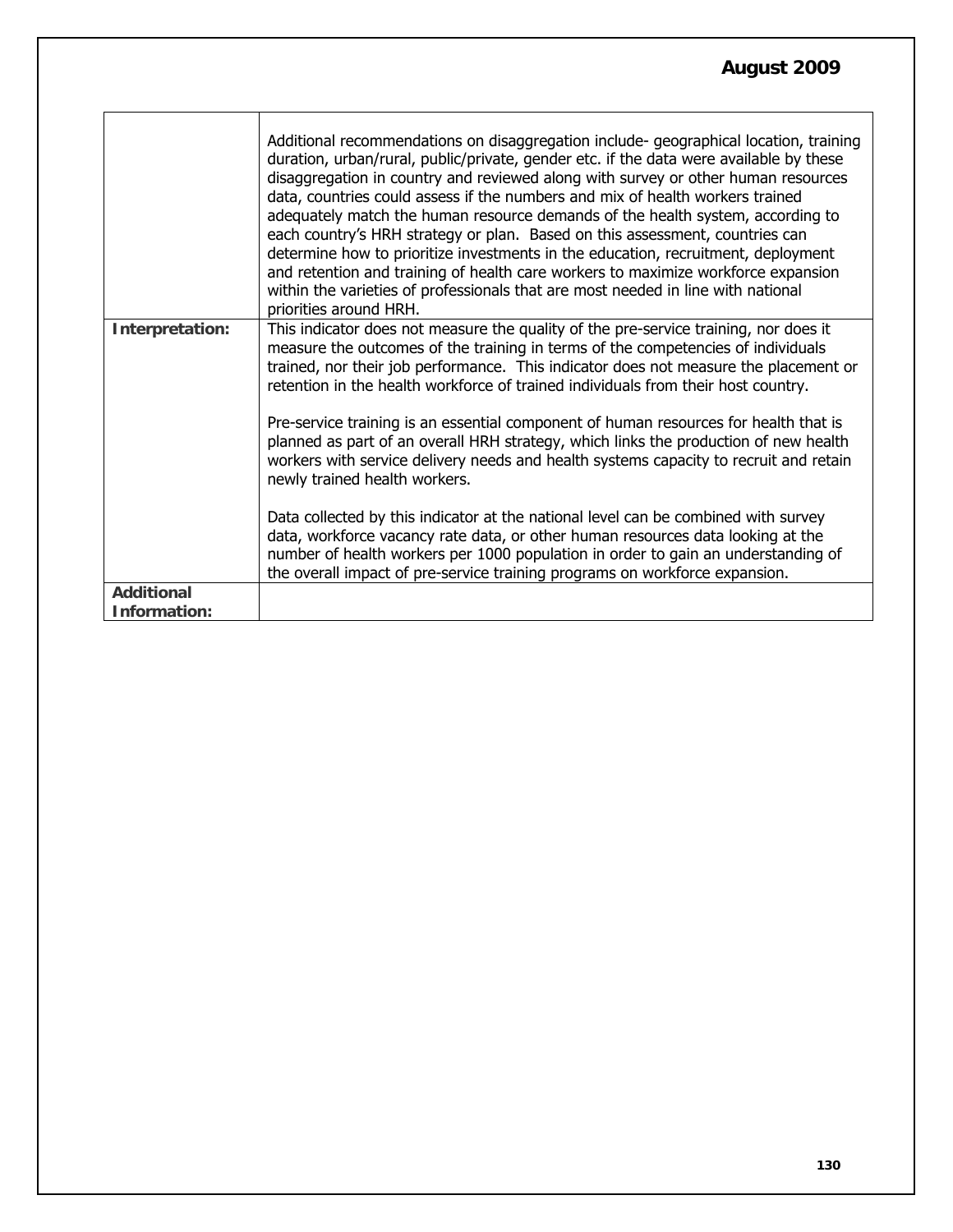|  |  |
|---|---|
|  | Additional recommendations on disaggregation include- geographical location, training duration, urban/rural, public/private, gender etc. if the data were available by these disaggregation in country and reviewed along with survey or other human resources data, countries could assess if the numbers and mix of health workers trained adequately match the human resource demands of the health system, according to each country's HRH strategy or plan. Based on this assessment, countries can determine how to prioritize investments in the education, recruitment, deployment and retention and training of health care workers to maximize workforce expansion within the varieties of professionals that are most needed in line with national priorities around HRH. |
| **Interpretation:** | This indicator does not measure the quality of the pre-service training, nor does it measure the outcomes of the training in terms of the competencies of individuals trained, nor their job performance. This indicator does not measure the placement or retention in the health workforce of trained individuals from their host country.<br><br>Pre-service training is an essential component of human resources for health that is planned as part of an overall HRH strategy, which links the production of new health workers with service delivery needs and health systems capacity to recruit and retain newly trained health workers.<br><br>Data collected by this indicator at the national level can be combined with survey data, workforce vacancy rate data, or other human resources data looking at the number of health workers per 1000 population in order to gain an understanding of the overall impact of pre-service training programs on workforce expansion. |
| **Additional Information:** |  |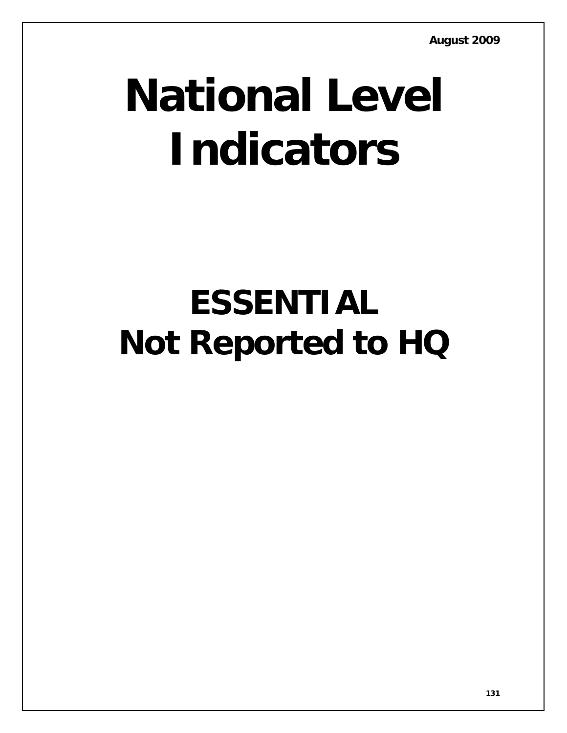August 2009

# National Level Indicators

# ESSENTIAL
# Not Reported to HQ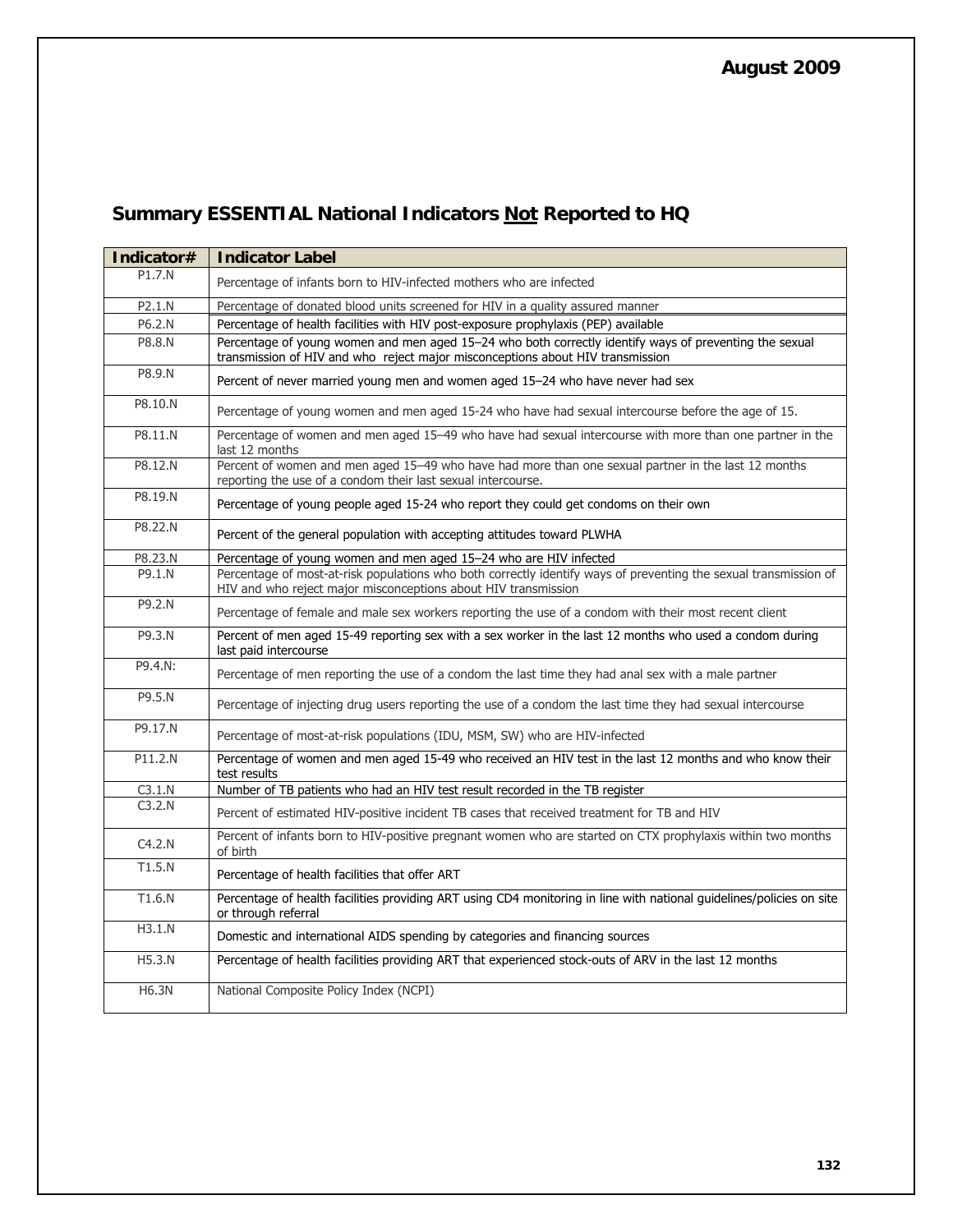August 2009

## Summary ESSENTIAL National Indicators Not Reported to HQ

| Indicator# | Indicator Label |
|---|---|
| P1.7.N | Percentage of infants born to HIV-infected mothers who are infected |
| P2.1.N | Percentage of donated blood units screened for HIV in a quality assured manner |
| P6.2.N | Percentage of health facilities with HIV post-exposure prophylaxis (PEP) available |
| P8.8.N | Percentage of young women and men aged 15–24 who both correctly identify ways of preventing the sexual transmission of HIV and who reject major misconceptions about HIV transmission |
| P8.9.N | Percent of never married young men and women aged 15–24 who have never had sex |
| P8.10.N | Percentage of young women and men aged 15-24 who have had sexual intercourse before the age of 15. |
| P8.11.N | Percentage of women and men aged 15–49 who have had sexual intercourse with more than one partner in the last 12 months |
| P8.12.N | Percent of women and men aged 15–49 who have had more than one sexual partner in the last 12 months reporting the use of a condom their last sexual intercourse. |
| P8.19.N | Percentage of young people aged 15-24 who report they could get condoms on their own |
| P8.22.N | Percent of the general population with accepting attitudes toward PLWHA |
| P8.23.N | Percentage of young women and men aged 15–24 who are HIV infected |
| P9.1.N | Percentage of most-at-risk populations who both correctly identify ways of preventing the sexual transmission of HIV and who reject major misconceptions about HIV transmission |
| P9.2.N | Percentage of female and male sex workers reporting the use of a condom with their most recent client |
| P9.3.N | Percent of men aged 15-49 reporting sex with a sex worker in the last 12 months who used a condom during last paid intercourse |
| P9.4.N: | Percentage of men reporting the use of a condom the last time they had anal sex with a male partner |
| P9.5.N | Percentage of injecting drug users reporting the use of a condom the last time they had sexual intercourse |
| P9.17.N | Percentage of most-at-risk populations (IDU, MSM, SW) who are HIV-infected |
| P11.2.N | Percentage of women and men aged 15-49 who received an HIV test in the last 12 months and who know their test results |
| C3.1.N | Number of TB patients who had an HIV test result recorded in the TB register |
| C3.2.N | Percent of estimated HIV-positive incident TB cases that received treatment for TB and HIV |
| C4.2.N | Percent of infants born to HIV-positive pregnant women who are started on CTX prophylaxis within two months of birth |
| T1.5.N | Percentage of health facilities that offer ART |
| T1.6.N | Percentage of health facilities providing ART using CD4 monitoring in line with national guidelines/policies on site or through referral |
| H3.1.N | Domestic and international AIDS spending by categories and financing sources |
| H5.3.N | Percentage of health facilities providing ART that experienced stock-outs of ARV in the last 12 months |
| H6.3N | National Composite Policy Index (NCPI) |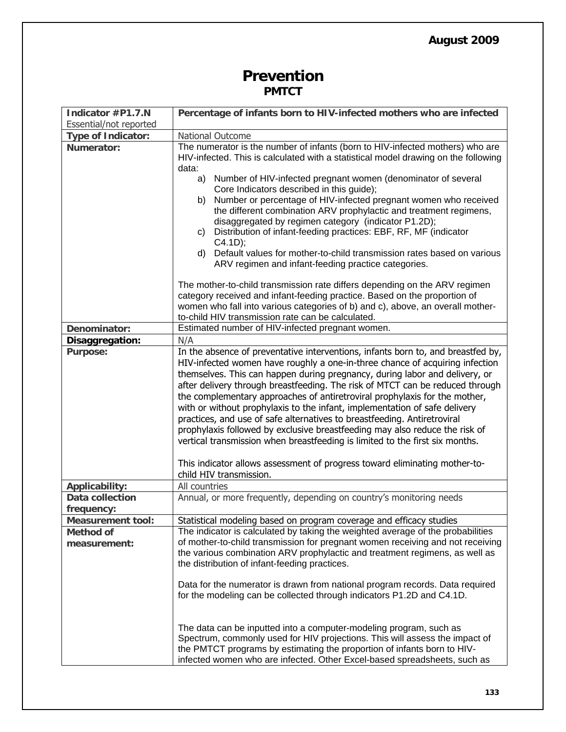# Prevention
## PMTCT

| Indicator #P1.7.N<br>Essential/not reported | **Percentage of infants born to HIV-infected mothers who are infected** |
|---|---|
| **Type of Indicator:** | National Outcome |
| **Numerator:** | The numerator is the number of infants (born to HIV-infected mothers) who are HIV-infected. This is calculated with a statistical model drawing on the following data:<br>a) Number of HIV-infected pregnant women (denominator of several Core Indicators described in this guide);<br>b) Number or percentage of HIV-infected pregnant women who received the different combination ARV prophylactic and treatment regimens, disaggregated by regimen category (indicator P1.2D);<br>c) Distribution of infant-feeding practices: EBF, RF, MF (indicator C4.1D);<br>d) Default values for mother-to-child transmission rates based on various ARV regimen and infant-feeding practice categories.<br><br>The mother-to-child transmission rate differs depending on the ARV regimen category received and infant-feeding practice. Based on the proportion of women who fall into various categories of b) and c), above, an overall mother-to-child HIV transmission rate can be calculated. |
| **Denominator:** | Estimated number of HIV-infected pregnant women. |
| **Disaggregation:** | N/A |
| **Purpose:** | In the absence of preventative interventions, infants born to, and breastfed by, HIV-infected women have roughly a one-in-three chance of acquiring infection themselves. This can happen during pregnancy, during labor and delivery, or after delivery through breastfeeding. The risk of MTCT can be reduced through the complementary approaches of antiretroviral prophylaxis for the mother, with or without prophylaxis to the infant, implementation of safe delivery practices, and use of safe alternatives to breastfeeding. Antiretroviral prophylaxis followed by exclusive breastfeeding may also reduce the risk of vertical transmission when breastfeeding is limited to the first six months.<br><br>This indicator allows assessment of progress toward eliminating mother-to-child HIV transmission. |
| **Applicability:** | All countries |
| **Data collection frequency:** | Annual, or more frequently, depending on country's monitoring needs |
| **Measurement tool:** | Statistical modeling based on program coverage and efficacy studies |
| **Method of measurement:** | The indicator is calculated by taking the weighted average of the probabilities of mother-to-child transmission for pregnant women receiving and not receiving the various combination ARV prophylactic and treatment regimens, as well as the distribution of infant-feeding practices.<br><br>Data for the numerator is drawn from national program records. Data required for the modeling can be collected through indicators P1.2D and C4.1D.<br><br>The data can be inputted into a computer-modeling program, such as Spectrum, commonly used for HIV projections. This will assess the impact of the PMTCT programs by estimating the proportion of infants born to HIV-infected women who are infected. Other Excel-based spreadsheets, such as |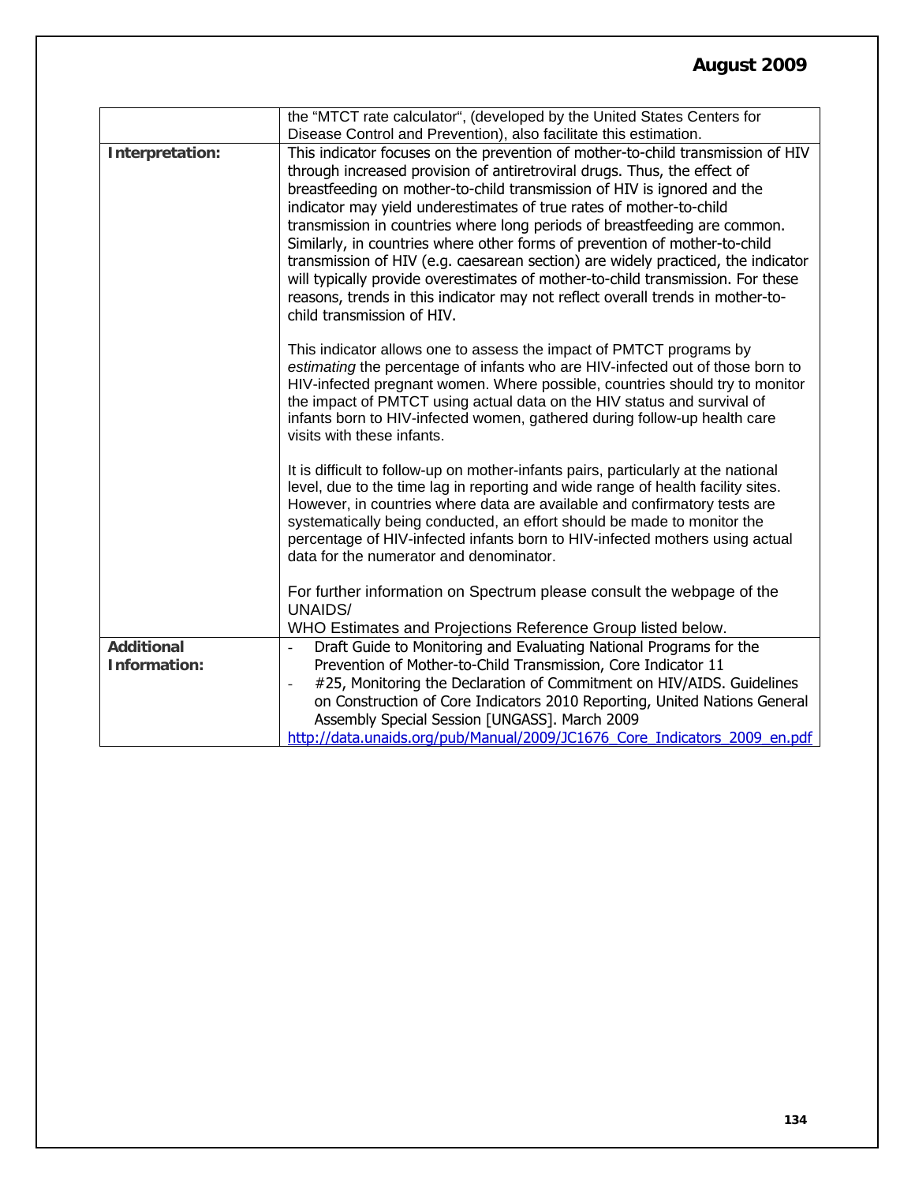| | |
|---|---|
| | the “MTCT rate calculator“, (developed by the United States Centers for Disease Control and Prevention), also facilitate this estimation. |
| **Interpretation:** | This indicator focuses on the prevention of mother-to-child transmission of HIV through increased provision of antiretroviral drugs. Thus, the effect of breastfeeding on mother-to-child transmission of HIV is ignored and the indicator may yield underestimates of true rates of mother-to-child transmission in countries where long periods of breastfeeding are common. Similarly, in countries where other forms of prevention of mother-to-child transmission of HIV (e.g. caesarean section) are widely practiced, the indicator will typically provide overestimates of mother-to-child transmission. For these reasons, trends in this indicator may not reflect overall trends in mother-to-child transmission of HIV.<br><br>This indicator allows one to assess the impact of PMTCT programs by *estimating* the percentage of infants who are HIV-infected out of those born to HIV-infected pregnant women. Where possible, countries should try to monitor the impact of PMTCT using actual data on the HIV status and survival of infants born to HIV-infected women, gathered during follow-up health care visits with these infants.<br><br>It is difficult to follow-up on mother-infants pairs, particularly at the national level, due to the time lag in reporting and wide range of health facility sites. However, in countries where data are available and confirmatory tests are systematically being conducted, an effort should be made to monitor the percentage of HIV-infected infants born to HIV-infected mothers using actual data for the numerator and denominator.<br><br>For further information on Spectrum please consult the webpage of the UNAIDS/<br>WHO Estimates and Projections Reference Group listed below. |
| **Additional Information:** | - Draft Guide to Monitoring and Evaluating National Programs for the Prevention of Mother-to-Child Transmission, Core Indicator 11<br>- #25, Monitoring the Declaration of Commitment on HIV/AIDS. Guidelines on Construction of Core Indicators 2010 Reporting, United Nations General Assembly Special Session [UNGASS]. March 2009<br>http://data.unaids.org/pub/Manual/2009/JC1676_Core_Indicators_2009_en.pdf |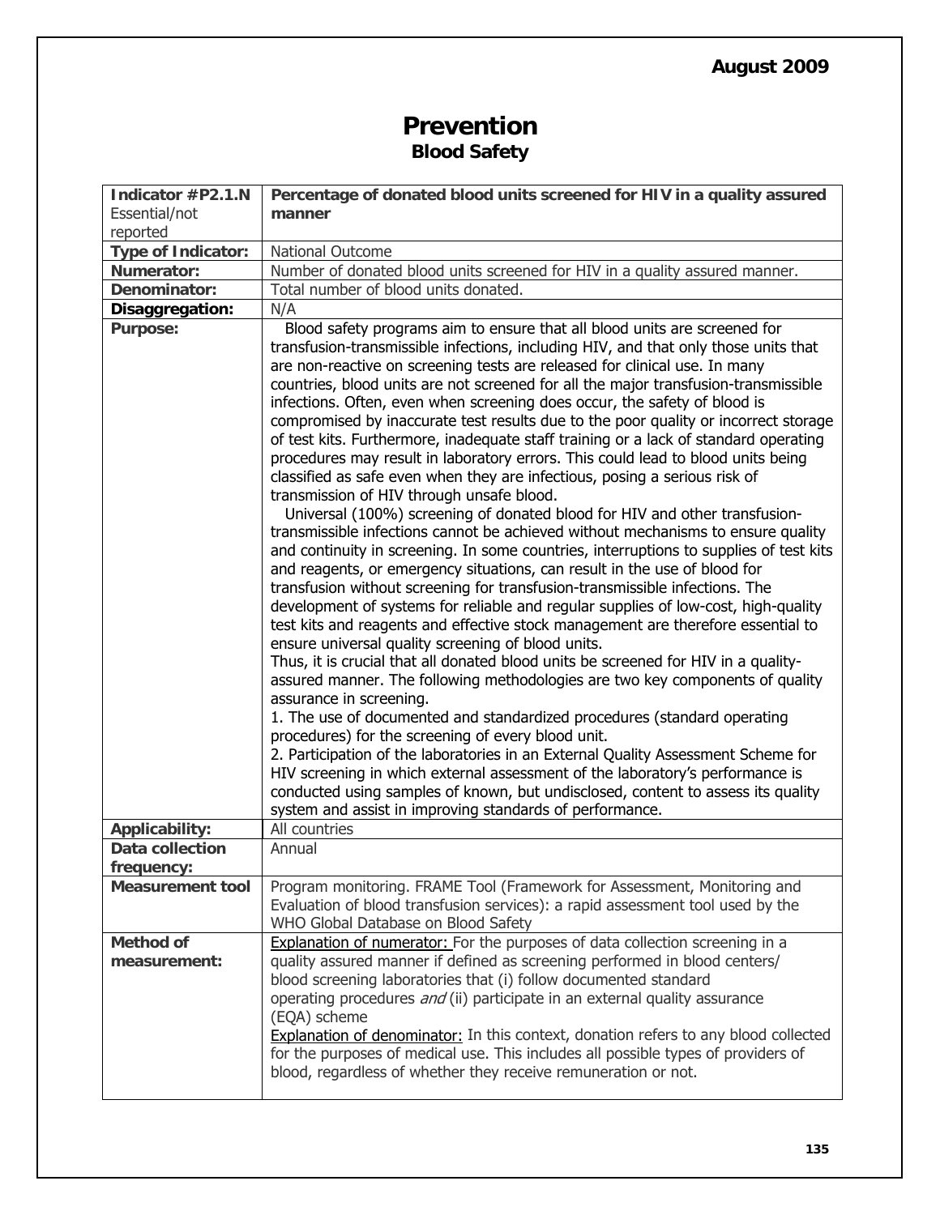# Prevention

## Blood Safety

| Indicator #P2.1.N Essential/not reported | Percentage of donated blood units screened for HIV in a quality assured manner |
|---|---|
| **Type of Indicator:** | National Outcome |
| **Numerator:** | Number of donated blood units screened for HIV in a quality assured manner. |
| **Denominator:** | Total number of blood units donated. |
| **Disaggregation:** | N/A |
| **Purpose:** | Blood safety programs aim to ensure that all blood units are screened for transfusion-transmissible infections, including HIV, and that only those units that are non-reactive on screening tests are released for clinical use. In many countries, blood units are not screened for all the major transfusion-transmissible infections. Often, even when screening does occur, the safety of blood is compromised by inaccurate test results due to the poor quality or incorrect storage of test kits. Furthermore, inadequate staff training or a lack of standard operating procedures may result in laboratory errors. This could lead to blood units being classified as safe even when they are infectious, posing a serious risk of transmission of HIV through unsafe blood.<br>Universal (100%) screening of donated blood for HIV and other transfusion-transmissible infections cannot be achieved without mechanisms to ensure quality and continuity in screening. In some countries, interruptions to supplies of test kits and reagents, or emergency situations, can result in the use of blood for transfusion without screening for transfusion-transmissible infections. The development of systems for reliable and regular supplies of low-cost, high-quality test kits and reagents and effective stock management are therefore essential to ensure universal quality screening of blood units.<br>Thus, it is crucial that all donated blood units be screened for HIV in a quality-assured manner. The following methodologies are two key components of quality assurance in screening.<br>1. The use of documented and standardized procedures (standard operating procedures) for the screening of every blood unit.<br>2. Participation of the laboratories in an External Quality Assessment Scheme for HIV screening in which external assessment of the laboratory's performance is conducted using samples of known, but undisclosed, content to assess its quality system and assist in improving standards of performance. |
| **Applicability:** | All countries |
| **Data collection frequency:** | Annual |
| **Measurement tool** | Program monitoring. FRAME Tool (Framework for Assessment, Monitoring and Evaluation of blood transfusion services): a rapid assessment tool used by the WHO Global Database on Blood Safety |
| **Method of measurement:** | Explanation of numerator: For the purposes of data collection screening in a quality assured manner if defined as screening performed in blood centers/ blood screening laboratories that (i) follow documented standard operating procedures *and* (ii) participate in an external quality assurance (EQA) scheme<br>Explanation of denominator: In this context, donation refers to any blood collected for the purposes of medical use. This includes all possible types of providers of blood, regardless of whether they receive remuneration or not. |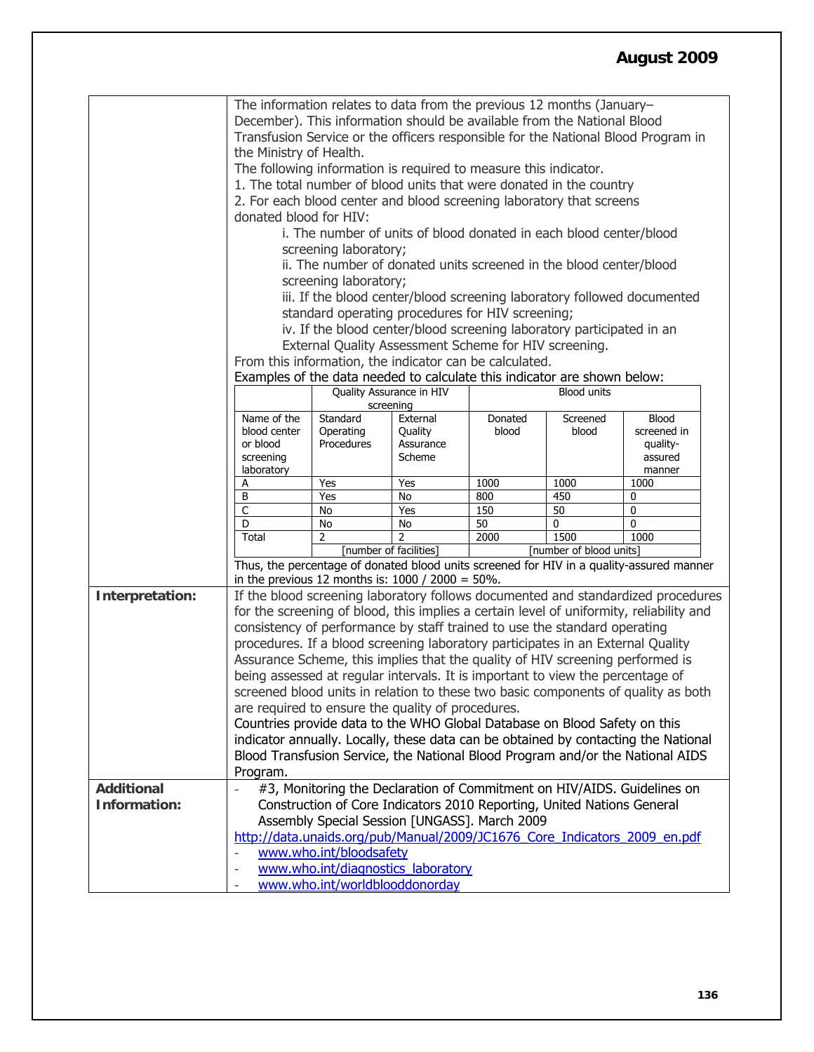The information relates to data from the previous 12 months (January–December). This information should be available from the National Blood Transfusion Service or the officers responsible for the National Blood Program in the Ministry of Health.

The following information is required to measure this indicator.

1. The total number of blood units that were donated in the country
2. For each blood center and blood screening laboratory that screens donated blood for HIV:
   i. The number of units of blood donated in each blood center/blood screening laboratory;
   ii. The number of donated units screened in the blood center/blood screening laboratory;
   iii. If the blood center/blood screening laboratory followed documented standard operating procedures for HIV screening;
   iv. If the blood center/blood screening laboratory participated in an External Quality Assessment Scheme for HIV screening.

From this information, the indicator can be calculated.

Examples of the data needed to calculate this indicator are shown below:

| | Quality Assurance in HIV screening | | Blood units | | |
|---|---|---|---|---|---|
| Name of the blood center or blood screening laboratory | Standard Operating Procedures | External Quality Assurance Scheme | Donated blood | Screened blood | Blood screened in quality-assured manner |
| A | Yes | Yes | 1000 | 1000 | 1000 |
| B | Yes | No | 800 | 450 | 0 |
| C | No | Yes | 150 | 50 | 0 |
| D | No | No | 50 | 0 | 0 |
| Total | 2 | 2 | 2000 | 1500 | 1000 |
| | [number of facilities] | | [number of blood units] | | |

Thus, the percentage of donated blood units screened for HIV in a quality-assured manner in the previous 12 months is: 1000 / 2000 = 50%.

**Interpretation:**

If the blood screening laboratory follows documented and standardized procedures for the screening of blood, this implies a certain level of uniformity, reliability and consistency of performance by staff trained to use the standard operating procedures. If a blood screening laboratory participates in an External Quality Assurance Scheme, this implies that the quality of HIV screening performed is being assessed at regular intervals. It is important to view the percentage of screened blood units in relation to these two basic components of quality as both are required to ensure the quality of procedures.

Countries provide data to the WHO Global Database on Blood Safety on this indicator annually. Locally, these data can be obtained by contacting the National Blood Transfusion Service, the National Blood Program and/or the National AIDS Program.

**Additional Information:**

- #3, Monitoring the Declaration of Commitment on HIV/AIDS. Guidelines on Construction of Core Indicators 2010 Reporting, United Nations General Assembly Special Session [UNGASS]. March 2009
  http://data.unaids.org/pub/Manual/2009/JC1676_Core_Indicators_2009_en.pdf
- www.who.int/bloodsafety
- www.who.int/diagnostics_laboratory
- www.who.int/worldblooddonorday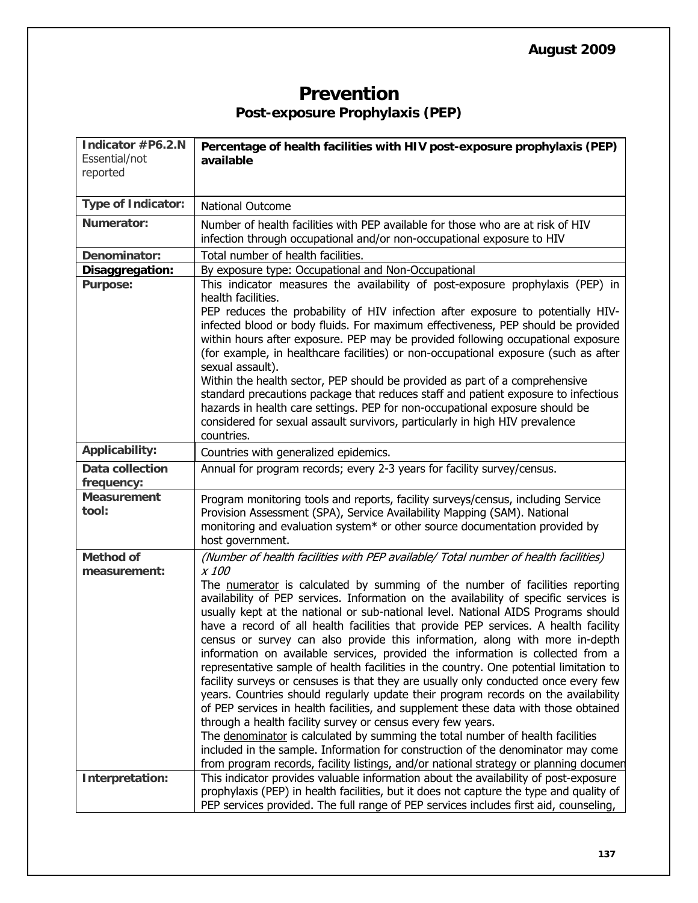# Prevention

## Post-exposure Prophylaxis (PEP)

| **Indicator #P6.2.N** Essential/not reported | **Percentage of health facilities with HIV post-exposure prophylaxis (PEP) available** |
|---|---|
| **Type of Indicator:** | National Outcome |
| **Numerator:** | Number of health facilities with PEP available for those who are at risk of HIV infection through occupational and/or non-occupational exposure to HIV |
| **Denominator:** | Total number of health facilities. |
| **Disaggregation:** | By exposure type: Occupational and Non-Occupational |
| **Purpose:** | This indicator measures the availability of post-exposure prophylaxis (PEP) in health facilities.<br>PEP reduces the probability of HIV infection after exposure to potentially HIV-infected blood or body fluids. For maximum effectiveness, PEP should be provided within hours after exposure. PEP may be provided following occupational exposure (for example, in healthcare facilities) or non-occupational exposure (such as after sexual assault).<br>Within the health sector, PEP should be provided as part of a comprehensive standard precautions package that reduces staff and patient exposure to infectious hazards in health care settings. PEP for non-occupational exposure should be considered for sexual assault survivors, particularly in high HIV prevalence countries. |
| **Applicability:** | Countries with generalized epidemics. |
| **Data collection frequency:** | Annual for program records; every 2-3 years for facility survey/census. |
| **Measurement tool:** | Program monitoring tools and reports, facility surveys/census, including Service Provision Assessment (SPA), Service Availability Mapping (SAM). National monitoring and evaluation system* or other source documentation provided by host government. |
| **Method of measurement:** | *(Number of health facilities with PEP available/ Total number of health facilities) x 100*<br>The numerator is calculated by summing of the number of facilities reporting availability of PEP services. Information on the availability of specific services is usually kept at the national or sub-national level. National AIDS Programs should have a record of all health facilities that provide PEP services. A health facility census or survey can also provide this information, along with more in-depth information on available services, provided the information is collected from a representative sample of health facilities in the country. One potential limitation to facility surveys or censuses is that they are usually only conducted once every few years. Countries should regularly update their program records on the availability of PEP services in health facilities, and supplement these data with those obtained through a health facility survey or census every few years.<br>The denominator is calculated by summing the total number of health facilities included in the sample. Information for construction of the denominator may come from program records, facility listings, and/or national strategy or planning documen |
| **Interpretation:** | This indicator provides valuable information about the availability of post-exposure prophylaxis (PEP) in health facilities, but it does not capture the type and quality of PEP services provided. The full range of PEP services includes first aid, counseling, |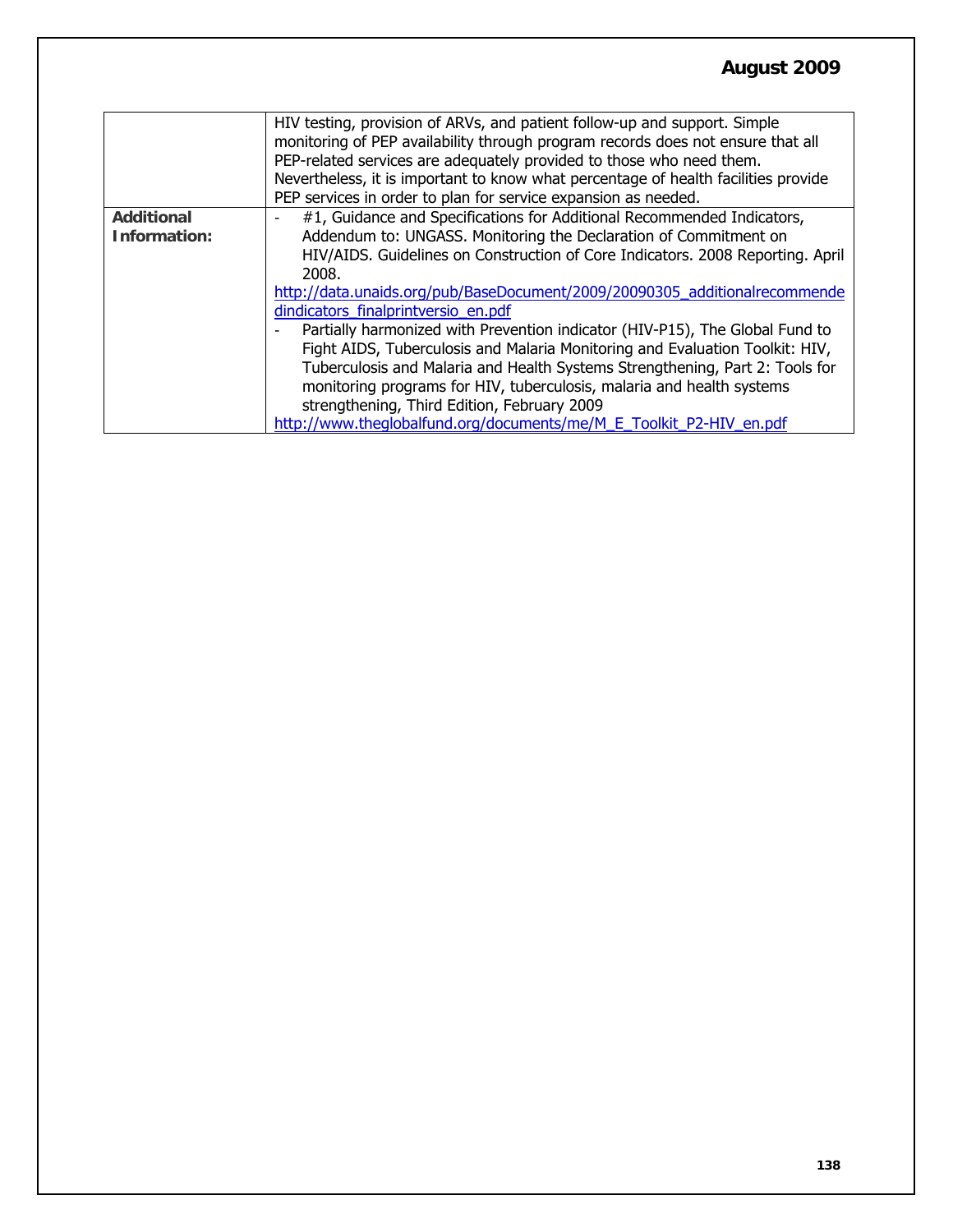| | |
|---|---|
| | HIV testing, provision of ARVs, and patient follow-up and support. Simple monitoring of PEP availability through program records does not ensure that all PEP-related services are adequately provided to those who need them. Nevertheless, it is important to know what percentage of health facilities provide PEP services in order to plan for service expansion as needed. |
| **Additional Information:** | - #1, Guidance and Specifications for Additional Recommended Indicators, Addendum to: UNGASS. Monitoring the Declaration of Commitment on HIV/AIDS. Guidelines on Construction of Core Indicators. 2008 Reporting. April 2008. http://data.unaids.org/pub/BaseDocument/2009/20090305_additionalrecommendedindicators_finalprintversio_en.pdf <br> - Partially harmonized with Prevention indicator (HIV-P15), The Global Fund to Fight AIDS, Tuberculosis and Malaria Monitoring and Evaluation Toolkit: HIV, Tuberculosis and Malaria and Health Systems Strengthening, Part 2: Tools for monitoring programs for HIV, tuberculosis, malaria and health systems strengthening, Third Edition, February 2009 http://www.theglobalfund.org/documents/me/M_E_Toolkit_P2-HIV_en.pdf |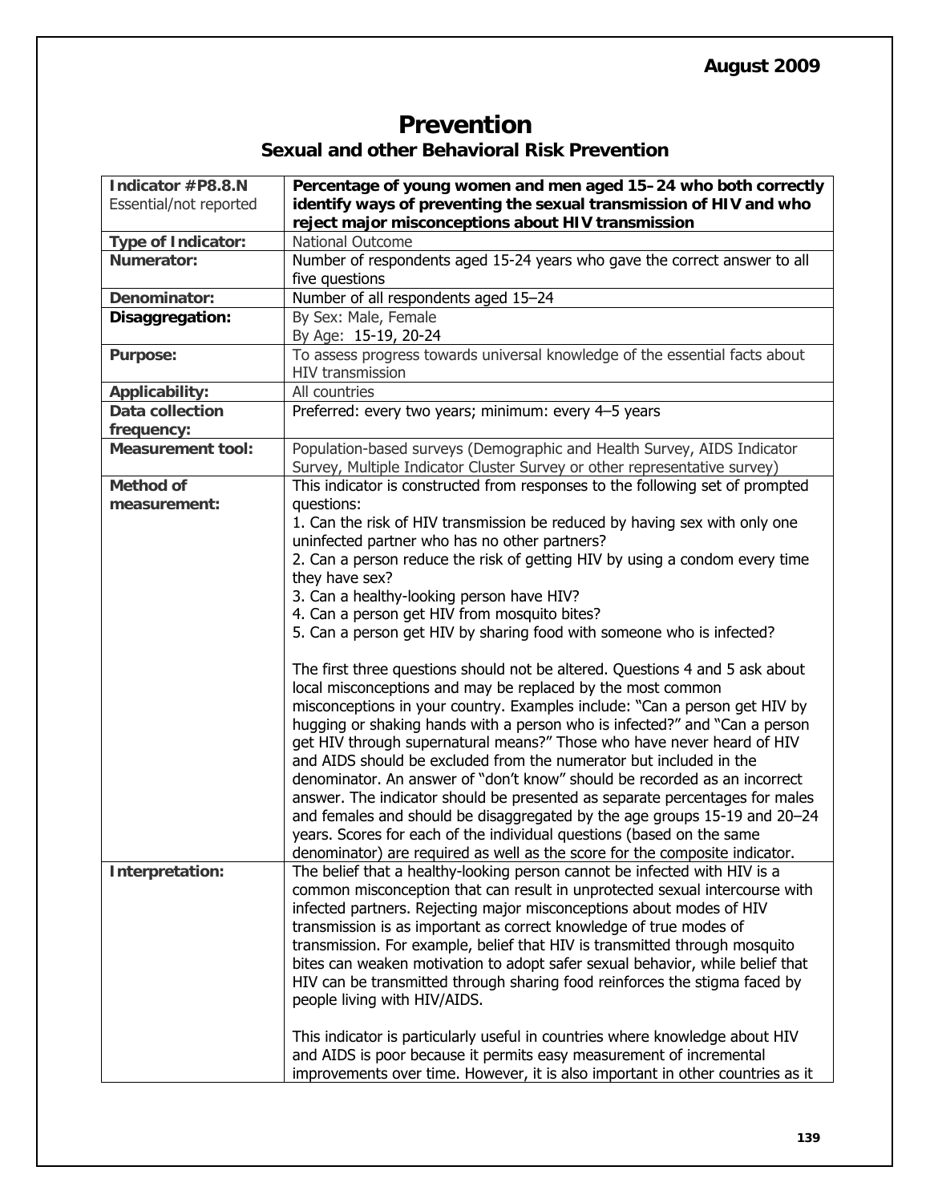# Prevention

## Sexual and other Behavioral Risk Prevention

| Indicator #P8.8.N<br>Essential/not reported | **Percentage of young women and men aged 15–24 who both correctly identify ways of preventing the sexual transmission of HIV and who reject major misconceptions about HIV transmission** |
|---|---|
| **Type of Indicator:** | National Outcome |
| **Numerator:** | Number of respondents aged 15-24 years who gave the correct answer to all five questions |
| **Denominator:** | Number of all respondents aged 15–24 |
| **Disaggregation:** | By Sex: Male, Female<br>By Age: 15-19, 20-24 |
| **Purpose:** | To assess progress towards universal knowledge of the essential facts about HIV transmission |
| **Applicability:** | All countries |
| **Data collection frequency:** | Preferred: every two years; minimum: every 4–5 years |
| **Measurement tool:** | Population-based surveys (Demographic and Health Survey, AIDS Indicator Survey, Multiple Indicator Cluster Survey or other representative survey) |
| **Method of measurement:** | This indicator is constructed from responses to the following set of prompted questions:<br>1. Can the risk of HIV transmission be reduced by having sex with only one uninfected partner who has no other partners?<br>2. Can a person reduce the risk of getting HIV by using a condom every time they have sex?<br>3. Can a healthy-looking person have HIV?<br>4. Can a person get HIV from mosquito bites?<br>5. Can a person get HIV by sharing food with someone who is infected?<br><br>The first three questions should not be altered. Questions 4 and 5 ask about local misconceptions and may be replaced by the most common misconceptions in your country. Examples include: "Can a person get HIV by hugging or shaking hands with a person who is infected?" and "Can a person get HIV through supernatural means?" Those who have never heard of HIV and AIDS should be excluded from the numerator but included in the denominator. An answer of "don't know" should be recorded as an incorrect answer. The indicator should be presented as separate percentages for males and females and should be disaggregated by the age groups 15-19 and 20–24 years. Scores for each of the individual questions (based on the same denominator) are required as well as the score for the composite indicator. |
| **Interpretation:** | The belief that a healthy-looking person cannot be infected with HIV is a common misconception that can result in unprotected sexual intercourse with infected partners. Rejecting major misconceptions about modes of HIV transmission is as important as correct knowledge of true modes of transmission. For example, belief that HIV is transmitted through mosquito bites can weaken motivation to adopt safer sexual behavior, while belief that HIV can be transmitted through sharing food reinforces the stigma faced by people living with HIV/AIDS.<br><br>This indicator is particularly useful in countries where knowledge about HIV and AIDS is poor because it permits easy measurement of incremental improvements over time. However, it is also important in other countries as it |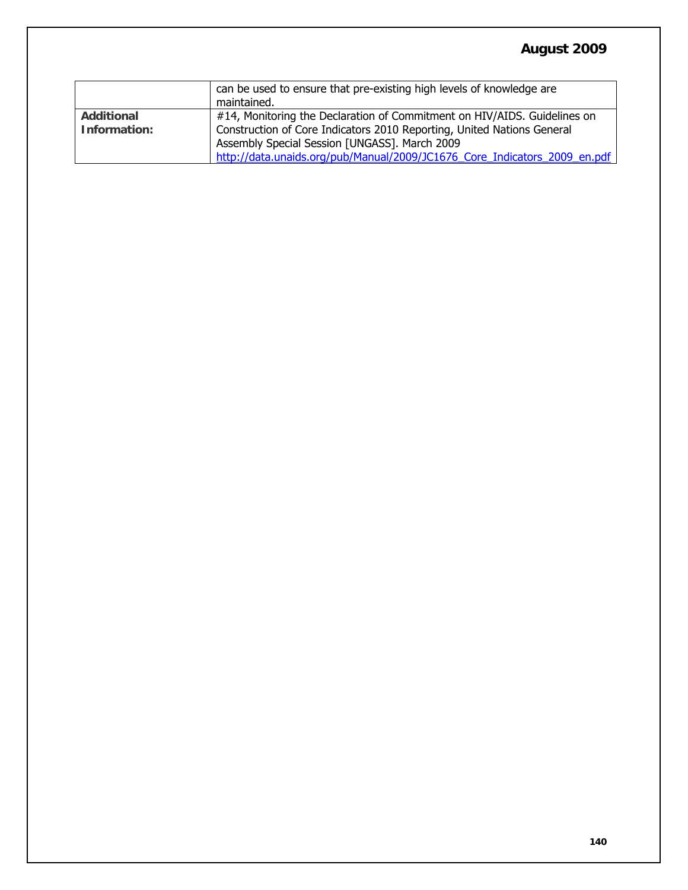|  |  |
|---|---|
|  | can be used to ensure that pre-existing high levels of knowledge are maintained. |
| **Additional Information:** | #14, Monitoring the Declaration of Commitment on HIV/AIDS. Guidelines on Construction of Core Indicators 2010 Reporting, United Nations General Assembly Special Session [UNGASS]. March 2009 http://data.unaids.org/pub/Manual/2009/JC1676_Core_Indicators_2009_en.pdf |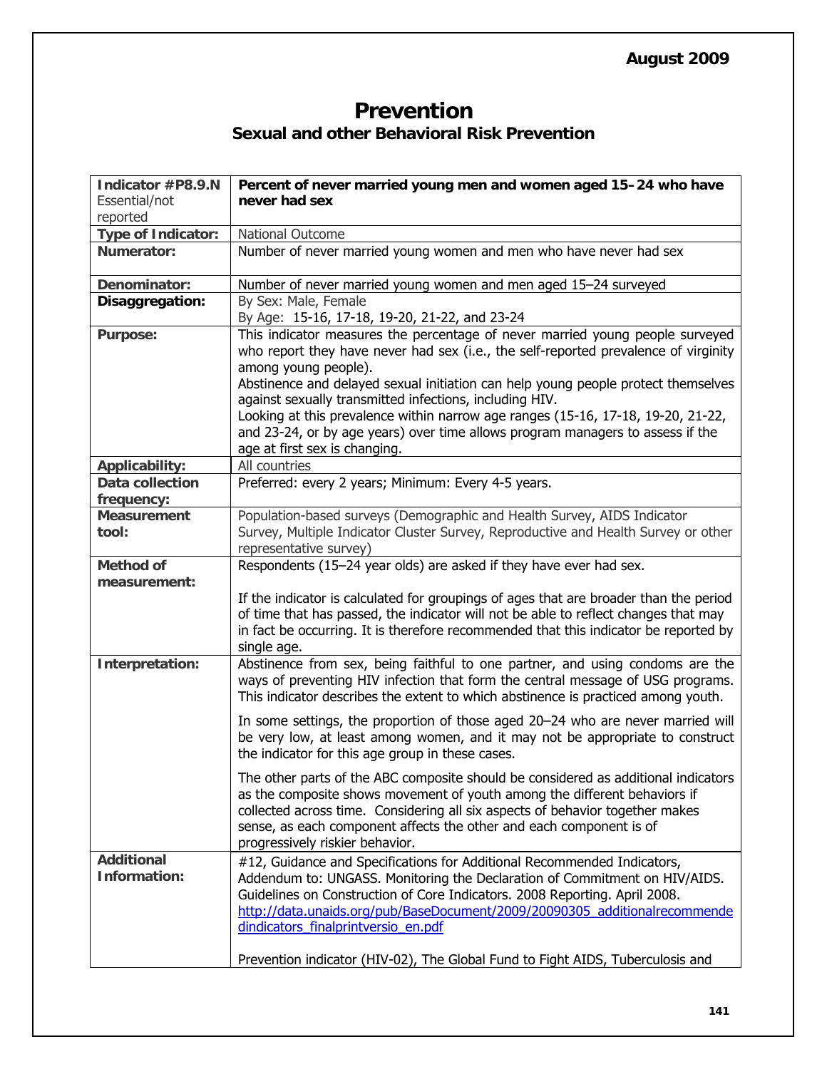# Prevention

## Sexual and other Behavioral Risk Prevention

| **Indicator #P8.9.N** Essential/not reported | **Percent of never married young men and women aged 15–24 who have never had sex** |
|---|---|
| **Type of Indicator:** | National Outcome |
| **Numerator:** | Number of never married young women and men who have never had sex |
| **Denominator:** | Number of never married young women and men aged 15–24 surveyed |
| **Disaggregation:** | By Sex: Male, Female<br>By Age: 15-16, 17-18, 19-20, 21-22, and 23-24 |
| **Purpose:** | This indicator measures the percentage of never married young people surveyed who report they have never had sex (i.e., the self-reported prevalence of virginity among young people).<br>Abstinence and delayed sexual initiation can help young people protect themselves against sexually transmitted infections, including HIV.<br>Looking at this prevalence within narrow age ranges (15-16, 17-18, 19-20, 21-22, and 23-24, or by age years) over time allows program managers to assess if the age at first sex is changing. |
| **Applicability:** | All countries |
| **Data collection frequency:** | Preferred: every 2 years; Minimum: Every 4-5 years. |
| **Measurement tool:** | Population-based surveys (Demographic and Health Survey, AIDS Indicator Survey, Multiple Indicator Cluster Survey, Reproductive and Health Survey or other representative survey) |
| **Method of measurement:** | Respondents (15–24 year olds) are asked if they have ever had sex.<br><br>If the indicator is calculated for groupings of ages that are broader than the period of time that has passed, the indicator will not be able to reflect changes that may in fact be occurring. It is therefore recommended that this indicator be reported by single age. |
| **Interpretation:** | Abstinence from sex, being faithful to one partner, and using condoms are the ways of preventing HIV infection that form the central message of USG programs. This indicator describes the extent to which abstinence is practiced among youth.<br><br>In some settings, the proportion of those aged 20–24 who are never married will be very low, at least among women, and it may not be appropriate to construct the indicator for this age group in these cases.<br><br>The other parts of the ABC composite should be considered as additional indicators as the composite shows movement of youth among the different behaviors if collected across time. Considering all six aspects of behavior together makes sense, as each component affects the other and each component is of progressively riskier behavior. |
| **Additional Information:** | #12, Guidance and Specifications for Additional Recommended Indicators, Addendum to: UNGASS. Monitoring the Declaration of Commitment on HIV/AIDS. Guidelines on Construction of Core Indicators. 2008 Reporting. April 2008. http://data.unaids.org/pub/BaseDocument/2009/20090305_additionalrecommendedindicators_finalprintversio_en.pdf<br><br>Prevention indicator (HIV-02), The Global Fund to Fight AIDS, Tuberculosis and |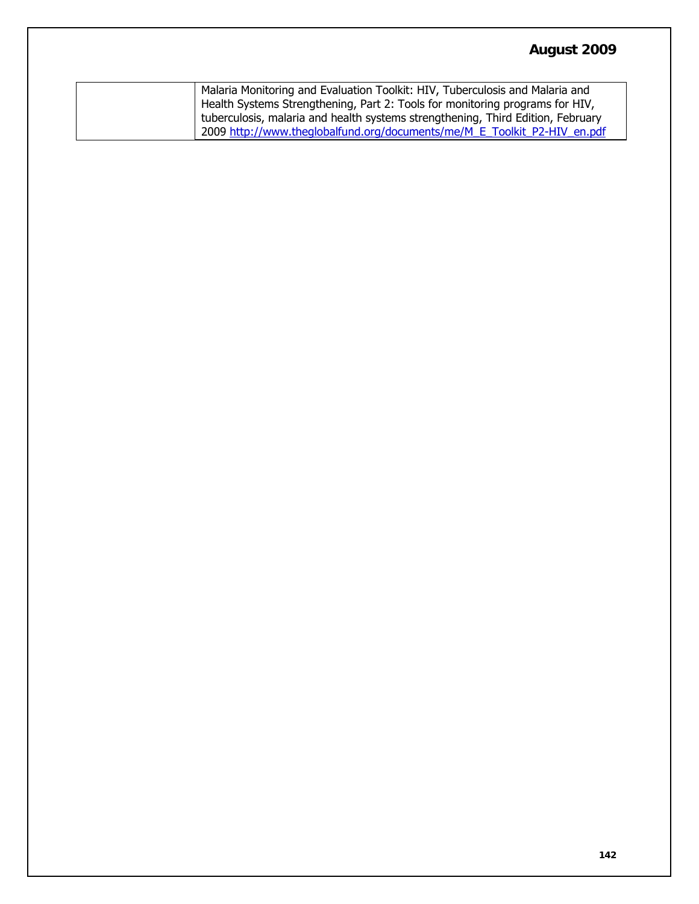| | |
|---|---|
| | Malaria Monitoring and Evaluation Toolkit: HIV, Tuberculosis and Malaria and Health Systems Strengthening, Part 2: Tools for monitoring programs for HIV, tuberculosis, malaria and health systems strengthening, Third Edition, February 2009 http://www.theglobalfund.org/documents/me/M_E_Toolkit_P2-HIV_en.pdf |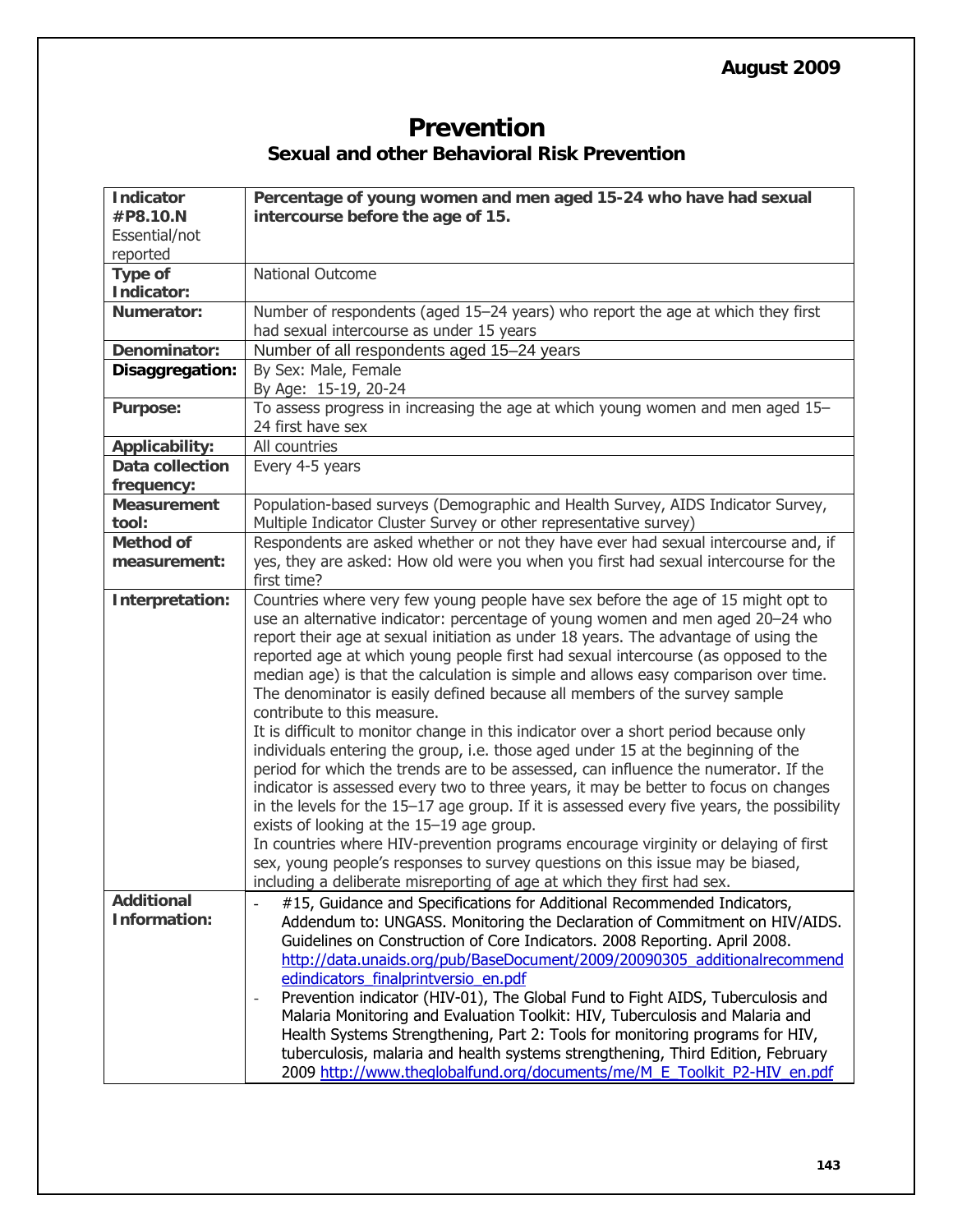# Prevention

## Sexual and other Behavioral Risk Prevention

| **Indicator #P8.10.N** Essential/not reported | **Percentage of young women and men aged 15-24 who have had sexual intercourse before the age of 15.** |
|---|---|
| **Type of Indicator:** | National Outcome |
| **Numerator:** | Number of respondents (aged 15–24 years) who report the age at which they first had sexual intercourse as under 15 years |
| **Denominator:** | Number of all respondents aged 15–24 years |
| **Disaggregation:** | By Sex: Male, Female<br>By Age: 15-19, 20-24 |
| **Purpose:** | To assess progress in increasing the age at which young women and men aged 15–24 first have sex |
| **Applicability:** | All countries |
| **Data collection frequency:** | Every 4-5 years |
| **Measurement tool:** | Population-based surveys (Demographic and Health Survey, AIDS Indicator Survey, Multiple Indicator Cluster Survey or other representative survey) |
| **Method of measurement:** | Respondents are asked whether or not they have ever had sexual intercourse and, if yes, they are asked: How old were you when you first had sexual intercourse for the first time? |
| **Interpretation:** | Countries where very few young people have sex before the age of 15 might opt to use an alternative indicator: percentage of young women and men aged 20–24 who report their age at sexual initiation as under 18 years. The advantage of using the reported age at which young people first had sexual intercourse (as opposed to the median age) is that the calculation is simple and allows easy comparison over time. The denominator is easily defined because all members of the survey sample contribute to this measure.<br>It is difficult to monitor change in this indicator over a short period because only individuals entering the group, i.e. those aged under 15 at the beginning of the period for which the trends are to be assessed, can influence the numerator. If the indicator is assessed every two to three years, it may be better to focus on changes in the levels for the 15–17 age group. If it is assessed every five years, the possibility exists of looking at the 15–19 age group.<br>In countries where HIV-prevention programs encourage virginity or delaying of first sex, young people's responses to survey questions on this issue may be biased, including a deliberate misreporting of age at which they first had sex. |
| **Additional Information:** | - #15, Guidance and Specifications for Additional Recommended Indicators, Addendum to: UNGASS. Monitoring the Declaration of Commitment on HIV/AIDS. Guidelines on Construction of Core Indicators. 2008 Reporting. April 2008. http://data.unaids.org/pub/BaseDocument/2009/20090305_additionalrecommendedindicators_finalprintversio_en.pdf<br>- Prevention indicator (HIV-01), The Global Fund to Fight AIDS, Tuberculosis and Malaria Monitoring and Evaluation Toolkit: HIV, Tuberculosis and Malaria and Health Systems Strengthening, Part 2: Tools for monitoring programs for HIV, tuberculosis, malaria and health systems strengthening, Third Edition, February 2009 http://www.theglobalfund.org/documents/me/M_E_Toolkit_P2-HIV_en.pdf |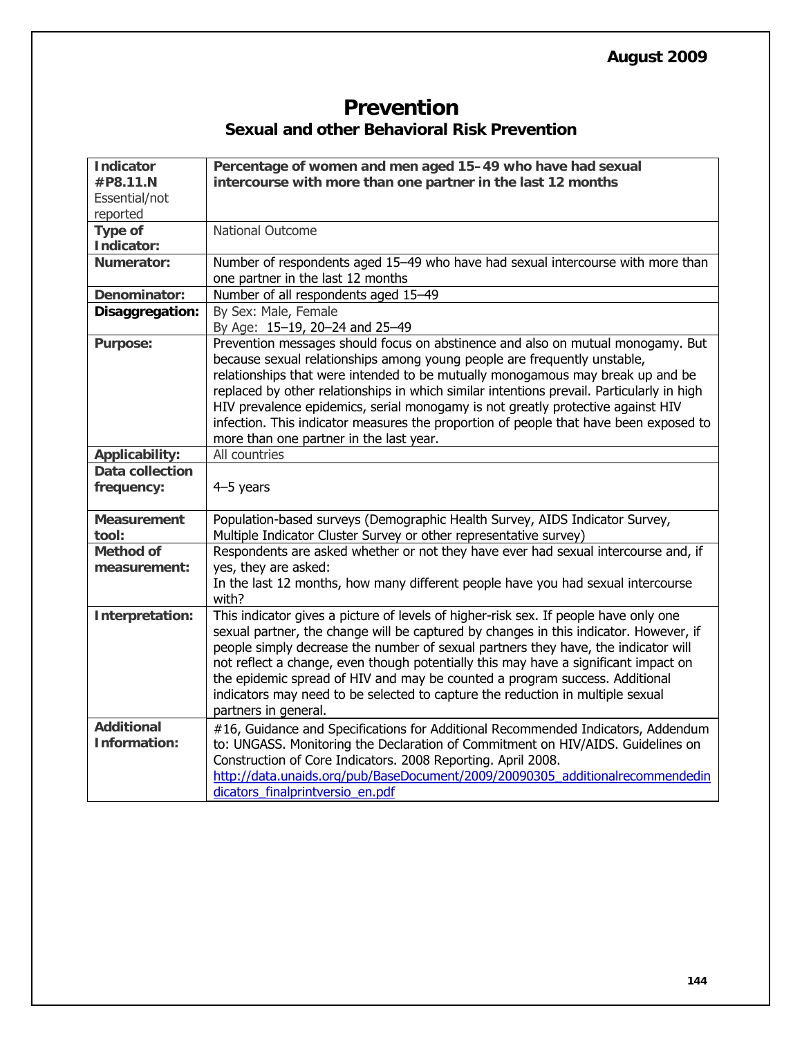August 2009

# Prevention

## Sexual and other Behavioral Risk Prevention

| **Indicator #P8.11.N** Essential/not reported | **Percentage of women and men aged 15–49 who have had sexual intercourse with more than one partner in the last 12 months** |
|---|---|
| **Type of Indicator:** | National Outcome |
| **Numerator:** | Number of respondents aged 15–49 who have had sexual intercourse with more than one partner in the last 12 months |
| **Denominator:** | Number of all respondents aged 15–49 |
| **Disaggregation:** | By Sex: Male, Female<br>By Age: 15–19, 20–24 and 25–49 |
| **Purpose:** | Prevention messages should focus on abstinence and also on mutual monogamy. But because sexual relationships among young people are frequently unstable, relationships that were intended to be mutually monogamous may break up and be replaced by other relationships in which similar intentions prevail. Particularly in high HIV prevalence epidemics, serial monogamy is not greatly protective against HIV infection. This indicator measures the proportion of people that have been exposed to more than one partner in the last year. |
| **Applicability:** | All countries |
| **Data collection frequency:** | 4–5 years |
| **Measurement tool:** | Population-based surveys (Demographic Health Survey, AIDS Indicator Survey, Multiple Indicator Cluster Survey or other representative survey) |
| **Method of measurement:** | Respondents are asked whether or not they have ever had sexual intercourse and, if yes, they are asked:<br>In the last 12 months, how many different people have you had sexual intercourse with? |
| **Interpretation:** | This indicator gives a picture of levels of higher-risk sex. If people have only one sexual partner, the change will be captured by changes in this indicator. However, if people simply decrease the number of sexual partners they have, the indicator will not reflect a change, even though potentially this may have a significant impact on the epidemic spread of HIV and may be counted a program success. Additional indicators may need to be selected to capture the reduction in multiple sexual partners in general. |
| **Additional Information:** | #16, Guidance and Specifications for Additional Recommended Indicators, Addendum to: UNGASS. Monitoring the Declaration of Commitment on HIV/AIDS. Guidelines on Construction of Core Indicators. 2008 Reporting. April 2008.<br>http://data.unaids.org/pub/BaseDocument/2009/20090305_additionalrecommendedindicators_finalprintversio_en.pdf |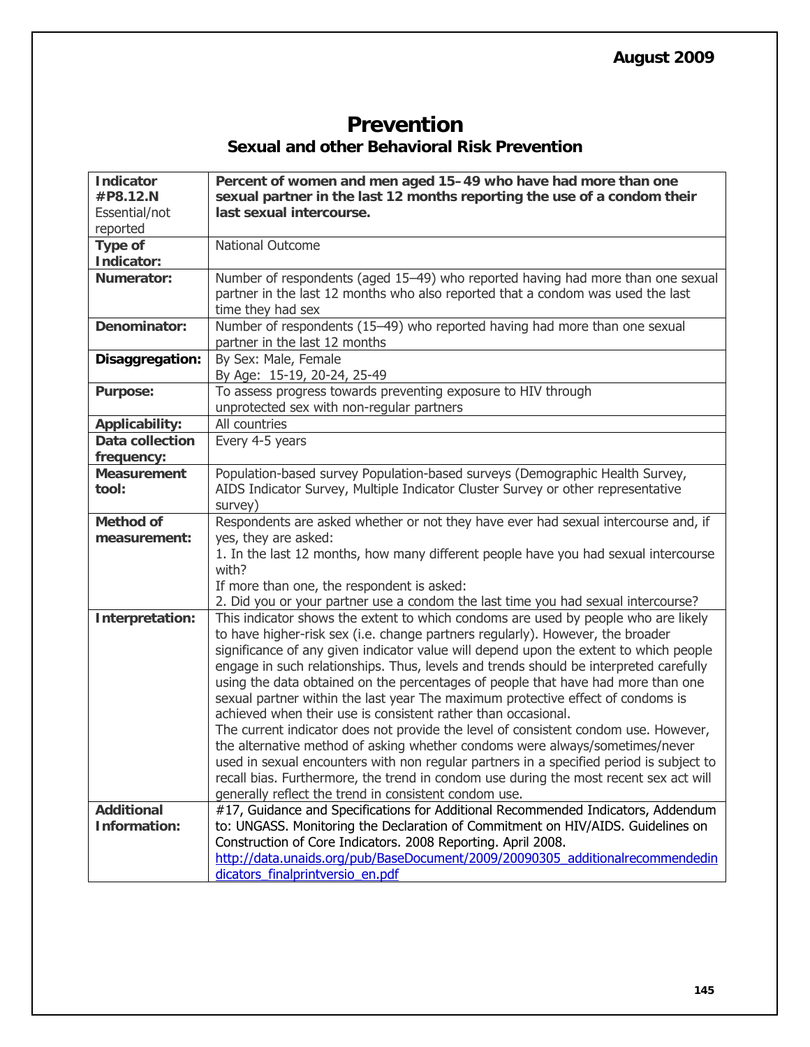August 2009

# Prevention

## Sexual and other Behavioral Risk Prevention

| **Indicator #P8.12.N** Essential/not reported | **Percent of women and men aged 15–49 who have had more than one sexual partner in the last 12 months reporting the use of a condom their last sexual intercourse.** |
|---|---|
| **Type of Indicator:** | National Outcome |
| **Numerator:** | Number of respondents (aged 15–49) who reported having had more than one sexual partner in the last 12 months who also reported that a condom was used the last time they had sex |
| **Denominator:** | Number of respondents (15–49) who reported having had more than one sexual partner in the last 12 months |
| **Disaggregation:** | By Sex: Male, Female<br>By Age: 15-19, 20-24, 25-49 |
| **Purpose:** | To assess progress towards preventing exposure to HIV through unprotected sex with non-regular partners |
| **Applicability:** | All countries |
| **Data collection frequency:** | Every 4-5 years |
| **Measurement tool:** | Population-based survey Population-based surveys (Demographic Health Survey, AIDS Indicator Survey, Multiple Indicator Cluster Survey or other representative survey) |
| **Method of measurement:** | Respondents are asked whether or not they have ever had sexual intercourse and, if yes, they are asked:<br>1. In the last 12 months, how many different people have you had sexual intercourse with?<br>If more than one, the respondent is asked:<br>2. Did you or your partner use a condom the last time you had sexual intercourse? |
| **Interpretation:** | This indicator shows the extent to which condoms are used by people who are likely to have higher-risk sex (i.e. change partners regularly). However, the broader significance of any given indicator value will depend upon the extent to which people engage in such relationships. Thus, levels and trends should be interpreted carefully using the data obtained on the percentages of people that have had more than one sexual partner within the last year The maximum protective effect of condoms is achieved when their use is consistent rather than occasional.<br>The current indicator does not provide the level of consistent condom use. However, the alternative method of asking whether condoms were always/sometimes/never used in sexual encounters with non regular partners in a specified period is subject to recall bias. Furthermore, the trend in condom use during the most recent sex act will generally reflect the trend in consistent condom use. |
| **Additional Information:** | #17, Guidance and Specifications for Additional Recommended Indicators, Addendum to: UNGASS. Monitoring the Declaration of Commitment on HIV/AIDS. Guidelines on Construction of Core Indicators. 2008 Reporting. April 2008.<br>http://data.unaids.org/pub/BaseDocument/2009/20090305_additionalrecommendedindicators_finalprintversio_en.pdf |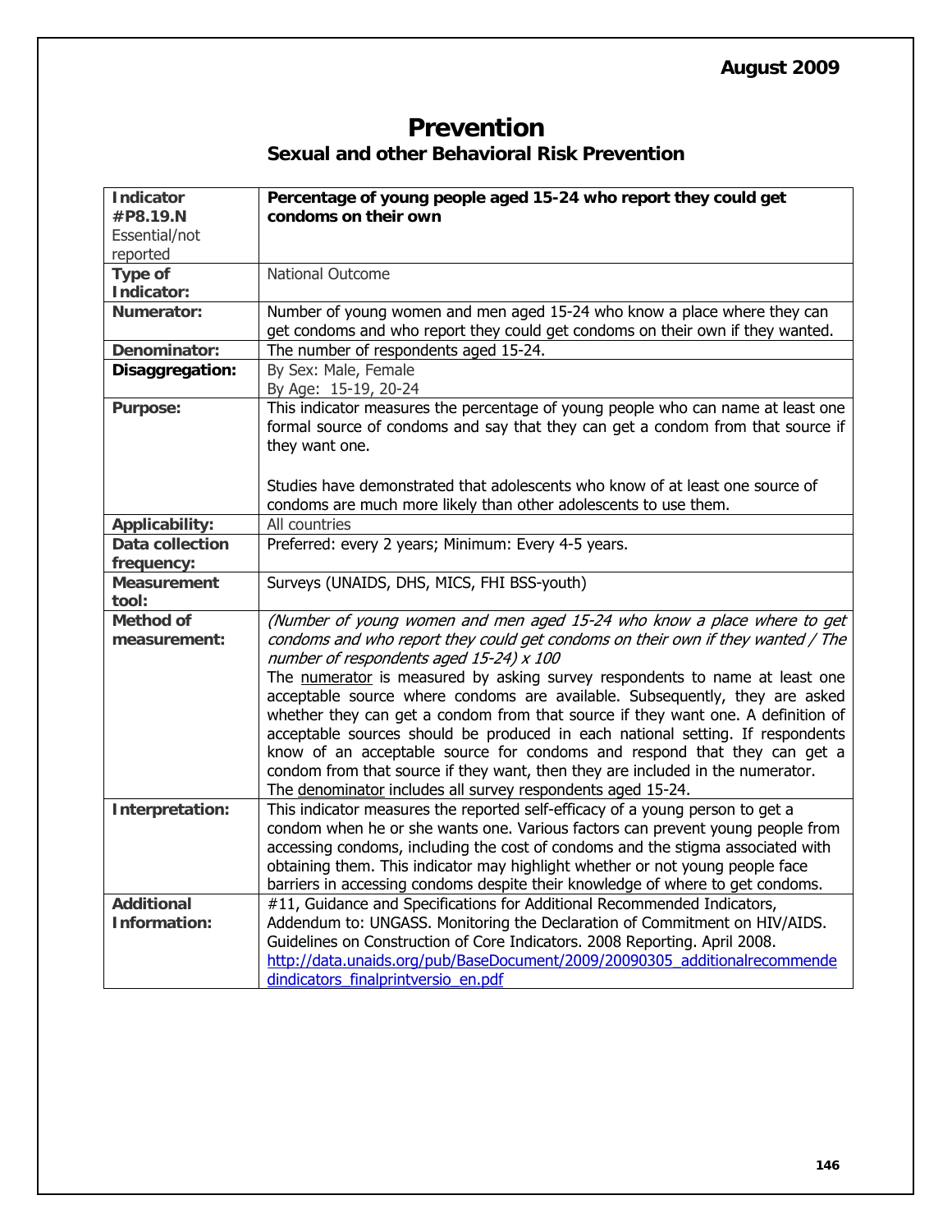August 2009

# Prevention

## Sexual and other Behavioral Risk Prevention

| **Indicator #P8.19.N** Essential/not reported | **Percentage of young people aged 15-24 who report they could get condoms on their own** |
|---|---|
| **Type of Indicator:** | National Outcome |
| **Numerator:** | Number of young women and men aged 15-24 who know a place where they can get condoms and who report they could get condoms on their own if they wanted. |
| **Denominator:** | The number of respondents aged 15-24. |
| **Disaggregation:** | By Sex: Male, Female<br>By Age: 15-19, 20-24 |
| **Purpose:** | This indicator measures the percentage of young people who can name at least one formal source of condoms and say that they can get a condom from that source if they want one.<br><br>Studies have demonstrated that adolescents who know of at least one source of condoms are much more likely than other adolescents to use them. |
| **Applicability:** | All countries |
| **Data collection frequency:** | Preferred: every 2 years; Minimum: Every 4-5 years. |
| **Measurement tool:** | Surveys (UNAIDS, DHS, MICS, FHI BSS-youth) |
| **Method of measurement:** | *(Number of young women and men aged 15-24 who know a place where to get condoms and who report they could get condoms on their own if they wanted / The number of respondents aged 15-24) x 100*<br>The <u>numerator</u> is measured by asking survey respondents to name at least one acceptable source where condoms are available. Subsequently, they are asked whether they can get a condom from that source if they want one. A definition of acceptable sources should be produced in each national setting. If respondents know of an acceptable source for condoms and respond that they can get a condom from that source if they want, then they are included in the numerator.<br>The <u>denominator</u> includes all survey respondents aged 15-24. |
| **Interpretation:** | This indicator measures the reported self-efficacy of a young person to get a condom when he or she wants one. Various factors can prevent young people from accessing condoms, including the cost of condoms and the stigma associated with obtaining them. This indicator may highlight whether or not young people face barriers in accessing condoms despite their knowledge of where to get condoms. |
| **Additional Information:** | #11, Guidance and Specifications for Additional Recommended Indicators, Addendum to: UNGASS. Monitoring the Declaration of Commitment on HIV/AIDS. Guidelines on Construction of Core Indicators. 2008 Reporting. April 2008.<br>http://data.unaids.org/pub/BaseDocument/2009/20090305_additionalrecommendedindicators_finalprintversio_en.pdf |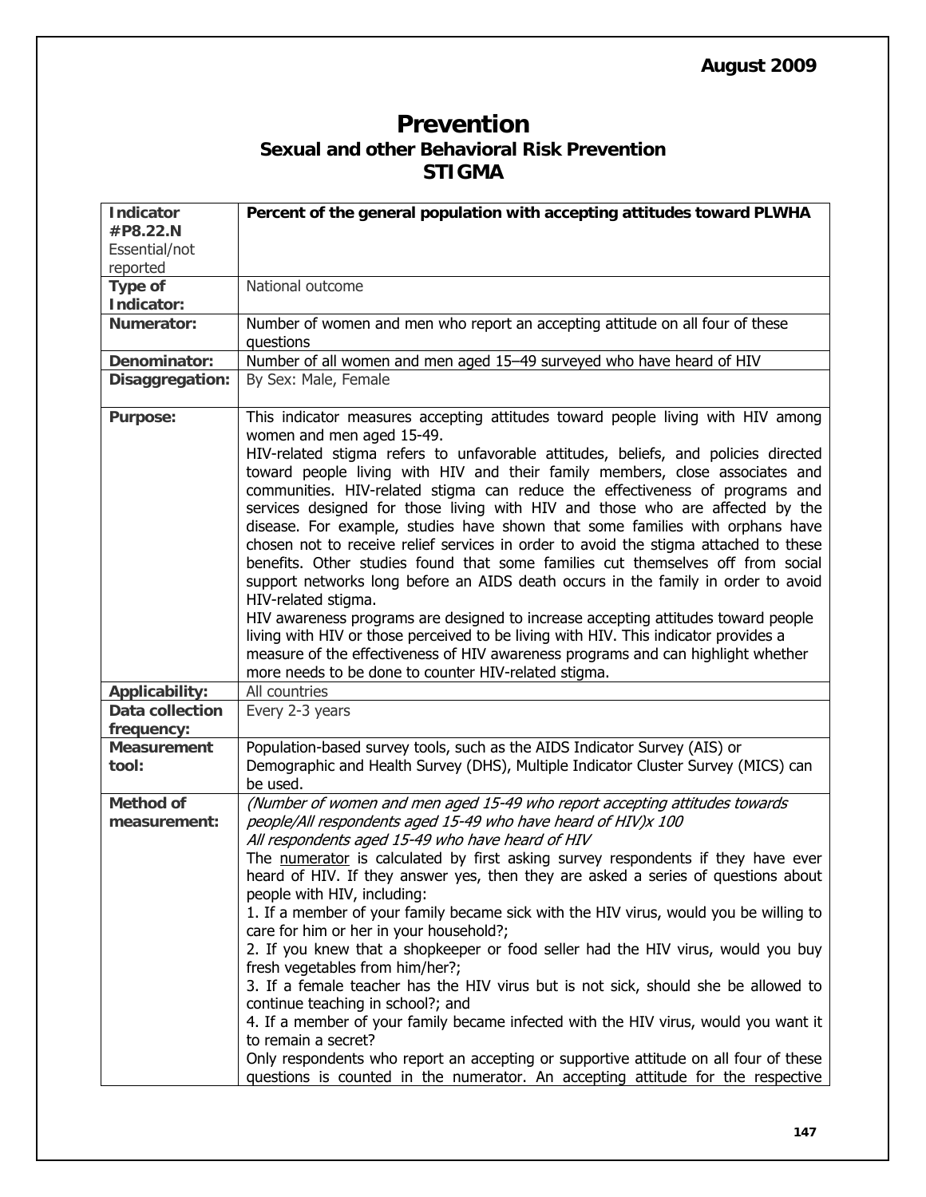# Prevention

## Sexual and other Behavioral Risk Prevention

## STIGMA

| **Indicator #P8.22.N** Essential/not reported | **Percent of the general population with accepting attitudes toward PLWHA** |
|---|---|
| **Type of Indicator:** | National outcome |
| **Numerator:** | Number of women and men who report an accepting attitude on all four of these questions |
| **Denominator:** | Number of all women and men aged 15–49 surveyed who have heard of HIV |
| **Disaggregation:** | By Sex: Male, Female |
| **Purpose:** | This indicator measures accepting attitudes toward people living with HIV among women and men aged 15-49.<br>HIV-related stigma refers to unfavorable attitudes, beliefs, and policies directed toward people living with HIV and their family members, close associates and communities. HIV-related stigma can reduce the effectiveness of programs and services designed for those living with HIV and those who are affected by the disease. For example, studies have shown that some families with orphans have chosen not to receive relief services in order to avoid the stigma attached to these benefits. Other studies found that some families cut themselves off from social support networks long before an AIDS death occurs in the family in order to avoid HIV-related stigma.<br>HIV awareness programs are designed to increase accepting attitudes toward people living with HIV or those perceived to be living with HIV. This indicator provides a measure of the effectiveness of HIV awareness programs and can highlight whether more needs to be done to counter HIV-related stigma. |
| **Applicability:** | All countries |
| **Data collection frequency:** | Every 2-3 years |
| **Measurement tool:** | Population-based survey tools, such as the AIDS Indicator Survey (AIS) or Demographic and Health Survey (DHS), Multiple Indicator Cluster Survey (MICS) can be used. |
| **Method of measurement:** | *(Number of women and men aged 15-49 who report accepting attitudes towards people/All respondents aged 15-49 who have heard of HIV)x 100*<br>*All respondents aged 15-49 who have heard of HIV*<br>The numerator is calculated by first asking survey respondents if they have ever heard of HIV. If they answer yes, then they are asked a series of questions about people with HIV, including:<br>1. If a member of your family became sick with the HIV virus, would you be willing to care for him or her in your household?;<br>2. If you knew that a shopkeeper or food seller had the HIV virus, would you buy fresh vegetables from him/her?;<br>3. If a female teacher has the HIV virus but is not sick, should she be allowed to continue teaching in school?; and<br>4. If a member of your family became infected with the HIV virus, would you want it to remain a secret?<br>Only respondents who report an accepting or supportive attitude on all four of these questions is counted in the numerator. An accepting attitude for the respective |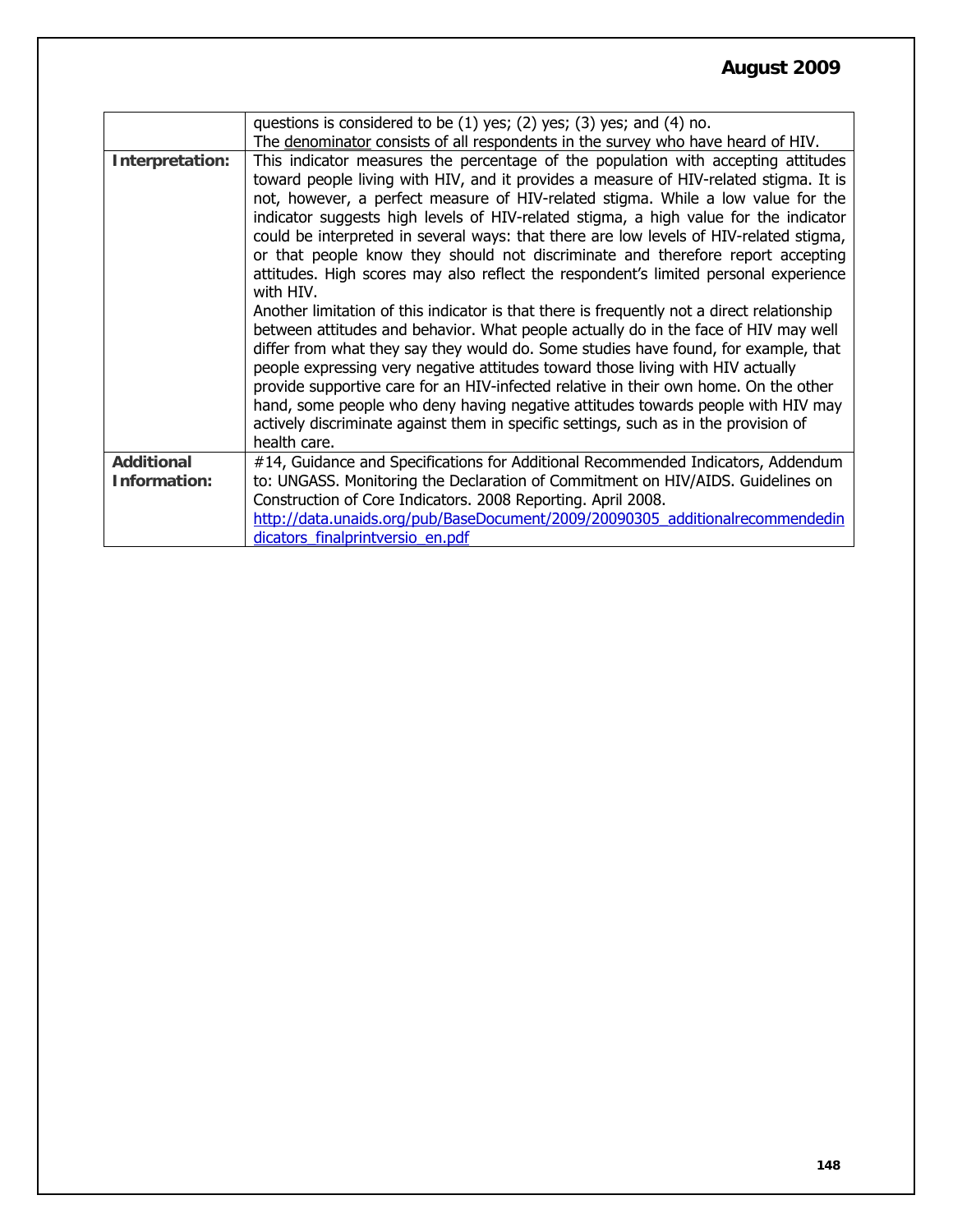| | |
|---|---|
| | questions is considered to be (1) yes; (2) yes; (3) yes; and (4) no.<br>The denominator consists of all respondents in the survey who have heard of HIV. |
| **Interpretation:** | This indicator measures the percentage of the population with accepting attitudes toward people living with HIV, and it provides a measure of HIV-related stigma. It is not, however, a perfect measure of HIV-related stigma. While a low value for the indicator suggests high levels of HIV-related stigma, a high value for the indicator could be interpreted in several ways: that there are low levels of HIV-related stigma, or that people know they should not discriminate and therefore report accepting attitudes. High scores may also reflect the respondent's limited personal experience with HIV.<br>Another limitation of this indicator is that there is frequently not a direct relationship between attitudes and behavior. What people actually do in the face of HIV may well differ from what they say they would do. Some studies have found, for example, that people expressing very negative attitudes toward those living with HIV actually provide supportive care for an HIV-infected relative in their own home. On the other hand, some people who deny having negative attitudes towards people with HIV may actively discriminate against them in specific settings, such as in the provision of health care. |
| **Additional Information:** | #14, Guidance and Specifications for Additional Recommended Indicators, Addendum to: UNGASS. Monitoring the Declaration of Commitment on HIV/AIDS. Guidelines on Construction of Core Indicators. 2008 Reporting. April 2008.<br>http://data.unaids.org/pub/BaseDocument/2009/20090305_additionalrecommendedindicators_finalprintversio_en.pdf |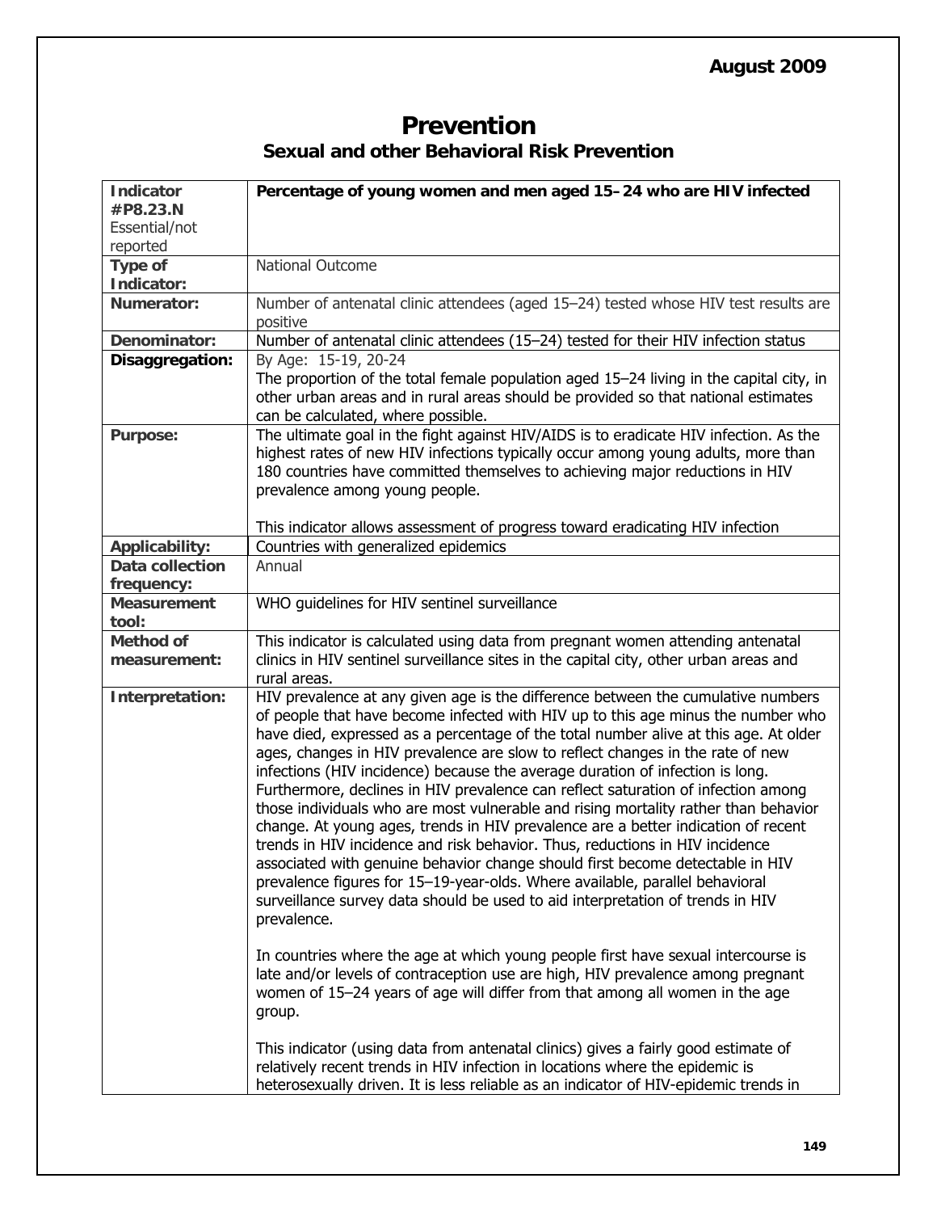August 2009

# Prevention

## Sexual and other Behavioral Risk Prevention

| **Indicator #P8.23.N** Essential/not reported | **Percentage of young women and men aged 15–24 who are HIV infected** |
|---|---|
| **Type of Indicator:** | National Outcome |
| **Numerator:** | Number of antenatal clinic attendees (aged 15–24) tested whose HIV test results are positive |
| **Denominator:** | Number of antenatal clinic attendees (15–24) tested for their HIV infection status |
| **Disaggregation:** | By Age: 15-19, 20-24<br>The proportion of the total female population aged 15–24 living in the capital city, in other urban areas and in rural areas should be provided so that national estimates can be calculated, where possible. |
| **Purpose:** | The ultimate goal in the fight against HIV/AIDS is to eradicate HIV infection. As the highest rates of new HIV infections typically occur among young adults, more than 180 countries have committed themselves to achieving major reductions in HIV prevalence among young people.<br><br>This indicator allows assessment of progress toward eradicating HIV infection |
| **Applicability:** | Countries with generalized epidemics |
| **Data collection frequency:** | Annual |
| **Measurement tool:** | WHO guidelines for HIV sentinel surveillance |
| **Method of measurement:** | This indicator is calculated using data from pregnant women attending antenatal clinics in HIV sentinel surveillance sites in the capital city, other urban areas and rural areas. |
| **Interpretation:** | HIV prevalence at any given age is the difference between the cumulative numbers of people that have become infected with HIV up to this age minus the number who have died, expressed as a percentage of the total number alive at this age. At older ages, changes in HIV prevalence are slow to reflect changes in the rate of new infections (HIV incidence) because the average duration of infection is long. Furthermore, declines in HIV prevalence can reflect saturation of infection among those individuals who are most vulnerable and rising mortality rather than behavior change. At young ages, trends in HIV prevalence are a better indication of recent trends in HIV incidence and risk behavior. Thus, reductions in HIV incidence associated with genuine behavior change should first become detectable in HIV prevalence figures for 15–19-year-olds. Where available, parallel behavioral surveillance survey data should be used to aid interpretation of trends in HIV prevalence.<br><br>In countries where the age at which young people first have sexual intercourse is late and/or levels of contraception use are high, HIV prevalence among pregnant women of 15–24 years of age will differ from that among all women in the age group.<br><br>This indicator (using data from antenatal clinics) gives a fairly good estimate of relatively recent trends in HIV infection in locations where the epidemic is heterosexually driven. It is less reliable as an indicator of HIV-epidemic trends in |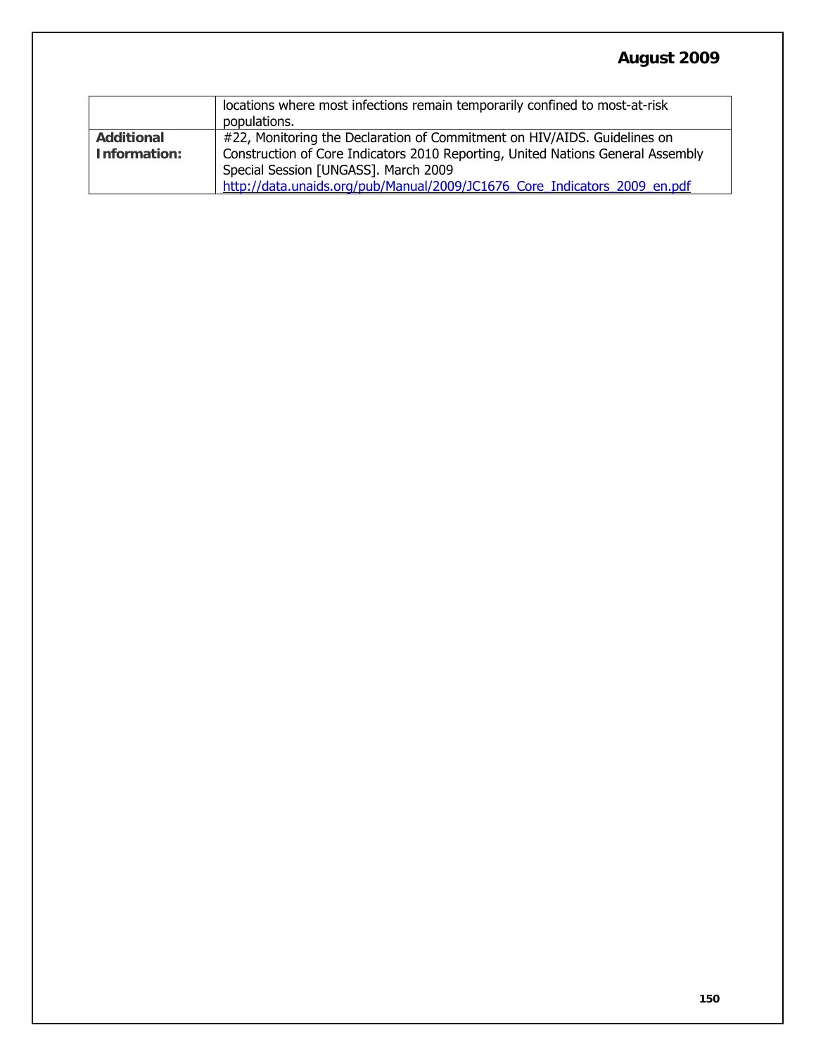| | |
|---|---|
| | locations where most infections remain temporarily confined to most-at-risk populations. |
| **Additional Information:** | #22, Monitoring the Declaration of Commitment on HIV/AIDS. Guidelines on Construction of Core Indicators 2010 Reporting, United Nations General Assembly Special Session [UNGASS]. March 2009 http://data.unaids.org/pub/Manual/2009/JC1676_Core_Indicators_2009_en.pdf |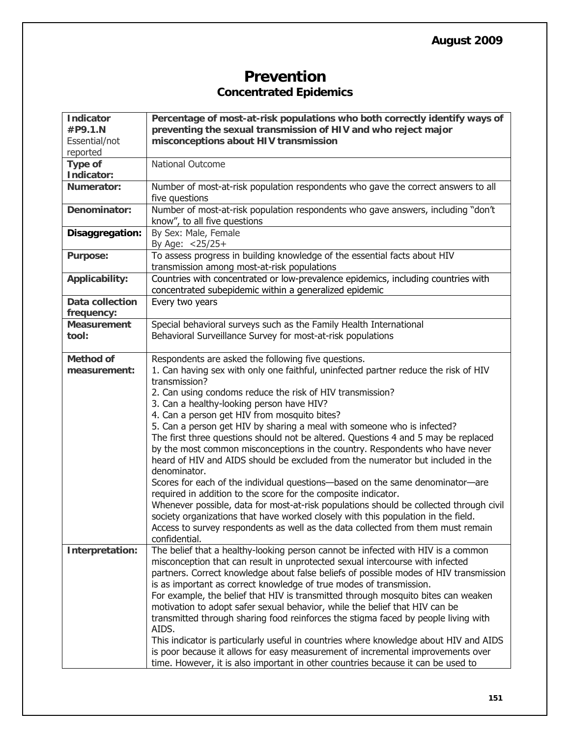August 2009

# Prevention

## Concentrated Epidemics

| **Indicator #P9.1.N** Essential/not reported | **Percentage of most-at-risk populations who both correctly identify ways of preventing the sexual transmission of HIV and who reject major misconceptions about HIV transmission** |
|---|---|
| **Type of Indicator:** | National Outcome |
| **Numerator:** | Number of most-at-risk population respondents who gave the correct answers to all five questions |
| **Denominator:** | Number of most-at-risk population respondents who gave answers, including "don't know", to all five questions |
| **Disaggregation:** | By Sex: Male, Female<br>By Age: <25/25+ |
| **Purpose:** | To assess progress in building knowledge of the essential facts about HIV transmission among most-at-risk populations |
| **Applicability:** | Countries with concentrated or low-prevalence epidemics, including countries with concentrated subepidemic within a generalized epidemic |
| **Data collection frequency:** | Every two years |
| **Measurement tool:** | Special behavioral surveys such as the Family Health International Behavioral Surveillance Survey for most-at-risk populations |
| **Method of measurement:** | Respondents are asked the following five questions.<br>1. Can having sex with only one faithful, uninfected partner reduce the risk of HIV transmission?<br>2. Can using condoms reduce the risk of HIV transmission?<br>3. Can a healthy-looking person have HIV?<br>4. Can a person get HIV from mosquito bites?<br>5. Can a person get HIV by sharing a meal with someone who is infected?<br>The first three questions should not be altered. Questions 4 and 5 may be replaced by the most common misconceptions in the country. Respondents who have never heard of HIV and AIDS should be excluded from the numerator but included in the denominator.<br>Scores for each of the individual questions—based on the same denominator—are required in addition to the score for the composite indicator.<br>Whenever possible, data for most-at-risk populations should be collected through civil society organizations that have worked closely with this population in the field. Access to survey respondents as well as the data collected from them must remain confidential. |
| **Interpretation:** | The belief that a healthy-looking person cannot be infected with HIV is a common misconception that can result in unprotected sexual intercourse with infected partners. Correct knowledge about false beliefs of possible modes of HIV transmission is as important as correct knowledge of true modes of transmission.<br>For example, the belief that HIV is transmitted through mosquito bites can weaken motivation to adopt safer sexual behavior, while the belief that HIV can be transmitted through sharing food reinforces the stigma faced by people living with AIDS.<br>This indicator is particularly useful in countries where knowledge about HIV and AIDS is poor because it allows for easy measurement of incremental improvements over time. However, it is also important in other countries because it can be used to |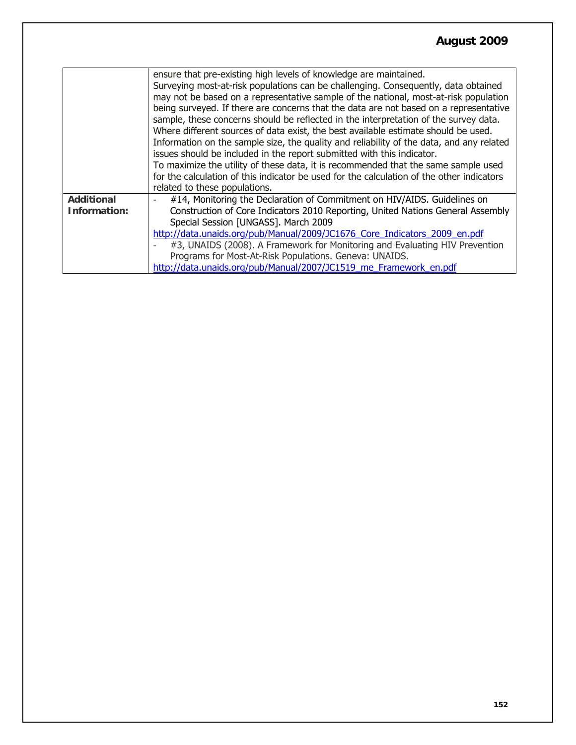| | |
|---|---|
| | ensure that pre-existing high levels of knowledge are maintained.<br>Surveying most-at-risk populations can be challenging. Consequently, data obtained may not be based on a representative sample of the national, most-at-risk population being surveyed. If there are concerns that the data are not based on a representative sample, these concerns should be reflected in the interpretation of the survey data. Where different sources of data exist, the best available estimate should be used. Information on the sample size, the quality and reliability of the data, and any related issues should be included in the report submitted with this indicator.<br>To maximize the utility of these data, it is recommended that the same sample used for the calculation of this indicator be used for the calculation of the other indicators related to these populations. |
| **Additional Information:** | - #14, Monitoring the Declaration of Commitment on HIV/AIDS. Guidelines on Construction of Core Indicators 2010 Reporting, United Nations General Assembly Special Session [UNGASS]. March 2009<br>http://data.unaids.org/pub/Manual/2009/JC1676_Core_Indicators_2009_en.pdf<br>- #3, UNAIDS (2008). A Framework for Monitoring and Evaluating HIV Prevention Programs for Most-At-Risk Populations. Geneva: UNAIDS.<br>http://data.unaids.org/pub/Manual/2007/JC1519_me_Framework_en.pdf |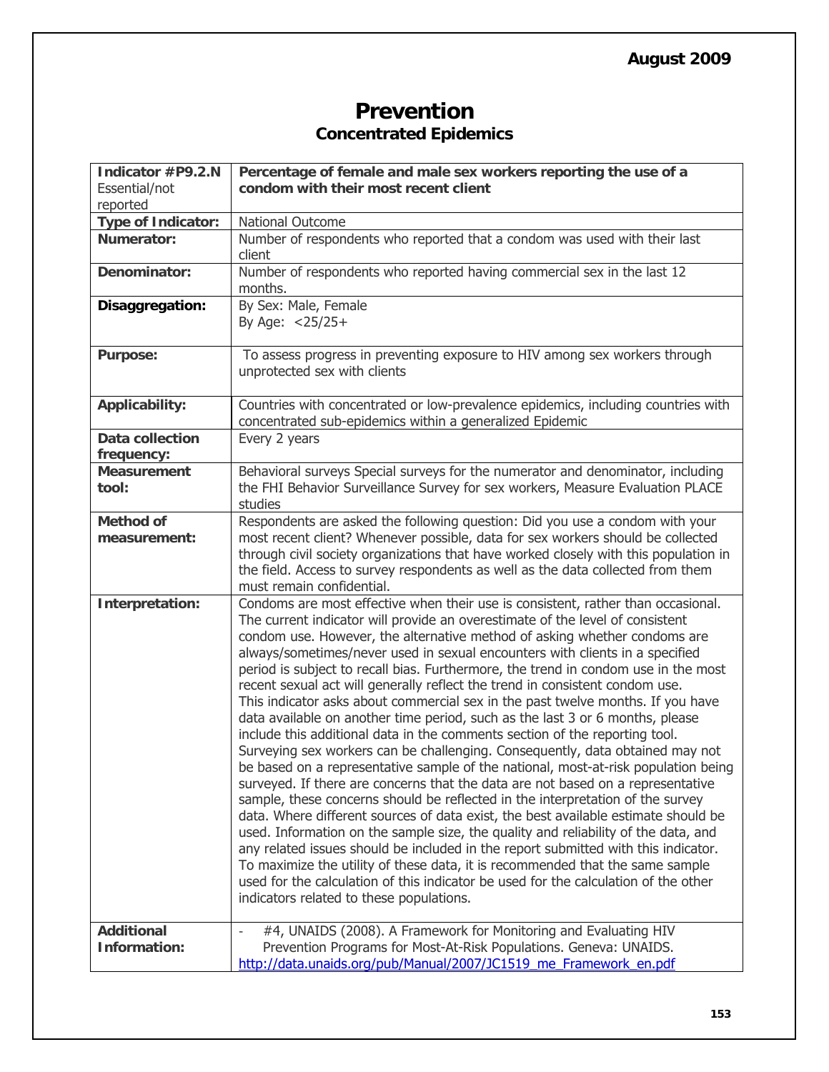August 2009

# Prevention

## Concentrated Epidemics

| **Indicator #P9.2.N** Essential/not reported | **Percentage of female and male sex workers reporting the use of a condom with their most recent client** |
|---|---|
| **Type of Indicator:** | National Outcome |
| **Numerator:** | Number of respondents who reported that a condom was used with their last client |
| **Denominator:** | Number of respondents who reported having commercial sex in the last 12 months. |
| **Disaggregation:** | By Sex: Male, Female<br>By Age: <25/25+ |
| **Purpose:** | To assess progress in preventing exposure to HIV among sex workers through unprotected sex with clients |
| **Applicability:** | Countries with concentrated or low-prevalence epidemics, including countries with concentrated sub-epidemics within a generalized Epidemic |
| **Data collection frequency:** | Every 2 years |
| **Measurement tool:** | Behavioral surveys Special surveys for the numerator and denominator, including the FHI Behavior Surveillance Survey for sex workers, Measure Evaluation PLACE studies |
| **Method of measurement:** | Respondents are asked the following question: Did you use a condom with your most recent client? Whenever possible, data for sex workers should be collected through civil society organizations that have worked closely with this population in the field. Access to survey respondents as well as the data collected from them must remain confidential. |
| **Interpretation:** | Condoms are most effective when their use is consistent, rather than occasional. The current indicator will provide an overestimate of the level of consistent condom use. However, the alternative method of asking whether condoms are always/sometimes/never used in sexual encounters with clients in a specified period is subject to recall bias. Furthermore, the trend in condom use in the most recent sexual act will generally reflect the trend in consistent condom use. This indicator asks about commercial sex in the past twelve months. If you have data available on another time period, such as the last 3 or 6 months, please include this additional data in the comments section of the reporting tool. Surveying sex workers can be challenging. Consequently, data obtained may not be based on a representative sample of the national, most-at-risk population being surveyed. If there are concerns that the data are not based on a representative sample, these concerns should be reflected in the interpretation of the survey data. Where different sources of data exist, the best available estimate should be used. Information on the sample size, the quality and reliability of the data, and any related issues should be included in the report submitted with this indicator. To maximize the utility of these data, it is recommended that the same sample used for the calculation of this indicator be used for the calculation of the other indicators related to these populations. |
| **Additional Information:** | - #4, UNAIDS (2008). A Framework for Monitoring and Evaluating HIV Prevention Programs for Most-At-Risk Populations. Geneva: UNAIDS. http://data.unaids.org/pub/Manual/2007/JC1519_me_Framework_en.pdf |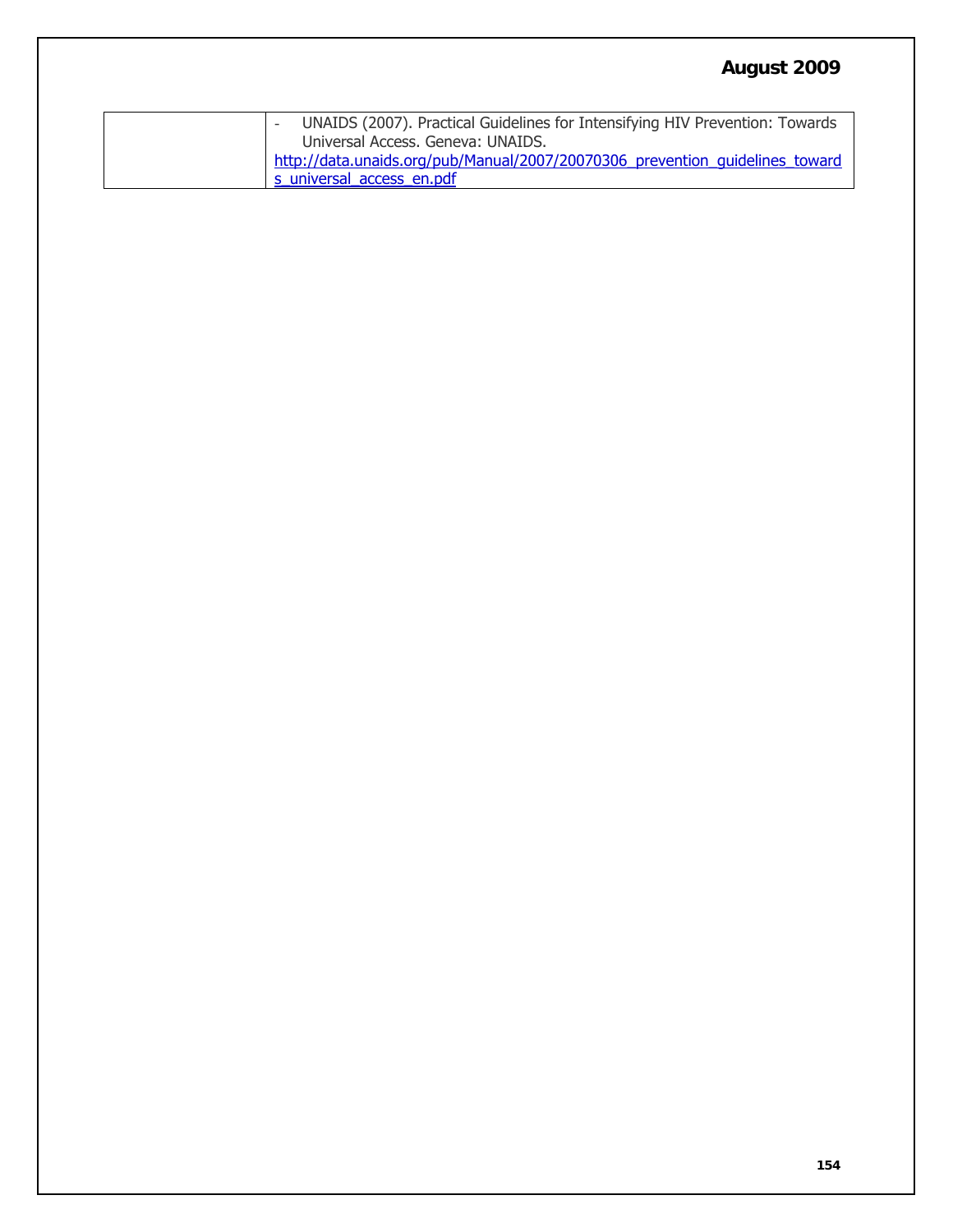|  |  |
| --- | --- |
|  | - UNAIDS (2007). Practical Guidelines for Intensifying HIV Prevention: Towards Universal Access. Geneva: UNAIDS. http://data.unaids.org/pub/Manual/2007/20070306_prevention_guidelines_towards_universal_access_en.pdf |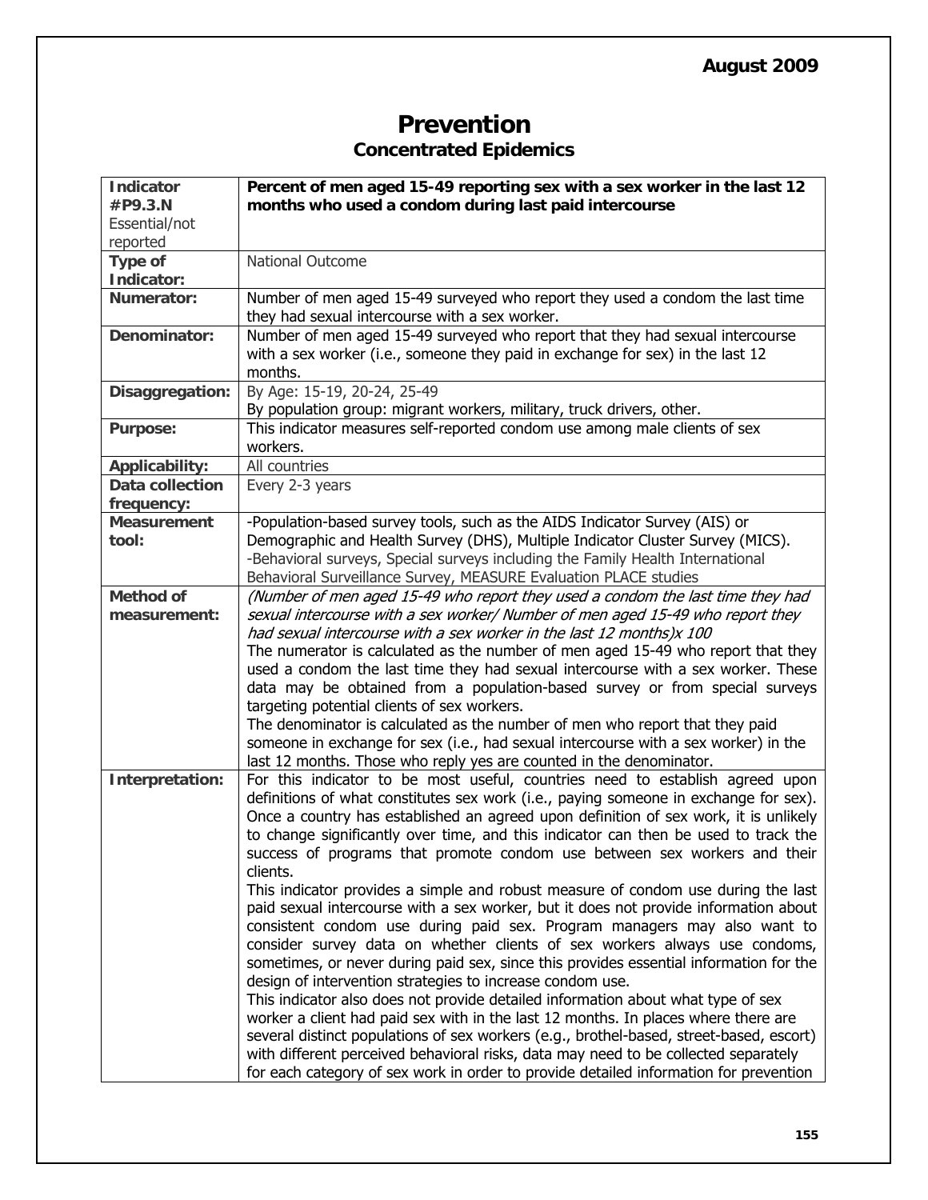# Prevention

## Concentrated Epidemics

| **Indicator #P9.3.N** Essential/not reported | **Percent of men aged 15-49 reporting sex with a sex worker in the last 12 months who used a condom during last paid intercourse** |
|---|---|
| **Type of Indicator:** | National Outcome |
| **Numerator:** | Number of men aged 15-49 surveyed who report they used a condom the last time they had sexual intercourse with a sex worker. |
| **Denominator:** | Number of men aged 15-49 surveyed who report that they had sexual intercourse with a sex worker (i.e., someone they paid in exchange for sex) in the last 12 months. |
| **Disaggregation:** | By Age: 15-19, 20-24, 25-49<br>By population group: migrant workers, military, truck drivers, other. |
| **Purpose:** | This indicator measures self-reported condom use among male clients of sex workers. |
| **Applicability:** | All countries |
| **Data collection frequency:** | Every 2-3 years |
| **Measurement tool:** | -Population-based survey tools, such as the AIDS Indicator Survey (AIS) or Demographic and Health Survey (DHS), Multiple Indicator Cluster Survey (MICS).<br>-Behavioral surveys, Special surveys including the Family Health International Behavioral Surveillance Survey, MEASURE Evaluation PLACE studies |
| **Method of measurement:** | *(Number of men aged 15-49 who report they used a condom the last time they had sexual intercourse with a sex worker/ Number of men aged 15-49 who report they had sexual intercourse with a sex worker in the last 12 months)x 100*<br>The numerator is calculated as the number of men aged 15-49 who report that they used a condom the last time they had sexual intercourse with a sex worker. These data may be obtained from a population-based survey or from special surveys targeting potential clients of sex workers.<br>The denominator is calculated as the number of men who report that they paid someone in exchange for sex (i.e., had sexual intercourse with a sex worker) in the last 12 months. Those who reply yes are counted in the denominator. |
| **Interpretation:** | For this indicator to be most useful, countries need to establish agreed upon definitions of what constitutes sex work (i.e., paying someone in exchange for sex). Once a country has established an agreed upon definition of sex work, it is unlikely to change significantly over time, and this indicator can then be used to track the success of programs that promote condom use between sex workers and their clients.<br>This indicator provides a simple and robust measure of condom use during the last paid sexual intercourse with a sex worker, but it does not provide information about consistent condom use during paid sex. Program managers may also want to consider survey data on whether clients of sex workers always use condoms, sometimes, or never during paid sex, since this provides essential information for the design of intervention strategies to increase condom use.<br>This indicator also does not provide detailed information about what type of sex worker a client had paid sex with in the last 12 months. In places where there are several distinct populations of sex workers (e.g., brothel-based, street-based, escort) with different perceived behavioral risks, data may need to be collected separately for each category of sex work in order to provide detailed information for prevention |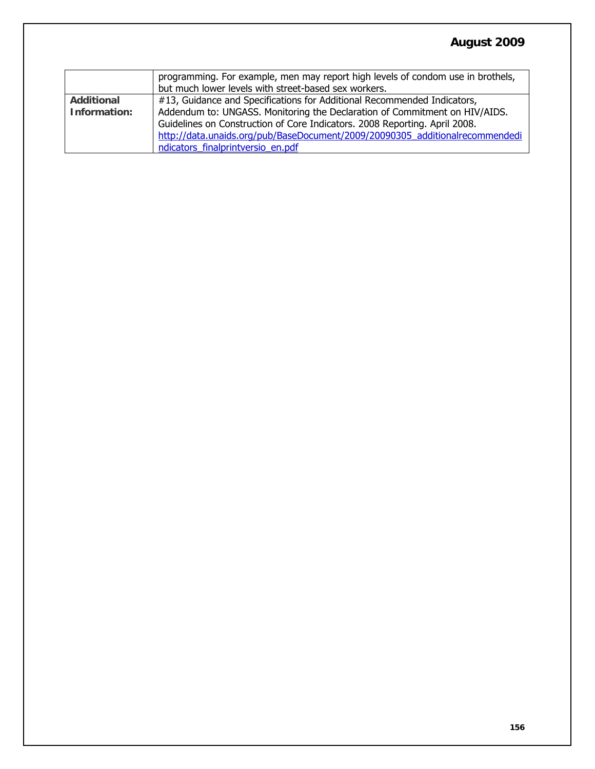| | |
|---|---|
| | programming. For example, men may report high levels of condom use in brothels, but much lower levels with street-based sex workers. |
| **Additional Information:** | #13, Guidance and Specifications for Additional Recommended Indicators, Addendum to: UNGASS. Monitoring the Declaration of Commitment on HIV/AIDS. Guidelines on Construction of Core Indicators. 2008 Reporting. April 2008. http://data.unaids.org/pub/BaseDocument/2009/20090305_additionalrecommendedindicators_finalprintversio_en.pdf |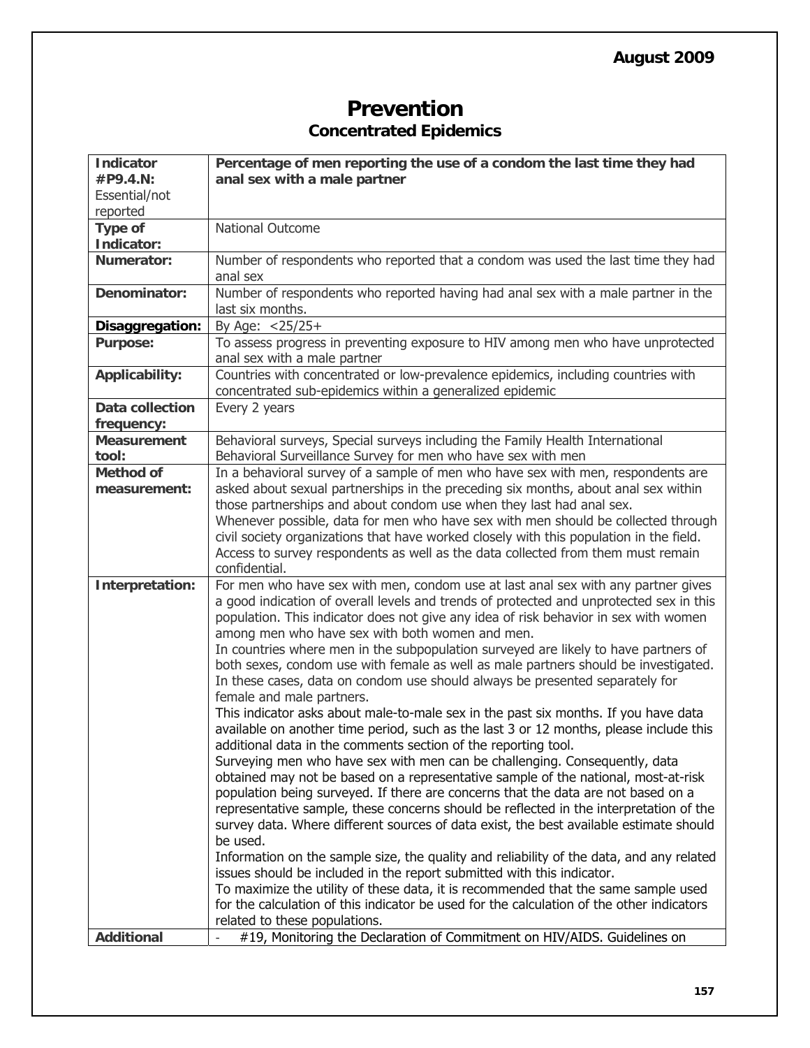# Prevention

## Concentrated Epidemics

| **Indicator #P9.4.N:** Essential/not reported | **Percentage of men reporting the use of a condom the last time they had anal sex with a male partner** |
|---|---|
| **Type of Indicator:** | National Outcome |
| **Numerator:** | Number of respondents who reported that a condom was used the last time they had anal sex |
| **Denominator:** | Number of respondents who reported having had anal sex with a male partner in the last six months. |
| **Disaggregation:** | By Age: <25/25+ |
| **Purpose:** | To assess progress in preventing exposure to HIV among men who have unprotected anal sex with a male partner |
| **Applicability:** | Countries with concentrated or low-prevalence epidemics, including countries with concentrated sub-epidemics within a generalized epidemic |
| **Data collection frequency:** | Every 2 years |
| **Measurement tool:** | Behavioral surveys, Special surveys including the Family Health International Behavioral Surveillance Survey for men who have sex with men |
| **Method of measurement:** | In a behavioral survey of a sample of men who have sex with men, respondents are asked about sexual partnerships in the preceding six months, about anal sex within those partnerships and about condom use when they last had anal sex. Whenever possible, data for men who have sex with men should be collected through civil society organizations that have worked closely with this population in the field. Access to survey respondents as well as the data collected from them must remain confidential. |
| **Interpretation:** | For men who have sex with men, condom use at last anal sex with any partner gives a good indication of overall levels and trends of protected and unprotected sex in this population. This indicator does not give any idea of risk behavior in sex with women among men who have sex with both women and men. In countries where men in the subpopulation surveyed are likely to have partners of both sexes, condom use with female as well as male partners should be investigated. In these cases, data on condom use should always be presented separately for female and male partners. This indicator asks about male-to-male sex in the past six months. If you have data available on another time period, such as the last 3 or 12 months, please include this additional data in the comments section of the reporting tool. Surveying men who have sex with men can be challenging. Consequently, data obtained may not be based on a representative sample of the national, most-at-risk population being surveyed. If there are concerns that the data are not based on a representative sample, these concerns should be reflected in the interpretation of the survey data. Where different sources of data exist, the best available estimate should be used. Information on the sample size, the quality and reliability of the data, and any related issues should be included in the report submitted with this indicator. To maximize the utility of these data, it is recommended that the same sample used for the calculation of this indicator be used for the calculation of the other indicators related to these populations. |
| **Additional** | - #19, Monitoring the Declaration of Commitment on HIV/AIDS. Guidelines on |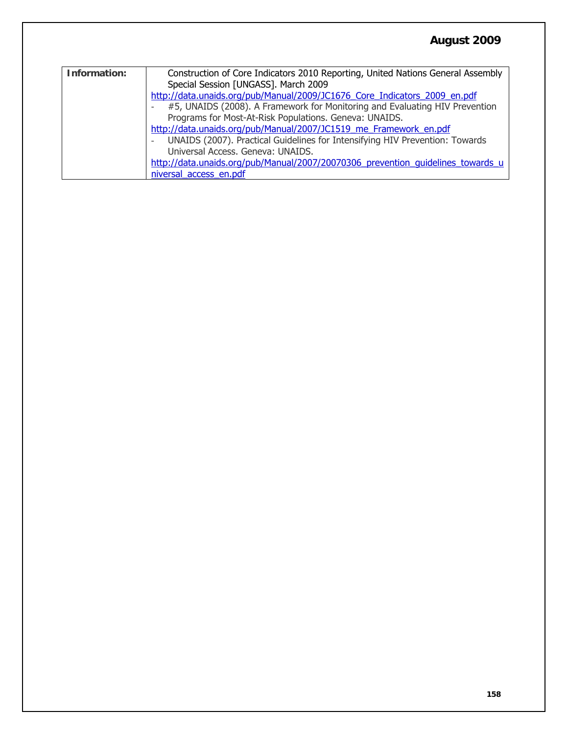| Information: | Construction of Core Indicators 2010 Reporting, United Nations General Assembly Special Session [UNGASS]. March 2009<br>http://data.unaids.org/pub/Manual/2009/JC1676_Core_Indicators_2009_en.pdf<br>- #5, UNAIDS (2008). A Framework for Monitoring and Evaluating HIV Prevention Programs for Most-At-Risk Populations. Geneva: UNAIDS.<br>http://data.unaids.org/pub/Manual/2007/JC1519_me_Framework_en.pdf<br>- UNAIDS (2007). Practical Guidelines for Intensifying HIV Prevention: Towards Universal Access. Geneva: UNAIDS.<br>http://data.unaids.org/pub/Manual/2007/20070306_prevention_guidelines_towards_universal_access_en.pdf |
|---|---|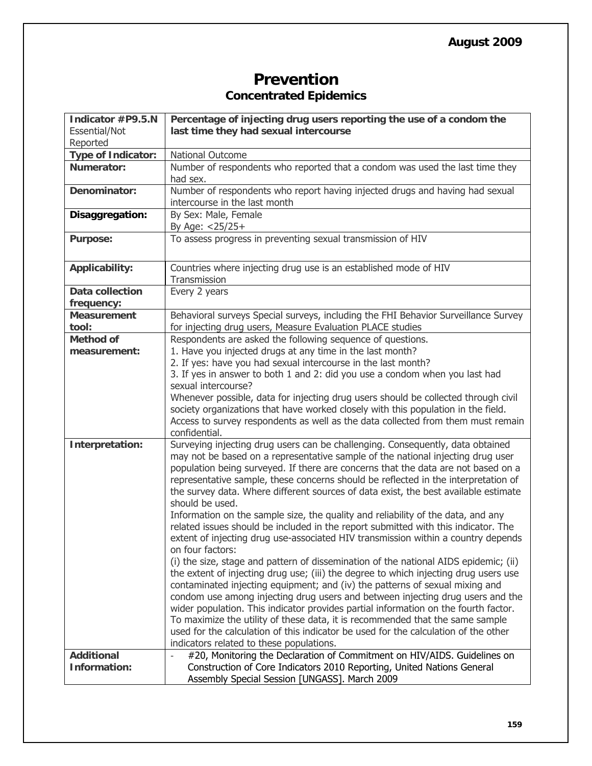August 2009

# Prevention

## Concentrated Epidemics

| **Indicator #P9.5.N** Essential/Not Reported | **Percentage of injecting drug users reporting the use of a condom the last time they had sexual intercourse** |
|---|---|
| **Type of Indicator:** | National Outcome |
| **Numerator:** | Number of respondents who reported that a condom was used the last time they had sex. |
| **Denominator:** | Number of respondents who report having injected drugs and having had sexual intercourse in the last month |
| **Disaggregation:** | By Sex: Male, Female<br>By Age: <25/25+ |
| **Purpose:** | To assess progress in preventing sexual transmission of HIV |
| **Applicability:** | Countries where injecting drug use is an established mode of HIV Transmission |
| **Data collection frequency:** | Every 2 years |
| **Measurement tool:** | Behavioral surveys Special surveys, including the FHI Behavior Surveillance Survey for injecting drug users, Measure Evaluation PLACE studies |
| **Method of measurement:** | Respondents are asked the following sequence of questions.<br>1. Have you injected drugs at any time in the last month?<br>2. If yes: have you had sexual intercourse in the last month?<br>3. If yes in answer to both 1 and 2: did you use a condom when you last had sexual intercourse?<br>Whenever possible, data for injecting drug users should be collected through civil society organizations that have worked closely with this population in the field. Access to survey respondents as well as the data collected from them must remain confidential. |
| **Interpretation:** | Surveying injecting drug users can be challenging. Consequently, data obtained may not be based on a representative sample of the national injecting drug user population being surveyed. If there are concerns that the data are not based on a representative sample, these concerns should be reflected in the interpretation of the survey data. Where different sources of data exist, the best available estimate should be used.<br>Information on the sample size, the quality and reliability of the data, and any related issues should be included in the report submitted with this indicator. The extent of injecting drug use-associated HIV transmission within a country depends on four factors:<br>(i) the size, stage and pattern of dissemination of the national AIDS epidemic; (ii) the extent of injecting drug use; (iii) the degree to which injecting drug users use contaminated injecting equipment; and (iv) the patterns of sexual mixing and condom use among injecting drug users and between injecting drug users and the wider population. This indicator provides partial information on the fourth factor. To maximize the utility of this data, it is recommended that the same sample used for the calculation of this indicator be used for the calculation of the other indicators related to these populations. |
| **Additional Information:** | - #20, Monitoring the Declaration of Commitment on HIV/AIDS. Guidelines on Construction of Core Indicators 2010 Reporting, United Nations General Assembly Special Session [UNGASS]. March 2009 |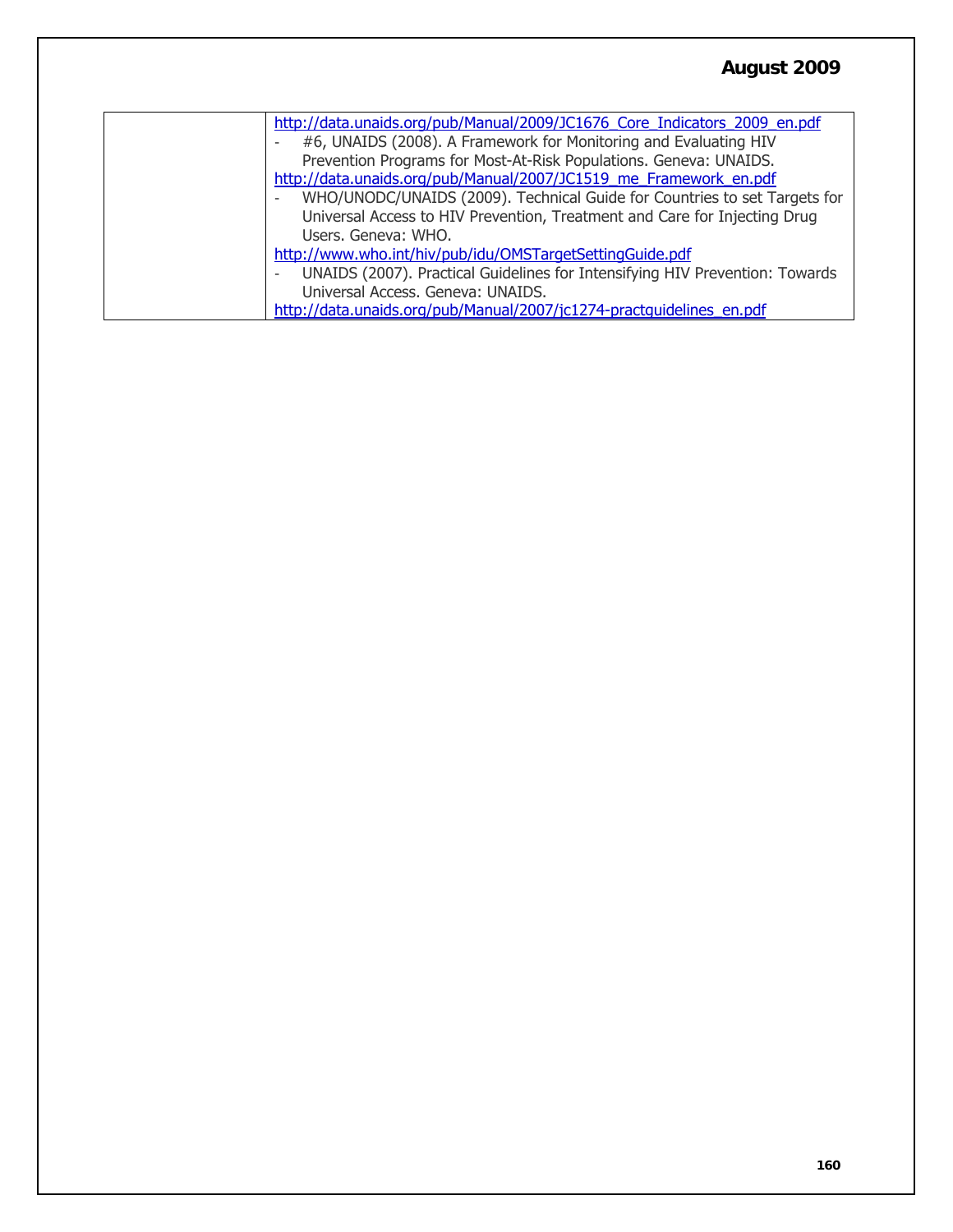| | |
|---|---|
| | http://data.unaids.org/pub/Manual/2009/JC1676_Core_Indicators_2009_en.pdf<br>- #6, UNAIDS (2008). A Framework for Monitoring and Evaluating HIV Prevention Programs for Most-At-Risk Populations. Geneva: UNAIDS.<br>http://data.unaids.org/pub/Manual/2007/JC1519_me_Framework_en.pdf<br>- WHO/UNODC/UNAIDS (2009). Technical Guide for Countries to set Targets for Universal Access to HIV Prevention, Treatment and Care for Injecting Drug Users. Geneva: WHO.<br>http://www.who.int/hiv/pub/idu/OMSTargetSettingGuide.pdf<br>- UNAIDS (2007). Practical Guidelines for Intensifying HIV Prevention: Towards Universal Access. Geneva: UNAIDS.<br>http://data.unaids.org/pub/Manual/2007/jc1274-practguidelines_en.pdf |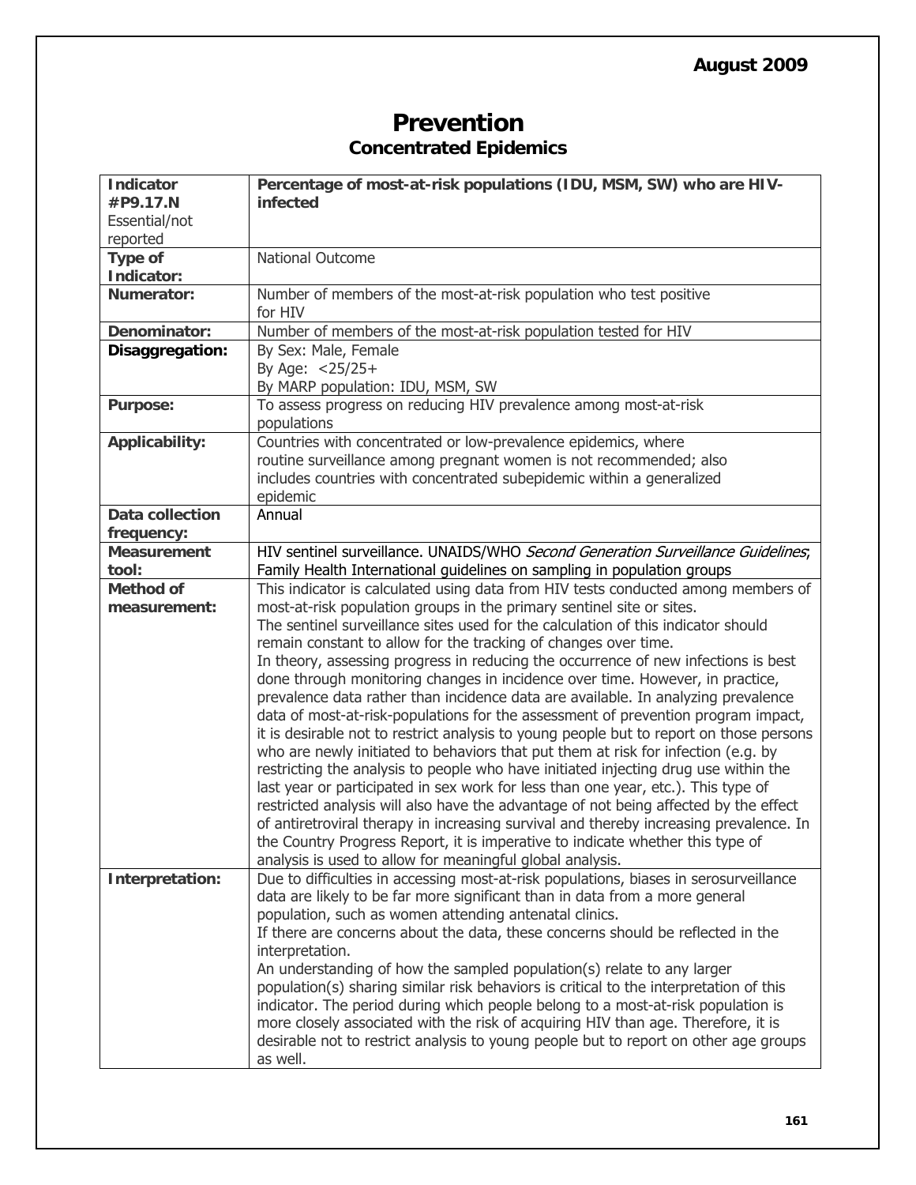# Prevention

## Concentrated Epidemics

| **Indicator #P9.17.N** Essential/not reported | **Percentage of most-at-risk populations (IDU, MSM, SW) who are HIV-infected** |
|---|---|
| **Type of Indicator:** | National Outcome |
| **Numerator:** | Number of members of the most-at-risk population who test positive for HIV |
| **Denominator:** | Number of members of the most-at-risk population tested for HIV |
| **Disaggregation:** | By Sex: Male, Female<br>By Age: <25/25+<br>By MARP population: IDU, MSM, SW |
| **Purpose:** | To assess progress on reducing HIV prevalence among most-at-risk populations |
| **Applicability:** | Countries with concentrated or low-prevalence epidemics, where routine surveillance among pregnant women is not recommended; also includes countries with concentrated subepidemic within a generalized epidemic |
| **Data collection frequency:** | Annual |
| **Measurement tool:** | HIV sentinel surveillance. UNAIDS/WHO *Second Generation Surveillance Guidelines*; Family Health International guidelines on sampling in population groups |
| **Method of measurement:** | This indicator is calculated using data from HIV tests conducted among members of most-at-risk population groups in the primary sentinel site or sites.<br>The sentinel surveillance sites used for the calculation of this indicator should remain constant to allow for the tracking of changes over time.<br>In theory, assessing progress in reducing the occurrence of new infections is best done through monitoring changes in incidence over time. However, in practice, prevalence data rather than incidence data are available. In analyzing prevalence data of most-at-risk-populations for the assessment of prevention program impact, it is desirable not to restrict analysis to young people but to report on those persons who are newly initiated to behaviors that put them at risk for infection (e.g. by restricting the analysis to people who have initiated injecting drug use within the last year or participated in sex work for less than one year, etc.). This type of restricted analysis will also have the advantage of not being affected by the effect of antiretroviral therapy in increasing survival and thereby increasing prevalence. In the Country Progress Report, it is imperative to indicate whether this type of analysis is used to allow for meaningful global analysis. |
| **Interpretation:** | Due to difficulties in accessing most-at-risk populations, biases in serosurveillance data are likely to be far more significant than in data from a more general population, such as women attending antenatal clinics.<br>If there are concerns about the data, these concerns should be reflected in the interpretation.<br>An understanding of how the sampled population(s) relate to any larger population(s) sharing similar risk behaviors is critical to the interpretation of this indicator. The period during which people belong to a most-at-risk population is more closely associated with the risk of acquiring HIV than age. Therefore, it is desirable not to restrict analysis to young people but to report on other age groups as well. |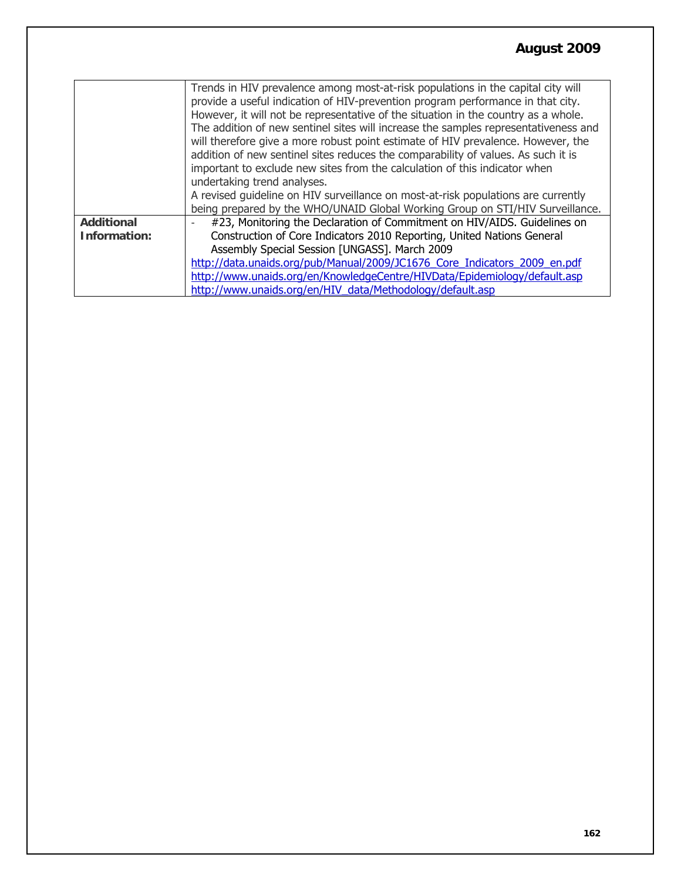| | |
|---|---|
| | Trends in HIV prevalence among most-at-risk populations in the capital city will provide a useful indication of HIV-prevention program performance in that city. However, it will not be representative of the situation in the country as a whole. The addition of new sentinel sites will increase the samples representativeness and will therefore give a more robust point estimate of HIV prevalence. However, the addition of new sentinel sites reduces the comparability of values. As such it is important to exclude new sites from the calculation of this indicator when undertaking trend analyses.<br>A revised guideline on HIV surveillance on most-at-risk populations are currently being prepared by the WHO/UNAID Global Working Group on STI/HIV Surveillance. |
| **Additional Information:** | - #23, Monitoring the Declaration of Commitment on HIV/AIDS. Guidelines on Construction of Core Indicators 2010 Reporting, United Nations General Assembly Special Session [UNGASS]. March 2009<br>http://data.unaids.org/pub/Manual/2009/JC1676_Core_Indicators_2009_en.pdf<br>http://www.unaids.org/en/KnowledgeCentre/HIVData/Epidemiology/default.asp<br>http://www.unaids.org/en/HIV_data/Methodology/default.asp |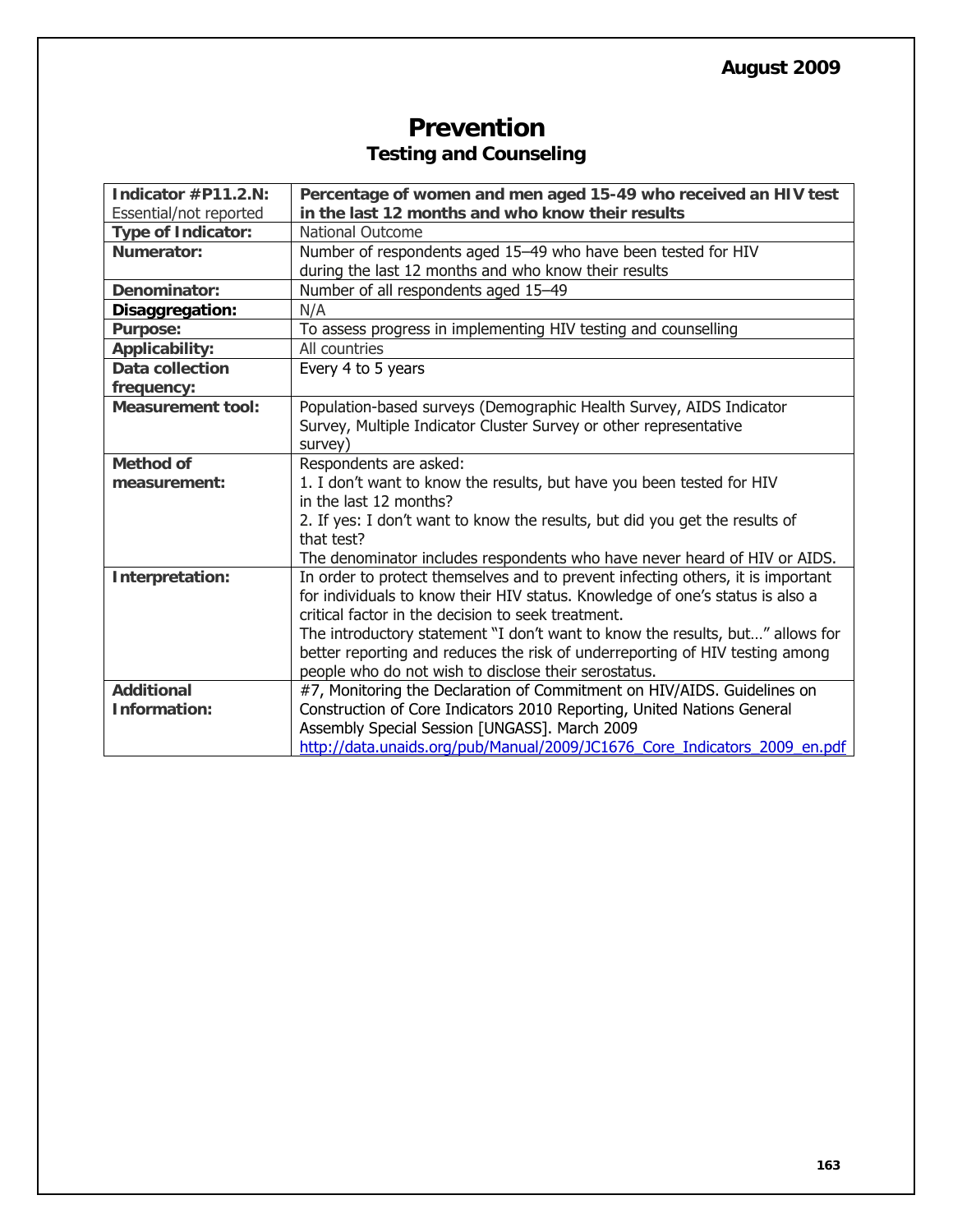August 2009

# Prevention

## Testing and Counseling

| **Indicator #P11.2.N:** Essential/not reported | **Percentage of women and men aged 15-49 who received an HIV test in the last 12 months and who know their results** |
|---|---|
| **Type of Indicator:** | National Outcome |
| **Numerator:** | Number of respondents aged 15–49 who have been tested for HIV during the last 12 months and who know their results |
| **Denominator:** | Number of all respondents aged 15–49 |
| **Disaggregation:** | N/A |
| **Purpose:** | To assess progress in implementing HIV testing and counselling |
| **Applicability:** | All countries |
| **Data collection frequency:** | Every 4 to 5 years |
| **Measurement tool:** | Population-based surveys (Demographic Health Survey, AIDS Indicator Survey, Multiple Indicator Cluster Survey or other representative survey) |
| **Method of measurement:** | Respondents are asked:<br>1. I don't want to know the results, but have you been tested for HIV in the last 12 months?<br>2. If yes: I don't want to know the results, but did you get the results of that test?<br>The denominator includes respondents who have never heard of HIV or AIDS. |
| **Interpretation:** | In order to protect themselves and to prevent infecting others, it is important for individuals to know their HIV status. Knowledge of one's status is also a critical factor in the decision to seek treatment.<br>The introductory statement "I don't want to know the results, but…" allows for better reporting and reduces the risk of underreporting of HIV testing among people who do not wish to disclose their serostatus. |
| **Additional Information:** | #7, Monitoring the Declaration of Commitment on HIV/AIDS. Guidelines on Construction of Core Indicators 2010 Reporting, United Nations General Assembly Special Session [UNGASS]. March 2009<br>http://data.unaids.org/pub/Manual/2009/JC1676_Core_Indicators_2009_en.pdf |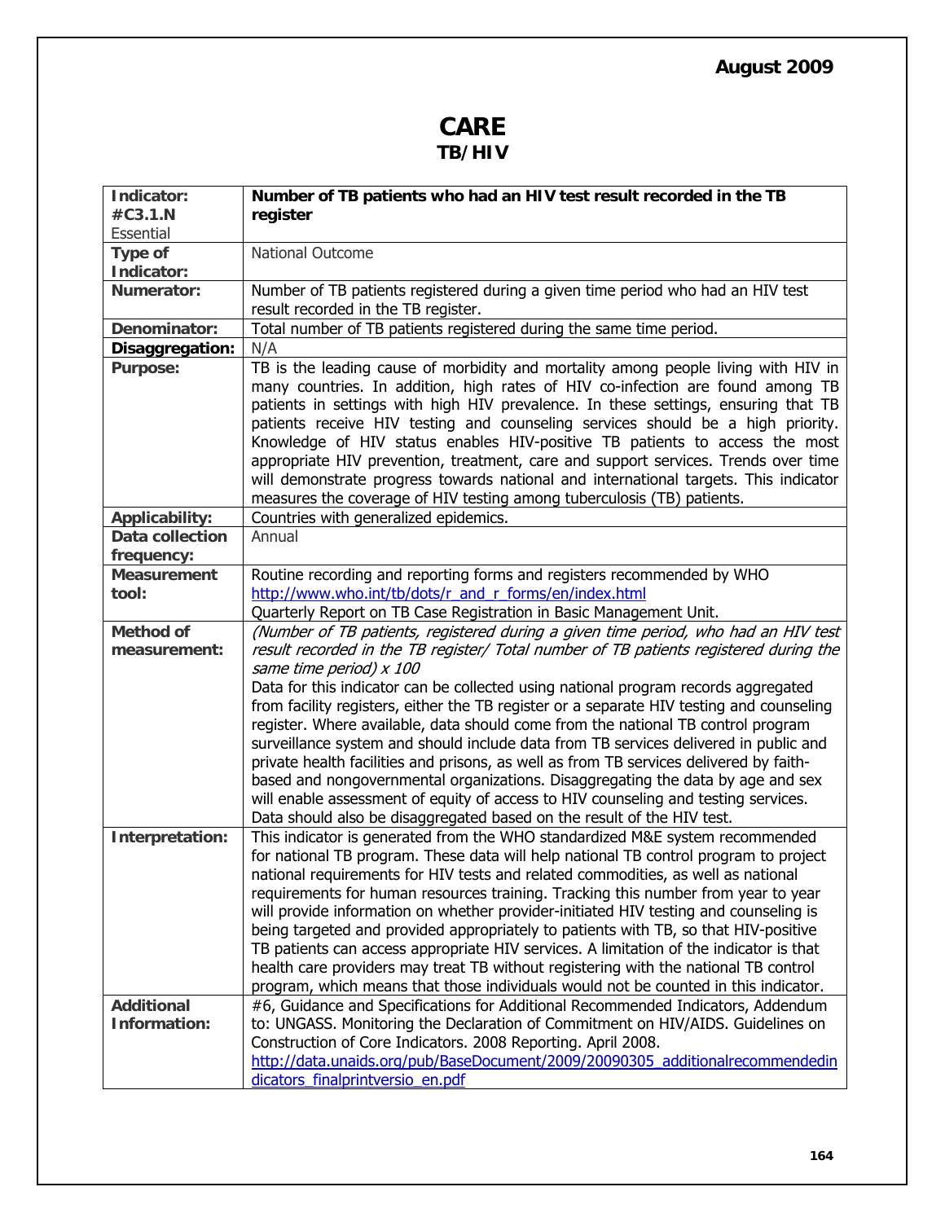August 2009

# CARE

## TB/HIV

| Indicator: #C3.1.N Essential | **Number of TB patients who had an HIV test result recorded in the TB register** |
|---|---|
| **Type of Indicator:** | National Outcome |
| **Numerator:** | Number of TB patients registered during a given time period who had an HIV test result recorded in the TB register. |
| **Denominator:** | Total number of TB patients registered during the same time period. |
| **Disaggregation:** | N/A |
| **Purpose:** | TB is the leading cause of morbidity and mortality among people living with HIV in many countries. In addition, high rates of HIV co-infection are found among TB patients in settings with high HIV prevalence. In these settings, ensuring that TB patients receive HIV testing and counseling services should be a high priority. Knowledge of HIV status enables HIV-positive TB patients to access the most appropriate HIV prevention, treatment, care and support services. Trends over time will demonstrate progress towards national and international targets. This indicator measures the coverage of HIV testing among tuberculosis (TB) patients. |
| **Applicability:** | Countries with generalized epidemics. |
| **Data collection frequency:** | Annual |
| **Measurement tool:** | Routine recording and reporting forms and registers recommended by WHO http://www.who.int/tb/dots/r_and_r_forms/en/index.html<br>Quarterly Report on TB Case Registration in Basic Management Unit. |
| **Method of measurement:** | *(Number of TB patients, registered during a given time period, who had an HIV test result recorded in the TB register/ Total number of TB patients registered during the same time period) x 100*<br>Data for this indicator can be collected using national program records aggregated from facility registers, either the TB register or a separate HIV testing and counseling register. Where available, data should come from the national TB control program surveillance system and should include data from TB services delivered in public and private health facilities and prisons, as well as from TB services delivered by faith-based and nongovernmental organizations. Disaggregating the data by age and sex will enable assessment of equity of access to HIV counseling and testing services. Data should also be disaggregated based on the result of the HIV test. |
| **Interpretation:** | This indicator is generated from the WHO standardized M&E system recommended for national TB program. These data will help national TB control program to project national requirements for HIV tests and related commodities, as well as national requirements for human resources training. Tracking this number from year to year will provide information on whether provider-initiated HIV testing and counseling is being targeted and provided appropriately to patients with TB, so that HIV-positive TB patients can access appropriate HIV services. A limitation of the indicator is that health care providers may treat TB without registering with the national TB control program, which means that those individuals would not be counted in this indicator. |
| **Additional Information:** | #6, Guidance and Specifications for Additional Recommended Indicators, Addendum to: UNGASS. Monitoring the Declaration of Commitment on HIV/AIDS. Guidelines on Construction of Core Indicators. 2008 Reporting. April 2008.<br>http://data.unaids.org/pub/BaseDocument/2009/20090305_additionalrecommendedindicators_finalprintversio_en.pdf |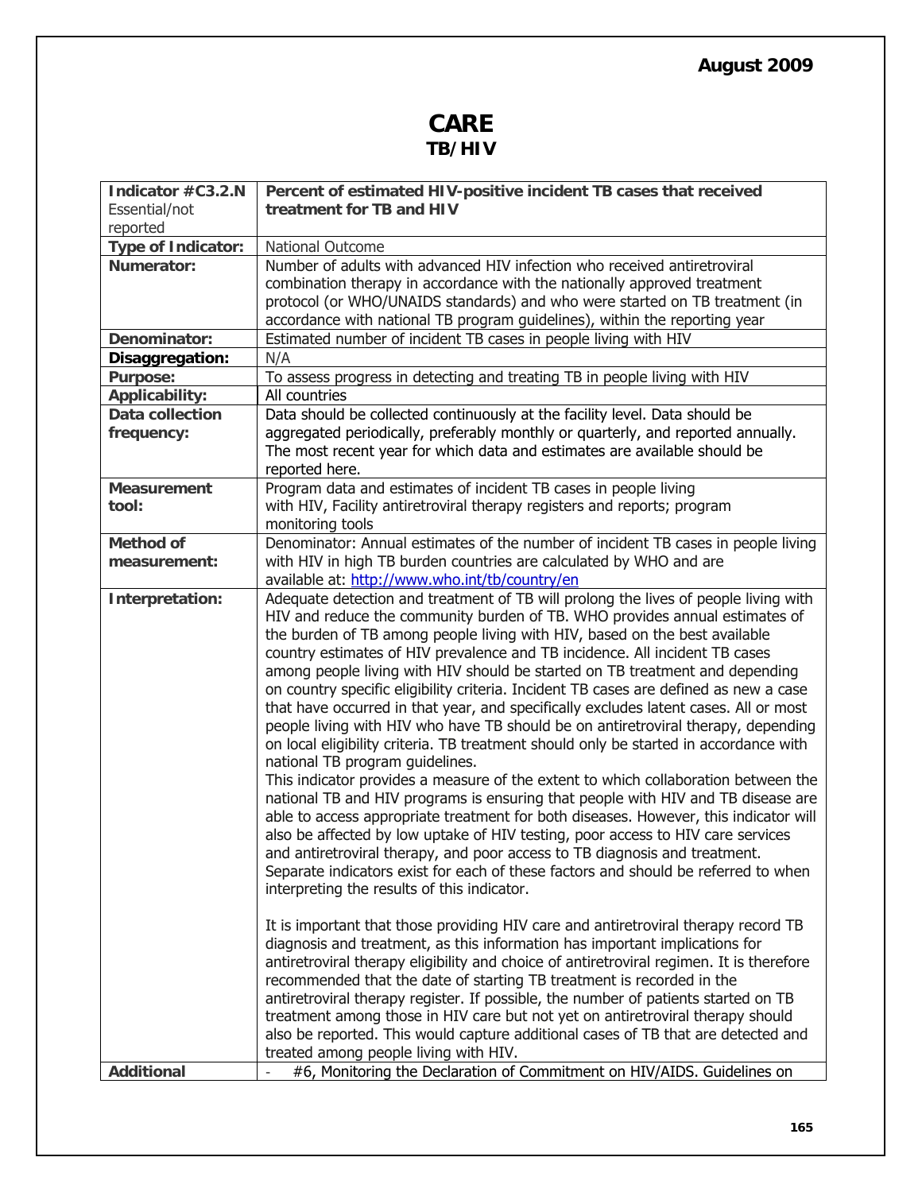August 2009

# CARE
## TB/HIV

| Indicator #C3.2.N Essential/not reported | Percent of estimated HIV-positive incident TB cases that received treatment for TB and HIV |
|---|---|
| **Type of Indicator:** | National Outcome |
| **Numerator:** | Number of adults with advanced HIV infection who received antiretroviral combination therapy in accordance with the nationally approved treatment protocol (or WHO/UNAIDS standards) and who were started on TB treatment (in accordance with national TB program guidelines), within the reporting year |
| **Denominator:** | Estimated number of incident TB cases in people living with HIV |
| **Disaggregation:** | N/A |
| **Purpose:** | To assess progress in detecting and treating TB in people living with HIV |
| **Applicability:** | All countries |
| **Data collection frequency:** | Data should be collected continuously at the facility level. Data should be aggregated periodically, preferably monthly or quarterly, and reported annually. The most recent year for which data and estimates are available should be reported here. |
| **Measurement tool:** | Program data and estimates of incident TB cases in people living with HIV, Facility antiretroviral therapy registers and reports; program monitoring tools |
| **Method of measurement:** | Denominator: Annual estimates of the number of incident TB cases in people living with HIV in high TB burden countries are calculated by WHO and are available at: http://www.who.int/tb/country/en |
| **Interpretation:** | Adequate detection and treatment of TB will prolong the lives of people living with HIV and reduce the community burden of TB. WHO provides annual estimates of the burden of TB among people living with HIV, based on the best available country estimates of HIV prevalence and TB incidence. All incident TB cases among people living with HIV should be started on TB treatment and depending on country specific eligibility criteria. Incident TB cases are defined as new a case that have occurred in that year, and specifically excludes latent cases. All or most people living with HIV who have TB should be on antiretroviral therapy, depending on local eligibility criteria. TB treatment should only be started in accordance with national TB program guidelines.<br>This indicator provides a measure of the extent to which collaboration between the national TB and HIV programs is ensuring that people with HIV and TB disease are able to access appropriate treatment for both diseases. However, this indicator will also be affected by low uptake of HIV testing, poor access to HIV care services and antiretroviral therapy, and poor access to TB diagnosis and treatment. Separate indicators exist for each of these factors and should be referred to when interpreting the results of this indicator.<br><br>It is important that those providing HIV care and antiretroviral therapy record TB diagnosis and treatment, as this information has important implications for antiretroviral therapy eligibility and choice of antiretroviral regimen. It is therefore recommended that the date of starting TB treatment is recorded in the antiretroviral therapy register. If possible, the number of patients started on TB treatment among those in HIV care but not yet on antiretroviral therapy should also be reported. This would capture additional cases of TB that are detected and treated among people living with HIV. |
| **Additional** | - #6, Monitoring the Declaration of Commitment on HIV/AIDS. Guidelines on |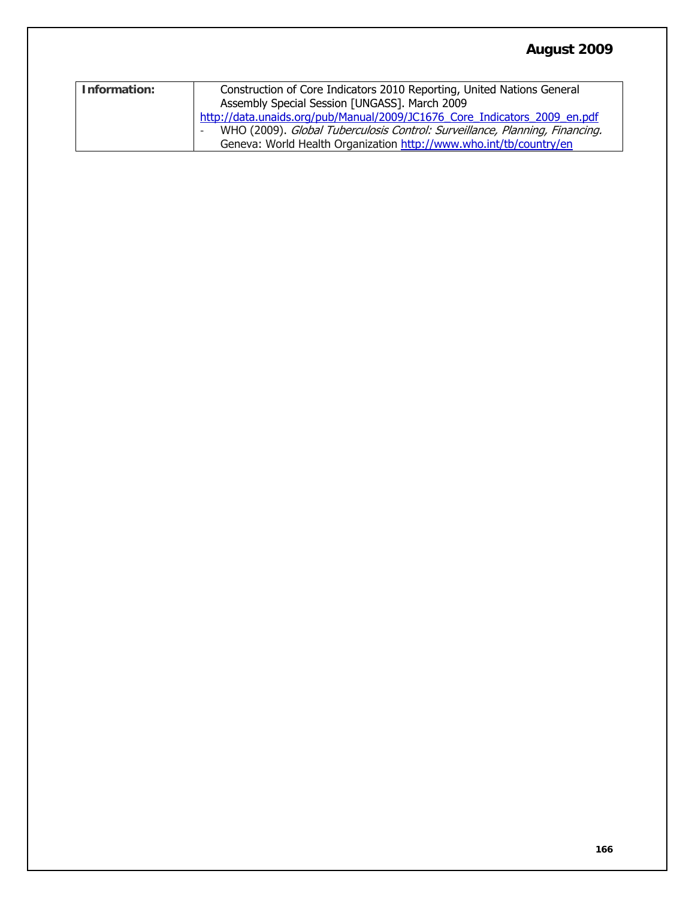| Information: | Construction of Core Indicators 2010 Reporting, United Nations General Assembly Special Session [UNGASS]. March 2009 http://data.unaids.org/pub/Manual/2009/JC1676_Core_Indicators_2009_en.pdf<br>- WHO (2009). *Global Tuberculosis Control: Surveillance, Planning, Financing.* Geneva: World Health Organization http://www.who.int/tb/country/en |
|---|---|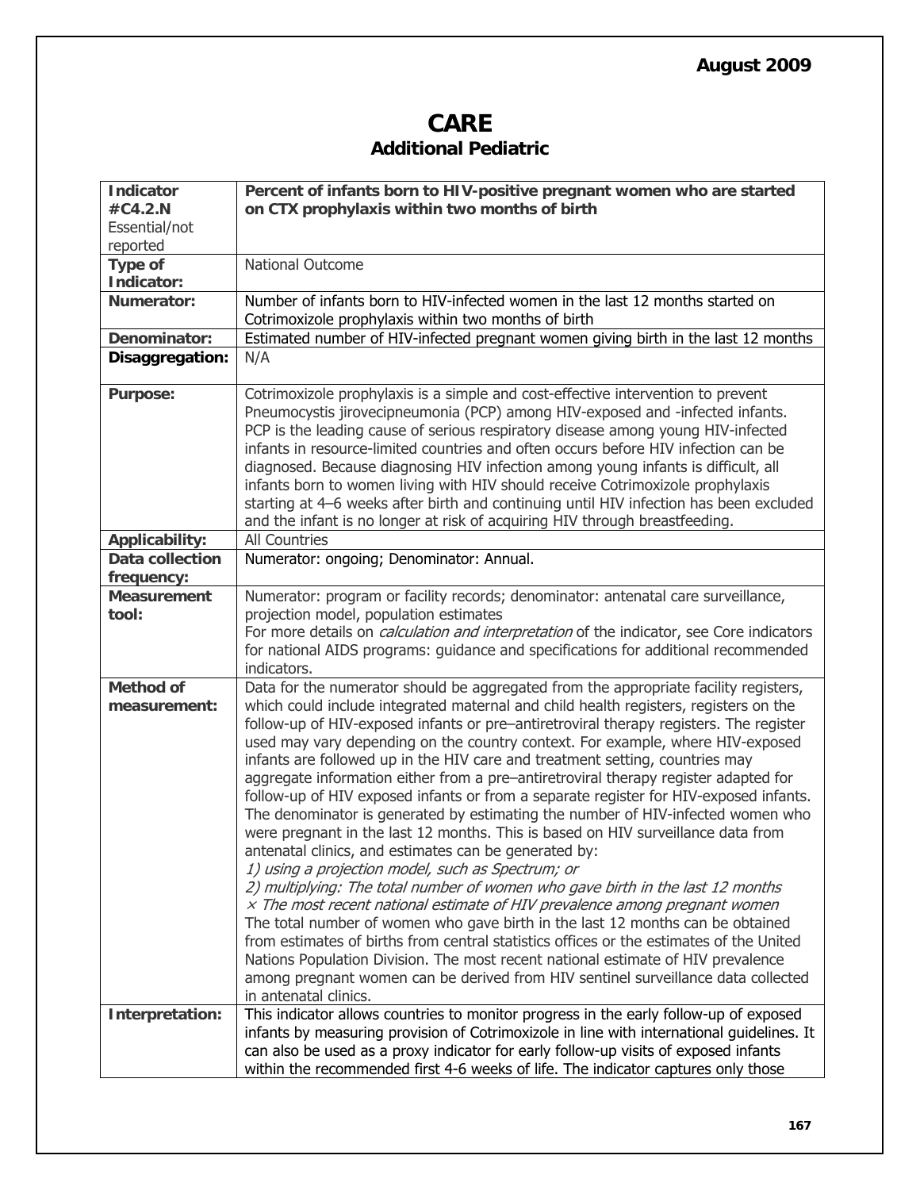August 2009

# CARE

## Additional Pediatric

| Indicator #C4.2.N Essential/not reported | **Percent of infants born to HIV-positive pregnant women who are started on CTX prophylaxis within two months of birth** |
|---|---|
| **Type of Indicator:** | National Outcome |
| **Numerator:** | Number of infants born to HIV-infected women in the last 12 months started on Cotrimoxizole prophylaxis within two months of birth |
| **Denominator:** | Estimated number of HIV-infected pregnant women giving birth in the last 12 months |
| **Disaggregation:** | N/A |
| **Purpose:** | Cotrimoxizole prophylaxis is a simple and cost-effective intervention to prevent Pneumocystis jirovecipneumonia (PCP) among HIV-exposed and -infected infants. PCP is the leading cause of serious respiratory disease among young HIV-infected infants in resource-limited countries and often occurs before HIV infection can be diagnosed. Because diagnosing HIV infection among young infants is difficult, all infants born to women living with HIV should receive Cotrimoxizole prophylaxis starting at 4–6 weeks after birth and continuing until HIV infection has been excluded and the infant is no longer at risk of acquiring HIV through breastfeeding. |
| **Applicability:** | All Countries |
| **Data collection frequency:** | Numerator: ongoing; Denominator: Annual. |
| **Measurement tool:** | Numerator: program or facility records; denominator: antenatal care surveillance, projection model, population estimates<br>For more details on *calculation and interpretation* of the indicator, see Core indicators for national AIDS programs: guidance and specifications for additional recommended indicators. |
| **Method of measurement:** | Data for the numerator should be aggregated from the appropriate facility registers, which could include integrated maternal and child health registers, registers on the follow-up of HIV-exposed infants or pre–antiretroviral therapy registers. The register used may vary depending on the country context. For example, where HIV-exposed infants are followed up in the HIV care and treatment setting, countries may aggregate information either from a pre–antiretroviral therapy register adapted for follow-up of HIV exposed infants or from a separate register for HIV-exposed infants. The denominator is generated by estimating the number of HIV-infected women who were pregnant in the last 12 months. This is based on HIV surveillance data from antenatal clinics, and estimates can be generated by:<br>*1) using a projection model, such as Spectrum; or*<br>*2) multiplying: The total number of women who gave birth in the last 12 months × The most recent national estimate of HIV prevalence among pregnant women*<br>The total number of women who gave birth in the last 12 months can be obtained from estimates of births from central statistics offices or the estimates of the United Nations Population Division. The most recent national estimate of HIV prevalence among pregnant women can be derived from HIV sentinel surveillance data collected in antenatal clinics. |
| **Interpretation:** | This indicator allows countries to monitor progress in the early follow-up of exposed infants by measuring provision of Cotrimoxizole in line with international guidelines. It can also be used as a proxy indicator for early follow-up visits of exposed infants within the recommended first 4-6 weeks of life. The indicator captures only those |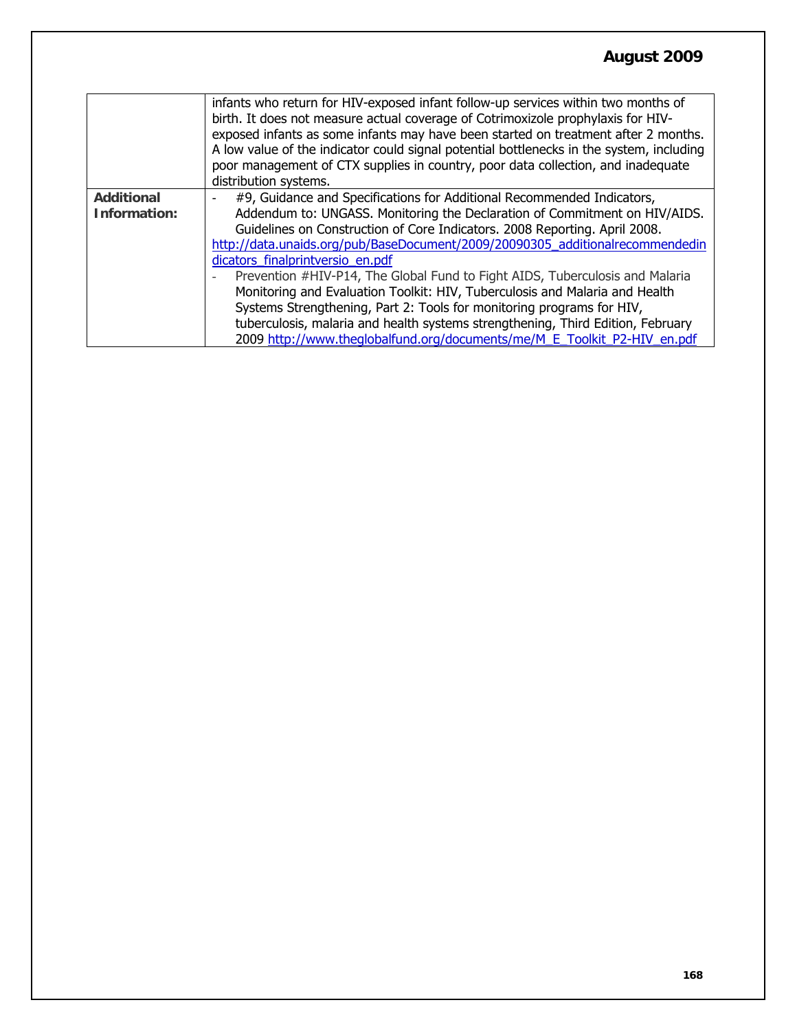| | |
|---|---|
| | infants who return for HIV-exposed infant follow-up services within two months of birth. It does not measure actual coverage of Cotrimoxizole prophylaxis for HIV-exposed infants as some infants may have been started on treatment after 2 months. A low value of the indicator could signal potential bottlenecks in the system, including poor management of CTX supplies in country, poor data collection, and inadequate distribution systems. |
| **Additional Information:** | - #9, Guidance and Specifications for Additional Recommended Indicators, Addendum to: UNGASS. Monitoring the Declaration of Commitment on HIV/AIDS. Guidelines on Construction of Core Indicators. 2008 Reporting. April 2008. http://data.unaids.org/pub/BaseDocument/2009/20090305_additionalrecommendedindicators_finalprintversio_en.pdf <br> - Prevention #HIV-P14, The Global Fund to Fight AIDS, Tuberculosis and Malaria Monitoring and Evaluation Toolkit: HIV, Tuberculosis and Malaria and Health Systems Strengthening, Part 2: Tools for monitoring programs for HIV, tuberculosis, malaria and health systems strengthening, Third Edition, February 2009 http://www.theglobalfund.org/documents/me/M_E_Toolkit_P2-HIV_en.pdf |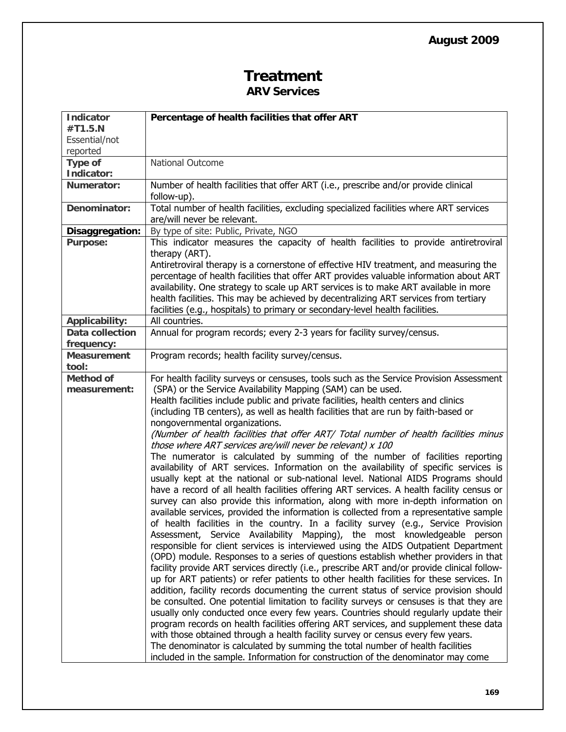# Treatment

## ARV Services

| Indicator #T1.5.N Essential/not reported | **Percentage of health facilities that offer ART** |
|---|---|
| **Type of Indicator:** | National Outcome |
| **Numerator:** | Number of health facilities that offer ART (i.e., prescribe and/or provide clinical follow-up). |
| **Denominator:** | Total number of health facilities, excluding specialized facilities where ART services are/will never be relevant. |
| **Disaggregation:** | By type of site: Public, Private, NGO |
| **Purpose:** | This indicator measures the capacity of health facilities to provide antiretroviral therapy (ART).<br>Antiretroviral therapy is a cornerstone of effective HIV treatment, and measuring the percentage of health facilities that offer ART provides valuable information about ART availability. One strategy to scale up ART services is to make ART available in more health facilities. This may be achieved by decentralizing ART services from tertiary facilities (e.g., hospitals) to primary or secondary-level health facilities. |
| **Applicability:** | All countries. |
| **Data collection frequency:** | Annual for program records; every 2-3 years for facility survey/census. |
| **Measurement tool:** | Program records; health facility survey/census. |
| **Method of measurement:** | For health facility surveys or censuses, tools such as the Service Provision Assessment (SPA) or the Service Availability Mapping (SAM) can be used.<br>Health facilities include public and private facilities, health centers and clinics (including TB centers), as well as health facilities that are run by faith-based or nongovernmental organizations.<br>*(Number of health facilities that offer ART/ Total number of health facilities minus those where ART services are/will never be relevant) x 100*<br>The numerator is calculated by summing of the number of facilities reporting availability of ART services. Information on the availability of specific services is usually kept at the national or sub-national level. National AIDS Programs should have a record of all health facilities offering ART services. A health facility census or survey can also provide this information, along with more in-depth information on available services, provided the information is collected from a representative sample of health facilities in the country. In a facility survey (e.g., Service Provision Assessment, Service Availability Mapping), the most knowledgeable person responsible for client services is interviewed using the AIDS Outpatient Department (OPD) module. Responses to a series of questions establish whether providers in that facility provide ART services directly (i.e., prescribe ART and/or provide clinical follow-up for ART patients) or refer patients to other health facilities for these services. In addition, facility records documenting the current status of service provision should be consulted. One potential limitation to facility surveys or censuses is that they are usually only conducted once every few years. Countries should regularly update their program records on health facilities offering ART services, and supplement these data with those obtained through a health facility survey or census every few years.<br>The denominator is calculated by summing the total number of health facilities included in the sample. Information for construction of the denominator may come |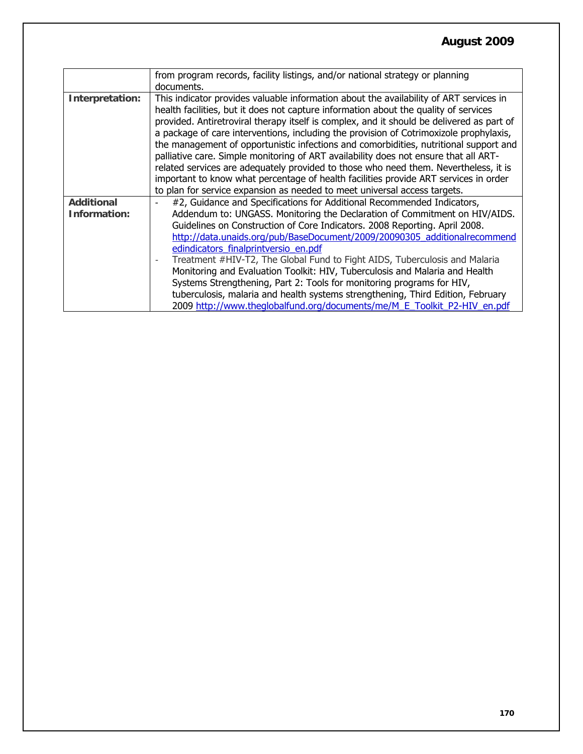| | |
|---|---|
| | from program records, facility listings, and/or national strategy or planning documents. |
| **Interpretation:** | This indicator provides valuable information about the availability of ART services in health facilities, but it does not capture information about the quality of services provided. Antiretroviral therapy itself is complex, and it should be delivered as part of a package of care interventions, including the provision of Cotrimoxizole prophylaxis, the management of opportunistic infections and comorbidities, nutritional support and palliative care. Simple monitoring of ART availability does not ensure that all ART-related services are adequately provided to those who need them. Nevertheless, it is important to know what percentage of health facilities provide ART services in order to plan for service expansion as needed to meet universal access targets. |
| **Additional Information:** | - #2, Guidance and Specifications for Additional Recommended Indicators, Addendum to: UNGASS. Monitoring the Declaration of Commitment on HIV/AIDS. Guidelines on Construction of Core Indicators. 2008 Reporting. April 2008. http://data.unaids.org/pub/BaseDocument/2009/20090305_additionalrecommendedindicators_finalprintversio_en.pdf <br> - Treatment #HIV-T2, The Global Fund to Fight AIDS, Tuberculosis and Malaria Monitoring and Evaluation Toolkit: HIV, Tuberculosis and Malaria and Health Systems Strengthening, Part 2: Tools for monitoring programs for HIV, tuberculosis, malaria and health systems strengthening, Third Edition, February 2009 http://www.theglobalfund.org/documents/me/M_E_Toolkit_P2-HIV_en.pdf |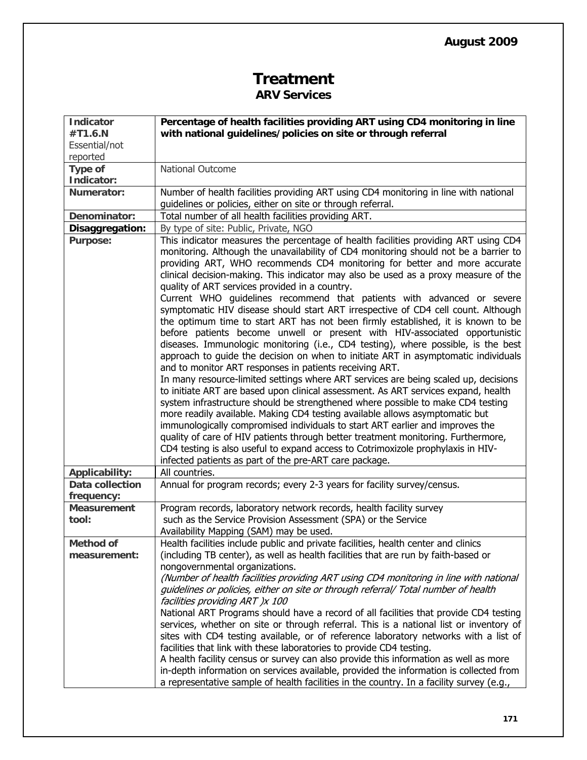# Treatment

## ARV Services

| Indicator #T1.6.N Essential/not reported | **Percentage of health facilities providing ART using CD4 monitoring in line with national guidelines/policies on site or through referral** |
|---|---|
| **Type of Indicator:** | National Outcome |
| **Numerator:** | Number of health facilities providing ART using CD4 monitoring in line with national guidelines or policies, either on site or through referral. |
| **Denominator:** | Total number of all health facilities providing ART. |
| **Disaggregation:** | By type of site: Public, Private, NGO |
| **Purpose:** | This indicator measures the percentage of health facilities providing ART using CD4 monitoring. Although the unavailability of CD4 monitoring should not be a barrier to providing ART, WHO recommends CD4 monitoring for better and more accurate clinical decision-making. This indicator may also be used as a proxy measure of the quality of ART services provided in a country.<br>Current WHO guidelines recommend that patients with advanced or severe symptomatic HIV disease should start ART irrespective of CD4 cell count. Although the optimum time to start ART has not been firmly established, it is known to be before patients become unwell or present with HIV-associated opportunistic diseases. Immunologic monitoring (i.e., CD4 testing), where possible, is the best approach to guide the decision on when to initiate ART in asymptomatic individuals and to monitor ART responses in patients receiving ART.<br>In many resource-limited settings where ART services are being scaled up, decisions to initiate ART are based upon clinical assessment. As ART services expand, health system infrastructure should be strengthened where possible to make CD4 testing more readily available. Making CD4 testing available allows asymptomatic but immunologically compromised individuals to start ART earlier and improves the quality of care of HIV patients through better treatment monitoring. Furthermore, CD4 testing is also useful to expand access to Cotrimoxizole prophylaxis in HIV-infected patients as part of the pre-ART care package. |
| **Applicability:** | All countries. |
| **Data collection frequency:** | Annual for program records; every 2-3 years for facility survey/census. |
| **Measurement tool:** | Program records, laboratory network records, health facility survey such as the Service Provision Assessment (SPA) or the Service Availability Mapping (SAM) may be used. |
| **Method of measurement:** | Health facilities include public and private facilities, health center and clinics (including TB center), as well as health facilities that are run by faith-based or nongovernmental organizations.<br>*(Number of health facilities providing ART using CD4 monitoring in line with national guidelines or policies, either on site or through referral/ Total number of health facilities providing ART )x 100*<br>National ART Programs should have a record of all facilities that provide CD4 testing services, whether on site or through referral. This is a national list or inventory of sites with CD4 testing available, or of reference laboratory networks with a list of facilities that link with these laboratories to provide CD4 testing.<br>A health facility census or survey can also provide this information as well as more in-depth information on services available, provided the information is collected from a representative sample of health facilities in the country. In a facility survey (e.g., |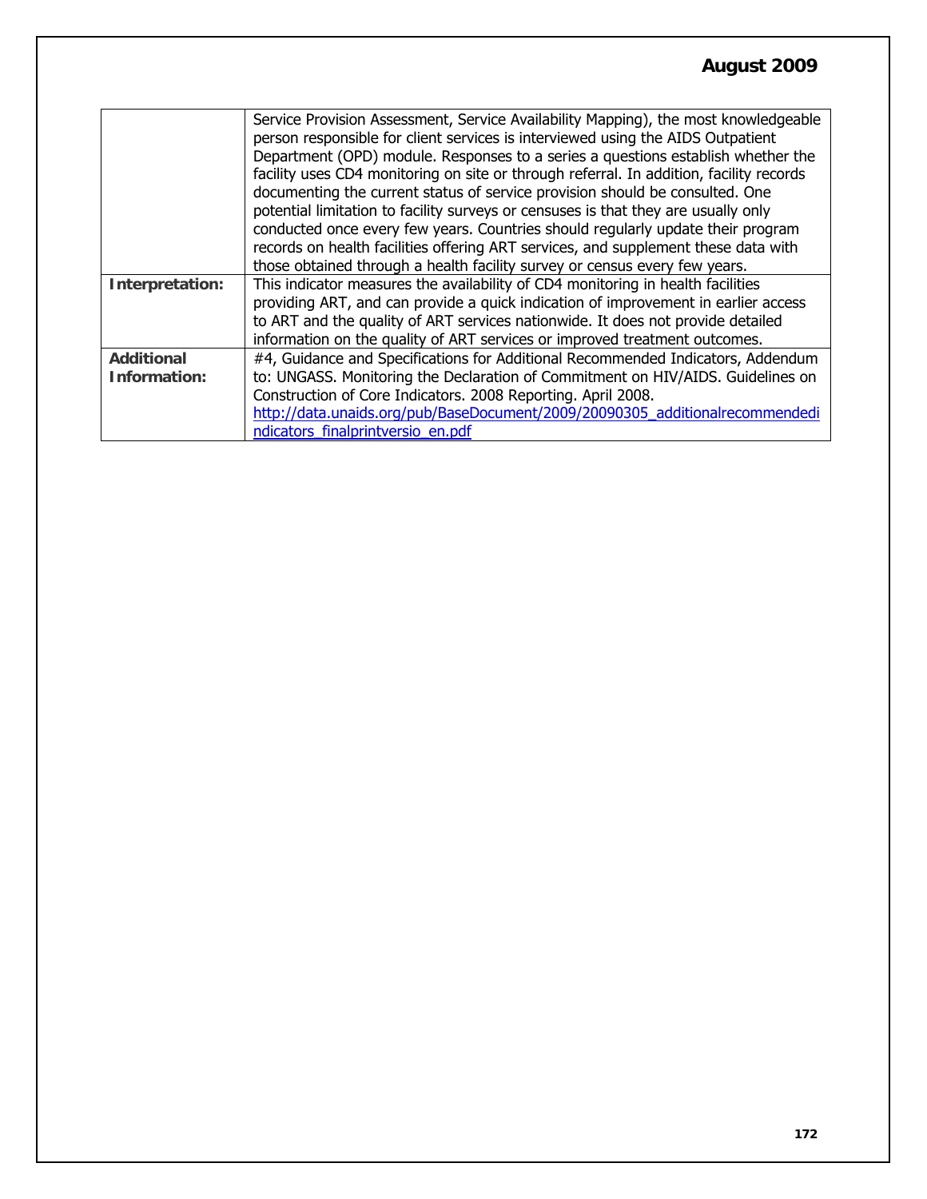| | |
|---|---|
| | Service Provision Assessment, Service Availability Mapping), the most knowledgeable person responsible for client services is interviewed using the AIDS Outpatient Department (OPD) module. Responses to a series a questions establish whether the facility uses CD4 monitoring on site or through referral. In addition, facility records documenting the current status of service provision should be consulted. One potential limitation to facility surveys or censuses is that they are usually only conducted once every few years. Countries should regularly update their program records on health facilities offering ART services, and supplement these data with those obtained through a health facility survey or census every few years. |
| **Interpretation:** | This indicator measures the availability of CD4 monitoring in health facilities providing ART, and can provide a quick indication of improvement in earlier access to ART and the quality of ART services nationwide. It does not provide detailed information on the quality of ART services or improved treatment outcomes. |
| **Additional Information:** | #4, Guidance and Specifications for Additional Recommended Indicators, Addendum to: UNGASS. Monitoring the Declaration of Commitment on HIV/AIDS. Guidelines on Construction of Core Indicators. 2008 Reporting. April 2008. http://data.unaids.org/pub/BaseDocument/2009/20090305_additionalrecommendedindicators_finalprintversio_en.pdf |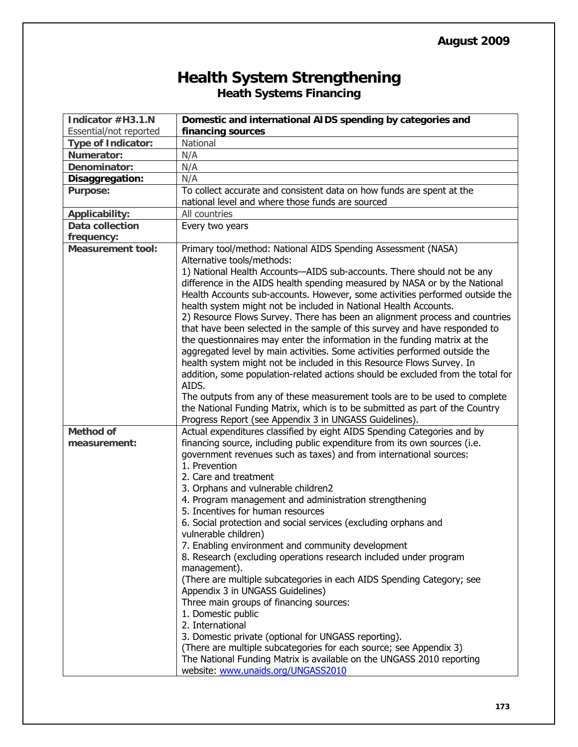August 2009

# Health System Strengthening

## Heath Systems Financing

| **Indicator #H3.1.N** Essential/not reported | **Domestic and international AIDS spending by categories and financing sources** |
|---|---|
| **Type of Indicator:** | National |
| **Numerator:** | N/A |
| **Denominator:** | N/A |
| **Disaggregation:** | N/A |
| **Purpose:** | To collect accurate and consistent data on how funds are spent at the national level and where those funds are sourced |
| **Applicability:** | All countries |
| **Data collection frequency:** | Every two years |
| **Measurement tool:** | Primary tool/method: National AIDS Spending Assessment (NASA)<br>Alternative tools/methods:<br>1) National Health Accounts—AIDS sub-accounts. There should not be any difference in the AIDS health spending measured by NASA or by the National Health Accounts sub-accounts. However, some activities performed outside the health system might not be included in National Health Accounts.<br>2) Resource Flows Survey. There has been an alignment process and countries that have been selected in the sample of this survey and have responded to the questionnaires may enter the information in the funding matrix at the aggregated level by main activities. Some activities performed outside the health system might not be included in this Resource Flows Survey. In addition, some population-related actions should be excluded from the total for AIDS.<br>The outputs from any of these measurement tools are to be used to complete the National Funding Matrix, which is to be submitted as part of the Country Progress Report (see Appendix 3 in UNGASS Guidelines). |
| **Method of measurement:** | Actual expenditures classified by eight AIDS Spending Categories and by financing source, including public expenditure from its own sources (i.e. government revenues such as taxes) and from international sources:<br>1. Prevention<br>2. Care and treatment<br>3. Orphans and vulnerable children2<br>4. Program management and administration strengthening<br>5. Incentives for human resources<br>6. Social protection and social services (excluding orphans and vulnerable children)<br>7. Enabling environment and community development<br>8. Research (excluding operations research included under program management).<br>(There are multiple subcategories in each AIDS Spending Category; see Appendix 3 in UNGASS Guidelines)<br>Three main groups of financing sources:<br>1. Domestic public<br>2. International<br>3. Domestic private (optional for UNGASS reporting).<br>(There are multiple subcategories for each source; see Appendix 3)<br>The National Funding Matrix is available on the UNGASS 2010 reporting website: www.unaids.org/UNGASS2010 |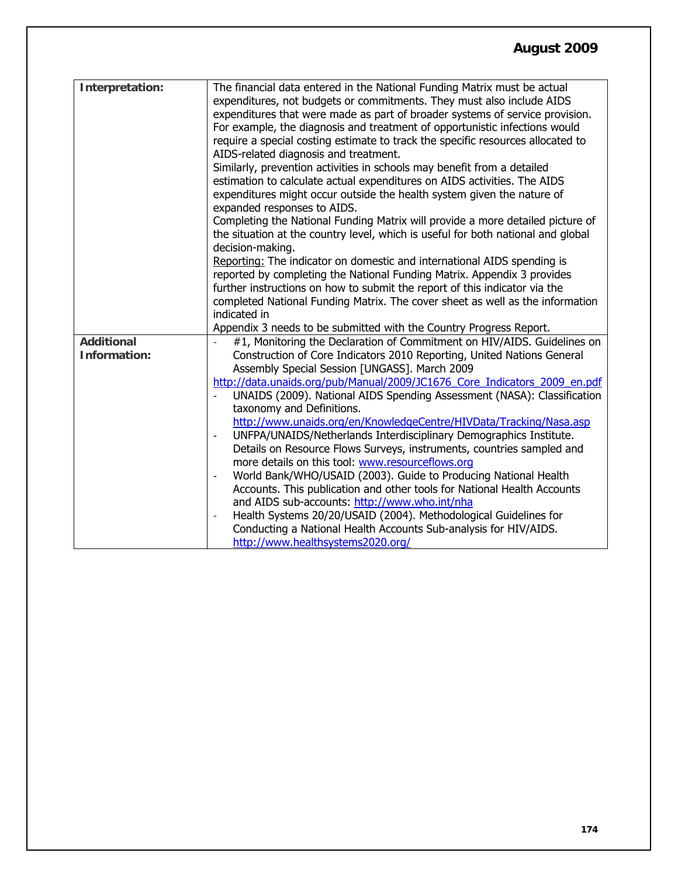| | |
|---|---|
| **Interpretation:** | The financial data entered in the National Funding Matrix must be actual expenditures, not budgets or commitments. They must also include AIDS expenditures that were made as part of broader systems of service provision. For example, the diagnosis and treatment of opportunistic infections would require a special costing estimate to track the specific resources allocated to AIDS-related diagnosis and treatment.<br>Similarly, prevention activities in schools may benefit from a detailed estimation to calculate actual expenditures on AIDS activities. The AIDS expenditures might occur outside the health system given the nature of expanded responses to AIDS.<br>Completing the National Funding Matrix will provide a more detailed picture of the situation at the country level, which is useful for both national and global decision-making.<br>Reporting: The indicator on domestic and international AIDS spending is reported by completing the National Funding Matrix. Appendix 3 provides further instructions on how to submit the report of this indicator via the completed National Funding Matrix. The cover sheet as well as the information indicated in<br>Appendix 3 needs to be submitted with the Country Progress Report. |
| **Additional Information:** | - #1, Monitoring the Declaration of Commitment on HIV/AIDS. Guidelines on Construction of Core Indicators 2010 Reporting, United Nations General Assembly Special Session [UNGASS]. March 2009<br>http://data.unaids.org/pub/Manual/2009/JC1676_Core_Indicators_2009_en.pdf<br>- UNAIDS (2009). National AIDS Spending Assessment (NASA): Classification taxonomy and Definitions. http://www.unaids.org/en/KnowledgeCentre/HIVData/Tracking/Nasa.asp<br>- UNFPA/UNAIDS/Netherlands Interdisciplinary Demographics Institute. Details on Resource Flows Surveys, instruments, countries sampled and more details on this tool: www.resourceflows.org<br>- World Bank/WHO/USAID (2003). Guide to Producing National Health Accounts. This publication and other tools for National Health Accounts and AIDS sub-accounts: http://www.who.int/nha<br>- Health Systems 20/20/USAID (2004). Methodological Guidelines for Conducting a National Health Accounts Sub-analysis for HIV/AIDS. http://www.healthsystems2020.org/ |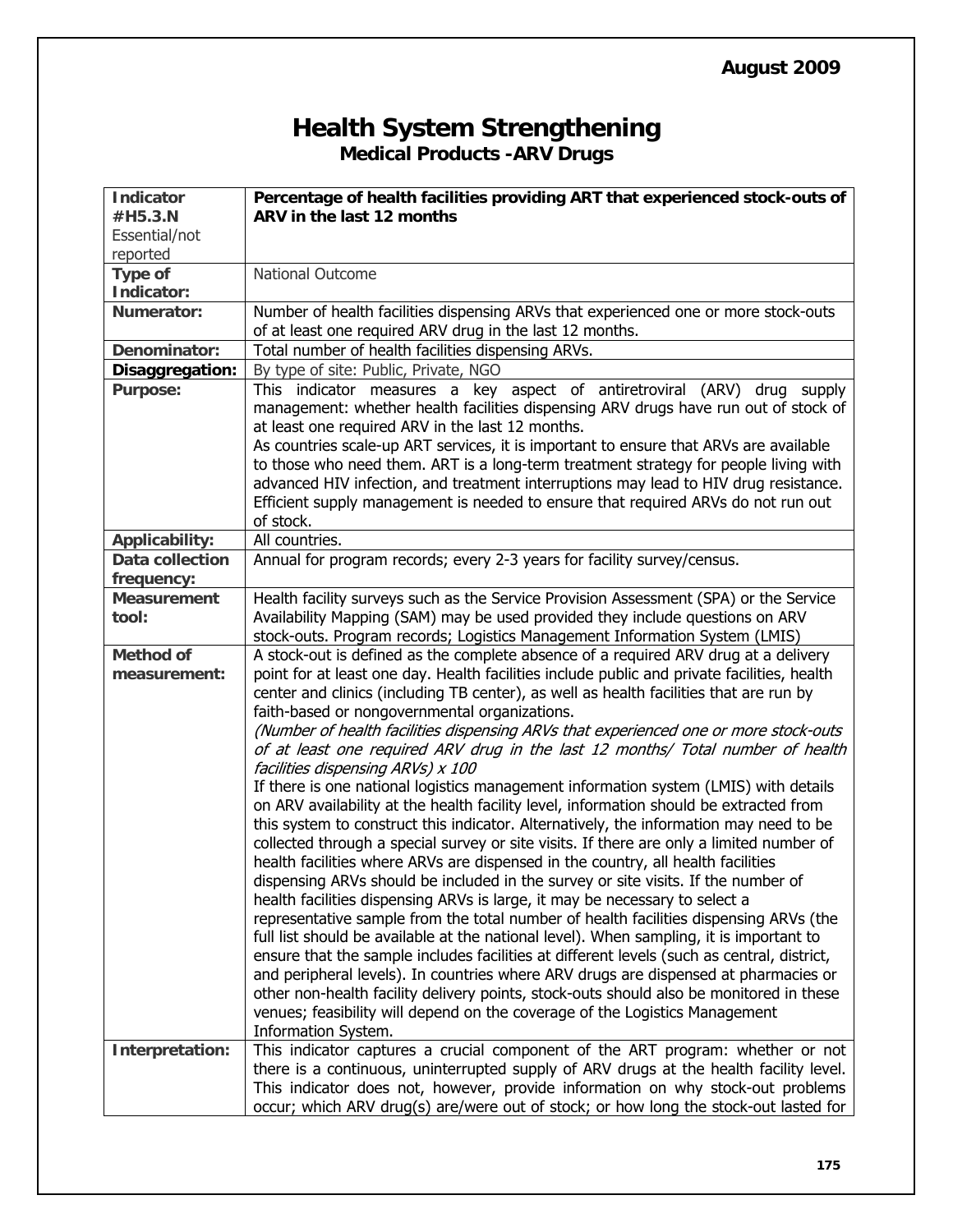August 2009

# Health System Strengthening

## Medical Products -ARV Drugs

| | |
|---|---|
| **Indicator #H5.3.N** Essential/not reported | **Percentage of health facilities providing ART that experienced stock-outs of ARV in the last 12 months** |
| **Type of Indicator:** | National Outcome |
| **Numerator:** | Number of health facilities dispensing ARVs that experienced one or more stock-outs of at least one required ARV drug in the last 12 months. |
| **Denominator:** | Total number of health facilities dispensing ARVs. |
| **Disaggregation:** | By type of site: Public, Private, NGO |
| **Purpose:** | This indicator measures a key aspect of antiretroviral (ARV) drug supply management: whether health facilities dispensing ARV drugs have run out of stock of at least one required ARV in the last 12 months.<br>As countries scale-up ART services, it is important to ensure that ARVs are available to those who need them. ART is a long-term treatment strategy for people living with advanced HIV infection, and treatment interruptions may lead to HIV drug resistance. Efficient supply management is needed to ensure that required ARVs do not run out of stock. |
| **Applicability:** | All countries. |
| **Data collection frequency:** | Annual for program records; every 2-3 years for facility survey/census. |
| **Measurement tool:** | Health facility surveys such as the Service Provision Assessment (SPA) or the Service Availability Mapping (SAM) may be used provided they include questions on ARV stock-outs. Program records; Logistics Management Information System (LMIS) |
| **Method of measurement:** | A stock-out is defined as the complete absence of a required ARV drug at a delivery point for at least one day. Health facilities include public and private facilities, health center and clinics (including TB center), as well as health facilities that are run by faith-based or nongovernmental organizations.<br>*(Number of health facilities dispensing ARVs that experienced one or more stock-outs of at least one required ARV drug in the last 12 months/ Total number of health facilities dispensing ARVs) x 100*<br>If there is one national logistics management information system (LMIS) with details on ARV availability at the health facility level, information should be extracted from this system to construct this indicator. Alternatively, the information may need to be collected through a special survey or site visits. If there are only a limited number of health facilities where ARVs are dispensed in the country, all health facilities dispensing ARVs should be included in the survey or site visits. If the number of health facilities dispensing ARVs is large, it may be necessary to select a representative sample from the total number of health facilities dispensing ARVs (the full list should be available at the national level). When sampling, it is important to ensure that the sample includes facilities at different levels (such as central, district, and peripheral levels). In countries where ARV drugs are dispensed at pharmacies or other non-health facility delivery points, stock-outs should also be monitored in these venues; feasibility will depend on the coverage of the Logistics Management Information System. |
| **Interpretation:** | This indicator captures a crucial component of the ART program: whether or not there is a continuous, uninterrupted supply of ARV drugs at the health facility level. This indicator does not, however, provide information on why stock-out problems occur; which ARV drug(s) are/were out of stock; or how long the stock-out lasted for |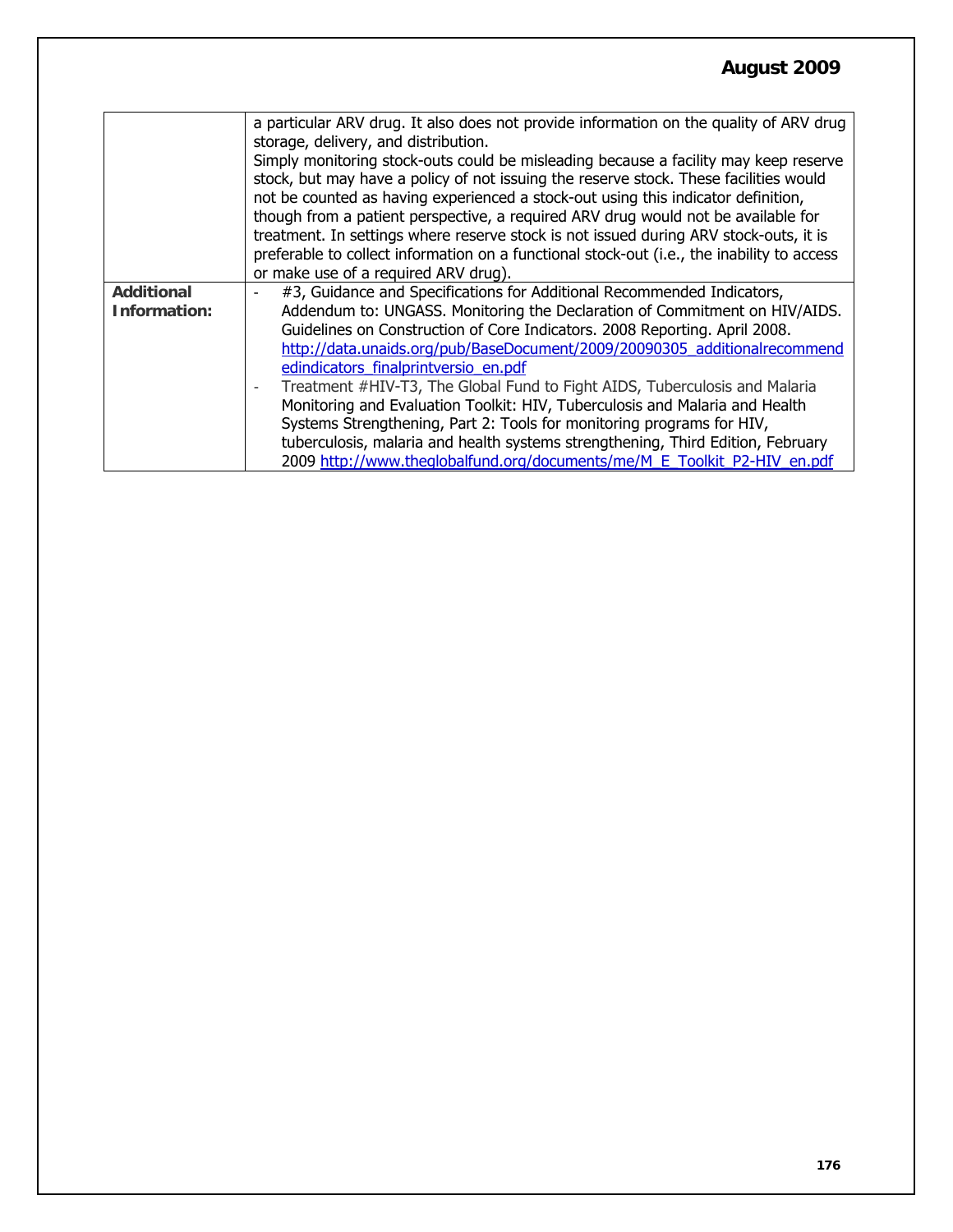| | |
|---|---|
| | a particular ARV drug. It also does not provide information on the quality of ARV drug storage, delivery, and distribution.<br>Simply monitoring stock-outs could be misleading because a facility may keep reserve stock, but may have a policy of not issuing the reserve stock. These facilities would not be counted as having experienced a stock-out using this indicator definition, though from a patient perspective, a required ARV drug would not be available for treatment. In settings where reserve stock is not issued during ARV stock-outs, it is preferable to collect information on a functional stock-out (i.e., the inability to access or make use of a required ARV drug). |
| **Additional Information:** | - #3, Guidance and Specifications for Additional Recommended Indicators, Addendum to: UNGASS. Monitoring the Declaration of Commitment on HIV/AIDS. Guidelines on Construction of Core Indicators. 2008 Reporting. April 2008. http://data.unaids.org/pub/BaseDocument/2009/20090305_additionalrecommendedindicators_finalprintversio_en.pdf<br>- Treatment #HIV-T3, The Global Fund to Fight AIDS, Tuberculosis and Malaria Monitoring and Evaluation Toolkit: HIV, Tuberculosis and Malaria and Health Systems Strengthening, Part 2: Tools for monitoring programs for HIV, tuberculosis, malaria and health systems strengthening, Third Edition, February 2009 http://www.theglobalfund.org/documents/me/M_E_Toolkit_P2-HIV_en.pdf |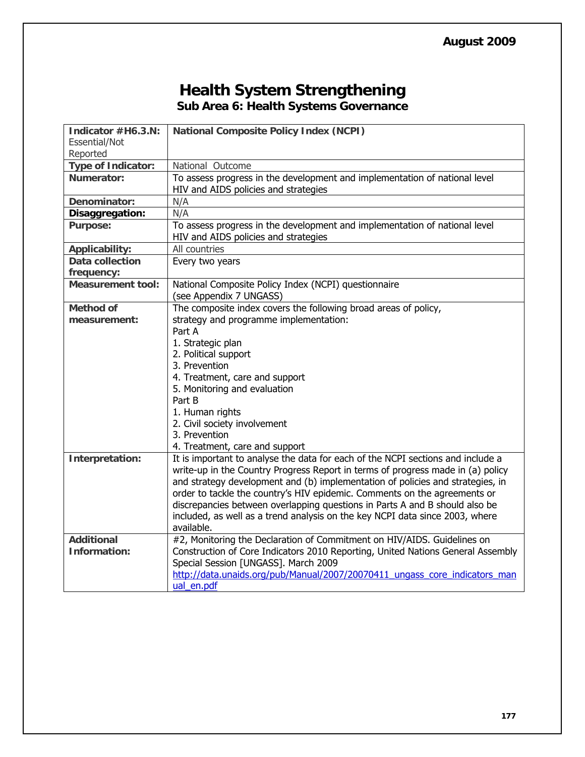August 2009

# Health System Strengthening

## Sub Area 6: Health Systems Governance

| | |
|---|---|
| **Indicator #H6.3.N:** Essential/Not Reported | **National Composite Policy Index (NCPI)** |
| **Type of Indicator:** | National Outcome |
| **Numerator:** | To assess progress in the development and implementation of national level HIV and AIDS policies and strategies |
| **Denominator:** | N/A |
| **Disaggregation:** | N/A |
| **Purpose:** | To assess progress in the development and implementation of national level HIV and AIDS policies and strategies |
| **Applicability:** | All countries |
| **Data collection frequency:** | Every two years |
| **Measurement tool:** | National Composite Policy Index (NCPI) questionnaire (see Appendix 7 UNGASS) |
| **Method of measurement:** | The composite index covers the following broad areas of policy, strategy and programme implementation:<br>Part A<br>1. Strategic plan<br>2. Political support<br>3. Prevention<br>4. Treatment, care and support<br>5. Monitoring and evaluation<br>Part B<br>1. Human rights<br>2. Civil society involvement<br>3. Prevention<br>4. Treatment, care and support |
| **Interpretation:** | It is important to analyse the data for each of the NCPI sections and include a write-up in the Country Progress Report in terms of progress made in (a) policy and strategy development and (b) implementation of policies and strategies, in order to tackle the country's HIV epidemic. Comments on the agreements or discrepancies between overlapping questions in Parts A and B should also be included, as well as a trend analysis on the key NCPI data since 2003, where available. |
| **Additional Information:** | #2, Monitoring the Declaration of Commitment on HIV/AIDS. Guidelines on Construction of Core Indicators 2010 Reporting, United Nations General Assembly Special Session [UNGASS]. March 2009<br>http://data.unaids.org/pub/Manual/2007/20070411_ungass_core_indicators_manual_en.pdf |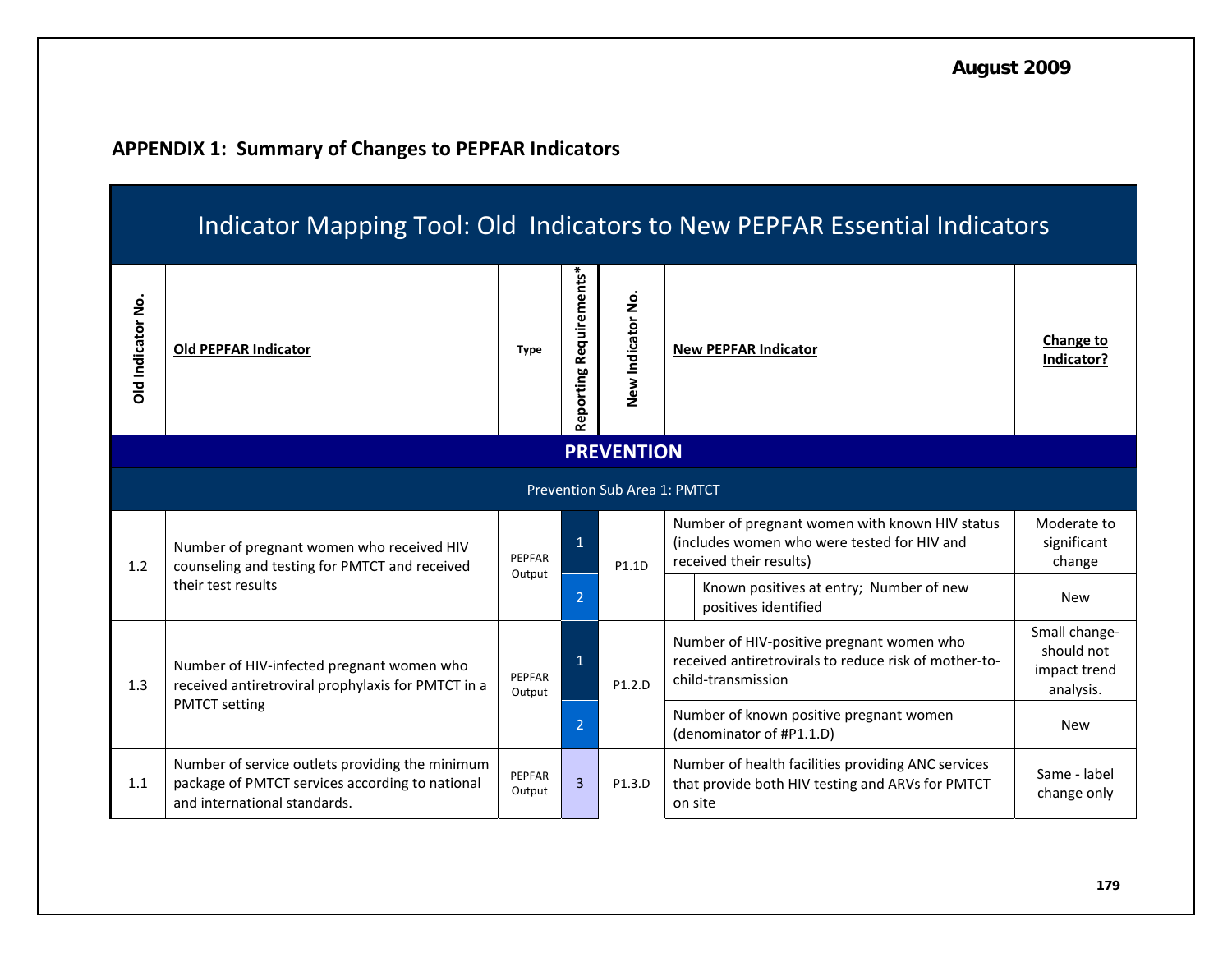August 2009

## APPENDIX 1: Summary of Changes to PEPFAR Indicators

### Indicator Mapping Tool: Old Indicators to New PEPFAR Essential Indicators

| Old Indicator No. | Old PEPFAR Indicator | Type | Reporting Requirements* | New Indicator No. | New PEPFAR Indicator | Change to Indicator? |
|---|---|---|---|---|---|---|
| **PREVENTION** | | | | | | |
| Prevention Sub Area 1: PMTCT | | | | | | |
| 1.2 | Number of pregnant women who received HIV counseling and testing for PMTCT and received their test results | PEPFAR Output | 1 | P1.1D | Number of pregnant women with known HIV status (includes women who were tested for HIV and received their results) | Moderate to significant change |
| | | | 2 | | Known positives at entry; Number of new positives identified | New |
| 1.3 | Number of HIV-infected pregnant women who received antiretroviral prophylaxis for PMTCT in a PMTCT setting | PEPFAR Output | 1 | P1.2.D | Number of HIV-positive pregnant women who received antiretrovirals to reduce risk of mother-to-child-transmission | Small change- should not impact trend analysis. |
| | | | 2 | | Number of known positive pregnant women (denominator of #P1.1.D) | New |
| 1.1 | Number of service outlets providing the minimum package of PMTCT services according to national and international standards. | PEPFAR Output | 3 | P1.3.D | Number of health facilities providing ANC services that provide both HIV testing and ARVs for PMTCT on site | Same - label change only |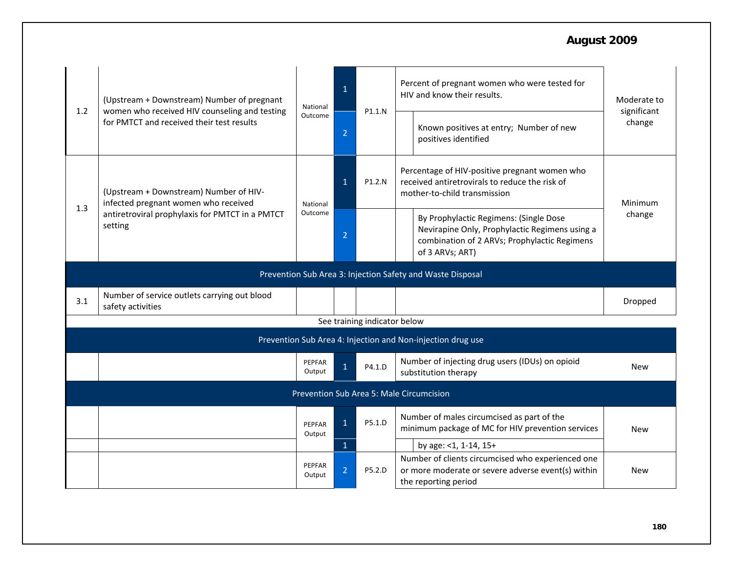| | | | | | | | |
|---|---|---|---|---|---|---|---|
| 1.2 | (Upstream + Downstream) Number of pregnant women who received HIV counseling and testing for PMTCT and received their test results | National Outcome | 1 | P1.1.N | Percent of pregnant women who were tested for HIV and know their results. | | Moderate to significant change |
| | | | 2 | | | Known positives at entry; Number of new positives identified | |
| 1.3 | (Upstream + Downstream) Number of HIV-infected pregnant women who received antiretroviral prophylaxis for PMTCT in a PMTCT setting | National Outcome | 1 | P1.2.N | Percentage of HIV-positive pregnant women who received antiretrovirals to reduce the risk of mother-to-child transmission | | Minimum change |
| | | | 2 | | | By Prophylactic Regimens: (Single Dose Nevirapine Only, Prophylactic Regimens using a combination of 2 ARVs; Prophylactic Regimens of 3 ARVs; ART) | |
| **Prevention Sub Area 3: Injection Safety and Waste Disposal** | | | | | | | |
| 3.1 | Number of service outlets carrying out blood safety activities | | | | | | Dropped |
| See training indicator below | | | | | | | |
| **Prevention Sub Area 4: Injection and Non-injection drug use** | | | | | | | |
| | | PEPFAR Output | 1 | P4.1.D | Number of injecting drug users (IDUs) on opioid substitution therapy | | New |
| **Prevention Sub Area 5: Male Circumcision** | | | | | | | |
| | | PEPFAR Output | 1 | P5.1.D | Number of males circumcised as part of the minimum package of MC for HIV prevention services | | New |
| | | | 1 | | | by age: <1, 1-14, 15+ | |
| | | PEPFAR Output | 2 | P5.2.D | Number of clients circumcised who experienced one or more moderate or severe adverse event(s) within the reporting period | | New |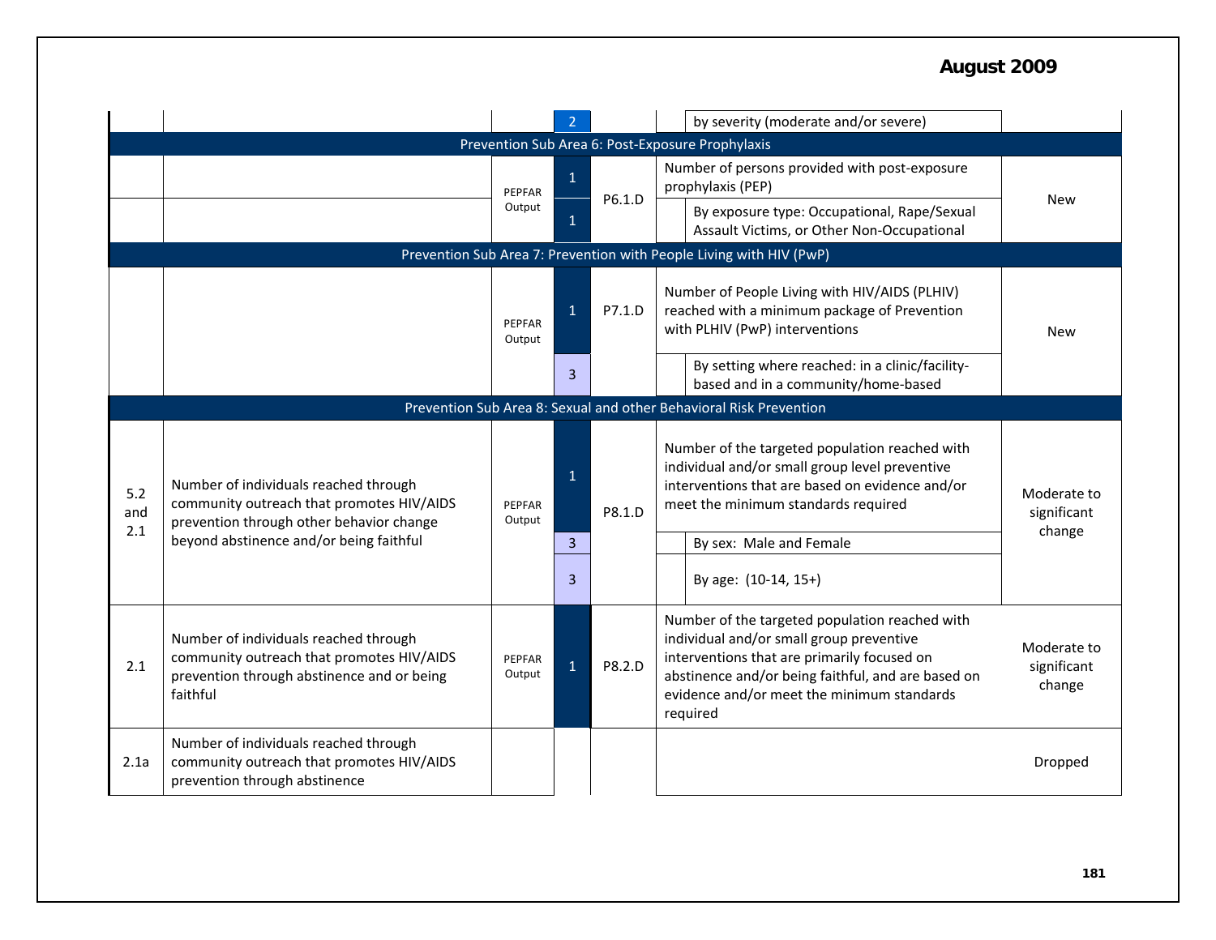| | | | | | | | |
|---|---|---|---|---|---|---|---|
| | | | 2 | | | by severity (moderate and/or severe) | |
| **Prevention Sub Area 6: Post-Exposure Prophylaxis** | | | | | | | |
| | | PEPFAR Output | 1 | P6.1.D | Number of persons provided with post-exposure prophylaxis (PEP) | | New |
| | | | 1 | | | By exposure type: Occupational, Rape/Sexual Assault Victims, or Other Non-Occupational | |
| **Prevention Sub Area 7: Prevention with People Living with HIV (PwP)** | | | | | | | |
| | | PEPFAR Output | 1 | P7.1.D | Number of People Living with HIV/AIDS (PLHIV) reached with a minimum package of Prevention with PLHIV (PwP) interventions | | New |
| | | | 3 | | | By setting where reached: in a clinic/facility-based and in a community/home-based | |
| **Prevention Sub Area 8: Sexual and other Behavioral Risk Prevention** | | | | | | | |
| 5.2 and 2.1 | Number of individuals reached through community outreach that promotes HIV/AIDS prevention through other behavior change beyond abstinence and/or being faithful | PEPFAR Output | 1 | P8.1.D | Number of the targeted population reached with individual and/or small group level preventive interventions that are based on evidence and/or meet the minimum standards required | | Moderate to significant change |
| | | | 3 | | | By sex: Male and Female | |
| | | | 3 | | | By age: (10-14, 15+) | |
| 2.1 | Number of individuals reached through community outreach that promotes HIV/AIDS prevention through abstinence and or being faithful | PEPFAR Output | 1 | P8.2.D | Number of the targeted population reached with individual and/or small group preventive interventions that are primarily focused on abstinence and/or being faithful, and are based on evidence and/or meet the minimum standards required | | Moderate to significant change |
| 2.1a | Number of individuals reached through community outreach that promotes HIV/AIDS prevention through abstinence | | | | | | Dropped |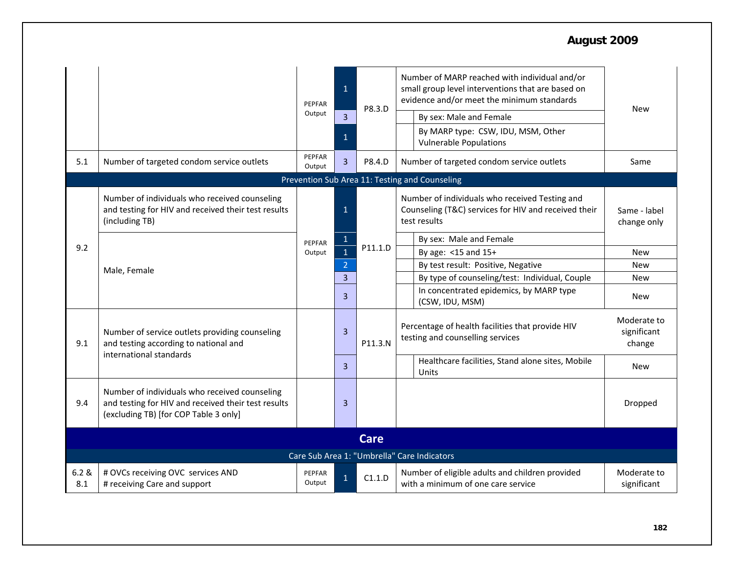| | | | | | | | |
|---|---|---|---|---|---|---|---|
| | | PEPFAR Output | 1 | P8.3.D | Number of MARP reached with individual and/or small group level interventions that are based on evidence and/or meet the minimum standards | | New |
| | | | 3 | | | By sex: Male and Female | |
| | | | 1 | | | By MARP type: CSW, IDU, MSM, Other Vulnerable Populations | |
| 5.1 | Number of targeted condom service outlets | PEPFAR Output | 3 | P8.4.D | Number of targeted condom service outlets | | Same |
| **Prevention Sub Area 11: Testing and Counseling** | | | | | | | |
| 9.2 | Number of individuals who received counseling and testing for HIV and received their test results (including TB) | PEPFAR Output | 1 | P11.1.D | Number of individuals who received Testing and Counseling (T&C) services for HIV and received their test results | | Same - label change only |
| | Male, Female | | 1 | | | By sex: Male and Female | |
| | | | 1 | | | By age: <15 and 15+ | New |
| | | | 2 | | | By test result: Positive, Negative | New |
| | | | 3 | | | By type of counseling/test: Individual, Couple | New |
| | | | 3 | | | In concentrated epidemics, by MARP type (CSW, IDU, MSM) | New |
| 9.1 | Number of service outlets providing counseling and testing according to national and international standards | | 3 | P11.3.N | Percentage of health facilities that provide HIV testing and counselling services | | Moderate to significant change |
| | | | 3 | | | Healthcare facilities, Stand alone sites, Mobile Units | New |
| 9.4 | Number of individuals who received counseling and testing for HIV and received their test results (excluding TB) [for COP Table 3 only] | | 3 | | | | Dropped |
| **Care** | | | | | | | |
| **Care Sub Area 1: "Umbrella" Care Indicators** | | | | | | | |
| 6.2 & 8.1 | # OVCs receiving OVC services AND # receiving Care and support | PEPFAR Output | 1 | C1.1.D | Number of eligible adults and children provided with a minimum of one care service | | Moderate to significant |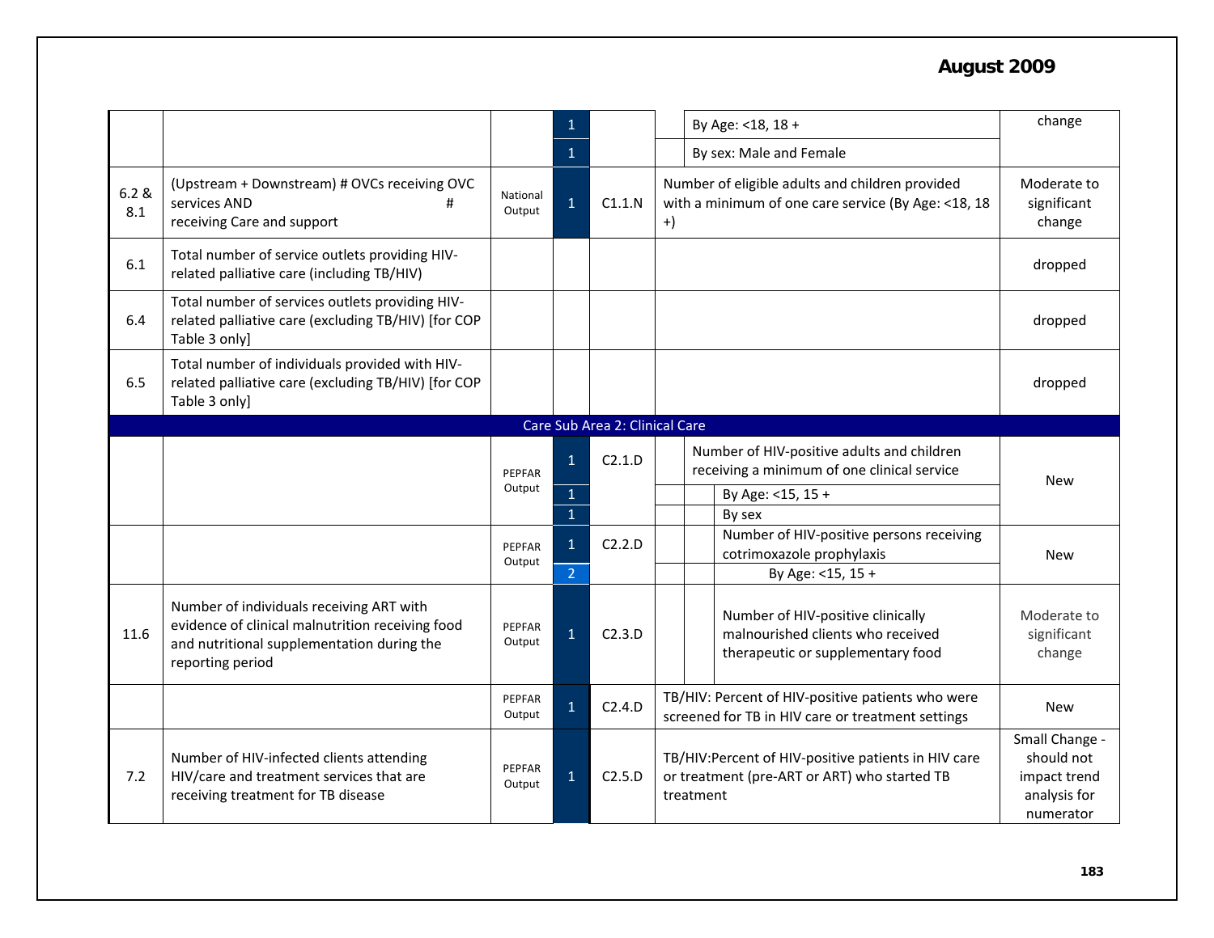| | | | | | | | | |
|---|---|---|---|---|---|---|---|---|
| | | | 1 | | | By Age: <18, 18 + | | change |
| | | | 1 | | | By sex: Male and Female | | |
| 6.2 & 8.1 | (Upstream + Downstream) # OVCs receiving OVC services AND # receiving Care and support | National Output | 1 | C1.1.N | Number of eligible adults and children provided with a minimum of one care service (By Age: <18, 18 +) | | | Moderate to significant change |
| 6.1 | Total number of service outlets providing HIV-related palliative care (including TB/HIV) | | | | | | | dropped |
| 6.4 | Total number of services outlets providing HIV-related palliative care (excluding TB/HIV) [for COP Table 3 only] | | | | | | | dropped |
| 6.5 | Total number of individuals provided with HIV-related palliative care (excluding TB/HIV) [for COP Table 3 only] | | | | | | | dropped |
| **Care Sub Area 2: Clinical Care** | | | | | | | | |
| | | PEPFAR Output | 1 | C2.1.D | | Number of HIV-positive adults and children receiving a minimum of one clinical service | | New |
| | | | 1 | | | | By Age: <15, 15 + | |
| | | | 1 | | | | By sex | |
| | | PEPFAR Output | 1 | C2.2.D | | | Number of HIV-positive persons receiving cotrimoxazole prophylaxis | New |
| | | | 2 | | | | By Age: <15, 15 + | |
| 11.6 | Number of individuals receiving ART with evidence of clinical malnutrition receiving food and nutritional supplementation during the reporting period | PEPFAR Output | 1 | C2.3.D | | | Number of HIV-positive clinically malnourished clients who received therapeutic or supplementary food | Moderate to significant change |
| | | PEPFAR Output | 1 | C2.4.D | TB/HIV: Percent of HIV-positive patients who were screened for TB in HIV care or treatment settings | | | New |
| 7.2 | Number of HIV-infected clients attending HIV/care and treatment services that are receiving treatment for TB disease | PEPFAR Output | 1 | C2.5.D | TB/HIV:Percent of HIV-positive patients in HIV care or treatment (pre-ART or ART) who started TB treatment | | | Small Change - should not impact trend analysis for numerator |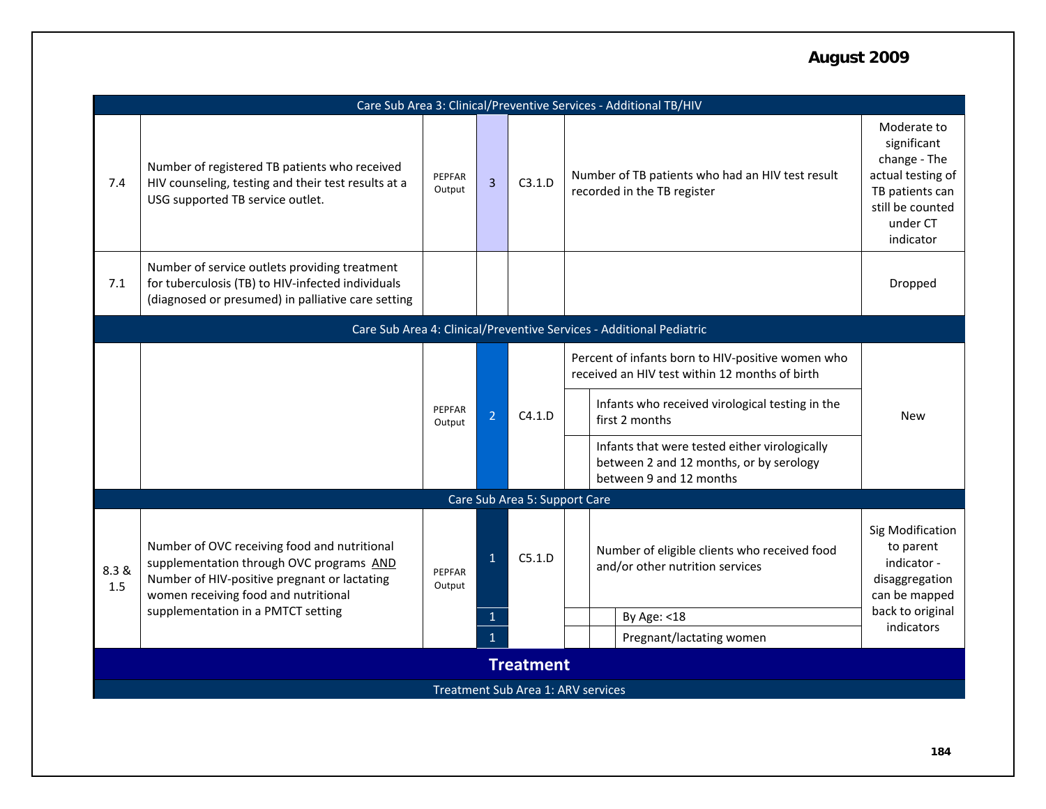August 2009

| | | | | | | | | |
|---|---|---|---|---|---|---|---|---|
| Care Sub Area 3: Clinical/Preventive Services - Additional TB/HIV | | | | | | | | |
| 7.4 | Number of registered TB patients who received HIV counseling, testing and their test results at a USG supported TB service outlet. | PEPFAR Output | 3 | C3.1.D | Number of TB patients who had an HIV test result recorded in the TB register | | | Moderate to significant change - The actual testing of TB patients can still be counted under CT indicator |
| 7.1 | Number of service outlets providing treatment for tuberculosis (TB) to HIV-infected individuals (diagnosed or presumed) in palliative care setting | | | | | | | Dropped |
| Care Sub Area 4: Clinical/Preventive Services - Additional Pediatric | | | | | | | | |
| | | PEPFAR Output | 2 | C4.1.D | Percent of infants born to HIV-positive women who received an HIV test within 12 months of birth | | | New |
| | | | | | | Infants who received virological testing in the first 2 months | | |
| | | | | | | Infants that were tested either virologically between 2 and 12 months, or by serology between 9 and 12 months | | |
| Care Sub Area 5: Support Care | | | | | | | | |
| 8.3 & 1.5 | Number of OVC receiving food and nutritional supplementation through OVC programs AND Number of HIV-positive pregnant or lactating women receiving food and nutritional supplementation in a PMTCT setting | PEPFAR Output | 1 | C5.1.D | | Number of eligible clients who received food and/or other nutrition services | | Sig Modification to parent indicator - disaggregation can be mapped back to original indicators |
| | | | 1 | | | | By Age: <18 | |
| | | | 1 | | | | Pregnant/lactating women | |

## Treatment

Treatment Sub Area 1: ARV services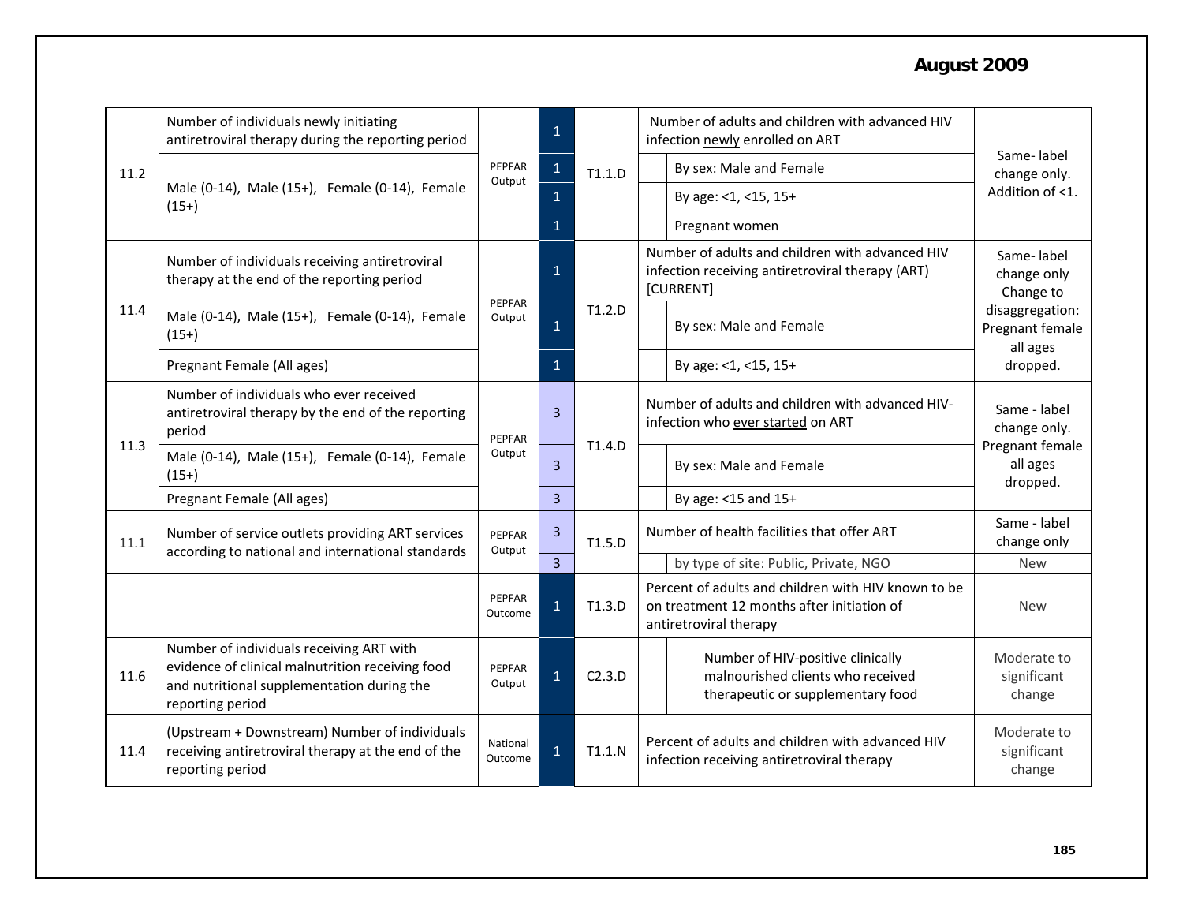| | | | | | | |
|---|---|---|---|---|---|---|
| 11.2 | Number of individuals newly initiating antiretroviral therapy during the reporting period | PEPFAR Output | 1 | T1.1.D | Number of adults and children with advanced HIV infection newly enrolled on ART | Same- label change only. Addition of <1. |
| | Male (0-14), Male (15+), Female (0-14), Female (15+) | | 1 | | By sex: Male and Female | |
| | | | 1 | | By age: <1, <15, 15+ | |
| | | | 1 | | Pregnant women | |
| 11.4 | Number of individuals receiving antiretroviral therapy at the end of the reporting period | PEPFAR Output | 1 | T1.2.D | Number of adults and children with advanced HIV infection receiving antiretroviral therapy (ART) [CURRENT] | Same- label change only Change to disaggregation: Pregnant female all ages dropped. |
| | Male (0-14), Male (15+), Female (0-14), Female (15+) | | 1 | | By sex: Male and Female | |
| | Pregnant Female (All ages) | | 1 | | By age: <1, <15, 15+ | |
| 11.3 | Number of individuals who ever received antiretroviral therapy by the end of the reporting period | PEPFAR Output | 3 | T1.4.D | Number of adults and children with advanced HIV-infection who ever started on ART | Same - label change only. Pregnant female all ages dropped. |
| | Male (0-14), Male (15+), Female (0-14), Female (15+) | | 3 | | By sex: Male and Female | |
| | Pregnant Female (All ages) | | 3 | | By age: <15 and 15+ | |
| 11.1 | Number of service outlets providing ART services according to national and international standards | PEPFAR Output | 3 | T1.5.D | Number of health facilities that offer ART | Same - label change only |
| | | | 3 | | by type of site: Public, Private, NGO | New |
| | | PEPFAR Outcome | 1 | T1.3.D | Percent of adults and children with HIV known to be on treatment 12 months after initiation of antiretroviral therapy | New |
| 11.6 | Number of individuals receiving ART with evidence of clinical malnutrition receiving food and nutritional supplementation during the reporting period | PEPFAR Output | 1 | C2.3.D | Number of HIV-positive clinically malnourished clients who received therapeutic or supplementary food | Moderate to significant change |
| 11.4 | (Upstream + Downstream) Number of individuals receiving antiretroviral therapy at the end of the reporting period | National Outcome | 1 | T1.1.N | Percent of adults and children with advanced HIV infection receiving antiretroviral therapy | Moderate to significant change |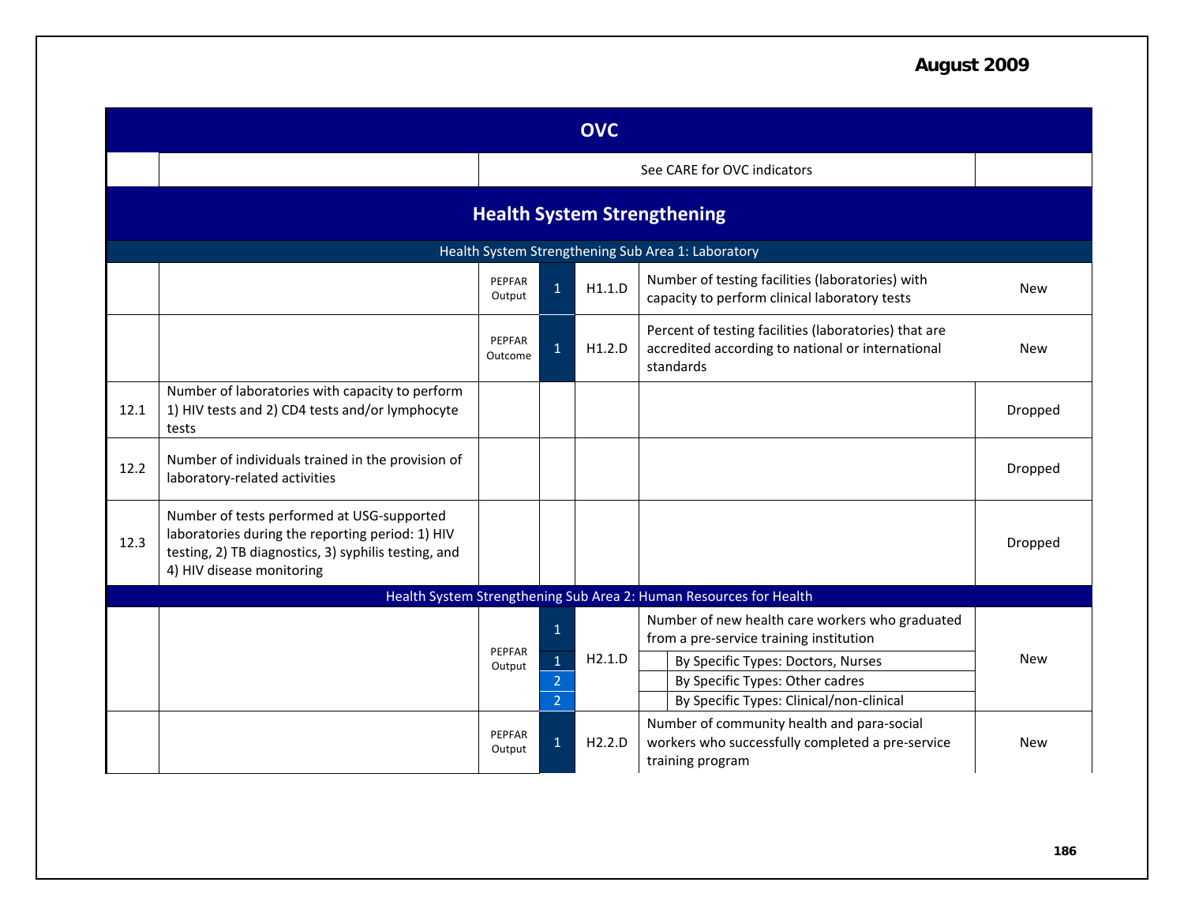August 2009

| | | | | | | |
|---|---|---|---|---|---|---|
| **OVC** | | | | | | |
| | | See CARE for OVC indicators | | | | |
| **Health System Strengthening** | | | | | | |
| Health System Strengthening Sub Area 1: Laboratory | | | | | | |
| | | PEPFAR Output | 1 | H1.1.D | Number of testing facilities (laboratories) with capacity to perform clinical laboratory tests | New |
| | | PEPFAR Outcome | 1 | H1.2.D | Percent of testing facilities (laboratories) that are accredited according to national or international standards | New |
| 12.1 | Number of laboratories with capacity to perform 1) HIV tests and 2) CD4 tests and/or lymphocyte tests | | | | | Dropped |
| 12.2 | Number of individuals trained in the provision of laboratory-related activities | | | | | Dropped |
| 12.3 | Number of tests performed at USG-supported laboratories during the reporting period: 1) HIV testing, 2) TB diagnostics, 3) syphilis testing, and 4) HIV disease monitoring | | | | | Dropped |
| Health System Strengthening Sub Area 2: Human Resources for Health | | | | | | |
| | | PEPFAR Output | 1 | H2.1.D | Number of new health care workers who graduated from a pre-service training institution | New |
| | | | 1 | | By Specific Types: Doctors, Nurses | |
| | | | 2 | | By Specific Types: Other cadres | |
| | | | 2 | | By Specific Types: Clinical/non-clinical | |
| | | PEPFAR Output | 1 | H2.2.D | Number of community health and para-social workers who successfully completed a pre-service training program | New |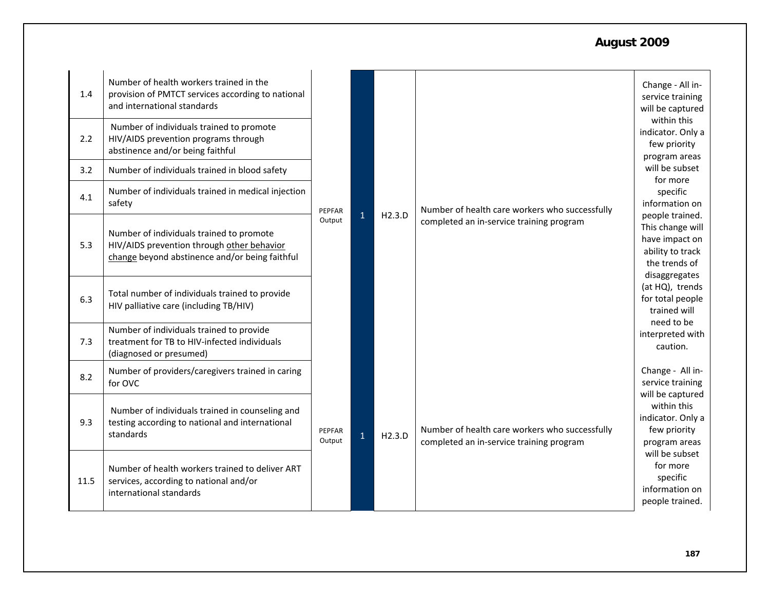| | | | | | | |
|---|---|---|---|---|---|---|
| 1.4 | Number of health workers trained in the provision of PMTCT services according to national and international standards | PEPFAR Output | 1 | H2.3.D | Number of health care workers who successfully completed an in-service training program | Change - All in-service training will be captured within this indicator. Only a few priority program areas will be subset for more specific information on people trained. This change will have impact on ability to track the trends of disaggregates (at HQ), trends for total people trained will need to be interpreted with caution. |
| 2.2 | Number of individuals trained to promote HIV/AIDS prevention programs through abstinence and/or being faithful | | | | | |
| 3.2 | Number of individuals trained in blood safety | | | | | |
| 4.1 | Number of individuals trained in medical injection safety | | | | | |
| 5.3 | Number of individuals trained to promote HIV/AIDS prevention through other behavior change beyond abstinence and/or being faithful | | | | | |
| 6.3 | Total number of individuals trained to provide HIV palliative care (including TB/HIV) | | | | | |
| 7.3 | Number of individuals trained to provide treatment for TB to HIV-infected individuals (diagnosed or presumed) | | | | | |
| 8.2 | Number of providers/caregivers trained in caring for OVC | PEPFAR Output | 1 | H2.3.D | Number of health care workers who successfully completed an in-service training program | Change - All in-service training will be captured within this indicator. Only a few priority program areas will be subset for more specific information on people trained. |
| 9.3 | Number of individuals trained in counseling and testing according to national and international standards | | | | | |
| 11.5 | Number of health workers trained to deliver ART services, according to national and/or international standards | | | | | |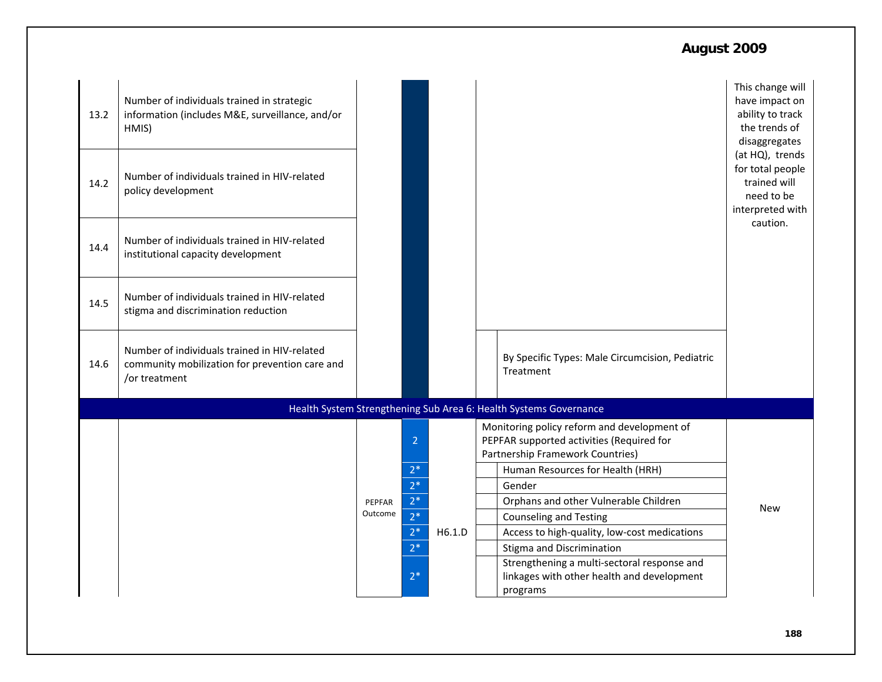| | | | | | | | |
|---|---|---|---|---|---|---|---|
| 13.2 | Number of individuals trained in strategic information (includes M&E, surveillance, and/or HMIS) | | | | | | This change will have impact on ability to track the trends of disaggregates (at HQ), trends for total people trained will need to be interpreted with caution. |
| 14.2 | Number of individuals trained in HIV-related policy development | | | | | | |
| 14.4 | Number of individuals trained in HIV-related institutional capacity development | | | | | | |
| 14.5 | Number of individuals trained in HIV-related stigma and discrimination reduction | | | | | | |
| 14.6 | Number of individuals trained in HIV-related community mobilization for prevention care and /or treatment | | | | | By Specific Types: Male Circumcision, Pediatric Treatment | |
| **Health System Strengthening Sub Area 6: Health Systems Governance** | | | | | | | |
| | | PEPFAR Outcome | 2 | H6.1.D | Monitoring policy reform and development of PEPFAR supported activities (Required for Partnership Framework Countries) | | New |
| | | | 2* | | | Human Resources for Health (HRH) | |
| | | | 2* | | | Gender | |
| | | | 2* | | | Orphans and other Vulnerable Children | |
| | | | 2* | | | Counseling and Testing | |
| | | | 2* | | | Access to high-quality, low-cost medications | |
| | | | 2* | | | Stigma and Discrimination | |
| | | | 2* | | | Strengthening a multi-sectoral response and linkages with other health and development programs | |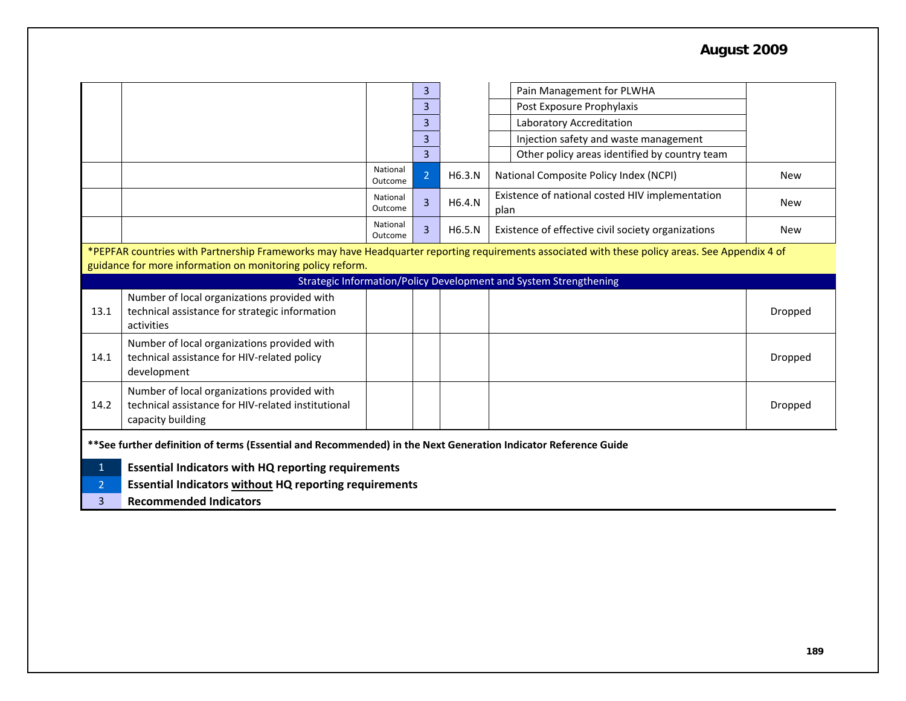August 2009

| | | | | | | | |
|---|---|---|---|---|---|---|---|
| | | | 3 | | | Pain Management for PLWHA | |
| | | | 3 | | | Post Exposure Prophylaxis | |
| | | | 3 | | | Laboratory Accreditation | |
| | | | 3 | | | Injection safety and waste management | |
| | | | 3 | | | Other policy areas identified by country team | |
| | | National Outcome | 2 | H6.3.N | National Composite Policy Index (NCPI) | | New |
| | | National Outcome | 3 | H6.4.N | Existence of national costed HIV implementation plan | | New |
| | | National Outcome | 3 | H6.5.N | Existence of effective civil society organizations | | New |
| *PEPFAR countries with Partnership Frameworks may have Headquarter reporting requirements associated with these policy areas. See Appendix 4 of guidance for more information on monitoring policy reform. | | | | | | | |
| Strategic Information/Policy Development and System Strengthening | | | | | | | |
| 13.1 | Number of local organizations provided with technical assistance for strategic information activities | | | | | | Dropped |
| 14.1 | Number of local organizations provided with technical assistance for HIV-related policy development | | | | | | Dropped |
| 14.2 | Number of local organizations provided with technical assistance for HIV-related institutional capacity building | | | | | | Dropped |

**\*\*See further definition of terms (Essential and Recommended) in the Next Generation Indicator Reference Guide**

| | |
|---|---|
| 1 | **Essential Indicators with HQ reporting requirements** |
| 2 | **Essential Indicators without HQ reporting requirements** |
| 3 | **Recommended Indicators** |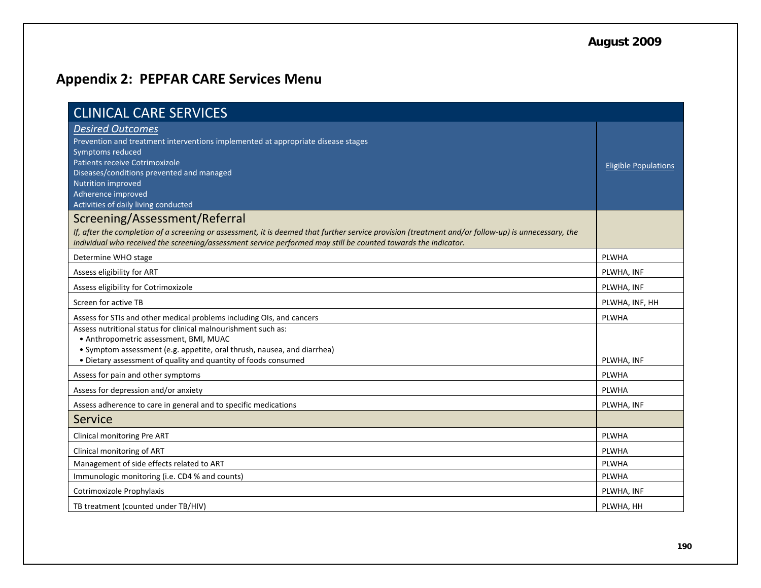## Appendix 2: PEPFAR CARE Services Menu

| CLINICAL CARE SERVICES | |
|---|---|
| ***Desired Outcomes***<br>Prevention and treatment interventions implemented at appropriate disease stages<br>Symptoms reduced<br>Patients receive Cotrimoxizole<br>Diseases/conditions prevented and managed<br>Nutrition improved<br>Adherence improved<br>Activities of daily living conducted | Eligible Populations |
| **Screening/Assessment/Referral**<br>*If, after the completion of a screening or assessment, it is deemed that further service provision (treatment and/or follow-up) is unnecessary, the individual who received the screening/assessment service performed may still be counted towards the indicator.* | |
| Determine WHO stage | PLWHA |
| Assess eligibility for ART | PLWHA, INF |
| Assess eligibility for Cotrimoxizole | PLWHA, INF |
| Screen for active TB | PLWHA, INF, HH |
| Assess for STIs and other medical problems including OIs, and cancers | PLWHA |
| Assess nutritional status for clinical malnourishment such as:<br>• Anthropometric assessment, BMI, MUAC<br>• Symptom assessment (e.g. appetite, oral thrush, nausea, and diarrhea)<br>• Dietary assessment of quality and quantity of foods consumed | PLWHA, INF |
| Assess for pain and other symptoms | PLWHA |
| Assess for depression and/or anxiety | PLWHA |
| Assess adherence to care in general and to specific medications | PLWHA, INF |
| **Service** | |
| Clinical monitoring Pre ART | PLWHA |
| Clinical monitoring of ART | PLWHA |
| Management of side effects related to ART | PLWHA |
| Immunologic monitoring (i.e. CD4 % and counts) | PLWHA |
| Cotrimoxizole Prophylaxis | PLWHA, INF |
| TB treatment (counted under TB/HIV) | PLWHA, HH |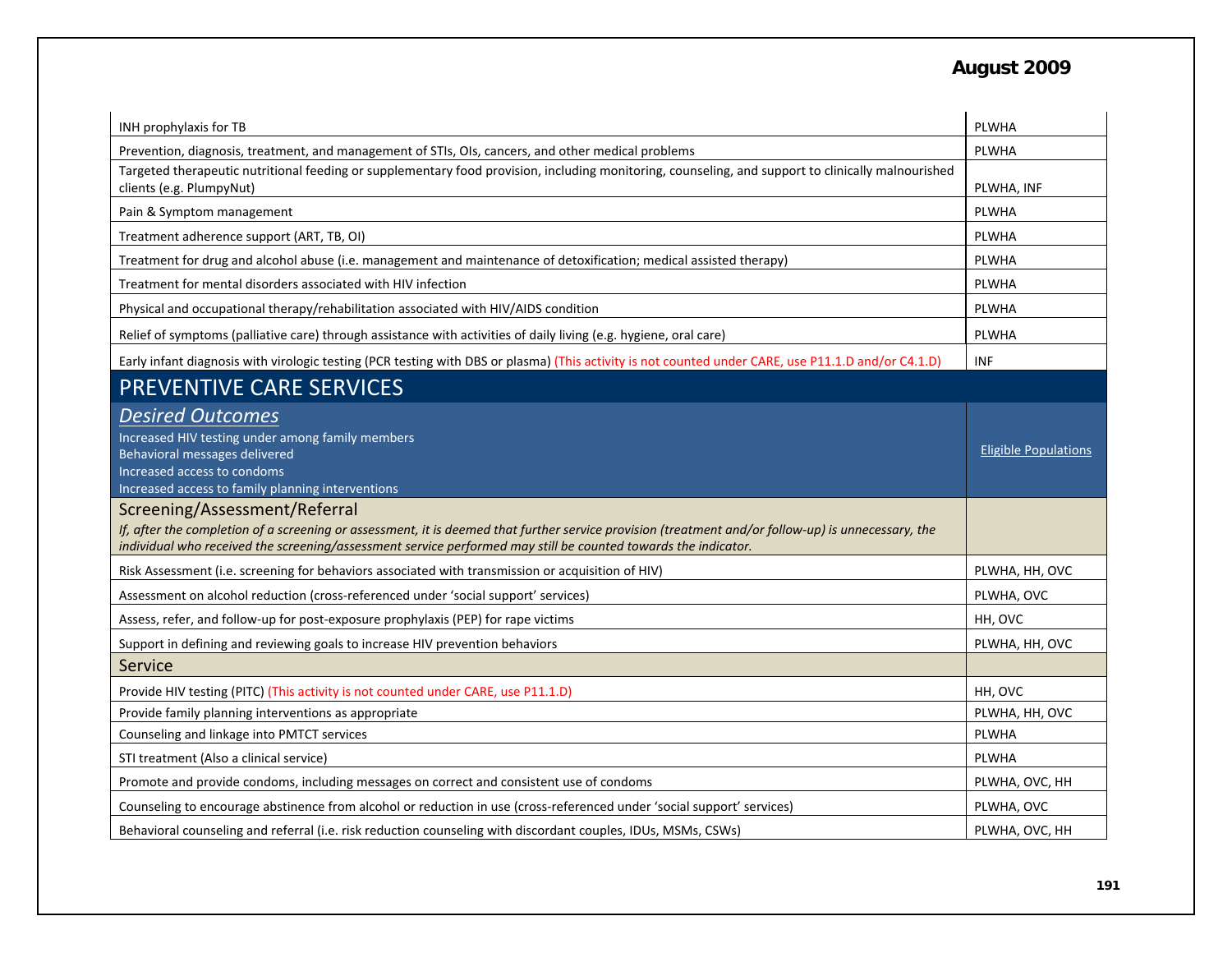| | |
|---|---|
| INH prophylaxis for TB | PLWHA |
| Prevention, diagnosis, treatment, and management of STIs, OIs, cancers, and other medical problems | PLWHA |
| Targeted therapeutic nutritional feeding or supplementary food provision, including monitoring, counseling, and support to clinically malnourished clients (e.g. PlumpyNut) | PLWHA, INF |
| Pain & Symptom management | PLWHA |
| Treatment adherence support (ART, TB, OI) | PLWHA |
| Treatment for drug and alcohol abuse (i.e. management and maintenance of detoxification; medical assisted therapy) | PLWHA |
| Treatment for mental disorders associated with HIV infection | PLWHA |
| Physical and occupational therapy/rehabilitation associated with HIV/AIDS condition | PLWHA |
| Relief of symptoms (palliative care) through assistance with activities of daily living (e.g. hygiene, oral care) | PLWHA |
| Early infant diagnosis with virologic testing (PCR testing with DBS or plasma) (This activity is not counted under CARE, use P11.1.D and/or C4.1.D) | INF |
| **PREVENTIVE CARE SERVICES** | |
| ***Desired Outcomes*** <br> Increased HIV testing under among family members <br> Behavioral messages delivered <br> Increased access to condoms <br> Increased access to family planning interventions | Eligible Populations |
| **Screening/Assessment/Referral** <br> *If, after the completion of a screening or assessment, it is deemed that further service provision (treatment and/or follow-up) is unnecessary, the individual who received the screening/assessment service performed may still be counted towards the indicator.* | |
| Risk Assessment (i.e. screening for behaviors associated with transmission or acquisition of HIV) | PLWHA, HH, OVC |
| Assessment on alcohol reduction (cross-referenced under 'social support' services) | PLWHA, OVC |
| Assess, refer, and follow-up for post-exposure prophylaxis (PEP) for rape victims | HH, OVC |
| Support in defining and reviewing goals to increase HIV prevention behaviors | PLWHA, HH, OVC |
| **Service** | |
| Provide HIV testing (PITC) (This activity is not counted under CARE, use P11.1.D) | HH, OVC |
| Provide family planning interventions as appropriate | PLWHA, HH, OVC |
| Counseling and linkage into PMTCT services | PLWHA |
| STI treatment (Also a clinical service) | PLWHA |
| Promote and provide condoms, including messages on correct and consistent use of condoms | PLWHA, OVC, HH |
| Counseling to encourage abstinence from alcohol or reduction in use (cross-referenced under 'social support' services) | PLWHA, OVC |
| Behavioral counseling and referral (i.e. risk reduction counseling with discordant couples, IDUs, MSMs, CSWs) | PLWHA, OVC, HH |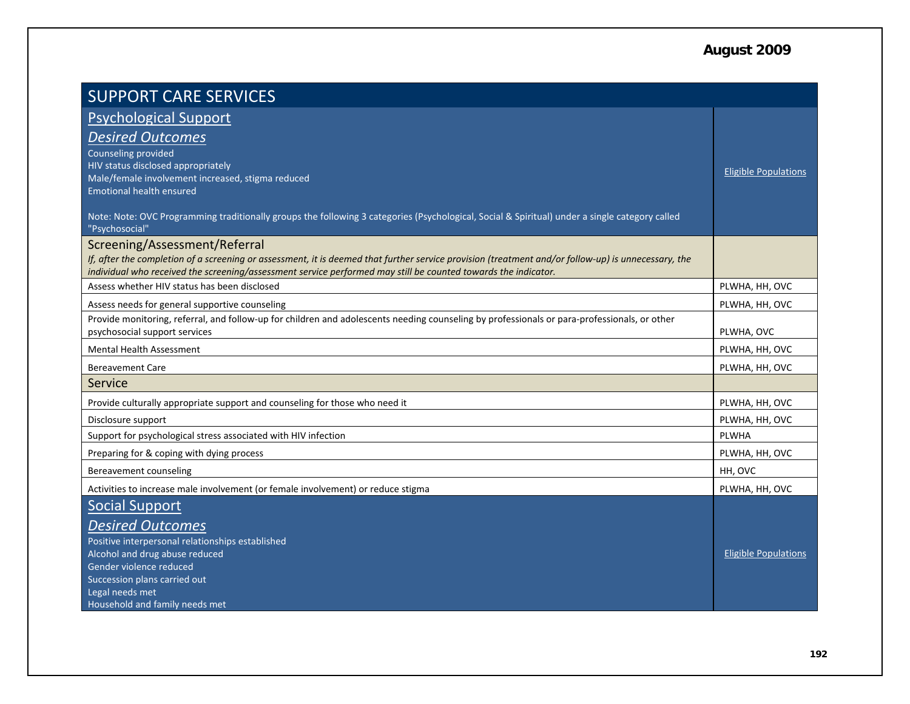August 2009

# SUPPORT CARE SERVICES

## Psychological Support

### *Desired Outcomes*

Counseling provided
HIV status disclosed appropriately
Male/female involvement increased, stigma reduced
Emotional health ensured

Note: Note: OVC Programming traditionally groups the following 3 categories (Psychological, Social & Spiritual) under a single category called "Psychosocial"

Eligible Populations

| Screening/Assessment/Referral | |
|---|---|
| *If, after the completion of a screening or assessment, it is deemed that further service provision (treatment and/or follow-up) is unnecessary, the individual who received the screening/assessment service performed may still be counted towards the indicator.* | |
| Assess whether HIV status has been disclosed | PLWHA, HH, OVC |
| Assess needs for general supportive counseling | PLWHA, HH, OVC |
| Provide monitoring, referral, and follow-up for children and adolescents needing counseling by professionals or para-professionals, or other psychosocial support services | PLWHA, OVC |
| Mental Health Assessment | PLWHA, HH, OVC |
| Bereavement Care | PLWHA, HH, OVC |
| **Service** | |
| Provide culturally appropriate support and counseling for those who need it | PLWHA, HH, OVC |
| Disclosure support | PLWHA, HH, OVC |
| Support for psychological stress associated with HIV infection | PLWHA |
| Preparing for & coping with dying process | PLWHA, HH, OVC |
| Bereavement counseling | HH, OVC |
| Activities to increase male involvement (or female involvement) or reduce stigma | PLWHA, HH, OVC |

## Social Support

### *Desired Outcomes*

Positive interpersonal relationships established
Alcohol and drug abuse reduced
Gender violence reduced
Succession plans carried out
Legal needs met
Household and family needs met

Eligible Populations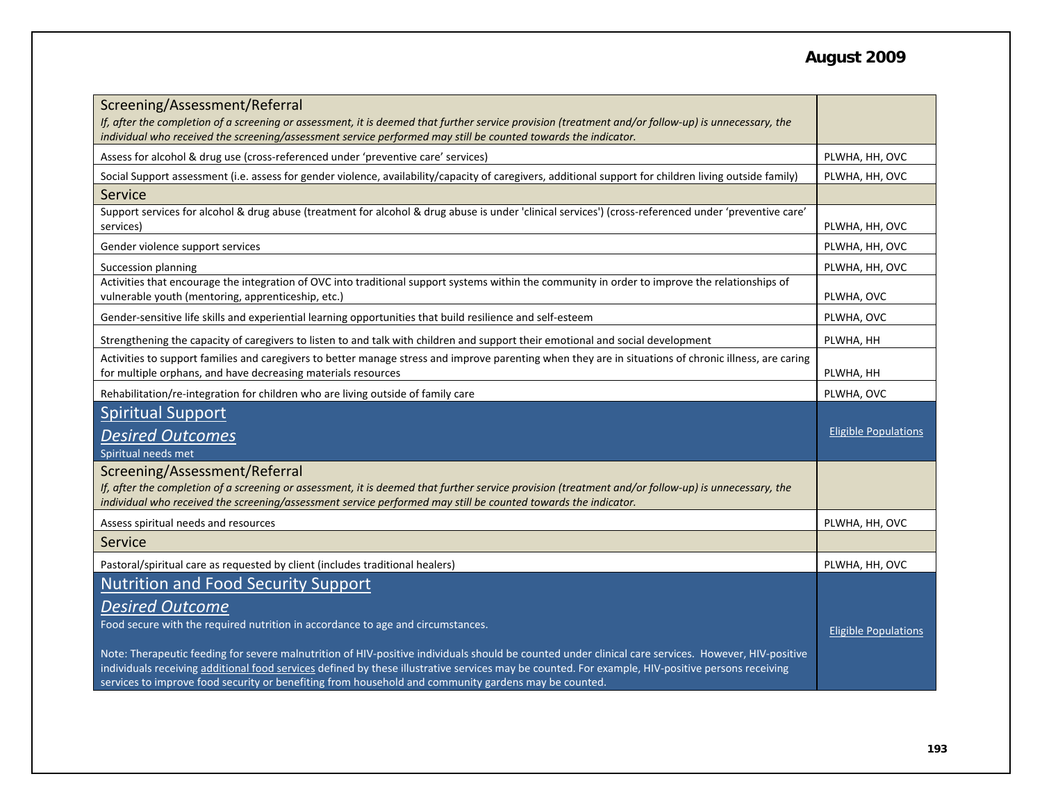| Screening/Assessment/Referral<br>*If, after the completion of a screening or assessment, it is deemed that further service provision (treatment and/or follow-up) is unnecessary, the individual who received the screening/assessment service performed may still be counted towards the indicator.* | |
|---|---|
| Assess for alcohol & drug use (cross-referenced under 'preventive care' services) | PLWHA, HH, OVC |
| Social Support assessment (i.e. assess for gender violence, availability/capacity of caregivers, additional support for children living outside family) | PLWHA, HH, OVC |
| **Service** | |
| Support services for alcohol & drug abuse (treatment for alcohol & drug abuse is under 'clinical services') (cross-referenced under 'preventive care' services) | PLWHA, HH, OVC |
| Gender violence support services | PLWHA, HH, OVC |
| Succession planning | PLWHA, HH, OVC |
| Activities that encourage the integration of OVC into traditional support systems within the community in order to improve the relationships of vulnerable youth (mentoring, apprenticeship, etc.) | PLWHA, OVC |
| Gender-sensitive life skills and experiential learning opportunities that build resilience and self-esteem | PLWHA, OVC |
| Strengthening the capacity of caregivers to listen to and talk with children and support their emotional and social development | PLWHA, HH |
| Activities to support families and caregivers to better manage stress and improve parenting when they are in situations of chronic illness, are caring for multiple orphans, and have decreasing materials resources | PLWHA, HH |
| Rehabilitation/re-integration for children who are living outside of family care | PLWHA, OVC |
| **Spiritual Support**<br>***Desired Outcomes***<br>Spiritual needs met | Eligible Populations |
| Screening/Assessment/Referral<br>*If, after the completion of a screening or assessment, it is deemed that further service provision (treatment and/or follow-up) is unnecessary, the individual who received the screening/assessment service performed may still be counted towards the indicator.* | |
| Assess spiritual needs and resources | PLWHA, HH, OVC |
| **Service** | |
| Pastoral/spiritual care as requested by client (includes traditional healers) | PLWHA, HH, OVC |
| **Nutrition and Food Security Support**<br>***Desired Outcome***<br>Food secure with the required nutrition in accordance to age and circumstances.<br><br>Note: Therapeutic feeding for severe malnutrition of HIV-positive individuals should be counted under clinical care services. However, HIV-positive individuals receiving additional food services defined by these illustrative services may be counted. For example, HIV-positive persons receiving services to improve food security or benefiting from household and community gardens may be counted. | Eligible Populations |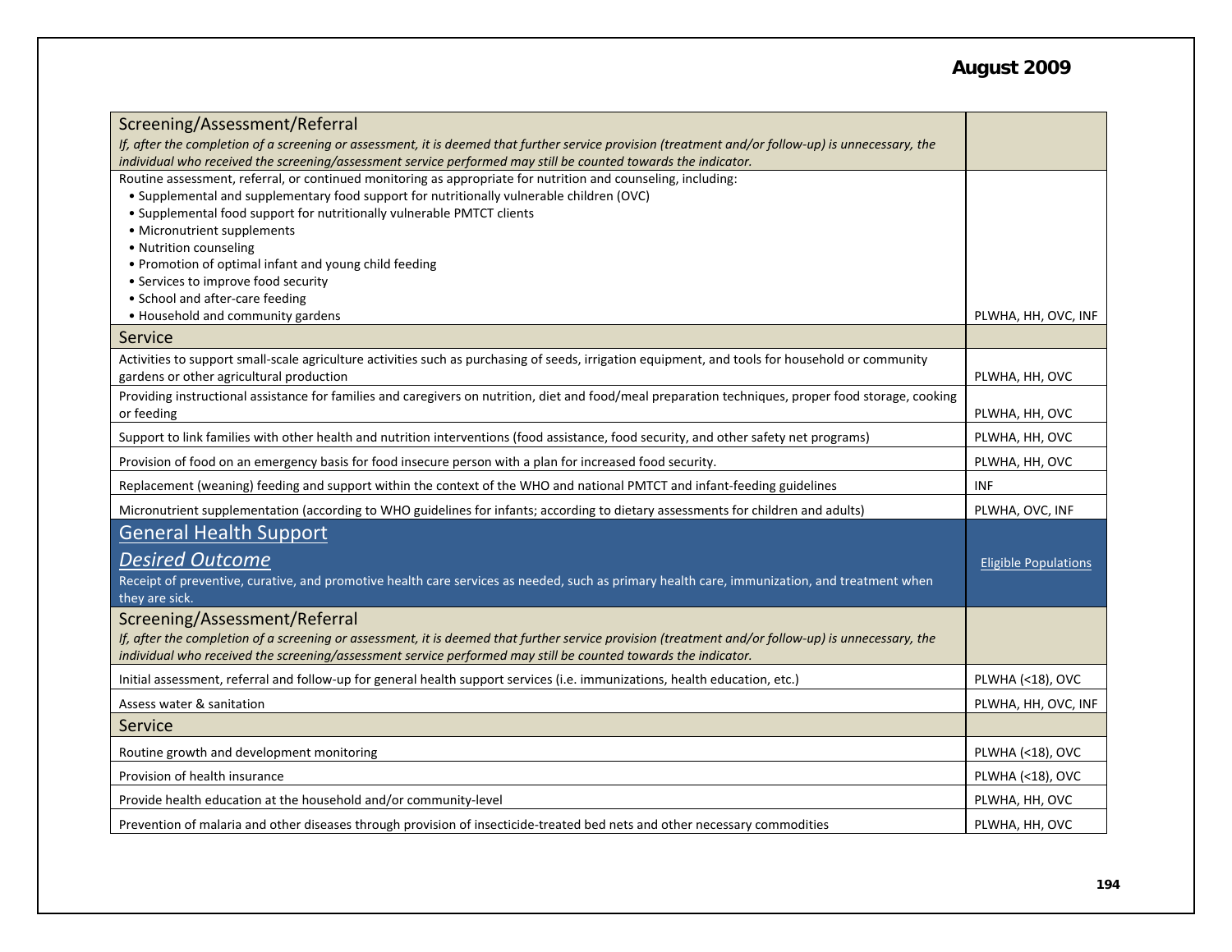| Screening/Assessment/Referral<br>*If, after the completion of a screening or assessment, it is deemed that further service provision (treatment and/or follow-up) is unnecessary, the individual who received the screening/assessment service performed may still be counted towards the indicator.* | |
|---|---|
| Routine assessment, referral, or continued monitoring as appropriate for nutrition and counseling, including:<br>• Supplemental and supplementary food support for nutritionally vulnerable children (OVC)<br>• Supplemental food support for nutritionally vulnerable PMTCT clients<br>• Micronutrient supplements<br>• Nutrition counseling<br>• Promotion of optimal infant and young child feeding<br>• Services to improve food security<br>• School and after-care feeding<br>• Household and community gardens | PLWHA, HH, OVC, INF |
| **Service** | |
| Activities to support small-scale agriculture activities such as purchasing of seeds, irrigation equipment, and tools for household or community gardens or other agricultural production | PLWHA, HH, OVC |
| Providing instructional assistance for families and caregivers on nutrition, diet and food/meal preparation techniques, proper food storage, cooking or feeding | PLWHA, HH, OVC |
| Support to link families with other health and nutrition interventions (food assistance, food security, and other safety net programs) | PLWHA, HH, OVC |
| Provision of food on an emergency basis for food insecure person with a plan for increased food security. | PLWHA, HH, OVC |
| Replacement (weaning) feeding and support within the context of the WHO and national PMTCT and infant-feeding guidelines | INF |
| Micronutrient supplementation (according to WHO guidelines for infants; according to dietary assessments for children and adults) | PLWHA, OVC, INF |
| **General Health Support**<br>***Desired Outcome***<br>Receipt of preventive, curative, and promotive health care services as needed, such as primary health care, immunization, and treatment when they are sick. | Eligible Populations |
| **Screening/Assessment/Referral**<br>*If, after the completion of a screening or assessment, it is deemed that further service provision (treatment and/or follow-up) is unnecessary, the individual who received the screening/assessment service performed may still be counted towards the indicator.* | |
| Initial assessment, referral and follow-up for general health support services (i.e. immunizations, health education, etc.) | PLWHA (<18), OVC |
| Assess water & sanitation | PLWHA, HH, OVC, INF |
| **Service** | |
| Routine growth and development monitoring | PLWHA (<18), OVC |
| Provision of health insurance | PLWHA (<18), OVC |
| Provide health education at the household and/or community-level | PLWHA, HH, OVC |
| Prevention of malaria and other diseases through provision of insecticide-treated bed nets and other necessary commodities | PLWHA, HH, OVC |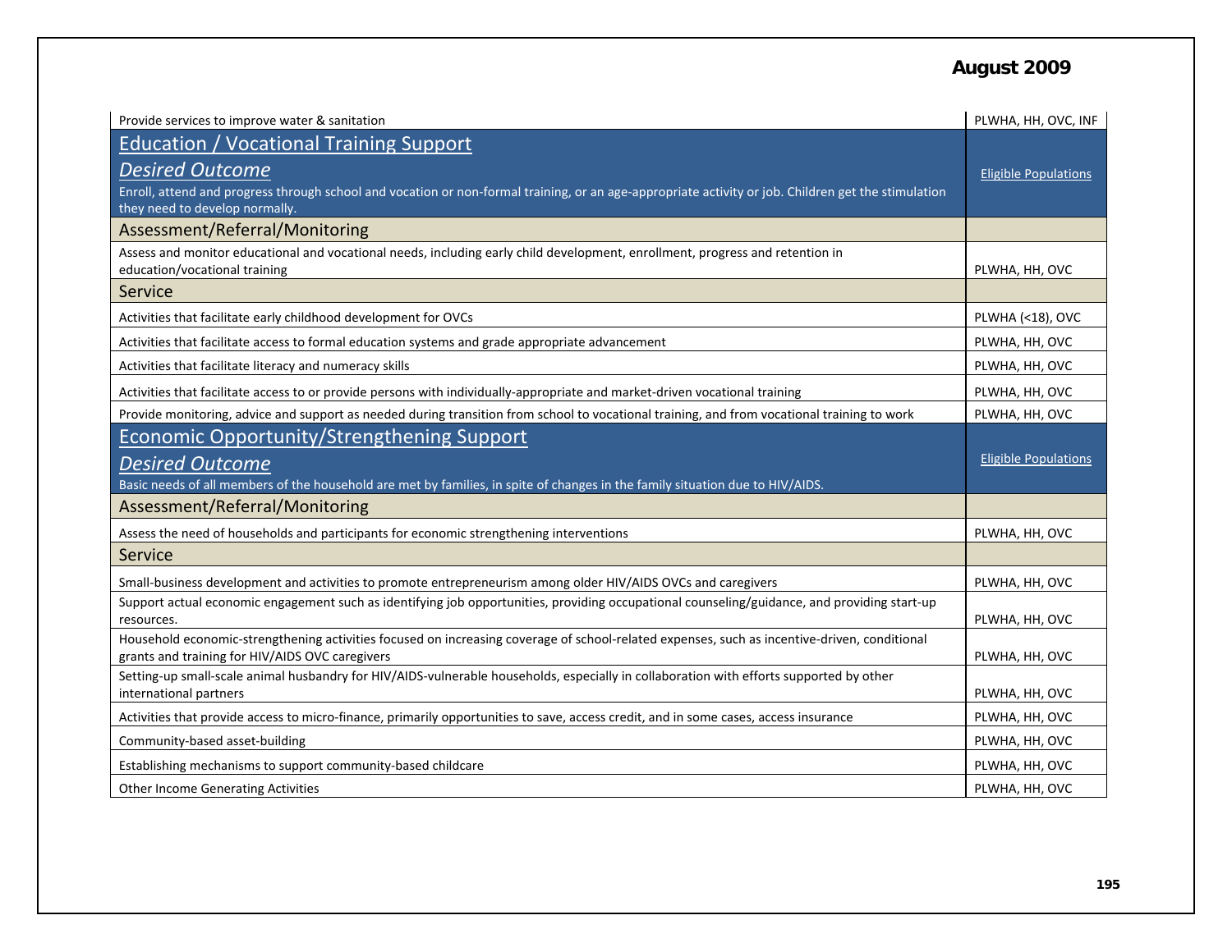| Activity | Eligible Populations |
|---|---|
| Provide services to improve water & sanitation | PLWHA, HH, OVC, INF |
| **Education / Vocational Training Support**<br>***Desired Outcome***<br>Enroll, attend and progress through school and vocation or non-formal training, or an age-appropriate activity or job. Children get the stimulation they need to develop normally. | Eligible Populations |
| **Assessment/Referral/Monitoring** | |
| Assess and monitor educational and vocational needs, including early child development, enrollment, progress and retention in education/vocational training | PLWHA, HH, OVC |
| **Service** | |
| Activities that facilitate early childhood development for OVCs | PLWHA (<18), OVC |
| Activities that facilitate access to formal education systems and grade appropriate advancement | PLWHA, HH, OVC |
| Activities that facilitate literacy and numeracy skills | PLWHA, HH, OVC |
| Activities that facilitate access to or provide persons with individually-appropriate and market-driven vocational training | PLWHA, HH, OVC |
| Provide monitoring, advice and support as needed during transition from school to vocational training, and from vocational training to work | PLWHA, HH, OVC |
| **Economic Opportunity/Strengthening Support**<br>***Desired Outcome***<br>Basic needs of all members of the household are met by families, in spite of changes in the family situation due to HIV/AIDS. | Eligible Populations |
| **Assessment/Referral/Monitoring** | |
| Assess the need of households and participants for economic strengthening interventions | PLWHA, HH, OVC |
| **Service** | |
| Small-business development and activities to promote entrepreneurism among older HIV/AIDS OVCs and caregivers | PLWHA, HH, OVC |
| Support actual economic engagement such as identifying job opportunities, providing occupational counseling/guidance, and providing start-up resources. | PLWHA, HH, OVC |
| Household economic-strengthening activities focused on increasing coverage of school-related expenses, such as incentive-driven, conditional grants and training for HIV/AIDS OVC caregivers | PLWHA, HH, OVC |
| Setting-up small-scale animal husbandry for HIV/AIDS-vulnerable households, especially in collaboration with efforts supported by other international partners | PLWHA, HH, OVC |
| Activities that provide access to micro-finance, primarily opportunities to save, access credit, and in some cases, access insurance | PLWHA, HH, OVC |
| Community-based asset-building | PLWHA, HH, OVC |
| Establishing mechanisms to support community-based childcare | PLWHA, HH, OVC |
| Other Income Generating Activities | PLWHA, HH, OVC |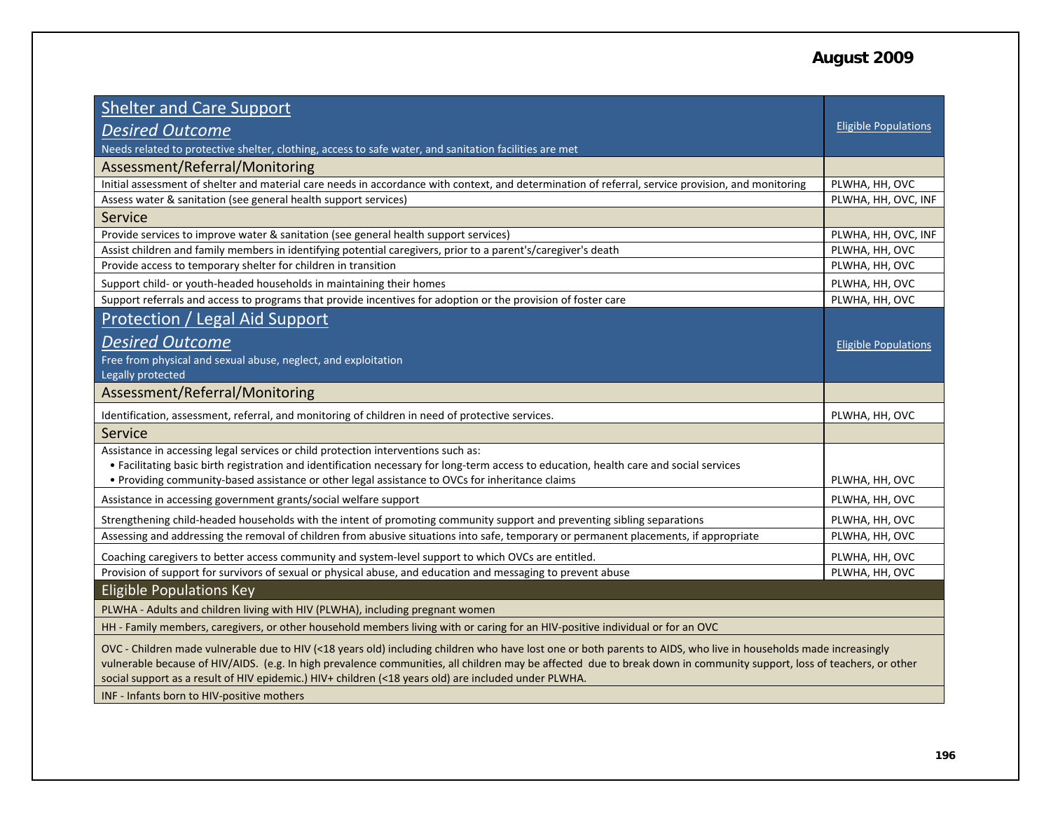August 2009

| Shelter and Care Support<br>*Desired Outcome*<br>Needs related to protective shelter, clothing, access to safe water, and sanitation facilities are met | Eligible Populations |
|---|---|
| **Assessment/Referral/Monitoring** | |
| Initial assessment of shelter and material care needs in accordance with context, and determination of referral, service provision, and monitoring | PLWHA, HH, OVC |
| Assess water & sanitation (see general health support services) | PLWHA, HH, OVC, INF |
| **Service** | |
| Provide services to improve water & sanitation (see general health support services) | PLWHA, HH, OVC, INF |
| Assist children and family members in identifying potential caregivers, prior to a parent's/caregiver's death | PLWHA, HH, OVC |
| Provide access to temporary shelter for children in transition | PLWHA, HH, OVC |
| Support child- or youth-headed households in maintaining their homes | PLWHA, HH, OVC |
| Support referrals and access to programs that provide incentives for adoption or the provision of foster care | PLWHA, HH, OVC |

| Protection / Legal Aid Support<br>*Desired Outcome*<br>Free from physical and sexual abuse, neglect, and exploitation<br>Legally protected | Eligible Populations |
|---|---|
| **Assessment/Referral/Monitoring** | |
| Identification, assessment, referral, and monitoring of children in need of protective services. | PLWHA, HH, OVC |
| **Service** | |
| Assistance in accessing legal services or child protection interventions such as:<br>• Facilitating basic birth registration and identification necessary for long-term access to education, health care and social services<br>• Providing community-based assistance or other legal assistance to OVCs for inheritance claims | PLWHA, HH, OVC |
| Assistance in accessing government grants/social welfare support | PLWHA, HH, OVC |
| Strengthening child-headed households with the intent of promoting community support and preventing sibling separations | PLWHA, HH, OVC |
| Assessing and addressing the removal of children from abusive situations into safe, temporary or permanent placements, if appropriate | PLWHA, HH, OVC |
| Coaching caregivers to better access community and system-level support to which OVCs are entitled. | PLWHA, HH, OVC |
| Provision of support for survivors of sexual or physical abuse, and education and messaging to prevent abuse | PLWHA, HH, OVC |

**Eligible Populations Key**

PLWHA - Adults and children living with HIV (PLWHA), including pregnant women

HH - Family members, caregivers, or other household members living with or caring for an HIV-positive individual or for an OVC

OVC - Children made vulnerable due to HIV (<18 years old) including children who have lost one or both parents to AIDS, who live in households made increasingly vulnerable because of HIV/AIDS. (e.g. In high prevalence communities, all children may be affected due to break down in community support, loss of teachers, or other social support as a result of HIV epidemic.) HIV+ children (<18 years old) are included under PLWHA.

INF - Infants born to HIV-positive mothers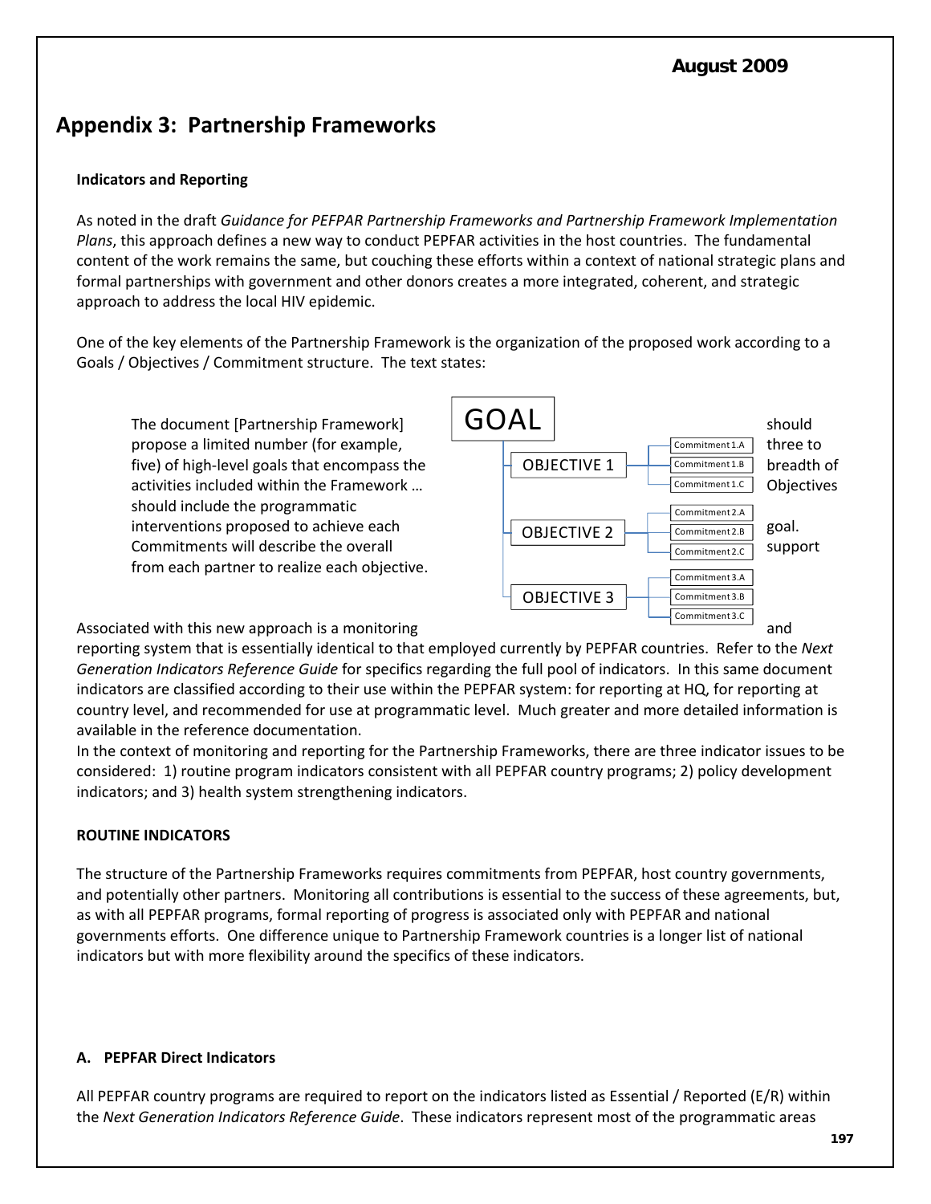## Appendix 3: Partnership Frameworks

### Indicators and Reporting

As noted in the draft *Guidance for PEFPAR Partnership Frameworks and Partnership Framework Implementation Plans*, this approach defines a new way to conduct PEPFAR activities in the host countries. The fundamental content of the work remains the same, but couching these efforts within a context of national strategic plans and formal partnerships with government and other donors creates a more integrated, coherent, and strategic approach to address the local HIV epidemic.

One of the key elements of the Partnership Framework is the organization of the proposed work according to a Goals / Objectives / Commitment structure. The text states:

> The document [Partnership Framework] should propose a limited number (for example, three to five) of high-level goals that encompass the breadth of activities included within the Framework … Objectives should include the programmatic interventions proposed to achieve each goal. Commitments will describe the overall support from each partner to realize each objective.

- GOAL
  - OBJECTIVE 1
    - Commitment 1.A
    - Commitment 1.B
    - Commitment 1.C
  - OBJECTIVE 2
    - Commitment 2.A
    - Commitment 2.B
    - Commitment 2.C
  - OBJECTIVE 3
    - Commitment 3.A
    - Commitment 3.B
    - Commitment 3.C

Associated with this new approach is a monitoring and reporting system that is essentially identical to that employed currently by PEPFAR countries. Refer to the *Next Generation Indicators Reference Guide* for specifics regarding the full pool of indicators. In this same document indicators are classified according to their use within the PEPFAR system: for reporting at HQ, for reporting at country level, and recommended for use at programmatic level. Much greater and more detailed information is available in the reference documentation.

In the context of monitoring and reporting for the Partnership Frameworks, there are three indicator issues to be considered: 1) routine program indicators consistent with all PEPFAR country programs; 2) policy development indicators; and 3) health system strengthening indicators.

### ROUTINE INDICATORS

The structure of the Partnership Frameworks requires commitments from PEPFAR, host country governments, and potentially other partners. Monitoring all contributions is essential to the success of these agreements, but, as with all PEPFAR programs, formal reporting of progress is associated only with PEPFAR and national governments efforts. One difference unique to Partnership Framework countries is a longer list of national indicators but with more flexibility around the specifics of these indicators.

### A. PEPFAR Direct Indicators

All PEPFAR country programs are required to report on the indicators listed as Essential / Reported (E/R) within the *Next Generation Indicators Reference Guide*. These indicators represent most of the programmatic areas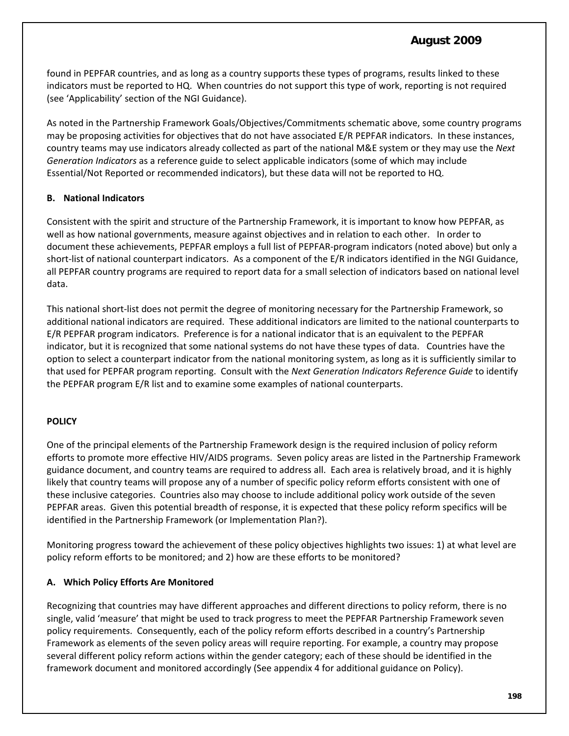found in PEPFAR countries, and as long as a country supports these types of programs, results linked to these indicators must be reported to HQ. When countries do not support this type of work, reporting is not required (see 'Applicability' section of the NGI Guidance).

As noted in the Partnership Framework Goals/Objectives/Commitments schematic above, some country programs may be proposing activities for objectives that do not have associated E/R PEPFAR indicators. In these instances, country teams may use indicators already collected as part of the national M&E system or they may use the *Next Generation Indicators* as a reference guide to select applicable indicators (some of which may include Essential/Not Reported or recommended indicators), but these data will not be reported to HQ.

**B. National Indicators**

Consistent with the spirit and structure of the Partnership Framework, it is important to know how PEPFAR, as well as how national governments, measure against objectives and in relation to each other. In order to document these achievements, PEPFAR employs a full list of PEPFAR-program indicators (noted above) but only a short-list of national counterpart indicators. As a component of the E/R indicators identified in the NGI Guidance, all PEPFAR country programs are required to report data for a small selection of indicators based on national level data.

This national short-list does not permit the degree of monitoring necessary for the Partnership Framework, so additional national indicators are required. These additional indicators are limited to the national counterparts to E/R PEPFAR program indicators. Preference is for a national indicator that is an equivalent to the PEPFAR indicator, but it is recognized that some national systems do not have these types of data. Countries have the option to select a counterpart indicator from the national monitoring system, as long as it is sufficiently similar to that used for PEPFAR program reporting. Consult with the *Next Generation Indicators Reference Guide* to identify the PEPFAR program E/R list and to examine some examples of national counterparts.

**POLICY**

One of the principal elements of the Partnership Framework design is the required inclusion of policy reform efforts to promote more effective HIV/AIDS programs. Seven policy areas are listed in the Partnership Framework guidance document, and country teams are required to address all. Each area is relatively broad, and it is highly likely that country teams will propose any of a number of specific policy reform efforts consistent with one of these inclusive categories. Countries also may choose to include additional policy work outside of the seven PEPFAR areas. Given this potential breadth of response, it is expected that these policy reform specifics will be identified in the Partnership Framework (or Implementation Plan?).

Monitoring progress toward the achievement of these policy objectives highlights two issues: 1) at what level are policy reform efforts to be monitored; and 2) how are these efforts to be monitored?

**A. Which Policy Efforts Are Monitored**

Recognizing that countries may have different approaches and different directions to policy reform, there is no single, valid 'measure' that might be used to track progress to meet the PEPFAR Partnership Framework seven policy requirements. Consequently, each of the policy reform efforts described in a country's Partnership Framework as elements of the seven policy areas will require reporting. For example, a country may propose several different policy reform actions within the gender category; each of these should be identified in the framework document and monitored accordingly (See appendix 4 for additional guidance on Policy).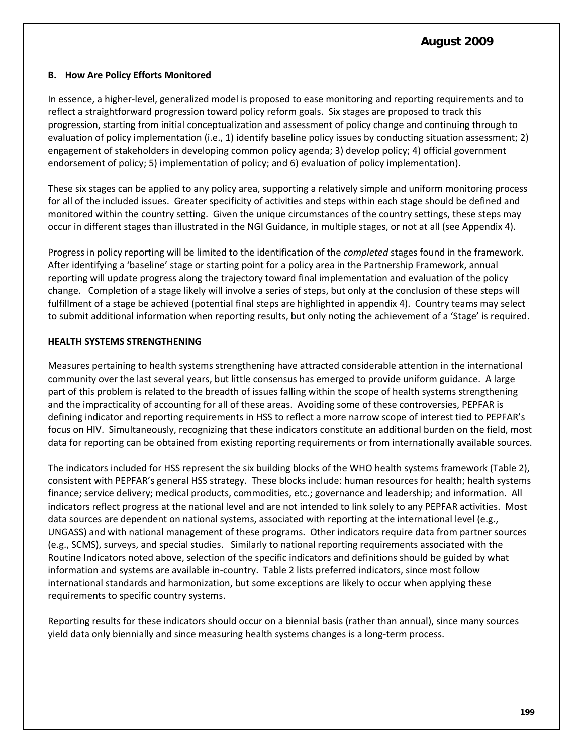### B. How Are Policy Efforts Monitored

In essence, a higher-level, generalized model is proposed to ease monitoring and reporting requirements and to reflect a straightforward progression toward policy reform goals. Six stages are proposed to track this progression, starting from initial conceptualization and assessment of policy change and continuing through to evaluation of policy implementation (i.e., 1) identify baseline policy issues by conducting situation assessment; 2) engagement of stakeholders in developing common policy agenda; 3) develop policy; 4) official government endorsement of policy; 5) implementation of policy; and 6) evaluation of policy implementation).

These six stages can be applied to any policy area, supporting a relatively simple and uniform monitoring process for all of the included issues. Greater specificity of activities and steps within each stage should be defined and monitored within the country setting. Given the unique circumstances of the country settings, these steps may occur in different stages than illustrated in the NGI Guidance, in multiple stages, or not at all (see Appendix 4).

Progress in policy reporting will be limited to the identification of the *completed* stages found in the framework. After identifying a 'baseline' stage or starting point for a policy area in the Partnership Framework, annual reporting will update progress along the trajectory toward final implementation and evaluation of the policy change. Completion of a stage likely will involve a series of steps, but only at the conclusion of these steps will fulfillment of a stage be achieved (potential final steps are highlighted in appendix 4). Country teams may select to submit additional information when reporting results, but only noting the achievement of a 'Stage' is required.

### HEALTH SYSTEMS STRENGTHENING

Measures pertaining to health systems strengthening have attracted considerable attention in the international community over the last several years, but little consensus has emerged to provide uniform guidance. A large part of this problem is related to the breadth of issues falling within the scope of health systems strengthening and the impracticality of accounting for all of these areas. Avoiding some of these controversies, PEPFAR is defining indicator and reporting requirements in HSS to reflect a more narrow scope of interest tied to PEPFAR's focus on HIV. Simultaneously, recognizing that these indicators constitute an additional burden on the field, most data for reporting can be obtained from existing reporting requirements or from internationally available sources.

The indicators included for HSS represent the six building blocks of the WHO health systems framework (Table 2), consistent with PEPFAR's general HSS strategy. These blocks include: human resources for health; health systems finance; service delivery; medical products, commodities, etc.; governance and leadership; and information. All indicators reflect progress at the national level and are not intended to link solely to any PEPFAR activities. Most data sources are dependent on national systems, associated with reporting at the international level (e.g., UNGASS) and with national management of these programs. Other indicators require data from partner sources (e.g., SCMS), surveys, and special studies. Similarly to national reporting requirements associated with the Routine Indicators noted above, selection of the specific indicators and definitions should be guided by what information and systems are available in-country. Table 2 lists preferred indicators, since most follow international standards and harmonization, but some exceptions are likely to occur when applying these requirements to specific country systems.

Reporting results for these indicators should occur on a biennial basis (rather than annual), since many sources yield data only biennially and since measuring health systems changes is a long-term process.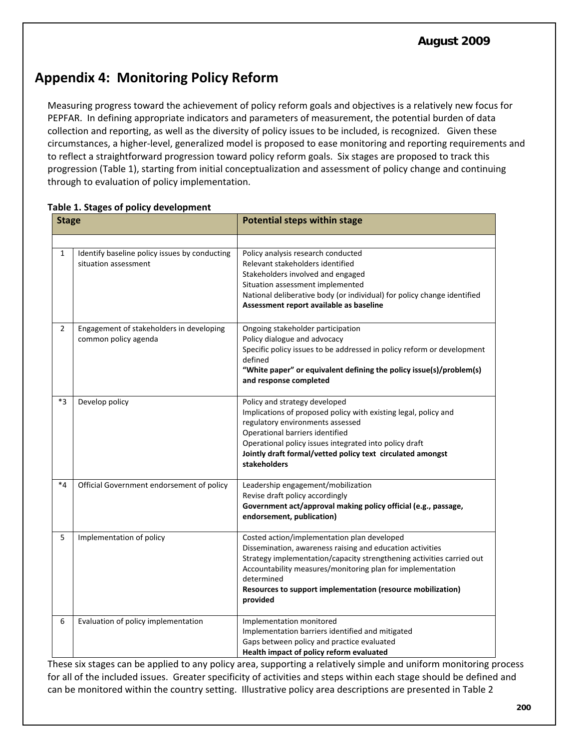## Appendix 4: Monitoring Policy Reform

Measuring progress toward the achievement of policy reform goals and objectives is a relatively new focus for PEPFAR. In defining appropriate indicators and parameters of measurement, the potential burden of data collection and reporting, as well as the diversity of policy issues to be included, is recognized. Given these circumstances, a higher-level, generalized model is proposed to ease monitoring and reporting requirements and to reflect a straightforward progression toward policy reform goals. Six stages are proposed to track this progression (Table 1), starting from initial conceptualization and assessment of policy change and continuing through to evaluation of policy implementation.

**Table 1. Stages of policy development**

| Stage | | Potential steps within stage |
|---|---|---|
| 1 | Identify baseline policy issues by conducting situation assessment | Policy analysis research conducted<br>Relevant stakeholders identified<br>Stakeholders involved and engaged<br>Situation assessment implemented<br>National deliberative body (or individual) for policy change identified<br>**Assessment report available as baseline** |
| 2 | Engagement of stakeholders in developing common policy agenda | Ongoing stakeholder participation<br>Policy dialogue and advocacy<br>Specific policy issues to be addressed in policy reform or development defined<br>**"White paper" or equivalent defining the policy issue(s)/problem(s) and response completed** |
| *3 | Develop policy | Policy and strategy developed<br>Implications of proposed policy with existing legal, policy and regulatory environments assessed<br>Operational barriers identified<br>Operational policy issues integrated into policy draft<br>**Jointly draft formal/vetted policy text circulated amongst stakeholders** |
| *4 | Official Government endorsement of policy | Leadership engagement/mobilization<br>Revise draft policy accordingly<br>**Government act/approval making policy official (e.g., passage, endorsement, publication)** |
| 5 | Implementation of policy | Costed action/implementation plan developed<br>Dissemination, awareness raising and education activities<br>Strategy implementation/capacity strengthening activities carried out<br>Accountability measures/monitoring plan for implementation determined<br>**Resources to support implementation (resource mobilization) provided** |
| 6 | Evaluation of policy implementation | Implementation monitored<br>Implementation barriers identified and mitigated<br>Gaps between policy and practice evaluated<br>**Health impact of policy reform evaluated** |

These six stages can be applied to any policy area, supporting a relatively simple and uniform monitoring process for all of the included issues. Greater specificity of activities and steps within each stage should be defined and can be monitored within the country setting. Illustrative policy area descriptions are presented in Table 2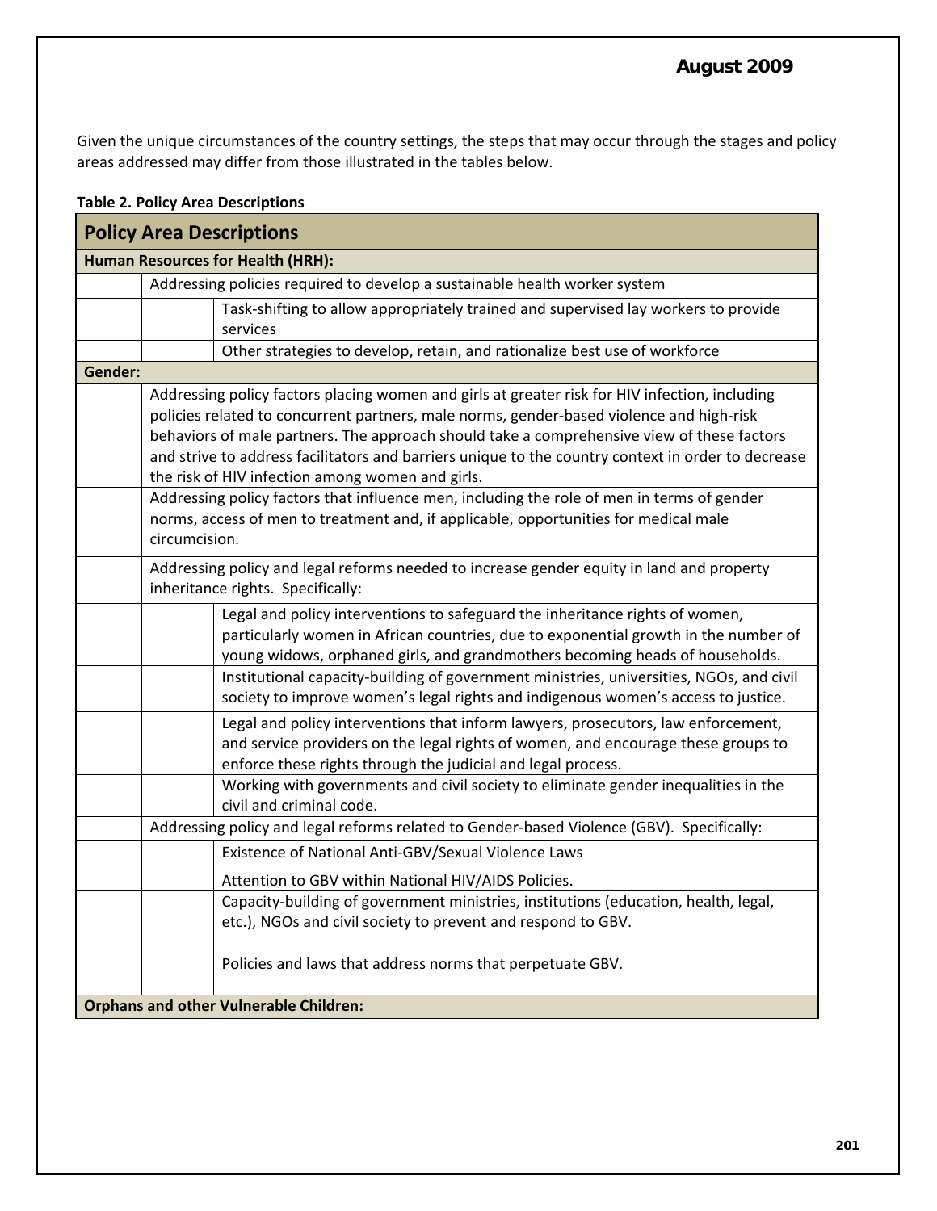Given the unique circumstances of the country settings, the steps that may occur through the stages and policy areas addressed may differ from those illustrated in the tables below.

**Table 2. Policy Area Descriptions**

| Policy Area Descriptions | | |
|---|---|---|
| **Human Resources for Health (HRH):** | | |
| | Addressing policies required to develop a sustainable health worker system | |
| | | Task-shifting to allow appropriately trained and supervised lay workers to provide services |
| | | Other strategies to develop, retain, and rationalize best use of workforce |
| **Gender:** | | |
| | Addressing policy factors placing women and girls at greater risk for HIV infection, including policies related to concurrent partners, male norms, gender-based violence and high-risk behaviors of male partners. The approach should take a comprehensive view of these factors and strive to address facilitators and barriers unique to the country context in order to decrease the risk of HIV infection among women and girls. | |
| | Addressing policy factors that influence men, including the role of men in terms of gender norms, access of men to treatment and, if applicable, opportunities for medical male circumcision. | |
| | Addressing policy and legal reforms needed to increase gender equity in land and property inheritance rights. Specifically: | |
| | | Legal and policy interventions to safeguard the inheritance rights of women, particularly women in African countries, due to exponential growth in the number of young widows, orphaned girls, and grandmothers becoming heads of households. |
| | | Institutional capacity-building of government ministries, universities, NGOs, and civil society to improve women's legal rights and indigenous women's access to justice. |
| | | Legal and policy interventions that inform lawyers, prosecutors, law enforcement, and service providers on the legal rights of women, and encourage these groups to enforce these rights through the judicial and legal process. |
| | | Working with governments and civil society to eliminate gender inequalities in the civil and criminal code. |
| | Addressing policy and legal reforms related to Gender-based Violence (GBV). Specifically: | |
| | | Existence of National Anti-GBV/Sexual Violence Laws |
| | | Attention to GBV within National HIV/AIDS Policies. |
| | | Capacity-building of government ministries, institutions (education, health, legal, etc.), NGOs and civil society to prevent and respond to GBV. |
| | | Policies and laws that address norms that perpetuate GBV. |
| **Orphans and other Vulnerable Children:** | | |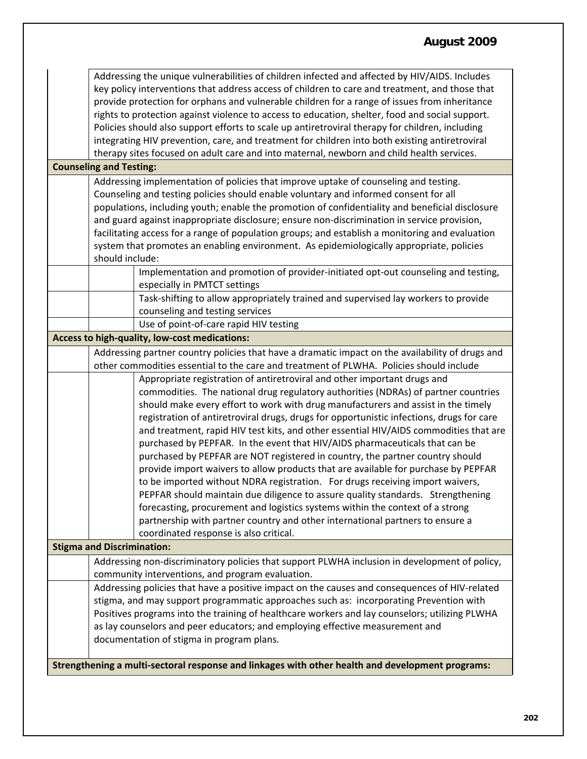| | | |
|---|---|---|
| | Addressing the unique vulnerabilities of children infected and affected by HIV/AIDS. Includes key policy interventions that address access of children to care and treatment, and those that provide protection for orphans and vulnerable children for a range of issues from inheritance rights to protection against violence to access to education, shelter, food and social support. Policies should also support efforts to scale up antiretroviral therapy for children, including integrating HIV prevention, care, and treatment for children into both existing antiretroviral therapy sites focused on adult care and into maternal, newborn and child health services. | |
| **Counseling and Testing:** | | |
| | Addressing implementation of policies that improve uptake of counseling and testing. Counseling and testing policies should enable voluntary and informed consent for all populations, including youth; enable the promotion of confidentiality and beneficial disclosure and guard against inappropriate disclosure; ensure non-discrimination in service provision, facilitating access for a range of population groups; and establish a monitoring and evaluation system that promotes an enabling environment. As epidemiologically appropriate, policies should include: | |
| | | Implementation and promotion of provider-initiated opt-out counseling and testing, especially in PMTCT settings |
| | | Task-shifting to allow appropriately trained and supervised lay workers to provide counseling and testing services |
| | | Use of point-of-care rapid HIV testing |
| **Access to high-quality, low-cost medications:** | | |
| | Addressing partner country policies that have a dramatic impact on the availability of drugs and other commodities essential to the care and treatment of PLWHA. Policies should include | |
| | | Appropriate registration of antiretroviral and other important drugs and commodities. The national drug regulatory authorities (NDRAs) of partner countries should make every effort to work with drug manufacturers and assist in the timely registration of antiretroviral drugs, drugs for opportunistic infections, drugs for care and treatment, rapid HIV test kits, and other essential HIV/AIDS commodities that are purchased by PEPFAR. In the event that HIV/AIDS pharmaceuticals that can be purchased by PEPFAR are NOT registered in country, the partner country should provide import waivers to allow products that are available for purchase by PEPFAR to be imported without NDRA registration. For drugs receiving import waivers, PEPFAR should maintain due diligence to assure quality standards. Strengthening forecasting, procurement and logistics systems within the context of a strong partnership with partner country and other international partners to ensure a coordinated response is also critical. |
| **Stigma and Discrimination:** | | |
| | Addressing non-discriminatory policies that support PLWHA inclusion in development of policy, community interventions, and program evaluation. | |
| | Addressing policies that have a positive impact on the causes and consequences of HIV-related stigma, and may support programmatic approaches such as: incorporating Prevention with Positives programs into the training of healthcare workers and lay counselors; utilizing PLWHA as lay counselors and peer educators; and employing effective measurement and documentation of stigma in program plans. | |
| **Strengthening a multi-sectoral response and linkages with other health and development programs:** | | |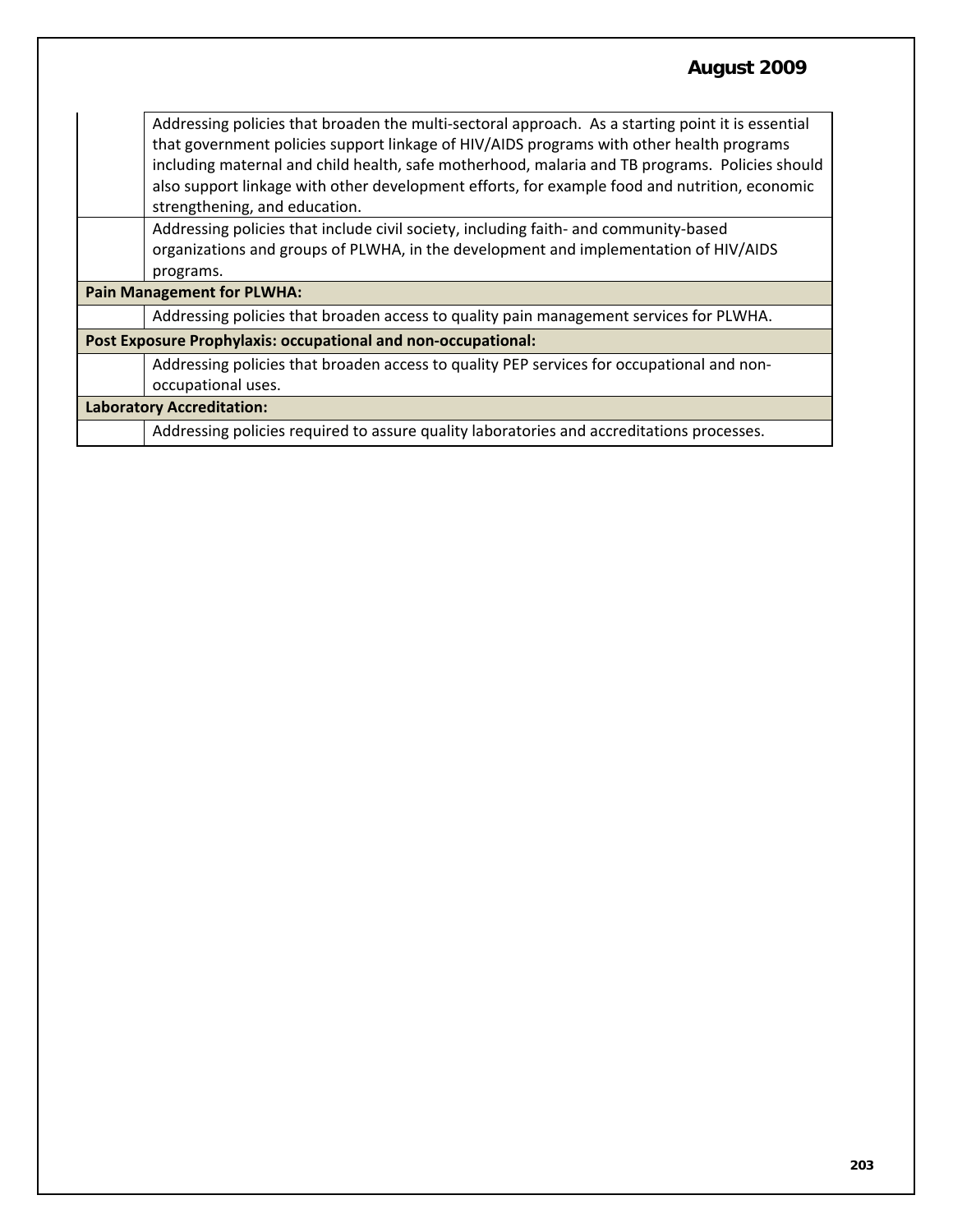| | |
|---|---|
| | Addressing policies that broaden the multi-sectoral approach. As a starting point it is essential that government policies support linkage of HIV/AIDS programs with other health programs including maternal and child health, safe motherhood, malaria and TB programs. Policies should also support linkage with other development efforts, for example food and nutrition, economic strengthening, and education. |
| | Addressing policies that include civil society, including faith- and community-based organizations and groups of PLWHA, in the development and implementation of HIV/AIDS programs. |
| **Pain Management for PLWHA:** | |
| | Addressing policies that broaden access to quality pain management services for PLWHA. |
| **Post Exposure Prophylaxis: occupational and non-occupational:** | |
| | Addressing policies that broaden access to quality PEP services for occupational and non-occupational uses. |
| **Laboratory Accreditation:** | |
| | Addressing policies required to assure quality laboratories and accreditations processes. |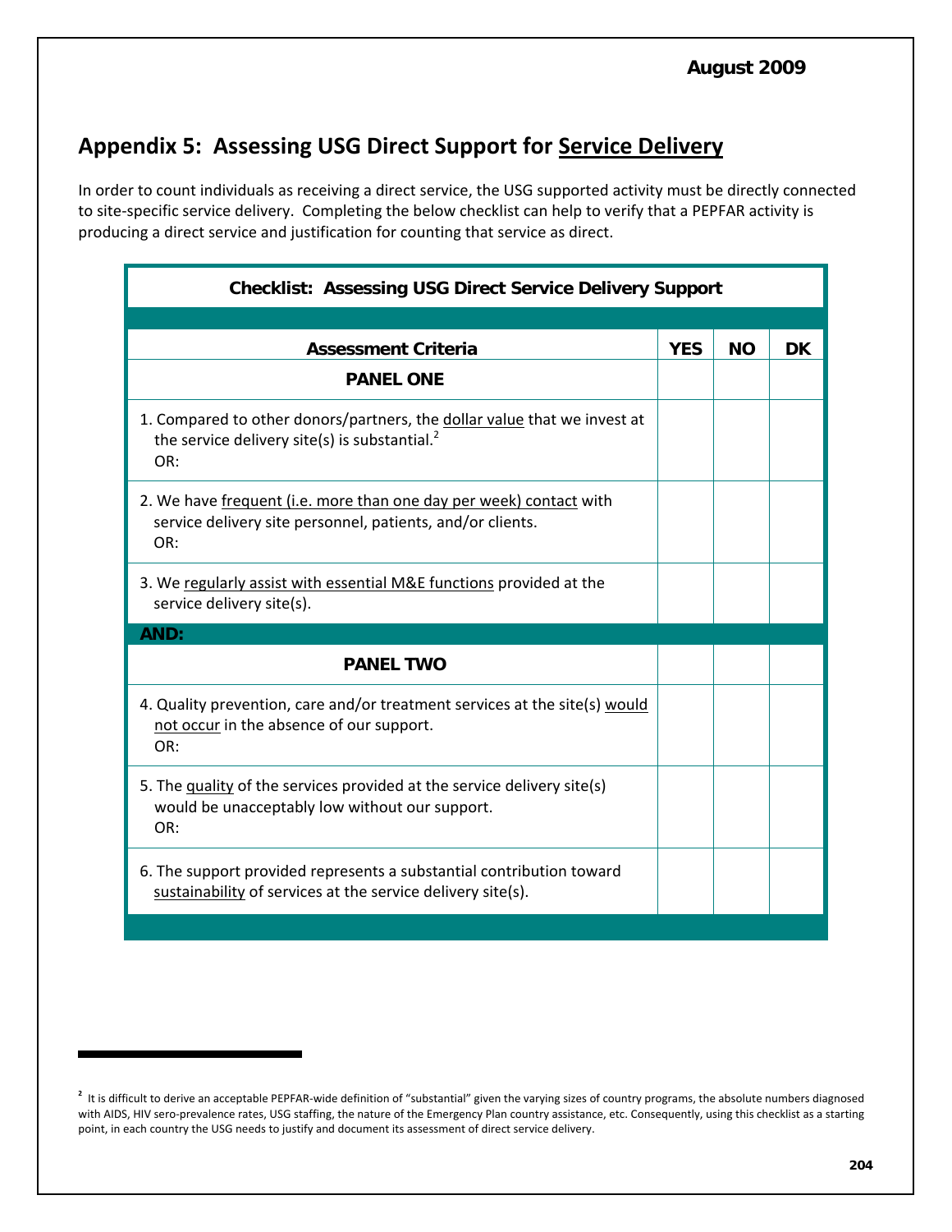## Appendix 5: Assessing USG Direct Support for Service Delivery

In order to count individuals as receiving a direct service, the USG supported activity must be directly connected to site-specific service delivery. Completing the below checklist can help to verify that a PEPFAR activity is producing a direct service and justification for counting that service as direct.

**Checklist: Assessing USG Direct Service Delivery Support**

| Assessment Criteria | YES | NO | DK |
|---|---|---|---|
| **PANEL ONE** | | | |
| 1. Compared to other donors/partners, the dollar value that we invest at the service delivery site(s) is substantial.[2] OR: | | | |
| 2. We have frequent (i.e. more than one day per week) contact with service delivery site personnel, patients, and/or clients. OR: | | | |
| 3. We regularly assist with essential M&E functions provided at the service delivery site(s). | | | |
| **AND:** | | | |
| **PANEL TWO** | | | |
| 4. Quality prevention, care and/or treatment services at the site(s) would not occur in the absence of our support. OR: | | | |
| 5. The quality of the services provided at the service delivery site(s) would be unacceptably low without our support. OR: | | | |
| 6. The support provided represents a substantial contribution toward sustainability of services at the service delivery site(s). | | | |

[2] It is difficult to derive an acceptable PEPFAR-wide definition of "substantial" given the varying sizes of country programs, the absolute numbers diagnosed with AIDS, HIV sero-prevalence rates, USG staffing, the nature of the Emergency Plan country assistance, etc. Consequently, using this checklist as a starting point, in each country the USG needs to justify and document its assessment of direct service delivery.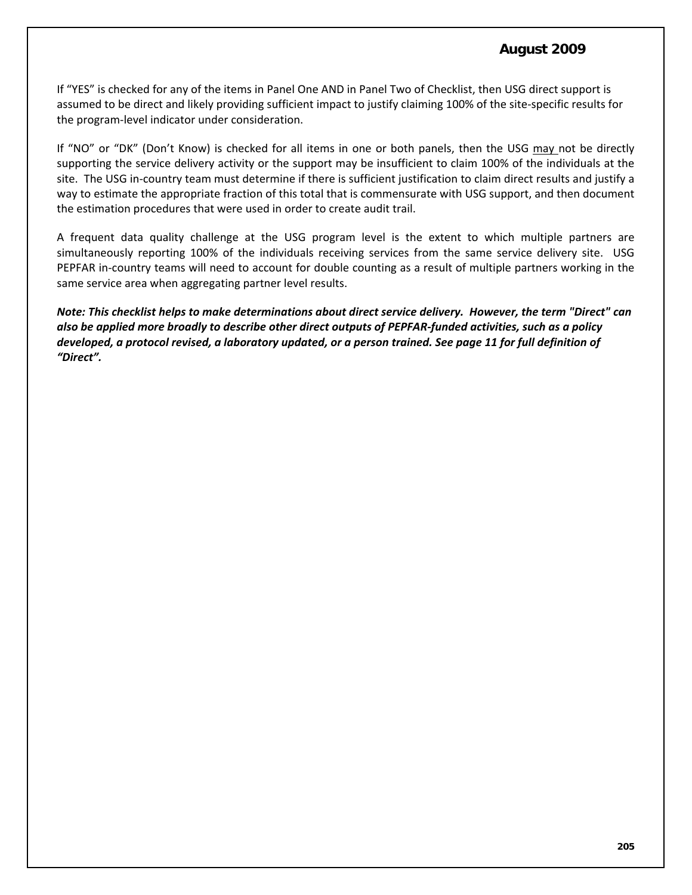If “YES” is checked for any of the items in Panel One AND in Panel Two of Checklist, then USG direct support is assumed to be direct and likely providing sufficient impact to justify claiming 100% of the site-specific results for the program-level indicator under consideration.

If “NO” or “DK” (Don’t Know) is checked for all items in one or both panels, then the USG may not be directly supporting the service delivery activity or the support may be insufficient to claim 100% of the individuals at the site. The USG in-country team must determine if there is sufficient justification to claim direct results and justify a way to estimate the appropriate fraction of this total that is commensurate with USG support, and then document the estimation procedures that were used in order to create audit trail.

A frequent data quality challenge at the USG program level is the extent to which multiple partners are simultaneously reporting 100% of the individuals receiving services from the same service delivery site. USG PEPFAR in-country teams will need to account for double counting as a result of multiple partners working in the same service area when aggregating partner level results.

***Note: This checklist helps to make determinations about direct service delivery. However, the term "Direct" can also be applied more broadly to describe other direct outputs of PEPFAR-funded activities, such as a policy developed, a protocol revised, a laboratory updated, or a person trained. See page 11 for full definition of “Direct”.***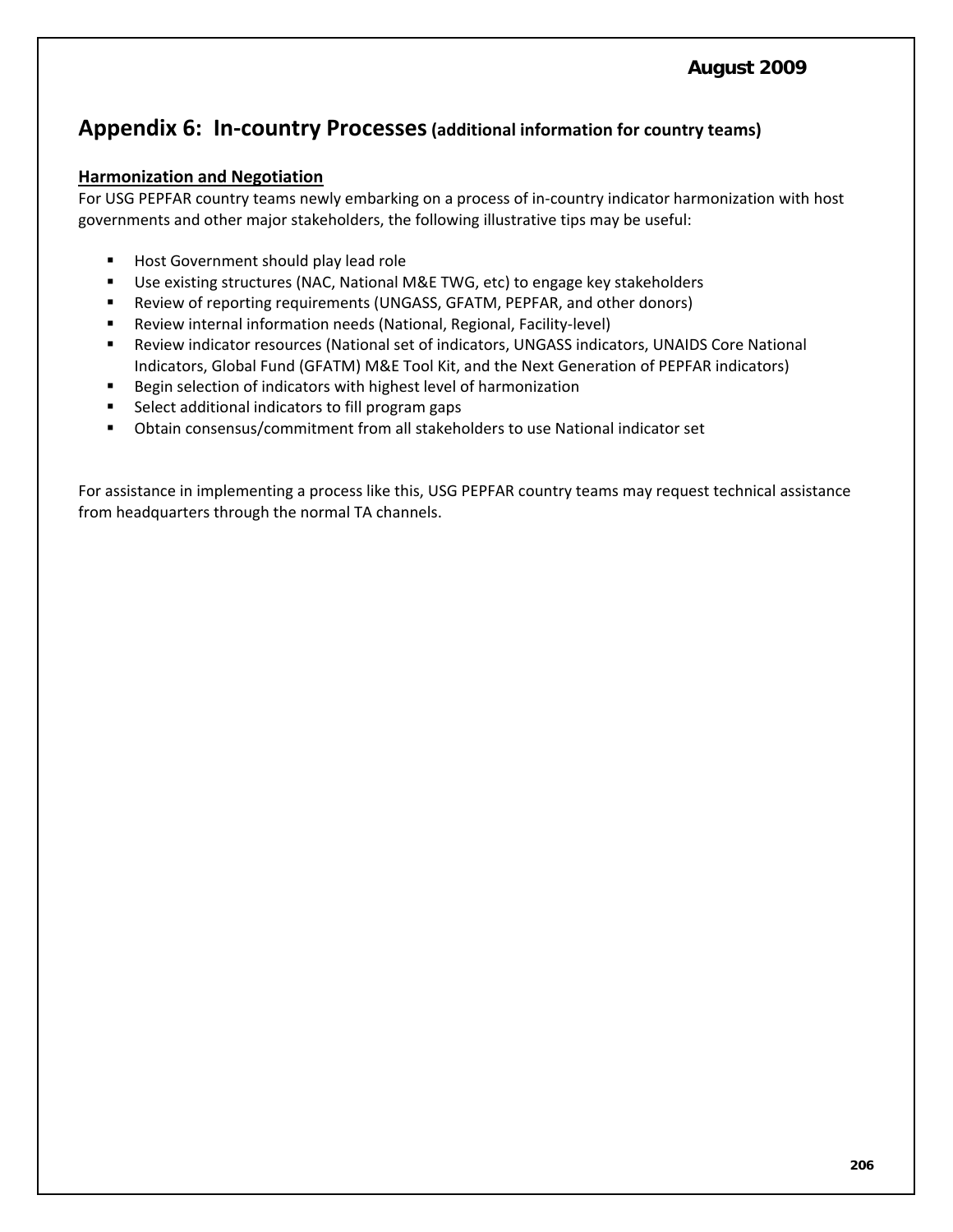# Appendix 6: In-country Processes (additional information for country teams)

**Harmonization and Negotiation**

For USG PEPFAR country teams newly embarking on a process of in-country indicator harmonization with host governments and other major stakeholders, the following illustrative tips may be useful:

- Host Government should play lead role
- Use existing structures (NAC, National M&E TWG, etc) to engage key stakeholders
- Review of reporting requirements (UNGASS, GFATM, PEPFAR, and other donors)
- Review internal information needs (National, Regional, Facility-level)
- Review indicator resources (National set of indicators, UNGASS indicators, UNAIDS Core National Indicators, Global Fund (GFATM) M&E Tool Kit, and the Next Generation of PEPFAR indicators)
- Begin selection of indicators with highest level of harmonization
- Select additional indicators to fill program gaps
- Obtain consensus/commitment from all stakeholders to use National indicator set

For assistance in implementing a process like this, USG PEPFAR country teams may request technical assistance from headquarters through the normal TA channels.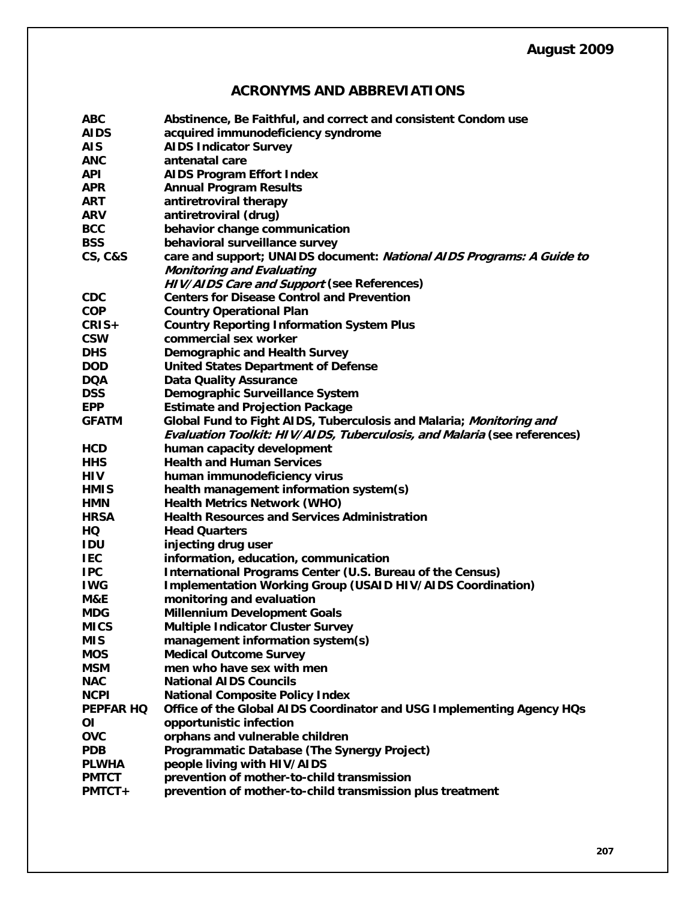# ACRONYMS AND ABBREVIATIONS

| | |
|---|---|
| **ABC** | **Abstinence, Be Faithful, and correct and consistent Condom use** |
| **AIDS** | **acquired immunodeficiency syndrome** |
| **AIS** | **AIDS Indicator Survey** |
| **ANC** | **antenatal care** |
| **API** | **AIDS Program Effort Index** |
| **APR** | **Annual Program Results** |
| **ART** | **antiretroviral therapy** |
| **ARV** | **antiretroviral (drug)** |
| **BCC** | **behavior change communication** |
| **BSS** | **behavioral surveillance survey** |
| **CS, C&S** | **care and support; UNAIDS document: *National AIDS Programs: A Guide to Monitoring and Evaluating HIV/AIDS Care and Support* (see References)** |
| **CDC** | **Centers for Disease Control and Prevention** |
| **COP** | **Country Operational Plan** |
| **CRIS+** | **Country Reporting Information System Plus** |
| **CSW** | **commercial sex worker** |
| **DHS** | **Demographic and Health Survey** |
| **DOD** | **United States Department of Defense** |
| **DQA** | **Data Quality Assurance** |
| **DSS** | **Demographic Surveillance System** |
| **EPP** | **Estimate and Projection Package** |
| **GFATM** | **Global Fund to Fight AIDS, Tuberculosis and Malaria; *Monitoring and Evaluation Toolkit: HIV/AIDS, Tuberculosis, and Malaria* (see references)** |
| **HCD** | **human capacity development** |
| **HHS** | **Health and Human Services** |
| **HIV** | **human immunodeficiency virus** |
| **HMIS** | **health management information system(s)** |
| **HMN** | **Health Metrics Network (WHO)** |
| **HRSA** | **Health Resources and Services Administration** |
| **HQ** | **Head Quarters** |
| **IDU** | **injecting drug user** |
| **IEC** | **information, education, communication** |
| **IPC** | **International Programs Center (U.S. Bureau of the Census)** |
| **IWG** | **Implementation Working Group (USAID HIV/AIDS Coordination)** |
| **M&E** | **monitoring and evaluation** |
| **MDG** | **Millennium Development Goals** |
| **MICS** | **Multiple Indicator Cluster Survey** |
| **MIS** | **management information system(s)** |
| **MOS** | **Medical Outcome Survey** |
| **MSM** | **men who have sex with men** |
| **NAC** | **National AIDS Councils** |
| **NCPI** | **National Composite Policy Index** |
| **PEPFAR HQ** | **Office of the Global AIDS Coordinator and USG Implementing Agency HQs** |
| **OI** | **opportunistic infection** |
| **OVC** | **orphans and vulnerable children** |
| **PDB** | **Programmatic Database (The Synergy Project)** |
| **PLWHA** | **people living with HIV/AIDS** |
| **PMTCT** | **prevention of mother-to-child transmission** |
| **PMTCT+** | **prevention of mother-to-child transmission plus treatment** |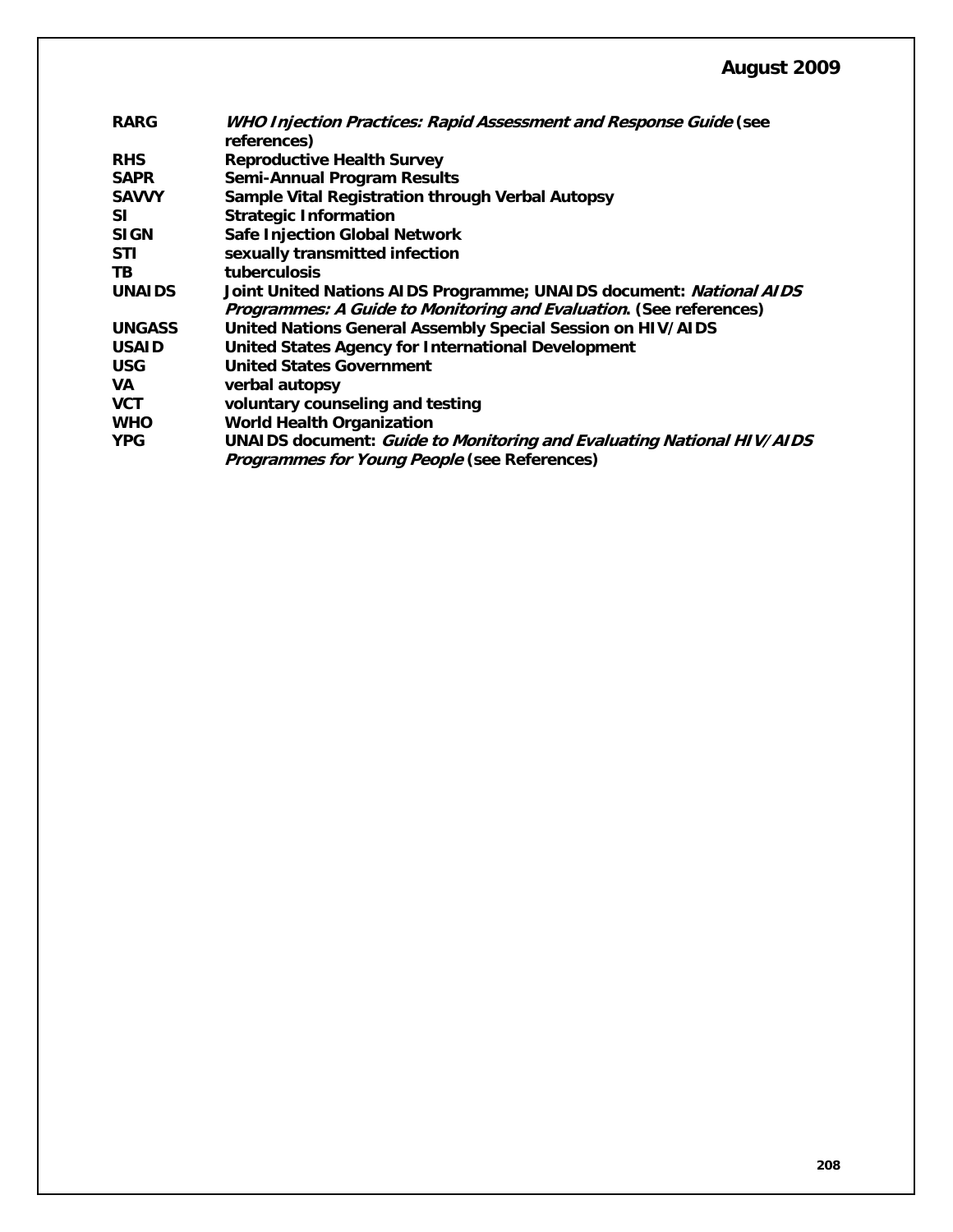| | |
|---|---|
| **RARG** | ***WHO Injection Practices: Rapid Assessment and Response Guide*** **(see references)** |
| **RHS** | **Reproductive Health Survey** |
| **SAPR** | **Semi-Annual Program Results** |
| **SAVVY** | **Sample Vital Registration through Verbal Autopsy** |
| **SI** | **Strategic Information** |
| **SIGN** | **Safe Injection Global Network** |
| **STI** | **sexually transmitted infection** |
| **TB** | **tuberculosis** |
| **UNAIDS** | **Joint United Nations AIDS Programme; UNAIDS document:** ***National AIDS Programmes: A Guide to Monitoring and Evaluation*****. (See references)** |
| **UNGASS** | **United Nations General Assembly Special Session on HIV/AIDS** |
| **USAID** | **United States Agency for International Development** |
| **USG** | **United States Government** |
| **VA** | **verbal autopsy** |
| **VCT** | **voluntary counseling and testing** |
| **WHO** | **World Health Organization** |
| **YPG** | **UNAIDS document:** ***Guide to Monitoring and Evaluating National HIV/AIDS Programmes for Young People*** **(see References)** |